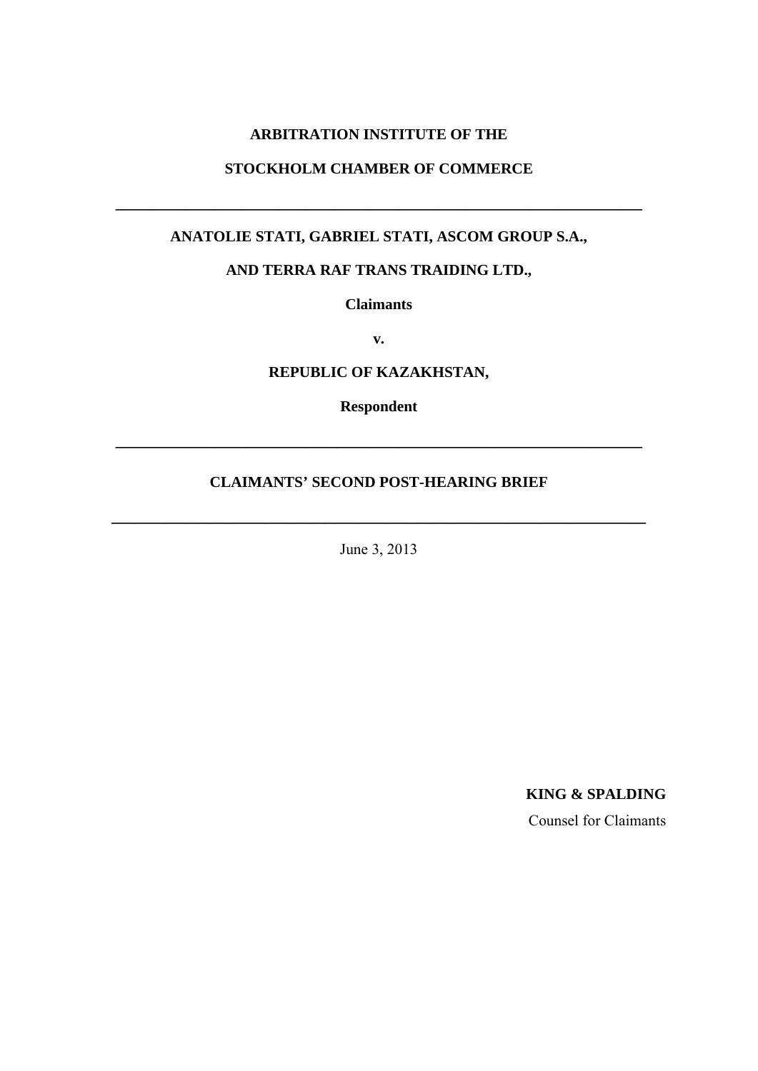**ARBITRATION INSTITUTE OF THE**

**STOCKHOLM CHAMBER OF COMMERCE**

---

**ANATOLIE STATI, GABRIEL STATI, ASCOM GROUP S.A.,**

**AND TERRA RAF TRANS TRAIDING LTD.,**

**Claimants**

**v.**

**REPUBLIC OF KAZAKHSTAN,**

**Respondent**

---

**CLAIMANTS' SECOND POST-HEARING BRIEF**

---

June 3, 2013

**KING & SPALDING**

Counsel for Claimants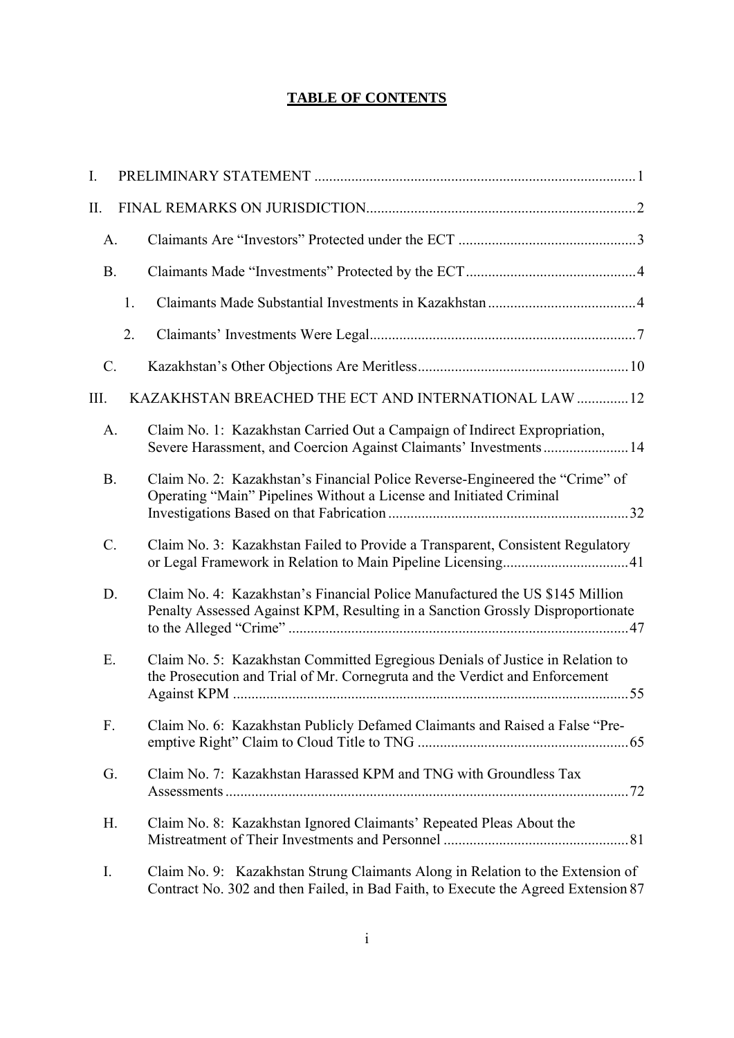# TABLE OF CONTENTS

I. PRELIMINARY STATEMENT ........ 1

II. FINAL REMARKS ON JURISDICTION ........ 2

- A. Claimants Are "Investors" Protected under the ECT ........ 3
- B. Claimants Made "Investments" Protected by the ECT ........ 4
  - 1. Claimants Made Substantial Investments in Kazakhstan ........ 4
  - 2. Claimants' Investments Were Legal ........ 7
- C. Kazakhstan's Other Objections Are Meritless ........ 10

III. KAZAKHSTAN BREACHED THE ECT AND INTERNATIONAL LAW ........ 12

- A. Claim No. 1: Kazakhstan Carried Out a Campaign of Indirect Expropriation, Severe Harassment, and Coercion Against Claimants' Investments ........ 14
- B. Claim No. 2: Kazakhstan's Financial Police Reverse-Engineered the "Crime" of Operating "Main" Pipelines Without a License and Initiated Criminal Investigations Based on that Fabrication ........ 32
- C. Claim No. 3: Kazakhstan Failed to Provide a Transparent, Consistent Regulatory or Legal Framework in Relation to Main Pipeline Licensing ........ 41
- D. Claim No. 4: Kazakhstan's Financial Police Manufactured the US $145 Million Penalty Assessed Against KPM, Resulting in a Sanction Grossly Disproportionate to the Alleged "Crime" ........ 47
- E. Claim No. 5: Kazakhstan Committed Egregious Denials of Justice in Relation to the Prosecution and Trial of Mr. Cornegruta and the Verdict and Enforcement Against KPM ........ 55
- F. Claim No. 6: Kazakhstan Publicly Defamed Claimants and Raised a False "Pre-emptive Right" Claim to Cloud Title to TNG ........ 65
- G. Claim No. 7: Kazakhstan Harassed KPM and TNG with Groundless Tax Assessments ........ 72
- H. Claim No. 8: Kazakhstan Ignored Claimants' Repeated Pleas About the Mistreatment of Their Investments and Personnel ........ 81
- I. Claim No. 9: Kazakhstan Strung Claimants Along in Relation to the Extension of Contract No. 302 and then Failed, in Bad Faith, to Execute the Agreed Extension ........ 87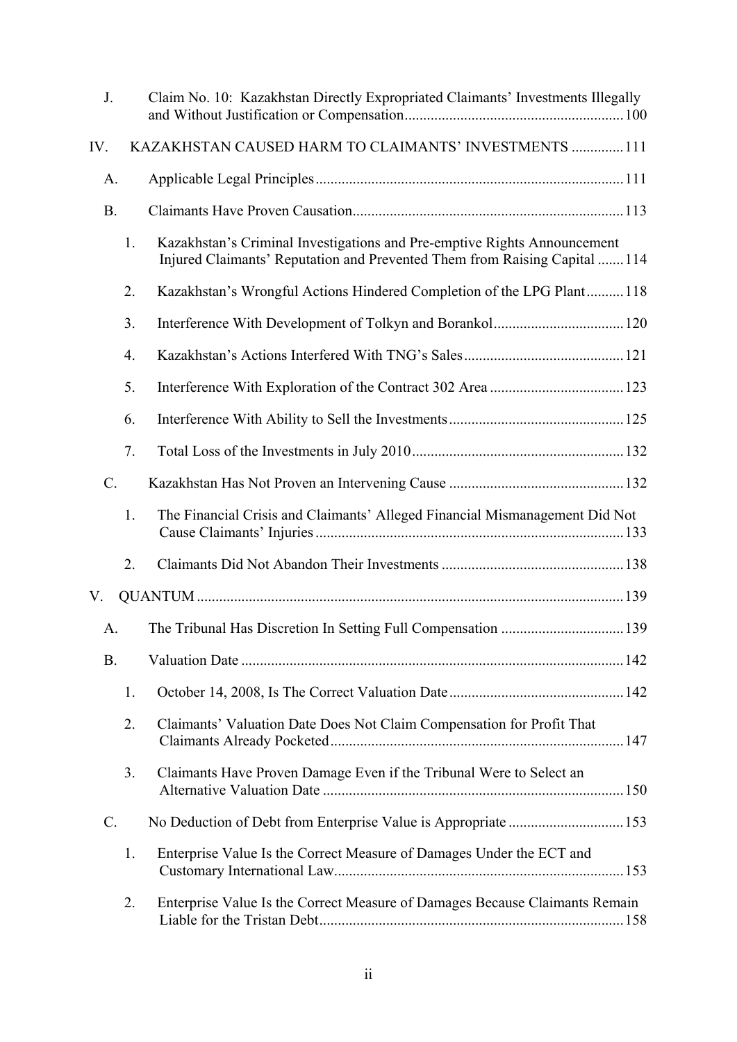J. Claim No. 10: Kazakhstan Directly Expropriated Claimants' Investments Illegally and Without Justification or Compensation .......... 100

IV. KAZAKHSTAN CAUSED HARM TO CLAIMANTS' INVESTMENTS .......... 111

A. Applicable Legal Principles .......... 111

B. Claimants Have Proven Causation .......... 113

1. Kazakhstan's Criminal Investigations and Pre-emptive Rights Announcement Injured Claimants' Reputation and Prevented Them from Raising Capital .......... 114

2. Kazakhstan's Wrongful Actions Hindered Completion of the LPG Plant .......... 118

3. Interference With Development of Tolkyn and Borankol .......... 120

4. Kazakhstan's Actions Interfered With TNG's Sales .......... 121

5. Interference With Exploration of the Contract 302 Area .......... 123

6. Interference With Ability to Sell the Investments .......... 125

7. Total Loss of the Investments in July 2010 .......... 132

C. Kazakhstan Has Not Proven an Intervening Cause .......... 132

1. The Financial Crisis and Claimants' Alleged Financial Mismanagement Did Not Cause Claimants' Injuries .......... 133

2. Claimants Did Not Abandon Their Investments .......... 138

V. QUANTUM .......... 139

A. The Tribunal Has Discretion In Setting Full Compensation .......... 139

B. Valuation Date .......... 142

1. October 14, 2008, Is The Correct Valuation Date .......... 142

2. Claimants' Valuation Date Does Not Claim Compensation for Profit That Claimants Already Pocketed .......... 147

3. Claimants Have Proven Damage Even if the Tribunal Were to Select an Alternative Valuation Date .......... 150

C. No Deduction of Debt from Enterprise Value is Appropriate .......... 153

1. Enterprise Value Is the Correct Measure of Damages Under the ECT and Customary International Law .......... 153

2. Enterprise Value Is the Correct Measure of Damages Because Claimants Remain Liable for the Tristan Debt .......... 158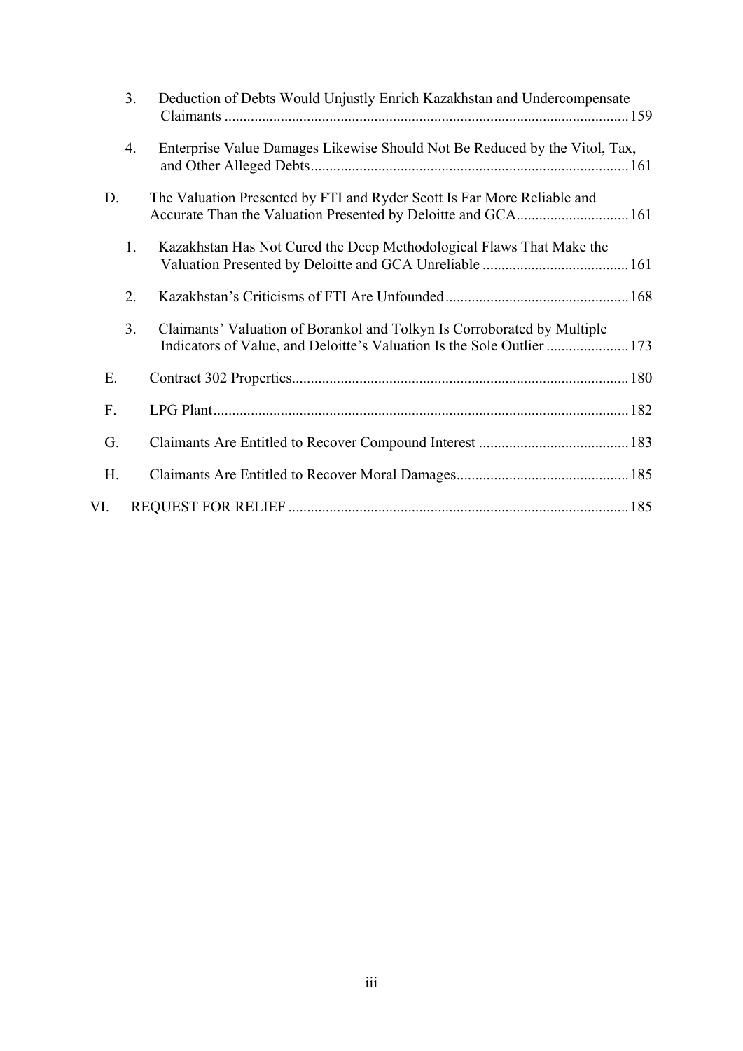3. Deduction of Debts Would Unjustly Enrich Kazakhstan and Undercompensate Claimants .......... 159

4. Enterprise Value Damages Likewise Should Not Be Reduced by the Vitol, Tax, and Other Alleged Debts .......... 161

D. The Valuation Presented by FTI and Ryder Scott Is Far More Reliable and Accurate Than the Valuation Presented by Deloitte and GCA .......... 161

1. Kazakhstan Has Not Cured the Deep Methodological Flaws That Make the Valuation Presented by Deloitte and GCA Unreliable .......... 161

2. Kazakhstan's Criticisms of FTI Are Unfounded .......... 168

3. Claimants' Valuation of Borankol and Tolkyn Is Corroborated by Multiple Indicators of Value, and Deloitte's Valuation Is the Sole Outlier .......... 173

E. Contract 302 Properties .......... 180

F. LPG Plant .......... 182

G. Claimants Are Entitled to Recover Compound Interest .......... 183

H. Claimants Are Entitled to Recover Moral Damages .......... 185

VI. REQUEST FOR RELIEF .......... 185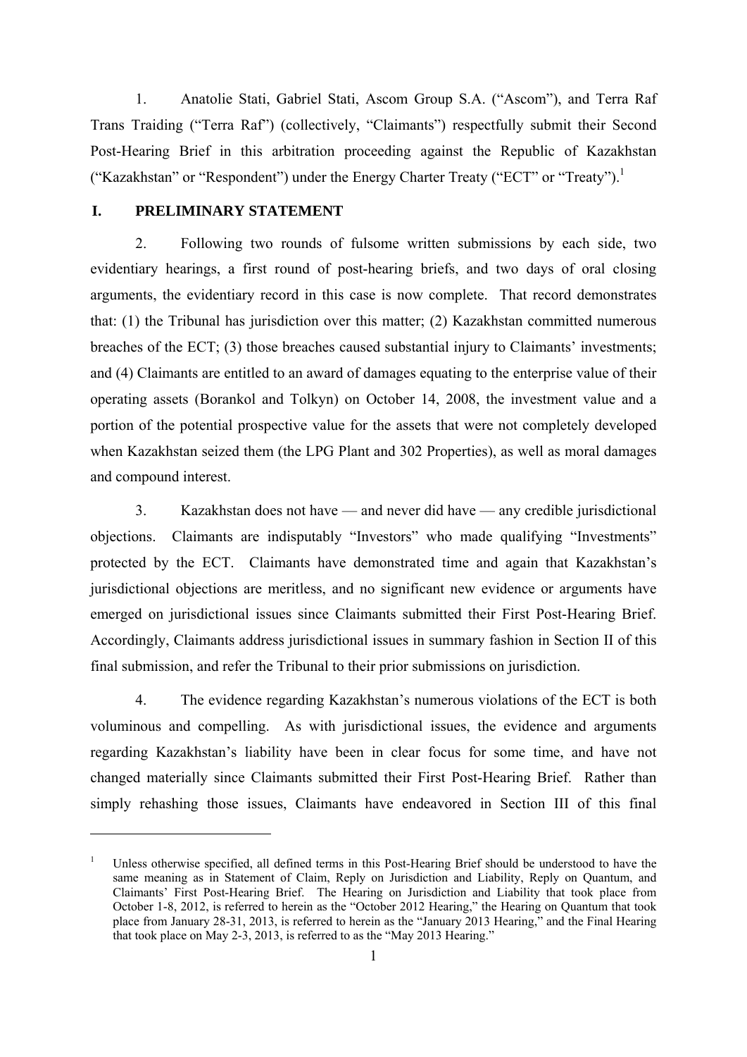1. Anatolie Stati, Gabriel Stati, Ascom Group S.A. ("Ascom"), and Terra Raf Trans Traiding ("Terra Raf") (collectively, "Claimants") respectfully submit their Second Post-Hearing Brief in this arbitration proceeding against the Republic of Kazakhstan ("Kazakhstan" or "Respondent") under the Energy Charter Treaty ("ECT" or "Treaty").[1]

## I. PRELIMINARY STATEMENT

2. Following two rounds of fulsome written submissions by each side, two evidentiary hearings, a first round of post-hearing briefs, and two days of oral closing arguments, the evidentiary record in this case is now complete. That record demonstrates that: (1) the Tribunal has jurisdiction over this matter; (2) Kazakhstan committed numerous breaches of the ECT; (3) those breaches caused substantial injury to Claimants' investments; and (4) Claimants are entitled to an award of damages equating to the enterprise value of their operating assets (Borankol and Tolkyn) on October 14, 2008, the investment value and a portion of the potential prospective value for the assets that were not completely developed when Kazakhstan seized them (the LPG Plant and 302 Properties), as well as moral damages and compound interest.

3. Kazakhstan does not have — and never did have — any credible jurisdictional objections. Claimants are indisputably "Investors" who made qualifying "Investments" protected by the ECT. Claimants have demonstrated time and again that Kazakhstan's jurisdictional objections are meritless, and no significant new evidence or arguments have emerged on jurisdictional issues since Claimants submitted their First Post-Hearing Brief. Accordingly, Claimants address jurisdictional issues in summary fashion in Section II of this final submission, and refer the Tribunal to their prior submissions on jurisdiction.

4. The evidence regarding Kazakhstan's numerous violations of the ECT is both voluminous and compelling. As with jurisdictional issues, the evidence and arguments regarding Kazakhstan's liability have been in clear focus for some time, and have not changed materially since Claimants submitted their First Post-Hearing Brief. Rather than simply rehashing those issues, Claimants have endeavored in Section III of this final

---

[1] Unless otherwise specified, all defined terms in this Post-Hearing Brief should be understood to have the same meaning as in Statement of Claim, Reply on Jurisdiction and Liability, Reply on Quantum, and Claimants' First Post-Hearing Brief. The Hearing on Jurisdiction and Liability that took place from October 1-8, 2012, is referred to herein as the "October 2012 Hearing," the Hearing on Quantum that took place from January 28-31, 2013, is referred to herein as the "January 2013 Hearing," and the Final Hearing that took place on May 2-3, 2013, is referred to as the "May 2013 Hearing."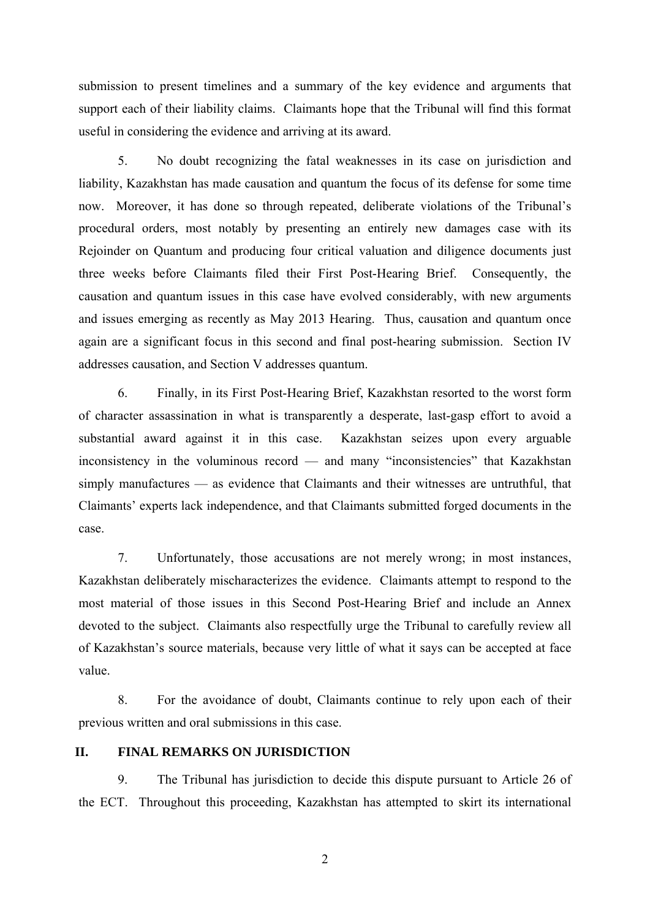submission to present timelines and a summary of the key evidence and arguments that support each of their liability claims. Claimants hope that the Tribunal will find this format useful in considering the evidence and arriving at its award.

5. No doubt recognizing the fatal weaknesses in its case on jurisdiction and liability, Kazakhstan has made causation and quantum the focus of its defense for some time now. Moreover, it has done so through repeated, deliberate violations of the Tribunal's procedural orders, most notably by presenting an entirely new damages case with its Rejoinder on Quantum and producing four critical valuation and diligence documents just three weeks before Claimants filed their First Post-Hearing Brief. Consequently, the causation and quantum issues in this case have evolved considerably, with new arguments and issues emerging as recently as May 2013 Hearing. Thus, causation and quantum once again are a significant focus in this second and final post-hearing submission. Section IV addresses causation, and Section V addresses quantum.

6. Finally, in its First Post-Hearing Brief, Kazakhstan resorted to the worst form of character assassination in what is transparently a desperate, last-gasp effort to avoid a substantial award against it in this case. Kazakhstan seizes upon every arguable inconsistency in the voluminous record — and many "inconsistencies" that Kazakhstan simply manufactures — as evidence that Claimants and their witnesses are untruthful, that Claimants' experts lack independence, and that Claimants submitted forged documents in the case.

7. Unfortunately, those accusations are not merely wrong; in most instances, Kazakhstan deliberately mischaracterizes the evidence. Claimants attempt to respond to the most material of those issues in this Second Post-Hearing Brief and include an Annex devoted to the subject. Claimants also respectfully urge the Tribunal to carefully review all of Kazakhstan's source materials, because very little of what it says can be accepted at face value.

8. For the avoidance of doubt, Claimants continue to rely upon each of their previous written and oral submissions in this case.

## II. FINAL REMARKS ON JURISDICTION

9. The Tribunal has jurisdiction to decide this dispute pursuant to Article 26 of the ECT. Throughout this proceeding, Kazakhstan has attempted to skirt its international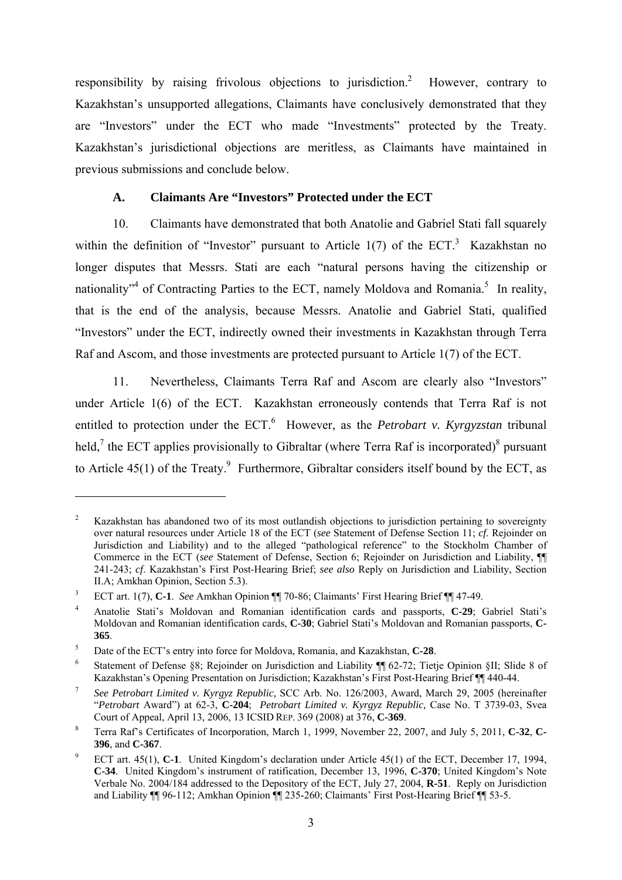responsibility by raising frivolous objections to jurisdiction.[2] However, contrary to Kazakhstan's unsupported allegations, Claimants have conclusively demonstrated that they are "Investors" under the ECT who made "Investments" protected by the Treaty. Kazakhstan's jurisdictional objections are meritless, as Claimants have maintained in previous submissions and conclude below.

### A. Claimants Are "Investors" Protected under the ECT

10. Claimants have demonstrated that both Anatolie and Gabriel Stati fall squarely within the definition of "Investor" pursuant to Article 1(7) of the ECT.[3] Kazakhstan no longer disputes that Messrs. Stati are each "natural persons having the citizenship or nationality"[4] of Contracting Parties to the ECT, namely Moldova and Romania.[5] In reality, that is the end of the analysis, because Messrs. Anatolie and Gabriel Stati, qualified "Investors" under the ECT, indirectly owned their investments in Kazakhstan through Terra Raf and Ascom, and those investments are protected pursuant to Article 1(7) of the ECT.

11. Nevertheless, Claimants Terra Raf and Ascom are clearly also "Investors" under Article 1(6) of the ECT. Kazakhstan erroneously contends that Terra Raf is not entitled to protection under the ECT.[6] However, as the *Petrobart v. Kyrgyzstan* tribunal held,[7] the ECT applies provisionally to Gibraltar (where Terra Raf is incorporated)[8] pursuant to Article 45(1) of the Treaty.[9] Furthermore, Gibraltar considers itself bound by the ECT, as

---

[2] Kazakhstan has abandoned two of its most outlandish objections to jurisdiction pertaining to sovereignty over natural resources under Article 18 of the ECT (*see* Statement of Defense Section 11; *cf.* Rejoinder on Jurisdiction and Liability) and to the alleged "pathological reference" to the Stockholm Chamber of Commerce in the ECT (*see* Statement of Defense, Section 6; Rejoinder on Jurisdiction and Liability, ¶¶ 241-243; *cf*. Kazakhstan's First Post-Hearing Brief; *see also* Reply on Jurisdiction and Liability, Section II.A; Amkhan Opinion, Section 5.3).

[3] ECT art. 1(7), **C-1**. *See* Amkhan Opinion ¶¶ 70-86; Claimants' First Hearing Brief ¶¶ 47-49.

[4] Anatolie Stati's Moldovan and Romanian identification cards and passports, **C-29**; Gabriel Stati's Moldovan and Romanian identification cards, **C-30**; Gabriel Stati's Moldovan and Romanian passports, **C-365**.

[5] Date of the ECT's entry into force for Moldova, Romania, and Kazakhstan, **C-28**.

[6] Statement of Defense §8; Rejoinder on Jurisdiction and Liability ¶¶ 62-72; Tietje Opinion §II; Slide 8 of Kazakhstan's Opening Presentation on Jurisdiction; Kazakhstan's First Post-Hearing Brief ¶¶ 440-44.

[7] *See Petrobart Limited v. Kyrgyz Republic,* SCC Arb. No. 126/2003, Award, March 29, 2005 (hereinafter "*Petrobart* Award") at 62-3, **C-204**; *Petrobart Limited v. Kyrgyz Republic,* Case No. T 3739-03, Svea Court of Appeal, April 13, 2006, 13 ICSID REP. 369 (2008) at 376, **C-369**.

[8] Terra Raf's Certificates of Incorporation, March 1, 1999, November 22, 2007, and July 5, 2011, **C-32**, **C-396**, and **C-367**.

[9] ECT art. 45(1), **C-1**. United Kingdom's declaration under Article 45(1) of the ECT, December 17, 1994, **C-34**. United Kingdom's instrument of ratification, December 13, 1996, **C-370**; United Kingdom's Note Verbale No. 2004/184 addressed to the Depository of the ECT, July 27, 2004, **R-51**. Reply on Jurisdiction and Liability ¶¶ 96-112; Amkhan Opinion ¶¶ 235-260; Claimants' First Post-Hearing Brief ¶¶ 53-5.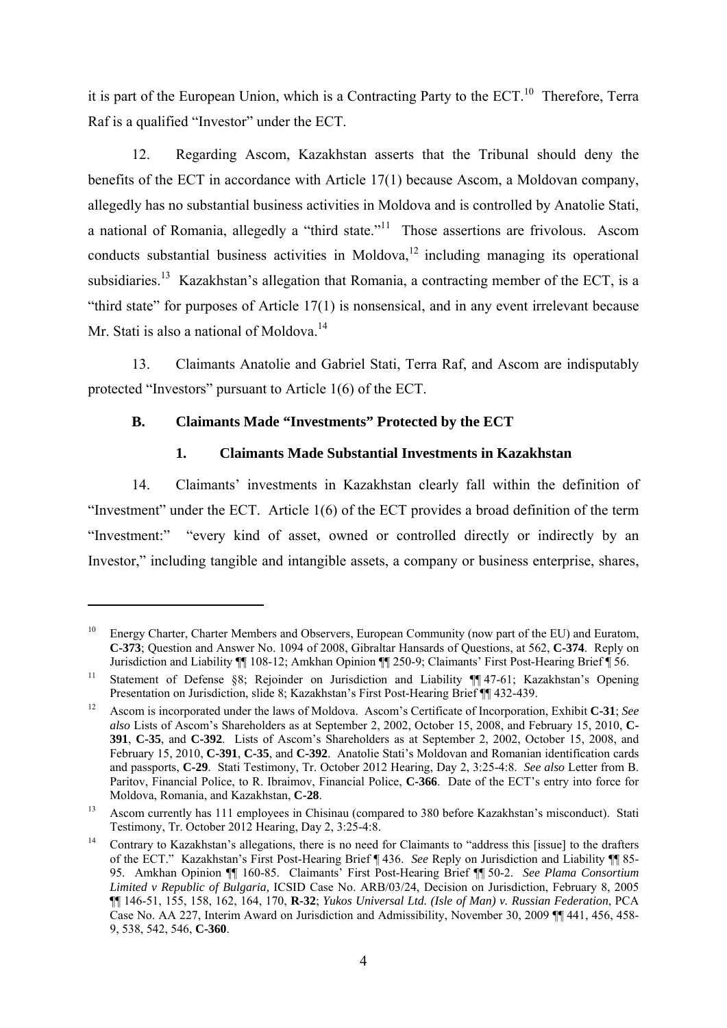it is part of the European Union, which is a Contracting Party to the ECT.[10] Therefore, Terra Raf is a qualified "Investor" under the ECT.

12. Regarding Ascom, Kazakhstan asserts that the Tribunal should deny the benefits of the ECT in accordance with Article 17(1) because Ascom, a Moldovan company, allegedly has no substantial business activities in Moldova and is controlled by Anatolie Stati, a national of Romania, allegedly a "third state."[11] Those assertions are frivolous. Ascom conducts substantial business activities in Moldova,[12] including managing its operational subsidiaries.[13] Kazakhstan's allegation that Romania, a contracting member of the ECT, is a "third state" for purposes of Article 17(1) is nonsensical, and in any event irrelevant because Mr. Stati is also a national of Moldova.[14]

13. Claimants Anatolie and Gabriel Stati, Terra Raf, and Ascom are indisputably protected "Investors" pursuant to Article 1(6) of the ECT.

### B. Claimants Made "Investments" Protected by the ECT

#### 1. Claimants Made Substantial Investments in Kazakhstan

14. Claimants' investments in Kazakhstan clearly fall within the definition of "Investment" under the ECT. Article 1(6) of the ECT provides a broad definition of the term "Investment:" "every kind of asset, owned or controlled directly or indirectly by an Investor," including tangible and intangible assets, a company or business enterprise, shares,

---

[10] Energy Charter, Charter Members and Observers, European Community (now part of the EU) and Euratom, **C-373**; Question and Answer No. 1094 of 2008, Gibraltar Hansards of Questions, at 562, **C-374**. Reply on Jurisdiction and Liability ¶¶ 108-12; Amkhan Opinion ¶¶ 250-9; Claimants' First Post-Hearing Brief ¶ 56.

[11] Statement of Defense §8; Rejoinder on Jurisdiction and Liability ¶¶ 47-61; Kazakhstan's Opening Presentation on Jurisdiction, slide 8; Kazakhstan's First Post-Hearing Brief ¶¶ 432-439.

[12] Ascom is incorporated under the laws of Moldova. Ascom's Certificate of Incorporation, Exhibit **C-31**; *See also* Lists of Ascom's Shareholders as at September 2, 2002, October 15, 2008, and February 15, 2010, **C-391**, **C-35**, and **C-392**. Lists of Ascom's Shareholders as at September 2, 2002, October 15, 2008, and February 15, 2010, **C-391**, **C-35**, and **C-392**. Anatolie Stati's Moldovan and Romanian identification cards and passports, **C-29**. Stati Testimony, Tr. October 2012 Hearing, Day 2, 3:25-4:8. *See also* Letter from B. Paritov, Financial Police, to R. Ibraimov, Financial Police, **C-366**. Date of the ECT's entry into force for Moldova, Romania, and Kazakhstan, **C-28**.

[13] Ascom currently has 111 employees in Chisinau (compared to 380 before Kazakhstan's misconduct). Stati Testimony, Tr. October 2012 Hearing, Day 2, 3:25-4:8.

[14] Contrary to Kazakhstan's allegations, there is no need for Claimants to "address this [issue] to the drafters of the ECT." Kazakhstan's First Post-Hearing Brief ¶ 436. *See* Reply on Jurisdiction and Liability ¶¶ 85-95. Amkhan Opinion ¶¶ 160-85. Claimants' First Post-Hearing Brief ¶¶ 50-2. *See Plama Consortium Limited v Republic of Bulgaria,* ICSID Case No. ARB/03/24, Decision on Jurisdiction, February 8, 2005 ¶¶ 146-51, 155, 158, 162, 164, 170, **R-32**; *Yukos Universal Ltd. (Isle of Man) v. Russian Federation*, PCA Case No. AA 227, Interim Award on Jurisdiction and Admissibility, November 30, 2009 ¶¶ 441, 456, 458-9, 538, 542, 546, **C-360**.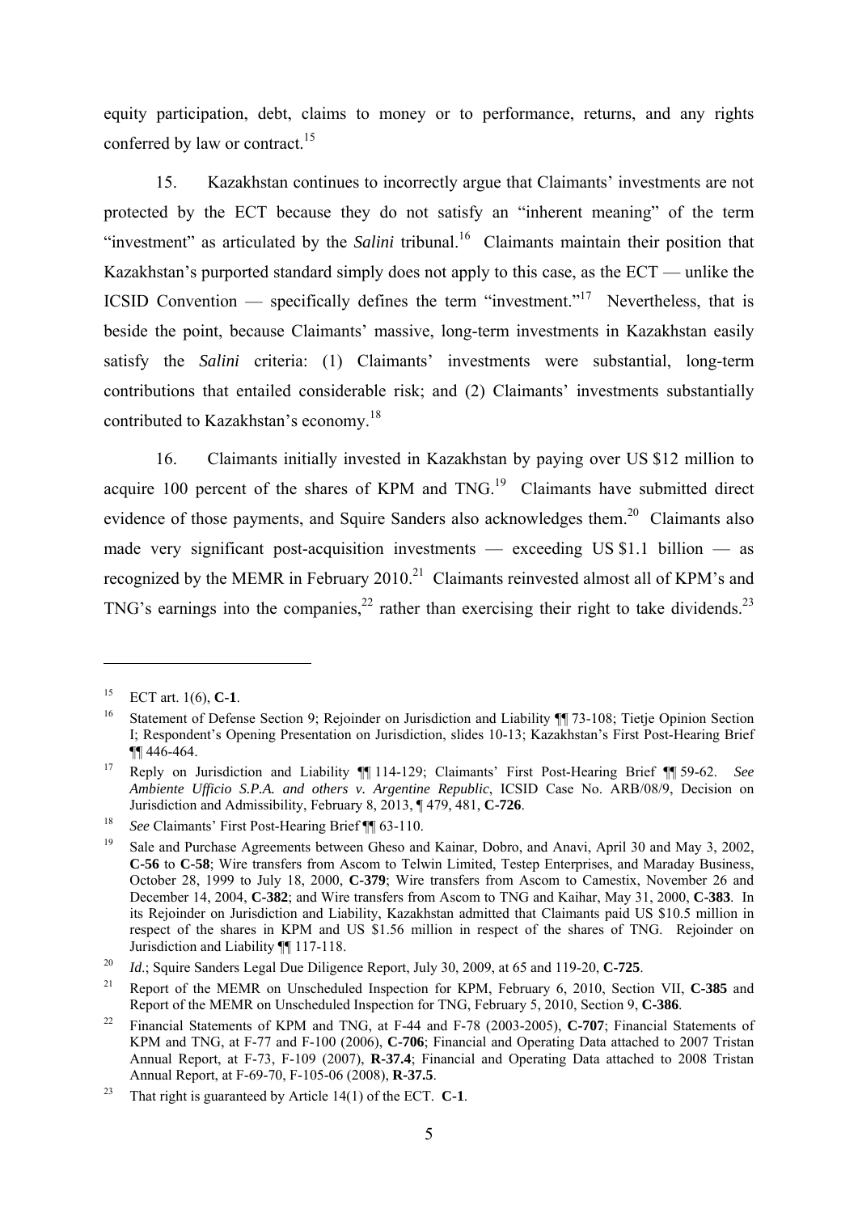equity participation, debt, claims to money or to performance, returns, and any rights conferred by law or contract.[15]

15. Kazakhstan continues to incorrectly argue that Claimants' investments are not protected by the ECT because they do not satisfy an "inherent meaning" of the term "investment" as articulated by the *Salini* tribunal.[16] Claimants maintain their position that Kazakhstan's purported standard simply does not apply to this case, as the ECT — unlike the ICSID Convention — specifically defines the term "investment."[17] Nevertheless, that is beside the point, because Claimants' massive, long-term investments in Kazakhstan easily satisfy the *Salini* criteria: (1) Claimants' investments were substantial, long-term contributions that entailed considerable risk; and (2) Claimants' investments substantially contributed to Kazakhstan's economy.[18]

16. Claimants initially invested in Kazakhstan by paying over US $12 million to acquire 100 percent of the shares of KPM and TNG.[19] Claimants have submitted direct evidence of those payments, and Squire Sanders also acknowledges them.[20] Claimants also made very significant post-acquisition investments — exceeding US $1.1 billion — as recognized by the MEMR in February 2010.[21] Claimants reinvested almost all of KPM's and TNG's earnings into the companies,[22] rather than exercising their right to take dividends.[23]

---

[15] ECT art. 1(6), **C-1**.

[16] Statement of Defense Section 9; Rejoinder on Jurisdiction and Liability ¶¶ 73-108; Tietje Opinion Section I; Respondent's Opening Presentation on Jurisdiction, slides 10-13; Kazakhstan's First Post-Hearing Brief ¶¶ 446-464.

[17] Reply on Jurisdiction and Liability ¶¶ 114-129; Claimants' First Post-Hearing Brief ¶¶ 59-62. *See Ambiente Ufficio S.P.A. and others v. Argentine Republic*, ICSID Case No. ARB/08/9, Decision on Jurisdiction and Admissibility, February 8, 2013, ¶ 479, 481, **C-726**.

[18] *See* Claimants' First Post-Hearing Brief ¶¶ 63-110.

[19] Sale and Purchase Agreements between Gheso and Kainar, Dobro, and Anavi, April 30 and May 3, 2002, **C-56** to **C-58**; Wire transfers from Ascom to Telwin Limited, Testep Enterprises, and Maraday Business, October 28, 1999 to July 18, 2000, **C-379**; Wire transfers from Ascom to Camestix, November 26 and December 14, 2004, **C-382**; and Wire transfers from Ascom to TNG and Kaihar, May 31, 2000, **C-383**. In its Rejoinder on Jurisdiction and Liability, Kazakhstan admitted that Claimants paid US $10.5 million in respect of the shares in KPM and US $1.56 million in respect of the shares of TNG. Rejoinder on Jurisdiction and Liability ¶¶ 117-118.

[20] *Id*.; Squire Sanders Legal Due Diligence Report, July 30, 2009, at 65 and 119-20, **C-725**.

[21] Report of the MEMR on Unscheduled Inspection for KPM, February 6, 2010, Section VII, **C-385** and Report of the MEMR on Unscheduled Inspection for TNG, February 5, 2010, Section 9, **C-386**.

[22] Financial Statements of KPM and TNG, at F-44 and F-78 (2003-2005), **C-707**; Financial Statements of KPM and TNG, at F-77 and F-100 (2006), **C-706**; Financial and Operating Data attached to 2007 Tristan Annual Report, at F-73, F-109 (2007), **R-37.4**; Financial and Operating Data attached to 2008 Tristan Annual Report, at F-69-70, F-105-06 (2008), **R-37.5**.

[23] That right is guaranteed by Article 14(1) of the ECT. **C-1**.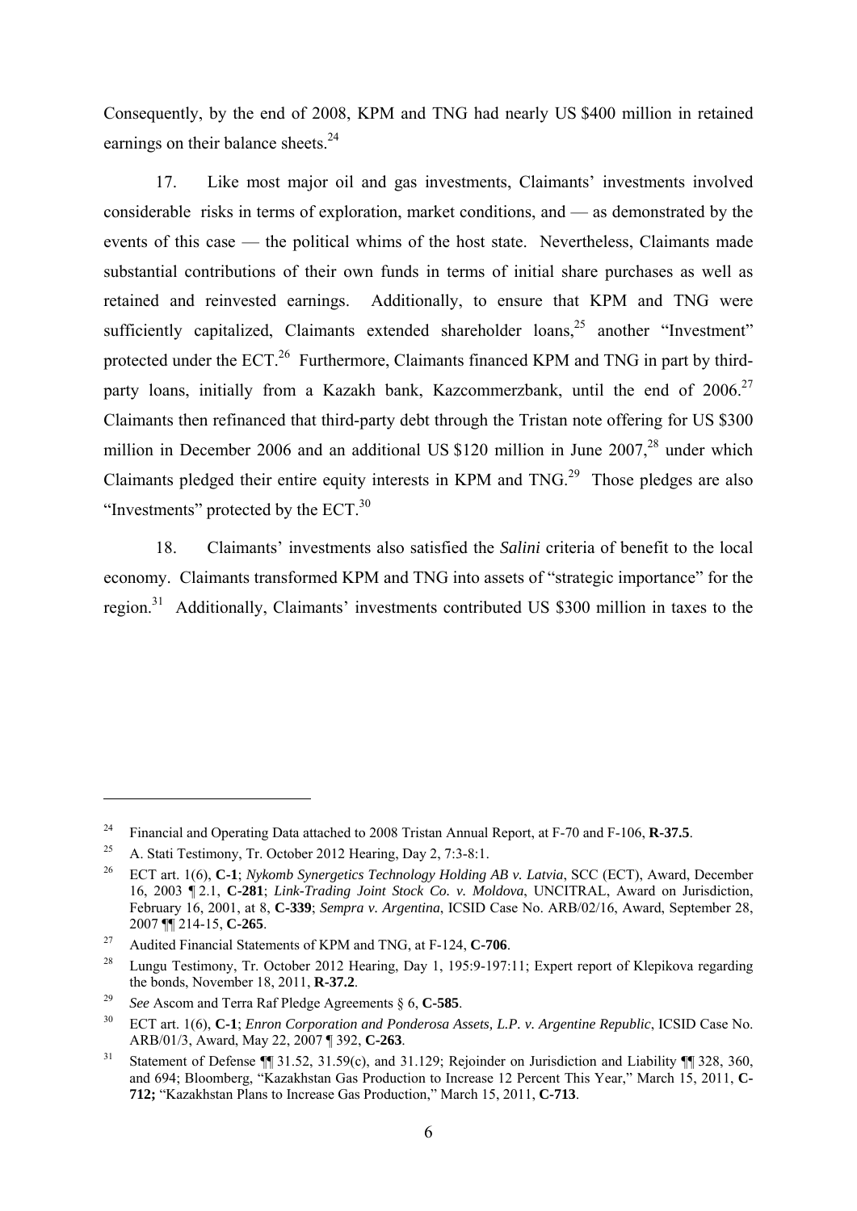Consequently, by the end of 2008, KPM and TNG had nearly US $400 million in retained earnings on their balance sheets.[24]

17. Like most major oil and gas investments, Claimants' investments involved considerable risks in terms of exploration, market conditions, and — as demonstrated by the events of this case — the political whims of the host state. Nevertheless, Claimants made substantial contributions of their own funds in terms of initial share purchases as well as retained and reinvested earnings. Additionally, to ensure that KPM and TNG were sufficiently capitalized, Claimants extended shareholder loans,[25] another "Investment" protected under the ECT.[26] Furthermore, Claimants financed KPM and TNG in part by third-party loans, initially from a Kazakh bank, Kazcommerzbank, until the end of 2006.[27] Claimants then refinanced that third-party debt through the Tristan note offering for US $300 million in December 2006 and an additional US $120 million in June 2007,[28] under which Claimants pledged their entire equity interests in KPM and TNG.[29] Those pledges are also "Investments" protected by the ECT.[30]

18. Claimants' investments also satisfied the *Salini* criteria of benefit to the local economy. Claimants transformed KPM and TNG into assets of "strategic importance" for the region.[31] Additionally, Claimants' investments contributed US $300 million in taxes to the

---

[24] Financial and Operating Data attached to 2008 Tristan Annual Report, at F-70 and F-106, **R-37.5**.

[25] A. Stati Testimony, Tr. October 2012 Hearing, Day 2, 7:3-8:1.

[26] ECT art. 1(6), **C-1**; *Nykomb Synergetics Technology Holding AB v. Latvia*, SCC (ECT), Award, December 16, 2003 ¶ 2.1, **C-281**; *Link-Trading Joint Stock Co. v. Moldova*, UNCITRAL, Award on Jurisdiction, February 16, 2001, at 8, **C-339**; *Sempra v. Argentina*, ICSID Case No. ARB/02/16, Award, September 28, 2007 ¶¶ 214-15, **C-265**.

[27] Audited Financial Statements of KPM and TNG, at F-124, **C-706**.

[28] Lungu Testimony, Tr. October 2012 Hearing, Day 1, 195:9-197:11; Expert report of Klepikova regarding the bonds, November 18, 2011, **R-37.2**.

[29] *See* Ascom and Terra Raf Pledge Agreements § 6, **C-585**.

[30] ECT art. 1(6), **C-1**; *Enron Corporation and Ponderosa Assets, L.P. v. Argentine Republic*, ICSID Case No. ARB/01/3, Award, May 22, 2007 ¶ 392, **C-263**.

[31] Statement of Defense ¶¶ 31.52, 31.59(c), and 31.129; Rejoinder on Jurisdiction and Liability ¶¶ 328, 360, and 694; Bloomberg, "Kazakhstan Gas Production to Increase 12 Percent This Year," March 15, 2011, **C-712;** "Kazakhstan Plans to Increase Gas Production," March 15, 2011, **C-713**.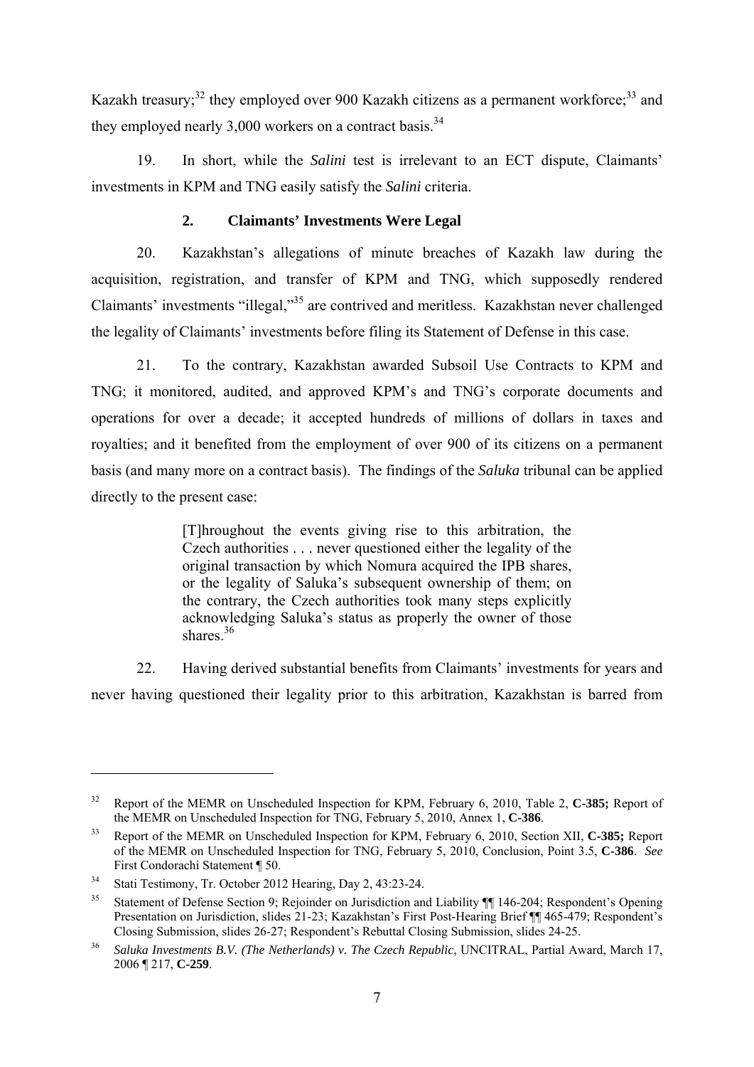Kazakh treasury;[32] they employed over 900 Kazakh citizens as a permanent workforce;[33] and they employed nearly 3,000 workers on a contract basis.[34]

19. In short, while the *Salini* test is irrelevant to an ECT dispute, Claimants' investments in KPM and TNG easily satisfy the *Salini* criteria.

### 2. Claimants' Investments Were Legal

20. Kazakhstan's allegations of minute breaches of Kazakh law during the acquisition, registration, and transfer of KPM and TNG, which supposedly rendered Claimants' investments "illegal,"[35] are contrived and meritless. Kazakhstan never challenged the legality of Claimants' investments before filing its Statement of Defense in this case.

21. To the contrary, Kazakhstan awarded Subsoil Use Contracts to KPM and TNG; it monitored, audited, and approved KPM's and TNG's corporate documents and operations for over a decade; it accepted hundreds of millions of dollars in taxes and royalties; and it benefited from the employment of over 900 of its citizens on a permanent basis (and many more on a contract basis). The findings of the *Saluka* tribunal can be applied directly to the present case:

> [T]hroughout the events giving rise to this arbitration, the Czech authorities . . . never questioned either the legality of the original transaction by which Nomura acquired the IPB shares, or the legality of Saluka's subsequent ownership of them; on the contrary, the Czech authorities took many steps explicitly acknowledging Saluka's status as properly the owner of those shares.[36]

22. Having derived substantial benefits from Claimants' investments for years and never having questioned their legality prior to this arbitration, Kazakhstan is barred from

---

[32] Report of the MEMR on Unscheduled Inspection for KPM, February 6, 2010, Table 2, **C-385;** Report of the MEMR on Unscheduled Inspection for TNG, February 5, 2010, Annex 1, **C-386**.

[33] Report of the MEMR on Unscheduled Inspection for KPM, February 6, 2010, Section XII, **C-385;** Report of the MEMR on Unscheduled Inspection for TNG, February 5, 2010, Conclusion, Point 3.5, **C-386**. *See* First Condorachi Statement ¶ 50.

[34] Stati Testimony, Tr. October 2012 Hearing, Day 2, 43:23-24.

[35] Statement of Defense Section 9; Rejoinder on Jurisdiction and Liability ¶¶ 146-204; Respondent's Opening Presentation on Jurisdiction, slides 21-23; Kazakhstan's First Post-Hearing Brief ¶¶ 465-479; Respondent's Closing Submission, slides 26-27; Respondent's Rebuttal Closing Submission, slides 24-25.

[36] *Saluka Investments B.V. (The Netherlands) v. The Czech Republic*, UNCITRAL, Partial Award, March 17, 2006 ¶ 217, **C-259**.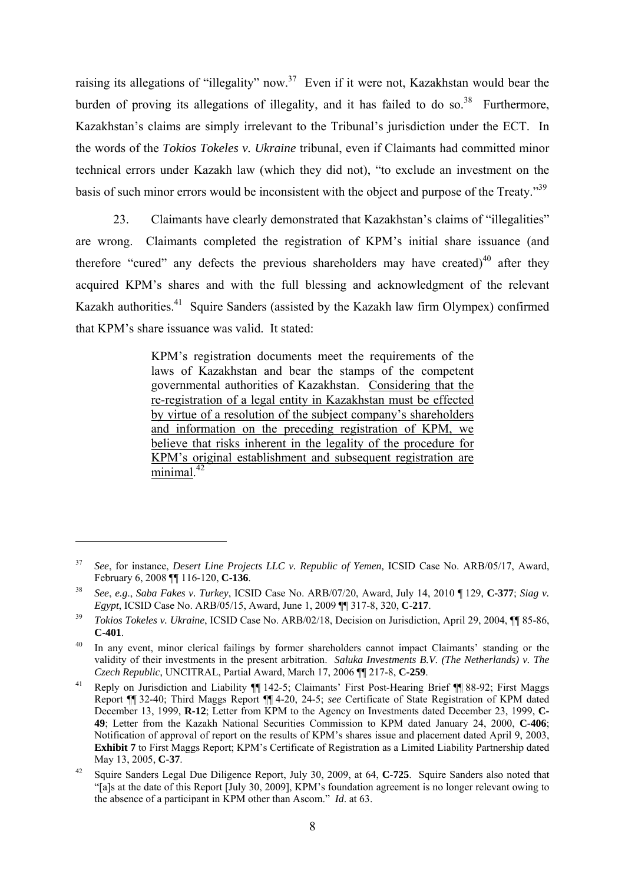raising its allegations of "illegality" now.[37] Even if it were not, Kazakhstan would bear the burden of proving its allegations of illegality, and it has failed to do so.[38] Furthermore, Kazakhstan's claims are simply irrelevant to the Tribunal's jurisdiction under the ECT. In the words of the *Tokios Tokeles v. Ukraine* tribunal, even if Claimants had committed minor technical errors under Kazakh law (which they did not), "to exclude an investment on the basis of such minor errors would be inconsistent with the object and purpose of the Treaty."[39]

23. Claimants have clearly demonstrated that Kazakhstan's claims of "illegalities" are wrong. Claimants completed the registration of KPM's initial share issuance (and therefore "cured" any defects the previous shareholders may have created)[40] after they acquired KPM's shares and with the full blessing and acknowledgment of the relevant Kazakh authorities.[41] Squire Sanders (assisted by the Kazakh law firm Olympex) confirmed that KPM's share issuance was valid. It stated:

> KPM's registration documents meet the requirements of the laws of Kazakhstan and bear the stamps of the competent governmental authorities of Kazakhstan. <u>Considering that the re-registration of a legal entity in Kazakhstan must be effected by virtue of a resolution of the subject company's shareholders and information on the preceding registration of KPM, we believe that risks inherent in the legality of the procedure for KPM's original establishment and subsequent registration are minimal.</u>[42]

---

[37] *See*, for instance, *Desert Line Projects LLC v. Republic of Yemen,* ICSID Case No. ARB/05/17, Award, February 6, 2008 ¶¶ 116-120, **C-136**.

[38] *See*, *e.g*., *Saba Fakes v. Turkey*, ICSID Case No. ARB/07/20, Award, July 14, 2010 ¶ 129, **C-377**; *Siag v. Egypt*, ICSID Case No. ARB/05/15, Award, June 1, 2009 ¶¶ 317-8, 320, **C-217**.

[39] *Tokios Tokeles v. Ukraine*, ICSID Case No. ARB/02/18, Decision on Jurisdiction, April 29, 2004, ¶¶ 85-86, **C-401**.

[40] In any event, minor clerical failings by former shareholders cannot impact Claimants' standing or the validity of their investments in the present arbitration. *Saluka Investments B.V. (The Netherlands) v. The Czech Republic*, UNCITRAL, Partial Award, March 17, 2006 ¶¶ 217-8, **C-259**.

[41] Reply on Jurisdiction and Liability ¶¶ 142-5; Claimants' First Post-Hearing Brief ¶¶ 88-92; First Maggs Report ¶¶ 32-40; Third Maggs Report ¶¶ 4-20, 24-5; *see* Certificate of State Registration of KPM dated December 13, 1999, **R-12**; Letter from KPM to the Agency on Investments dated December 23, 1999, **C-49**; Letter from the Kazakh National Securities Commission to KPM dated January 24, 2000, **C-406**; Notification of approval of report on the results of KPM's shares issue and placement dated April 9, 2003, **Exhibit 7** to First Maggs Report; KPM's Certificate of Registration as a Limited Liability Partnership dated May 13, 2005, **C-37**.

[42] Squire Sanders Legal Due Diligence Report, July 30, 2009, at 64, **C-725**. Squire Sanders also noted that "[a]s at the date of this Report [July 30, 2009], KPM's foundation agreement is no longer relevant owing to the absence of a participant in KPM other than Ascom." *Id*. at 63.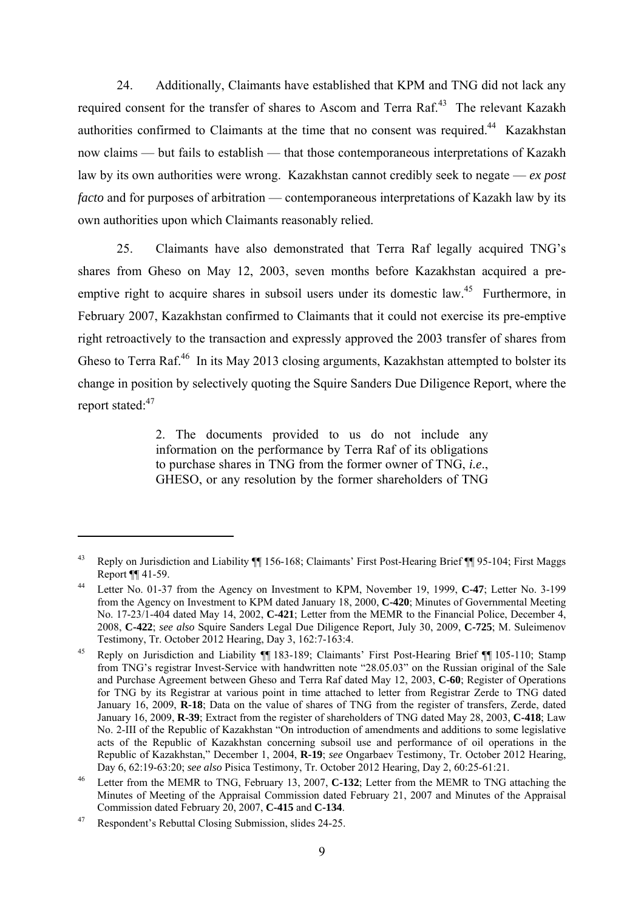24. Additionally, Claimants have established that KPM and TNG did not lack any required consent for the transfer of shares to Ascom and Terra Raf.[43] The relevant Kazakh authorities confirmed to Claimants at the time that no consent was required.[44] Kazakhstan now claims — but fails to establish — that those contemporaneous interpretations of Kazakh law by its own authorities were wrong. Kazakhstan cannot credibly seek to negate — *ex post facto* and for purposes of arbitration — contemporaneous interpretations of Kazakh law by its own authorities upon which Claimants reasonably relied.

25. Claimants have also demonstrated that Terra Raf legally acquired TNG's shares from Gheso on May 12, 2003, seven months before Kazakhstan acquired a pre-emptive right to acquire shares in subsoil users under its domestic law.[45] Furthermore, in February 2007, Kazakhstan confirmed to Claimants that it could not exercise its pre-emptive right retroactively to the transaction and expressly approved the 2003 transfer of shares from Gheso to Terra Raf.[46] In its May 2013 closing arguments, Kazakhstan attempted to bolster its change in position by selectively quoting the Squire Sanders Due Diligence Report, where the report stated:[47]

> 2. The documents provided to us do not include any information on the performance by Terra Raf of its obligations to purchase shares in TNG from the former owner of TNG, *i.e.*, GHESO, or any resolution by the former shareholders of TNG

---

[43] Reply on Jurisdiction and Liability ¶¶ 156-168; Claimants' First Post-Hearing Brief ¶¶ 95-104; First Maggs Report ¶¶ 41-59.

[44] Letter No. 01-37 from the Agency on Investment to KPM, November 19, 1999, **C-47**; Letter No. 3-199 from the Agency on Investment to KPM dated January 18, 2000, **C-420**; Minutes of Governmental Meeting No. 17-23/1-404 dated May 14, 2002, **C-421**; Letter from the MEMR to the Financial Police, December 4, 2008, **C-422**; *see also* Squire Sanders Legal Due Diligence Report, July 30, 2009, **C-725**; M. Suleimenov Testimony, Tr. October 2012 Hearing, Day 3, 162:7-163:4.

[45] Reply on Jurisdiction and Liability ¶¶ 183-189; Claimants' First Post-Hearing Brief ¶¶ 105-110; Stamp from TNG's registrar Invest-Service with handwritten note "28.05.03" on the Russian original of the Sale and Purchase Agreement between Gheso and Terra Raf dated May 12, 2003, **C-60**; Register of Operations for TNG by its Registrar at various point in time attached to letter from Registrar Zerde to TNG dated January 16, 2009, **R-18**; Data on the value of shares of TNG from the register of transfers, Zerde, dated January 16, 2009, **R-39**; Extract from the register of shareholders of TNG dated May 28, 2003, **C-418**; Law No. 2-III of the Republic of Kazakhstan "On introduction of amendments and additions to some legislative acts of the Republic of Kazakhstan concerning subsoil use and performance of oil operations in the Republic of Kazakhstan," December 1, 2004, **R-19**; *see* Ongarbaev Testimony, Tr. October 2012 Hearing, Day 6, 62:19-63:20; *see also* Pisica Testimony, Tr. October 2012 Hearing, Day 2, 60:25-61:21.

[46] Letter from the MEMR to TNG, February 13, 2007, **C-132**; Letter from the MEMR to TNG attaching the Minutes of Meeting of the Appraisal Commission dated February 21, 2007 and Minutes of the Appraisal Commission dated February 20, 2007, **C-415** and **C-134**.

[47] Respondent's Rebuttal Closing Submission, slides 24-25.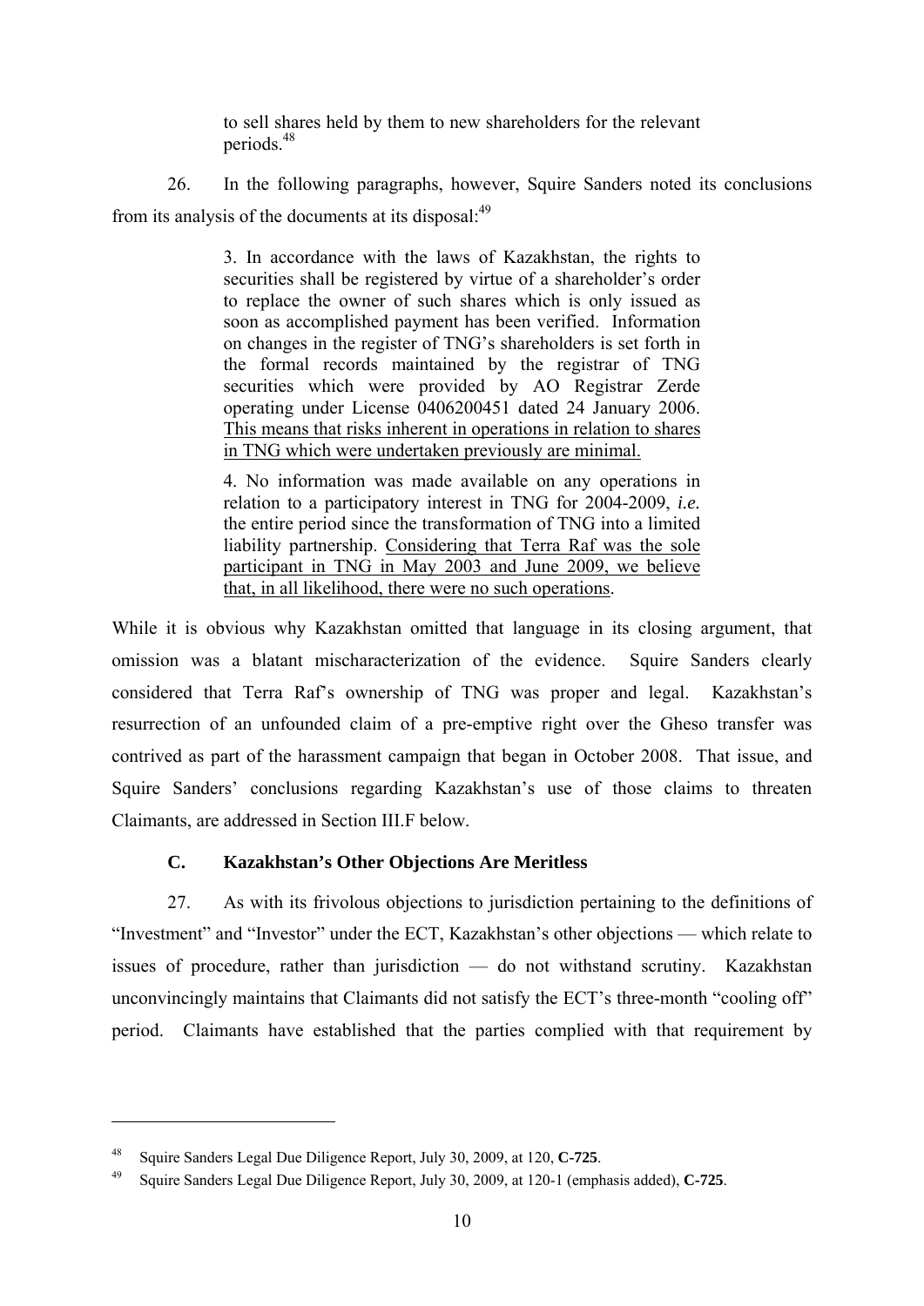> to sell shares held by them to new shareholders for the relevant periods.[48]

26. In the following paragraphs, however, Squire Sanders noted its conclusions from its analysis of the documents at its disposal:[49]

> 3. In accordance with the laws of Kazakhstan, the rights to securities shall be registered by virtue of a shareholder's order to replace the owner of such shares which is only issued as soon as accomplished payment has been verified. Information on changes in the register of TNG's shareholders is set forth in the formal records maintained by the registrar of TNG securities which were provided by AO Registrar Zerde operating under License 0406200451 dated 24 January 2006. <u>This means that risks inherent in operations in relation to shares in TNG which were undertaken previously are minimal.</u>
>
> 4. No information was made available on any operations in relation to a participatory interest in TNG for 2004-2009, *i.e.* the entire period since the transformation of TNG into a limited liability partnership. <u>Considering that Terra Raf was the sole participant in TNG in May 2003 and June 2009, we believe that, in all likelihood, there were no such operations</u>.

While it is obvious why Kazakhstan omitted that language in its closing argument, that omission was a blatant mischaracterization of the evidence. Squire Sanders clearly considered that Terra Raf's ownership of TNG was proper and legal. Kazakhstan's resurrection of an unfounded claim of a pre-emptive right over the Gheso transfer was contrived as part of the harassment campaign that began in October 2008. That issue, and Squire Sanders' conclusions regarding Kazakhstan's use of those claims to threaten Claimants, are addressed in Section III.F below.

### C. Kazakhstan's Other Objections Are Meritless

27. As with its frivolous objections to jurisdiction pertaining to the definitions of "Investment" and "Investor" under the ECT, Kazakhstan's other objections — which relate to issues of procedure, rather than jurisdiction — do not withstand scrutiny. Kazakhstan unconvincingly maintains that Claimants did not satisfy the ECT's three-month "cooling off" period. Claimants have established that the parties complied with that requirement by

---

[48] Squire Sanders Legal Due Diligence Report, July 30, 2009, at 120, **C-725**.

[49] Squire Sanders Legal Due Diligence Report, July 30, 2009, at 120-1 (emphasis added), **C-725**.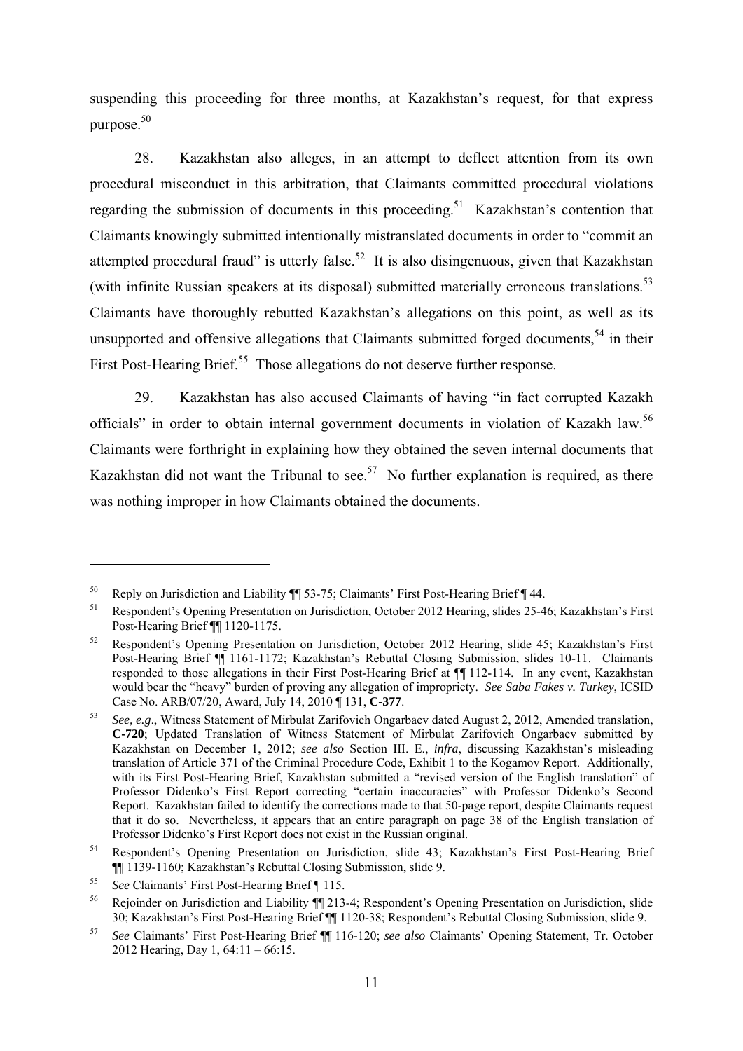suspending this proceeding for three months, at Kazakhstan's request, for that express purpose.[50]

28. Kazakhstan also alleges, in an attempt to deflect attention from its own procedural misconduct in this arbitration, that Claimants committed procedural violations regarding the submission of documents in this proceeding.[51] Kazakhstan's contention that Claimants knowingly submitted intentionally mistranslated documents in order to "commit an attempted procedural fraud" is utterly false.[52] It is also disingenuous, given that Kazakhstan (with infinite Russian speakers at its disposal) submitted materially erroneous translations.[53] Claimants have thoroughly rebutted Kazakhstan's allegations on this point, as well as its unsupported and offensive allegations that Claimants submitted forged documents,[54] in their First Post-Hearing Brief.[55] Those allegations do not deserve further response.

29. Kazakhstan has also accused Claimants of having "in fact corrupted Kazakh officials" in order to obtain internal government documents in violation of Kazakh law.[56] Claimants were forthright in explaining how they obtained the seven internal documents that Kazakhstan did not want the Tribunal to see.[57] No further explanation is required, as there was nothing improper in how Claimants obtained the documents.

---

[50] Reply on Jurisdiction and Liability ¶¶ 53-75; Claimants' First Post-Hearing Brief ¶ 44.

[51] Respondent's Opening Presentation on Jurisdiction, October 2012 Hearing, slides 25-46; Kazakhstan's First Post-Hearing Brief ¶¶ 1120-1175.

[52] Respondent's Opening Presentation on Jurisdiction, October 2012 Hearing, slide 45; Kazakhstan's First Post-Hearing Brief ¶¶ 1161-1172; Kazakhstan's Rebuttal Closing Submission, slides 10-11. Claimants responded to those allegations in their First Post-Hearing Brief at ¶¶ 112-114. In any event, Kazakhstan would bear the "heavy" burden of proving any allegation of impropriety. *See Saba Fakes v. Turkey*, ICSID Case No. ARB/07/20, Award, July 14, 2010 ¶ 131, **C-377**.

[53] *See, e.g*., Witness Statement of Mirbulat Zarifovich Ongarbaev dated August 2, 2012, Amended translation, **C-720**; Updated Translation of Witness Statement of Mirbulat Zarifovich Ongarbaev submitted by Kazakhstan on December 1, 2012; *see also* Section III. E., *infra*, discussing Kazakhstan's misleading translation of Article 371 of the Criminal Procedure Code, Exhibit 1 to the Kogamov Report. Additionally, with its First Post-Hearing Brief, Kazakhstan submitted a "revised version of the English translation" of Professor Didenko's First Report correcting "certain inaccuracies" with Professor Didenko's Second Report. Kazakhstan failed to identify the corrections made to that 50-page report, despite Claimants request that it do so. Nevertheless, it appears that an entire paragraph on page 38 of the English translation of Professor Didenko's First Report does not exist in the Russian original.

[54] Respondent's Opening Presentation on Jurisdiction, slide 43; Kazakhstan's First Post-Hearing Brief ¶¶ 1139-1160; Kazakhstan's Rebuttal Closing Submission, slide 9.

[55] *See* Claimants' First Post-Hearing Brief ¶ 115.

[56] Rejoinder on Jurisdiction and Liability ¶¶ 213-4; Respondent's Opening Presentation on Jurisdiction, slide 30; Kazakhstan's First Post-Hearing Brief ¶¶ 1120-38; Respondent's Rebuttal Closing Submission, slide 9.

[57] *See* Claimants' First Post-Hearing Brief ¶¶ 116-120; *see also* Claimants' Opening Statement, Tr. October 2012 Hearing, Day 1, 64:11 – 66:15.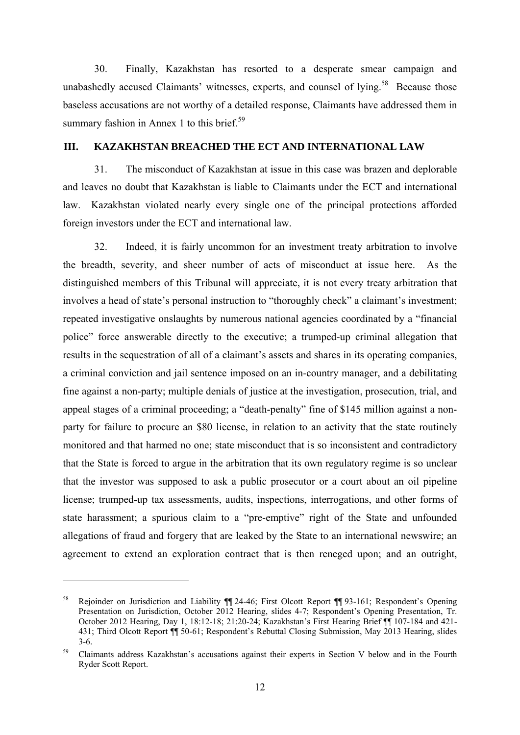30. Finally, Kazakhstan has resorted to a desperate smear campaign and unabashedly accused Claimants' witnesses, experts, and counsel of lying.[58] Because those baseless accusations are not worthy of a detailed response, Claimants have addressed them in summary fashion in Annex 1 to this brief.[59]

## III. KAZAKHSTAN BREACHED THE ECT AND INTERNATIONAL LAW

31. The misconduct of Kazakhstan at issue in this case was brazen and deplorable and leaves no doubt that Kazakhstan is liable to Claimants under the ECT and international law. Kazakhstan violated nearly every single one of the principal protections afforded foreign investors under the ECT and international law.

32. Indeed, it is fairly uncommon for an investment treaty arbitration to involve the breadth, severity, and sheer number of acts of misconduct at issue here. As the distinguished members of this Tribunal will appreciate, it is not every treaty arbitration that involves a head of state's personal instruction to "thoroughly check" a claimant's investment; repeated investigative onslaughts by numerous national agencies coordinated by a "financial police" force answerable directly to the executive; a trumped-up criminal allegation that results in the sequestration of all of a claimant's assets and shares in its operating companies, a criminal conviction and jail sentence imposed on an in-country manager, and a debilitating fine against a non-party; multiple denials of justice at the investigation, prosecution, trial, and appeal stages of a criminal proceeding; a "death-penalty" fine of $145 million against a non-party for failure to procure an $80 license, in relation to an activity that the state routinely monitored and that harmed no one; state misconduct that is so inconsistent and contradictory that the State is forced to argue in the arbitration that its own regulatory regime is so unclear that the investor was supposed to ask a public prosecutor or a court about an oil pipeline license; trumped-up tax assessments, audits, inspections, interrogations, and other forms of state harassment; a spurious claim to a "pre-emptive" right of the State and unfounded allegations of fraud and forgery that are leaked by the State to an international newswire; an agreement to extend an exploration contract that is then reneged upon; and an outright,

---

[58] Rejoinder on Jurisdiction and Liability ¶¶ 24-46; First Olcott Report ¶¶ 93-161; Respondent's Opening Presentation on Jurisdiction, October 2012 Hearing, slides 4-7; Respondent's Opening Presentation, Tr. October 2012 Hearing, Day 1, 18:12-18; 21:20-24; Kazakhstan's First Hearing Brief ¶¶ 107-184 and 421-431; Third Olcott Report ¶¶ 50-61; Respondent's Rebuttal Closing Submission, May 2013 Hearing, slides 3-6.

[59] Claimants address Kazakhstan's accusations against their experts in Section V below and in the Fourth Ryder Scott Report.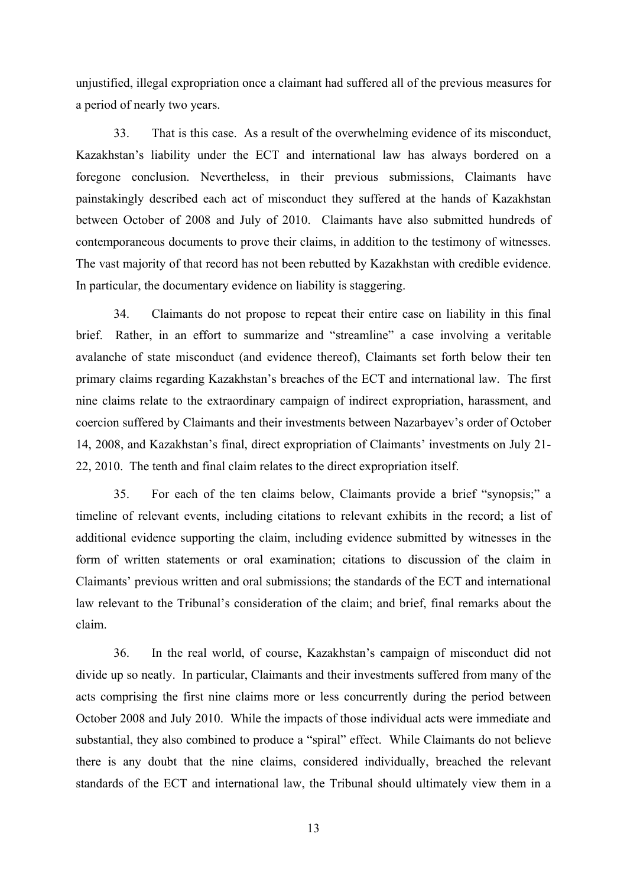unjustified, illegal expropriation once a claimant had suffered all of the previous measures for a period of nearly two years.

33. That is this case. As a result of the overwhelming evidence of its misconduct, Kazakhstan's liability under the ECT and international law has always bordered on a foregone conclusion. Nevertheless, in their previous submissions, Claimants have painstakingly described each act of misconduct they suffered at the hands of Kazakhstan between October of 2008 and July of 2010. Claimants have also submitted hundreds of contemporaneous documents to prove their claims, in addition to the testimony of witnesses. The vast majority of that record has not been rebutted by Kazakhstan with credible evidence. In particular, the documentary evidence on liability is staggering.

34. Claimants do not propose to repeat their entire case on liability in this final brief. Rather, in an effort to summarize and "streamline" a case involving a veritable avalanche of state misconduct (and evidence thereof), Claimants set forth below their ten primary claims regarding Kazakhstan's breaches of the ECT and international law. The first nine claims relate to the extraordinary campaign of indirect expropriation, harassment, and coercion suffered by Claimants and their investments between Nazarbayev's order of October 14, 2008, and Kazakhstan's final, direct expropriation of Claimants' investments on July 21-22, 2010. The tenth and final claim relates to the direct expropriation itself.

35. For each of the ten claims below, Claimants provide a brief "synopsis;" a timeline of relevant events, including citations to relevant exhibits in the record; a list of additional evidence supporting the claim, including evidence submitted by witnesses in the form of written statements or oral examination; citations to discussion of the claim in Claimants' previous written and oral submissions; the standards of the ECT and international law relevant to the Tribunal's consideration of the claim; and brief, final remarks about the claim.

36. In the real world, of course, Kazakhstan's campaign of misconduct did not divide up so neatly. In particular, Claimants and their investments suffered from many of the acts comprising the first nine claims more or less concurrently during the period between October 2008 and July 2010. While the impacts of those individual acts were immediate and substantial, they also combined to produce a "spiral" effect. While Claimants do not believe there is any doubt that the nine claims, considered individually, breached the relevant standards of the ECT and international law, the Tribunal should ultimately view them in a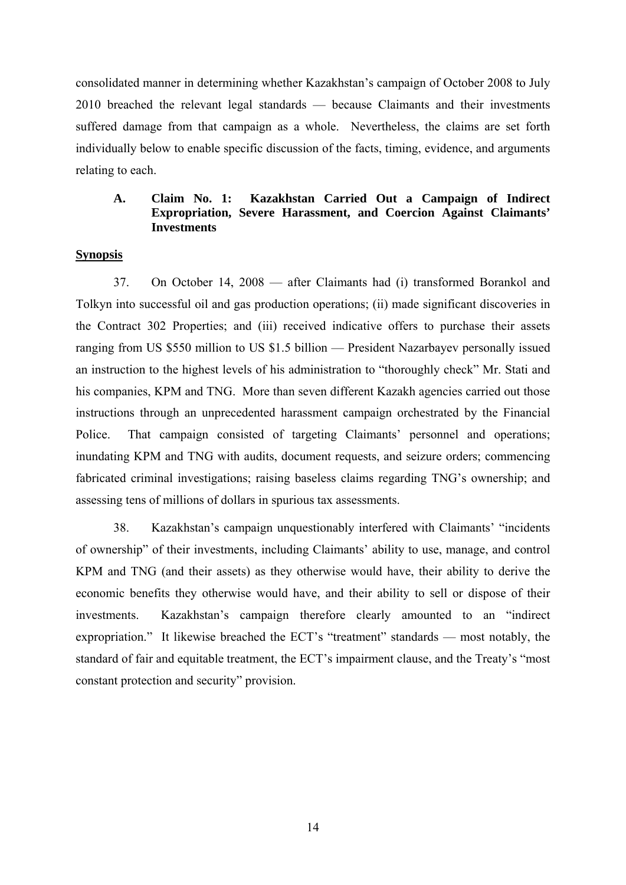consolidated manner in determining whether Kazakhstan's campaign of October 2008 to July 2010 breached the relevant legal standards — because Claimants and their investments suffered damage from that campaign as a whole. Nevertheless, the claims are set forth individually below to enable specific discussion of the facts, timing, evidence, and arguments relating to each.

### A. Claim No. 1: Kazakhstan Carried Out a Campaign of Indirect Expropriation, Severe Harassment, and Coercion Against Claimants' Investments

**Synopsis**

37. On October 14, 2008 — after Claimants had (i) transformed Borankol and Tolkyn into successful oil and gas production operations; (ii) made significant discoveries in the Contract 302 Properties; and (iii) received indicative offers to purchase their assets ranging from US $550 million to US $1.5 billion — President Nazarbayev personally issued an instruction to the highest levels of his administration to "thoroughly check" Mr. Stati and his companies, KPM and TNG. More than seven different Kazakh agencies carried out those instructions through an unprecedented harassment campaign orchestrated by the Financial Police. That campaign consisted of targeting Claimants' personnel and operations; inundating KPM and TNG with audits, document requests, and seizure orders; commencing fabricated criminal investigations; raising baseless claims regarding TNG's ownership; and assessing tens of millions of dollars in spurious tax assessments.

38. Kazakhstan's campaign unquestionably interfered with Claimants' "incidents of ownership" of their investments, including Claimants' ability to use, manage, and control KPM and TNG (and their assets) as they otherwise would have, their ability to derive the economic benefits they otherwise would have, and their ability to sell or dispose of their investments. Kazakhstan's campaign therefore clearly amounted to an "indirect expropriation." It likewise breached the ECT's "treatment" standards — most notably, the standard of fair and equitable treatment, the ECT's impairment clause, and the Treaty's "most constant protection and security" provision.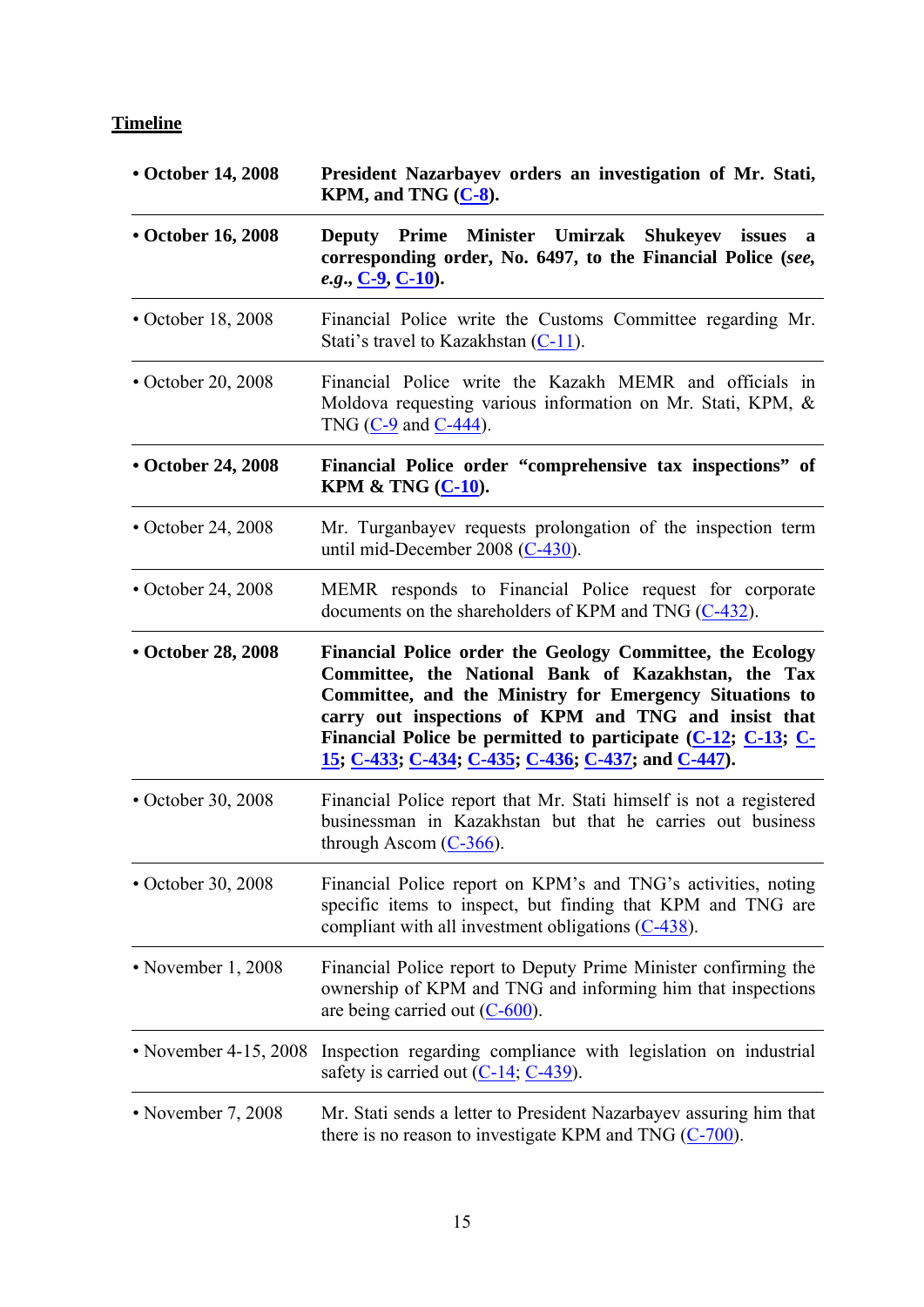<u>**Timeline**</u>

| | |
|---|---|
| **• October 14, 2008** | **President Nazarbayev orders an investigation of Mr. Stati, KPM, and TNG (C-8).** |
| **• October 16, 2008** | **Deputy Prime Minister Umirzak Shukeyev issues a corresponding order, No. 6497, to the Financial Police (*see, e.g.*, C-9, C-10).** |
| • October 18, 2008 | Financial Police write the Customs Committee regarding Mr. Stati's travel to Kazakhstan (C-11). |
| • October 20, 2008 | Financial Police write the Kazakh MEMR and officials in Moldova requesting various information on Mr. Stati, KPM, & TNG (C-9 and C-444). |
| **• October 24, 2008** | **Financial Police order "comprehensive tax inspections" of KPM & TNG (C-10).** |
| • October 24, 2008 | Mr. Turganbayev requests prolongation of the inspection term until mid-December 2008 (C-430). |
| • October 24, 2008 | MEMR responds to Financial Police request for corporate documents on the shareholders of KPM and TNG (C-432). |
| **• October 28, 2008** | **Financial Police order the Geology Committee, the Ecology Committee, the National Bank of Kazakhstan, the Tax Committee, and the Ministry for Emergency Situations to carry out inspections of KPM and TNG and insist that Financial Police be permitted to participate (C-12; C-13; C-15; C-433; C-434; C-435; C-436; C-437; and C-447).** |
| • October 30, 2008 | Financial Police report that Mr. Stati himself is not a registered businessman in Kazakhstan but that he carries out business through Ascom (C-366). |
| • October 30, 2008 | Financial Police report on KPM's and TNG's activities, noting specific items to inspect, but finding that KPM and TNG are compliant with all investment obligations (C-438). |
| • November 1, 2008 | Financial Police report to Deputy Prime Minister confirming the ownership of KPM and TNG and informing him that inspections are being carried out (C-600). |
| • November 4-15, 2008 | Inspection regarding compliance with legislation on industrial safety is carried out (C-14; C-439). |
| • November 7, 2008 | Mr. Stati sends a letter to President Nazarbayev assuring him that there is no reason to investigate KPM and TNG (C-700). |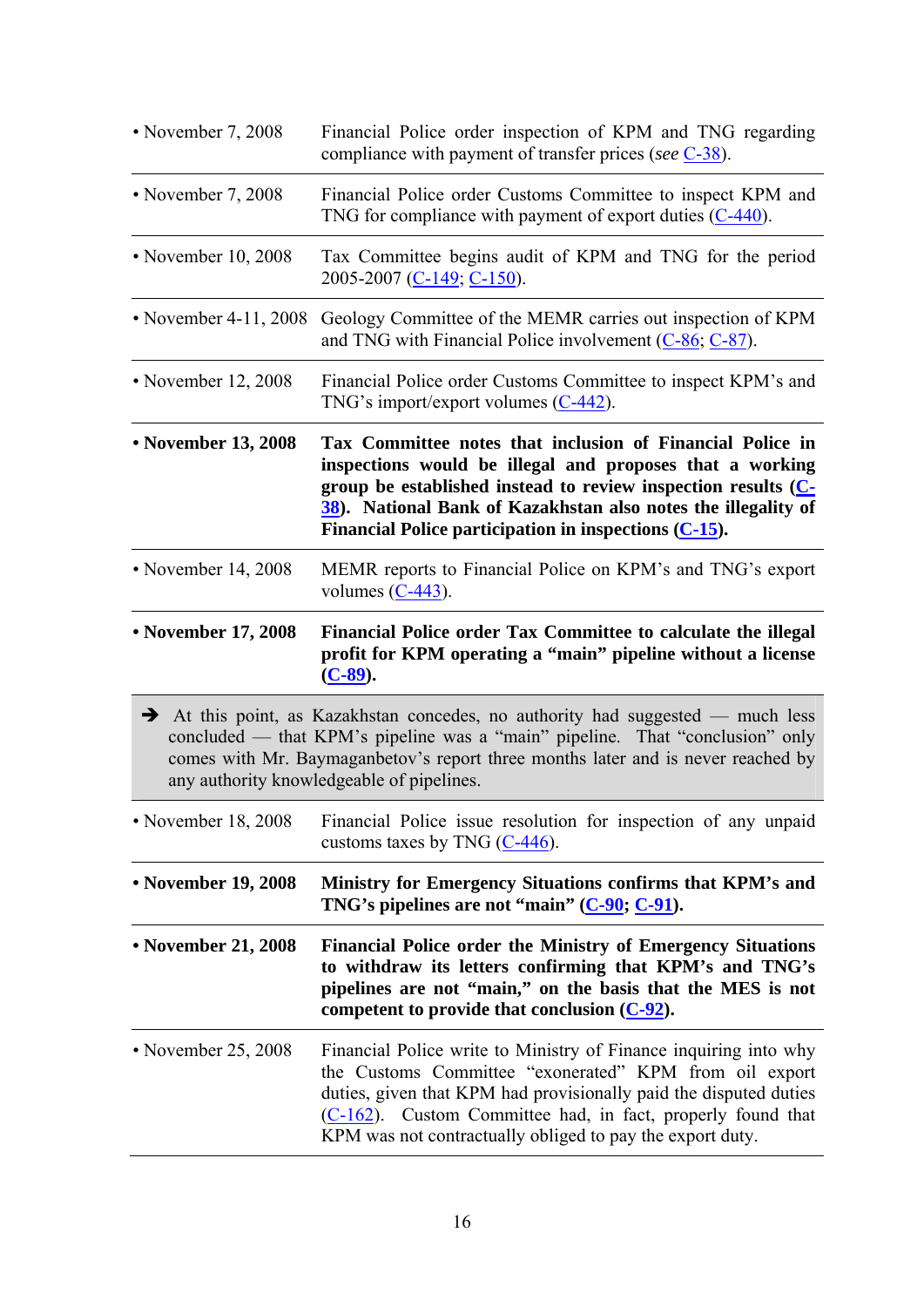| | |
|---|---|
| • November 7, 2008 | Financial Police order inspection of KPM and TNG regarding compliance with payment of transfer prices (*see* C-38). |
| • November 7, 2008 | Financial Police order Customs Committee to inspect KPM and TNG for compliance with payment of export duties (C-440). |
| • November 10, 2008 | Tax Committee begins audit of KPM and TNG for the period 2005-2007 (C-149; C-150). |
| • November 4-11, 2008 | Geology Committee of the MEMR carries out inspection of KPM and TNG with Financial Police involvement (C-86; C-87). |
| • November 12, 2008 | Financial Police order Customs Committee to inspect KPM's and TNG's import/export volumes (C-442). |
| **• November 13, 2008** | **Tax Committee notes that inclusion of Financial Police in inspections would be illegal and proposes that a working group be established instead to review inspection results (C-38). National Bank of Kazakhstan also notes the illegality of Financial Police participation in inspections (C-15).** |
| • November 14, 2008 | MEMR reports to Financial Police on KPM's and TNG's export volumes (C-443). |
| **• November 17, 2008** | **Financial Police order Tax Committee to calculate the illegal profit for KPM operating a "main" pipeline without a license (C-89).** |
| ➔ At this point, as Kazakhstan concedes, no authority had suggested — much less concluded — that KPM's pipeline was a "main" pipeline. That "conclusion" only comes with Mr. Baymaganbetov's report three months later and is never reached by any authority knowledgeable of pipelines. | |
| • November 18, 2008 | Financial Police issue resolution for inspection of any unpaid customs taxes by TNG (C-446). |
| **• November 19, 2008** | **Ministry for Emergency Situations confirms that KPM's and TNG's pipelines are not "main" (C-90; C-91).** |
| **• November 21, 2008** | **Financial Police order the Ministry of Emergency Situations to withdraw its letters confirming that KPM's and TNG's pipelines are not "main," on the basis that the MES is not competent to provide that conclusion (C-92).** |
| • November 25, 2008 | Financial Police write to Ministry of Finance inquiring into why the Customs Committee "exonerated" KPM from oil export duties, given that KPM had provisionally paid the disputed duties (C-162). Custom Committee had, in fact, properly found that KPM was not contractually obliged to pay the export duty. |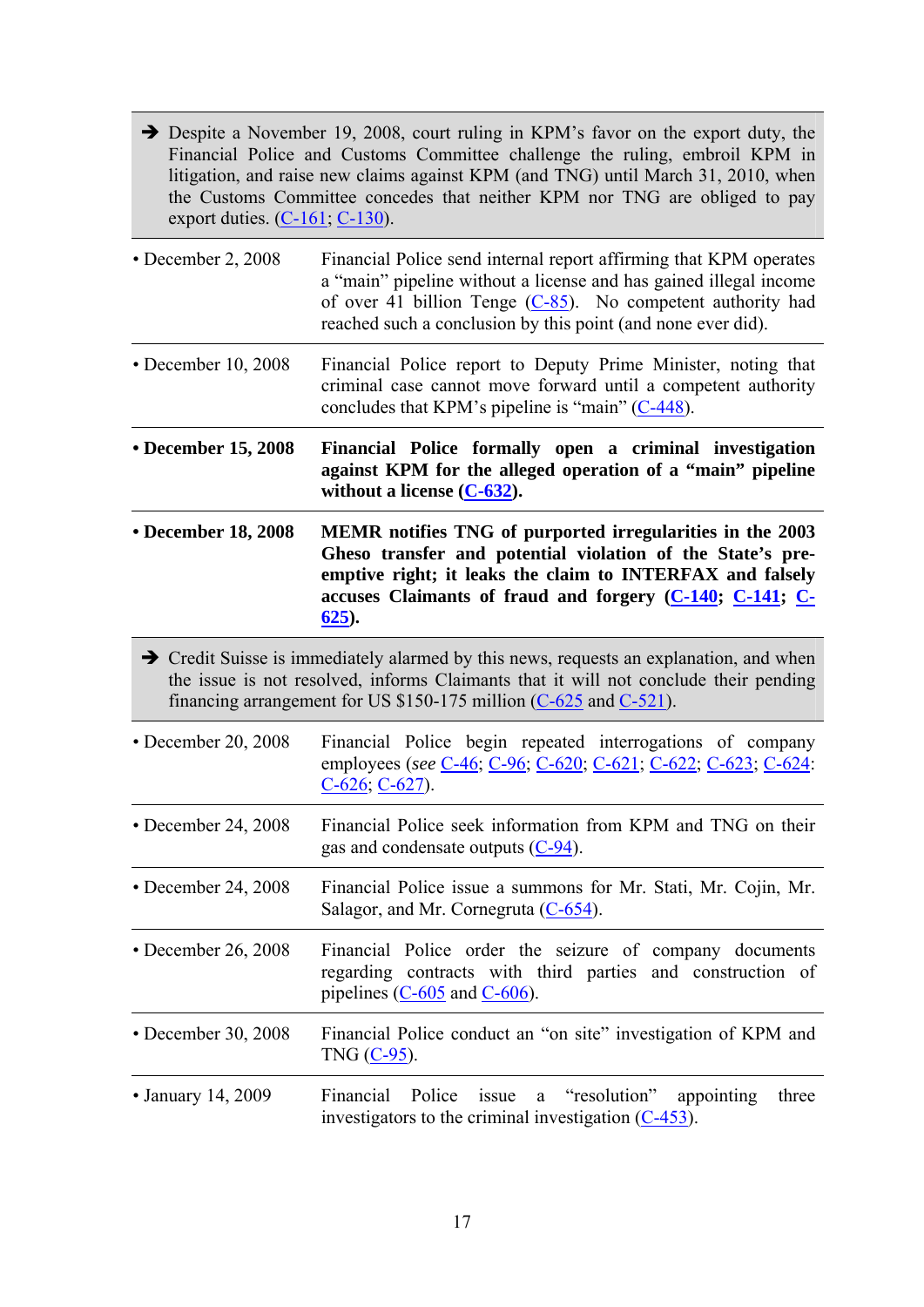➔ Despite a November 19, 2008, court ruling in KPM's favor on the export duty, the Financial Police and Customs Committee challenge the ruling, embroil KPM in litigation, and raise new claims against KPM (and TNG) until March 31, 2010, when the Customs Committee concedes that neither KPM nor TNG are obliged to pay export duties. (C-161; C-130).

| | |
|---|---|
| • December 2, 2008 | Financial Police send internal report affirming that KPM operates a "main" pipeline without a license and has gained illegal income of over 41 billion Tenge (C-85). No competent authority had reached such a conclusion by this point (and none ever did). |
| • December 10, 2008 | Financial Police report to Deputy Prime Minister, noting that criminal case cannot move forward until a competent authority concludes that KPM's pipeline is "main" (C-448). |
| **• December 15, 2008** | **Financial Police formally open a criminal investigation against KPM for the alleged operation of a "main" pipeline without a license (C-632).** |
| **• December 18, 2008** | **MEMR notifies TNG of purported irregularities in the 2003 Gheso transfer and potential violation of the State's pre-emptive right; it leaks the claim to INTERFAX and falsely accuses Claimants of fraud and forgery (C-140; C-141; C-625).** |

➔ Credit Suisse is immediately alarmed by this news, requests an explanation, and when the issue is not resolved, informs Claimants that it will not conclude their pending financing arrangement for US $150-175 million (C-625 and C-521).

| | |
|---|---|
| • December 20, 2008 | Financial Police begin repeated interrogations of company employees (*see* C-46; C-96; C-620; C-621; C-622; C-623; C-624: C-626; C-627). |
| • December 24, 2008 | Financial Police seek information from KPM and TNG on their gas and condensate outputs (C-94). |
| • December 24, 2008 | Financial Police issue a summons for Mr. Stati, Mr. Cojin, Mr. Salagor, and Mr. Cornegruta (C-654). |
| • December 26, 2008 | Financial Police order the seizure of company documents regarding contracts with third parties and construction of pipelines (C-605 and C-606). |
| • December 30, 2008 | Financial Police conduct an "on site" investigation of KPM and TNG (C-95). |
| • January 14, 2009 | Financial Police issue a "resolution" appointing three investigators to the criminal investigation (C-453). |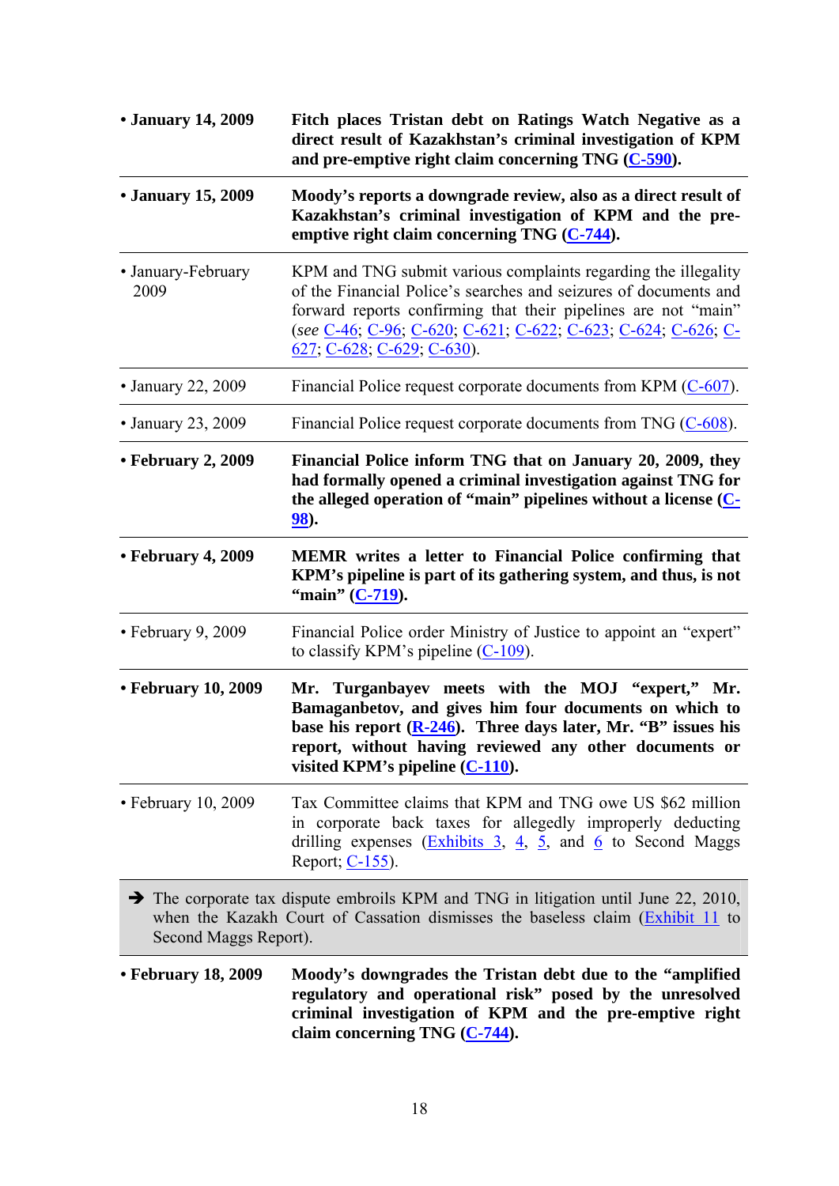| | |
|---|---|
| **• January 14, 2009** | **Fitch places Tristan debt on Ratings Watch Negative as a direct result of Kazakhstan's criminal investigation of KPM and pre-emptive right claim concerning TNG (C-590).** |
| **• January 15, 2009** | **Moody's reports a downgrade review, also as a direct result of Kazakhstan's criminal investigation of KPM and the pre-emptive right claim concerning TNG (C-744).** |
| • January-February 2009 | KPM and TNG submit various complaints regarding the illegality of the Financial Police's searches and seizures of documents and forward reports confirming that their pipelines are not "main" (*see* C-46; C-96; C-620; C-621; C-622; C-623; C-624; C-626; C-627; C-628; C-629; C-630). |
| • January 22, 2009 | Financial Police request corporate documents from KPM (C-607). |
| • January 23, 2009 | Financial Police request corporate documents from TNG (C-608). |
| **• February 2, 2009** | **Financial Police inform TNG that on January 20, 2009, they had formally opened a criminal investigation against TNG for the alleged operation of "main" pipelines without a license (C-98).** |
| **• February 4, 2009** | **MEMR writes a letter to Financial Police confirming that KPM's pipeline is part of its gathering system, and thus, is not "main" (C-719).** |
| • February 9, 2009 | Financial Police order Ministry of Justice to appoint an "expert" to classify KPM's pipeline (C-109). |
| **• February 10, 2009** | **Mr. Turganbayev meets with the MOJ "expert," Mr. Bamaganbetov, and gives him four documents on which to base his report (R-246). Three days later, Mr. "B" issues his report, without having reviewed any other documents or visited KPM's pipeline (C-110).** |
| • February 10, 2009 | Tax Committee claims that KPM and TNG owe US $62 million in corporate back taxes for allegedly improperly deducting drilling expenses (Exhibits 3, 4, 5, and 6 to Second Maggs Report; C-155). |

➔ The corporate tax dispute embroils KPM and TNG in litigation until June 22, 2010, when the Kazakh Court of Cassation dismisses the baseless claim (Exhibit 11 to Second Maggs Report).

| | |
|---|---|
| **• February 18, 2009** | **Moody's downgrades the Tristan debt due to the "amplified regulatory and operational risk" posed by the unresolved criminal investigation of KPM and the pre-emptive right claim concerning TNG (C-744).** |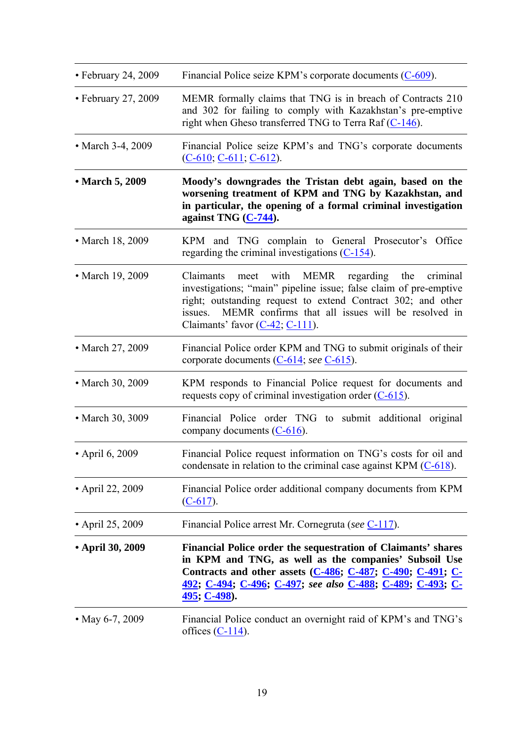| | |
|---|---|
| • February 24, 2009 | Financial Police seize KPM's corporate documents (C-609). |
| • February 27, 2009 | MEMR formally claims that TNG is in breach of Contracts 210 and 302 for failing to comply with Kazakhstan's pre-emptive right when Gheso transferred TNG to Terra Raf (C-146). |
| • March 3-4, 2009 | Financial Police seize KPM's and TNG's corporate documents (C-610; C-611; C-612). |
| **• March 5, 2009** | **Moody's downgrades the Tristan debt again, based on the worsening treatment of KPM and TNG by Kazakhstan, and in particular, the opening of a formal criminal investigation against TNG (C-744).** |
| • March 18, 2009 | KPM and TNG complain to General Prosecutor's Office regarding the criminal investigations (C-154). |
| • March 19, 2009 | Claimants meet with MEMR regarding the criminal investigations; "main" pipeline issue; false claim of pre-emptive right; outstanding request to extend Contract 302; and other issues. MEMR confirms that all issues will be resolved in Claimants' favor (C-42; C-111). |
| • March 27, 2009 | Financial Police order KPM and TNG to submit originals of their corporate documents (C-614; *see* C-615). |
| • March 30, 2009 | KPM responds to Financial Police request for documents and requests copy of criminal investigation order (C-615). |
| • March 30, 3009 | Financial Police order TNG to submit additional original company documents (C-616). |
| • April 6, 2009 | Financial Police request information on TNG's costs for oil and condensate in relation to the criminal case against KPM (C-618). |
| • April 22, 2009 | Financial Police order additional company documents from KPM (C-617). |
| • April 25, 2009 | Financial Police arrest Mr. Cornegruta (*see* C-117). |
| **• April 30, 2009** | **Financial Police order the sequestration of Claimants' shares in KPM and TNG, as well as the companies' Subsoil Use Contracts and other assets (C-486; C-487; C-490; C-491; C-492; C-494; C-496; C-497; *see also* C-488; C-489; C-493; C-495; C-498).** |
| • May 6-7, 2009 | Financial Police conduct an overnight raid of KPM's and TNG's offices (C-114). |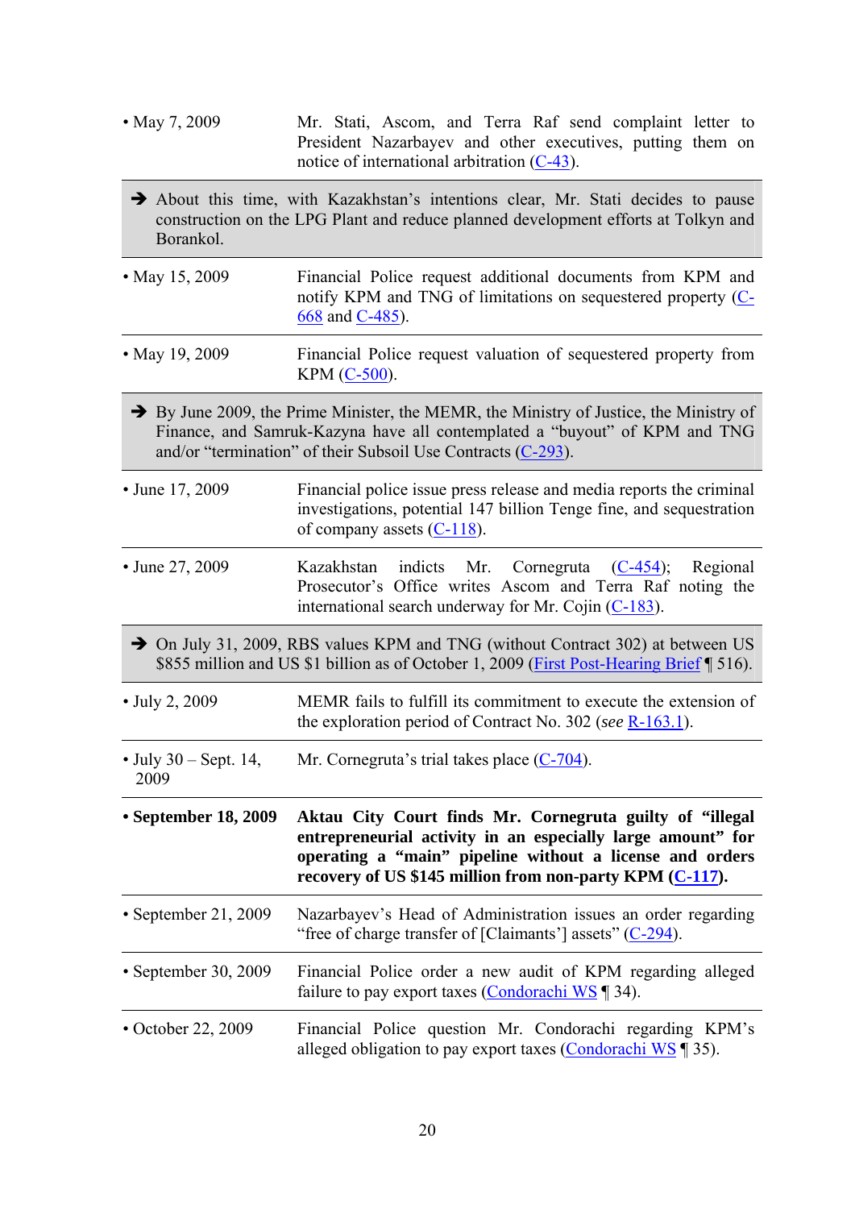| | |
|---|---|
| • May 7, 2009 | Mr. Stati, Ascom, and Terra Raf send complaint letter to President Nazarbayev and other executives, putting them on notice of international arbitration (C-43). |
| ➔ About this time, with Kazakhstan's intentions clear, Mr. Stati decides to pause construction on the LPG Plant and reduce planned development efforts at Tolkyn and Borankol. | |
| • May 15, 2009 | Financial Police request additional documents from KPM and notify KPM and TNG of limitations on sequestered property (C-668 and C-485). |
| • May 19, 2009 | Financial Police request valuation of sequestered property from KPM (C-500). |
| ➔ By June 2009, the Prime Minister, the MEMR, the Ministry of Justice, the Ministry of Finance, and Samruk-Kazyna have all contemplated a "buyout" of KPM and TNG and/or "termination" of their Subsoil Use Contracts (C-293). | |
| • June 17, 2009 | Financial police issue press release and media reports the criminal investigations, potential 147 billion Tenge fine, and sequestration of company assets (C-118). |
| • June 27, 2009 | Kazakhstan indicts Mr. Cornegruta (C-454); Regional Prosecutor's Office writes Ascom and Terra Raf noting the international search underway for Mr. Cojin (C-183). |
| ➔ On July 31, 2009, RBS values KPM and TNG (without Contract 302) at between US $855 million and US $1 billion as of October 1, 2009 (First Post-Hearing Brief ¶ 516). | |
| • July 2, 2009 | MEMR fails to fulfill its commitment to execute the extension of the exploration period of Contract No. 302 (*see* R-163.1). |
| • July 30 – Sept. 14, 2009 | Mr. Cornegruta's trial takes place (C-704). |
| **• September 18, 2009** | **Aktau City Court finds Mr. Cornegruta guilty of "illegal entrepreneurial activity in an especially large amount" for operating a "main" pipeline without a license and orders recovery of US $145 million from non-party KPM (C-117).** |
| • September 21, 2009 | Nazarbayev's Head of Administration issues an order regarding "free of charge transfer of [Claimants'] assets" (C-294). |
| • September 30, 2009 | Financial Police order a new audit of KPM regarding alleged failure to pay export taxes (Condorachi WS ¶ 34). |
| • October 22, 2009 | Financial Police question Mr. Condorachi regarding KPM's alleged obligation to pay export taxes (Condorachi WS ¶ 35). |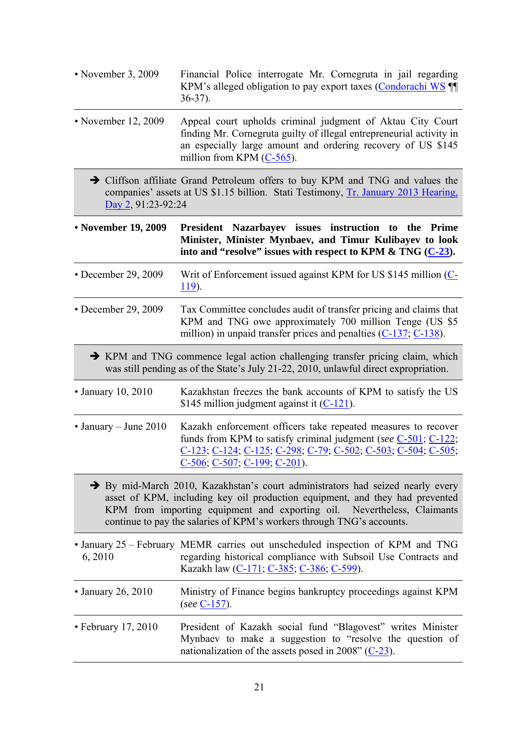| | |
|---|---|
| • November 3, 2009 | Financial Police interrogate Mr. Cornegruta in jail regarding KPM's alleged obligation to pay export taxes (Condorachi WS ¶¶ 36-37). |
| • November 12, 2009 | Appeal court upholds criminal judgment of Aktau City Court finding Mr. Cornegruta guilty of illegal entrepreneurial activity in an especially large amount and ordering recovery of US $145 million from KPM (C-565). |

➔ Cliffson affiliate Grand Petroleum offers to buy KPM and TNG and values the companies' assets at US $1.15 billion. Stati Testimony, Tr. January 2013 Hearing, Day 2, 91:23-92:24

| | |
|---|---|
| **• November 19, 2009** | **President Nazarbayev issues instruction to the Prime Minister, Minister Mynbaev, and Timur Kulibayev to look into and "resolve" issues with respect to KPM & TNG (C-23).** |
| • December 29, 2009 | Writ of Enforcement issued against KPM for US $145 million (C-119). |
| • December 29, 2009 | Tax Committee concludes audit of transfer pricing and claims that KPM and TNG owe approximately 700 million Tenge (US $5 million) in unpaid transfer prices and penalties (C-137; C-138). |

➔ KPM and TNG commence legal action challenging transfer pricing claim, which was still pending as of the State's July 21-22, 2010, unlawful direct expropriation.

| | |
|---|---|
| • January 10, 2010 | Kazakhstan freezes the bank accounts of KPM to satisfy the US $145 million judgment against it (C-121). |
| • January – June 2010 | Kazakh enforcement officers take repeated measures to recover funds from KPM to satisfy criminal judgment (*see* C-501; C-122; C-123; C-124; C-125; C-298; C-79; C-502; C-503; C-504; C-505; C-506; C-507; C-199; C-201). |

➔ By mid-March 2010, Kazakhstan's court administrators had seized nearly every asset of KPM, including key oil production equipment, and they had prevented KPM from importing equipment and exporting oil. Nevertheless, Claimants continue to pay the salaries of KPM's workers through TNG's accounts.

| | |
|---|---|
| • January 25 – February 6, 2010 | MEMR carries out unscheduled inspection of KPM and TNG regarding historical compliance with Subsoil Use Contracts and Kazakh law (C-171; C-385; C-386; C-599). |
| • January 26, 2010 | Ministry of Finance begins bankruptcy proceedings against KPM (*see* C-157). |
| • February 17, 2010 | President of Kazakh social fund "Blagovest" writes Minister Mynbaev to make a suggestion to "resolve the question of nationalization of the assets posed in 2008" (C-23). |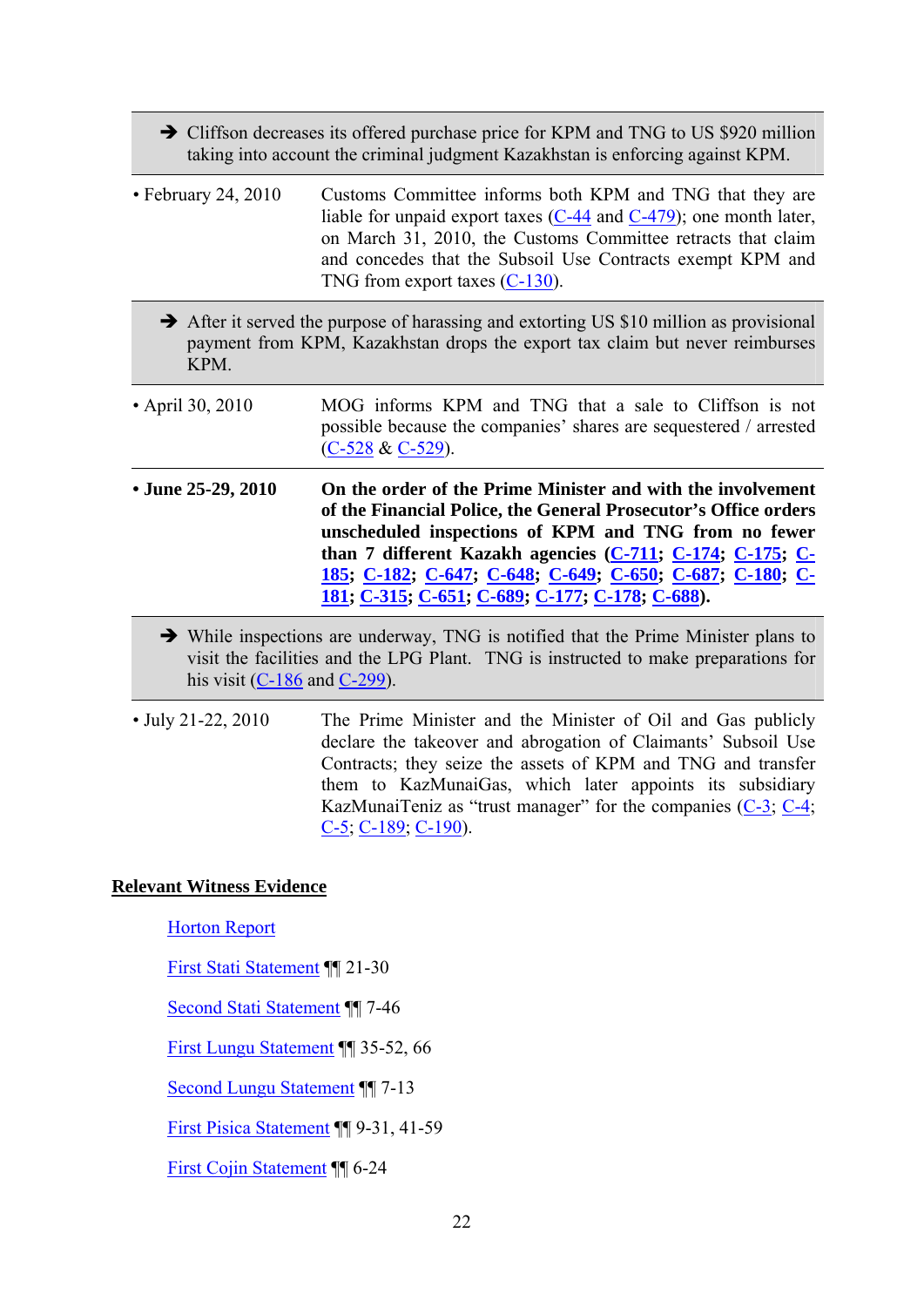➔ Cliffson decreases its offered purchase price for KPM and TNG to US $920 million taking into account the criminal judgment Kazakhstan is enforcing against KPM.

| | |
|---|---|
| • February 24, 2010 | Customs Committee informs both KPM and TNG that they are liable for unpaid export taxes (C-44 and C-479); one month later, on March 31, 2010, the Customs Committee retracts that claim and concedes that the Subsoil Use Contracts exempt KPM and TNG from export taxes (C-130). |

➔ After it served the purpose of harassing and extorting US $10 million as provisional payment from KPM, Kazakhstan drops the export tax claim but never reimburses KPM.

| | |
|---|---|
| • April 30, 2010 | MOG informs KPM and TNG that a sale to Cliffson is not possible because the companies' shares are sequestered / arrested (C-528 & C-529). |
| **• June 25-29, 2010** | **On the order of the Prime Minister and with the involvement of the Financial Police, the General Prosecutor's Office orders unscheduled inspections of KPM and TNG from no fewer than 7 different Kazakh agencies (C-711; C-174; C-175; C-185; C-182; C-647; C-648; C-649; C-650; C-687; C-180; C-181; C-315; C-651; C-689; C-177; C-178; C-688).** |

➔ While inspections are underway, TNG is notified that the Prime Minister plans to visit the facilities and the LPG Plant. TNG is instructed to make preparations for his visit (C-186 and C-299).

| | |
|---|---|
| • July 21-22, 2010 | The Prime Minister and the Minister of Oil and Gas publicly declare the takeover and abrogation of Claimants' Subsoil Use Contracts; they seize the assets of KPM and TNG and transfer them to KazMunaiGas, which later appoints its subsidiary KazMunaiTeniz as "trust manager" for the companies (C-3; C-4; C-5; C-189; C-190). |

**Relevant Witness Evidence**

Horton Report

First Stati Statement ¶¶ 21-30

Second Stati Statement ¶¶ 7-46

First Lungu Statement ¶¶ 35-52, 66

Second Lungu Statement ¶¶ 7-13

First Pisica Statement ¶¶ 9-31, 41-59

First Cojin Statement ¶¶ 6-24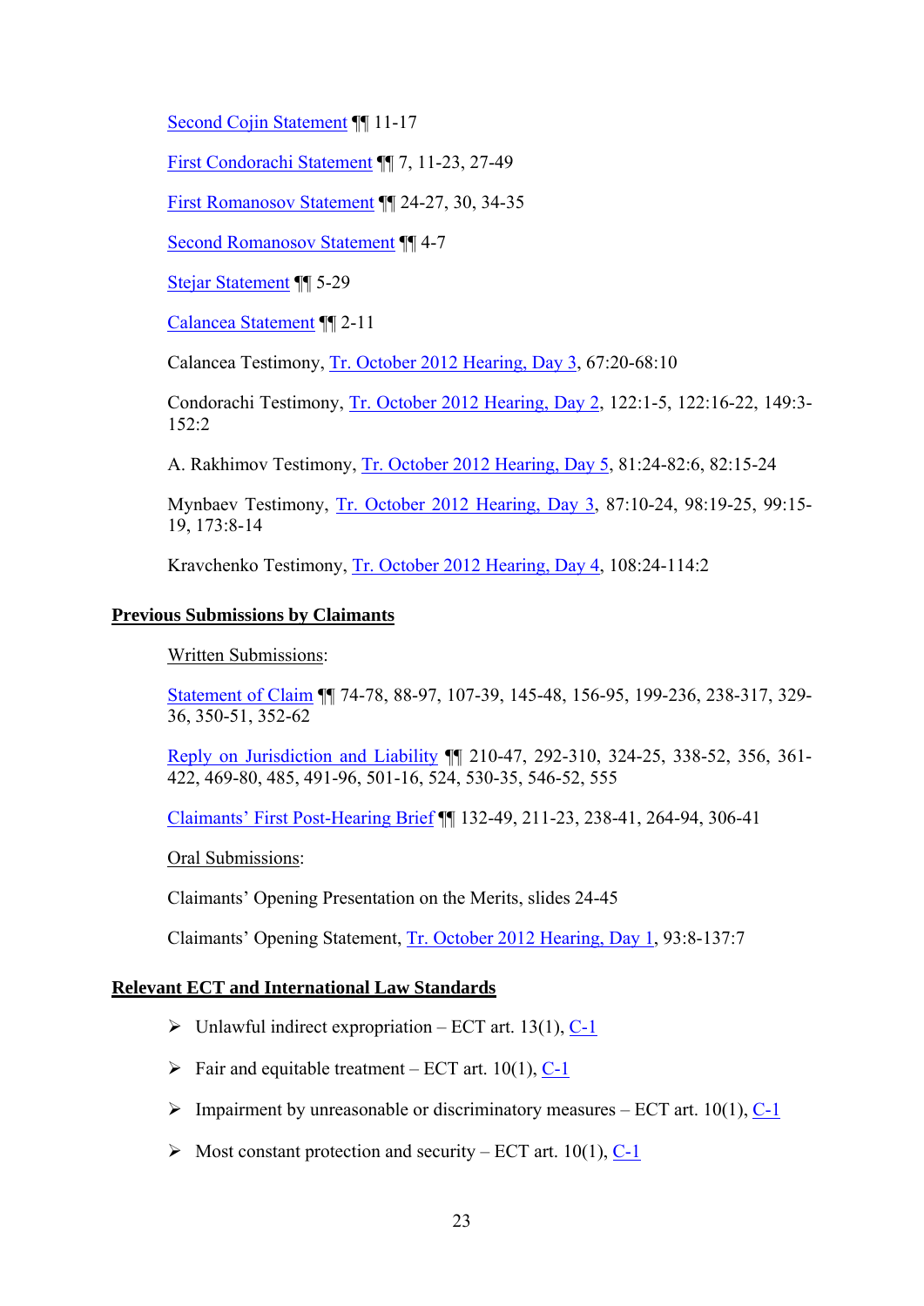Second Cojin Statement ¶¶ 11-17

First Condorachi Statement ¶¶ 7, 11-23, 27-49

First Romanosov Statement ¶¶ 24-27, 30, 34-35

Second Romanosov Statement ¶¶ 4-7

Stejar Statement ¶¶ 5-29

Calancea Statement ¶¶ 2-11

Calancea Testimony, Tr. October 2012 Hearing, Day 3, 67:20-68:10

Condorachi Testimony, Tr. October 2012 Hearing, Day 2, 122:1-5, 122:16-22, 149:3-152:2

A. Rakhimov Testimony, Tr. October 2012 Hearing, Day 5, 81:24-82:6, 82:15-24

Mynbaev Testimony, Tr. October 2012 Hearing, Day 3, 87:10-24, 98:19-25, 99:15-19, 173:8-14

Kravchenko Testimony, Tr. October 2012 Hearing, Day 4, 108:24-114:2

**Previous Submissions by Claimants**

Written Submissions:

Statement of Claim ¶¶ 74-78, 88-97, 107-39, 145-48, 156-95, 199-236, 238-317, 329-36, 350-51, 352-62

Reply on Jurisdiction and Liability ¶¶ 210-47, 292-310, 324-25, 338-52, 356, 361-422, 469-80, 485, 491-96, 501-16, 524, 530-35, 546-52, 555

Claimants' First Post-Hearing Brief ¶¶ 132-49, 211-23, 238-41, 264-94, 306-41

Oral Submissions:

Claimants' Opening Presentation on the Merits, slides 24-45

Claimants' Opening Statement, Tr. October 2012 Hearing, Day 1, 93:8-137:7

**Relevant ECT and International Law Standards**

- Unlawful indirect expropriation – ECT art. 13(1), C-1
- Fair and equitable treatment – ECT art. 10(1), C-1
- Impairment by unreasonable or discriminatory measures – ECT art. 10(1), C-1
- Most constant protection and security – ECT art. 10(1), C-1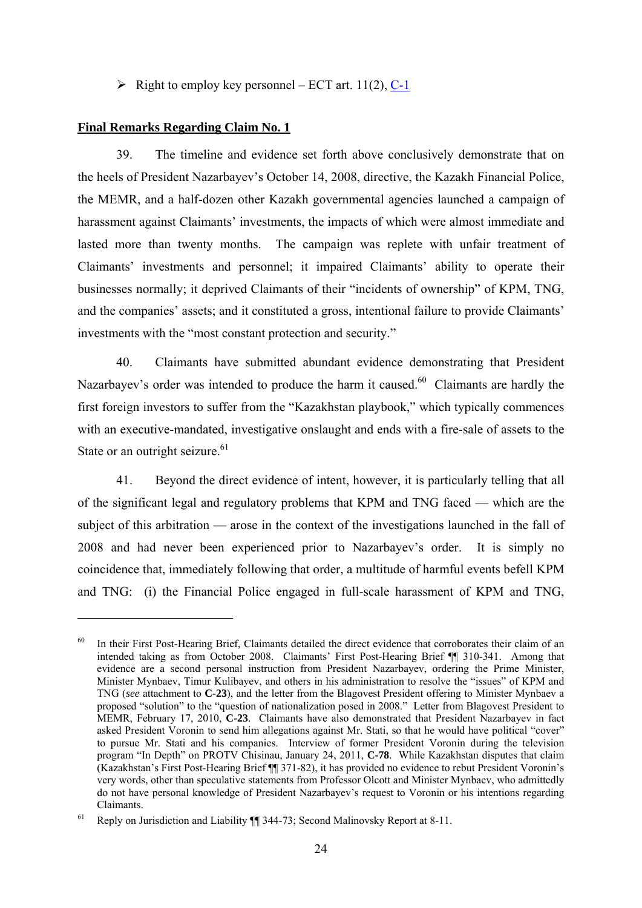- ➢ Right to employ key personnel – ECT art. 11(2), C-1

**Final Remarks Regarding Claim No. 1**

39. The timeline and evidence set forth above conclusively demonstrate that on the heels of President Nazarbayev's October 14, 2008, directive, the Kazakh Financial Police, the MEMR, and a half-dozen other Kazakh governmental agencies launched a campaign of harassment against Claimants' investments, the impacts of which were almost immediate and lasted more than twenty months. The campaign was replete with unfair treatment of Claimants' investments and personnel; it impaired Claimants' ability to operate their businesses normally; it deprived Claimants of their "incidents of ownership" of KPM, TNG, and the companies' assets; and it constituted a gross, intentional failure to provide Claimants' investments with the "most constant protection and security."

40. Claimants have submitted abundant evidence demonstrating that President Nazarbayev's order was intended to produce the harm it caused.[60] Claimants are hardly the first foreign investors to suffer from the "Kazakhstan playbook," which typically commences with an executive-mandated, investigative onslaught and ends with a fire-sale of assets to the State or an outright seizure.[61]

41. Beyond the direct evidence of intent, however, it is particularly telling that all of the significant legal and regulatory problems that KPM and TNG faced — which are the subject of this arbitration — arose in the context of the investigations launched in the fall of 2008 and had never been experienced prior to Nazarbayev's order. It is simply no coincidence that, immediately following that order, a multitude of harmful events befell KPM and TNG: (i) the Financial Police engaged in full-scale harassment of KPM and TNG,

---

[60] In their First Post-Hearing Brief, Claimants detailed the direct evidence that corroborates their claim of an intended taking as from October 2008. Claimants' First Post-Hearing Brief ¶¶ 310-341. Among that evidence are a second personal instruction from President Nazarbayev, ordering the Prime Minister, Minister Mynbaev, Timur Kulibayev, and others in his administration to resolve the "issues" of KPM and TNG (*see* attachment to **C-23**), and the letter from the Blagovest President offering to Minister Mynbaev a proposed "solution" to the "question of nationalization posed in 2008." Letter from Blagovest President to MEMR, February 17, 2010, **C-23**. Claimants have also demonstrated that President Nazarbayev in fact asked President Voronin to send him allegations against Mr. Stati, so that he would have political "cover" to pursue Mr. Stati and his companies. Interview of former President Voronin during the television program "In Depth" on PROTV Chisinau, January 24, 2011, **C-78**. While Kazakhstan disputes that claim (Kazakhstan's First Post-Hearing Brief ¶¶ 371-82), it has provided no evidence to rebut President Voronin's very words, other than speculative statements from Professor Olcott and Minister Mynbaev, who admittedly do not have personal knowledge of President Nazarbayev's request to Voronin or his intentions regarding Claimants.

[61] Reply on Jurisdiction and Liability ¶¶ 344-73; Second Malinovsky Report at 8-11.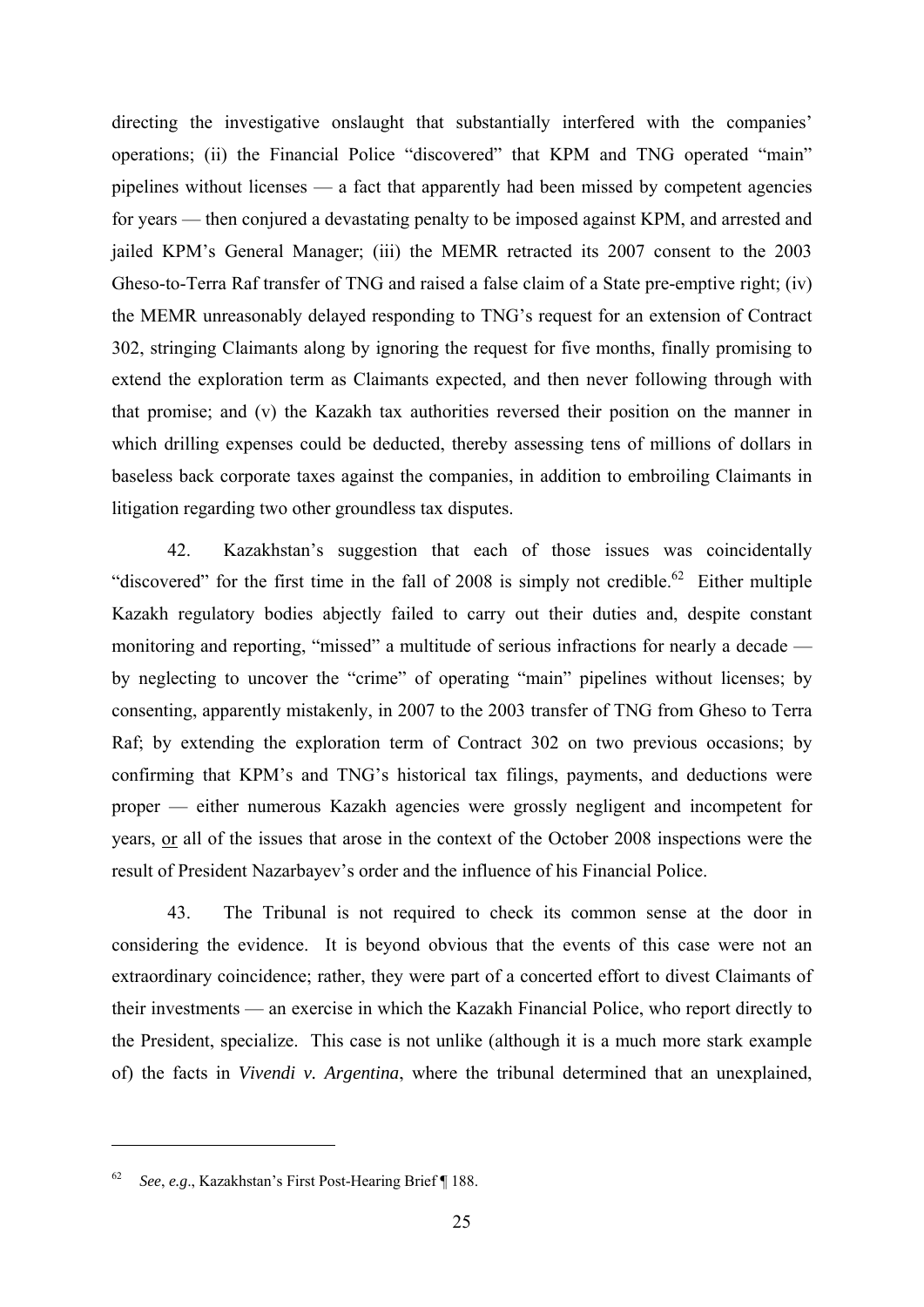directing the investigative onslaught that substantially interfered with the companies' operations; (ii) the Financial Police "discovered" that KPM and TNG operated "main" pipelines without licenses — a fact that apparently had been missed by competent agencies for years — then conjured a devastating penalty to be imposed against KPM, and arrested and jailed KPM's General Manager; (iii) the MEMR retracted its 2007 consent to the 2003 Gheso-to-Terra Raf transfer of TNG and raised a false claim of a State pre-emptive right; (iv) the MEMR unreasonably delayed responding to TNG's request for an extension of Contract 302, stringing Claimants along by ignoring the request for five months, finally promising to extend the exploration term as Claimants expected, and then never following through with that promise; and (v) the Kazakh tax authorities reversed their position on the manner in which drilling expenses could be deducted, thereby assessing tens of millions of dollars in baseless back corporate taxes against the companies, in addition to embroiling Claimants in litigation regarding two other groundless tax disputes.

42. Kazakhstan's suggestion that each of those issues was coincidentally "discovered" for the first time in the fall of 2008 is simply not credible.[62] Either multiple Kazakh regulatory bodies abjectly failed to carry out their duties and, despite constant monitoring and reporting, "missed" a multitude of serious infractions for nearly a decade — by neglecting to uncover the "crime" of operating "main" pipelines without licenses; by consenting, apparently mistakenly, in 2007 to the 2003 transfer of TNG from Gheso to Terra Raf; by extending the exploration term of Contract 302 on two previous occasions; by confirming that KPM's and TNG's historical tax filings, payments, and deductions were proper — either numerous Kazakh agencies were grossly negligent and incompetent for years, <u>or</u> all of the issues that arose in the context of the October 2008 inspections were the result of President Nazarbayev's order and the influence of his Financial Police.

43. The Tribunal is not required to check its common sense at the door in considering the evidence. It is beyond obvious that the events of this case were not an extraordinary coincidence; rather, they were part of a concerted effort to divest Claimants of their investments — an exercise in which the Kazakh Financial Police, who report directly to the President, specialize. This case is not unlike (although it is a much more stark example of) the facts in *Vivendi v. Argentina*, where the tribunal determined that an unexplained,

---

[62] *See*, *e.g*., Kazakhstan's First Post-Hearing Brief ¶ 188.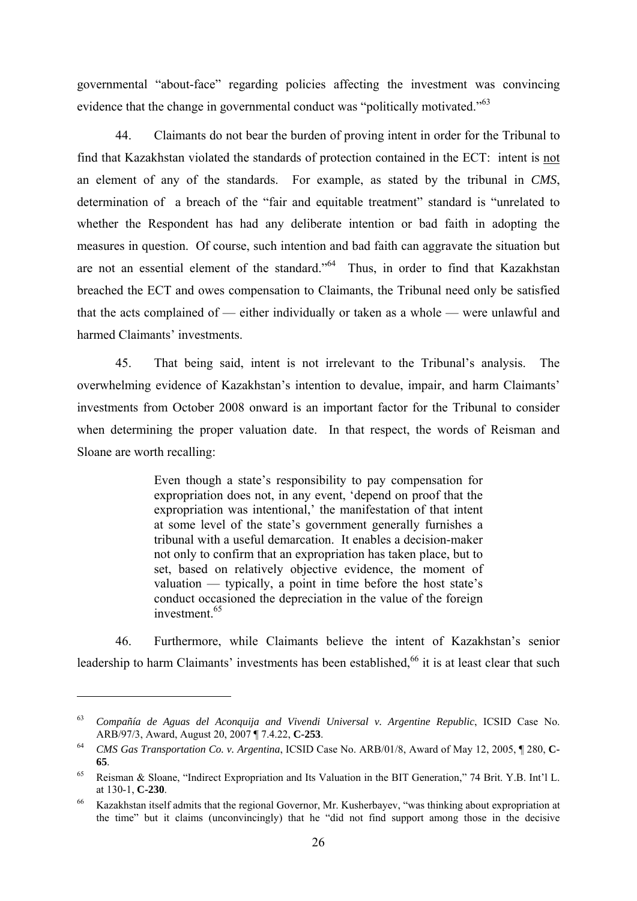governmental "about-face" regarding policies affecting the investment was convincing evidence that the change in governmental conduct was "politically motivated."[63]

44. Claimants do not bear the burden of proving intent in order for the Tribunal to find that Kazakhstan violated the standards of protection contained in the ECT: intent is not an element of any of the standards. For example, as stated by the tribunal in *CMS*, determination of a breach of the "fair and equitable treatment" standard is "unrelated to whether the Respondent has had any deliberate intention or bad faith in adopting the measures in question. Of course, such intention and bad faith can aggravate the situation but are not an essential element of the standard."[64] Thus, in order to find that Kazakhstan breached the ECT and owes compensation to Claimants, the Tribunal need only be satisfied that the acts complained of — either individually or taken as a whole — were unlawful and harmed Claimants' investments.

45. That being said, intent is not irrelevant to the Tribunal's analysis. The overwhelming evidence of Kazakhstan's intention to devalue, impair, and harm Claimants' investments from October 2008 onward is an important factor for the Tribunal to consider when determining the proper valuation date. In that respect, the words of Reisman and Sloane are worth recalling:

> Even though a state's responsibility to pay compensation for expropriation does not, in any event, 'depend on proof that the expropriation was intentional,' the manifestation of that intent at some level of the state's government generally furnishes a tribunal with a useful demarcation. It enables a decision-maker not only to confirm that an expropriation has taken place, but to set, based on relatively objective evidence, the moment of valuation — typically, a point in time before the host state's conduct occasioned the depreciation in the value of the foreign investment.[65]

46. Furthermore, while Claimants believe the intent of Kazakhstan's senior leadership to harm Claimants' investments has been established,[66] it is at least clear that such

---

[63] *Compañía de Aguas del Aconquija and Vivendi Universal v. Argentine Republic*, ICSID Case No. ARB/97/3, Award, August 20, 2007 ¶ 7.4.22, **C-253**.

[64] *CMS Gas Transportation Co. v. Argentina*, ICSID Case No. ARB/01/8, Award of May 12, 2005, ¶ 280, **C-65**.

[65] Reisman & Sloane, "Indirect Expropriation and Its Valuation in the BIT Generation," 74 Brit. Y.B. Int'l L. at 130-1, **C-230**.

[66] Kazakhstan itself admits that the regional Governor, Mr. Kusherbayev, "was thinking about expropriation at the time" but it claims (unconvincingly) that he "did not find support among those in the decisive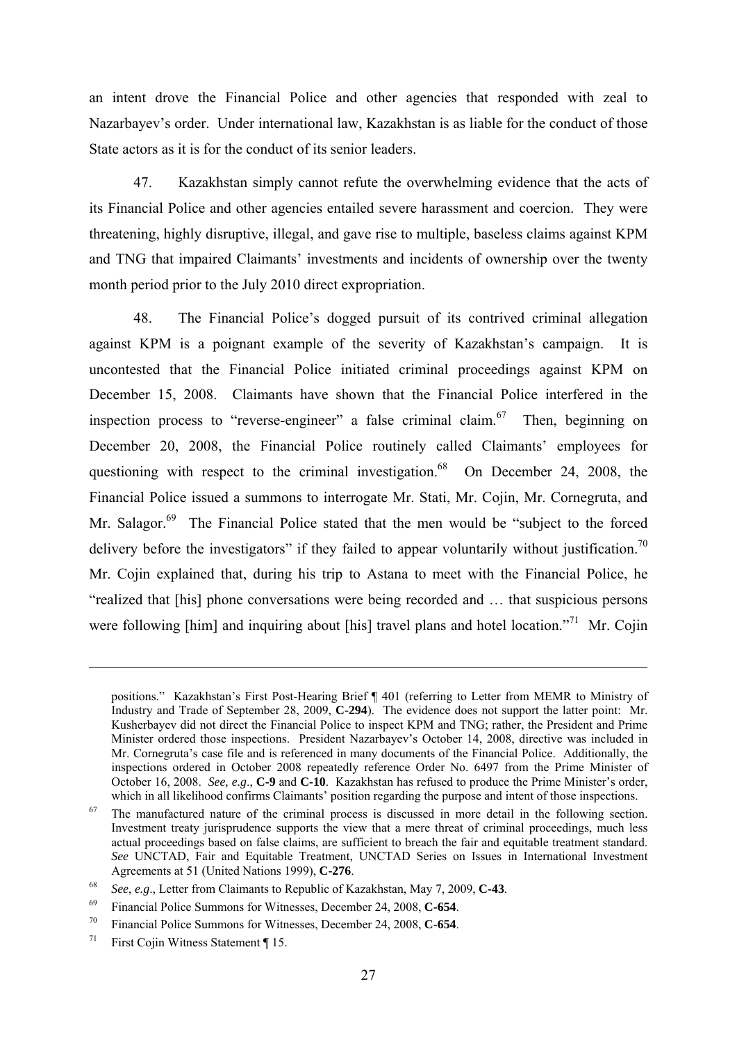an intent drove the Financial Police and other agencies that responded with zeal to Nazarbayev's order. Under international law, Kazakhstan is as liable for the conduct of those State actors as it is for the conduct of its senior leaders.

47. Kazakhstan simply cannot refute the overwhelming evidence that the acts of its Financial Police and other agencies entailed severe harassment and coercion. They were threatening, highly disruptive, illegal, and gave rise to multiple, baseless claims against KPM and TNG that impaired Claimants' investments and incidents of ownership over the twenty month period prior to the July 2010 direct expropriation.

48. The Financial Police's dogged pursuit of its contrived criminal allegation against KPM is a poignant example of the severity of Kazakhstan's campaign. It is uncontested that the Financial Police initiated criminal proceedings against KPM on December 15, 2008. Claimants have shown that the Financial Police interfered in the inspection process to "reverse-engineer" a false criminal claim.[67] Then, beginning on December 20, 2008, the Financial Police routinely called Claimants' employees for questioning with respect to the criminal investigation.[68] On December 24, 2008, the Financial Police issued a summons to interrogate Mr. Stati, Mr. Cojin, Mr. Cornegruta, and Mr. Salagor.[69] The Financial Police stated that the men would be "subject to the forced delivery before the investigators" if they failed to appear voluntarily without justification.[70] Mr. Cojin explained that, during his trip to Astana to meet with the Financial Police, he "realized that [his] phone conversations were being recorded and … that suspicious persons were following [him] and inquiring about [his] travel plans and hotel location."[71] Mr. Cojin

---

positions." Kazakhstan's First Post-Hearing Brief ¶ 401 (referring to Letter from MEMR to Ministry of Industry and Trade of September 28, 2009, **C-294**). The evidence does not support the latter point: Mr. Kusherbayev did not direct the Financial Police to inspect KPM and TNG; rather, the President and Prime Minister ordered those inspections. President Nazarbayev's October 14, 2008, directive was included in Mr. Cornegruta's case file and is referenced in many documents of the Financial Police. Additionally, the inspections ordered in October 2008 repeatedly reference Order No. 6497 from the Prime Minister of October 16, 2008. *See, e.g*., **C-9** and **C-10**. Kazakhstan has refused to produce the Prime Minister's order, which in all likelihood confirms Claimants' position regarding the purpose and intent of those inspections.

[67] The manufactured nature of the criminal process is discussed in more detail in the following section. Investment treaty jurisprudence supports the view that a mere threat of criminal proceedings, much less actual proceedings based on false claims, are sufficient to breach the fair and equitable treatment standard. *See* UNCTAD, Fair and Equitable Treatment, UNCTAD Series on Issues in International Investment Agreements at 51 (United Nations 1999), **C-276**.

[68] *See*, *e.g*., Letter from Claimants to Republic of Kazakhstan, May 7, 2009, **C-43**.

[69] Financial Police Summons for Witnesses, December 24, 2008, **C-654**.

[70] Financial Police Summons for Witnesses, December 24, 2008, **C-654**.

[71] First Cojin Witness Statement ¶ 15.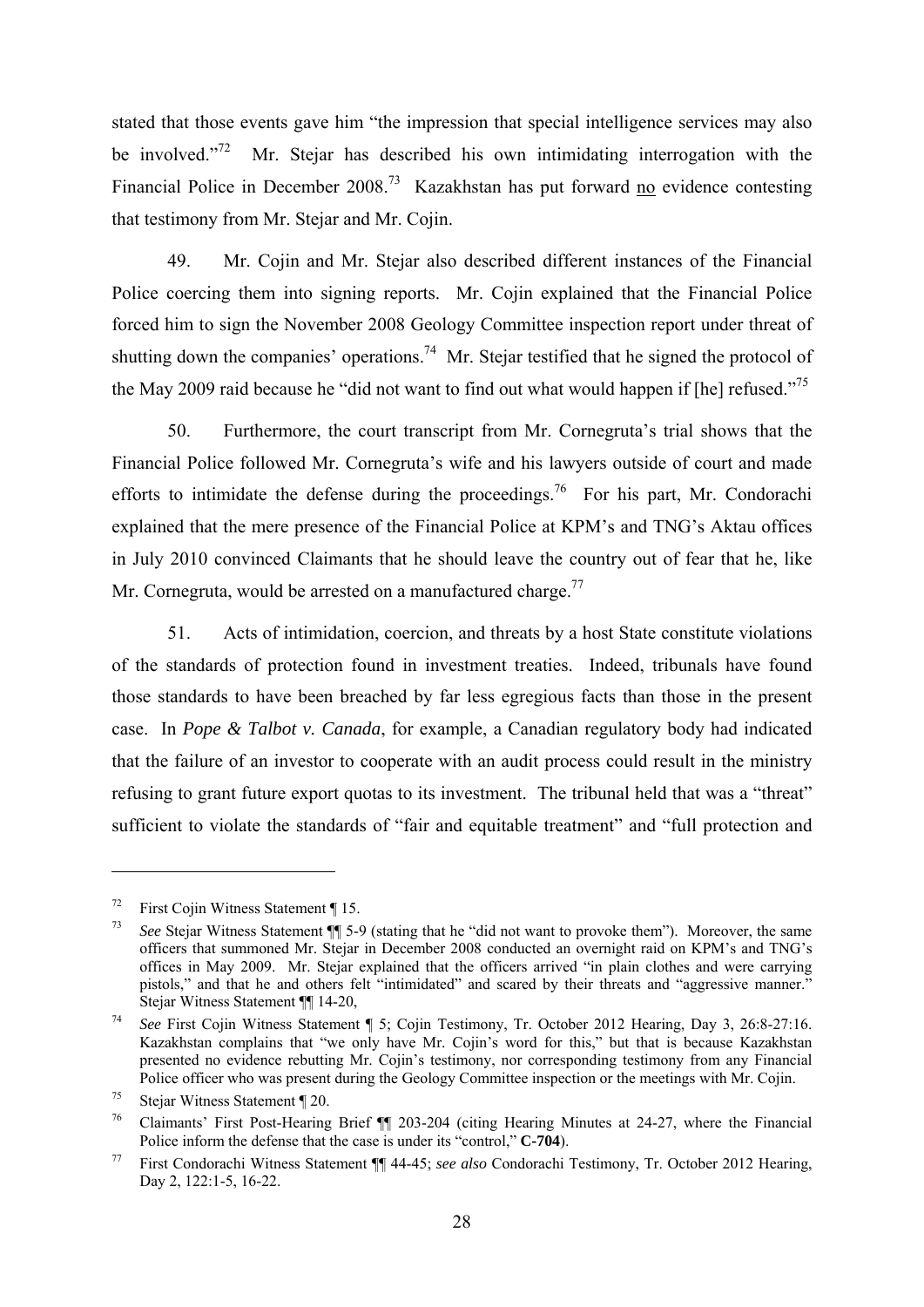stated that those events gave him "the impression that special intelligence services may also be involved."[72] Mr. Stejar has described his own intimidating interrogation with the Financial Police in December 2008.[73] Kazakhstan has put forward no evidence contesting that testimony from Mr. Stejar and Mr. Cojin.

49. Mr. Cojin and Mr. Stejar also described different instances of the Financial Police coercing them into signing reports. Mr. Cojin explained that the Financial Police forced him to sign the November 2008 Geology Committee inspection report under threat of shutting down the companies' operations.[74] Mr. Stejar testified that he signed the protocol of the May 2009 raid because he "did not want to find out what would happen if [he] refused."[75]

50. Furthermore, the court transcript from Mr. Cornegruta's trial shows that the Financial Police followed Mr. Cornegruta's wife and his lawyers outside of court and made efforts to intimidate the defense during the proceedings.[76] For his part, Mr. Condorachi explained that the mere presence of the Financial Police at KPM's and TNG's Aktau offices in July 2010 convinced Claimants that he should leave the country out of fear that he, like Mr. Cornegruta, would be arrested on a manufactured charge.[77]

51. Acts of intimidation, coercion, and threats by a host State constitute violations of the standards of protection found in investment treaties. Indeed, tribunals have found those standards to have been breached by far less egregious facts than those in the present case. In *Pope & Talbot v. Canada*, for example, a Canadian regulatory body had indicated that the failure of an investor to cooperate with an audit process could result in the ministry refusing to grant future export quotas to its investment. The tribunal held that was a "threat" sufficient to violate the standards of "fair and equitable treatment" and "full protection and

---

[72] First Cojin Witness Statement ¶ 15.

[73] *See* Stejar Witness Statement ¶¶ 5-9 (stating that he "did not want to provoke them"). Moreover, the same officers that summoned Mr. Stejar in December 2008 conducted an overnight raid on KPM's and TNG's offices in May 2009. Mr. Stejar explained that the officers arrived "in plain clothes and were carrying pistols," and that he and others felt "intimidated" and scared by their threats and "aggressive manner." Stejar Witness Statement ¶¶ 14-20,

[74] *See* First Cojin Witness Statement ¶ 5; Cojin Testimony, Tr. October 2012 Hearing, Day 3, 26:8-27:16. Kazakhstan complains that "we only have Mr. Cojin's word for this," but that is because Kazakhstan presented no evidence rebutting Mr. Cojin's testimony, nor corresponding testimony from any Financial Police officer who was present during the Geology Committee inspection or the meetings with Mr. Cojin.

[75] Stejar Witness Statement ¶ 20.

[76] Claimants' First Post-Hearing Brief ¶¶ 203-204 (citing Hearing Minutes at 24-27, where the Financial Police inform the defense that the case is under its "control," **C-704**).

[77] First Condorachi Witness Statement ¶¶ 44-45; *see also* Condorachi Testimony, Tr. October 2012 Hearing, Day 2, 122:1-5, 16-22.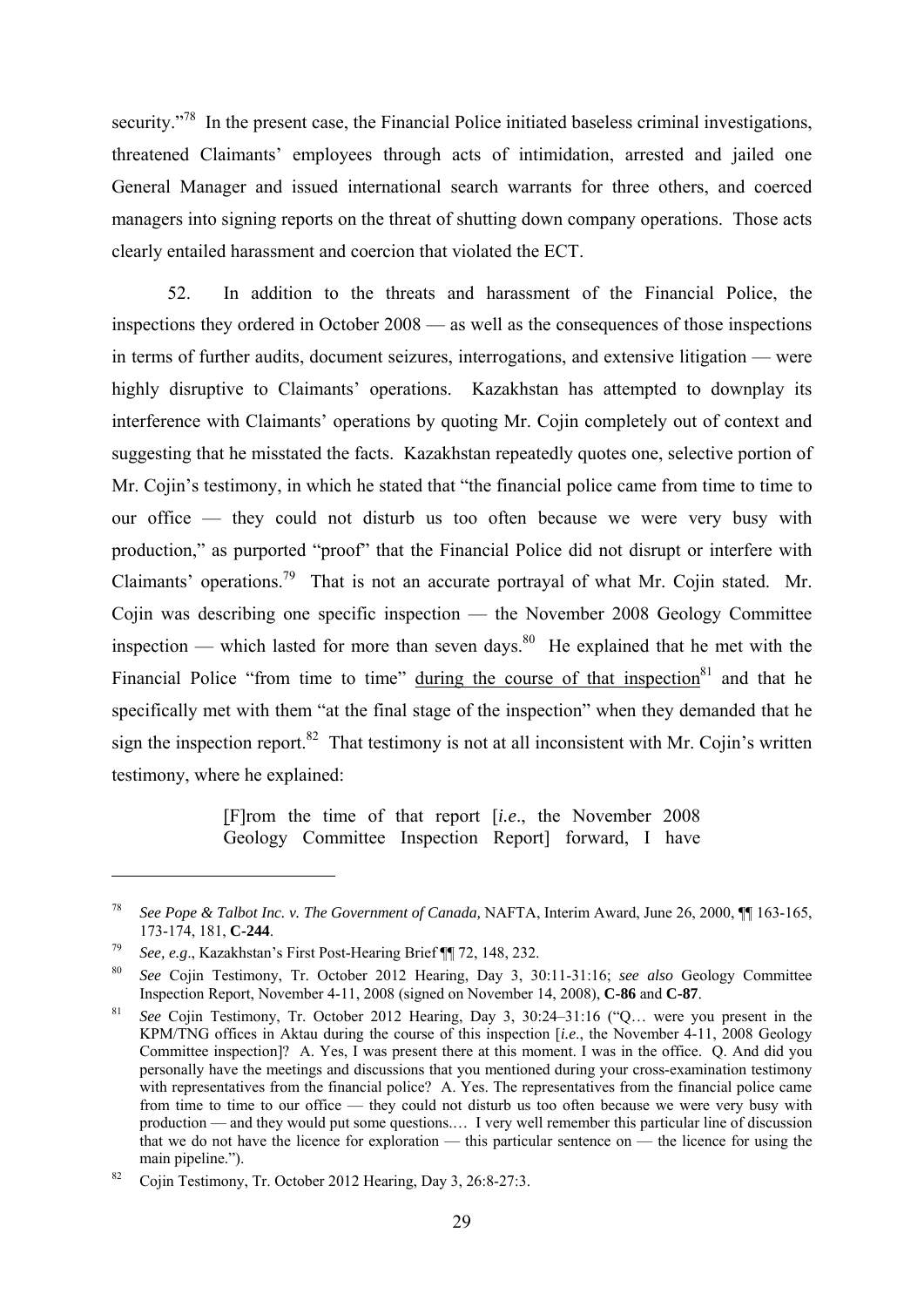security."[78] In the present case, the Financial Police initiated baseless criminal investigations, threatened Claimants' employees through acts of intimidation, arrested and jailed one General Manager and issued international search warrants for three others, and coerced managers into signing reports on the threat of shutting down company operations. Those acts clearly entailed harassment and coercion that violated the ECT.

52. In addition to the threats and harassment of the Financial Police, the inspections they ordered in October 2008 — as well as the consequences of those inspections in terms of further audits, document seizures, interrogations, and extensive litigation — were highly disruptive to Claimants' operations. Kazakhstan has attempted to downplay its interference with Claimants' operations by quoting Mr. Cojin completely out of context and suggesting that he misstated the facts. Kazakhstan repeatedly quotes one, selective portion of Mr. Cojin's testimony, in which he stated that "the financial police came from time to time to our office — they could not disturb us too often because we were very busy with production," as purported "proof" that the Financial Police did not disrupt or interfere with Claimants' operations.[79] That is not an accurate portrayal of what Mr. Cojin stated. Mr. Cojin was describing one specific inspection — the November 2008 Geology Committee inspection — which lasted for more than seven days.[80] He explained that he met with the Financial Police "from time to time" <u>during the course of that inspection</u>[81] and that he specifically met with them "at the final stage of the inspection" when they demanded that he sign the inspection report.[82] That testimony is not at all inconsistent with Mr. Cojin's written testimony, where he explained:

> [F]rom the time of that report [*i.e.*, the November 2008 Geology Committee Inspection Report] forward, I have

---

[78] *See Pope & Talbot Inc. v. The Government of Canada,* NAFTA, Interim Award, June 26, 2000, ¶¶ 163-165, 173-174, 181, **C-244**.

[79] *See, e.g*., Kazakhstan's First Post-Hearing Brief ¶¶ 72, 148, 232.

[80] *See* Cojin Testimony, Tr. October 2012 Hearing, Day 3, 30:11-31:16; *see also* Geology Committee Inspection Report, November 4-11, 2008 (signed on November 14, 2008), **C-86** and **C-87**.

[81] *See* Cojin Testimony, Tr. October 2012 Hearing, Day 3, 30:24–31:16 ("Q… were you present in the KPM/TNG offices in Aktau during the course of this inspection [*i.e*., the November 4-11, 2008 Geology Committee inspection]? A. Yes, I was present there at this moment. I was in the office. Q. And did you personally have the meetings and discussions that you mentioned during your cross-examination testimony with representatives from the financial police? A. Yes. The representatives from the financial police came from time to time to our office — they could not disturb us too often because we were very busy with production — and they would put some questions.… I very well remember this particular line of discussion that we do not have the licence for exploration — this particular sentence on — the licence for using the main pipeline.").

[82] Cojin Testimony, Tr. October 2012 Hearing, Day 3, 26:8-27:3.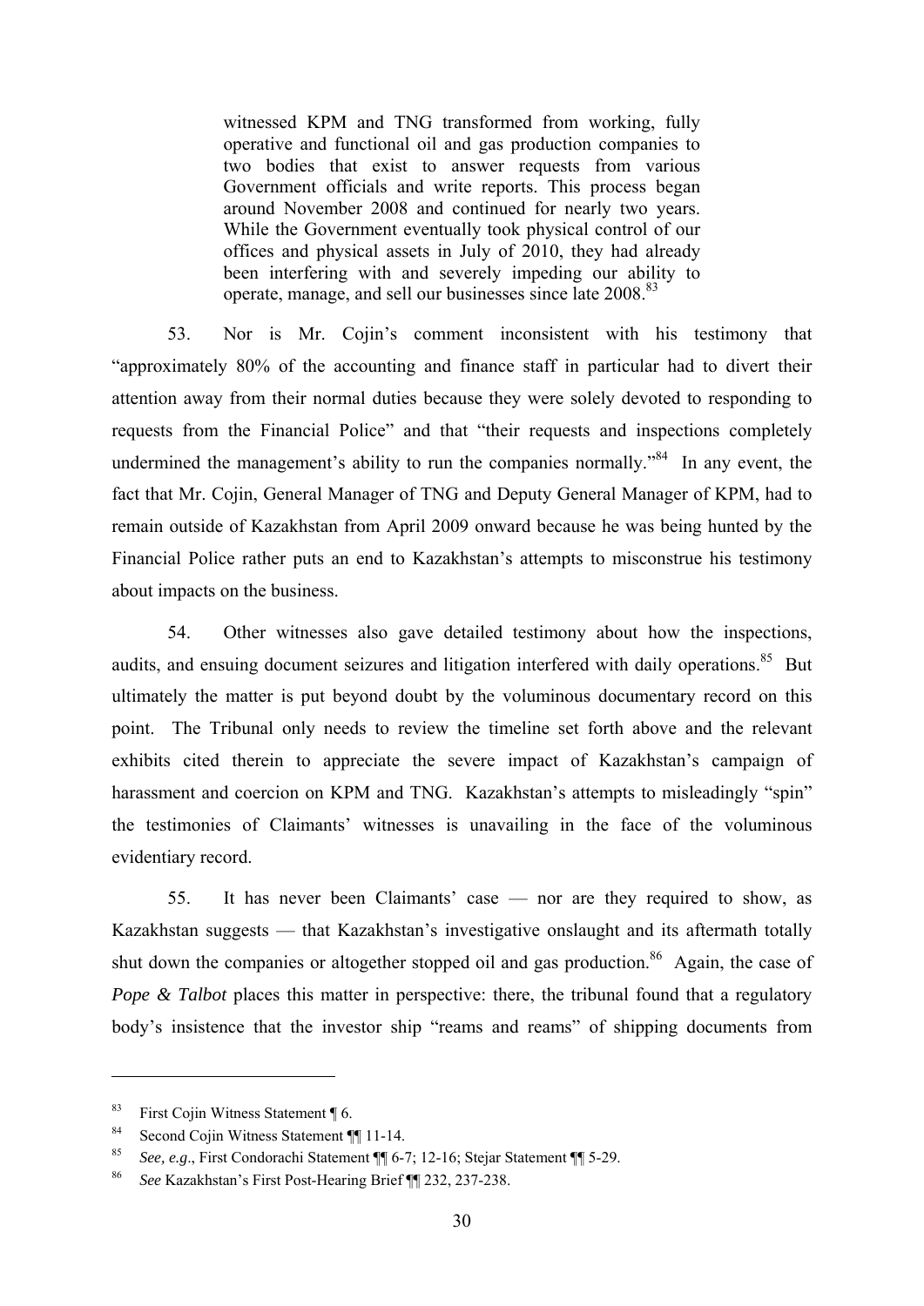> witnessed KPM and TNG transformed from working, fully operative and functional oil and gas production companies to two bodies that exist to answer requests from various Government officials and write reports. This process began around November 2008 and continued for nearly two years. While the Government eventually took physical control of our offices and physical assets in July of 2010, they had already been interfering with and severely impeding our ability to operate, manage, and sell our businesses since late 2008.[83]

53. Nor is Mr. Cojin's comment inconsistent with his testimony that "approximately 80% of the accounting and finance staff in particular had to divert their attention away from their normal duties because they were solely devoted to responding to requests from the Financial Police" and that "their requests and inspections completely undermined the management's ability to run the companies normally."[84] In any event, the fact that Mr. Cojin, General Manager of TNG and Deputy General Manager of KPM, had to remain outside of Kazakhstan from April 2009 onward because he was being hunted by the Financial Police rather puts an end to Kazakhstan's attempts to misconstrue his testimony about impacts on the business.

54. Other witnesses also gave detailed testimony about how the inspections, audits, and ensuing document seizures and litigation interfered with daily operations.[85] But ultimately the matter is put beyond doubt by the voluminous documentary record on this point. The Tribunal only needs to review the timeline set forth above and the relevant exhibits cited therein to appreciate the severe impact of Kazakhstan's campaign of harassment and coercion on KPM and TNG. Kazakhstan's attempts to misleadingly "spin" the testimonies of Claimants' witnesses is unavailing in the face of the voluminous evidentiary record.

55. It has never been Claimants' case — nor are they required to show, as Kazakhstan suggests — that Kazakhstan's investigative onslaught and its aftermath totally shut down the companies or altogether stopped oil and gas production.[86] Again, the case of *Pope & Talbot* places this matter in perspective: there, the tribunal found that a regulatory body's insistence that the investor ship "reams and reams" of shipping documents from

---

[83] First Cojin Witness Statement ¶ 6.

[84] Second Cojin Witness Statement ¶¶ 11-14.

[85] *See, e.g*., First Condorachi Statement ¶¶ 6-7; 12-16; Stejar Statement ¶¶ 5-29.

[86] *See* Kazakhstan's First Post-Hearing Brief ¶¶ 232, 237-238.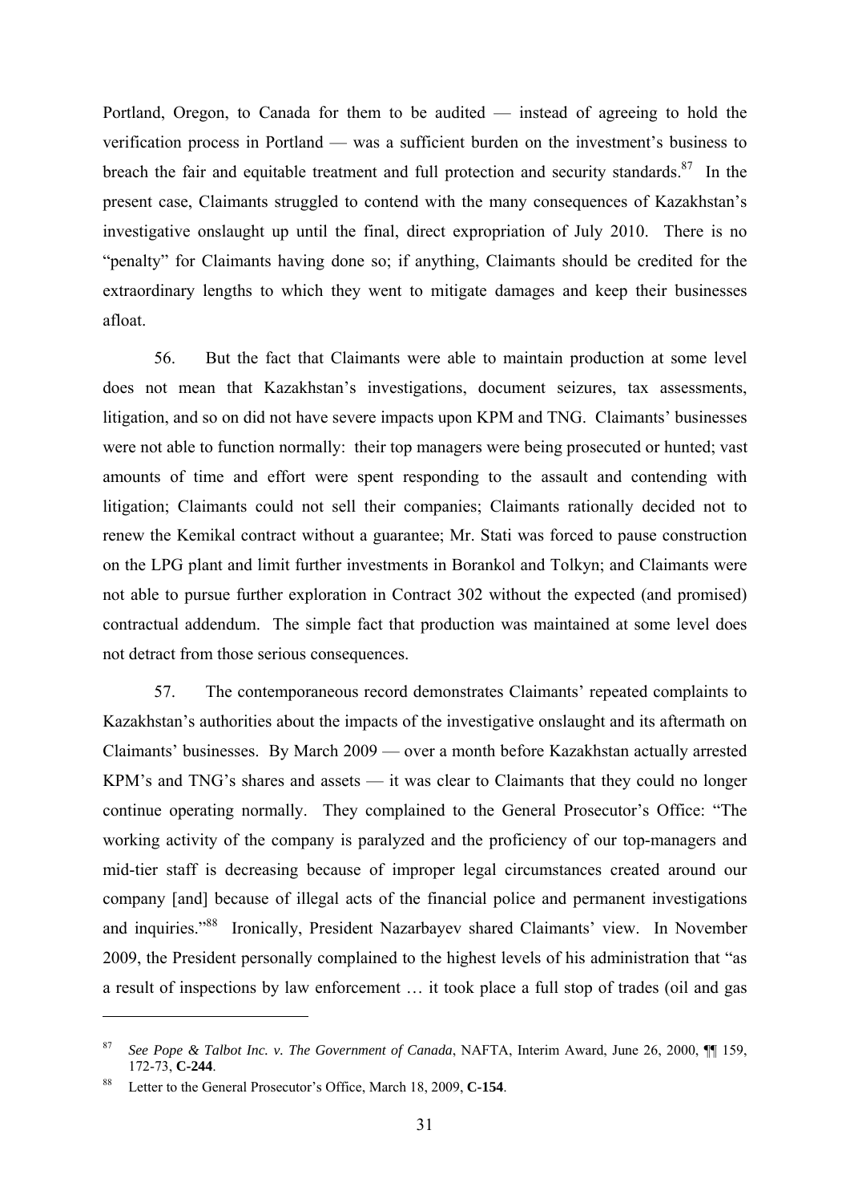Portland, Oregon, to Canada for them to be audited — instead of agreeing to hold the verification process in Portland — was a sufficient burden on the investment's business to breach the fair and equitable treatment and full protection and security standards.[87] In the present case, Claimants struggled to contend with the many consequences of Kazakhstan's investigative onslaught up until the final, direct expropriation of July 2010. There is no "penalty" for Claimants having done so; if anything, Claimants should be credited for the extraordinary lengths to which they went to mitigate damages and keep their businesses afloat.

56. But the fact that Claimants were able to maintain production at some level does not mean that Kazakhstan's investigations, document seizures, tax assessments, litigation, and so on did not have severe impacts upon KPM and TNG. Claimants' businesses were not able to function normally: their top managers were being prosecuted or hunted; vast amounts of time and effort were spent responding to the assault and contending with litigation; Claimants could not sell their companies; Claimants rationally decided not to renew the Kemikal contract without a guarantee; Mr. Stati was forced to pause construction on the LPG plant and limit further investments in Borankol and Tolkyn; and Claimants were not able to pursue further exploration in Contract 302 without the expected (and promised) contractual addendum. The simple fact that production was maintained at some level does not detract from those serious consequences.

57. The contemporaneous record demonstrates Claimants' repeated complaints to Kazakhstan's authorities about the impacts of the investigative onslaught and its aftermath on Claimants' businesses. By March 2009 — over a month before Kazakhstan actually arrested KPM's and TNG's shares and assets — it was clear to Claimants that they could no longer continue operating normally. They complained to the General Prosecutor's Office: "The working activity of the company is paralyzed and the proficiency of our top-managers and mid-tier staff is decreasing because of improper legal circumstances created around our company [and] because of illegal acts of the financial police and permanent investigations and inquiries."[88] Ironically, President Nazarbayev shared Claimants' view. In November 2009, the President personally complained to the highest levels of his administration that "as a result of inspections by law enforcement … it took place a full stop of trades (oil and gas

---

[87] *See Pope & Talbot Inc. v. The Government of Canada*, NAFTA, Interim Award, June 26, 2000, ¶¶ 159, 172-73, **C-244**.

[88] Letter to the General Prosecutor's Office, March 18, 2009, **C-154**.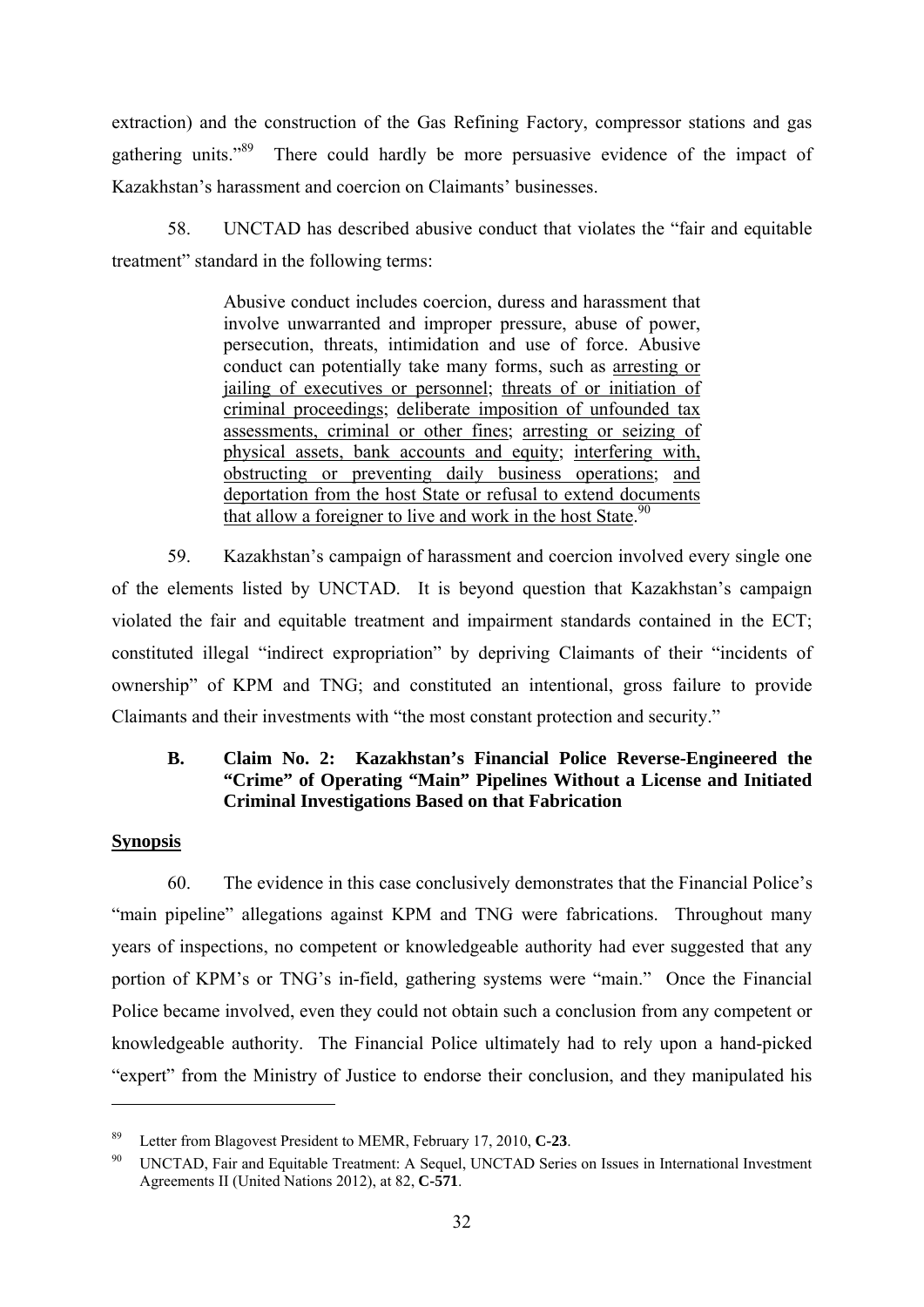extraction) and the construction of the Gas Refining Factory, compressor stations and gas gathering units."[89] There could hardly be more persuasive evidence of the impact of Kazakhstan's harassment and coercion on Claimants' businesses.

58. UNCTAD has described abusive conduct that violates the "fair and equitable treatment" standard in the following terms:

> Abusive conduct includes coercion, duress and harassment that involve unwarranted and improper pressure, abuse of power, persecution, threats, intimidation and use of force. Abusive conduct can potentially take many forms, such as <u>arresting or jailing of executives or personnel</u>; <u>threats of or initiation of criminal proceedings</u>; <u>deliberate imposition of unfounded tax assessments, criminal or other fines</u>; <u>arresting or seizing of physical assets, bank accounts and equity</u>; <u>interfering with, obstructing or preventing daily business operations</u>; <u>and deportation from the host State or refusal to extend documents that allow a foreigner to live and work in the host State</u>.[90]

59. Kazakhstan's campaign of harassment and coercion involved every single one of the elements listed by UNCTAD. It is beyond question that Kazakhstan's campaign violated the fair and equitable treatment and impairment standards contained in the ECT; constituted illegal "indirect expropriation" by depriving Claimants of their "incidents of ownership" of KPM and TNG; and constituted an intentional, gross failure to provide Claimants and their investments with "the most constant protection and security."

### B. Claim No. 2: Kazakhstan's Financial Police Reverse-Engineered the "Crime" of Operating "Main" Pipelines Without a License and Initiated Criminal Investigations Based on that Fabrication

**<u>Synopsis</u>**

60. The evidence in this case conclusively demonstrates that the Financial Police's "main pipeline" allegations against KPM and TNG were fabrications. Throughout many years of inspections, no competent or knowledgeable authority had ever suggested that any portion of KPM's or TNG's in-field, gathering systems were "main." Once the Financial Police became involved, even they could not obtain such a conclusion from any competent or knowledgeable authority. The Financial Police ultimately had to rely upon a hand-picked "expert" from the Ministry of Justice to endorse their conclusion, and they manipulated his

---

[89] Letter from Blagovest President to MEMR, February 17, 2010, **C-23**.

[90] UNCTAD, Fair and Equitable Treatment: A Sequel, UNCTAD Series on Issues in International Investment Agreements II (United Nations 2012), at 82, **C-571**.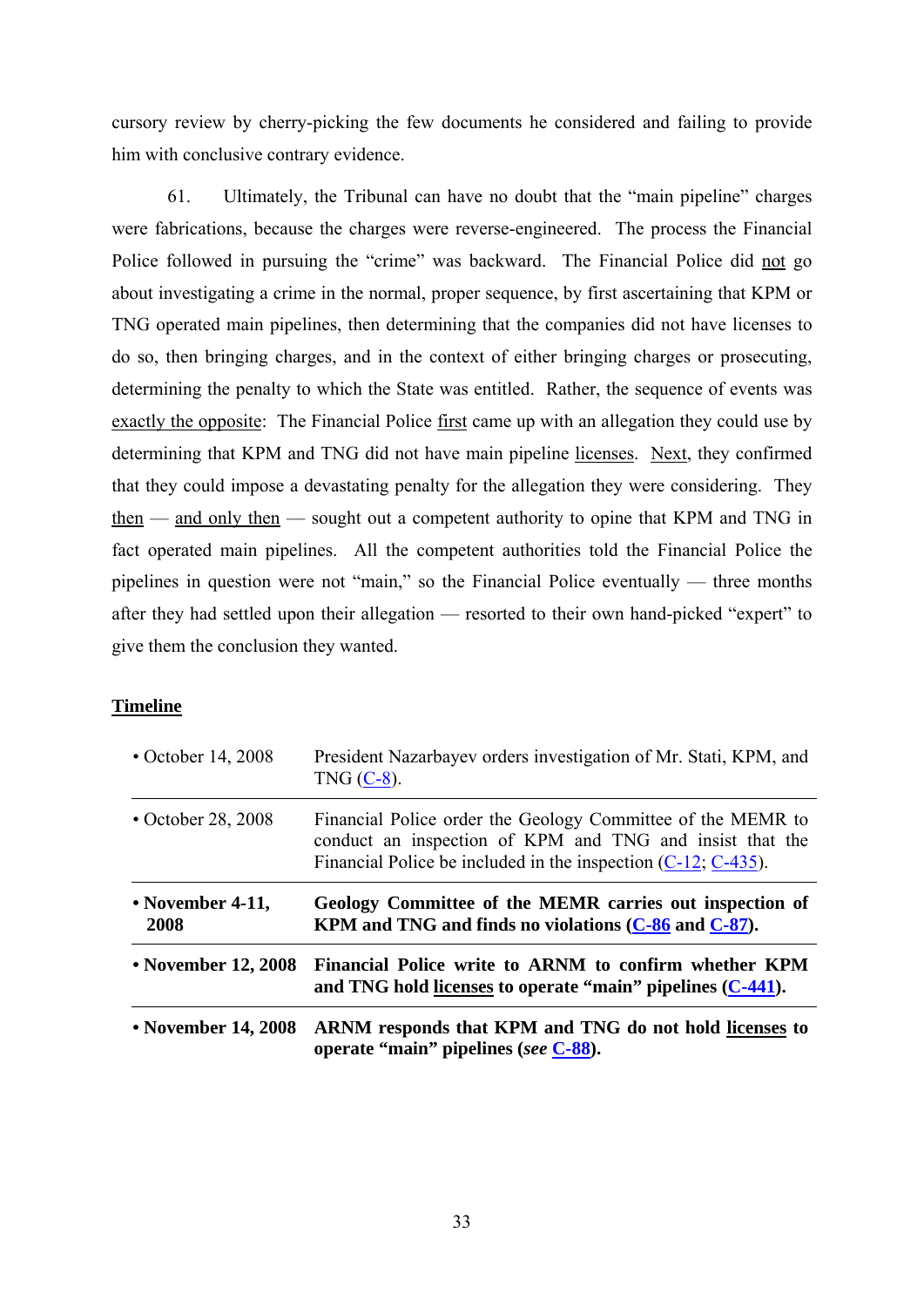cursory review by cherry-picking the few documents he considered and failing to provide him with conclusive contrary evidence.

61. Ultimately, the Tribunal can have no doubt that the "main pipeline" charges were fabrications, because the charges were reverse-engineered. The process the Financial Police followed in pursuing the "crime" was backward. The Financial Police did <u>not</u> go about investigating a crime in the normal, proper sequence, by first ascertaining that KPM or TNG operated main pipelines, then determining that the companies did not have licenses to do so, then bringing charges, and in the context of either bringing charges or prosecuting, determining the penalty to which the State was entitled. Rather, the sequence of events was <u>exactly the opposite</u>: The Financial Police <u>first</u> came up with an allegation they could use by determining that KPM and TNG did not have main pipeline <u>licenses</u>. <u>Next</u>, they confirmed that they could impose a devastating penalty for the allegation they were considering. They <u>then</u> — <u>and only then</u> — sought out a competent authority to opine that KPM and TNG in fact operated main pipelines. All the competent authorities told the Financial Police the pipelines in question were not "main," so the Financial Police eventually — three months after they had settled upon their allegation — resorted to their own hand-picked "expert" to give them the conclusion they wanted.

**<u>Timeline</u>**

| | |
|---|---|
| • October 14, 2008 | President Nazarbayev orders investigation of Mr. Stati, KPM, and TNG (C-8). |
| • October 28, 2008 | Financial Police order the Geology Committee of the MEMR to conduct an inspection of KPM and TNG and insist that the Financial Police be included in the inspection (C-12; C-435). |
| **• November 4-11, 2008** | **Geology Committee of the MEMR carries out inspection of KPM and TNG and finds no violations (C-86 and C-87).** |
| **• November 12, 2008** | **Financial Police write to ARNM to confirm whether KPM and TNG hold <u>licenses</u> to operate "main" pipelines (C-441).** |
| **• November 14, 2008** | **ARNM responds that KPM and TNG do not hold <u>licenses</u> to operate "main" pipelines (*see* C-88).** |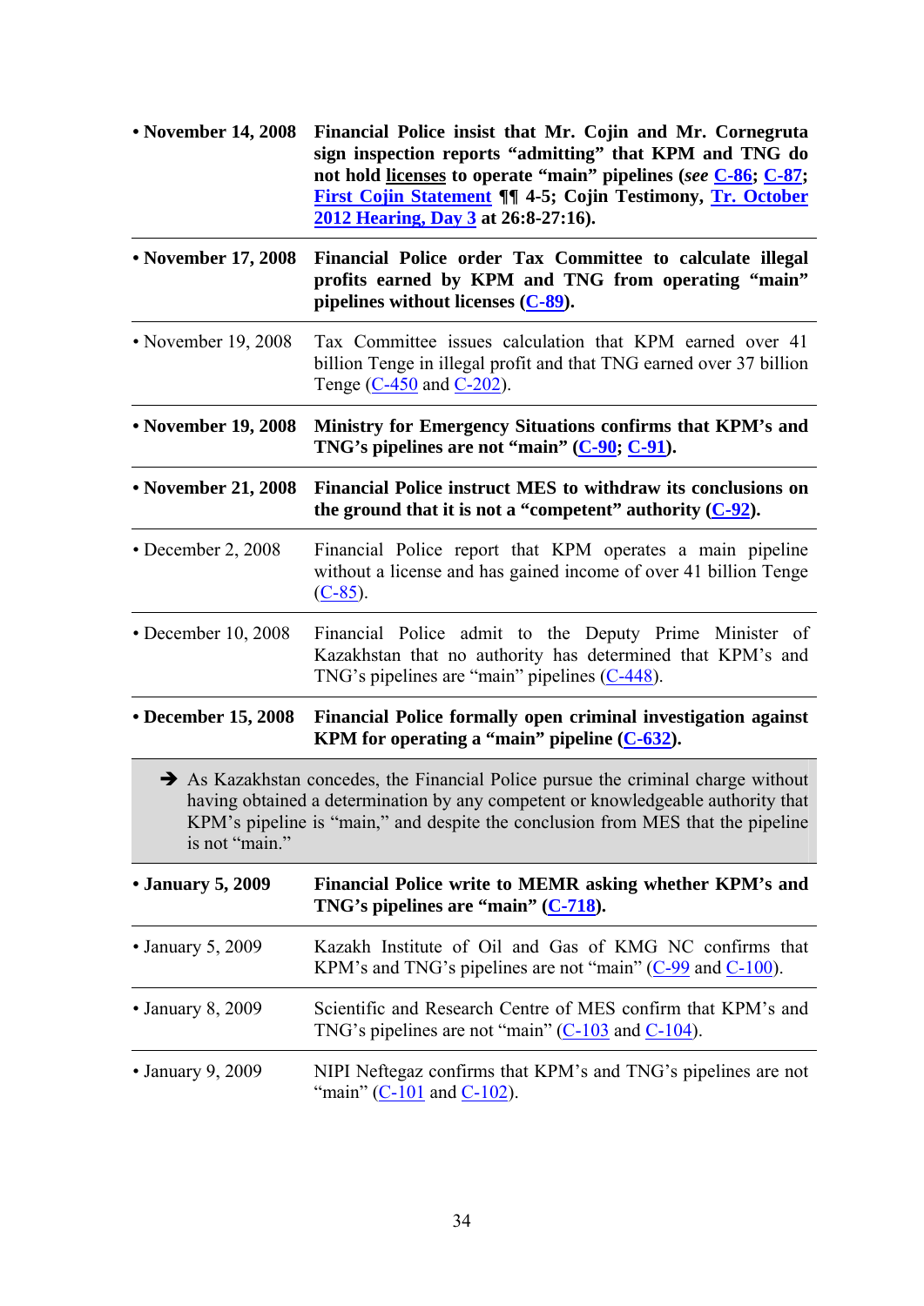- **November 14, 2008** — **Financial Police insist that Mr. Cojin and Mr. Cornegruta sign inspection reports "admitting" that KPM and TNG do not hold licenses to operate "main" pipelines (*see* C-86; C-87; First Cojin Statement ¶¶ 4-5; Cojin Testimony, Tr. October 2012 Hearing, Day 3 at 26:8-27:16).**

- **November 17, 2008** — **Financial Police order Tax Committee to calculate illegal profits earned by KPM and TNG from operating "main" pipelines without licenses (C-89).**

- November 19, 2008 — Tax Committee issues calculation that KPM earned over 41 billion Tenge in illegal profit and that TNG earned over 37 billion Tenge (C-450 and C-202).

- **November 19, 2008** — **Ministry for Emergency Situations confirms that KPM's and TNG's pipelines are not "main" (C-90; C-91).**

- **November 21, 2008** — **Financial Police instruct MES to withdraw its conclusions on the ground that it is not a "competent" authority (C-92).**

- December 2, 2008 — Financial Police report that KPM operates a main pipeline without a license and has gained income of over 41 billion Tenge (C-85).

- December 10, 2008 — Financial Police admit to the Deputy Prime Minister of Kazakhstan that no authority has determined that KPM's and TNG's pipelines are "main" pipelines (C-448).

- **December 15, 2008** — **Financial Police formally open criminal investigation against KPM for operating a "main" pipeline (C-632).**

> ➔ As Kazakhstan concedes, the Financial Police pursue the criminal charge without having obtained a determination by any competent or knowledgeable authority that KPM's pipeline is "main," and despite the conclusion from MES that the pipeline is not "main."

- **January 5, 2009** — **Financial Police write to MEMR asking whether KPM's and TNG's pipelines are "main" (C-718).**

- January 5, 2009 — Kazakh Institute of Oil and Gas of KMG NC confirms that KPM's and TNG's pipelines are not "main" (C-99 and C-100).

- January 8, 2009 — Scientific and Research Centre of MES confirm that KPM's and TNG's pipelines are not "main" (C-103 and C-104).

- January 9, 2009 — NIPI Neftegaz confirms that KPM's and TNG's pipelines are not "main" (C-101 and C-102).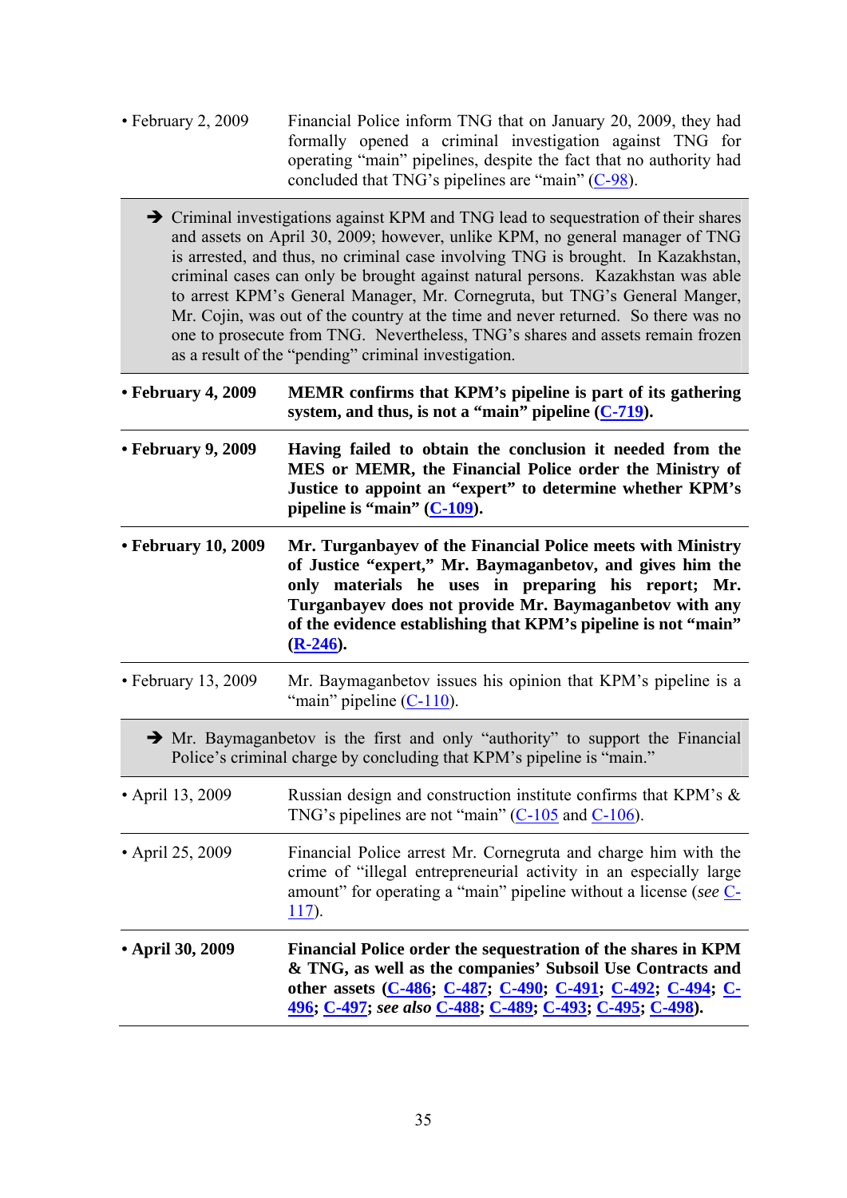| | |
|---|---|
| • February 2, 2009 | Financial Police inform TNG that on January 20, 2009, they had formally opened a criminal investigation against TNG for operating "main" pipelines, despite the fact that no authority had concluded that TNG's pipelines are "main" (C-98). |

➔ Criminal investigations against KPM and TNG lead to sequestration of their shares and assets on April 30, 2009; however, unlike KPM, no general manager of TNG is arrested, and thus, no criminal case involving TNG is brought. In Kazakhstan, criminal cases can only be brought against natural persons. Kazakhstan was able to arrest KPM's General Manager, Mr. Cornegruta, but TNG's General Manger, Mr. Cojin, was out of the country at the time and never returned. So there was no one to prosecute from TNG. Nevertheless, TNG's shares and assets remain frozen as a result of the "pending" criminal investigation.

| | |
|---|---|
| **• February 4, 2009** | **MEMR confirms that KPM's pipeline is part of its gathering system, and thus, is not a "main" pipeline (C-719).** |
| **• February 9, 2009** | **Having failed to obtain the conclusion it needed from the MES or MEMR, the Financial Police order the Ministry of Justice to appoint an "expert" to determine whether KPM's pipeline is "main" (C-109).** |
| **• February 10, 2009** | **Mr. Turganbayev of the Financial Police meets with Ministry of Justice "expert," Mr. Baymaganbetov, and gives him the only materials he uses in preparing his report; Mr. Turganbayev does not provide Mr. Baymaganbetov with any of the evidence establishing that KPM's pipeline is not "main" (R-246).** |
| • February 13, 2009 | Mr. Baymaganbetov issues his opinion that KPM's pipeline is a "main" pipeline (C-110). |

➔ Mr. Baymaganbetov is the first and only "authority" to support the Financial Police's criminal charge by concluding that KPM's pipeline is "main."

| | |
|---|---|
| • April 13, 2009 | Russian design and construction institute confirms that KPM's & TNG's pipelines are not "main" (C-105 and C-106). |
| • April 25, 2009 | Financial Police arrest Mr. Cornegruta and charge him with the crime of "illegal entrepreneurial activity in an especially large amount" for operating a "main" pipeline without a license (*see* C-117). |
| **• April 30, 2009** | **Financial Police order the sequestration of the shares in KPM & TNG, as well as the companies' Subsoil Use Contracts and other assets (C-486; C-487; C-490; C-491; C-492; C-494; C-496; C-497; *see also* C-488; C-489; C-493; C-495; C-498).** |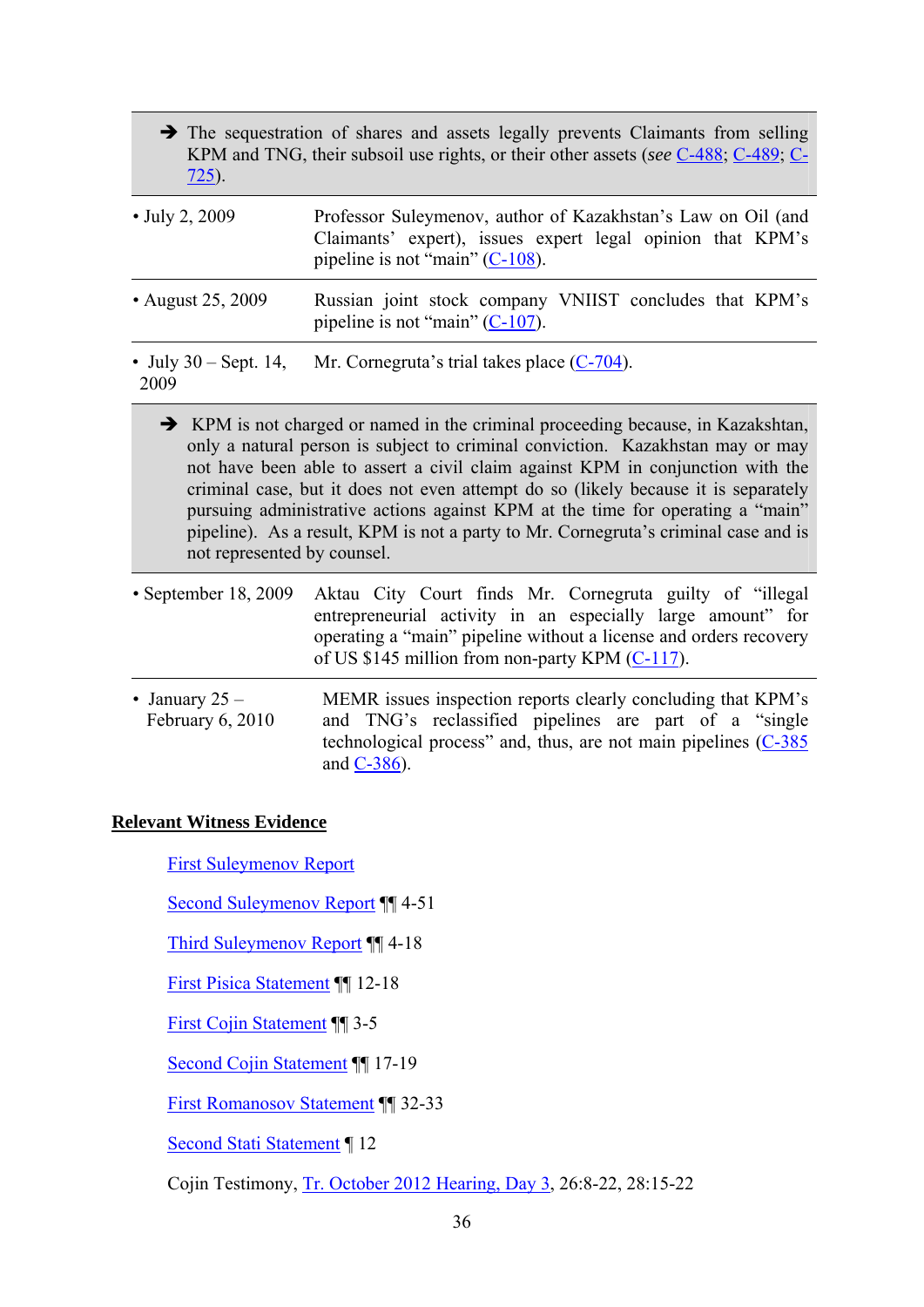| | |
|---|---|
| ➔ The sequestration of shares and assets legally prevents Claimants from selling KPM and TNG, their subsoil use rights, or their other assets (*see* C-488; C-489; C-725). | |
| • July 2, 2009 | Professor Suleymenov, author of Kazakhstan's Law on Oil (and Claimants' expert), issues expert legal opinion that KPM's pipeline is not "main" (C-108). |
| • August 25, 2009 | Russian joint stock company VNIIST concludes that KPM's pipeline is not "main" (C-107). |
| • July 30 – Sept. 14, 2009 | Mr. Cornegruta's trial takes place (C-704). |
| ➔ KPM is not charged or named in the criminal proceeding because, in Kazakshtan, only a natural person is subject to criminal conviction. Kazakhstan may or may not have been able to assert a civil claim against KPM in conjunction with the criminal case, but it does not even attempt do so (likely because it is separately pursuing administrative actions against KPM at the time for operating a "main" pipeline). As a result, KPM is not a party to Mr. Cornegruta's criminal case and is not represented by counsel. | |
| • September 18, 2009 | Aktau City Court finds Mr. Cornegruta guilty of "illegal entrepreneurial activity in an especially large amount" for operating a "main" pipeline without a license and orders recovery of US $145 million from non-party KPM (C-117). |
| • January 25 – February 6, 2010 | MEMR issues inspection reports clearly concluding that KPM's and TNG's reclassified pipelines are part of a "single technological process" and, thus, are not main pipelines (C-385 and C-386). |

**Relevant Witness Evidence**

First Suleymenov Report

Second Suleymenov Report ¶¶ 4-51

Third Suleymenov Report ¶¶ 4-18

First Pisica Statement ¶¶ 12-18

First Cojin Statement ¶¶ 3-5

Second Cojin Statement ¶¶ 17-19

First Romanosov Statement ¶¶ 32-33

Second Stati Statement ¶ 12

Cojin Testimony, Tr. October 2012 Hearing, Day 3, 26:8-22, 28:15-22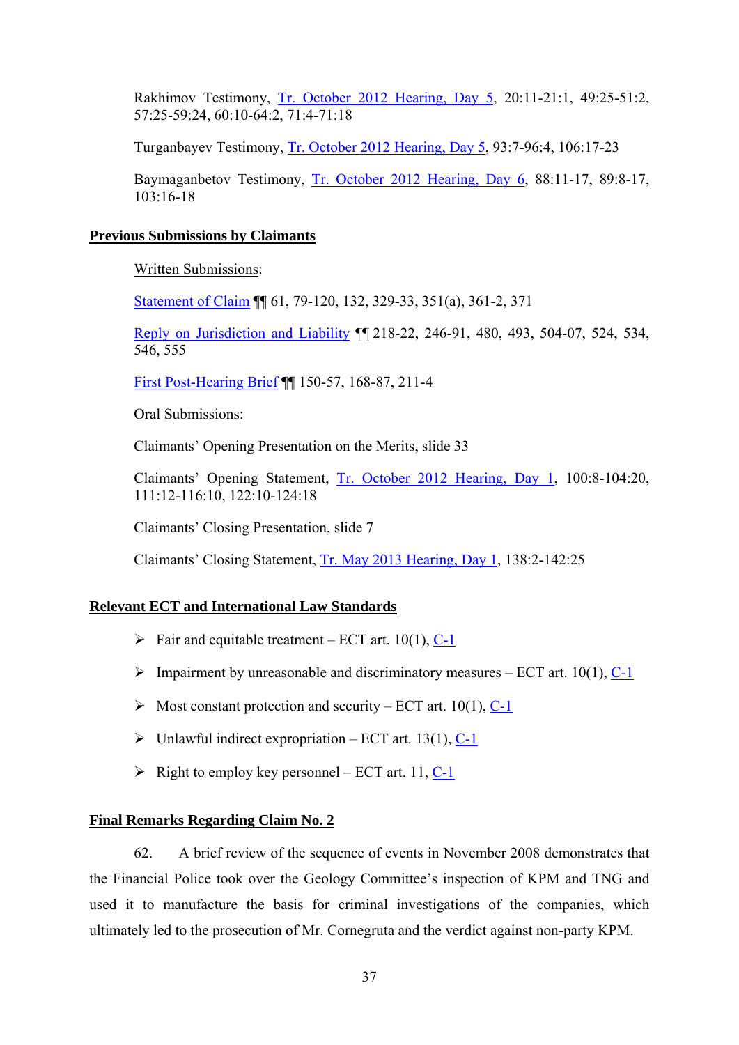Rakhimov Testimony, Tr. October 2012 Hearing, Day 5, 20:11-21:1, 49:25-51:2, 57:25-59:24, 60:10-64:2, 71:4-71:18

Turganbayev Testimony, Tr. October 2012 Hearing, Day 5, 93:7-96:4, 106:17-23

Baymaganbetov Testimony, Tr. October 2012 Hearing, Day 6, 88:11-17, 89:8-17, 103:16-18

**Previous Submissions by Claimants**

Written Submissions:

Statement of Claim ¶¶ 61, 79-120, 132, 329-33, 351(a), 361-2, 371

Reply on Jurisdiction and Liability ¶¶ 218-22, 246-91, 480, 493, 504-07, 524, 534, 546, 555

First Post-Hearing Brief ¶¶ 150-57, 168-87, 211-4

Oral Submissions:

Claimants' Opening Presentation on the Merits, slide 33

Claimants' Opening Statement, Tr. October 2012 Hearing, Day 1, 100:8-104:20, 111:12-116:10, 122:10-124:18

Claimants' Closing Presentation, slide 7

Claimants' Closing Statement, Tr. May 2013 Hearing, Day 1, 138:2-142:25

**Relevant ECT and International Law Standards**

- Fair and equitable treatment – ECT art. 10(1), C-1
- Impairment by unreasonable and discriminatory measures – ECT art. 10(1), C-1
- Most constant protection and security – ECT art. 10(1), C-1
- Unlawful indirect expropriation – ECT art. 13(1), C-1
- Right to employ key personnel – ECT art. 11, C-1

**Final Remarks Regarding Claim No. 2**

62. A brief review of the sequence of events in November 2008 demonstrates that the Financial Police took over the Geology Committee's inspection of KPM and TNG and used it to manufacture the basis for criminal investigations of the companies, which ultimately led to the prosecution of Mr. Cornegruta and the verdict against non-party KPM.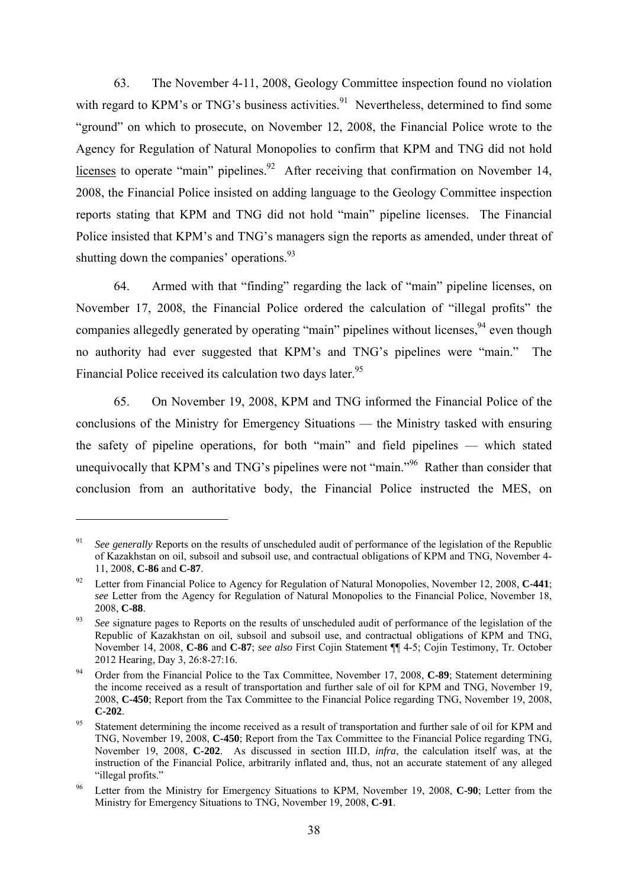63. The November 4-11, 2008, Geology Committee inspection found no violation with regard to KPM's or TNG's business activities.[91] Nevertheless, determined to find some "ground" on which to prosecute, on November 12, 2008, the Financial Police wrote to the Agency for Regulation of Natural Monopolies to confirm that KPM and TNG did not hold licenses to operate "main" pipelines.[92] After receiving that confirmation on November 14, 2008, the Financial Police insisted on adding language to the Geology Committee inspection reports stating that KPM and TNG did not hold "main" pipeline licenses. The Financial Police insisted that KPM's and TNG's managers sign the reports as amended, under threat of shutting down the companies' operations.[93]

64. Armed with that "finding" regarding the lack of "main" pipeline licenses, on November 17, 2008, the Financial Police ordered the calculation of "illegal profits" the companies allegedly generated by operating "main" pipelines without licenses,[94] even though no authority had ever suggested that KPM's and TNG's pipelines were "main." The Financial Police received its calculation two days later.[95]

65. On November 19, 2008, KPM and TNG informed the Financial Police of the conclusions of the Ministry for Emergency Situations — the Ministry tasked with ensuring the safety of pipeline operations, for both "main" and field pipelines — which stated unequivocally that KPM's and TNG's pipelines were not "main."[96] Rather than consider that conclusion from an authoritative body, the Financial Police instructed the MES, on

---

[91] *See generally* Reports on the results of unscheduled audit of performance of the legislation of the Republic of Kazakhstan on oil, subsoil and subsoil use, and contractual obligations of KPM and TNG, November 4-11, 2008, **C-86** and **C-87**.

[92] Letter from Financial Police to Agency for Regulation of Natural Monopolies, November 12, 2008, **C-441**; *see* Letter from the Agency for Regulation of Natural Monopolies to the Financial Police, November 18, 2008, **C-88**.

[93] *See* signature pages to Reports on the results of unscheduled audit of performance of the legislation of the Republic of Kazakhstan on oil, subsoil and subsoil use, and contractual obligations of KPM and TNG, November 14, 2008, **C-86** and **C-87**; *see also* First Cojin Statement ¶¶ 4-5; Cojin Testimony, Tr. October 2012 Hearing, Day 3, 26:8-27:16.

[94] Order from the Financial Police to the Tax Committee, November 17, 2008, **C-89**; Statement determining the income received as a result of transportation and further sale of oil for KPM and TNG, November 19, 2008, **C-450**; Report from the Tax Committee to the Financial Police regarding TNG, November 19, 2008, **C-202**.

[95] Statement determining the income received as a result of transportation and further sale of oil for KPM and TNG, November 19, 2008, **C-450**; Report from the Tax Committee to the Financial Police regarding TNG, November 19, 2008, **C-202**. As discussed in section III.D, *infra*, the calculation itself was, at the instruction of the Financial Police, arbitrarily inflated and, thus, not an accurate statement of any alleged "illegal profits."

[96] Letter from the Ministry for Emergency Situations to KPM, November 19, 2008, **C-90**; Letter from the Ministry for Emergency Situations to TNG, November 19, 2008, **C-91**.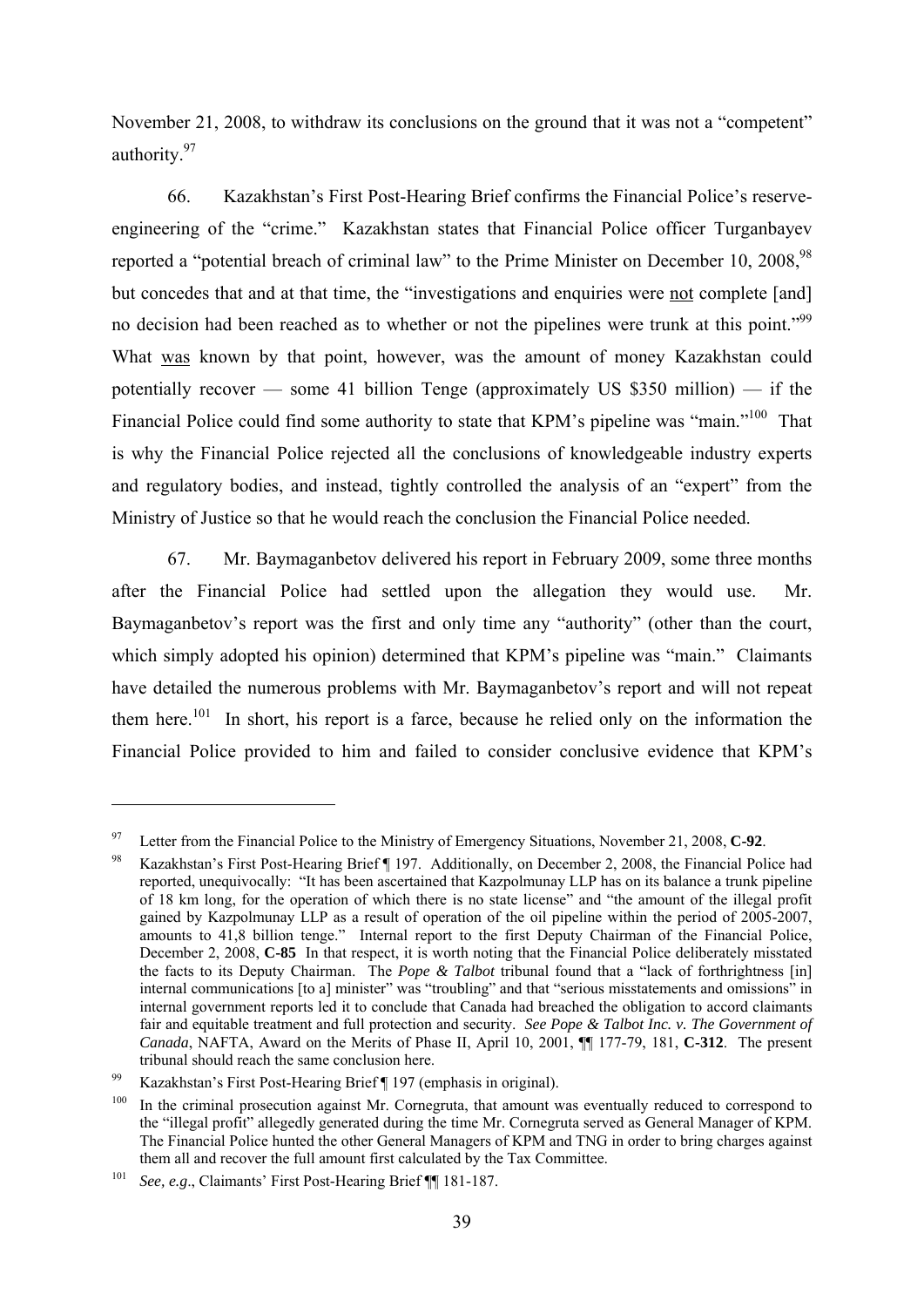November 21, 2008, to withdraw its conclusions on the ground that it was not a "competent" authority.[97]

66. Kazakhstan's First Post-Hearing Brief confirms the Financial Police's reserve-engineering of the "crime." Kazakhstan states that Financial Police officer Turganbayev reported a "potential breach of criminal law" to the Prime Minister on December 10, 2008,[98] but concedes that and at that time, the "investigations and enquiries were <u>not</u> complete [and] no decision had been reached as to whether or not the pipelines were trunk at this point."[99] What <u>was</u> known by that point, however, was the amount of money Kazakhstan could potentially recover — some 41 billion Tenge (approximately US $350 million) — if the Financial Police could find some authority to state that KPM's pipeline was "main."[100] That is why the Financial Police rejected all the conclusions of knowledgeable industry experts and regulatory bodies, and instead, tightly controlled the analysis of an "expert" from the Ministry of Justice so that he would reach the conclusion the Financial Police needed.

67. Mr. Baymaganbetov delivered his report in February 2009, some three months after the Financial Police had settled upon the allegation they would use. Mr. Baymaganbetov's report was the first and only time any "authority" (other than the court, which simply adopted his opinion) determined that KPM's pipeline was "main." Claimants have detailed the numerous problems with Mr. Baymaganbetov's report and will not repeat them here.[101] In short, his report is a farce, because he relied only on the information the Financial Police provided to him and failed to consider conclusive evidence that KPM's

---

[97] Letter from the Financial Police to the Ministry of Emergency Situations, November 21, 2008, **C-92**.

[98] Kazakhstan's First Post-Hearing Brief ¶ 197. Additionally, on December 2, 2008, the Financial Police had reported, unequivocally: "It has been ascertained that Kazpolmunay LLP has on its balance a trunk pipeline of 18 km long, for the operation of which there is no state license" and "the amount of the illegal profit gained by Kazpolmunay LLP as a result of operation of the oil pipeline within the period of 2005-2007, amounts to 41,8 billion tenge." Internal report to the first Deputy Chairman of the Financial Police, December 2, 2008, **C-85** In that respect, it is worth noting that the Financial Police deliberately misstated the facts to its Deputy Chairman. The *Pope & Talbot* tribunal found that a "lack of forthrightness [in] internal communications [to a] minister" was "troubling" and that "serious misstatements and omissions" in internal government reports led it to conclude that Canada had breached the obligation to accord claimants fair and equitable treatment and full protection and security. *See Pope & Talbot Inc. v. The Government of Canada*, NAFTA, Award on the Merits of Phase II, April 10, 2001, ¶¶ 177-79, 181, **C-312**. The present tribunal should reach the same conclusion here.

[99] Kazakhstan's First Post-Hearing Brief ¶ 197 (emphasis in original).

[100] In the criminal prosecution against Mr. Cornegruta, that amount was eventually reduced to correspond to the "illegal profit" allegedly generated during the time Mr. Cornegruta served as General Manager of KPM. The Financial Police hunted the other General Managers of KPM and TNG in order to bring charges against them all and recover the full amount first calculated by the Tax Committee.

[101] *See, e.g.*, Claimants' First Post-Hearing Brief ¶¶ 181-187.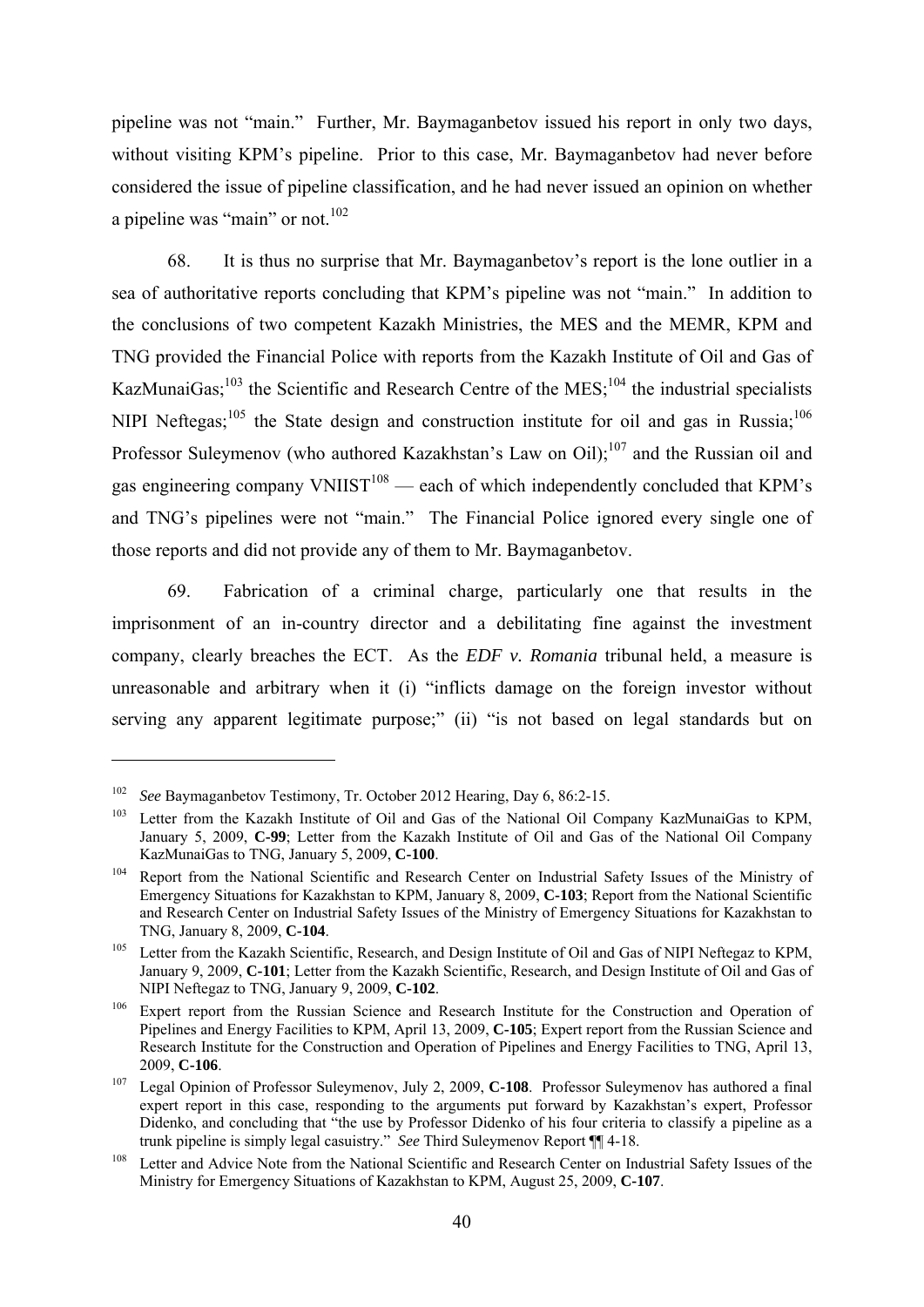pipeline was not "main." Further, Mr. Baymaganbetov issued his report in only two days, without visiting KPM's pipeline. Prior to this case, Mr. Baymaganbetov had never before considered the issue of pipeline classification, and he had never issued an opinion on whether a pipeline was "main" or not.[102]

68. It is thus no surprise that Mr. Baymaganbetov's report is the lone outlier in a sea of authoritative reports concluding that KPM's pipeline was not "main." In addition to the conclusions of two competent Kazakh Ministries, the MES and the MEMR, KPM and TNG provided the Financial Police with reports from the Kazakh Institute of Oil and Gas of KazMunaiGas;[103] the Scientific and Research Centre of the MES;[104] the industrial specialists NIPI Neftegas;[105] the State design and construction institute for oil and gas in Russia;[106] Professor Suleymenov (who authored Kazakhstan's Law on Oil);[107] and the Russian oil and gas engineering company VNIIST[108] — each of which independently concluded that KPM's and TNG's pipelines were not "main." The Financial Police ignored every single one of those reports and did not provide any of them to Mr. Baymaganbetov.

69. Fabrication of a criminal charge, particularly one that results in the imprisonment of an in-country director and a debilitating fine against the investment company, clearly breaches the ECT. As the *EDF v. Romania* tribunal held, a measure is unreasonable and arbitrary when it (i) "inflicts damage on the foreign investor without serving any apparent legitimate purpose;" (ii) "is not based on legal standards but on

---

[102] *See* Baymaganbetov Testimony, Tr. October 2012 Hearing, Day 6, 86:2-15.

[103] Letter from the Kazakh Institute of Oil and Gas of the National Oil Company KazMunaiGas to KPM, January 5, 2009, **C-99**; Letter from the Kazakh Institute of Oil and Gas of the National Oil Company KazMunaiGas to TNG, January 5, 2009, **C-100**.

[104] Report from the National Scientific and Research Center on Industrial Safety Issues of the Ministry of Emergency Situations for Kazakhstan to KPM, January 8, 2009, **C-103**; Report from the National Scientific and Research Center on Industrial Safety Issues of the Ministry of Emergency Situations for Kazakhstan to TNG, January 8, 2009, **C-104**.

[105] Letter from the Kazakh Scientific, Research, and Design Institute of Oil and Gas of NIPI Neftegaz to KPM, January 9, 2009, **C-101**; Letter from the Kazakh Scientific, Research, and Design Institute of Oil and Gas of NIPI Neftegaz to TNG, January 9, 2009, **C-102**.

[106] Expert report from the Russian Science and Research Institute for the Construction and Operation of Pipelines and Energy Facilities to KPM, April 13, 2009, **C-105**; Expert report from the Russian Science and Research Institute for the Construction and Operation of Pipelines and Energy Facilities to TNG, April 13, 2009, **C-106**.

[107] Legal Opinion of Professor Suleymenov, July 2, 2009, **C-108**. Professor Suleymenov has authored a final expert report in this case, responding to the arguments put forward by Kazakhstan's expert, Professor Didenko, and concluding that "the use by Professor Didenko of his four criteria to classify a pipeline as a trunk pipeline is simply legal casuistry." *See* Third Suleymenov Report ¶¶ 4-18.

[108] Letter and Advice Note from the National Scientific and Research Center on Industrial Safety Issues of the Ministry for Emergency Situations of Kazakhstan to KPM, August 25, 2009, **C-107**.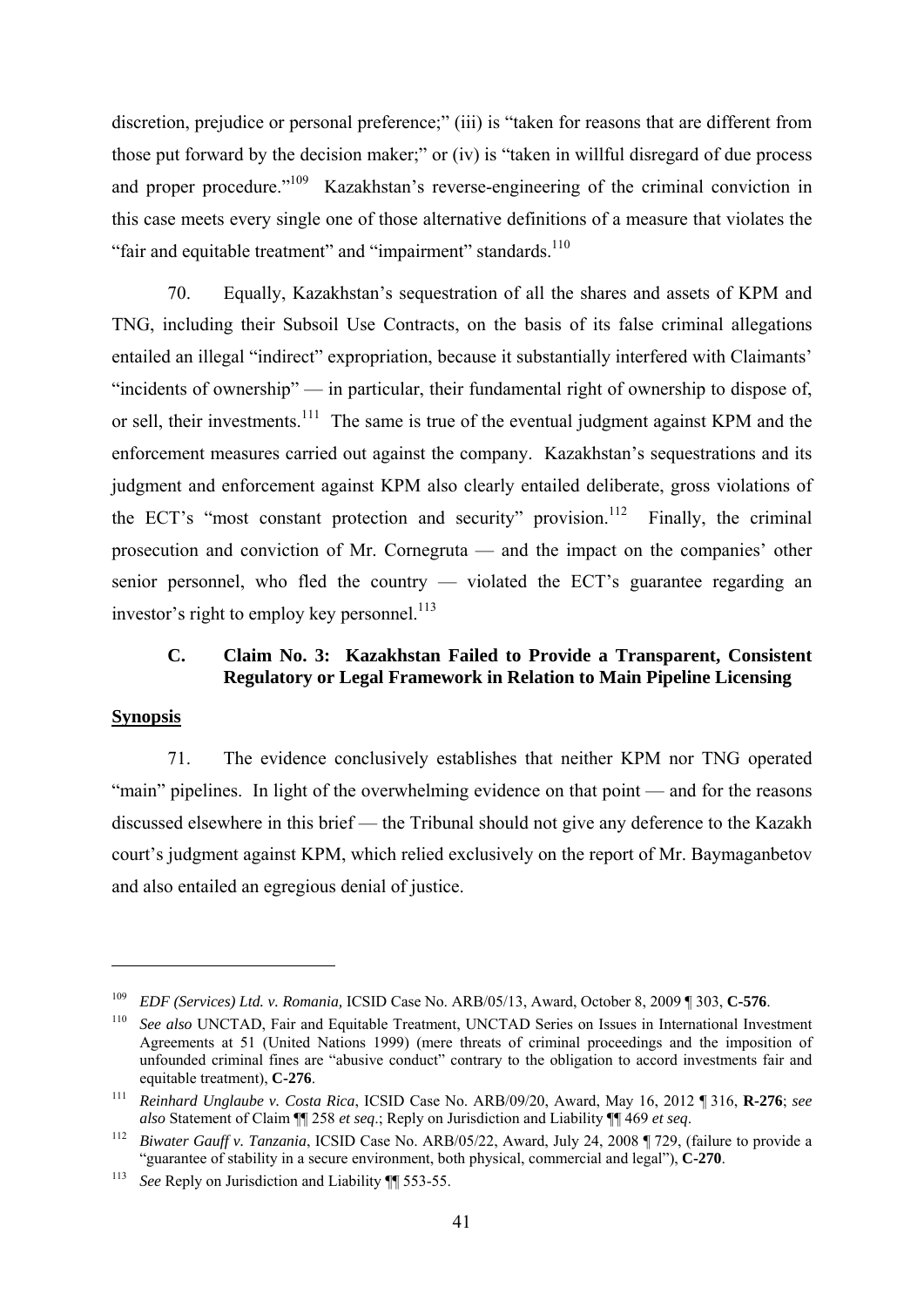discretion, prejudice or personal preference;" (iii) is "taken for reasons that are different from those put forward by the decision maker;" or (iv) is "taken in willful disregard of due process and proper procedure."[109] Kazakhstan's reverse-engineering of the criminal conviction in this case meets every single one of those alternative definitions of a measure that violates the "fair and equitable treatment" and "impairment" standards.[110]

70. Equally, Kazakhstan's sequestration of all the shares and assets of KPM and TNG, including their Subsoil Use Contracts, on the basis of its false criminal allegations entailed an illegal "indirect" expropriation, because it substantially interfered with Claimants' "incidents of ownership" — in particular, their fundamental right of ownership to dispose of, or sell, their investments.[111] The same is true of the eventual judgment against KPM and the enforcement measures carried out against the company. Kazakhstan's sequestrations and its judgment and enforcement against KPM also clearly entailed deliberate, gross violations of the ECT's "most constant protection and security" provision.[112] Finally, the criminal prosecution and conviction of Mr. Cornegruta — and the impact on the companies' other senior personnel, who fled the country — violated the ECT's guarantee regarding an investor's right to employ key personnel.[113]

### C. Claim No. 3: Kazakhstan Failed to Provide a Transparent, Consistent Regulatory or Legal Framework in Relation to Main Pipeline Licensing

**Synopsis**

71. The evidence conclusively establishes that neither KPM nor TNG operated "main" pipelines. In light of the overwhelming evidence on that point — and for the reasons discussed elsewhere in this brief — the Tribunal should not give any deference to the Kazakh court's judgment against KPM, which relied exclusively on the report of Mr. Baymaganbetov and also entailed an egregious denial of justice.

---

[109] *EDF (Services) Ltd. v. Romania,* ICSID Case No. ARB/05/13, Award, October 8, 2009 ¶ 303, **C-576**.

[110] *See also* UNCTAD, Fair and Equitable Treatment, UNCTAD Series on Issues in International Investment Agreements at 51 (United Nations 1999) (mere threats of criminal proceedings and the imposition of unfounded criminal fines are "abusive conduct" contrary to the obligation to accord investments fair and equitable treatment), **C-276**.

[111] *Reinhard Unglaube v. Costa Rica*, ICSID Case No. ARB/09/20, Award, May 16, 2012 ¶ 316, **R-276**; *see also* Statement of Claim ¶¶ 258 *et seq*.; Reply on Jurisdiction and Liability ¶¶ 469 *et seq*.

[112] *Biwater Gauff v. Tanzania*, ICSID Case No. ARB/05/22, Award, July 24, 2008 ¶ 729, (failure to provide a "guarantee of stability in a secure environment, both physical, commercial and legal"), **C-270**.

[113] *See* Reply on Jurisdiction and Liability ¶¶ 553-55.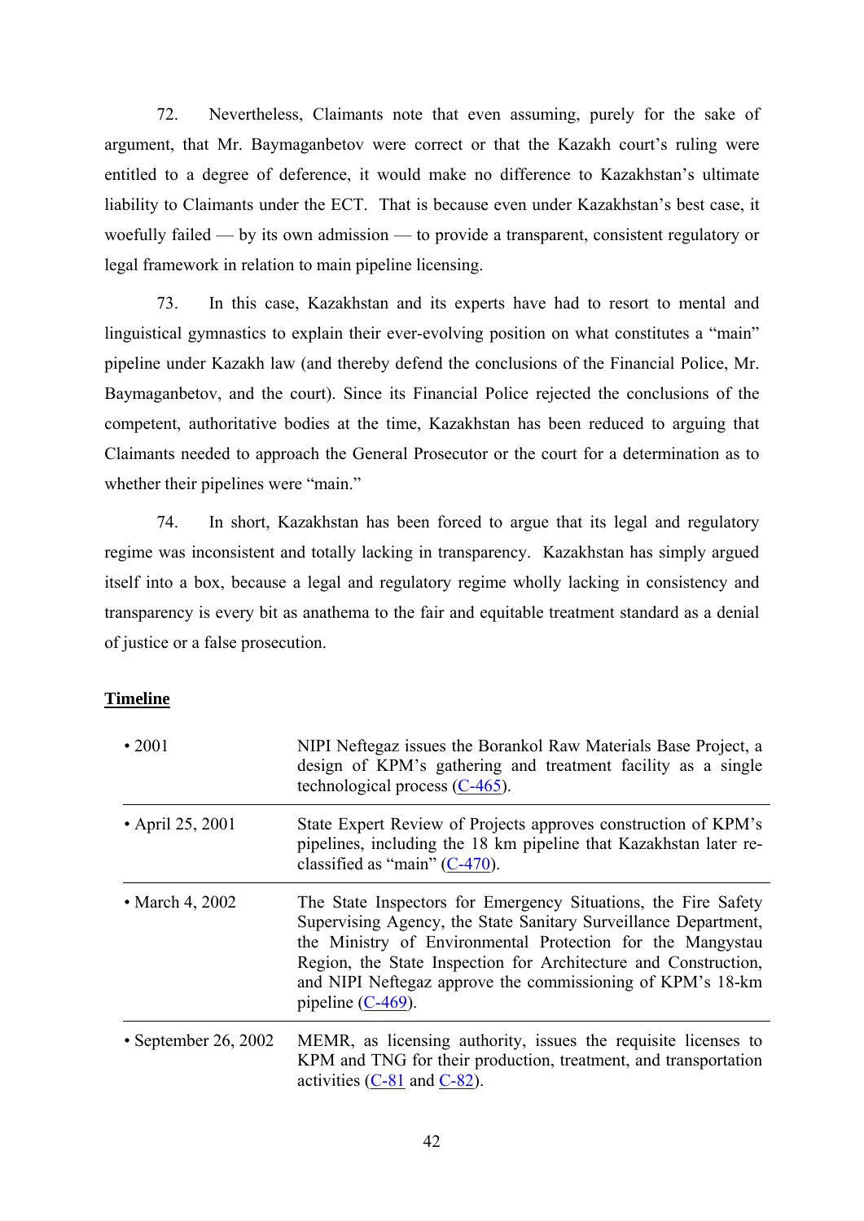72. Nevertheless, Claimants note that even assuming, purely for the sake of argument, that Mr. Baymaganbetov were correct or that the Kazakh court's ruling were entitled to a degree of deference, it would make no difference to Kazakhstan's ultimate liability to Claimants under the ECT. That is because even under Kazakhstan's best case, it woefully failed — by its own admission — to provide a transparent, consistent regulatory or legal framework in relation to main pipeline licensing.

73. In this case, Kazakhstan and its experts have had to resort to mental and linguistical gymnastics to explain their ever-evolving position on what constitutes a "main" pipeline under Kazakh law (and thereby defend the conclusions of the Financial Police, Mr. Baymaganbetov, and the court). Since its Financial Police rejected the conclusions of the competent, authoritative bodies at the time, Kazakhstan has been reduced to arguing that Claimants needed to approach the General Prosecutor or the court for a determination as to whether their pipelines were "main."

74. In short, Kazakhstan has been forced to argue that its legal and regulatory regime was inconsistent and totally lacking in transparency. Kazakhstan has simply argued itself into a box, because a legal and regulatory regime wholly lacking in consistency and transparency is every bit as anathema to the fair and equitable treatment standard as a denial of justice or a false prosecution.

**Timeline**

| | |
|---|---|
| • 2001 | NIPI Neftegaz issues the Borankol Raw Materials Base Project, a design of KPM's gathering and treatment facility as a single technological process (C-465). |
| • April 25, 2001 | State Expert Review of Projects approves construction of KPM's pipelines, including the 18 km pipeline that Kazakhstan later re-classified as "main" (C-470). |
| • March 4, 2002 | The State Inspectors for Emergency Situations, the Fire Safety Supervising Agency, the State Sanitary Surveillance Department, the Ministry of Environmental Protection for the Mangystau Region, the State Inspection for Architecture and Construction, and NIPI Neftegaz approve the commissioning of KPM's 18-km pipeline (C-469). |
| • September 26, 2002 | MEMR, as licensing authority, issues the requisite licenses to KPM and TNG for their production, treatment, and transportation activities (C-81 and C-82). |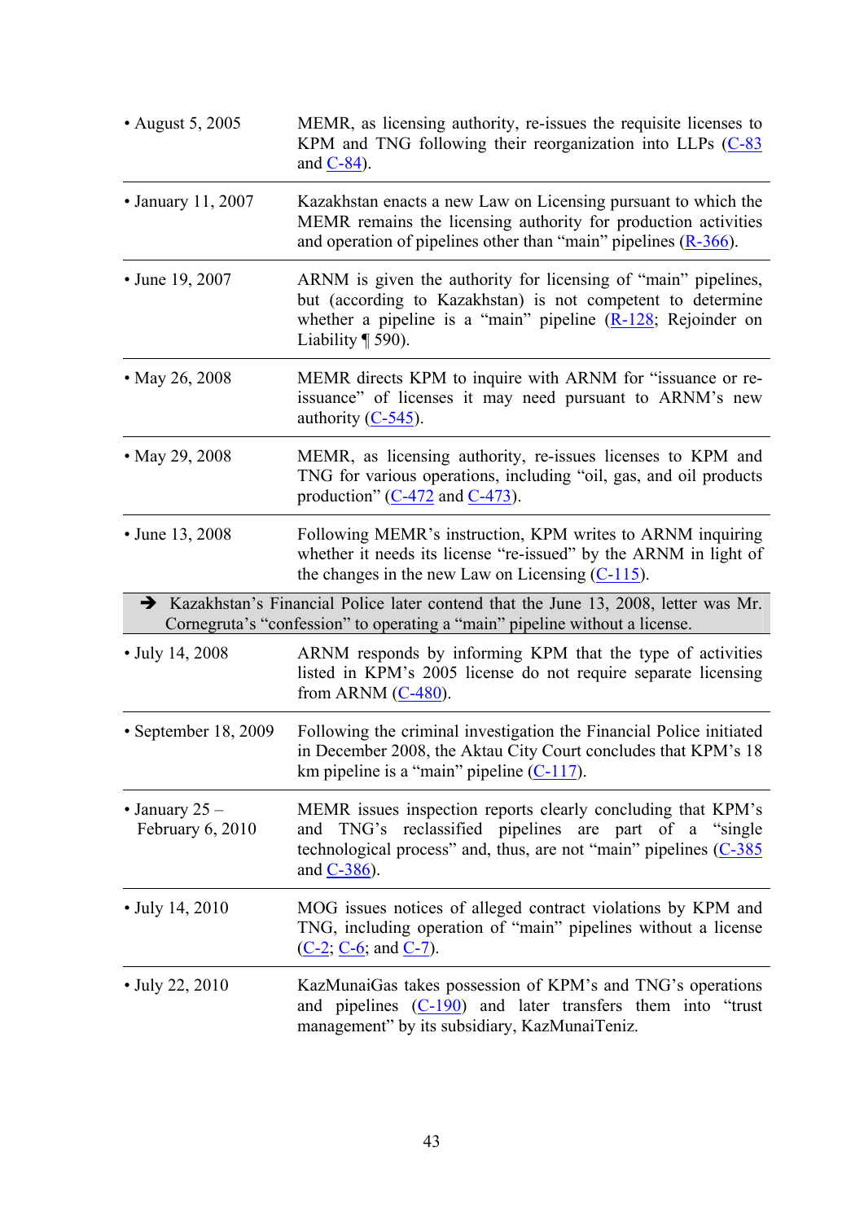| | |
|---|---|
| • August 5, 2005 | MEMR, as licensing authority, re-issues the requisite licenses to KPM and TNG following their reorganization into LLPs (C-83 and C-84). |
| • January 11, 2007 | Kazakhstan enacts a new Law on Licensing pursuant to which the MEMR remains the licensing authority for production activities and operation of pipelines other than "main" pipelines (R-366). |
| • June 19, 2007 | ARNM is given the authority for licensing of "main" pipelines, but (according to Kazakhstan) is not competent to determine whether a pipeline is a "main" pipeline (R-128; Rejoinder on Liability ¶ 590). |
| • May 26, 2008 | MEMR directs KPM to inquire with ARNM for "issuance or re-issuance" of licenses it may need pursuant to ARNM's new authority (C-545). |
| • May 29, 2008 | MEMR, as licensing authority, re-issues licenses to KPM and TNG for various operations, including "oil, gas, and oil products production" (C-472 and C-473). |
| • June 13, 2008 | Following MEMR's instruction, KPM writes to ARNM inquiring whether it needs its license "re-issued" by the ARNM in light of the changes in the new Law on Licensing (C-115). |
| ➔ Kazakhstan's Financial Police later contend that the June 13, 2008, letter was Mr. Cornegruta's "confession" to operating a "main" pipeline without a license. | |
| • July 14, 2008 | ARNM responds by informing KPM that the type of activities listed in KPM's 2005 license do not require separate licensing from ARNM (C-480). |
| • September 18, 2009 | Following the criminal investigation the Financial Police initiated in December 2008, the Aktau City Court concludes that KPM's 18 km pipeline is a "main" pipeline (C-117). |
| • January 25 – February 6, 2010 | MEMR issues inspection reports clearly concluding that KPM's and TNG's reclassified pipelines are part of a "single technological process" and, thus, are not "main" pipelines (C-385 and C-386). |
| • July 14, 2010 | MOG issues notices of alleged contract violations by KPM and TNG, including operation of "main" pipelines without a license (C-2; C-6; and C-7). |
| • July 22, 2010 | KazMunaiGas takes possession of KPM's and TNG's operations and pipelines (C-190) and later transfers them into "trust management" by its subsidiary, KazMunaiTeniz. |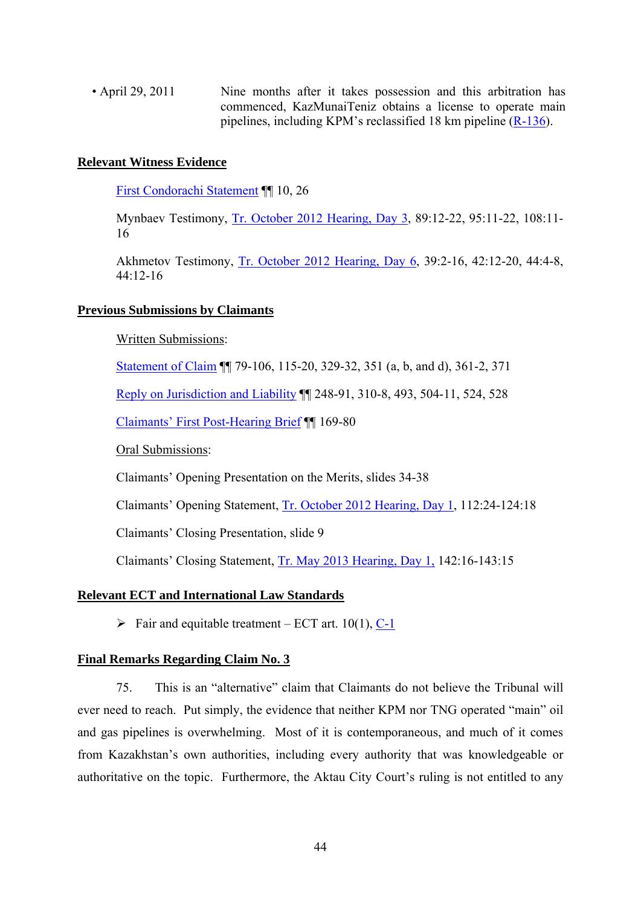• April 29, 2011 Nine months after it takes possession and this arbitration has commenced, KazMunaiTeniz obtains a license to operate main pipelines, including KPM's reclassified 18 km pipeline (R-136).

**Relevant Witness Evidence**

First Condorachi Statement ¶¶ 10, 26

Mynbaev Testimony, Tr. October 2012 Hearing, Day 3, 89:12-22, 95:11-22, 108:11-16

Akhmetov Testimony, Tr. October 2012 Hearing, Day 6, 39:2-16, 42:12-20, 44:4-8, 44:12-16

**Previous Submissions by Claimants**

Written Submissions:

Statement of Claim ¶¶ 79-106, 115-20, 329-32, 351 (a, b, and d), 361-2, 371

Reply on Jurisdiction and Liability ¶¶ 248-91, 310-8, 493, 504-11, 524, 528

Claimants' First Post-Hearing Brief ¶¶ 169-80

Oral Submissions:

Claimants' Opening Presentation on the Merits, slides 34-38

Claimants' Opening Statement, Tr. October 2012 Hearing, Day 1, 112:24-124:18

Claimants' Closing Presentation, slide 9

Claimants' Closing Statement, Tr. May 2013 Hearing, Day 1, 142:16-143:15

**Relevant ECT and International Law Standards**

- Fair and equitable treatment – ECT art. 10(1), C-1

**Final Remarks Regarding Claim No. 3**

75. This is an "alternative" claim that Claimants do not believe the Tribunal will ever need to reach. Put simply, the evidence that neither KPM nor TNG operated "main" oil and gas pipelines is overwhelming. Most of it is contemporaneous, and much of it comes from Kazakhstan's own authorities, including every authority that was knowledgeable or authoritative on the topic. Furthermore, the Aktau City Court's ruling is not entitled to any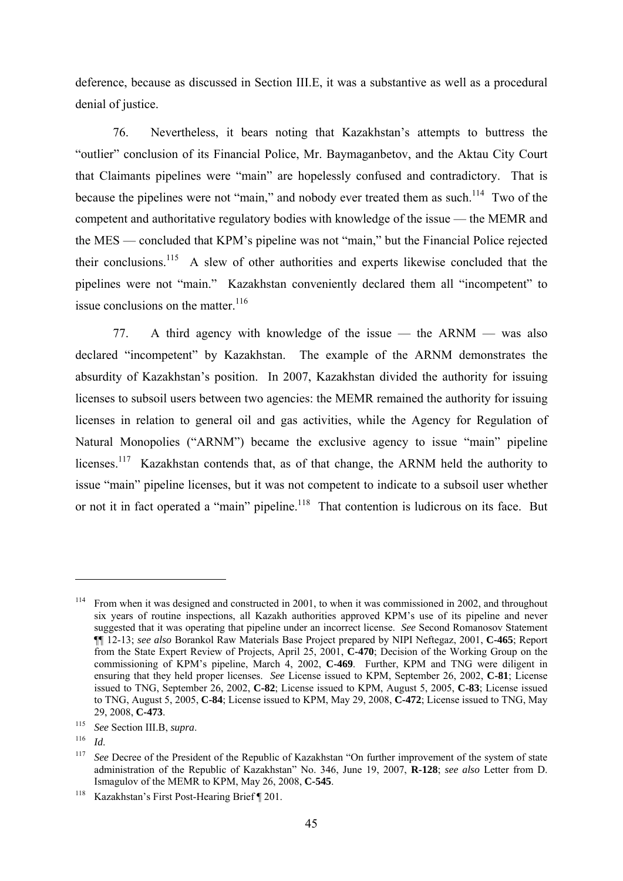deference, because as discussed in Section III.E, it was a substantive as well as a procedural denial of justice.

76. Nevertheless, it bears noting that Kazakhstan's attempts to buttress the "outlier" conclusion of its Financial Police, Mr. Baymaganbetov, and the Aktau City Court that Claimants pipelines were "main" are hopelessly confused and contradictory. That is because the pipelines were not "main," and nobody ever treated them as such.[114] Two of the competent and authoritative regulatory bodies with knowledge of the issue — the MEMR and the MES — concluded that KPM's pipeline was not "main," but the Financial Police rejected their conclusions.[115] A slew of other authorities and experts likewise concluded that the pipelines were not "main." Kazakhstan conveniently declared them all "incompetent" to issue conclusions on the matter.[116]

77. A third agency with knowledge of the issue — the ARNM — was also declared "incompetent" by Kazakhstan. The example of the ARNM demonstrates the absurdity of Kazakhstan's position. In 2007, Kazakhstan divided the authority for issuing licenses to subsoil users between two agencies: the MEMR remained the authority for issuing licenses in relation to general oil and gas activities, while the Agency for Regulation of Natural Monopolies ("ARNM") became the exclusive agency to issue "main" pipeline licenses.[117] Kazakhstan contends that, as of that change, the ARNM held the authority to issue "main" pipeline licenses, but it was not competent to indicate to a subsoil user whether or not it in fact operated a "main" pipeline.[118] That contention is ludicrous on its face. But

---

[114] From when it was designed and constructed in 2001, to when it was commissioned in 2002, and throughout six years of routine inspections, all Kazakh authorities approved KPM's use of its pipeline and never suggested that it was operating that pipeline under an incorrect license. *See* Second Romanosov Statement ¶¶ 12-13; *see also* Borankol Raw Materials Base Project prepared by NIPI Neftegaz, 2001, **C-465**; Report from the State Expert Review of Projects, April 25, 2001, **C-470**; Decision of the Working Group on the commissioning of KPM's pipeline, March 4, 2002, **C-469**. Further, KPM and TNG were diligent in ensuring that they held proper licenses. *See* License issued to KPM, September 26, 2002, **C-81**; License issued to TNG, September 26, 2002, **C-82**; License issued to KPM, August 5, 2005, **C-83**; License issued to TNG, August 5, 2005, **C-84**; License issued to KPM, May 29, 2008, **C-472**; License issued to TNG, May 29, 2008, **C-473**.

[115] *See* Section III.B, *supra*.

[116] *Id*.

[117] *See* Decree of the President of the Republic of Kazakhstan "On further improvement of the system of state administration of the Republic of Kazakhstan" No. 346, June 19, 2007, **R-128**; *see also* Letter from D. Ismagulov of the MEMR to KPM, May 26, 2008, **C-545**.

[118] Kazakhstan's First Post-Hearing Brief ¶ 201.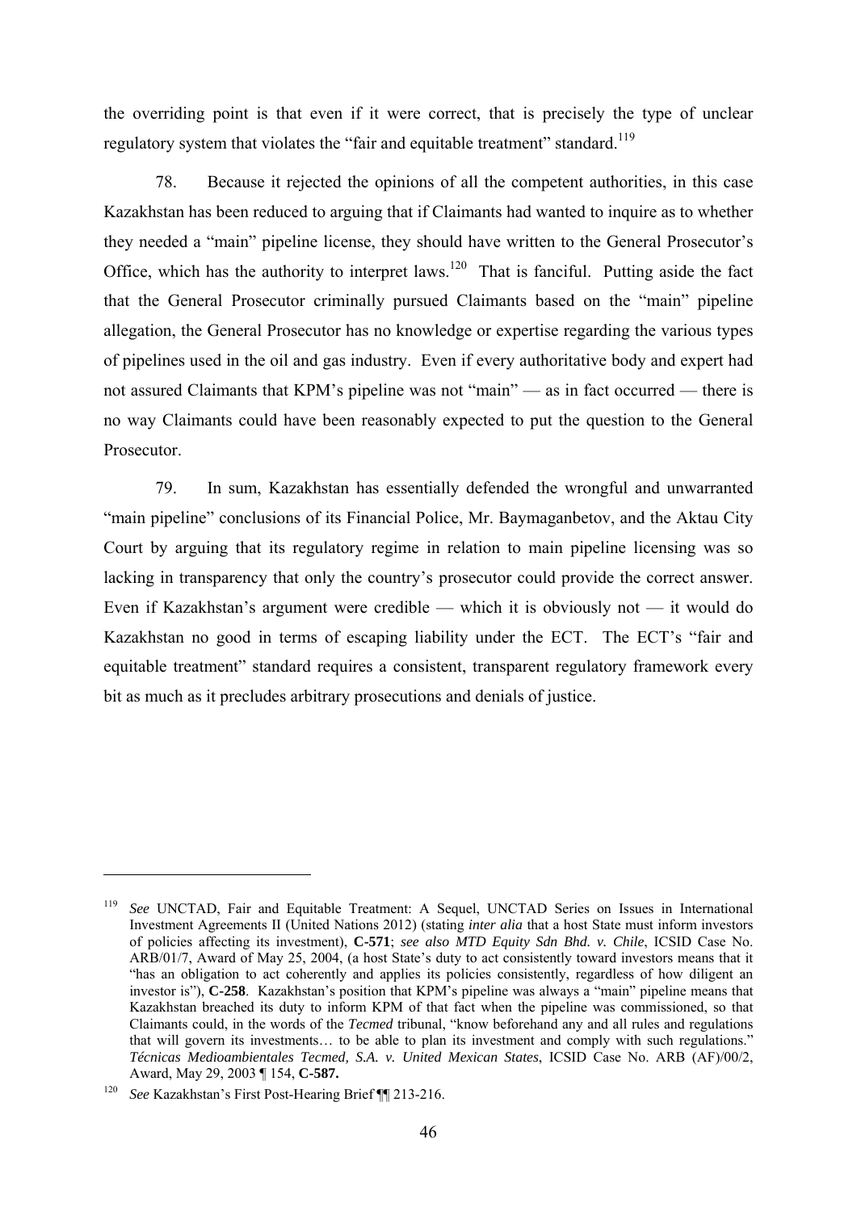the overriding point is that even if it were correct, that is precisely the type of unclear regulatory system that violates the "fair and equitable treatment" standard.[119]

78. Because it rejected the opinions of all the competent authorities, in this case Kazakhstan has been reduced to arguing that if Claimants had wanted to inquire as to whether they needed a "main" pipeline license, they should have written to the General Prosecutor's Office, which has the authority to interpret laws.[120] That is fanciful. Putting aside the fact that the General Prosecutor criminally pursued Claimants based on the "main" pipeline allegation, the General Prosecutor has no knowledge or expertise regarding the various types of pipelines used in the oil and gas industry. Even if every authoritative body and expert had not assured Claimants that KPM's pipeline was not "main" — as in fact occurred — there is no way Claimants could have been reasonably expected to put the question to the General Prosecutor.

79. In sum, Kazakhstan has essentially defended the wrongful and unwarranted "main pipeline" conclusions of its Financial Police, Mr. Baymaganbetov, and the Aktau City Court by arguing that its regulatory regime in relation to main pipeline licensing was so lacking in transparency that only the country's prosecutor could provide the correct answer. Even if Kazakhstan's argument were credible — which it is obviously not — it would do Kazakhstan no good in terms of escaping liability under the ECT. The ECT's "fair and equitable treatment" standard requires a consistent, transparent regulatory framework every bit as much as it precludes arbitrary prosecutions and denials of justice.

---

[119] *See* UNCTAD, Fair and Equitable Treatment: A Sequel, UNCTAD Series on Issues in International Investment Agreements II (United Nations 2012) (stating *inter alia* that a host State must inform investors of policies affecting its investment), **C-571**; *see also MTD Equity Sdn Bhd. v. Chile*, ICSID Case No. ARB/01/7, Award of May 25, 2004, (a host State's duty to act consistently toward investors means that it "has an obligation to act coherently and applies its policies consistently, regardless of how diligent an investor is"), **C-258**. Kazakhstan's position that KPM's pipeline was always a "main" pipeline means that Kazakhstan breached its duty to inform KPM of that fact when the pipeline was commissioned, so that Claimants could, in the words of the *Tecmed* tribunal, "know beforehand any and all rules and regulations that will govern its investments… to be able to plan its investment and comply with such regulations." *Técnicas Medioambientales Tecmed, S.A. v. United Mexican States*, ICSID Case No. ARB (AF)/00/2, Award, May 29, 2003 ¶ 154, **C-587.**

[120] *See* Kazakhstan's First Post-Hearing Brief ¶¶ 213-216.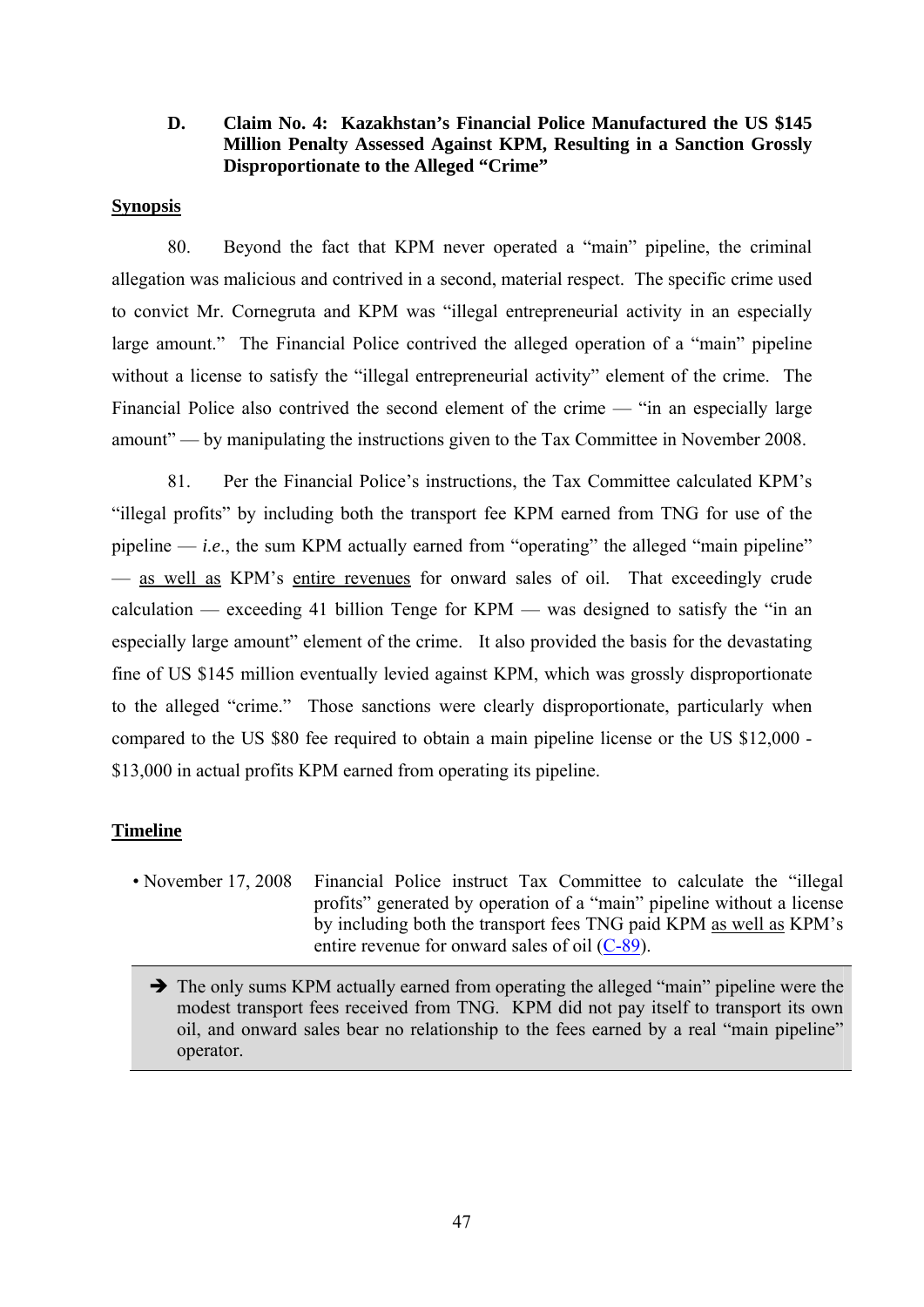### D. Claim No. 4: Kazakhstan's Financial Police Manufactured the US $145 Million Penalty Assessed Against KPM, Resulting in a Sanction Grossly Disproportionate to the Alleged "Crime"

**Synopsis**

80. Beyond the fact that KPM never operated a "main" pipeline, the criminal allegation was malicious and contrived in a second, material respect. The specific crime used to convict Mr. Cornegruta and KPM was "illegal entrepreneurial activity in an especially large amount." The Financial Police contrived the alleged operation of a "main" pipeline without a license to satisfy the "illegal entrepreneurial activity" element of the crime. The Financial Police also contrived the second element of the crime — "in an especially large amount" — by manipulating the instructions given to the Tax Committee in November 2008.

81. Per the Financial Police's instructions, the Tax Committee calculated KPM's "illegal profits" by including both the transport fee KPM earned from TNG for use of the pipeline — *i.e.*, the sum KPM actually earned from "operating" the alleged "main pipeline" — as well as KPM's entire revenues for onward sales of oil. That exceedingly crude calculation — exceeding 41 billion Tenge for KPM — was designed to satisfy the "in an especially large amount" element of the crime. It also provided the basis for the devastating fine of US $145 million eventually levied against KPM, which was grossly disproportionate to the alleged "crime." Those sanctions were clearly disproportionate, particularly when compared to the US $80 fee required to obtain a main pipeline license or the US $12,000 - $13,000 in actual profits KPM earned from operating its pipeline.

**Timeline**

- November 17, 2008 — Financial Police instruct Tax Committee to calculate the "illegal profits" generated by operation of a "main" pipeline without a license by including both the transport fees TNG paid KPM as well as KPM's entire revenue for onward sales of oil (C-89).

➔ The only sums KPM actually earned from operating the alleged "main" pipeline were the modest transport fees received from TNG. KPM did not pay itself to transport its own oil, and onward sales bear no relationship to the fees earned by a real "main pipeline" operator.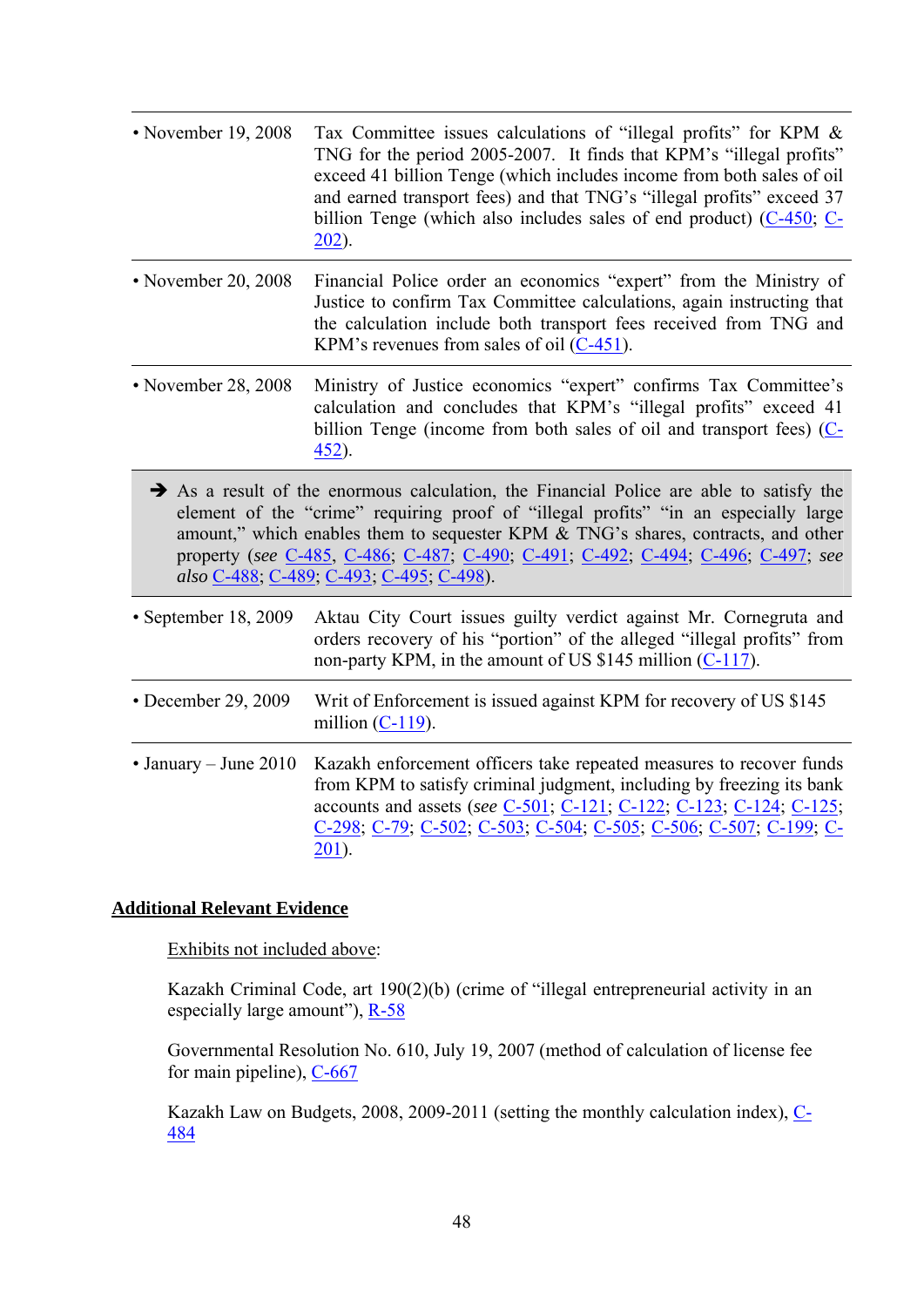| | |
|---|---|
| • November 19, 2008 | Tax Committee issues calculations of "illegal profits" for KPM & TNG for the period 2005-2007. It finds that KPM's "illegal profits" exceed 41 billion Tenge (which includes income from both sales of oil and earned transport fees) and that TNG's "illegal profits" exceed 37 billion Tenge (which also includes sales of end product) (C-450; C-202). |
| • November 20, 2008 | Financial Police order an economics "expert" from the Ministry of Justice to confirm Tax Committee calculations, again instructing that the calculation include both transport fees received from TNG and KPM's revenues from sales of oil (C-451). |
| • November 28, 2008 | Ministry of Justice economics "expert" confirms Tax Committee's calculation and concludes that KPM's "illegal profits" exceed 41 billion Tenge (income from both sales of oil and transport fees) (C-452). |
| ➔ As a result of the enormous calculation, the Financial Police are able to satisfy the element of the "crime" requiring proof of "illegal profits" "in an especially large amount," which enables them to sequester KPM & TNG's shares, contracts, and other property (*see* C-485, C-486; C-487; C-490; C-491; C-492; C-494; C-496; C-497; *see also* C-488; C-489; C-493; C-495; C-498). | |
| • September 18, 2009 | Aktau City Court issues guilty verdict against Mr. Cornegruta and orders recovery of his "portion" of the alleged "illegal profits" from non-party KPM, in the amount of US $145 million (C-117). |
| • December 29, 2009 | Writ of Enforcement is issued against KPM for recovery of US $145 million (C-119). |
| • January – June 2010 | Kazakh enforcement officers take repeated measures to recover funds from KPM to satisfy criminal judgment, including by freezing its bank accounts and assets (*see* C-501; C-121; C-122; C-123; C-124; C-125; C-298; C-79; C-502; C-503; C-504; C-505; C-506; C-507; C-199; C-201). |

**Additional Relevant Evidence**

Exhibits not included above:

Kazakh Criminal Code, art 190(2)(b) (crime of "illegal entrepreneurial activity in an especially large amount"), R-58

Governmental Resolution No. 610, July 19, 2007 (method of calculation of license fee for main pipeline), C-667

Kazakh Law on Budgets, 2008, 2009-2011 (setting the monthly calculation index), C-484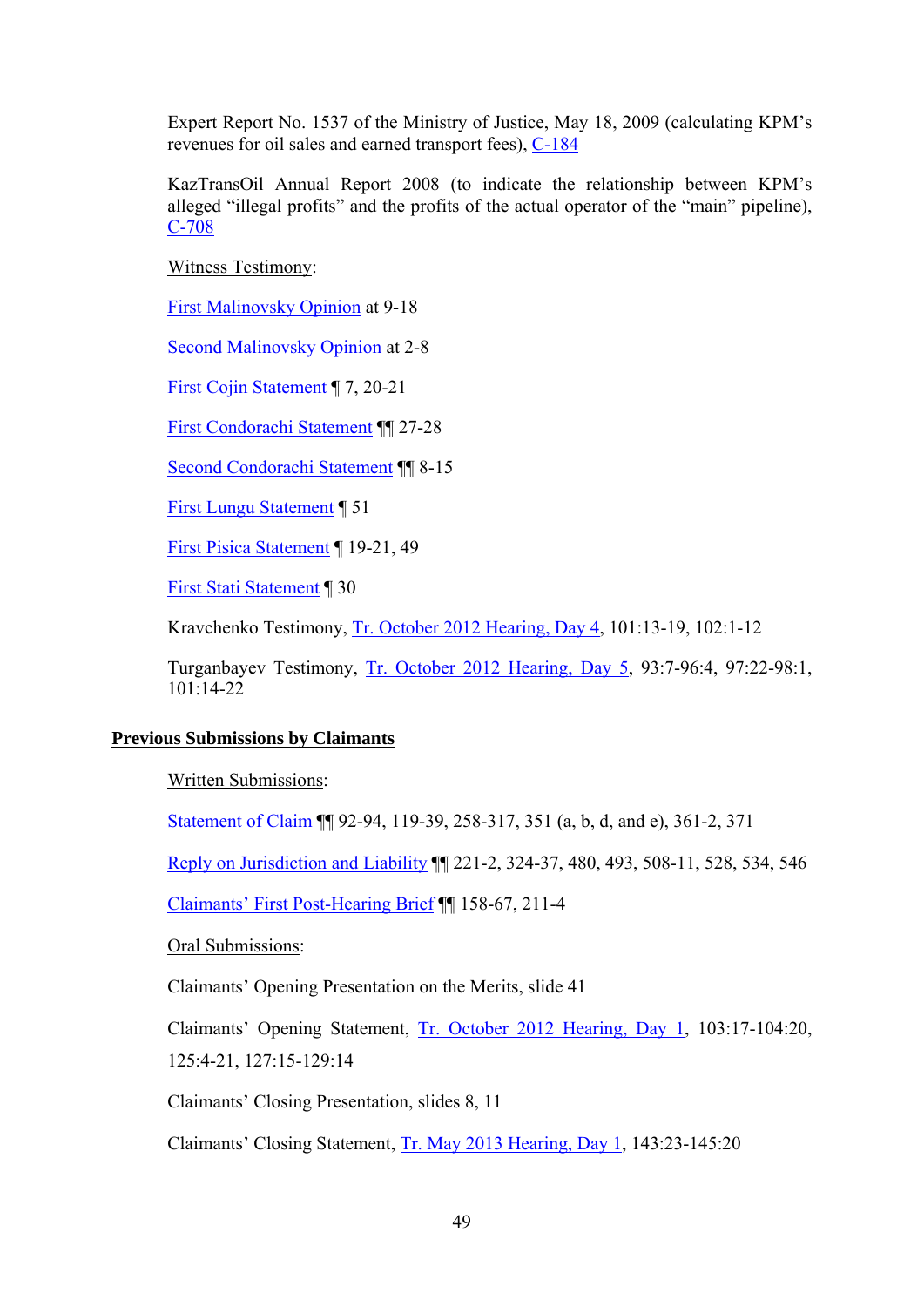Expert Report No. 1537 of the Ministry of Justice, May 18, 2009 (calculating KPM's revenues for oil sales and earned transport fees), C-184

KazTransOil Annual Report 2008 (to indicate the relationship between KPM's alleged "illegal profits" and the profits of the actual operator of the "main" pipeline), C-708

Witness Testimony:

First Malinovsky Opinion at 9-18

Second Malinovsky Opinion at 2-8

First Cojin Statement ¶ 7, 20-21

First Condorachi Statement ¶¶ 27-28

Second Condorachi Statement ¶¶ 8-15

First Lungu Statement ¶ 51

First Pisica Statement ¶ 19-21, 49

First Stati Statement ¶ 30

Kravchenko Testimony, Tr. October 2012 Hearing, Day 4, 101:13-19, 102:1-12

Turganbayev Testimony, Tr. October 2012 Hearing, Day 5, 93:7-96:4, 97:22-98:1, 101:14-22

**Previous Submissions by Claimants**

Written Submissions:

Statement of Claim ¶¶ 92-94, 119-39, 258-317, 351 (a, b, d, and e), 361-2, 371

Reply on Jurisdiction and Liability ¶¶ 221-2, 324-37, 480, 493, 508-11, 528, 534, 546

Claimants' First Post-Hearing Brief ¶¶ 158-67, 211-4

Oral Submissions:

Claimants' Opening Presentation on the Merits, slide 41

Claimants' Opening Statement, Tr. October 2012 Hearing, Day 1, 103:17-104:20, 125:4-21, 127:15-129:14

Claimants' Closing Presentation, slides 8, 11

Claimants' Closing Statement, Tr. May 2013 Hearing, Day 1, 143:23-145:20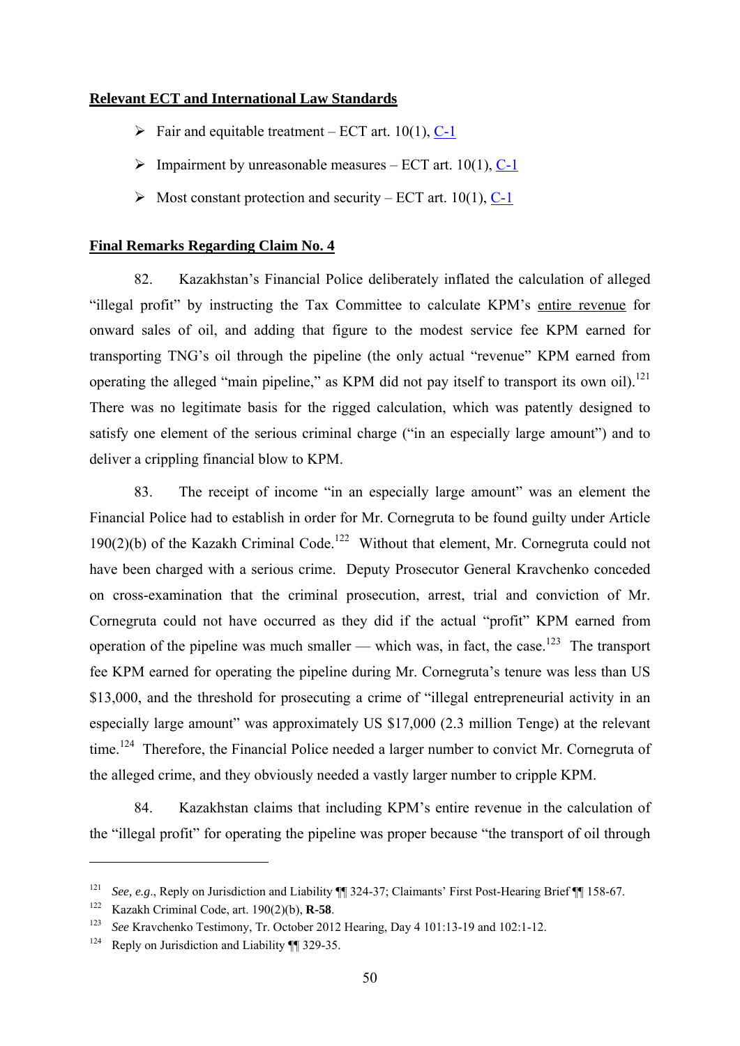**Relevant ECT and International Law Standards**

- Fair and equitable treatment – ECT art. 10(1), C-1
- Impairment by unreasonable measures – ECT art. 10(1), C-1
- Most constant protection and security – ECT art. 10(1), C-1

**Final Remarks Regarding Claim No. 4**

82. Kazakhstan's Financial Police deliberately inflated the calculation of alleged "illegal profit" by instructing the Tax Committee to calculate KPM's entire revenue for onward sales of oil, and adding that figure to the modest service fee KPM earned for transporting TNG's oil through the pipeline (the only actual "revenue" KPM earned from operating the alleged "main pipeline," as KPM did not pay itself to transport its own oil).[121] There was no legitimate basis for the rigged calculation, which was patently designed to satisfy one element of the serious criminal charge ("in an especially large amount") and to deliver a crippling financial blow to KPM.

83. The receipt of income "in an especially large amount" was an element the Financial Police had to establish in order for Mr. Cornegruta to be found guilty under Article 190(2)(b) of the Kazakh Criminal Code.[122] Without that element, Mr. Cornegruta could not have been charged with a serious crime. Deputy Prosecutor General Kravchenko conceded on cross-examination that the criminal prosecution, arrest, trial and conviction of Mr. Cornegruta could not have occurred as they did if the actual "profit" KPM earned from operation of the pipeline was much smaller — which was, in fact, the case.[123] The transport fee KPM earned for operating the pipeline during Mr. Cornegruta's tenure was less than US \$13,000, and the threshold for prosecuting a crime of "illegal entrepreneurial activity in an especially large amount" was approximately US \$17,000 (2.3 million Tenge) at the relevant time.[124] Therefore, the Financial Police needed a larger number to convict Mr. Cornegruta of the alleged crime, and they obviously needed a vastly larger number to cripple KPM.

84. Kazakhstan claims that including KPM's entire revenue in the calculation of the "illegal profit" for operating the pipeline was proper because "the transport of oil through

---

[121] *See, e.g.*, Reply on Jurisdiction and Liability ¶¶ 324-37; Claimants' First Post-Hearing Brief ¶¶ 158-67.

[122] Kazakh Criminal Code, art. 190(2)(b), **R-58**.

[123] *See* Kravchenko Testimony, Tr. October 2012 Hearing, Day 4 101:13-19 and 102:1-12.

[124] Reply on Jurisdiction and Liability ¶¶ 329-35.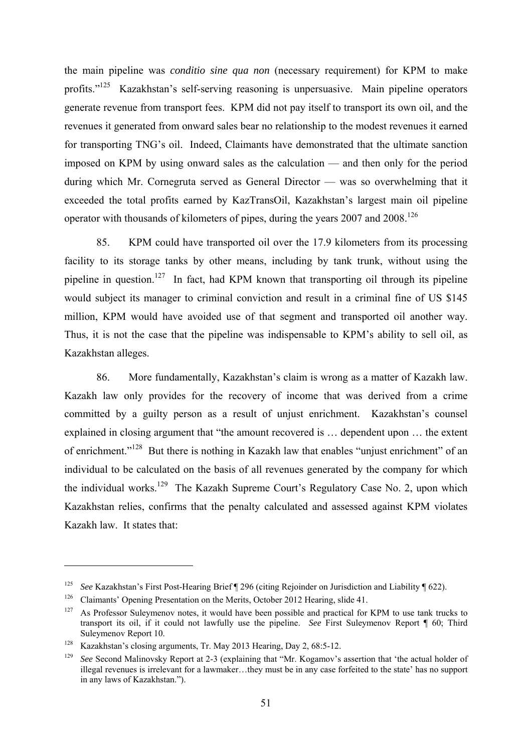the main pipeline was *conditio sine qua non* (necessary requirement) for KPM to make profits."[125] Kazakhstan's self-serving reasoning is unpersuasive. Main pipeline operators generate revenue from transport fees. KPM did not pay itself to transport its own oil, and the revenues it generated from onward sales bear no relationship to the modest revenues it earned for transporting TNG's oil. Indeed, Claimants have demonstrated that the ultimate sanction imposed on KPM by using onward sales as the calculation — and then only for the period during which Mr. Cornegruta served as General Director — was so overwhelming that it exceeded the total profits earned by KazTransOil, Kazakhstan's largest main oil pipeline operator with thousands of kilometers of pipes, during the years 2007 and 2008.[126]

85. KPM could have transported oil over the 17.9 kilometers from its processing facility to its storage tanks by other means, including by tank trunk, without using the pipeline in question.[127] In fact, had KPM known that transporting oil through its pipeline would subject its manager to criminal conviction and result in a criminal fine of US $145 million, KPM would have avoided use of that segment and transported oil another way. Thus, it is not the case that the pipeline was indispensable to KPM's ability to sell oil, as Kazakhstan alleges.

86. More fundamentally, Kazakhstan's claim is wrong as a matter of Kazakh law. Kazakh law only provides for the recovery of income that was derived from a crime committed by a guilty person as a result of unjust enrichment. Kazakhstan's counsel explained in closing argument that "the amount recovered is … dependent upon … the extent of enrichment."[128] But there is nothing in Kazakh law that enables "unjust enrichment" of an individual to be calculated on the basis of all revenues generated by the company for which the individual works.[129] The Kazakh Supreme Court's Regulatory Case No. 2, upon which Kazakhstan relies, confirms that the penalty calculated and assessed against KPM violates Kazakh law. It states that:

---

[125] *See* Kazakhstan's First Post-Hearing Brief ¶ 296 (citing Rejoinder on Jurisdiction and Liability ¶ 622).

[126] Claimants' Opening Presentation on the Merits, October 2012 Hearing, slide 41.

[127] As Professor Suleymenov notes, it would have been possible and practical for KPM to use tank trucks to transport its oil, if it could not lawfully use the pipeline. *See* First Suleymenov Report ¶ 60; Third Suleymenov Report 10.

[128] Kazakhstan's closing arguments, Tr. May 2013 Hearing, Day 2, 68:5-12.

[129] *See* Second Malinovsky Report at 2-3 (explaining that "Mr. Kogamov's assertion that 'the actual holder of illegal revenues is irrelevant for a lawmaker…they must be in any case forfeited to the state' has no support in any laws of Kazakhstan.").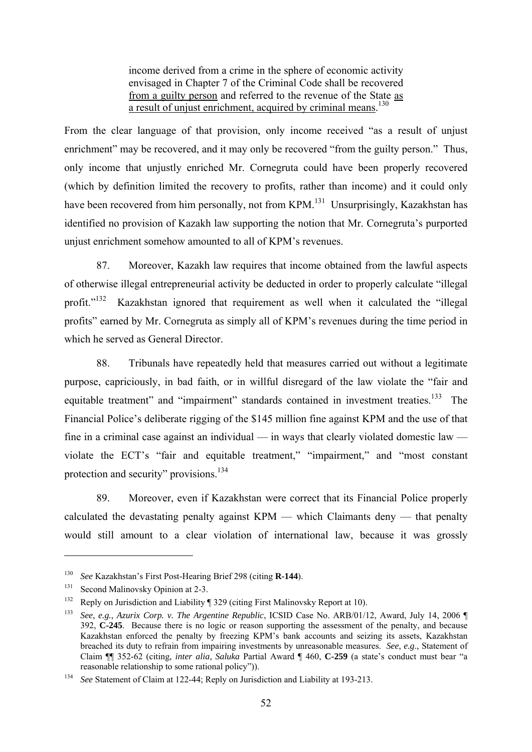> income derived from a crime in the sphere of economic activity envisaged in Chapter 7 of the Criminal Code shall be recovered <u>from a guilty person</u> and referred to the revenue of the State <u>as a result of unjust enrichment, acquired by criminal means</u>.[130]

From the clear language of that provision, only income received "as a result of unjust enrichment" may be recovered, and it may only be recovered "from the guilty person." Thus, only income that unjustly enriched Mr. Cornegruta could have been properly recovered (which by definition limited the recovery to profits, rather than income) and it could only have been recovered from him personally, not from KPM.[131] Unsurprisingly, Kazakhstan has identified no provision of Kazakh law supporting the notion that Mr. Cornegruta's purported unjust enrichment somehow amounted to all of KPM's revenues.

87. Moreover, Kazakh law requires that income obtained from the lawful aspects of otherwise illegal entrepreneurial activity be deducted in order to properly calculate "illegal profit."[132] Kazakhstan ignored that requirement as well when it calculated the "illegal profits" earned by Mr. Cornegruta as simply all of KPM's revenues during the time period in which he served as General Director.

88. Tribunals have repeatedly held that measures carried out without a legitimate purpose, capriciously, in bad faith, or in willful disregard of the law violate the "fair and equitable treatment" and "impairment" standards contained in investment treaties.[133] The Financial Police's deliberate rigging of the $145 million fine against KPM and the use of that fine in a criminal case against an individual — in ways that clearly violated domestic law — violate the ECT's "fair and equitable treatment," "impairment," and "most constant protection and security" provisions.[134]

89. Moreover, even if Kazakhstan were correct that its Financial Police properly calculated the devastating penalty against KPM — which Claimants deny — that penalty would still amount to a clear violation of international law, because it was grossly

---

[130] *See* Kazakhstan's First Post-Hearing Brief 298 (citing **R-144**).

[131] Second Malinovsky Opinion at 2-3.

[132] Reply on Jurisdiction and Liability ¶ 329 (citing First Malinovsky Report at 10).

[133] *See*, *e.g.*, *Azurix Corp. v. The Argentine Republic*, ICSID Case No. ARB/01/12, Award, July 14, 2006 ¶ 392, **C-245**. Because there is no logic or reason supporting the assessment of the penalty, and because Kazakhstan enforced the penalty by freezing KPM's bank accounts and seizing its assets, Kazakhstan breached its duty to refrain from impairing investments by unreasonable measures. *See*, *e.g.*, Statement of Claim ¶¶ 352-62 (citing, *inter alia*, *Saluka* Partial Award ¶ 460, **C-259** (a state's conduct must bear "a reasonable relationship to some rational policy")).

[134] *See* Statement of Claim at 122-44; Reply on Jurisdiction and Liability at 193-213.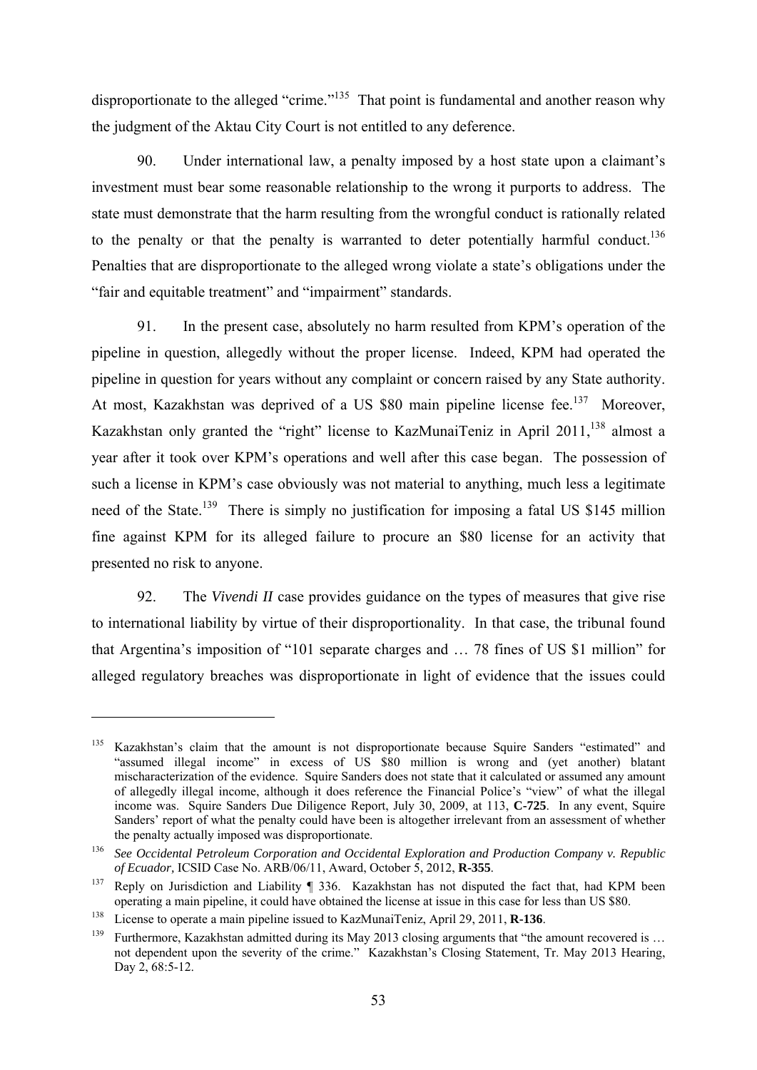disproportionate to the alleged "crime."[135] That point is fundamental and another reason why the judgment of the Aktau City Court is not entitled to any deference.

90. Under international law, a penalty imposed by a host state upon a claimant's investment must bear some reasonable relationship to the wrong it purports to address. The state must demonstrate that the harm resulting from the wrongful conduct is rationally related to the penalty or that the penalty is warranted to deter potentially harmful conduct.[136] Penalties that are disproportionate to the alleged wrong violate a state's obligations under the "fair and equitable treatment" and "impairment" standards.

91. In the present case, absolutely no harm resulted from KPM's operation of the pipeline in question, allegedly without the proper license. Indeed, KPM had operated the pipeline in question for years without any complaint or concern raised by any State authority. At most, Kazakhstan was deprived of a US $80 main pipeline license fee.[137] Moreover, Kazakhstan only granted the "right" license to KazMunaiTeniz in April 2011,[138] almost a year after it took over KPM's operations and well after this case began. The possession of such a license in KPM's case obviously was not material to anything, much less a legitimate need of the State.[139] There is simply no justification for imposing a fatal US $145 million fine against KPM for its alleged failure to procure an $80 license for an activity that presented no risk to anyone.

92. The *Vivendi II* case provides guidance on the types of measures that give rise to international liability by virtue of their disproportionality. In that case, the tribunal found that Argentina's imposition of "101 separate charges and … 78 fines of US $1 million" for alleged regulatory breaches was disproportionate in light of evidence that the issues could

---

[135] Kazakhstan's claim that the amount is not disproportionate because Squire Sanders "estimated" and "assumed illegal income" in excess of US $80 million is wrong and (yet another) blatant mischaracterization of the evidence. Squire Sanders does not state that it calculated or assumed any amount of allegedly illegal income, although it does reference the Financial Police's "view" of what the illegal income was. Squire Sanders Due Diligence Report, July 30, 2009, at 113, **C-725**. In any event, Squire Sanders' report of what the penalty could have been is altogether irrelevant from an assessment of whether the penalty actually imposed was disproportionate.

[136] *See Occidental Petroleum Corporation and Occidental Exploration and Production Company v. Republic of Ecuador,* ICSID Case No. ARB/06/11, Award, October 5, 2012, **R-355**.

[137] Reply on Jurisdiction and Liability ¶ 336. Kazakhstan has not disputed the fact that, had KPM been operating a main pipeline, it could have obtained the license at issue in this case for less than US $80.

[138] License to operate a main pipeline issued to KazMunaiTeniz, April 29, 2011, **R-136**.

[139] Furthermore, Kazakhstan admitted during its May 2013 closing arguments that "the amount recovered is … not dependent upon the severity of the crime." Kazakhstan's Closing Statement, Tr. May 2013 Hearing, Day 2, 68:5-12.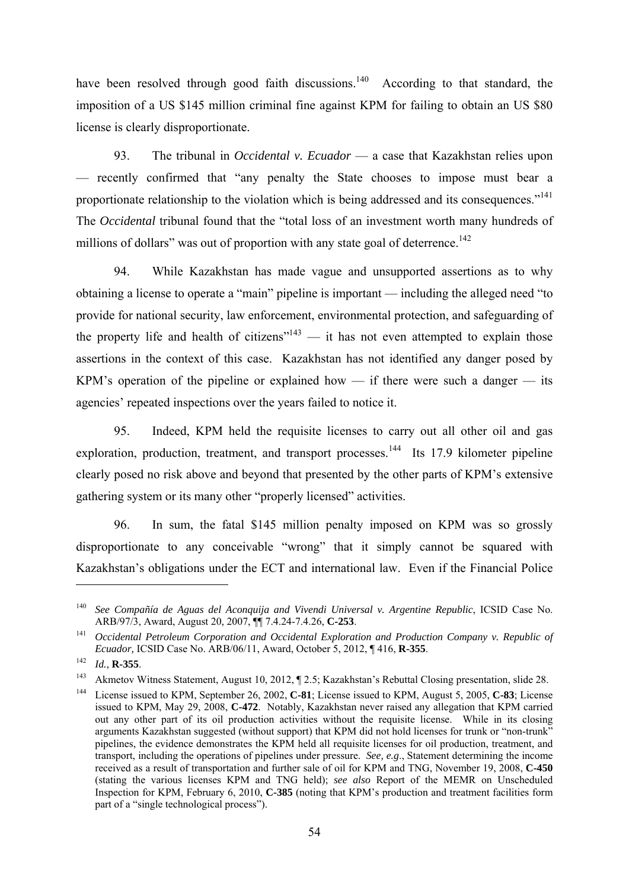have been resolved through good faith discussions.[140] According to that standard, the imposition of a US $145 million criminal fine against KPM for failing to obtain an US $80 license is clearly disproportionate.

93. The tribunal in *Occidental v. Ecuador* — a case that Kazakhstan relies upon — recently confirmed that "any penalty the State chooses to impose must bear a proportionate relationship to the violation which is being addressed and its consequences."[141] The *Occidental* tribunal found that the "total loss of an investment worth many hundreds of millions of dollars" was out of proportion with any state goal of deterrence.[142]

94. While Kazakhstan has made vague and unsupported assertions as to why obtaining a license to operate a "main" pipeline is important — including the alleged need "to provide for national security, law enforcement, environmental protection, and safeguarding of the property life and health of citizens"[143] — it has not even attempted to explain those assertions in the context of this case. Kazakhstan has not identified any danger posed by KPM's operation of the pipeline or explained how — if there were such a danger — its agencies' repeated inspections over the years failed to notice it.

95. Indeed, KPM held the requisite licenses to carry out all other oil and gas exploration, production, treatment, and transport processes.[144] Its 17.9 kilometer pipeline clearly posed no risk above and beyond that presented by the other parts of KPM's extensive gathering system or its many other "properly licensed" activities.

96. In sum, the fatal $145 million penalty imposed on KPM was so grossly disproportionate to any conceivable "wrong" that it simply cannot be squared with Kazakhstan's obligations under the ECT and international law. Even if the Financial Police

---

[140] *See Compañía de Aguas del Aconquija and Vivendi Universal v. Argentine Republic*, ICSID Case No. ARB/97/3, Award, August 20, 2007, ¶¶ 7.4.24-7.4.26, **C-253**.

[141] *Occidental Petroleum Corporation and Occidental Exploration and Production Company v. Republic of Ecuador,* ICSID Case No. ARB/06/11, Award, October 5, 2012, ¶ 416, **R-355**.

[142] *Id.*, **R-355**.

[143] Akmetov Witness Statement, August 10, 2012, ¶ 2.5; Kazakhstan's Rebuttal Closing presentation, slide 28.

[144] License issued to KPM, September 26, 2002, **C-81**; License issued to KPM, August 5, 2005, **C-83**; License issued to KPM, May 29, 2008, **C-472**. Notably, Kazakhstan never raised any allegation that KPM carried out any other part of its oil production activities without the requisite license. While in its closing arguments Kazakhstan suggested (without support) that KPM did not hold licenses for trunk or "non-trunk" pipelines, the evidence demonstrates the KPM held all requisite licenses for oil production, treatment, and transport, including the operations of pipelines under pressure. *See, e.g*., Statement determining the income received as a result of transportation and further sale of oil for KPM and TNG, November 19, 2008, **C-450** (stating the various licenses KPM and TNG held); *see also* Report of the MEMR on Unscheduled Inspection for KPM, February 6, 2010, **C-385** (noting that KPM's production and treatment facilities form part of a "single technological process").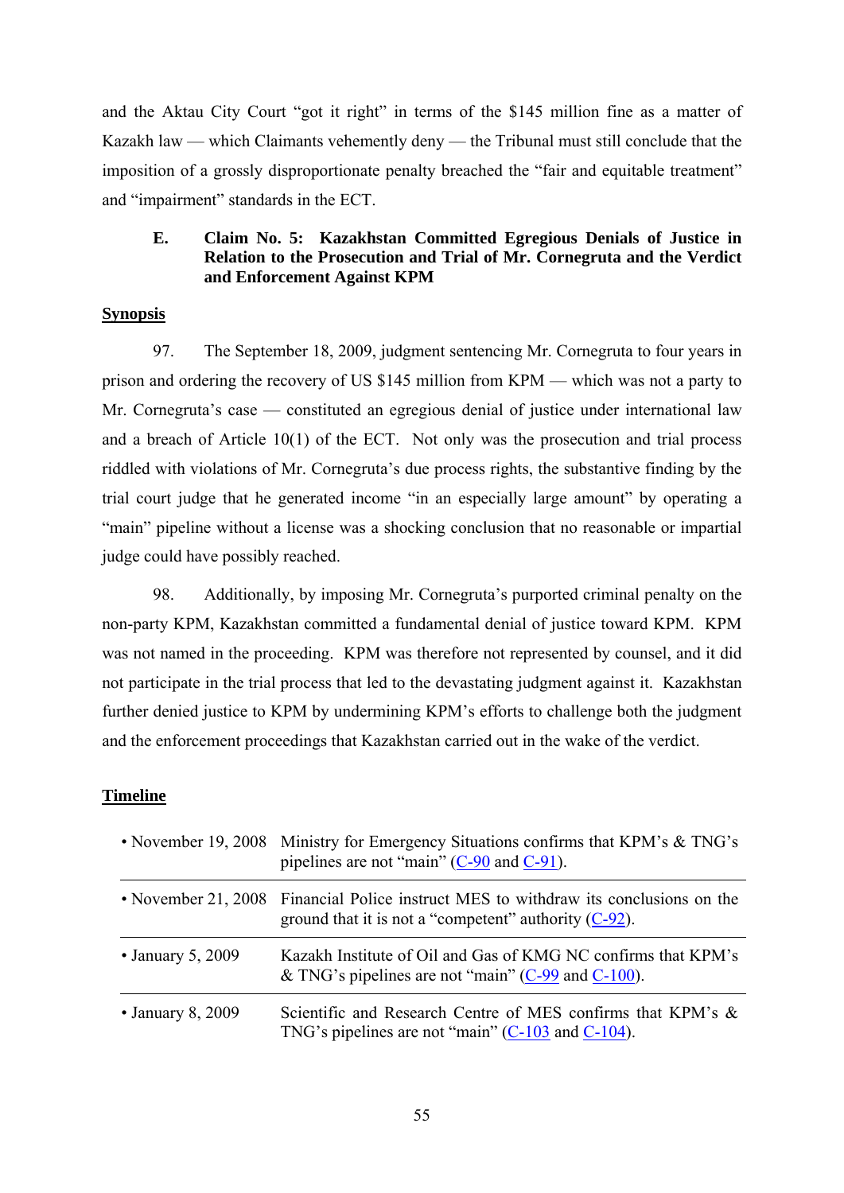and the Aktau City Court "got it right" in terms of the $145 million fine as a matter of Kazakh law — which Claimants vehemently deny — the Tribunal must still conclude that the imposition of a grossly disproportionate penalty breached the "fair and equitable treatment" and "impairment" standards in the ECT.

### E. Claim No. 5: Kazakhstan Committed Egregious Denials of Justice in Relation to the Prosecution and Trial of Mr. Cornegruta and the Verdict and Enforcement Against KPM

**Synopsis**

97. The September 18, 2009, judgment sentencing Mr. Cornegruta to four years in prison and ordering the recovery of US $145 million from KPM — which was not a party to Mr. Cornegruta's case — constituted an egregious denial of justice under international law and a breach of Article 10(1) of the ECT. Not only was the prosecution and trial process riddled with violations of Mr. Cornegruta's due process rights, the substantive finding by the trial court judge that he generated income "in an especially large amount" by operating a "main" pipeline without a license was a shocking conclusion that no reasonable or impartial judge could have possibly reached.

98. Additionally, by imposing Mr. Cornegruta's purported criminal penalty on the non-party KPM, Kazakhstan committed a fundamental denial of justice toward KPM. KPM was not named in the proceeding. KPM was therefore not represented by counsel, and it did not participate in the trial process that led to the devastating judgment against it. Kazakhstan further denied justice to KPM by undermining KPM's efforts to challenge both the judgment and the enforcement proceedings that Kazakhstan carried out in the wake of the verdict.

**Timeline**

| | |
|---|---|
| • November 19, 2008 | Ministry for Emergency Situations confirms that KPM's & TNG's pipelines are not "main" (C-90 and C-91). |
| • November 21, 2008 | Financial Police instruct MES to withdraw its conclusions on the ground that it is not a "competent" authority (C-92). |
| • January 5, 2009 | Kazakh Institute of Oil and Gas of KMG NC confirms that KPM's & TNG's pipelines are not "main" (C-99 and C-100). |
| • January 8, 2009 | Scientific and Research Centre of MES confirms that KPM's & TNG's pipelines are not "main" (C-103 and C-104). |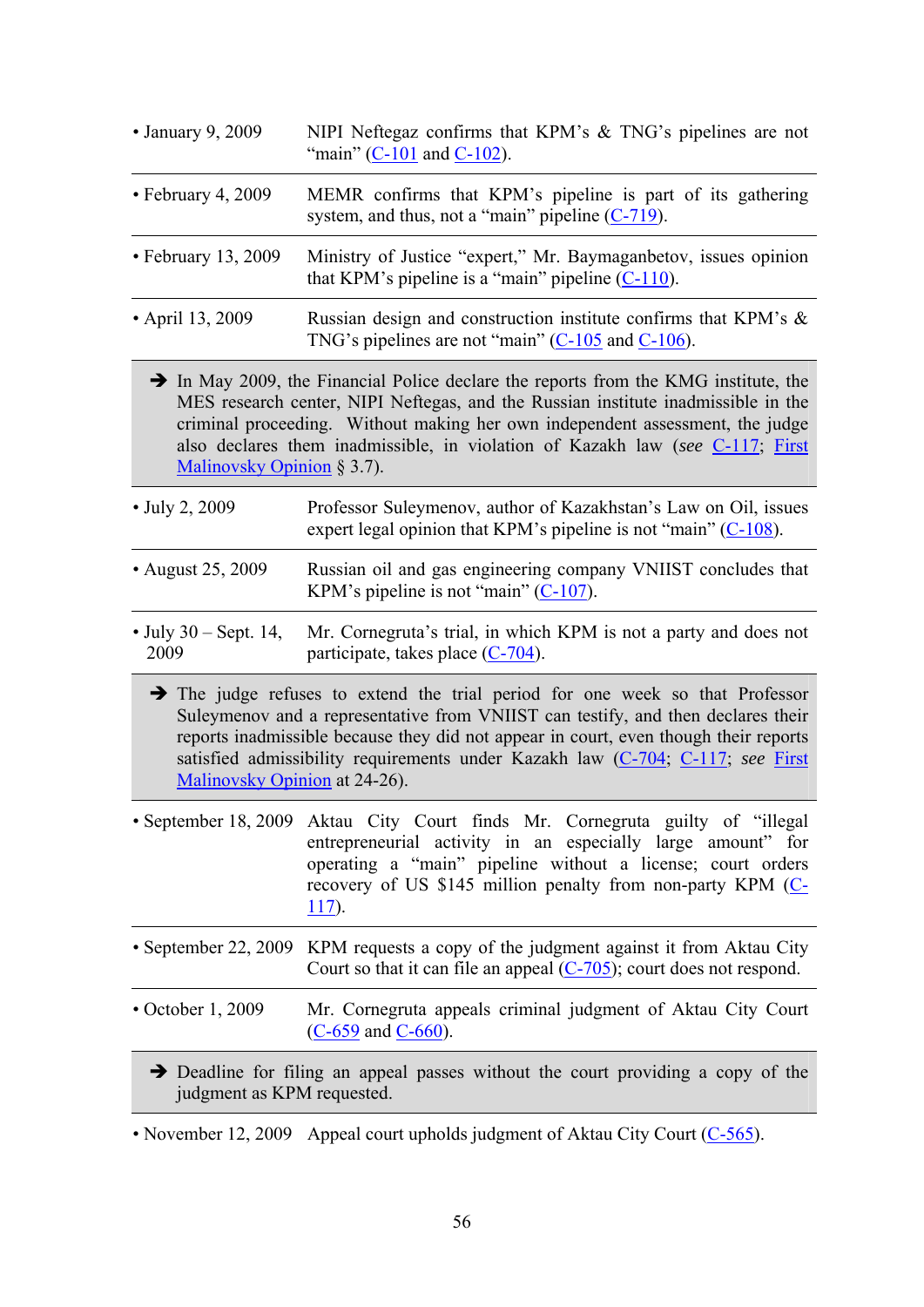| | |
|---|---|
| • January 9, 2009 | NIPI Neftegaz confirms that KPM's & TNG's pipelines are not "main" (C-101 and C-102). |
| • February 4, 2009 | MEMR confirms that KPM's pipeline is part of its gathering system, and thus, not a "main" pipeline (C-719). |
| • February 13, 2009 | Ministry of Justice "expert," Mr. Baymaganbetov, issues opinion that KPM's pipeline is a "main" pipeline (C-110). |
| • April 13, 2009 | Russian design and construction institute confirms that KPM's & TNG's pipelines are not "main" (C-105 and C-106). |

➔ In May 2009, the Financial Police declare the reports from the KMG institute, the MES research center, NIPI Neftegas, and the Russian institute inadmissible in the criminal proceeding. Without making her own independent assessment, the judge also declares them inadmissible, in violation of Kazakh law (*see* C-117; First Malinovsky Opinion § 3.7).

| | |
|---|---|
| • July 2, 2009 | Professor Suleymenov, author of Kazakhstan's Law on Oil, issues expert legal opinion that KPM's pipeline is not "main" (C-108). |
| • August 25, 2009 | Russian oil and gas engineering company VNIIST concludes that KPM's pipeline is not "main" (C-107). |
| • July 30 – Sept. 14, 2009 | Mr. Cornegruta's trial, in which KPM is not a party and does not participate, takes place (C-704). |

➔ The judge refuses to extend the trial period for one week so that Professor Suleymenov and a representative from VNIIST can testify, and then declares their reports inadmissible because they did not appear in court, even though their reports satisfied admissibility requirements under Kazakh law (C-704; C-117; *see* First Malinovsky Opinion at 24-26).

| | |
|---|---|
| • September 18, 2009 | Aktau City Court finds Mr. Cornegruta guilty of "illegal entrepreneurial activity in an especially large amount" for operating a "main" pipeline without a license; court orders recovery of US $145 million penalty from non-party KPM (C-117). |
| • September 22, 2009 | KPM requests a copy of the judgment against it from Aktau City Court so that it can file an appeal (C-705); court does not respond. |
| • October 1, 2009 | Mr. Cornegruta appeals criminal judgment of Aktau City Court (C-659 and C-660). |

➔ Deadline for filing an appeal passes without the court providing a copy of the judgment as KPM requested.

| | |
|---|---|
| • November 12, 2009 | Appeal court upholds judgment of Aktau City Court (C-565). |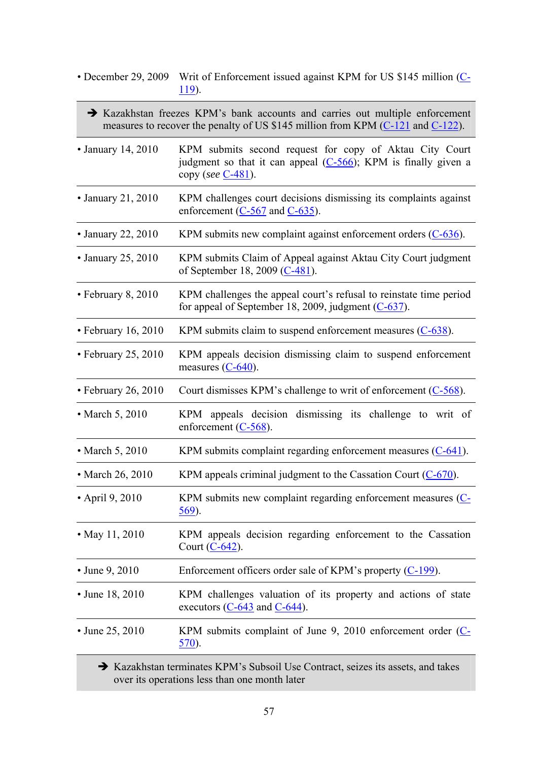| | |
|---|---|
| • December 29, 2009 | Writ of Enforcement issued against KPM for US $145 million (C-119). |
| ➔ Kazakhstan freezes KPM's bank accounts and carries out multiple enforcement measures to recover the penalty of US $145 million from KPM (C-121 and C-122). | |
| • January 14, 2010 | KPM submits second request for copy of Aktau City Court judgment so that it can appeal (C-566); KPM is finally given a copy (*see* C-481). |
| • January 21, 2010 | KPM challenges court decisions dismissing its complaints against enforcement (C-567 and C-635). |
| • January 22, 2010 | KPM submits new complaint against enforcement orders (C-636). |
| • January 25, 2010 | KPM submits Claim of Appeal against Aktau City Court judgment of September 18, 2009 (C-481). |
| • February 8, 2010 | KPM challenges the appeal court's refusal to reinstate time period for appeal of September 18, 2009, judgment (C-637). |
| • February 16, 2010 | KPM submits claim to suspend enforcement measures (C-638). |
| • February 25, 2010 | KPM appeals decision dismissing claim to suspend enforcement measures (C-640). |
| • February 26, 2010 | Court dismisses KPM's challenge to writ of enforcement (C-568). |
| • March 5, 2010 | KPM appeals decision dismissing its challenge to writ of enforcement (C-568). |
| • March 5, 2010 | KPM submits complaint regarding enforcement measures (C-641). |
| • March 26, 2010 | KPM appeals criminal judgment to the Cassation Court (C-670). |
| • April 9, 2010 | KPM submits new complaint regarding enforcement measures (C-569). |
| • May 11, 2010 | KPM appeals decision regarding enforcement to the Cassation Court (C-642). |
| • June 9, 2010 | Enforcement officers order sale of KPM's property (C-199). |
| • June 18, 2010 | KPM challenges valuation of its property and actions of state executors (C-643 and C-644). |
| • June 25, 2010 | KPM submits complaint of June 9, 2010 enforcement order (C-570). |
| ➔ Kazakhstan terminates KPM's Subsoil Use Contract, seizes its assets, and takes over its operations less than one month later | |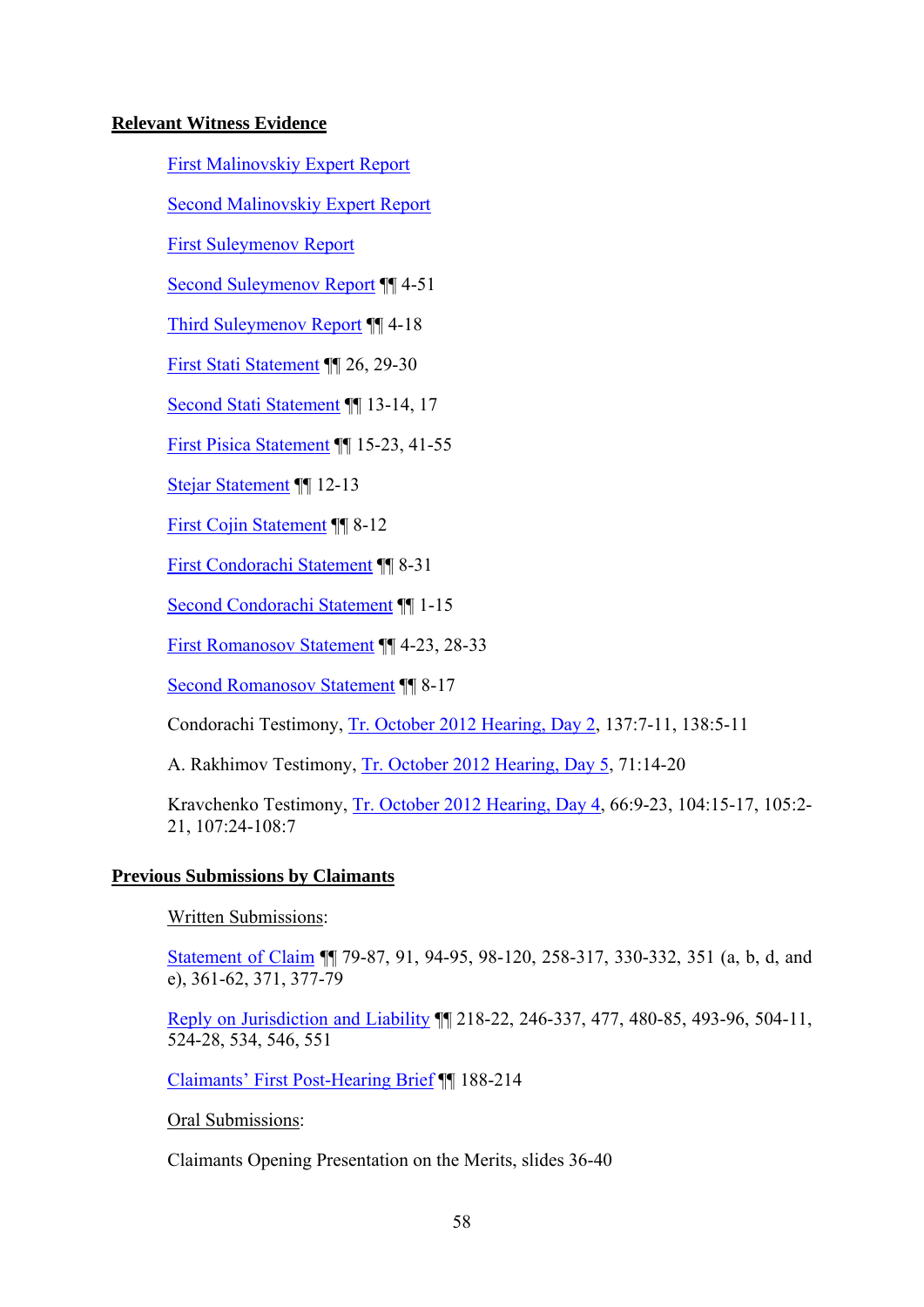**Relevant Witness Evidence**

First Malinovskiy Expert Report

Second Malinovskiy Expert Report

First Suleymenov Report

Second Suleymenov Report ¶¶ 4-51

Third Suleymenov Report ¶¶ 4-18

First Stati Statement ¶¶ 26, 29-30

Second Stati Statement ¶¶ 13-14, 17

First Pisica Statement ¶¶ 15-23, 41-55

Stejar Statement ¶¶ 12-13

First Cojin Statement ¶¶ 8-12

First Condorachi Statement ¶¶ 8-31

Second Condorachi Statement ¶¶ 1-15

First Romanosov Statement ¶¶ 4-23, 28-33

Second Romanosov Statement ¶¶ 8-17

Condorachi Testimony, Tr. October 2012 Hearing, Day 2, 137:7-11, 138:5-11

A. Rakhimov Testimony, Tr. October 2012 Hearing, Day 5, 71:14-20

Kravchenko Testimony, Tr. October 2012 Hearing, Day 4, 66:9-23, 104:15-17, 105:2-21, 107:24-108:7

**Previous Submissions by Claimants**

Written Submissions:

Statement of Claim ¶¶ 79-87, 91, 94-95, 98-120, 258-317, 330-332, 351 (a, b, d, and e), 361-62, 371, 377-79

Reply on Jurisdiction and Liability ¶¶ 218-22, 246-337, 477, 480-85, 493-96, 504-11, 524-28, 534, 546, 551

Claimants' First Post-Hearing Brief ¶¶ 188-214

Oral Submissions:

Claimants Opening Presentation on the Merits, slides 36-40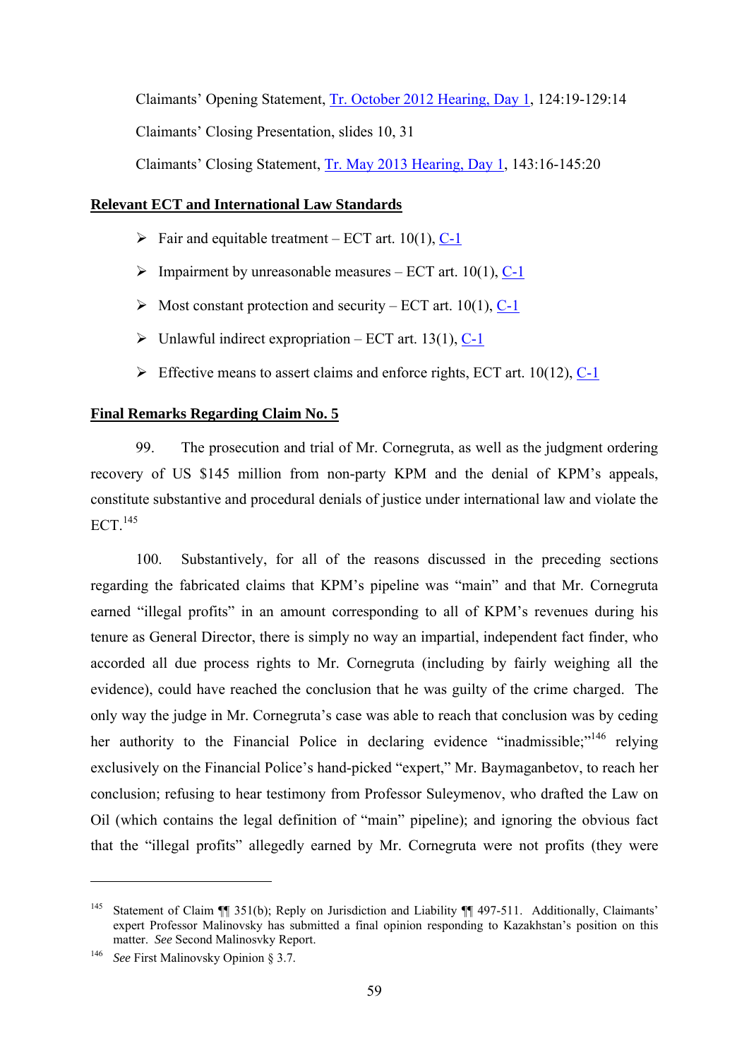Claimants' Opening Statement, Tr. October 2012 Hearing, Day 1, 124:19-129:14

Claimants' Closing Presentation, slides 10, 31

Claimants' Closing Statement, Tr. May 2013 Hearing, Day 1, 143:16-145:20

**Relevant ECT and International Law Standards**

- Fair and equitable treatment – ECT art. 10(1), C-1
- Impairment by unreasonable measures – ECT art. 10(1), C-1
- Most constant protection and security – ECT art. 10(1), C-1
- Unlawful indirect expropriation – ECT art. 13(1), C-1
- Effective means to assert claims and enforce rights, ECT art. 10(12), C-1

**Final Remarks Regarding Claim No. 5**

99. The prosecution and trial of Mr. Cornegruta, as well as the judgment ordering recovery of US $145 million from non-party KPM and the denial of KPM's appeals, constitute substantive and procedural denials of justice under international law and violate the ECT.[145]

100. Substantively, for all of the reasons discussed in the preceding sections regarding the fabricated claims that KPM's pipeline was "main" and that Mr. Cornegruta earned "illegal profits" in an amount corresponding to all of KPM's revenues during his tenure as General Director, there is simply no way an impartial, independent fact finder, who accorded all due process rights to Mr. Cornegruta (including by fairly weighing all the evidence), could have reached the conclusion that he was guilty of the crime charged. The only way the judge in Mr. Cornegruta's case was able to reach that conclusion was by ceding her authority to the Financial Police in declaring evidence "inadmissible;"[146] relying exclusively on the Financial Police's hand-picked "expert," Mr. Baymaganbetov, to reach her conclusion; refusing to hear testimony from Professor Suleymenov, who drafted the Law on Oil (which contains the legal definition of "main" pipeline); and ignoring the obvious fact that the "illegal profits" allegedly earned by Mr. Cornegruta were not profits (they were

---

[145] Statement of Claim ¶¶ 351(b); Reply on Jurisdiction and Liability ¶¶ 497-511. Additionally, Claimants' expert Professor Malinovsky has submitted a final opinion responding to Kazakhstan's position on this matter. *See* Second Malinovsky Report.

[146] *See* First Malinovsky Opinion § 3.7.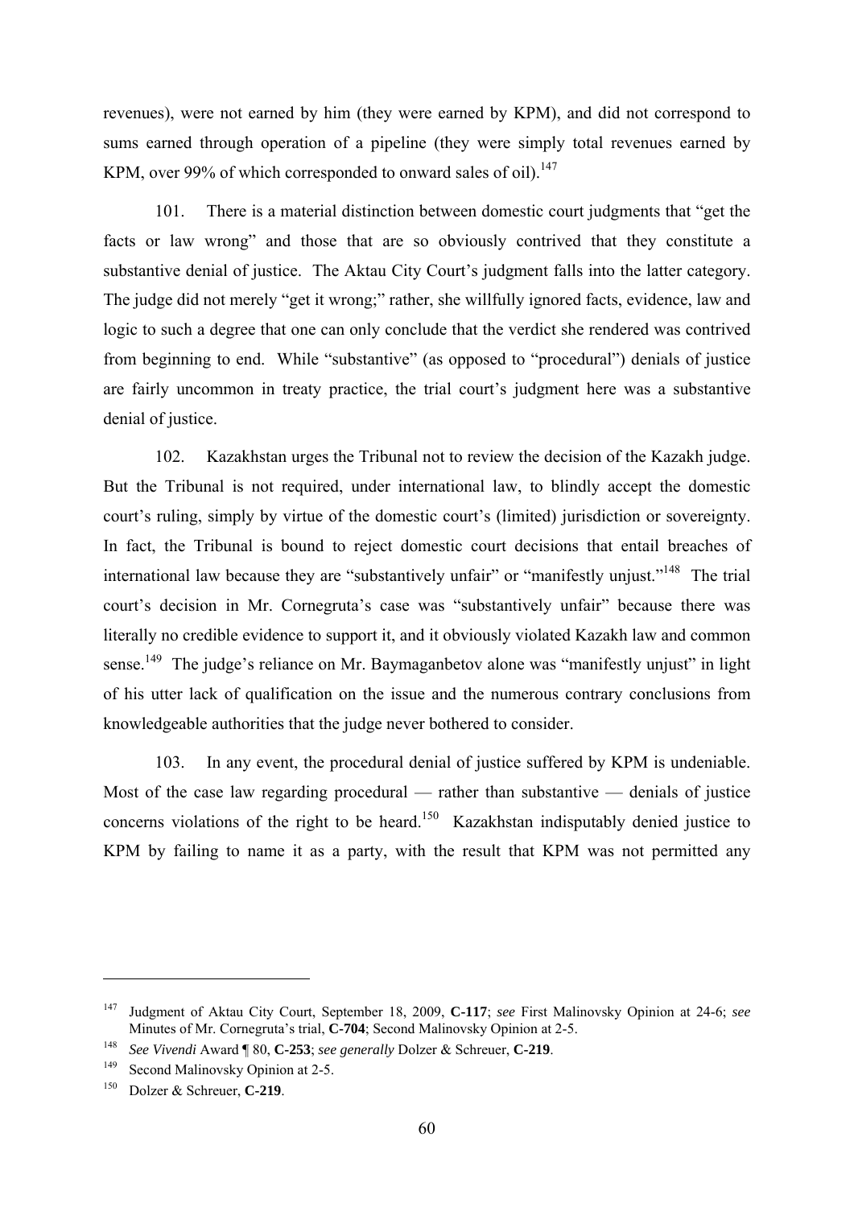revenues), were not earned by him (they were earned by KPM), and did not correspond to sums earned through operation of a pipeline (they were simply total revenues earned by KPM, over 99% of which corresponded to onward sales of oil).[147]

101. There is a material distinction between domestic court judgments that "get the facts or law wrong" and those that are so obviously contrived that they constitute a substantive denial of justice. The Aktau City Court's judgment falls into the latter category. The judge did not merely "get it wrong;" rather, she willfully ignored facts, evidence, law and logic to such a degree that one can only conclude that the verdict she rendered was contrived from beginning to end. While "substantive" (as opposed to "procedural") denials of justice are fairly uncommon in treaty practice, the trial court's judgment here was a substantive denial of justice.

102. Kazakhstan urges the Tribunal not to review the decision of the Kazakh judge. But the Tribunal is not required, under international law, to blindly accept the domestic court's ruling, simply by virtue of the domestic court's (limited) jurisdiction or sovereignty. In fact, the Tribunal is bound to reject domestic court decisions that entail breaches of international law because they are "substantively unfair" or "manifestly unjust."[148] The trial court's decision in Mr. Cornegruta's case was "substantively unfair" because there was literally no credible evidence to support it, and it obviously violated Kazakh law and common sense.[149] The judge's reliance on Mr. Baymaganbetov alone was "manifestly unjust" in light of his utter lack of qualification on the issue and the numerous contrary conclusions from knowledgeable authorities that the judge never bothered to consider.

103. In any event, the procedural denial of justice suffered by KPM is undeniable. Most of the case law regarding procedural — rather than substantive — denials of justice concerns violations of the right to be heard.[150] Kazakhstan indisputably denied justice to KPM by failing to name it as a party, with the result that KPM was not permitted any

---

[147] Judgment of Aktau City Court, September 18, 2009, **C-117**; *see* First Malinovsky Opinion at 24-6; *see* Minutes of Mr. Cornegruta's trial, **C-704**; Second Malinovsky Opinion at 2-5.

[148] *See Vivendi* Award ¶ 80, **C-253**; *see generally* Dolzer & Schreuer, **C-219**.

[149] Second Malinovsky Opinion at 2-5.

[150] Dolzer & Schreuer, **C-219**.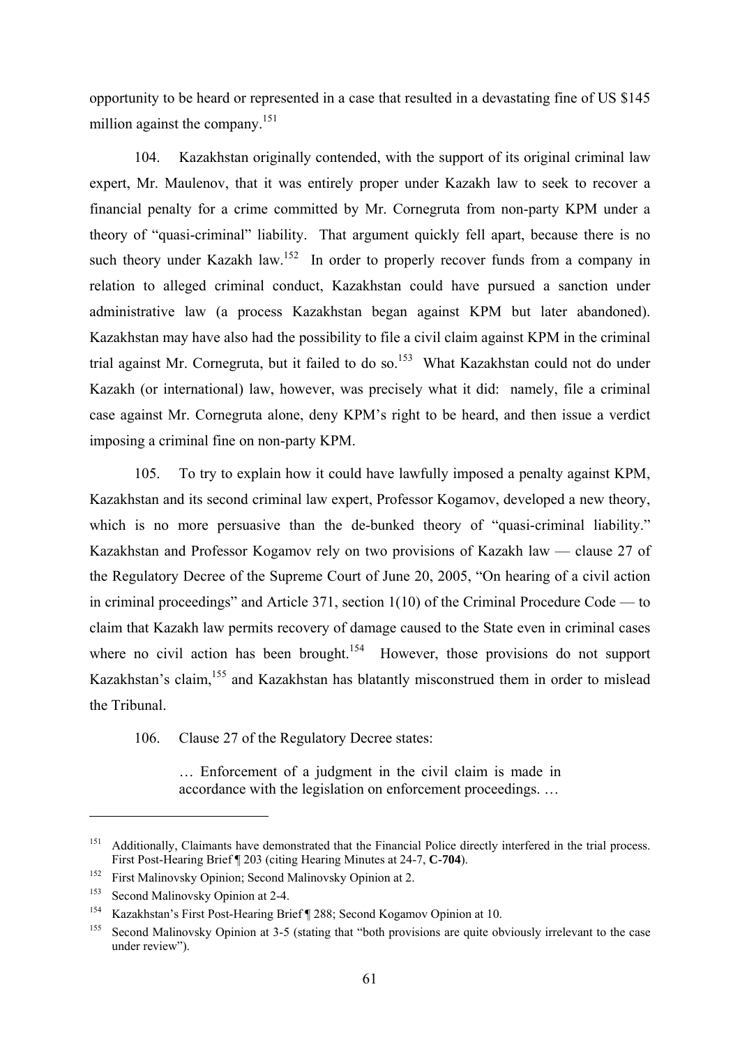opportunity to be heard or represented in a case that resulted in a devastating fine of US $145 million against the company.[151]

104. Kazakhstan originally contended, with the support of its original criminal law expert, Mr. Maulenov, that it was entirely proper under Kazakh law to seek to recover a financial penalty for a crime committed by Mr. Cornegruta from non-party KPM under a theory of "quasi-criminal" liability. That argument quickly fell apart, because there is no such theory under Kazakh law.[152] In order to properly recover funds from a company in relation to alleged criminal conduct, Kazakhstan could have pursued a sanction under administrative law (a process Kazakhstan began against KPM but later abandoned). Kazakhstan may have also had the possibility to file a civil claim against KPM in the criminal trial against Mr. Cornegruta, but it failed to do so.[153] What Kazakhstan could not do under Kazakh (or international) law, however, was precisely what it did: namely, file a criminal case against Mr. Cornegruta alone, deny KPM's right to be heard, and then issue a verdict imposing a criminal fine on non-party KPM.

105. To try to explain how it could have lawfully imposed a penalty against KPM, Kazakhstan and its second criminal law expert, Professor Kogamov, developed a new theory, which is no more persuasive than the de-bunked theory of "quasi-criminal liability." Kazakhstan and Professor Kogamov rely on two provisions of Kazakh law — clause 27 of the Regulatory Decree of the Supreme Court of June 20, 2005, "On hearing of a civil action in criminal proceedings" and Article 371, section 1(10) of the Criminal Procedure Code — to claim that Kazakh law permits recovery of damage caused to the State even in criminal cases where no civil action has been brought.[154] However, those provisions do not support Kazakhstan's claim,[155] and Kazakhstan has blatantly misconstrued them in order to mislead the Tribunal.

106. Clause 27 of the Regulatory Decree states:

> … Enforcement of a judgment in the civil claim is made in accordance with the legislation on enforcement proceedings. …

---

[151] Additionally, Claimants have demonstrated that the Financial Police directly interfered in the trial process. First Post-Hearing Brief ¶ 203 (citing Hearing Minutes at 24-7, **C-704**).

[152] First Malinovsky Opinion; Second Malinovsky Opinion at 2.

[153] Second Malinovsky Opinion at 2-4.

[154] Kazakhstan's First Post-Hearing Brief ¶ 288; Second Kogamov Opinion at 10.

[155] Second Malinovsky Opinion at 3-5 (stating that "both provisions are quite obviously irrelevant to the case under review").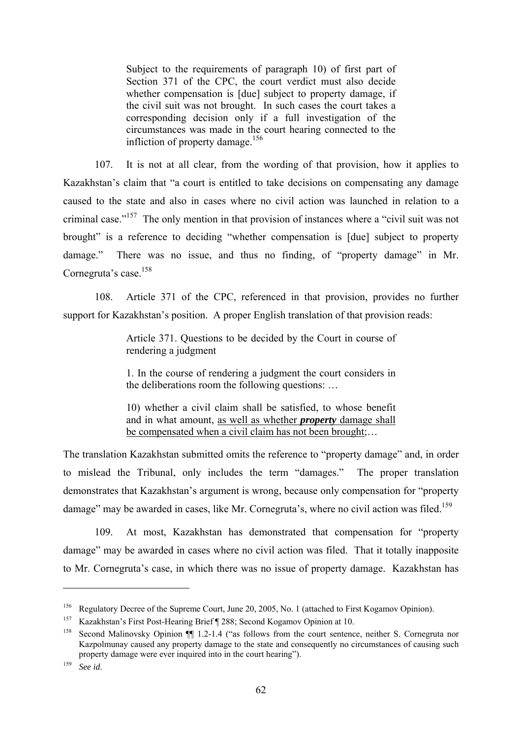> Subject to the requirements of paragraph 10) of first part of Section 371 of the CPC, the court verdict must also decide whether compensation is [due] subject to property damage, if the civil suit was not brought. In such cases the court takes a corresponding decision only if a full investigation of the circumstances was made in the court hearing connected to the infliction of property damage.[156]

107. It is not at all clear, from the wording of that provision, how it applies to Kazakhstan's claim that "a court is entitled to take decisions on compensating any damage caused to the state and also in cases where no civil action was launched in relation to a criminal case."[157] The only mention in that provision of instances where a "civil suit was not brought" is a reference to deciding "whether compensation is [due] subject to property damage." There was no issue, and thus no finding, of "property damage" in Mr. Cornegruta's case.[158]

108. Article 371 of the CPC, referenced in that provision, provides no further support for Kazakhstan's position. A proper English translation of that provision reads:

> Article 371. Questions to be decided by the Court in course of rendering a judgment
>
> 1. In the course of rendering a judgment the court considers in the deliberations room the following questions: …
>
> 10) whether a civil claim shall be satisfied, to whose benefit and in what amount, <u>as well as whether ***property*** damage shall be compensated when a civil claim has not been brought</u>;…

The translation Kazakhstan submitted omits the reference to "property damage" and, in order to mislead the Tribunal, only includes the term "damages." The proper translation demonstrates that Kazakhstan's argument is wrong, because only compensation for "property damage" may be awarded in cases, like Mr. Cornegruta's, where no civil action was filed.[159]

109. At most, Kazakhstan has demonstrated that compensation for "property damage" may be awarded in cases where no civil action was filed. That it totally inapposite to Mr. Cornegruta's case, in which there was no issue of property damage. Kazakhstan has

---

[156] Regulatory Decree of the Supreme Court, June 20, 2005, No. 1 (attached to First Kogamov Opinion).

[157] Kazakhstan's First Post-Hearing Brief ¶ 288; Second Kogamov Opinion at 10.

[158] Second Malinovsky Opinion ¶¶ 1.2-1.4 ("as follows from the court sentence, neither S. Cornegruta nor Kazpolmunay caused any property damage to the state and consequently no circumstances of causing such property damage were ever inquired into in the court hearing").

[159] *See id.*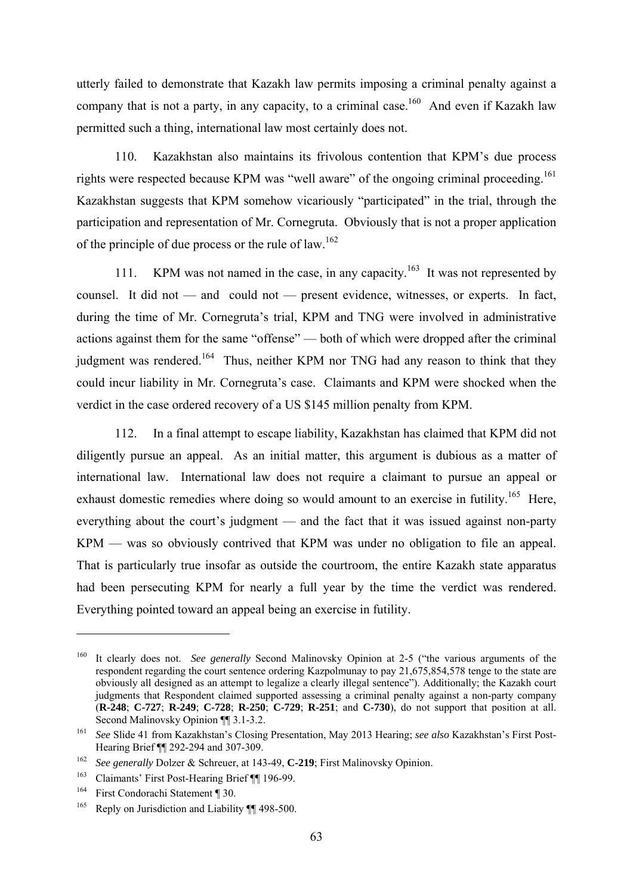utterly failed to demonstrate that Kazakh law permits imposing a criminal penalty against a company that is not a party, in any capacity, to a criminal case.[160] And even if Kazakh law permitted such a thing, international law most certainly does not.

110. Kazakhstan also maintains its frivolous contention that KPM's due process rights were respected because KPM was "well aware" of the ongoing criminal proceeding.[161] Kazakhstan suggests that KPM somehow vicariously "participated" in the trial, through the participation and representation of Mr. Cornegruta. Obviously that is not a proper application of the principle of due process or the rule of law.[162]

111. KPM was not named in the case, in any capacity.[163] It was not represented by counsel. It did not — and could not — present evidence, witnesses, or experts. In fact, during the time of Mr. Cornegruta's trial, KPM and TNG were involved in administrative actions against them for the same "offense" — both of which were dropped after the criminal judgment was rendered.[164] Thus, neither KPM nor TNG had any reason to think that they could incur liability in Mr. Cornegruta's case. Claimants and KPM were shocked when the verdict in the case ordered recovery of a US $145 million penalty from KPM.

112. In a final attempt to escape liability, Kazakhstan has claimed that KPM did not diligently pursue an appeal. As an initial matter, this argument is dubious as a matter of international law. International law does not require a claimant to pursue an appeal or exhaust domestic remedies where doing so would amount to an exercise in futility.[165] Here, everything about the court's judgment — and the fact that it was issued against non-party KPM — was so obviously contrived that KPM was under no obligation to file an appeal. That is particularly true insofar as outside the courtroom, the entire Kazakh state apparatus had been persecuting KPM for nearly a full year by the time the verdict was rendered. Everything pointed toward an appeal being an exercise in futility.

---

[160] It clearly does not. *See generally* Second Malinovsky Opinion at 2-5 ("the various arguments of the respondent regarding the court sentence ordering Kazpolmunay to pay 21,675,854,578 tenge to the state are obviously all designed as an attempt to legalize a clearly illegal sentence"). Additionally; the Kazakh court judgments that Respondent claimed supported assessing a criminal penalty against a non-party company (**R-248**; **C-727**; **R-249**; **C-728**; **R-250**; **C-729**; **R-251**; and **C-730**), do not support that position at all. Second Malinovsky Opinion ¶¶ 3.1-3.2.

[161] *See* Slide 41 from Kazakhstan's Closing Presentation, May 2013 Hearing; *see also* Kazakhstan's First Post-Hearing Brief ¶¶ 292-294 and 307-309.

[162] *See generally* Dolzer & Schreuer, at 143-49, **C-219**; First Malinovsky Opinion.

[163] Claimants' First Post-Hearing Brief ¶¶ 196-99.

[164] First Condorachi Statement ¶ 30.

[165] Reply on Jurisdiction and Liability ¶¶ 498-500.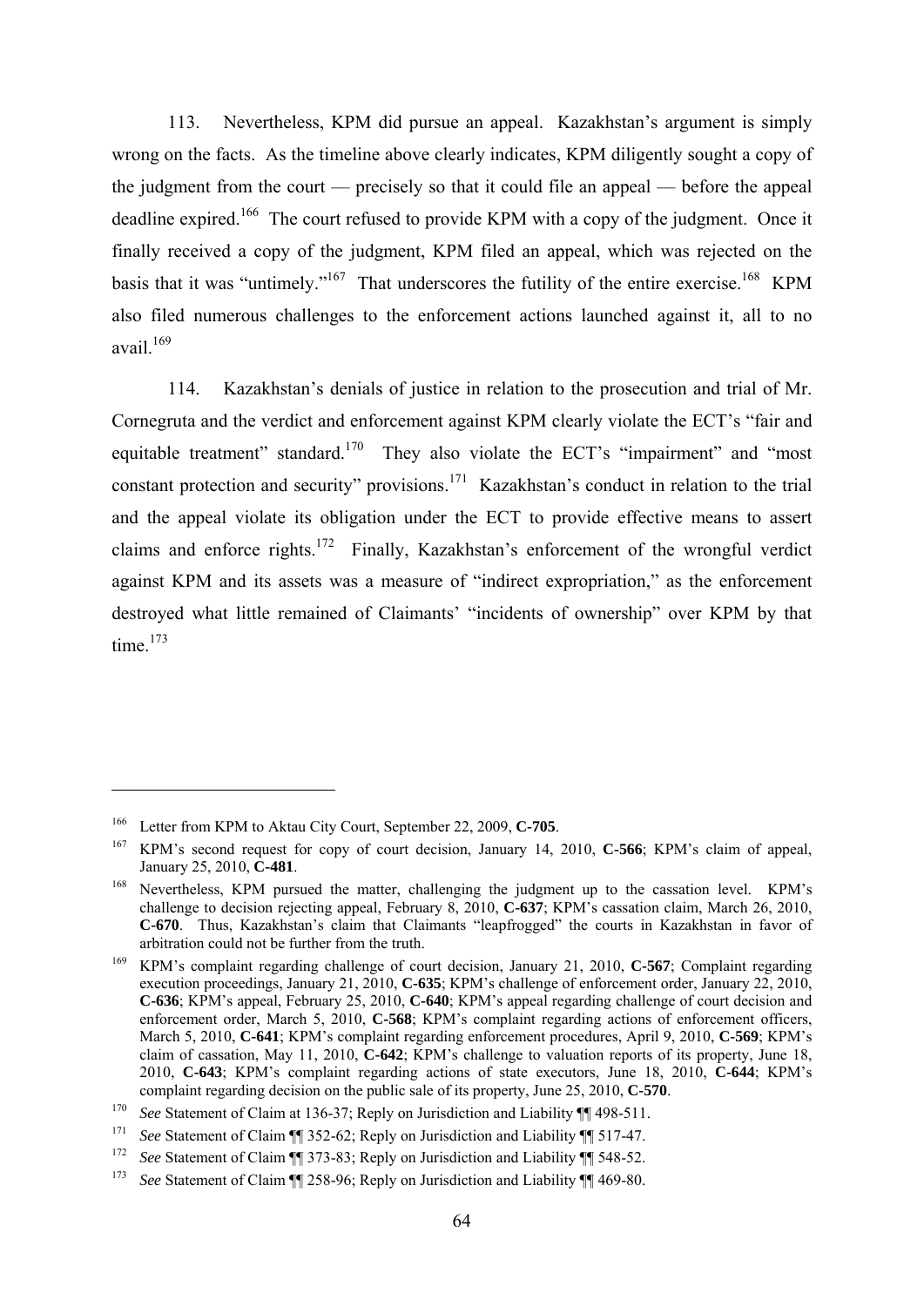113. Nevertheless, KPM did pursue an appeal. Kazakhstan's argument is simply wrong on the facts. As the timeline above clearly indicates, KPM diligently sought a copy of the judgment from the court — precisely so that it could file an appeal — before the appeal deadline expired.[166] The court refused to provide KPM with a copy of the judgment. Once it finally received a copy of the judgment, KPM filed an appeal, which was rejected on the basis that it was "untimely."[167] That underscores the futility of the entire exercise.[168] KPM also filed numerous challenges to the enforcement actions launched against it, all to no avail.[169]

114. Kazakhstan's denials of justice in relation to the prosecution and trial of Mr. Cornegruta and the verdict and enforcement against KPM clearly violate the ECT's "fair and equitable treatment" standard.[170] They also violate the ECT's "impairment" and "most constant protection and security" provisions.[171] Kazakhstan's conduct in relation to the trial and the appeal violate its obligation under the ECT to provide effective means to assert claims and enforce rights.[172] Finally, Kazakhstan's enforcement of the wrongful verdict against KPM and its assets was a measure of "indirect expropriation," as the enforcement destroyed what little remained of Claimants' "incidents of ownership" over KPM by that time.[173]

---

[166] Letter from KPM to Aktau City Court, September 22, 2009, **C-705**.

[167] KPM's second request for copy of court decision, January 14, 2010, **C-566**; KPM's claim of appeal, January 25, 2010, **C-481**.

[168] Nevertheless, KPM pursued the matter, challenging the judgment up to the cassation level. KPM's challenge to decision rejecting appeal, February 8, 2010, **C-637**; KPM's cassation claim, March 26, 2010, **C-670**. Thus, Kazakhstan's claim that Claimants "leapfrogged" the courts in Kazakhstan in favor of arbitration could not be further from the truth.

[169] KPM's complaint regarding challenge of court decision, January 21, 2010, **C-567**; Complaint regarding execution proceedings, January 21, 2010, **C-635**; KPM's challenge of enforcement order, January 22, 2010, **C-636**; KPM's appeal, February 25, 2010, **C-640**; KPM's appeal regarding challenge of court decision and enforcement order, March 5, 2010, **C-568**; KPM's complaint regarding actions of enforcement officers, March 5, 2010, **C-641**; KPM's complaint regarding enforcement procedures, April 9, 2010, **C-569**; KPM's claim of cassation, May 11, 2010, **C-642**; KPM's challenge to valuation reports of its property, June 18, 2010, **C-643**; KPM's complaint regarding actions of state executors, June 18, 2010, **C-644**; KPM's complaint regarding decision on the public sale of its property, June 25, 2010, **C-570**.

[170] *See* Statement of Claim at 136-37; Reply on Jurisdiction and Liability ¶¶ 498-511.

[171] *See* Statement of Claim ¶¶ 352-62; Reply on Jurisdiction and Liability ¶¶ 517-47.

[172] *See* Statement of Claim ¶¶ 373-83; Reply on Jurisdiction and Liability ¶¶ 548-52.

[173] *See* Statement of Claim ¶¶ 258-96; Reply on Jurisdiction and Liability ¶¶ 469-80.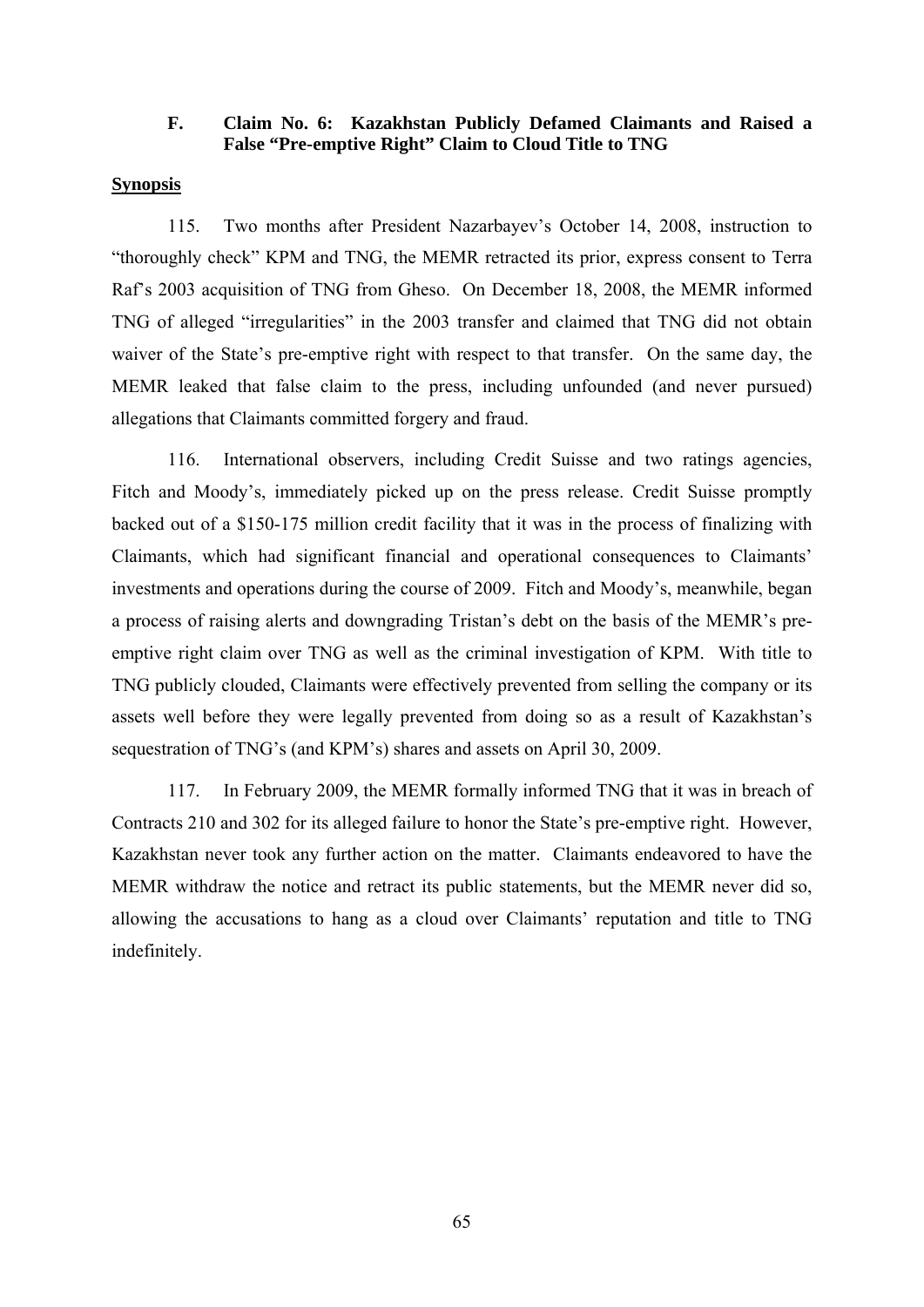### F. Claim No. 6: Kazakhstan Publicly Defamed Claimants and Raised a False "Pre-emptive Right" Claim to Cloud Title to TNG

**Synopsis**

115. Two months after President Nazarbayev's October 14, 2008, instruction to "thoroughly check" KPM and TNG, the MEMR retracted its prior, express consent to Terra Raf's 2003 acquisition of TNG from Gheso. On December 18, 2008, the MEMR informed TNG of alleged "irregularities" in the 2003 transfer and claimed that TNG did not obtain waiver of the State's pre-emptive right with respect to that transfer. On the same day, the MEMR leaked that false claim to the press, including unfounded (and never pursued) allegations that Claimants committed forgery and fraud.

116. International observers, including Credit Suisse and two ratings agencies, Fitch and Moody's, immediately picked up on the press release. Credit Suisse promptly backed out of a $150-175 million credit facility that it was in the process of finalizing with Claimants, which had significant financial and operational consequences to Claimants' investments and operations during the course of 2009. Fitch and Moody's, meanwhile, began a process of raising alerts and downgrading Tristan's debt on the basis of the MEMR's pre-emptive right claim over TNG as well as the criminal investigation of KPM. With title to TNG publicly clouded, Claimants were effectively prevented from selling the company or its assets well before they were legally prevented from doing so as a result of Kazakhstan's sequestration of TNG's (and KPM's) shares and assets on April 30, 2009.

117. In February 2009, the MEMR formally informed TNG that it was in breach of Contracts 210 and 302 for its alleged failure to honor the State's pre-emptive right. However, Kazakhstan never took any further action on the matter. Claimants endeavored to have the MEMR withdraw the notice and retract its public statements, but the MEMR never did so, allowing the accusations to hang as a cloud over Claimants' reputation and title to TNG indefinitely.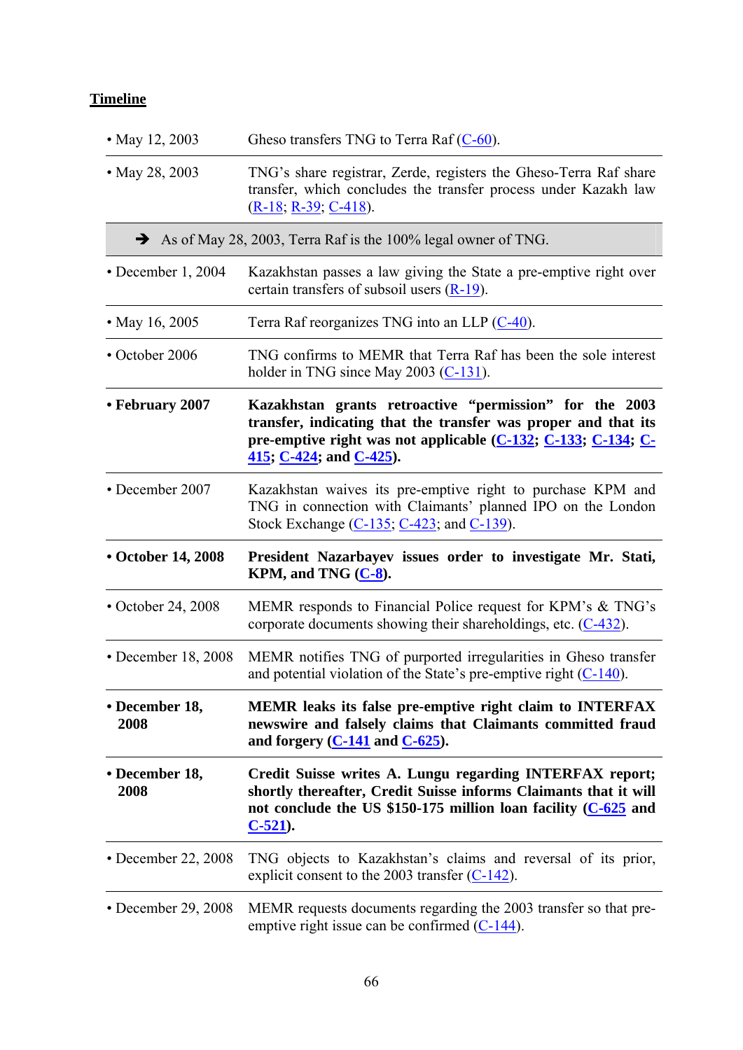**Timeline**

| | |
|---|---|
| • May 12, 2003 | Gheso transfers TNG to Terra Raf (C-60). |
| • May 28, 2003 | TNG's share registrar, Zerde, registers the Gheso-Terra Raf share transfer, which concludes the transfer process under Kazakh law (R-18; R-39; C-418). |
| ➔ As of May 28, 2003, Terra Raf is the 100% legal owner of TNG. | |
| • December 1, 2004 | Kazakhstan passes a law giving the State a pre-emptive right over certain transfers of subsoil users (R-19). |
| • May 16, 2005 | Terra Raf reorganizes TNG into an LLP (C-40). |
| • October 2006 | TNG confirms to MEMR that Terra Raf has been the sole interest holder in TNG since May 2003 (C-131). |
| **• February 2007** | **Kazakhstan grants retroactive "permission" for the 2003 transfer, indicating that the transfer was proper and that its pre-emptive right was not applicable (C-132; C-133; C-134; C-415; C-424; and C-425).** |
| • December 2007 | Kazakhstan waives its pre-emptive right to purchase KPM and TNG in connection with Claimants' planned IPO on the London Stock Exchange (C-135; C-423; and C-139). |
| **• October 14, 2008** | **President Nazarbayev issues order to investigate Mr. Stati, KPM, and TNG (C-8).** |
| • October 24, 2008 | MEMR responds to Financial Police request for KPM's & TNG's corporate documents showing their shareholdings, etc. (C-432). |
| • December 18, 2008 | MEMR notifies TNG of purported irregularities in Gheso transfer and potential violation of the State's pre-emptive right (C-140). |
| **• December 18, 2008** | **MEMR leaks its false pre-emptive right claim to INTERFAX newswire and falsely claims that Claimants committed fraud and forgery (C-141 and C-625).** |
| **• December 18, 2008** | **Credit Suisse writes A. Lungu regarding INTERFAX report; shortly thereafter, Credit Suisse informs Claimants that it will not conclude the US $150-175 million loan facility (C-625 and C-521).** |
| • December 22, 2008 | TNG objects to Kazakhstan's claims and reversal of its prior, explicit consent to the 2003 transfer (C-142). |
| • December 29, 2008 | MEMR requests documents regarding the 2003 transfer so that pre-emptive right issue can be confirmed (C-144). |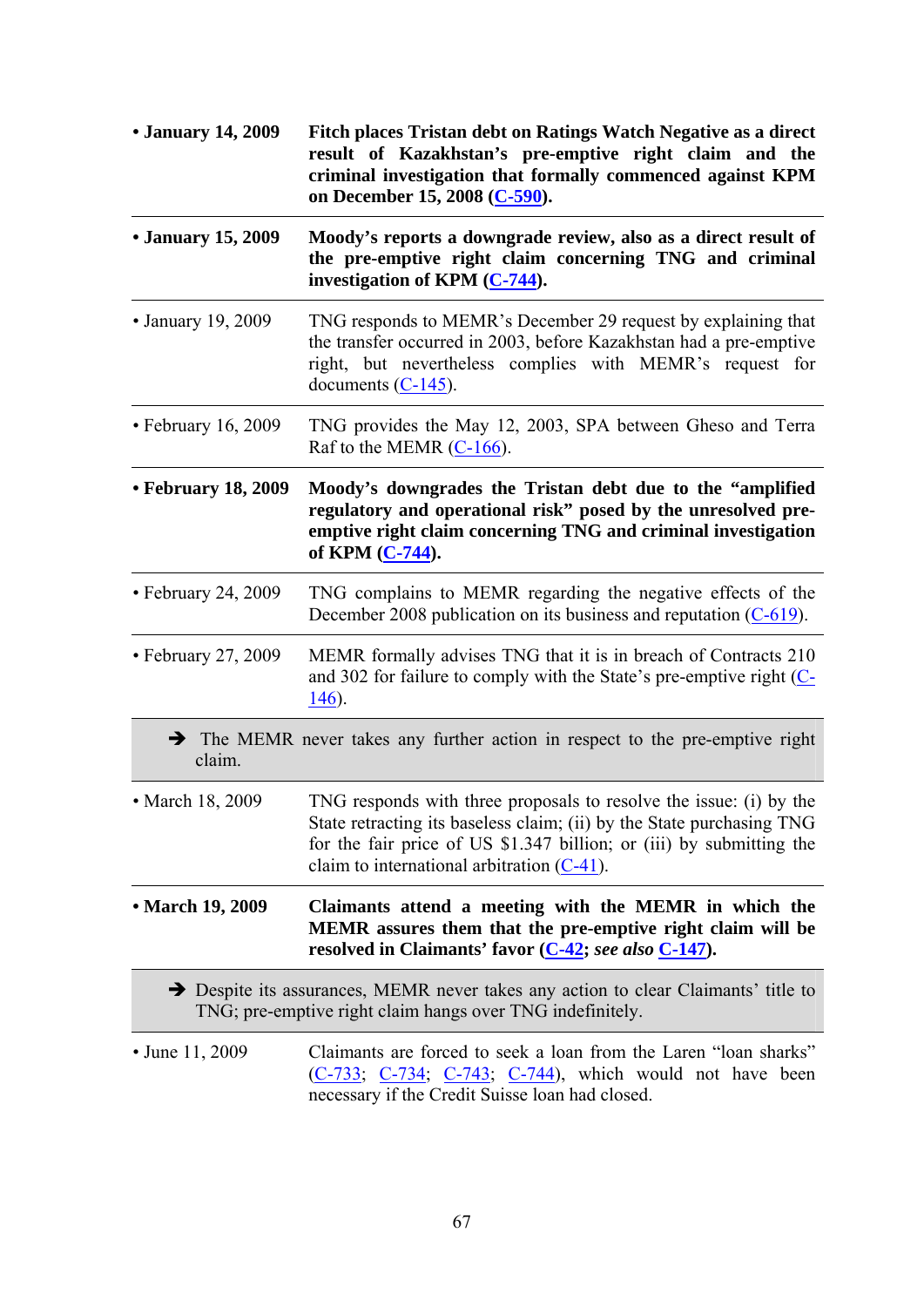| | |
|---|---|
| **• January 14, 2009** | **Fitch places Tristan debt on Ratings Watch Negative as a direct result of Kazakhstan's pre-emptive right claim and the criminal investigation that formally commenced against KPM on December 15, 2008 (C-590).** |
| **• January 15, 2009** | **Moody's reports a downgrade review, also as a direct result of the pre-emptive right claim concerning TNG and criminal investigation of KPM (C-744).** |
| • January 19, 2009 | TNG responds to MEMR's December 29 request by explaining that the transfer occurred in 2003, before Kazakhstan had a pre-emptive right, but nevertheless complies with MEMR's request for documents (C-145). |
| • February 16, 2009 | TNG provides the May 12, 2003, SPA between Gheso and Terra Raf to the MEMR (C-166). |
| **• February 18, 2009** | **Moody's downgrades the Tristan debt due to the "amplified regulatory and operational risk" posed by the unresolved pre-emptive right claim concerning TNG and criminal investigation of KPM (C-744).** |
| • February 24, 2009 | TNG complains to MEMR regarding the negative effects of the December 2008 publication on its business and reputation (C-619). |
| • February 27, 2009 | MEMR formally advises TNG that it is in breach of Contracts 210 and 302 for failure to comply with the State's pre-emptive right (C-146). |
| ➔ The MEMR never takes any further action in respect to the pre-emptive right claim. | |
| • March 18, 2009 | TNG responds with three proposals to resolve the issue: (i) by the State retracting its baseless claim; (ii) by the State purchasing TNG for the fair price of US $1.347 billion; or (iii) by submitting the claim to international arbitration (C-41). |
| **• March 19, 2009** | **Claimants attend a meeting with the MEMR in which the MEMR assures them that the pre-emptive right claim will be resolved in Claimants' favor (C-42; *see also* C-147).** |
| ➔ Despite its assurances, MEMR never takes any action to clear Claimants' title to TNG; pre-emptive right claim hangs over TNG indefinitely. | |
| • June 11, 2009 | Claimants are forced to seek a loan from the Laren "loan sharks" (C-733; C-734; C-743; C-744), which would not have been necessary if the Credit Suisse loan had closed. |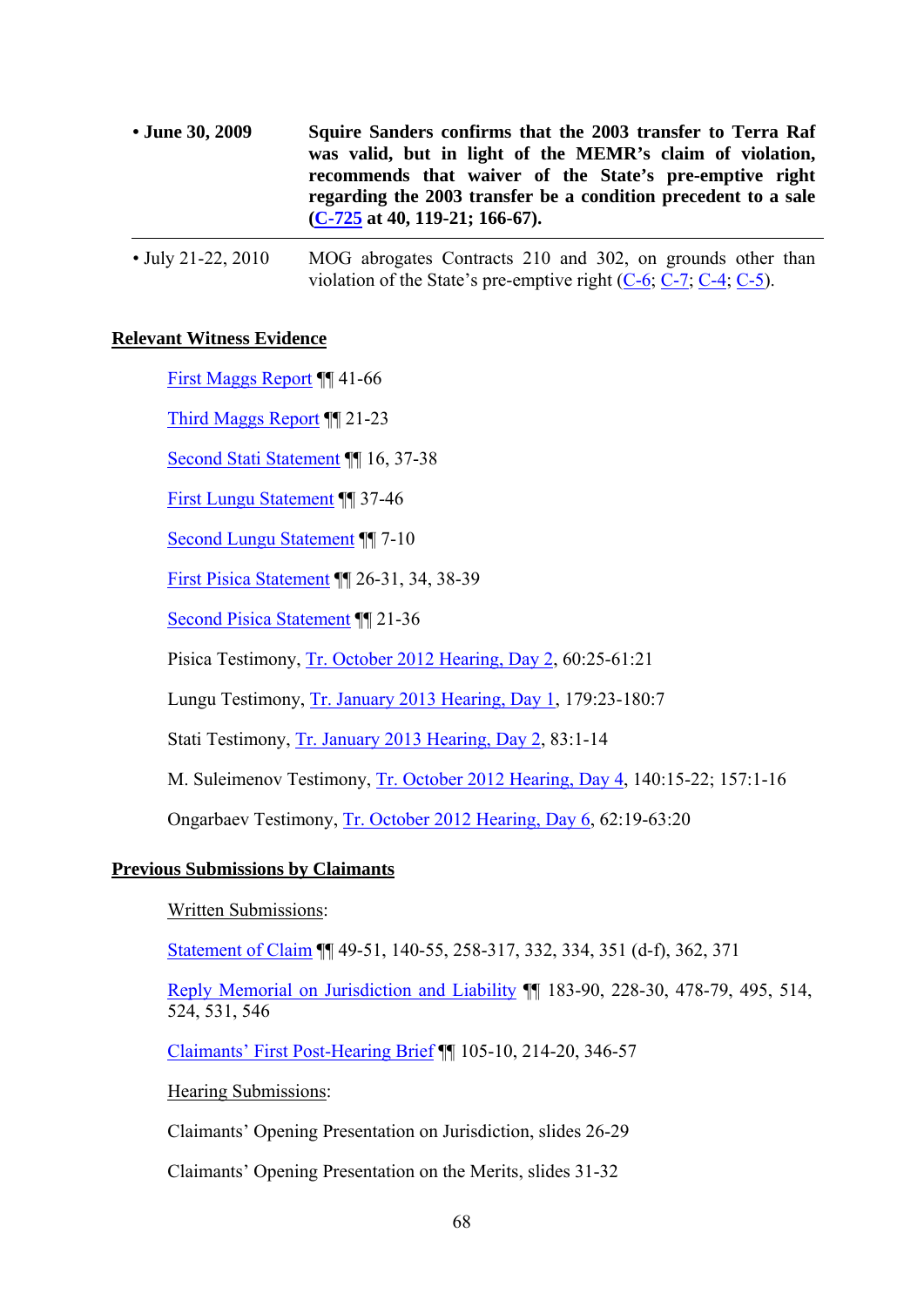| | |
|---|---|
| **• June 30, 2009** | **Squire Sanders confirms that the 2003 transfer to Terra Raf was valid, but in light of the MEMR's claim of violation, recommends that waiver of the State's pre-emptive right regarding the 2003 transfer be a condition precedent to a sale (C-725 at 40, 119-21; 166-67).** |
| • July 21-22, 2010 | MOG abrogates Contracts 210 and 302, on grounds other than violation of the State's pre-emptive right (C-6; C-7; C-4; C-5). |

**Relevant Witness Evidence**

First Maggs Report ¶¶ 41-66

Third Maggs Report ¶¶ 21-23

Second Stati Statement ¶¶ 16, 37-38

First Lungu Statement ¶¶ 37-46

Second Lungu Statement ¶¶ 7-10

First Pisica Statement ¶¶ 26-31, 34, 38-39

Second Pisica Statement ¶¶ 21-36

Pisica Testimony, Tr. October 2012 Hearing, Day 2, 60:25-61:21

Lungu Testimony, Tr. January 2013 Hearing, Day 1, 179:23-180:7

Stati Testimony, Tr. January 2013 Hearing, Day 2, 83:1-14

M. Suleimenov Testimony, Tr. October 2012 Hearing, Day 4, 140:15-22; 157:1-16

Ongarbaev Testimony, Tr. October 2012 Hearing, Day 6, 62:19-63:20

**Previous Submissions by Claimants**

Written Submissions:

Statement of Claim ¶¶ 49-51, 140-55, 258-317, 332, 334, 351 (d-f), 362, 371

Reply Memorial on Jurisdiction and Liability ¶¶ 183-90, 228-30, 478-79, 495, 514, 524, 531, 546

Claimants' First Post-Hearing Brief ¶¶ 105-10, 214-20, 346-57

Hearing Submissions:

Claimants' Opening Presentation on Jurisdiction, slides 26-29

Claimants' Opening Presentation on the Merits, slides 31-32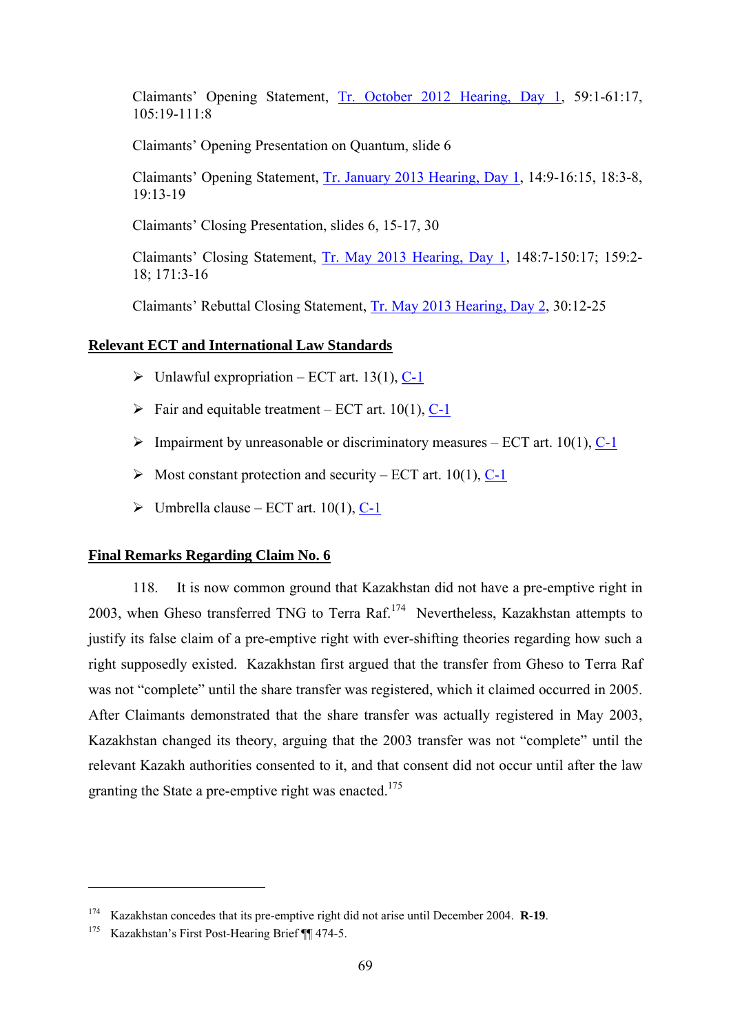Claimants' Opening Statement, [Tr. October 2012 Hearing, Day 1], 59:1-61:17, 105:19-111:8

Claimants' Opening Presentation on Quantum, slide 6

Claimants' Opening Statement, [Tr. January 2013 Hearing, Day 1], 14:9-16:15, 18:3-8, 19:13-19

Claimants' Closing Presentation, slides 6, 15-17, 30

Claimants' Closing Statement, [Tr. May 2013 Hearing, Day 1], 148:7-150:17; 159:2-18; 171:3-16

Claimants' Rebuttal Closing Statement, [Tr. May 2013 Hearing, Day 2], 30:12-25

**Relevant ECT and International Law Standards**

- Unlawful expropriation – ECT art. 13(1), [C-1]
- Fair and equitable treatment – ECT art. 10(1), [C-1]
- Impairment by unreasonable or discriminatory measures – ECT art. 10(1), [C-1]
- Most constant protection and security – ECT art. 10(1), [C-1]
- Umbrella clause – ECT art. 10(1), [C-1]

**Final Remarks Regarding Claim No. 6**

118. It is now common ground that Kazakhstan did not have a pre-emptive right in 2003, when Gheso transferred TNG to Terra Raf.[174] Nevertheless, Kazakhstan attempts to justify its false claim of a pre-emptive right with ever-shifting theories regarding how such a right supposedly existed. Kazakhstan first argued that the transfer from Gheso to Terra Raf was not "complete" until the share transfer was registered, which it claimed occurred in 2005. After Claimants demonstrated that the share transfer was actually registered in May 2003, Kazakhstan changed its theory, arguing that the 2003 transfer was not "complete" until the relevant Kazakh authorities consented to it, and that consent did not occur until after the law granting the State a pre-emptive right was enacted.[175]

---

[174] Kazakhstan concedes that its pre-emptive right did not arise until December 2004. **R-19**.

[175] Kazakhstan's First Post-Hearing Brief ¶¶ 474-5.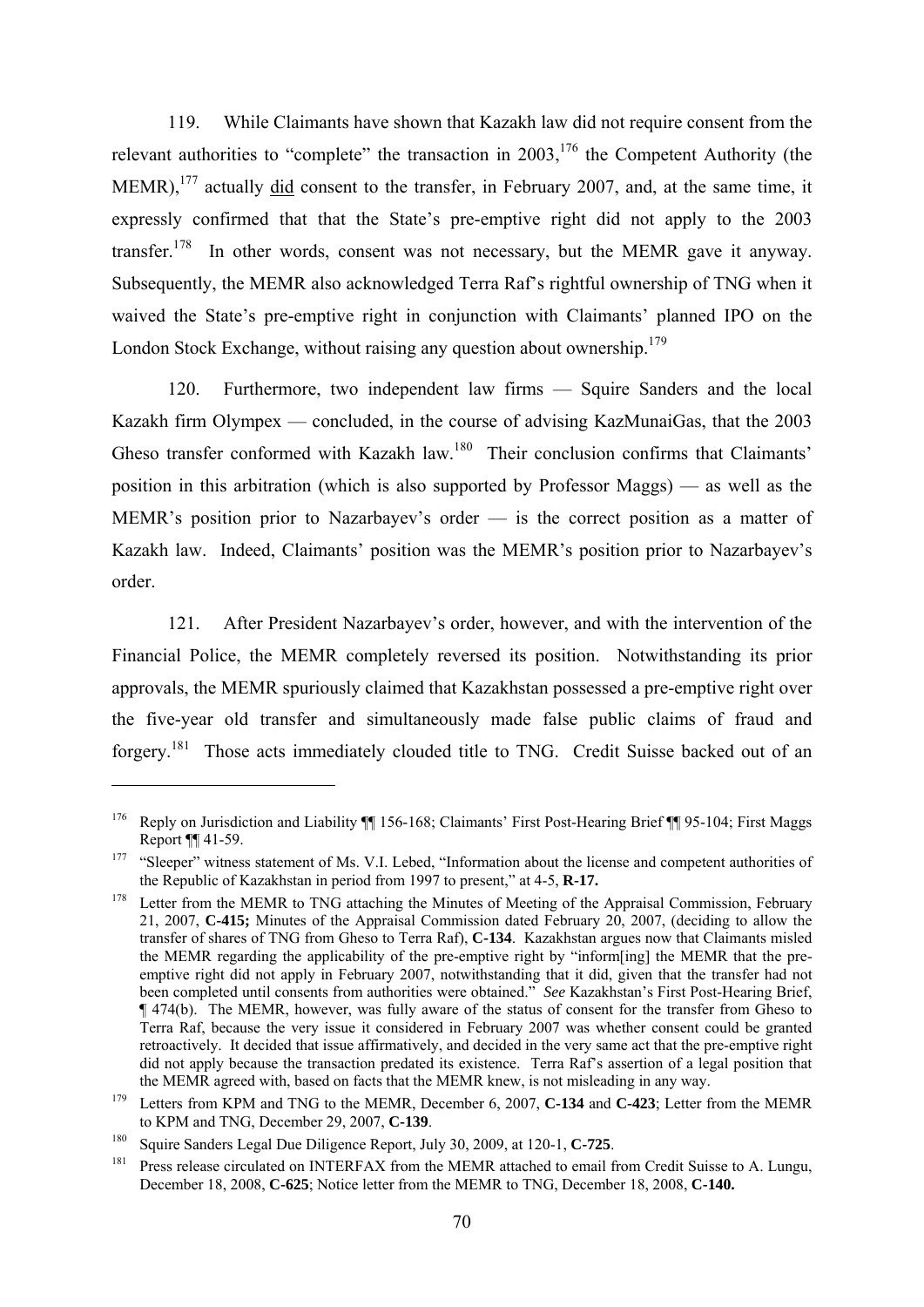119. While Claimants have shown that Kazakh law did not require consent from the relevant authorities to "complete" the transaction in 2003,[176] the Competent Authority (the MEMR),[177] actually did consent to the transfer, in February 2007, and, at the same time, it expressly confirmed that that the State's pre-emptive right did not apply to the 2003 transfer.[178] In other words, consent was not necessary, but the MEMR gave it anyway. Subsequently, the MEMR also acknowledged Terra Raf's rightful ownership of TNG when it waived the State's pre-emptive right in conjunction with Claimants' planned IPO on the London Stock Exchange, without raising any question about ownership.[179]

120. Furthermore, two independent law firms — Squire Sanders and the local Kazakh firm Olympex — concluded, in the course of advising KazMunaiGas, that the 2003 Gheso transfer conformed with Kazakh law.[180] Their conclusion confirms that Claimants' position in this arbitration (which is also supported by Professor Maggs) — as well as the MEMR's position prior to Nazarbayev's order — is the correct position as a matter of Kazakh law. Indeed, Claimants' position was the MEMR's position prior to Nazarbayev's order.

121. After President Nazarbayev's order, however, and with the intervention of the Financial Police, the MEMR completely reversed its position. Notwithstanding its prior approvals, the MEMR spuriously claimed that Kazakhstan possessed a pre-emptive right over the five-year old transfer and simultaneously made false public claims of fraud and forgery.[181] Those acts immediately clouded title to TNG. Credit Suisse backed out of an

---

[176] Reply on Jurisdiction and Liability ¶¶ 156-168; Claimants' First Post-Hearing Brief ¶¶ 95-104; First Maggs Report ¶¶ 41-59.

[177] "Sleeper" witness statement of Ms. V.I. Lebed, "Information about the license and competent authorities of the Republic of Kazakhstan in period from 1997 to present," at 4-5, **R-17.**

[178] Letter from the MEMR to TNG attaching the Minutes of Meeting of the Appraisal Commission, February 21, 2007, **C-415;** Minutes of the Appraisal Commission dated February 20, 2007, (deciding to allow the transfer of shares of TNG from Gheso to Terra Raf), **C-134**. Kazakhstan argues now that Claimants misled the MEMR regarding the applicability of the pre-emptive right by "inform[ing] the MEMR that the pre-emptive right did not apply in February 2007, notwithstanding that it did, given that the transfer had not been completed until consents from authorities were obtained." *See* Kazakhstan's First Post-Hearing Brief, ¶ 474(b). The MEMR, however, was fully aware of the status of consent for the transfer from Gheso to Terra Raf, because the very issue it considered in February 2007 was whether consent could be granted retroactively. It decided that issue affirmatively, and decided in the very same act that the pre-emptive right did not apply because the transaction predated its existence. Terra Raf's assertion of a legal position that the MEMR agreed with, based on facts that the MEMR knew, is not misleading in any way.

[179] Letters from KPM and TNG to the MEMR, December 6, 2007, **C-134** and **C-423**; Letter from the MEMR to KPM and TNG, December 29, 2007, **C-139**.

[180] Squire Sanders Legal Due Diligence Report, July 30, 2009, at 120-1, **C-725**.

[181] Press release circulated on INTERFAX from the MEMR attached to email from Credit Suisse to A. Lungu, December 18, 2008, **C-625**; Notice letter from the MEMR to TNG, December 18, 2008, **C-140.**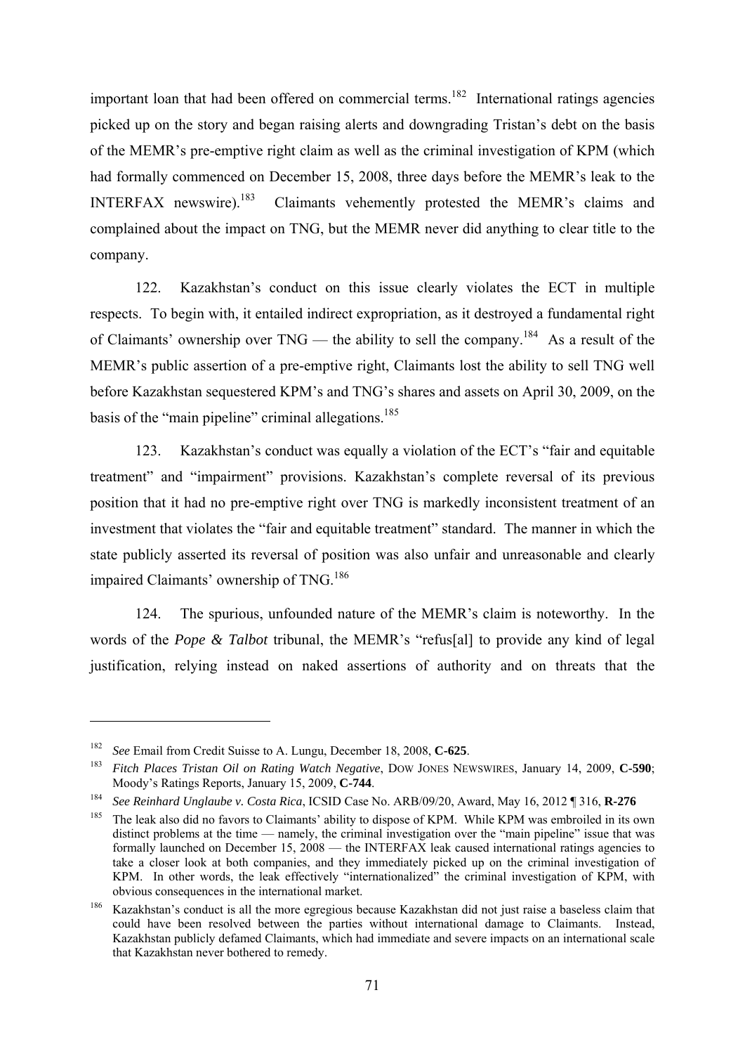important loan that had been offered on commercial terms.[182] International ratings agencies picked up on the story and began raising alerts and downgrading Tristan's debt on the basis of the MEMR's pre-emptive right claim as well as the criminal investigation of KPM (which had formally commenced on December 15, 2008, three days before the MEMR's leak to the INTERFAX newswire).[183] Claimants vehemently protested the MEMR's claims and complained about the impact on TNG, but the MEMR never did anything to clear title to the company.

122. Kazakhstan's conduct on this issue clearly violates the ECT in multiple respects. To begin with, it entailed indirect expropriation, as it destroyed a fundamental right of Claimants' ownership over TNG — the ability to sell the company.[184] As a result of the MEMR's public assertion of a pre-emptive right, Claimants lost the ability to sell TNG well before Kazakhstan sequestered KPM's and TNG's shares and assets on April 30, 2009, on the basis of the "main pipeline" criminal allegations.[185]

123. Kazakhstan's conduct was equally a violation of the ECT's "fair and equitable treatment" and "impairment" provisions. Kazakhstan's complete reversal of its previous position that it had no pre-emptive right over TNG is markedly inconsistent treatment of an investment that violates the "fair and equitable treatment" standard. The manner in which the state publicly asserted its reversal of position was also unfair and unreasonable and clearly impaired Claimants' ownership of TNG.[186]

124. The spurious, unfounded nature of the MEMR's claim is noteworthy. In the words of the *Pope & Talbot* tribunal, the MEMR's "refus[al] to provide any kind of legal justification, relying instead on naked assertions of authority and on threats that the

---

[182] *See* Email from Credit Suisse to A. Lungu, December 18, 2008, **C-625**.

[183] *Fitch Places Tristan Oil on Rating Watch Negative*, DOW JONES NEWSWIRES, January 14, 2009, **C-590**; Moody's Ratings Reports, January 15, 2009, **C-744**.

[184] *See Reinhard Unglaube v. Costa Rica*, ICSID Case No. ARB/09/20, Award, May 16, 2012 ¶ 316, **R-276**

[185] The leak also did no favors to Claimants' ability to dispose of KPM. While KPM was embroiled in its own distinct problems at the time — namely, the criminal investigation over the "main pipeline" issue that was formally launched on December 15, 2008 — the INTERFAX leak caused international ratings agencies to take a closer look at both companies, and they immediately picked up on the criminal investigation of KPM. In other words, the leak effectively "internationalized" the criminal investigation of KPM, with obvious consequences in the international market.

[186] Kazakhstan's conduct is all the more egregious because Kazakhstan did not just raise a baseless claim that could have been resolved between the parties without international damage to Claimants. Instead, Kazakhstan publicly defamed Claimants, which had immediate and severe impacts on an international scale that Kazakhstan never bothered to remedy.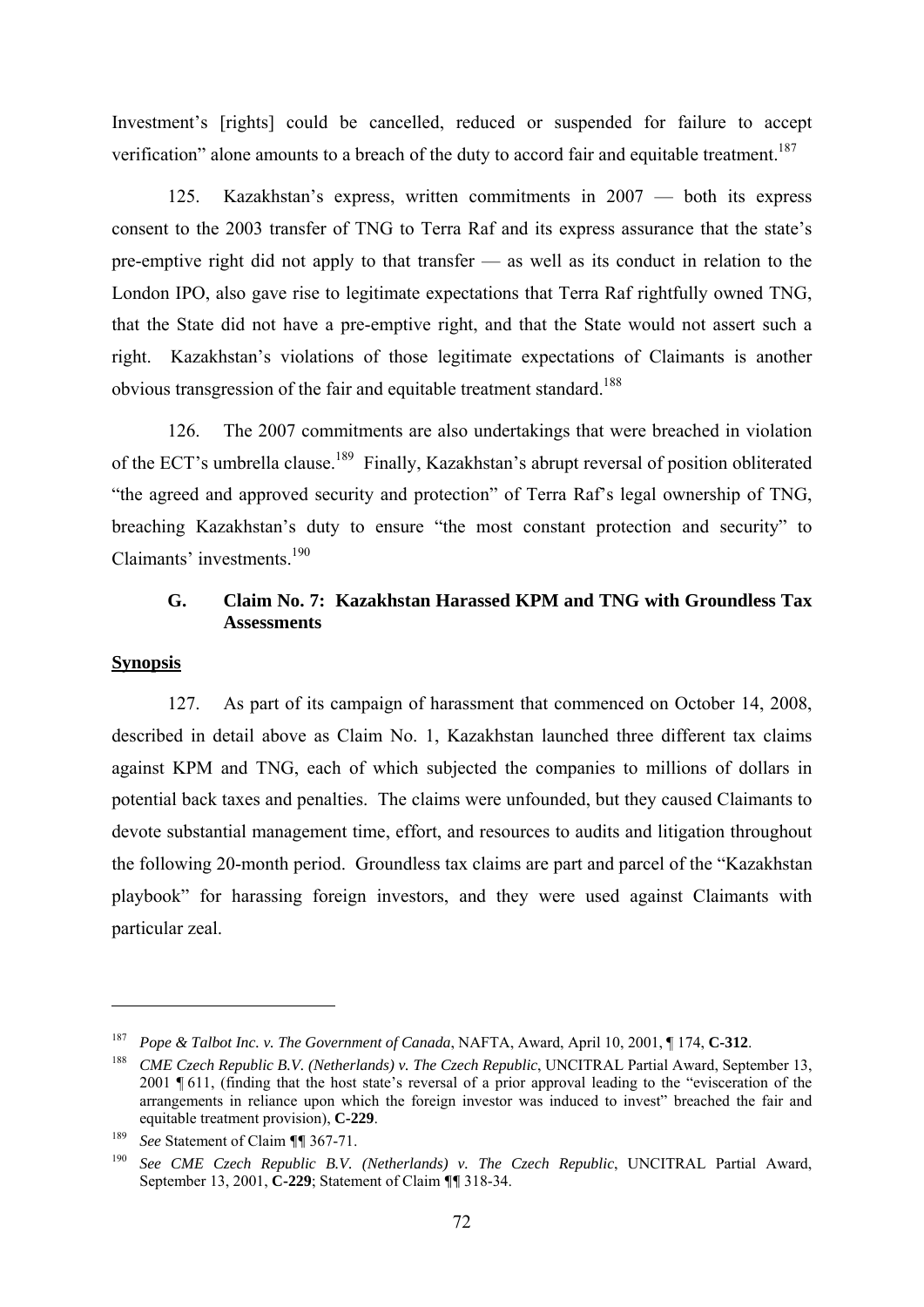Investment's [rights] could be cancelled, reduced or suspended for failure to accept verification" alone amounts to a breach of the duty to accord fair and equitable treatment.[187]

125. Kazakhstan's express, written commitments in 2007 — both its express consent to the 2003 transfer of TNG to Terra Raf and its express assurance that the state's pre-emptive right did not apply to that transfer — as well as its conduct in relation to the London IPO, also gave rise to legitimate expectations that Terra Raf rightfully owned TNG, that the State did not have a pre-emptive right, and that the State would not assert such a right. Kazakhstan's violations of those legitimate expectations of Claimants is another obvious transgression of the fair and equitable treatment standard.[188]

126. The 2007 commitments are also undertakings that were breached in violation of the ECT's umbrella clause.[189] Finally, Kazakhstan's abrupt reversal of position obliterated "the agreed and approved security and protection" of Terra Raf's legal ownership of TNG, breaching Kazakhstan's duty to ensure "the most constant protection and security" to Claimants' investments.[190]

### G. Claim No. 7: Kazakhstan Harassed KPM and TNG with Groundless Tax Assessments

**<u>Synopsis</u>**

127. As part of its campaign of harassment that commenced on October 14, 2008, described in detail above as Claim No. 1, Kazakhstan launched three different tax claims against KPM and TNG, each of which subjected the companies to millions of dollars in potential back taxes and penalties. The claims were unfounded, but they caused Claimants to devote substantial management time, effort, and resources to audits and litigation throughout the following 20-month period. Groundless tax claims are part and parcel of the "Kazakhstan playbook" for harassing foreign investors, and they were used against Claimants with particular zeal.

---

[187] *Pope & Talbot Inc. v. The Government of Canada*, NAFTA, Award, April 10, 2001, ¶ 174, **C-312**.

[188] *CME Czech Republic B.V. (Netherlands) v. The Czech Republic*, UNCITRAL Partial Award, September 13, 2001 ¶ 611, (finding that the host state's reversal of a prior approval leading to the "evisceration of the arrangements in reliance upon which the foreign investor was induced to invest" breached the fair and equitable treatment provision), **C-229**.

[189] *See* Statement of Claim ¶¶ 367-71.

[190] *See CME Czech Republic B.V. (Netherlands) v. The Czech Republic*, UNCITRAL Partial Award, September 13, 2001, **C-229**; Statement of Claim ¶¶ 318-34.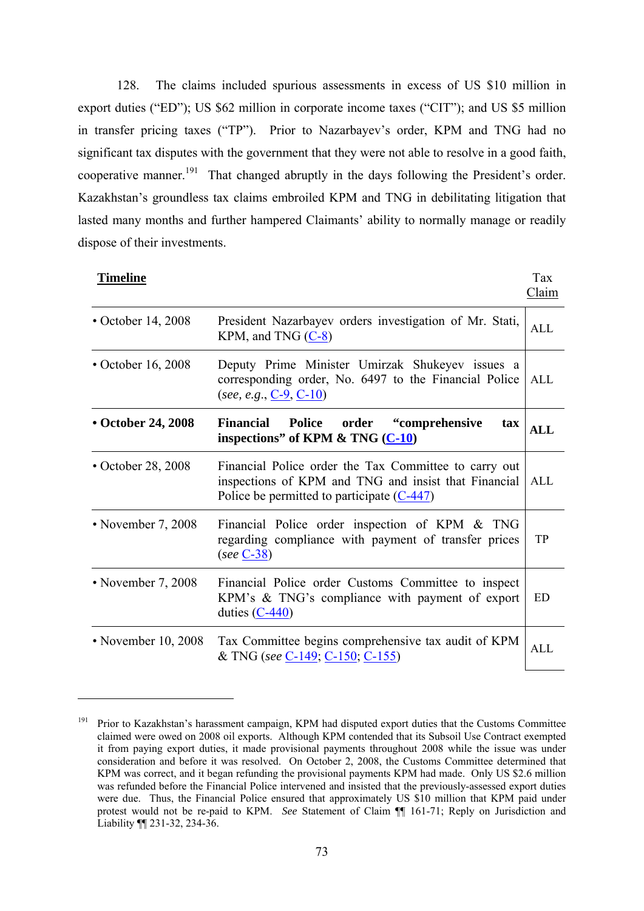128. The claims included spurious assessments in excess of US $10 million in export duties ("ED"); US $62 million in corporate income taxes ("CIT"); and US $5 million in transfer pricing taxes ("TP"). Prior to Nazarbayev's order, KPM and TNG had no significant tax disputes with the government that they were not able to resolve in a good faith, cooperative manner.[191] That changed abruptly in the days following the President's order. Kazakhstan's groundless tax claims embroiled KPM and TNG in debilitating litigation that lasted many months and further hampered Claimants' ability to normally manage or readily dispose of their investments.

| **Timeline** | | Tax Claim |
|---|---|---|
| • October 14, 2008 | President Nazarbayev orders investigation of Mr. Stati, KPM, and TNG (C-8) | ALL |
| • October 16, 2008 | Deputy Prime Minister Umirzak Shukeyev issues a corresponding order, No. 6497 to the Financial Police (*see, e.g.*, C-9, C-10) | ALL |
| **• October 24, 2008** | **Financial Police order "comprehensive tax inspections" of KPM & TNG (C-10)** | **ALL** |
| • October 28, 2008 | Financial Police order the Tax Committee to carry out inspections of KPM and TNG and insist that Financial Police be permitted to participate (C-447) | ALL |
| • November 7, 2008 | Financial Police order inspection of KPM & TNG regarding compliance with payment of transfer prices (*see* C-38) | TP |
| • November 7, 2008 | Financial Police order Customs Committee to inspect KPM's & TNG's compliance with payment of export duties (C-440) | ED |
| • November 10, 2008 | Tax Committee begins comprehensive tax audit of KPM & TNG (*see* C-149; C-150; C-155) | ALL |

---

[191] Prior to Kazakhstan's harassment campaign, KPM had disputed export duties that the Customs Committee claimed were owed on 2008 oil exports. Although KPM contended that its Subsoil Use Contract exempted it from paying export duties, it made provisional payments throughout 2008 while the issue was under consideration and before it was resolved. On October 2, 2008, the Customs Committee determined that KPM was correct, and it began refunding the provisional payments KPM had made. Only US $2.6 million was refunded before the Financial Police intervened and insisted that the previously-assessed export duties were due. Thus, the Financial Police ensured that approximately US $10 million that KPM paid under protest would not be re-paid to KPM. *See* Statement of Claim ¶¶ 161-71; Reply on Jurisdiction and Liability ¶¶ 231-32, 234-36.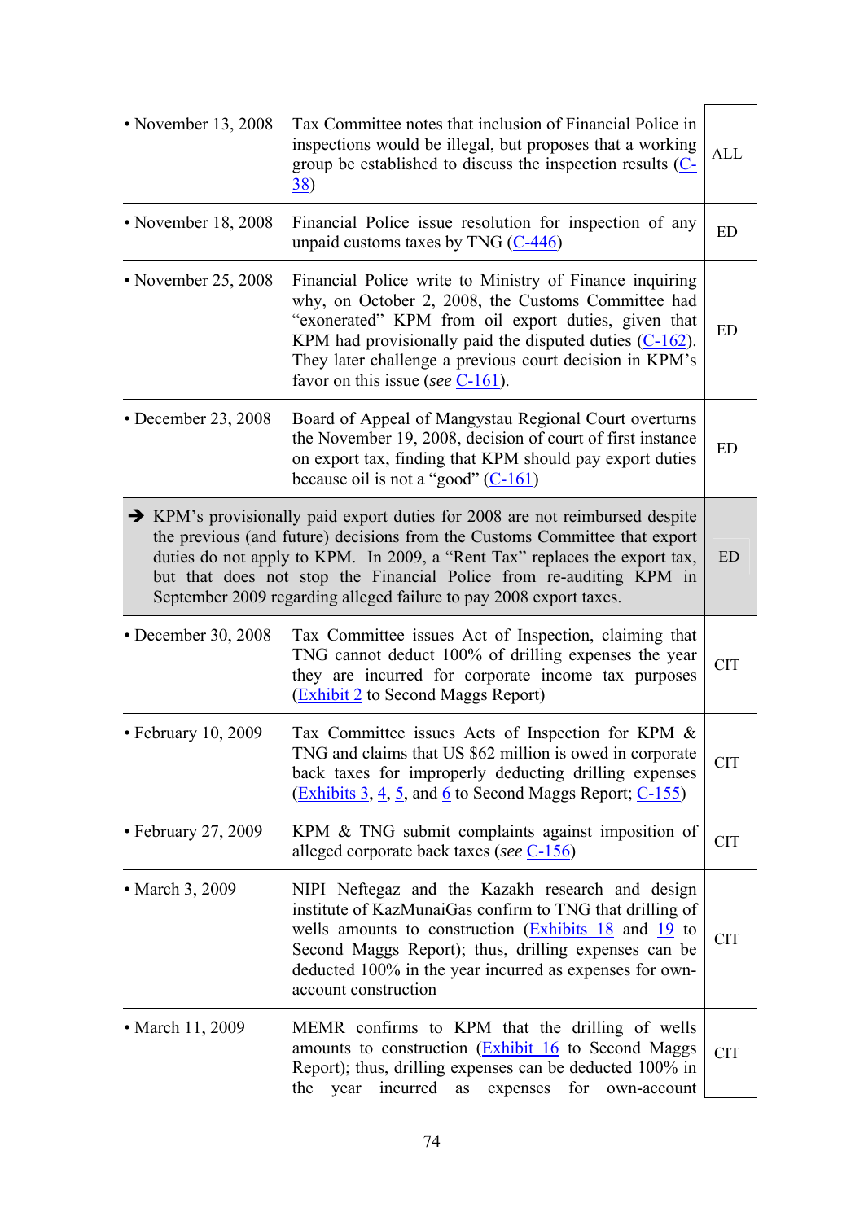| | | |
|---|---|---|
| • November 13, 2008 | Tax Committee notes that inclusion of Financial Police in inspections would be illegal, but proposes that a working group be established to discuss the inspection results (C-38) | ALL |
| • November 18, 2008 | Financial Police issue resolution for inspection of any unpaid customs taxes by TNG (C-446) | ED |
| • November 25, 2008 | Financial Police write to Ministry of Finance inquiring why, on October 2, 2008, the Customs Committee had "exonerated" KPM from oil export duties, given that KPM had provisionally paid the disputed duties (C-162). They later challenge a previous court decision in KPM's favor on this issue (*see* C-161). | ED |
| • December 23, 2008 | Board of Appeal of Mangystau Regional Court overturns the November 19, 2008, decision of court of first instance on export tax, finding that KPM should pay export duties because oil is not a "good" (C-161) | ED |
| ➔ KPM's provisionally paid export duties for 2008 are not reimbursed despite the previous (and future) decisions from the Customs Committee that export duties do not apply to KPM. In 2009, a "Rent Tax" replaces the export tax, but that does not stop the Financial Police from re-auditing KPM in September 2009 regarding alleged failure to pay 2008 export taxes. | | ED |
| • December 30, 2008 | Tax Committee issues Act of Inspection, claiming that TNG cannot deduct 100% of drilling expenses the year they are incurred for corporate income tax purposes (Exhibit 2 to Second Maggs Report) | CIT |
| • February 10, 2009 | Tax Committee issues Acts of Inspection for KPM & TNG and claims that US $62 million is owed in corporate back taxes for improperly deducting drilling expenses (Exhibits 3, 4, 5, and 6 to Second Maggs Report; C-155) | CIT |
| • February 27, 2009 | KPM & TNG submit complaints against imposition of alleged corporate back taxes (*see* C-156) | CIT |
| • March 3, 2009 | NIPI Neftegaz and the Kazakh research and design institute of KazMunaiGas confirm to TNG that drilling of wells amounts to construction (Exhibits 18 and 19 to Second Maggs Report); thus, drilling expenses can be deducted 100% in the year incurred as expenses for own-account construction | CIT |
| • March 11, 2009 | MEMR confirms to KPM that the drilling of wells amounts to construction (Exhibit 16 to Second Maggs Report); thus, drilling expenses can be deducted 100% in the year incurred as expenses for own-account | CIT |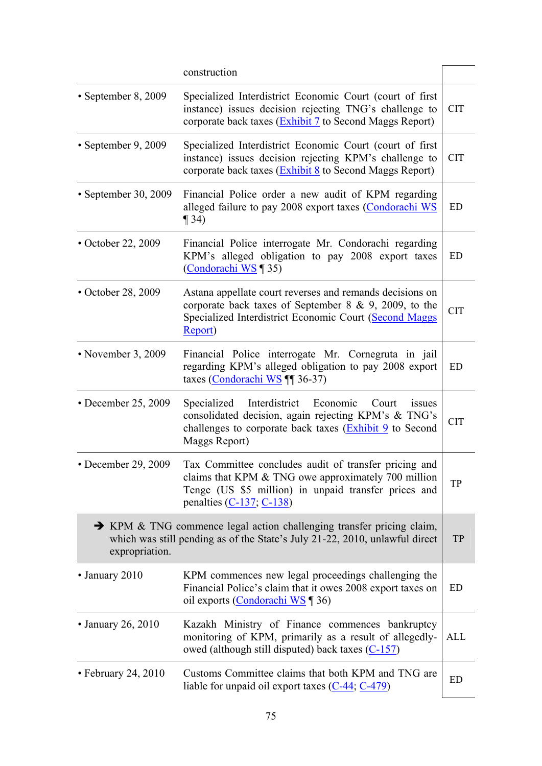| | | |
|---|---|---|
| | construction | |
| • September 8, 2009 | Specialized Interdistrict Economic Court (court of first instance) issues decision rejecting TNG's challenge to corporate back taxes (Exhibit 7 to Second Maggs Report) | CIT |
| • September 9, 2009 | Specialized Interdistrict Economic Court (court of first instance) issues decision rejecting KPM's challenge to corporate back taxes (Exhibit 8 to Second Maggs Report) | CIT |
| • September 30, 2009 | Financial Police order a new audit of KPM regarding alleged failure to pay 2008 export taxes (Condorachi WS ¶ 34) | ED |
| • October 22, 2009 | Financial Police interrogate Mr. Condorachi regarding KPM's alleged obligation to pay 2008 export taxes (Condorachi WS ¶ 35) | ED |
| • October 28, 2009 | Astana appellate court reverses and remands decisions on corporate back taxes of September 8 & 9, 2009, to the Specialized Interdistrict Economic Court (Second Maggs Report) | CIT |
| • November 3, 2009 | Financial Police interrogate Mr. Cornegruta in jail regarding KPM's alleged obligation to pay 2008 export taxes (Condorachi WS ¶¶ 36-37) | ED |
| • December 25, 2009 | Specialized Interdistrict Economic Court issues consolidated decision, again rejecting KPM's & TNG's challenges to corporate back taxes (Exhibit 9 to Second Maggs Report) | CIT |
| • December 29, 2009 | Tax Committee concludes audit of transfer pricing and claims that KPM & TNG owe approximately 700 million Tenge (US $5 million) in unpaid transfer prices and penalties (C-137; C-138) | TP |
| | ➔ KPM & TNG commence legal action challenging transfer pricing claim, which was still pending as of the State's July 21-22, 2010, unlawful direct expropriation. | TP |
| • January 2010 | KPM commences new legal proceedings challenging the Financial Police's claim that it owes 2008 export taxes on oil exports (Condorachi WS ¶ 36) | ED |
| • January 26, 2010 | Kazakh Ministry of Finance commences bankruptcy monitoring of KPM, primarily as a result of allegedly-owed (although still disputed) back taxes (C-157) | ALL |
| • February 24, 2010 | Customs Committee claims that both KPM and TNG are liable for unpaid oil export taxes (C-44; C-479) | ED |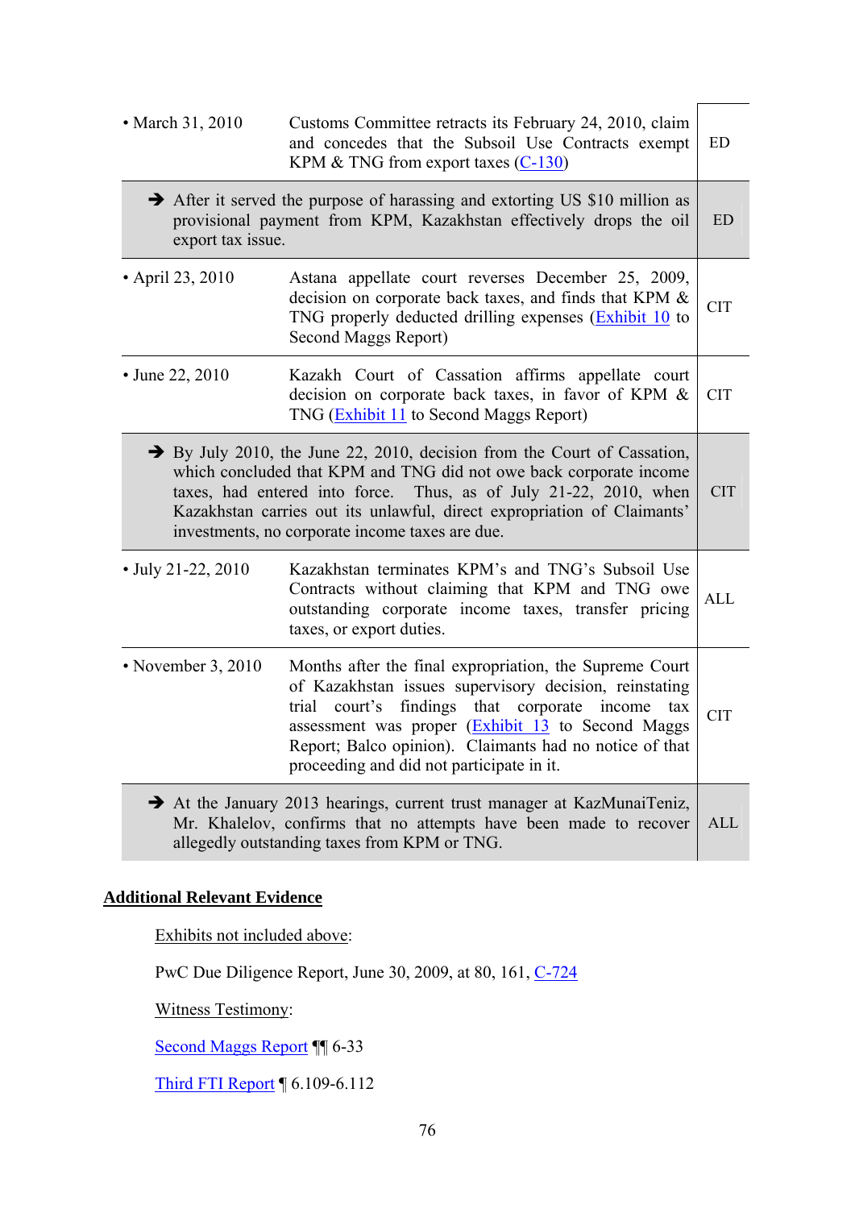| | | |
|---|---|---|
| • March 31, 2010 | Customs Committee retracts its February 24, 2010, claim and concedes that the Subsoil Use Contracts exempt KPM & TNG from export taxes (C-130) | ED |
| ➔ After it served the purpose of harassing and extorting US $10 million as provisional payment from KPM, Kazakhstan effectively drops the oil export tax issue. | | ED |
| • April 23, 2010 | Astana appellate court reverses December 25, 2009, decision on corporate back taxes, and finds that KPM & TNG properly deducted drilling expenses (Exhibit 10 to Second Maggs Report) | CIT |
| • June 22, 2010 | Kazakh Court of Cassation affirms appellate court decision on corporate back taxes, in favor of KPM & TNG (Exhibit 11 to Second Maggs Report) | CIT |
| ➔ By July 2010, the June 22, 2010, decision from the Court of Cassation, which concluded that KPM and TNG did not owe back corporate income taxes, had entered into force. Thus, as of July 21-22, 2010, when Kazakhstan carries out its unlawful, direct expropriation of Claimants' investments, no corporate income taxes are due. | | CIT |
| • July 21-22, 2010 | Kazakhstan terminates KPM's and TNG's Subsoil Use Contracts without claiming that KPM and TNG owe outstanding corporate income taxes, transfer pricing taxes, or export duties. | ALL |
| • November 3, 2010 | Months after the final expropriation, the Supreme Court of Kazakhstan issues supervisory decision, reinstating trial court's findings that corporate income tax assessment was proper (Exhibit 13 to Second Maggs Report; Balco opinion). Claimants had no notice of that proceeding and did not participate in it. | CIT |
| ➔ At the January 2013 hearings, current trust manager at KazMunaiTeniz, Mr. Khalelov, confirms that no attempts have been made to recover allegedly outstanding taxes from KPM or TNG. | | ALL |

**Additional Relevant Evidence**

Exhibits not included above:

PwC Due Diligence Report, June 30, 2009, at 80, 161, C-724

Witness Testimony:

Second Maggs Report ¶¶ 6-33

Third FTI Report ¶ 6.109-6.112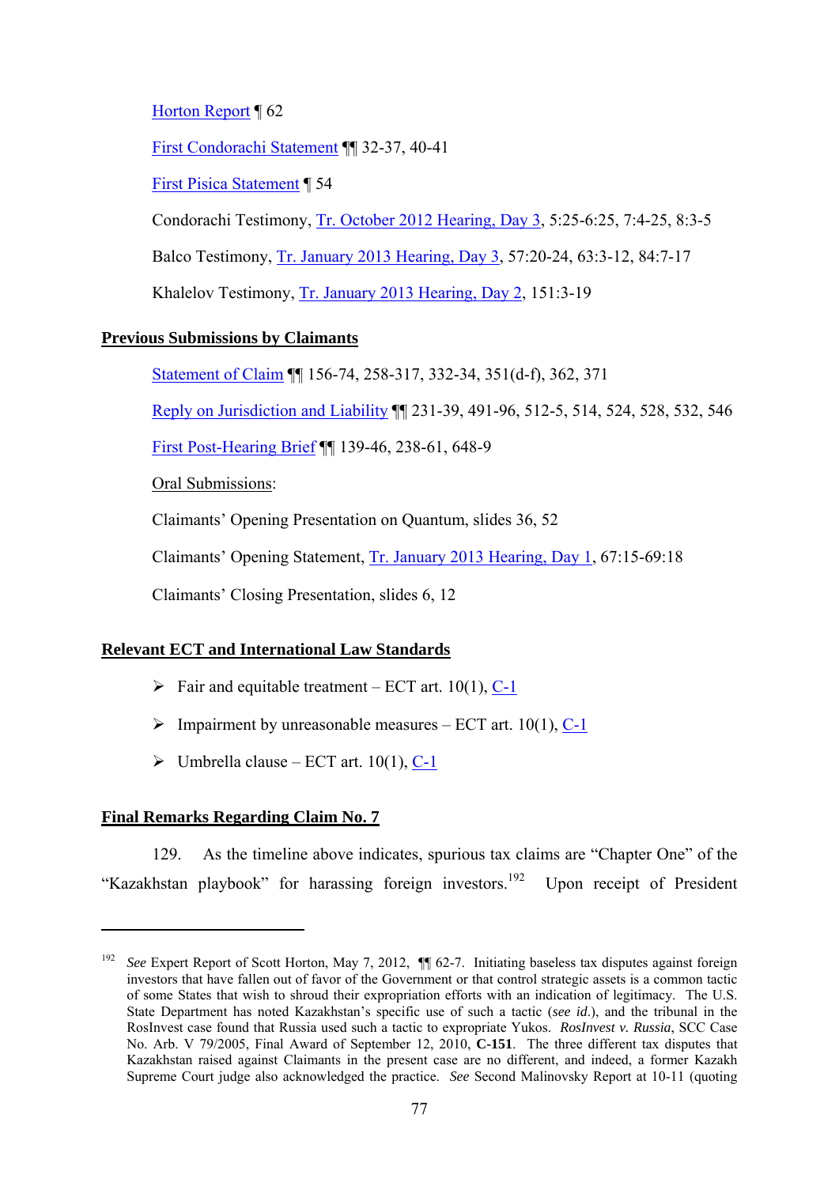Horton Report ¶ 62

First Condorachi Statement ¶¶ 32-37, 40-41

First Pisica Statement ¶ 54

Condorachi Testimony, Tr. October 2012 Hearing, Day 3, 5:25-6:25, 7:4-25, 8:3-5

Balco Testimony, Tr. January 2013 Hearing, Day 3, 57:20-24, 63:3-12, 84:7-17

Khalelov Testimony, Tr. January 2013 Hearing, Day 2, 151:3-19

**<u>Previous Submissions by Claimants</u>**

Statement of Claim ¶¶ 156-74, 258-317, 332-34, 351(d-f), 362, 371

Reply on Jurisdiction and Liability ¶¶ 231-39, 491-96, 512-5, 514, 524, 528, 532, 546

First Post-Hearing Brief ¶¶ 139-46, 238-61, 648-9

<u>Oral Submissions</u>:

Claimants' Opening Presentation on Quantum, slides 36, 52

Claimants' Opening Statement, Tr. January 2013 Hearing, Day 1, 67:15-69:18

Claimants' Closing Presentation, slides 6, 12

**<u>Relevant ECT and International Law Standards</u>**

- Fair and equitable treatment – ECT art. 10(1), C-1
- Impairment by unreasonable measures – ECT art. 10(1), C-1
- Umbrella clause – ECT art. 10(1), C-1

**<u>Final Remarks Regarding Claim No. 7</u>**

129. As the timeline above indicates, spurious tax claims are "Chapter One" of the "Kazakhstan playbook" for harassing foreign investors.[192] Upon receipt of President

[192] *See* Expert Report of Scott Horton, May 7, 2012, ¶¶ 62-7. Initiating baseless tax disputes against foreign investors that have fallen out of favor of the Government or that control strategic assets is a common tactic of some States that wish to shroud their expropriation efforts with an indication of legitimacy. The U.S. State Department has noted Kazakhstan's specific use of such a tactic (*see id*.), and the tribunal in the RosInvest case found that Russia used such a tactic to expropriate Yukos. *RosInvest v. Russia*, SCC Case No. Arb. V 79/2005, Final Award of September 12, 2010, **C-151**. The three different tax disputes that Kazakhstan raised against Claimants in the present case are no different, and indeed, a former Kazakh Supreme Court judge also acknowledged the practice. *See* Second Malinovsky Report at 10-11 (quoting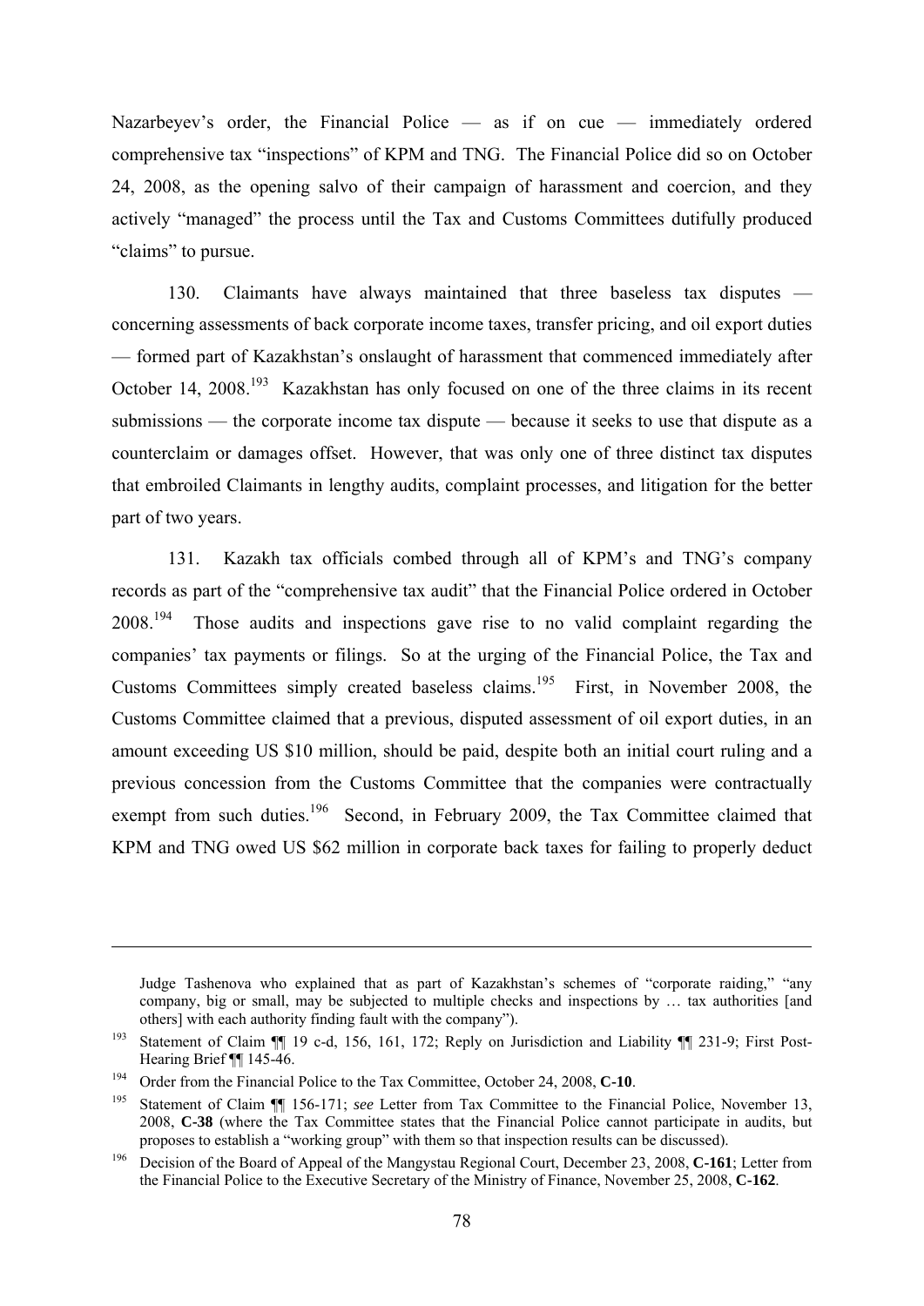Nazarbeyev's order, the Financial Police — as if on cue — immediately ordered comprehensive tax "inspections" of KPM and TNG. The Financial Police did so on October 24, 2008, as the opening salvo of their campaign of harassment and coercion, and they actively "managed" the process until the Tax and Customs Committees dutifully produced "claims" to pursue.

130. Claimants have always maintained that three baseless tax disputes — concerning assessments of back corporate income taxes, transfer pricing, and oil export duties — formed part of Kazakhstan's onslaught of harassment that commenced immediately after October 14, 2008.[193] Kazakhstan has only focused on one of the three claims in its recent submissions — the corporate income tax dispute — because it seeks to use that dispute as a counterclaim or damages offset. However, that was only one of three distinct tax disputes that embroiled Claimants in lengthy audits, complaint processes, and litigation for the better part of two years.

131. Kazakh tax officials combed through all of KPM's and TNG's company records as part of the "comprehensive tax audit" that the Financial Police ordered in October 2008.[194] Those audits and inspections gave rise to no valid complaint regarding the companies' tax payments or filings. So at the urging of the Financial Police, the Tax and Customs Committees simply created baseless claims.[195] First, in November 2008, the Customs Committee claimed that a previous, disputed assessment of oil export duties, in an amount exceeding US $10 million, should be paid, despite both an initial court ruling and a previous concession from the Customs Committee that the companies were contractually exempt from such duties.[196] Second, in February 2009, the Tax Committee claimed that KPM and TNG owed US $62 million in corporate back taxes for failing to properly deduct

---

Judge Tashenova who explained that as part of Kazakhstan's schemes of "corporate raiding," "any company, big or small, may be subjected to multiple checks and inspections by … tax authorities [and others] with each authority finding fault with the company").

[193] Statement of Claim ¶¶ 19 c-d, 156, 161, 172; Reply on Jurisdiction and Liability ¶¶ 231-9; First Post-Hearing Brief ¶¶ 145-46.

[194] Order from the Financial Police to the Tax Committee, October 24, 2008, **C-10**.

[195] Statement of Claim ¶¶ 156-171; *see* Letter from Tax Committee to the Financial Police, November 13, 2008, **C-38** (where the Tax Committee states that the Financial Police cannot participate in audits, but proposes to establish a "working group" with them so that inspection results can be discussed).

[196] Decision of the Board of Appeal of the Mangystau Regional Court, December 23, 2008, **C-161**; Letter from the Financial Police to the Executive Secretary of the Ministry of Finance, November 25, 2008, **C-162**.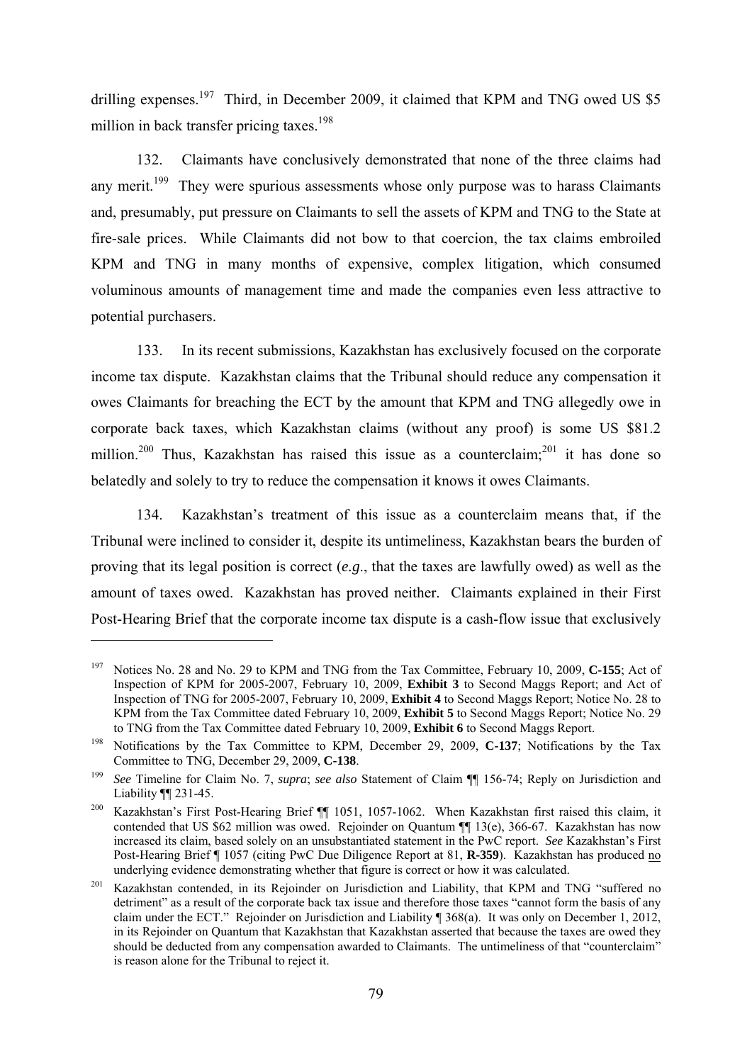drilling expenses.[197] Third, in December 2009, it claimed that KPM and TNG owed US $5 million in back transfer pricing taxes.[198]

132. Claimants have conclusively demonstrated that none of the three claims had any merit.[199] They were spurious assessments whose only purpose was to harass Claimants and, presumably, put pressure on Claimants to sell the assets of KPM and TNG to the State at fire-sale prices. While Claimants did not bow to that coercion, the tax claims embroiled KPM and TNG in many months of expensive, complex litigation, which consumed voluminous amounts of management time and made the companies even less attractive to potential purchasers.

133. In its recent submissions, Kazakhstan has exclusively focused on the corporate income tax dispute. Kazakhstan claims that the Tribunal should reduce any compensation it owes Claimants for breaching the ECT by the amount that KPM and TNG allegedly owe in corporate back taxes, which Kazakhstan claims (without any proof) is some US $81.2 million.[200] Thus, Kazakhstan has raised this issue as a counterclaim;[201] it has done so belatedly and solely to try to reduce the compensation it knows it owes Claimants.

134. Kazakhstan's treatment of this issue as a counterclaim means that, if the Tribunal were inclined to consider it, despite its untimeliness, Kazakhstan bears the burden of proving that its legal position is correct (*e.g.*, that the taxes are lawfully owed) as well as the amount of taxes owed. Kazakhstan has proved neither. Claimants explained in their First Post-Hearing Brief that the corporate income tax dispute is a cash-flow issue that exclusively

---

[197] Notices No. 28 and No. 29 to KPM and TNG from the Tax Committee, February 10, 2009, **C-155**; Act of Inspection of KPM for 2005-2007, February 10, 2009, **Exhibit 3** to Second Maggs Report; and Act of Inspection of TNG for 2005-2007, February 10, 2009, **Exhibit 4** to Second Maggs Report; Notice No. 28 to KPM from the Tax Committee dated February 10, 2009, **Exhibit 5** to Second Maggs Report; Notice No. 29 to TNG from the Tax Committee dated February 10, 2009, **Exhibit 6** to Second Maggs Report.

[198] Notifications by the Tax Committee to KPM, December 29, 2009, **C-137**; Notifications by the Tax Committee to TNG, December 29, 2009, **C-138**.

[199] *See* Timeline for Claim No. 7, *supra*; *see also* Statement of Claim ¶¶ 156-74; Reply on Jurisdiction and Liability ¶¶ 231-45.

[200] Kazakhstan's First Post-Hearing Brief ¶¶ 1051, 1057-1062. When Kazakhstan first raised this claim, it contended that US $62 million was owed. Rejoinder on Quantum ¶¶ 13(e), 366-67. Kazakhstan has now increased its claim, based solely on an unsubstantiated statement in the PwC report. *See* Kazakhstan's First Post-Hearing Brief ¶ 1057 (citing PwC Due Diligence Report at 81, **R-359**). Kazakhstan has produced <u>no</u> underlying evidence demonstrating whether that figure is correct or how it was calculated.

[201] Kazakhstan contended, in its Rejoinder on Jurisdiction and Liability, that KPM and TNG "suffered no detriment" as a result of the corporate back tax issue and therefore those taxes "cannot form the basis of any claim under the ECT." Rejoinder on Jurisdiction and Liability ¶ 368(a). It was only on December 1, 2012, in its Rejoinder on Quantum that Kazakhstan that Kazakhstan asserted that because the taxes are owed they should be deducted from any compensation awarded to Claimants. The untimeliness of that "counterclaim" is reason alone for the Tribunal to reject it.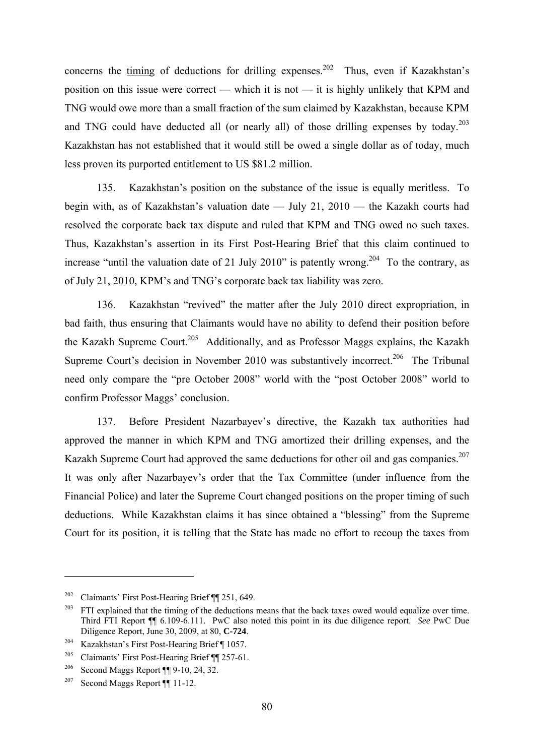concerns the timing of deductions for drilling expenses.[202] Thus, even if Kazakhstan's position on this issue were correct — which it is not — it is highly unlikely that KPM and TNG would owe more than a small fraction of the sum claimed by Kazakhstan, because KPM and TNG could have deducted all (or nearly all) of those drilling expenses by today.[203] Kazakhstan has not established that it would still be owed a single dollar as of today, much less proven its purported entitlement to US $81.2 million.

135. Kazakhstan's position on the substance of the issue is equally meritless. To begin with, as of Kazakhstan's valuation date — July 21, 2010 — the Kazakh courts had resolved the corporate back tax dispute and ruled that KPM and TNG owed no such taxes. Thus, Kazakhstan's assertion in its First Post-Hearing Brief that this claim continued to increase "until the valuation date of 21 July 2010" is patently wrong.[204] To the contrary, as of July 21, 2010, KPM's and TNG's corporate back tax liability was zero.

136. Kazakhstan "revived" the matter after the July 2010 direct expropriation, in bad faith, thus ensuring that Claimants would have no ability to defend their position before the Kazakh Supreme Court.[205] Additionally, and as Professor Maggs explains, the Kazakh Supreme Court's decision in November 2010 was substantively incorrect.[206] The Tribunal need only compare the "pre October 2008" world with the "post October 2008" world to confirm Professor Maggs' conclusion.

137. Before President Nazarbayev's directive, the Kazakh tax authorities had approved the manner in which KPM and TNG amortized their drilling expenses, and the Kazakh Supreme Court had approved the same deductions for other oil and gas companies.[207] It was only after Nazarbayev's order that the Tax Committee (under influence from the Financial Police) and later the Supreme Court changed positions on the proper timing of such deductions. While Kazakhstan claims it has since obtained a "blessing" from the Supreme Court for its position, it is telling that the State has made no effort to recoup the taxes from

---

[202] Claimants' First Post-Hearing Brief ¶¶ 251, 649.

[203] FTI explained that the timing of the deductions means that the back taxes owed would equalize over time. Third FTI Report ¶¶ 6.109-6.111. PwC also noted this point in its due diligence report. *See* PwC Due Diligence Report, June 30, 2009, at 80, **C-724**.

[204] Kazakhstan's First Post-Hearing Brief ¶ 1057.

[205] Claimants' First Post-Hearing Brief ¶¶ 257-61.

[206] Second Maggs Report ¶¶ 9-10, 24, 32.

[207] Second Maggs Report ¶¶ 11-12.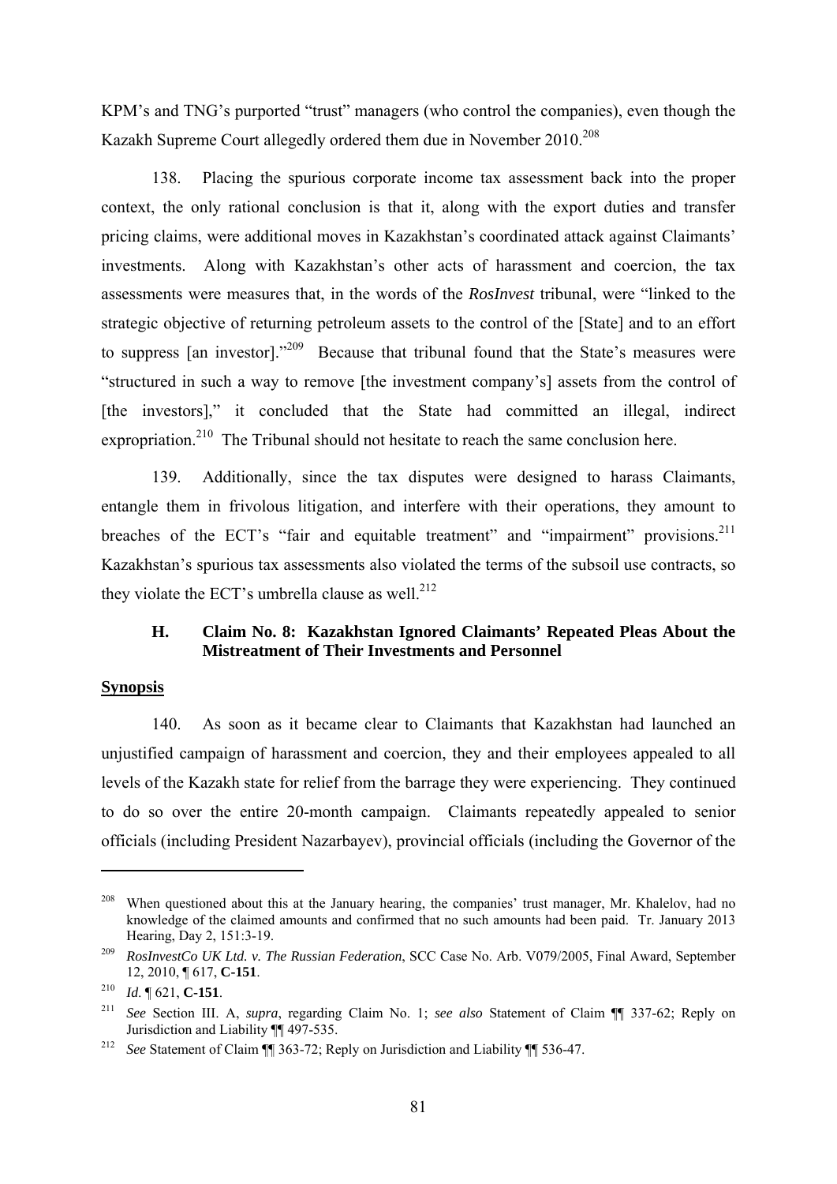KPM's and TNG's purported "trust" managers (who control the companies), even though the Kazakh Supreme Court allegedly ordered them due in November 2010.[208]

138. Placing the spurious corporate income tax assessment back into the proper context, the only rational conclusion is that it, along with the export duties and transfer pricing claims, were additional moves in Kazakhstan's coordinated attack against Claimants' investments. Along with Kazakhstan's other acts of harassment and coercion, the tax assessments were measures that, in the words of the *RosInvest* tribunal, were "linked to the strategic objective of returning petroleum assets to the control of the [State] and to an effort to suppress [an investor]."[209] Because that tribunal found that the State's measures were "structured in such a way to remove [the investment company's] assets from the control of [the investors]," it concluded that the State had committed an illegal, indirect expropriation.[210] The Tribunal should not hesitate to reach the same conclusion here.

139. Additionally, since the tax disputes were designed to harass Claimants, entangle them in frivolous litigation, and interfere with their operations, they amount to breaches of the ECT's "fair and equitable treatment" and "impairment" provisions.[211] Kazakhstan's spurious tax assessments also violated the terms of the subsoil use contracts, so they violate the ECT's umbrella clause as well.[212]

### H. Claim No. 8: Kazakhstan Ignored Claimants' Repeated Pleas About the Mistreatment of Their Investments and Personnel

**Synopsis**

140. As soon as it became clear to Claimants that Kazakhstan had launched an unjustified campaign of harassment and coercion, they and their employees appealed to all levels of the Kazakh state for relief from the barrage they were experiencing. They continued to do so over the entire 20-month campaign. Claimants repeatedly appealed to senior officials (including President Nazarbayev), provincial officials (including the Governor of the

---

[208] When questioned about this at the January hearing, the companies' trust manager, Mr. Khalelov, had no knowledge of the claimed amounts and confirmed that no such amounts had been paid. Tr. January 2013 Hearing, Day 2, 151:3-19.

[209] *RosInvestCo UK Ltd. v. The Russian Federation*, SCC Case No. Arb. V079/2005, Final Award, September 12, 2010, ¶ 617, **C-151**.

[210] *Id*. ¶ 621, **C-151**.

[211] *See* Section III. A, *supra*, regarding Claim No. 1; *see also* Statement of Claim ¶¶ 337-62; Reply on Jurisdiction and Liability ¶¶ 497-535.

[212] *See* Statement of Claim ¶¶ 363-72; Reply on Jurisdiction and Liability ¶¶ 536-47.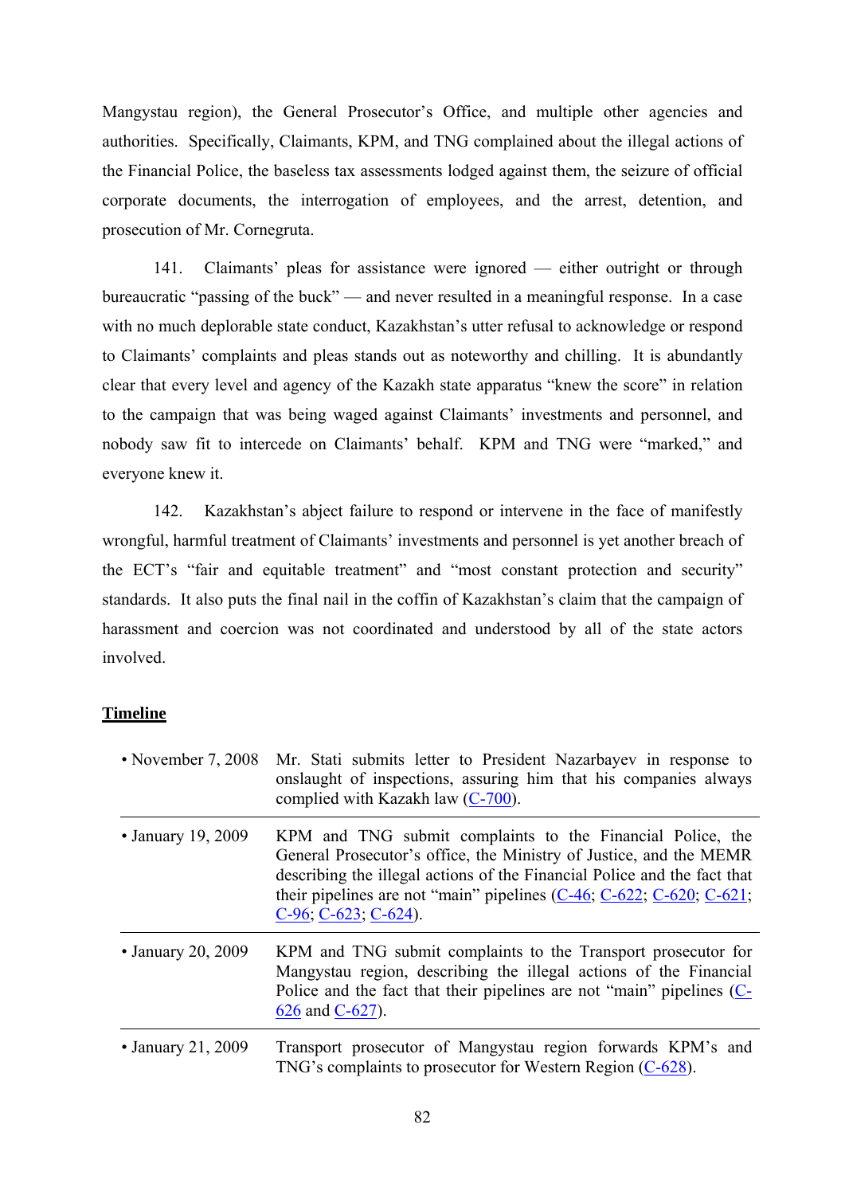Mangystau region), the General Prosecutor's Office, and multiple other agencies and authorities. Specifically, Claimants, KPM, and TNG complained about the illegal actions of the Financial Police, the baseless tax assessments lodged against them, the seizure of official corporate documents, the interrogation of employees, and the arrest, detention, and prosecution of Mr. Cornegruta.

141. Claimants' pleas for assistance were ignored — either outright or through bureaucratic "passing of the buck" — and never resulted in a meaningful response. In a case with no much deplorable state conduct, Kazakhstan's utter refusal to acknowledge or respond to Claimants' complaints and pleas stands out as noteworthy and chilling. It is abundantly clear that every level and agency of the Kazakh state apparatus "knew the score" in relation to the campaign that was being waged against Claimants' investments and personnel, and nobody saw fit to intercede on Claimants' behalf. KPM and TNG were "marked," and everyone knew it.

142. Kazakhstan's abject failure to respond or intervene in the face of manifestly wrongful, harmful treatment of Claimants' investments and personnel is yet another breach of the ECT's "fair and equitable treatment" and "most constant protection and security" standards. It also puts the final nail in the coffin of Kazakhstan's claim that the campaign of harassment and coercion was not coordinated and understood by all of the state actors involved.

**Timeline**

| | |
|---|---|
| • November 7, 2008 | Mr. Stati submits letter to President Nazarbayev in response to onslaught of inspections, assuring him that his companies always complied with Kazakh law (C-700). |
| • January 19, 2009 | KPM and TNG submit complaints to the Financial Police, the General Prosecutor's office, the Ministry of Justice, and the MEMR describing the illegal actions of the Financial Police and the fact that their pipelines are not "main" pipelines (C-46; C-622; C-620; C-621; C-96; C-623; C-624). |
| • January 20, 2009 | KPM and TNG submit complaints to the Transport prosecutor for Mangystau region, describing the illegal actions of the Financial Police and the fact that their pipelines are not "main" pipelines (C-626 and C-627). |
| • January 21, 2009 | Transport prosecutor of Mangystau region forwards KPM's and TNG's complaints to prosecutor for Western Region (C-628). |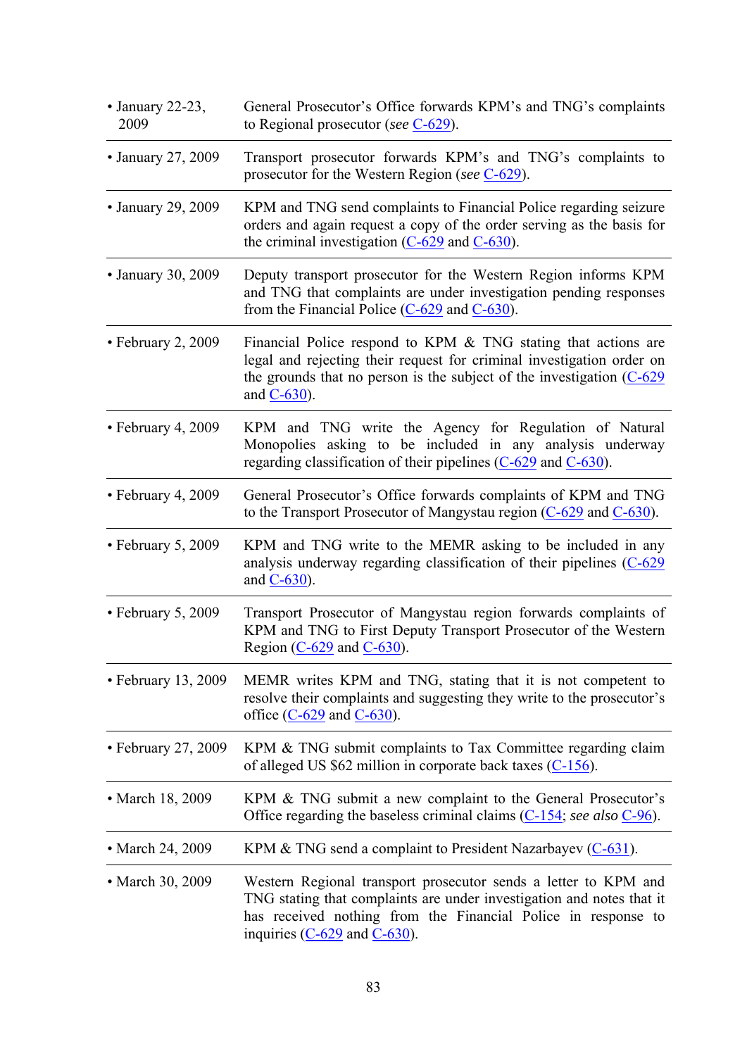| | |
|---|---|
| • January 22-23, 2009 | General Prosecutor's Office forwards KPM's and TNG's complaints to Regional prosecutor (*see* C-629). |
| • January 27, 2009 | Transport prosecutor forwards KPM's and TNG's complaints to prosecutor for the Western Region (*see* C-629). |
| • January 29, 2009 | KPM and TNG send complaints to Financial Police regarding seizure orders and again request a copy of the order serving as the basis for the criminal investigation (C-629 and C-630). |
| • January 30, 2009 | Deputy transport prosecutor for the Western Region informs KPM and TNG that complaints are under investigation pending responses from the Financial Police (C-629 and C-630). |
| • February 2, 2009 | Financial Police respond to KPM & TNG stating that actions are legal and rejecting their request for criminal investigation order on the grounds that no person is the subject of the investigation (C-629 and C-630). |
| • February 4, 2009 | KPM and TNG write the Agency for Regulation of Natural Monopolies asking to be included in any analysis underway regarding classification of their pipelines (C-629 and C-630). |
| • February 4, 2009 | General Prosecutor's Office forwards complaints of KPM and TNG to the Transport Prosecutor of Mangystau region (C-629 and C-630). |
| • February 5, 2009 | KPM and TNG write to the MEMR asking to be included in any analysis underway regarding classification of their pipelines (C-629 and C-630). |
| • February 5, 2009 | Transport Prosecutor of Mangystau region forwards complaints of KPM and TNG to First Deputy Transport Prosecutor of the Western Region (C-629 and C-630). |
| • February 13, 2009 | MEMR writes KPM and TNG, stating that it is not competent to resolve their complaints and suggesting they write to the prosecutor's office (C-629 and C-630). |
| • February 27, 2009 | KPM & TNG submit complaints to Tax Committee regarding claim of alleged US $62 million in corporate back taxes (C-156). |
| • March 18, 2009 | KPM & TNG submit a new complaint to the General Prosecutor's Office regarding the baseless criminal claims (C-154; *see also* C-96). |
| • March 24, 2009 | KPM & TNG send a complaint to President Nazarbayev (C-631). |
| • March 30, 2009 | Western Regional transport prosecutor sends a letter to KPM and TNG stating that complaints are under investigation and notes that it has received nothing from the Financial Police in response to inquiries (C-629 and C-630). |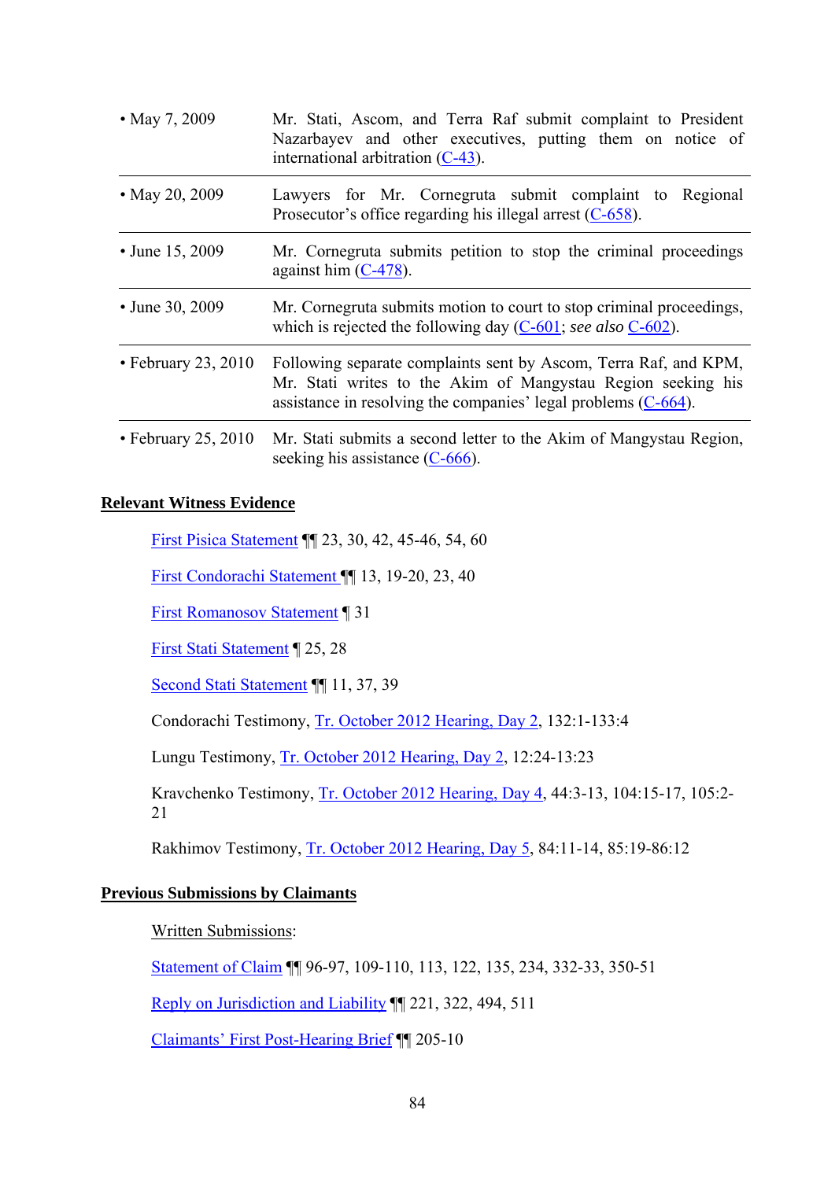| | |
|---|---|
| • May 7, 2009 | Mr. Stati, Ascom, and Terra Raf submit complaint to President Nazarbayev and other executives, putting them on notice of international arbitration (C-43). |
| • May 20, 2009 | Lawyers for Mr. Cornegruta submit complaint to Regional Prosecutor's office regarding his illegal arrest (C-658). |
| • June 15, 2009 | Mr. Cornegruta submits petition to stop the criminal proceedings against him (C-478). |
| • June 30, 2009 | Mr. Cornegruta submits motion to court to stop criminal proceedings, which is rejected the following day (C-601; *see also* C-602). |
| • February 23, 2010 | Following separate complaints sent by Ascom, Terra Raf, and KPM, Mr. Stati writes to the Akim of Mangystau Region seeking his assistance in resolving the companies' legal problems (C-664). |
| • February 25, 2010 | Mr. Stati submits a second letter to the Akim of Mangystau Region, seeking his assistance (C-666). |

**Relevant Witness Evidence**

First Pisica Statement ¶¶ 23, 30, 42, 45-46, 54, 60

First Condorachi Statement ¶¶ 13, 19-20, 23, 40

First Romanosov Statement ¶ 31

First Stati Statement ¶ 25, 28

Second Stati Statement ¶¶ 11, 37, 39

Condorachi Testimony, Tr. October 2012 Hearing, Day 2, 132:1-133:4

Lungu Testimony, Tr. October 2012 Hearing, Day 2, 12:24-13:23

Kravchenko Testimony, Tr. October 2012 Hearing, Day 4, 44:3-13, 104:15-17, 105:2-21

Rakhimov Testimony, Tr. October 2012 Hearing, Day 5, 84:11-14, 85:19-86:12

**Previous Submissions by Claimants**

Written Submissions:

Statement of Claim ¶¶ 96-97, 109-110, 113, 122, 135, 234, 332-33, 350-51

Reply on Jurisdiction and Liability ¶¶ 221, 322, 494, 511

Claimants' First Post-Hearing Brief ¶¶ 205-10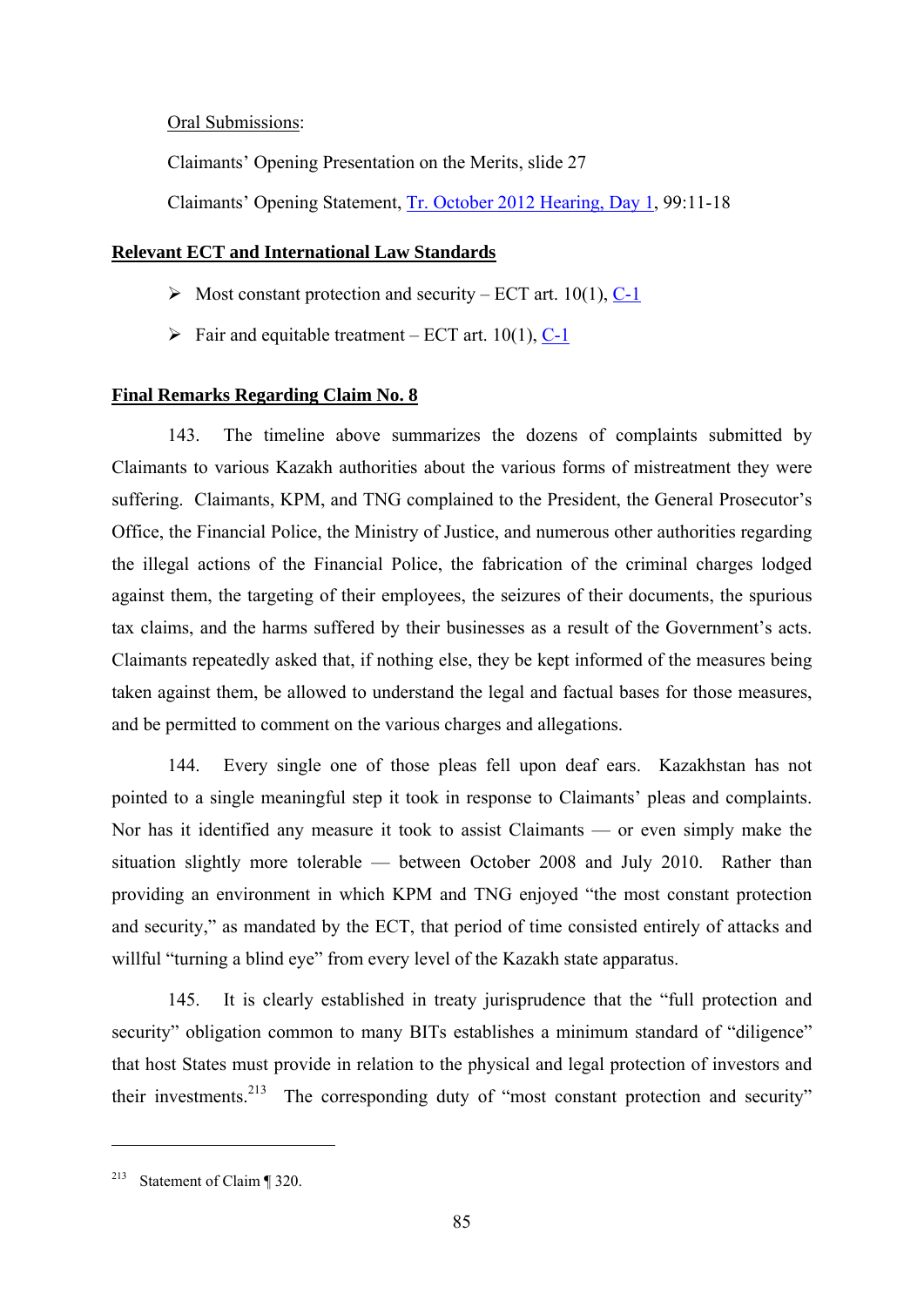Oral Submissions:

Claimants' Opening Presentation on the Merits, slide 27

Claimants' Opening Statement, Tr. October 2012 Hearing, Day 1, 99:11-18

**Relevant ECT and International Law Standards**

- Most constant protection and security – ECT art. 10(1), C-1
- Fair and equitable treatment – ECT art. 10(1), C-1

**Final Remarks Regarding Claim No. 8**

143. The timeline above summarizes the dozens of complaints submitted by Claimants to various Kazakh authorities about the various forms of mistreatment they were suffering. Claimants, KPM, and TNG complained to the President, the General Prosecutor's Office, the Financial Police, the Ministry of Justice, and numerous other authorities regarding the illegal actions of the Financial Police, the fabrication of the criminal charges lodged against them, the targeting of their employees, the seizures of their documents, the spurious tax claims, and the harms suffered by their businesses as a result of the Government's acts. Claimants repeatedly asked that, if nothing else, they be kept informed of the measures being taken against them, be allowed to understand the legal and factual bases for those measures, and be permitted to comment on the various charges and allegations.

144. Every single one of those pleas fell upon deaf ears. Kazakhstan has not pointed to a single meaningful step it took in response to Claimants' pleas and complaints. Nor has it identified any measure it took to assist Claimants — or even simply make the situation slightly more tolerable — between October 2008 and July 2010. Rather than providing an environment in which KPM and TNG enjoyed "the most constant protection and security," as mandated by the ECT, that period of time consisted entirely of attacks and willful "turning a blind eye" from every level of the Kazakh state apparatus.

145. It is clearly established in treaty jurisprudence that the "full protection and security" obligation common to many BITs establishes a minimum standard of "diligence" that host States must provide in relation to the physical and legal protection of investors and their investments.[213] The corresponding duty of "most constant protection and security"

---

[213] Statement of Claim ¶ 320.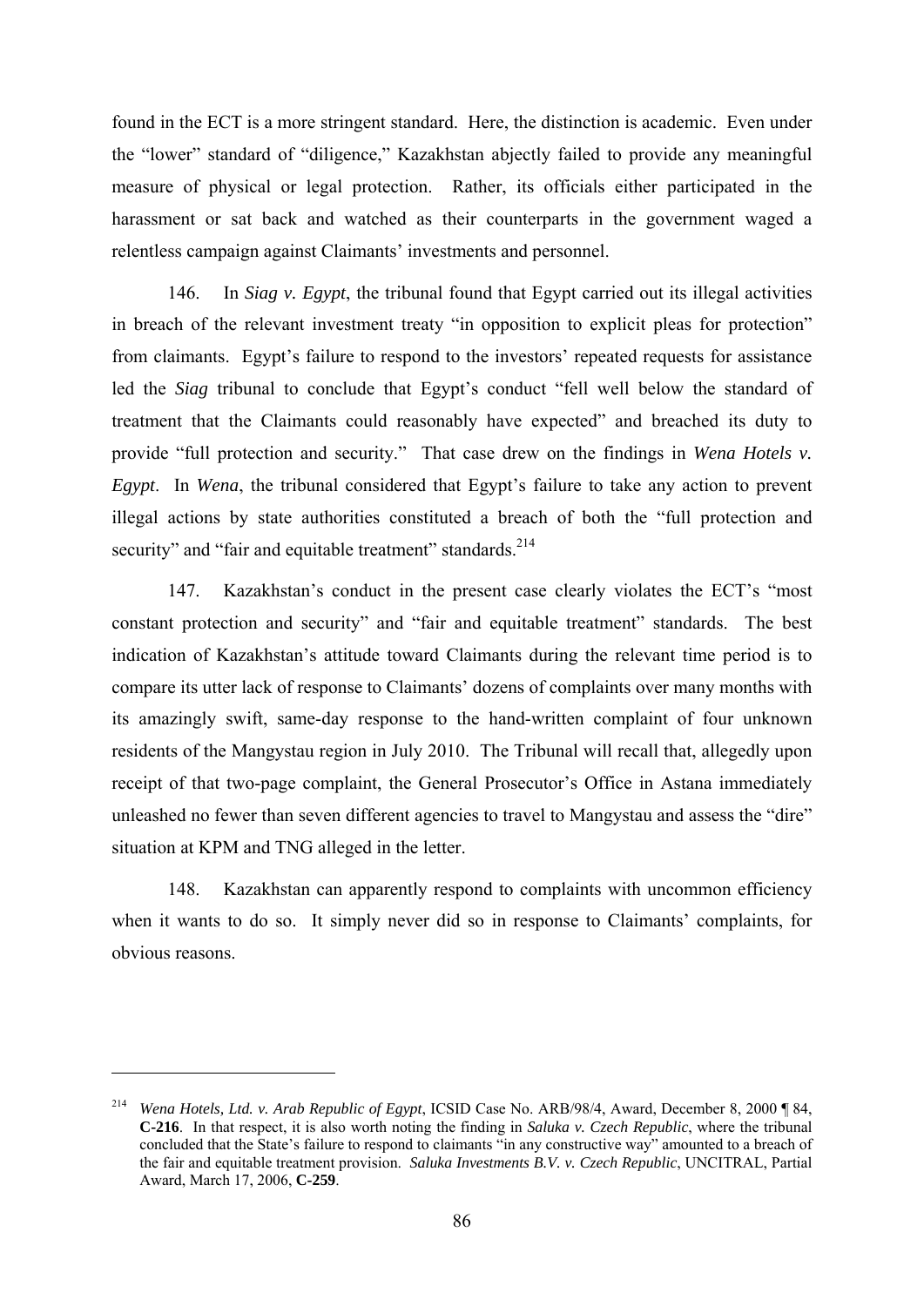found in the ECT is a more stringent standard. Here, the distinction is academic. Even under the "lower" standard of "diligence," Kazakhstan abjectly failed to provide any meaningful measure of physical or legal protection. Rather, its officials either participated in the harassment or sat back and watched as their counterparts in the government waged a relentless campaign against Claimants' investments and personnel.

146. In *Siag v. Egypt*, the tribunal found that Egypt carried out its illegal activities in breach of the relevant investment treaty "in opposition to explicit pleas for protection" from claimants. Egypt's failure to respond to the investors' repeated requests for assistance led the *Siag* tribunal to conclude that Egypt's conduct "fell well below the standard of treatment that the Claimants could reasonably have expected" and breached its duty to provide "full protection and security." That case drew on the findings in *Wena Hotels v. Egypt*. In *Wena*, the tribunal considered that Egypt's failure to take any action to prevent illegal actions by state authorities constituted a breach of both the "full protection and security" and "fair and equitable treatment" standards.[214]

147. Kazakhstan's conduct in the present case clearly violates the ECT's "most constant protection and security" and "fair and equitable treatment" standards. The best indication of Kazakhstan's attitude toward Claimants during the relevant time period is to compare its utter lack of response to Claimants' dozens of complaints over many months with its amazingly swift, same-day response to the hand-written complaint of four unknown residents of the Mangystau region in July 2010. The Tribunal will recall that, allegedly upon receipt of that two-page complaint, the General Prosecutor's Office in Astana immediately unleashed no fewer than seven different agencies to travel to Mangystau and assess the "dire" situation at KPM and TNG alleged in the letter.

148. Kazakhstan can apparently respond to complaints with uncommon efficiency when it wants to do so. It simply never did so in response to Claimants' complaints, for obvious reasons.

---

[214] *Wena Hotels, Ltd. v. Arab Republic of Egypt*, ICSID Case No. ARB/98/4, Award, December 8, 2000 ¶ 84, **C-216**. In that respect, it is also worth noting the finding in *Saluka v. Czech Republic*, where the tribunal concluded that the State's failure to respond to claimants "in any constructive way" amounted to a breach of the fair and equitable treatment provision. *Saluka Investments B.V. v. Czech Republic*, UNCITRAL, Partial Award, March 17, 2006, **C-259**.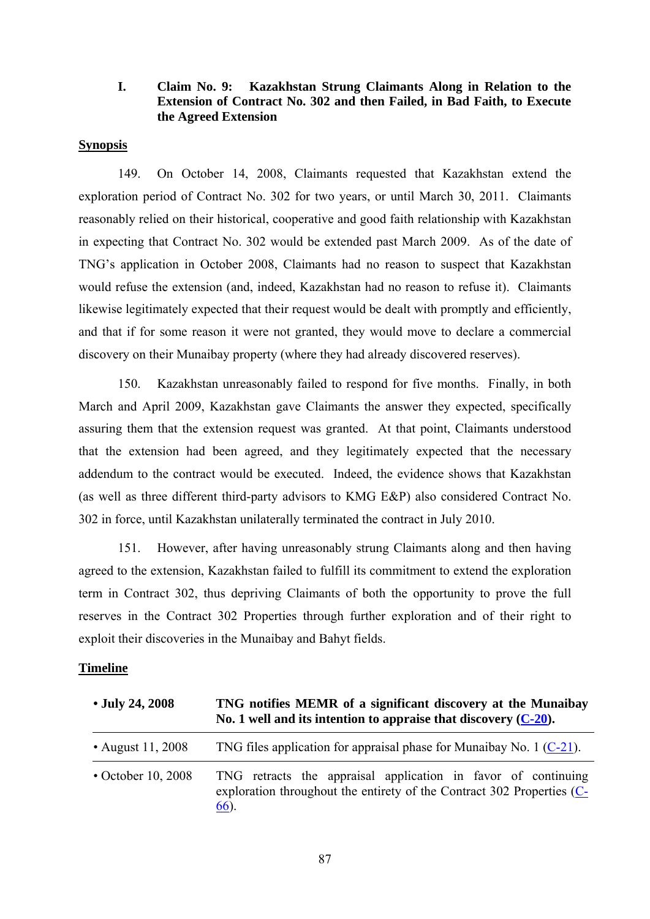### I. Claim No. 9: Kazakhstan Strung Claimants Along in Relation to the Extension of Contract No. 302 and then Failed, in Bad Faith, to Execute the Agreed Extension

**Synopsis**

149. On October 14, 2008, Claimants requested that Kazakhstan extend the exploration period of Contract No. 302 for two years, or until March 30, 2011. Claimants reasonably relied on their historical, cooperative and good faith relationship with Kazakhstan in expecting that Contract No. 302 would be extended past March 2009. As of the date of TNG's application in October 2008, Claimants had no reason to suspect that Kazakhstan would refuse the extension (and, indeed, Kazakhstan had no reason to refuse it). Claimants likewise legitimately expected that their request would be dealt with promptly and efficiently, and that if for some reason it were not granted, they would move to declare a commercial discovery on their Munaibay property (where they had already discovered reserves).

150. Kazakhstan unreasonably failed to respond for five months. Finally, in both March and April 2009, Kazakhstan gave Claimants the answer they expected, specifically assuring them that the extension request was granted. At that point, Claimants understood that the extension had been agreed, and they legitimately expected that the necessary addendum to the contract would be executed. Indeed, the evidence shows that Kazakhstan (as well as three different third-party advisors to KMG E&P) also considered Contract No. 302 in force, until Kazakhstan unilaterally terminated the contract in July 2010.

151. However, after having unreasonably strung Claimants along and then having agreed to the extension, Kazakhstan failed to fulfill its commitment to extend the exploration term in Contract 302, thus depriving Claimants of both the opportunity to prove the full reserves in the Contract 302 Properties through further exploration and of their right to exploit their discoveries in the Munaibay and Bahyt fields.

**Timeline**

| | |
|---|---|
| **• July 24, 2008** | **TNG notifies MEMR of a significant discovery at the Munaibay No. 1 well and its intention to appraise that discovery (C-20).** |
| • August 11, 2008 | TNG files application for appraisal phase for Munaibay No. 1 (C-21). |
| • October 10, 2008 | TNG retracts the appraisal application in favor of continuing exploration throughout the entirety of the Contract 302 Properties (C-66). |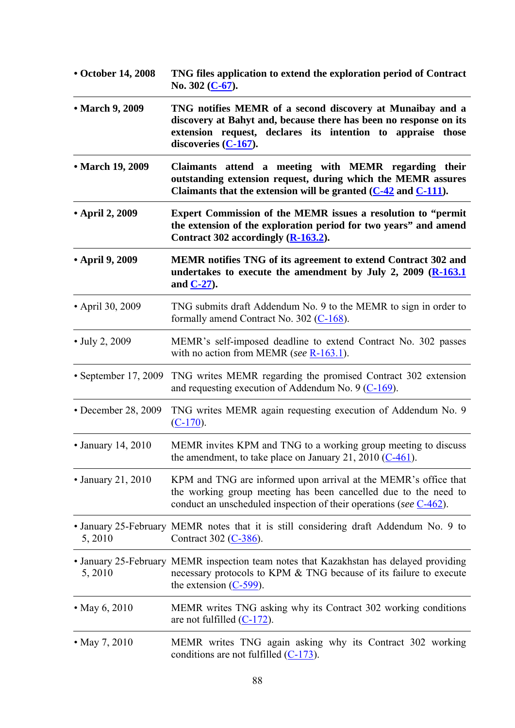| | |
|---|---|
| **• October 14, 2008** | **TNG files application to extend the exploration period of Contract No. 302 (C-67).** |
| **• March 9, 2009** | **TNG notifies MEMR of a second discovery at Munaibay and a discovery at Bahyt and, because there has been no response on its extension request, declares its intention to appraise those discoveries (C-167).** |
| **• March 19, 2009** | **Claimants attend a meeting with MEMR regarding their outstanding extension request, during which the MEMR assures Claimants that the extension will be granted (C-42 and C-111).** |
| **• April 2, 2009** | **Expert Commission of the MEMR issues a resolution to "permit the extension of the exploration period for two years" and amend Contract 302 accordingly (R-163.2).** |
| **• April 9, 2009** | **MEMR notifies TNG of its agreement to extend Contract 302 and undertakes to execute the amendment by July 2, 2009 (R-163.1 and C-27).** |
| • April 30, 2009 | TNG submits draft Addendum No. 9 to the MEMR to sign in order to formally amend Contract No. 302 (C-168). |
| • July 2, 2009 | MEMR's self-imposed deadline to extend Contract No. 302 passes with no action from MEMR (*see* R-163.1). |
| • September 17, 2009 | TNG writes MEMR regarding the promised Contract 302 extension and requesting execution of Addendum No. 9 (C-169). |
| • December 28, 2009 | TNG writes MEMR again requesting execution of Addendum No. 9 (C-170). |
| • January 14, 2010 | MEMR invites KPM and TNG to a working group meeting to discuss the amendment, to take place on January 21, 2010 (C-461). |
| • January 21, 2010 | KPM and TNG are informed upon arrival at the MEMR's office that the working group meeting has been cancelled due to the need to conduct an unscheduled inspection of their operations (*see* C-462). |
| • January 25-February 5, 2010 | MEMR notes that it is still considering draft Addendum No. 9 to Contract 302 (C-386). |
| • January 25-February 5, 2010 | MEMR inspection team notes that Kazakhstan has delayed providing necessary protocols to KPM & TNG because of its failure to execute the extension (C-599). |
| • May 6, 2010 | MEMR writes TNG asking why its Contract 302 working conditions are not fulfilled (C-172). |
| • May 7, 2010 | MEMR writes TNG again asking why its Contract 302 working conditions are not fulfilled (C-173). |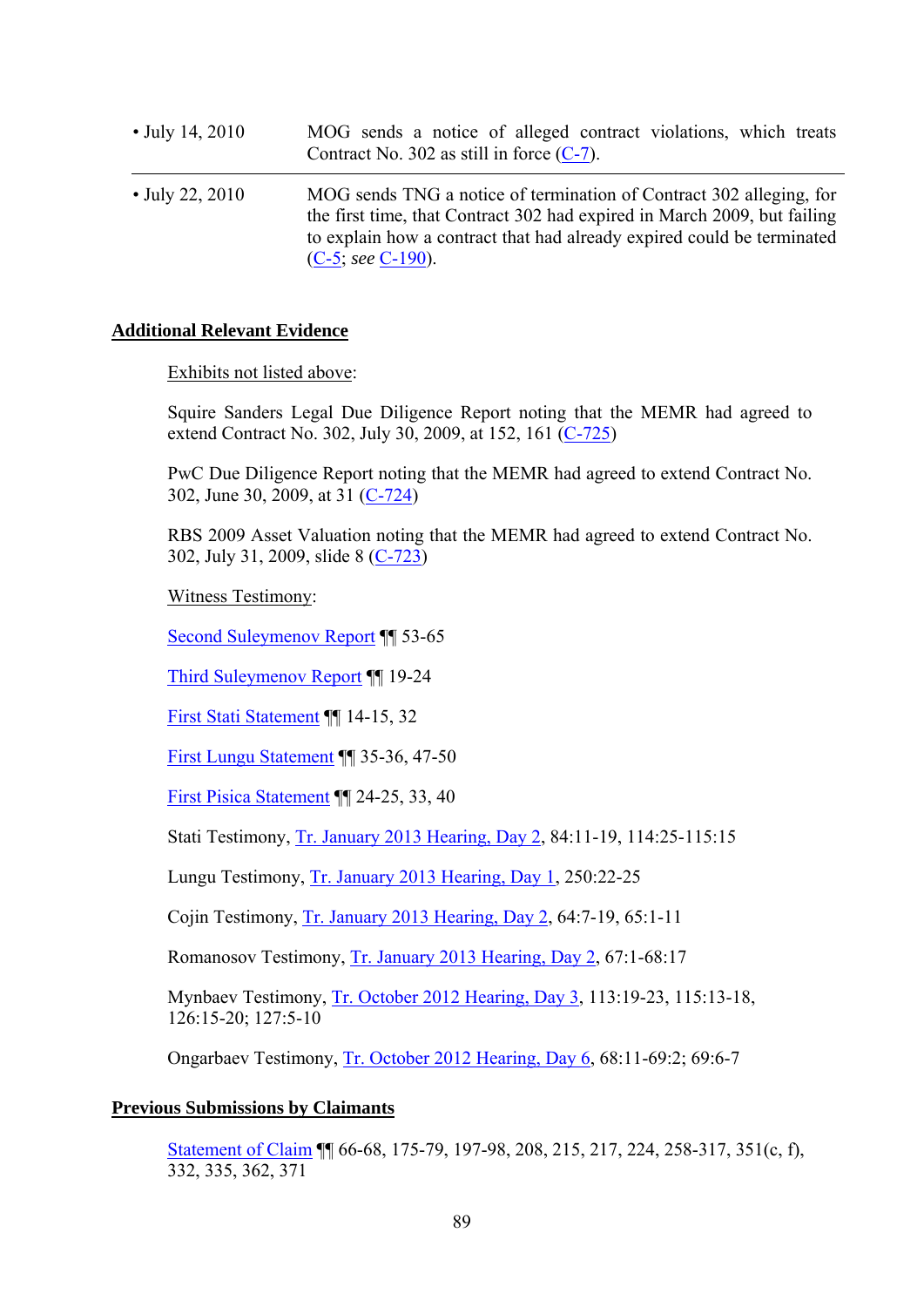| | |
|---|---|
| • July 14, 2010 | MOG sends a notice of alleged contract violations, which treats Contract No. 302 as still in force (C-7). |
| • July 22, 2010 | MOG sends TNG a notice of termination of Contract 302 alleging, for the first time, that Contract 302 had expired in March 2009, but failing to explain how a contract that had already expired could be terminated (C-5; *see* C-190). |

**Additional Relevant Evidence**

Exhibits not listed above:

Squire Sanders Legal Due Diligence Report noting that the MEMR had agreed to extend Contract No. 302, July 30, 2009, at 152, 161 (C-725)

PwC Due Diligence Report noting that the MEMR had agreed to extend Contract No. 302, June 30, 2009, at 31 (C-724)

RBS 2009 Asset Valuation noting that the MEMR had agreed to extend Contract No. 302, July 31, 2009, slide 8 (C-723)

Witness Testimony:

Second Suleymenov Report ¶¶ 53-65

Third Suleymenov Report ¶¶ 19-24

First Stati Statement ¶¶ 14-15, 32

First Lungu Statement ¶¶ 35-36, 47-50

First Pisica Statement ¶¶ 24-25, 33, 40

Stati Testimony, Tr. January 2013 Hearing, Day 2, 84:11-19, 114:25-115:15

Lungu Testimony, Tr. January 2013 Hearing, Day 1, 250:22-25

Cojin Testimony, Tr. January 2013 Hearing, Day 2, 64:7-19, 65:1-11

Romanosov Testimony, Tr. January 2013 Hearing, Day 2, 67:1-68:17

Mynbaev Testimony, Tr. October 2012 Hearing, Day 3, 113:19-23, 115:13-18, 126:15-20; 127:5-10

Ongarbaev Testimony, Tr. October 2012 Hearing, Day 6, 68:11-69:2; 69:6-7

**Previous Submissions by Claimants**

Statement of Claim ¶¶ 66-68, 175-79, 197-98, 208, 215, 217, 224, 258-317, 351(c, f), 332, 335, 362, 371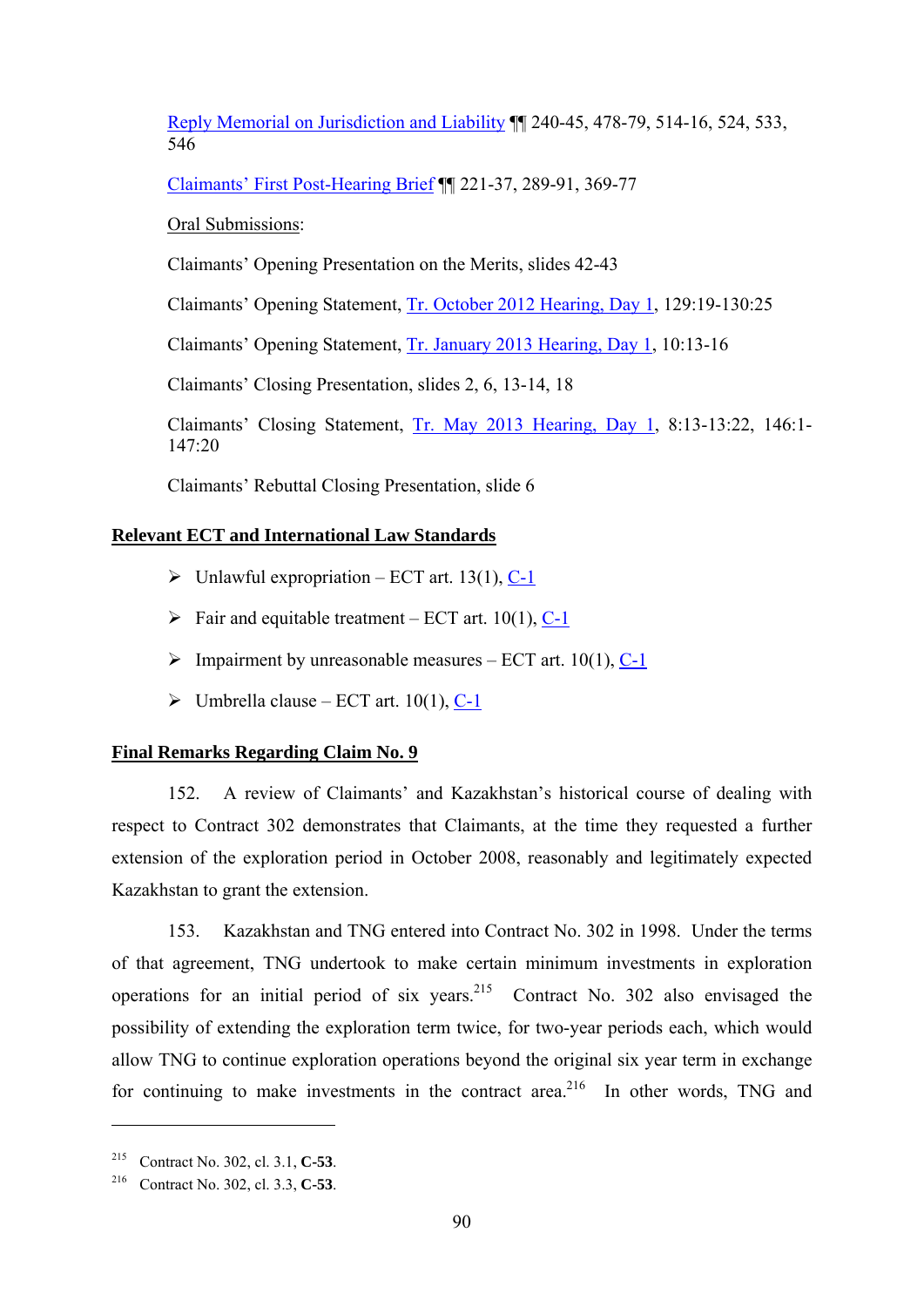Reply Memorial on Jurisdiction and Liability ¶¶ 240-45, 478-79, 514-16, 524, 533, 546

Claimants' First Post-Hearing Brief ¶¶ 221-37, 289-91, 369-77

Oral Submissions:

Claimants' Opening Presentation on the Merits, slides 42-43

Claimants' Opening Statement, Tr. October 2012 Hearing, Day 1, 129:19-130:25

Claimants' Opening Statement, Tr. January 2013 Hearing, Day 1, 10:13-16

Claimants' Closing Presentation, slides 2, 6, 13-14, 18

Claimants' Closing Statement, Tr. May 2013 Hearing, Day 1, 8:13-13:22, 146:1-147:20

Claimants' Rebuttal Closing Presentation, slide 6

**Relevant ECT and International Law Standards**

- Unlawful expropriation – ECT art. 13(1), C-1
- Fair and equitable treatment – ECT art. 10(1), C-1
- Impairment by unreasonable measures – ECT art. 10(1), C-1
- Umbrella clause – ECT art. 10(1), C-1

**Final Remarks Regarding Claim No. 9**

152. A review of Claimants' and Kazakhstan's historical course of dealing with respect to Contract 302 demonstrates that Claimants, at the time they requested a further extension of the exploration period in October 2008, reasonably and legitimately expected Kazakhstan to grant the extension.

153. Kazakhstan and TNG entered into Contract No. 302 in 1998. Under the terms of that agreement, TNG undertook to make certain minimum investments in exploration operations for an initial period of six years.[215] Contract No. 302 also envisaged the possibility of extending the exploration term twice, for two-year periods each, which would allow TNG to continue exploration operations beyond the original six year term in exchange for continuing to make investments in the contract area.[216] In other words, TNG and

[215] Contract No. 302, cl. 3.1, **C-53**.

[216] Contract No. 302, cl. 3.3, **C-53**.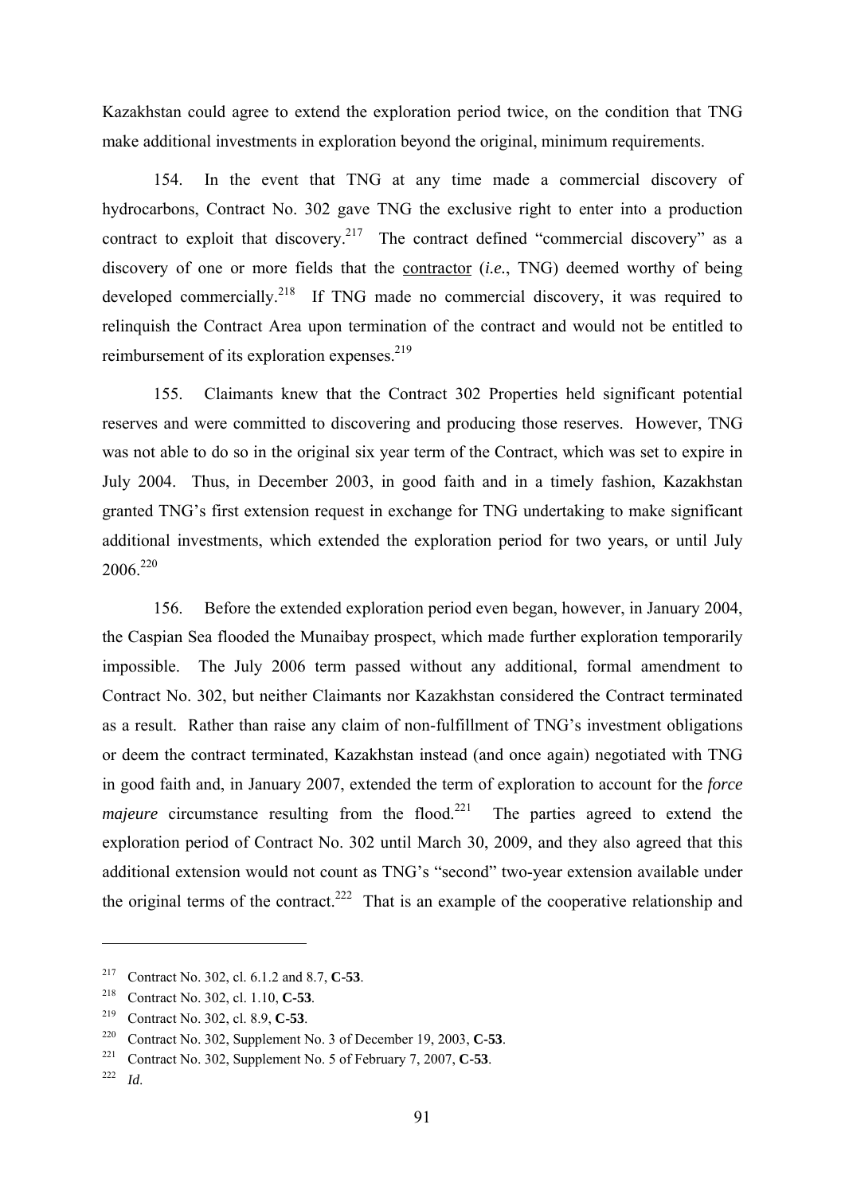Kazakhstan could agree to extend the exploration period twice, on the condition that TNG make additional investments in exploration beyond the original, minimum requirements.

154. In the event that TNG at any time made a commercial discovery of hydrocarbons, Contract No. 302 gave TNG the exclusive right to enter into a production contract to exploit that discovery.[217] The contract defined "commercial discovery" as a discovery of one or more fields that the <u>contractor</u> (*i.e.*, TNG) deemed worthy of being developed commercially.[218] If TNG made no commercial discovery, it was required to relinquish the Contract Area upon termination of the contract and would not be entitled to reimbursement of its exploration expenses.[219]

155. Claimants knew that the Contract 302 Properties held significant potential reserves and were committed to discovering and producing those reserves. However, TNG was not able to do so in the original six year term of the Contract, which was set to expire in July 2004. Thus, in December 2003, in good faith and in a timely fashion, Kazakhstan granted TNG's first extension request in exchange for TNG undertaking to make significant additional investments, which extended the exploration period for two years, or until July 2006.[220]

156. Before the extended exploration period even began, however, in January 2004, the Caspian Sea flooded the Munaibay prospect, which made further exploration temporarily impossible. The July 2006 term passed without any additional, formal amendment to Contract No. 302, but neither Claimants nor Kazakhstan considered the Contract terminated as a result. Rather than raise any claim of non-fulfillment of TNG's investment obligations or deem the contract terminated, Kazakhstan instead (and once again) negotiated with TNG in good faith and, in January 2007, extended the term of exploration to account for the *force majeure* circumstance resulting from the flood.[221] The parties agreed to extend the exploration period of Contract No. 302 until March 30, 2009, and they also agreed that this additional extension would not count as TNG's "second" two-year extension available under the original terms of the contract.[222] That is an example of the cooperative relationship and

---

[217] Contract No. 302, cl. 6.1.2 and 8.7, **C-53**.

[218] Contract No. 302, cl. 1.10, **C-53**.

[219] Contract No. 302, cl. 8.9, **C-53**.

[220] Contract No. 302, Supplement No. 3 of December 19, 2003, **C-53**.

[221] Contract No. 302, Supplement No. 5 of February 7, 2007, **C-53**.

[222] *Id*.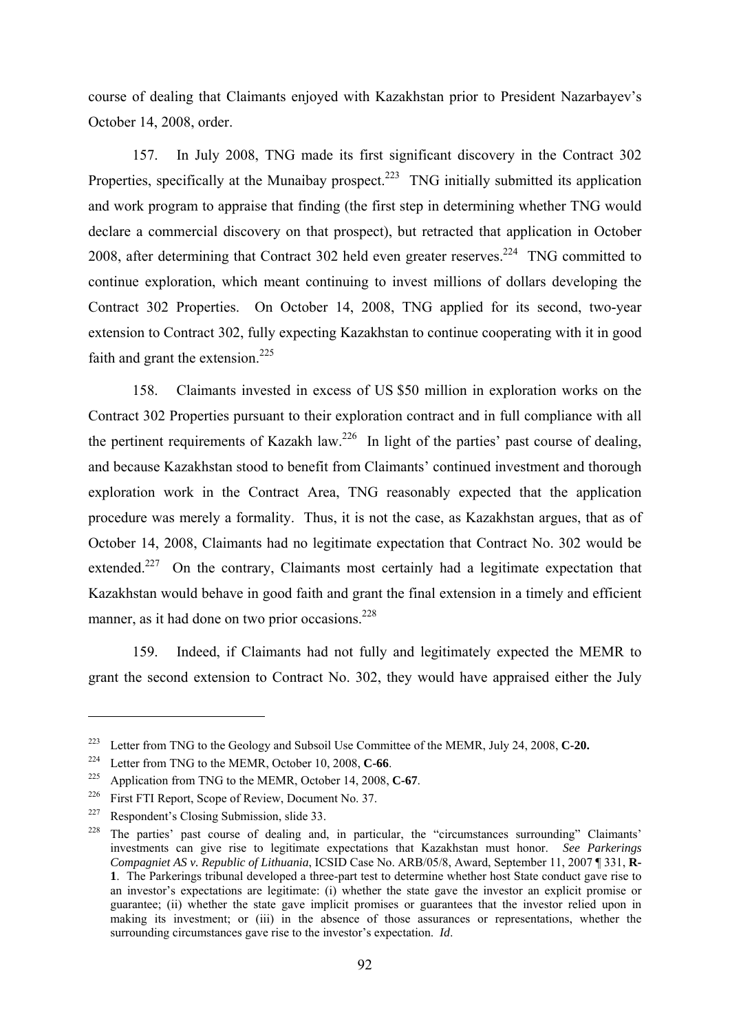course of dealing that Claimants enjoyed with Kazakhstan prior to President Nazarbayev's October 14, 2008, order.

157. In July 2008, TNG made its first significant discovery in the Contract 302 Properties, specifically at the Munaibay prospect.[223] TNG initially submitted its application and work program to appraise that finding (the first step in determining whether TNG would declare a commercial discovery on that prospect), but retracted that application in October 2008, after determining that Contract 302 held even greater reserves.[224] TNG committed to continue exploration, which meant continuing to invest millions of dollars developing the Contract 302 Properties. On October 14, 2008, TNG applied for its second, two-year extension to Contract 302, fully expecting Kazakhstan to continue cooperating with it in good faith and grant the extension.[225]

158. Claimants invested in excess of US $50 million in exploration works on the Contract 302 Properties pursuant to their exploration contract and in full compliance with all the pertinent requirements of Kazakh law.[226] In light of the parties' past course of dealing, and because Kazakhstan stood to benefit from Claimants' continued investment and thorough exploration work in the Contract Area, TNG reasonably expected that the application procedure was merely a formality. Thus, it is not the case, as Kazakhstan argues, that as of October 14, 2008, Claimants had no legitimate expectation that Contract No. 302 would be extended.[227] On the contrary, Claimants most certainly had a legitimate expectation that Kazakhstan would behave in good faith and grant the final extension in a timely and efficient manner, as it had done on two prior occasions.[228]

159. Indeed, if Claimants had not fully and legitimately expected the MEMR to grant the second extension to Contract No. 302, they would have appraised either the July

---

[223] Letter from TNG to the Geology and Subsoil Use Committee of the MEMR, July 24, 2008, **C-20.**

[224] Letter from TNG to the MEMR, October 10, 2008, **C-66**.

[225] Application from TNG to the MEMR, October 14, 2008, **C-67**.

[226] First FTI Report, Scope of Review, Document No. 37.

[227] Respondent's Closing Submission, slide 33.

[228] The parties' past course of dealing and, in particular, the "circumstances surrounding" Claimants' investments can give rise to legitimate expectations that Kazakhstan must honor. *See Parkerings Compagniet AS v. Republic of Lithuania*, ICSID Case No. ARB/05/8, Award, September 11, 2007 ¶ 331, **R-1**. The Parkerings tribunal developed a three-part test to determine whether host State conduct gave rise to an investor's expectations are legitimate: (i) whether the state gave the investor an explicit promise or guarantee; (ii) whether the state gave implicit promises or guarantees that the investor relied upon in making its investment; or (iii) in the absence of those assurances or representations, whether the surrounding circumstances gave rise to the investor's expectation. *Id*.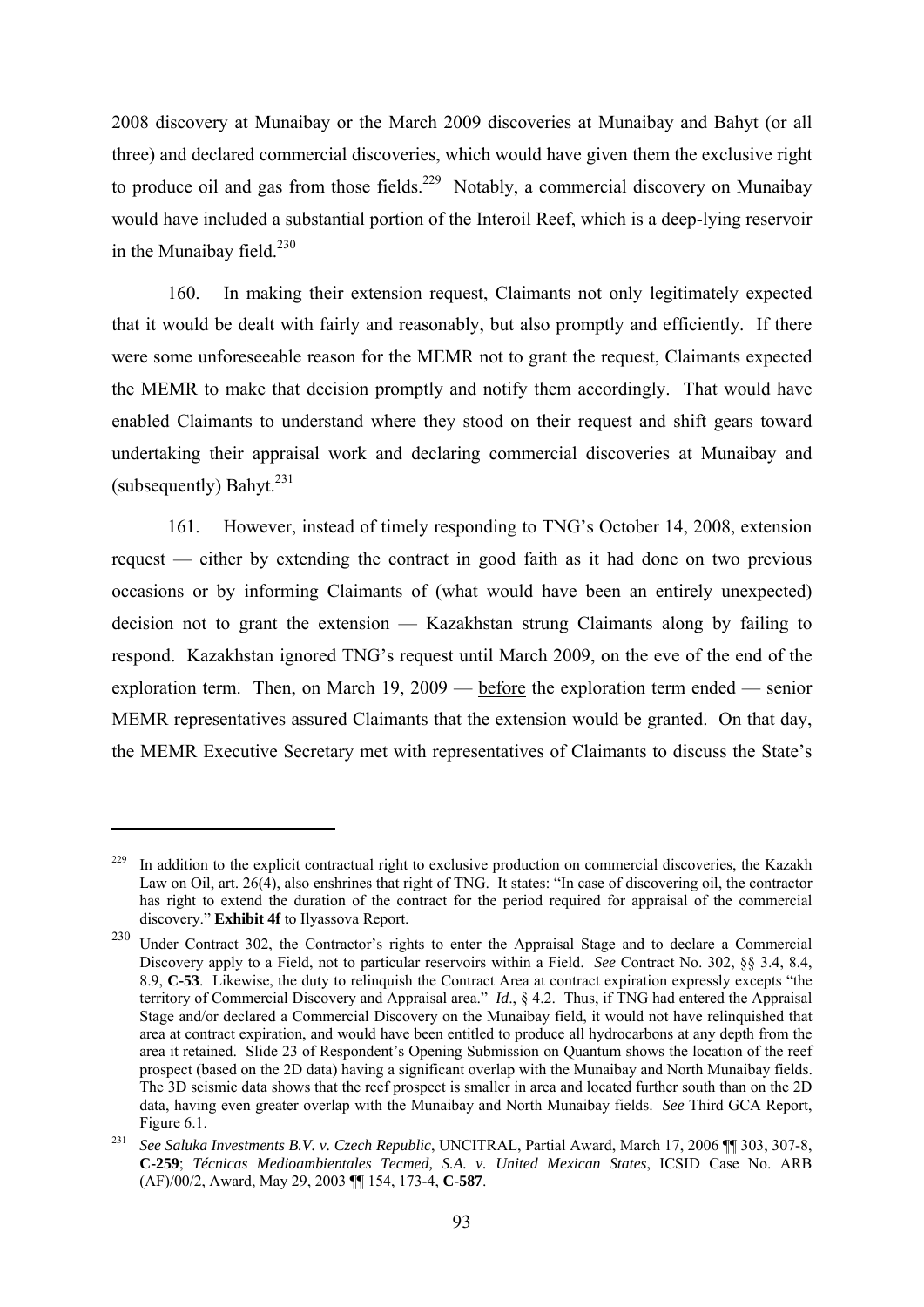2008 discovery at Munaibay or the March 2009 discoveries at Munaibay and Bahyt (or all three) and declared commercial discoveries, which would have given them the exclusive right to produce oil and gas from those fields.[229] Notably, a commercial discovery on Munaibay would have included a substantial portion of the Interoil Reef, which is a deep-lying reservoir in the Munaibay field.[230]

160. In making their extension request, Claimants not only legitimately expected that it would be dealt with fairly and reasonably, but also promptly and efficiently. If there were some unforeseeable reason for the MEMR not to grant the request, Claimants expected the MEMR to make that decision promptly and notify them accordingly. That would have enabled Claimants to understand where they stood on their request and shift gears toward undertaking their appraisal work and declaring commercial discoveries at Munaibay and (subsequently) Bahyt.[231]

161. However, instead of timely responding to TNG's October 14, 2008, extension request — either by extending the contract in good faith as it had done on two previous occasions or by informing Claimants of (what would have been an entirely unexpected) decision not to grant the extension — Kazakhstan strung Claimants along by failing to respond. Kazakhstan ignored TNG's request until March 2009, on the eve of the end of the exploration term. Then, on March 19, 2009 — <u>before</u> the exploration term ended — senior MEMR representatives assured Claimants that the extension would be granted. On that day, the MEMR Executive Secretary met with representatives of Claimants to discuss the State's

---

[229] In addition to the explicit contractual right to exclusive production on commercial discoveries, the Kazakh Law on Oil, art. 26(4), also enshrines that right of TNG. It states: "In case of discovering oil, the contractor has right to extend the duration of the contract for the period required for appraisal of the commercial discovery." **Exhibit 4f** to Ilyassova Report.

[230] Under Contract 302, the Contractor's rights to enter the Appraisal Stage and to declare a Commercial Discovery apply to a Field, not to particular reservoirs within a Field. *See* Contract No. 302, §§ 3.4, 8.4, 8.9, **C-53**. Likewise, the duty to relinquish the Contract Area at contract expiration expressly excepts "the territory of Commercial Discovery and Appraisal area." *Id*., § 4.2. Thus, if TNG had entered the Appraisal Stage and/or declared a Commercial Discovery on the Munaibay field, it would not have relinquished that area at contract expiration, and would have been entitled to produce all hydrocarbons at any depth from the area it retained. Slide 23 of Respondent's Opening Submission on Quantum shows the location of the reef prospect (based on the 2D data) having a significant overlap with the Munaibay and North Munaibay fields. The 3D seismic data shows that the reef prospect is smaller in area and located further south than on the 2D data, having even greater overlap with the Munaibay and North Munaibay fields. *See* Third GCA Report, Figure 6.1.

[231] *See Saluka Investments B.V. v. Czech Republic*, UNCITRAL, Partial Award, March 17, 2006 ¶¶ 303, 307-8, **C-259**; *Técnicas Medioambientales Tecmed, S.A. v. United Mexican States*, ICSID Case No. ARB (AF)/00/2, Award, May 29, 2003 ¶¶ 154, 173-4, **C-587**.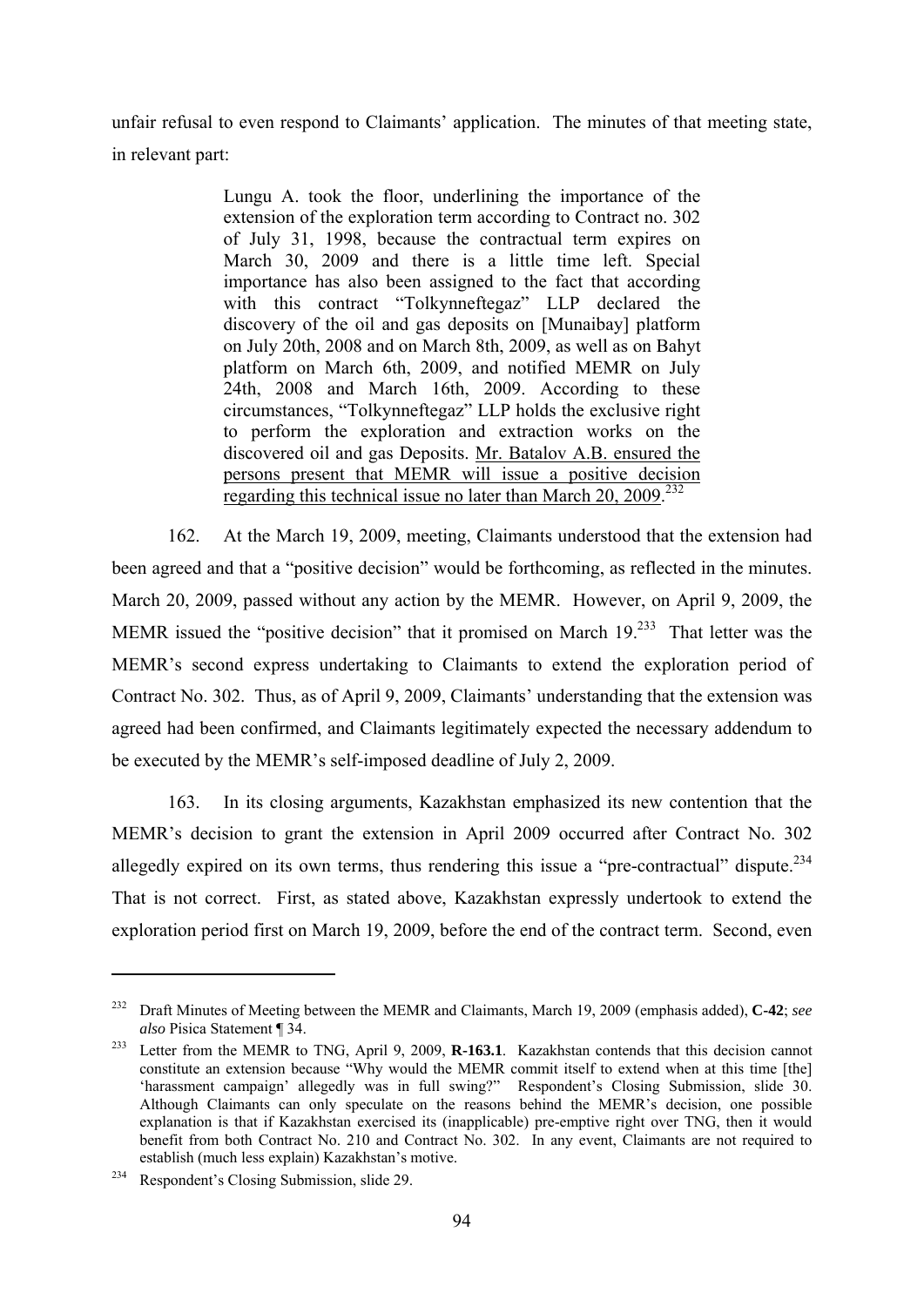unfair refusal to even respond to Claimants' application. The minutes of that meeting state, in relevant part:

> Lungu A. took the floor, underlining the importance of the extension of the exploration term according to Contract no. 302 of July 31, 1998, because the contractual term expires on March 30, 2009 and there is a little time left. Special importance has also been assigned to the fact that according with this contract "Tolkynneftegaz" LLP declared the discovery of the oil and gas deposits on [Munaibay] platform on July 20th, 2008 and on March 8th, 2009, as well as on Bahyt platform on March 6th, 2009, and notified MEMR on July 24th, 2008 and March 16th, 2009. According to these circumstances, "Tolkynneftegaz" LLP holds the exclusive right to perform the exploration and extraction works on the discovered oil and gas Deposits. <u>Mr. Batalov A.B. ensured the persons present that MEMR will issue a positive decision regarding this technical issue no later than March 20, 2009</u>.[232]

162. At the March 19, 2009, meeting, Claimants understood that the extension had been agreed and that a "positive decision" would be forthcoming, as reflected in the minutes. March 20, 2009, passed without any action by the MEMR. However, on April 9, 2009, the MEMR issued the "positive decision" that it promised on March 19.[233] That letter was the MEMR's second express undertaking to Claimants to extend the exploration period of Contract No. 302. Thus, as of April 9, 2009, Claimants' understanding that the extension was agreed had been confirmed, and Claimants legitimately expected the necessary addendum to be executed by the MEMR's self-imposed deadline of July 2, 2009.

163. In its closing arguments, Kazakhstan emphasized its new contention that the MEMR's decision to grant the extension in April 2009 occurred after Contract No. 302 allegedly expired on its own terms, thus rendering this issue a "pre-contractual" dispute.[234] That is not correct. First, as stated above, Kazakhstan expressly undertook to extend the exploration period first on March 19, 2009, before the end of the contract term. Second, even

---

[232] Draft Minutes of Meeting between the MEMR and Claimants, March 19, 2009 (emphasis added), **C-42**; *see also* Pisica Statement ¶ 34.

[233] Letter from the MEMR to TNG, April 9, 2009, **R-163.1**. Kazakhstan contends that this decision cannot constitute an extension because "Why would the MEMR commit itself to extend when at this time [the] 'harassment campaign' allegedly was in full swing?" Respondent's Closing Submission, slide 30. Although Claimants can only speculate on the reasons behind the MEMR's decision, one possible explanation is that if Kazakhstan exercised its (inapplicable) pre-emptive right over TNG, then it would benefit from both Contract No. 210 and Contract No. 302. In any event, Claimants are not required to establish (much less explain) Kazakhstan's motive.

[234] Respondent's Closing Submission, slide 29.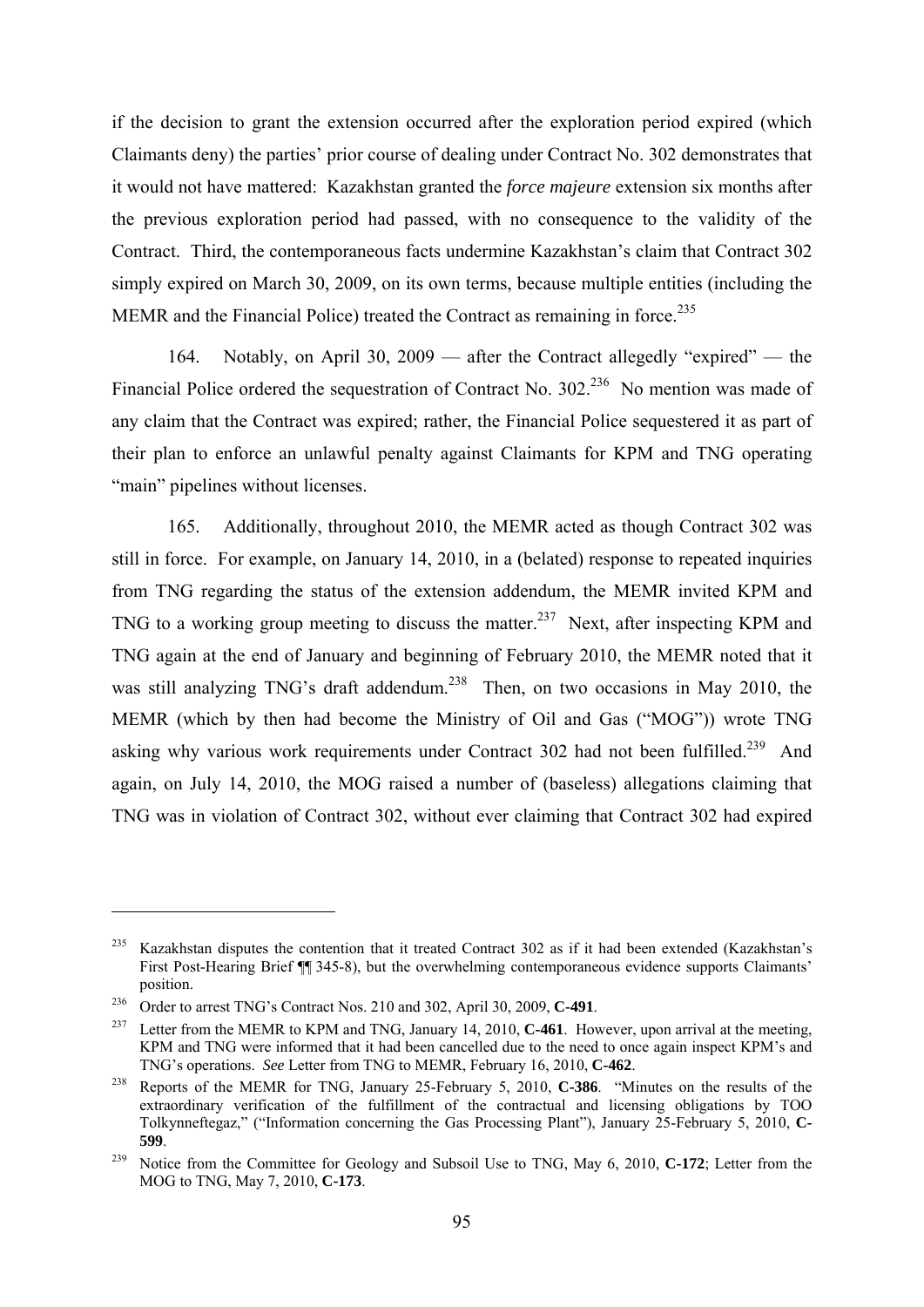if the decision to grant the extension occurred after the exploration period expired (which Claimants deny) the parties' prior course of dealing under Contract No. 302 demonstrates that it would not have mattered: Kazakhstan granted the *force majeure* extension six months after the previous exploration period had passed, with no consequence to the validity of the Contract. Third, the contemporaneous facts undermine Kazakhstan's claim that Contract 302 simply expired on March 30, 2009, on its own terms, because multiple entities (including the MEMR and the Financial Police) treated the Contract as remaining in force.[235]

164. Notably, on April 30, 2009 — after the Contract allegedly "expired" — the Financial Police ordered the sequestration of Contract No. 302.[236] No mention was made of any claim that the Contract was expired; rather, the Financial Police sequestered it as part of their plan to enforce an unlawful penalty against Claimants for KPM and TNG operating "main" pipelines without licenses.

165. Additionally, throughout 2010, the MEMR acted as though Contract 302 was still in force. For example, on January 14, 2010, in a (belated) response to repeated inquiries from TNG regarding the status of the extension addendum, the MEMR invited KPM and TNG to a working group meeting to discuss the matter.[237] Next, after inspecting KPM and TNG again at the end of January and beginning of February 2010, the MEMR noted that it was still analyzing TNG's draft addendum.[238] Then, on two occasions in May 2010, the MEMR (which by then had become the Ministry of Oil and Gas ("MOG")) wrote TNG asking why various work requirements under Contract 302 had not been fulfilled.[239] And again, on July 14, 2010, the MOG raised a number of (baseless) allegations claiming that TNG was in violation of Contract 302, without ever claiming that Contract 302 had expired

---

[235] Kazakhstan disputes the contention that it treated Contract 302 as if it had been extended (Kazakhstan's First Post-Hearing Brief ¶¶ 345-8), but the overwhelming contemporaneous evidence supports Claimants' position.

[236] Order to arrest TNG's Contract Nos. 210 and 302, April 30, 2009, **C-491**.

[237] Letter from the MEMR to KPM and TNG, January 14, 2010, **C-461**. However, upon arrival at the meeting, KPM and TNG were informed that it had been cancelled due to the need to once again inspect KPM's and TNG's operations. *See* Letter from TNG to MEMR, February 16, 2010, **C-462**.

[238] Reports of the MEMR for TNG, January 25-February 5, 2010, **C-386**. "Minutes on the results of the extraordinary verification of the fulfillment of the contractual and licensing obligations by TOO Tolkynneftegaz," ("Information concerning the Gas Processing Plant"), January 25-February 5, 2010, **C-599**.

[239] Notice from the Committee for Geology and Subsoil Use to TNG, May 6, 2010, **C-172**; Letter from the MOG to TNG, May 7, 2010, **C-173**.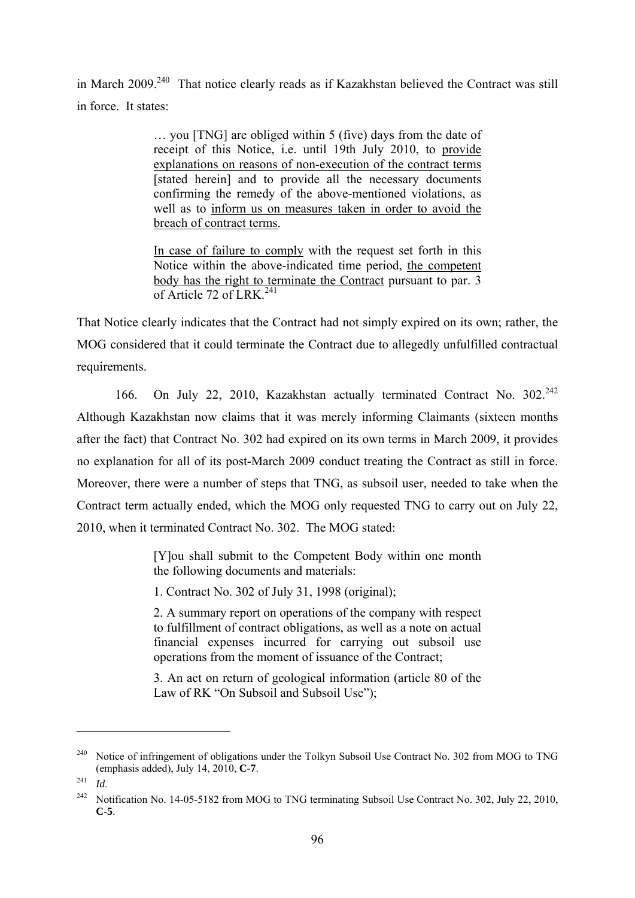in March 2009.[240] That notice clearly reads as if Kazakhstan believed the Contract was still in force. It states:

> … you [TNG] are obliged within 5 (five) days from the date of receipt of this Notice, i.e. until 19th July 2010, to <u>provide explanations on reasons of non-execution of the contract terms</u> [stated herein] and to provide all the necessary documents confirming the remedy of the above-mentioned violations, as well as to <u>inform us on measures taken in order to avoid the breach of contract terms</u>.
>
> <u>In case of failure to comply</u> with the request set forth in this Notice within the above-indicated time period, <u>the competent body has the right to terminate the Contract</u> pursuant to par. 3 of Article 72 of LRK.[241]

That Notice clearly indicates that the Contract had not simply expired on its own; rather, the MOG considered that it could terminate the Contract due to allegedly unfulfilled contractual requirements.

166. On July 22, 2010, Kazakhstan actually terminated Contract No. 302.[242] Although Kazakhstan now claims that it was merely informing Claimants (sixteen months after the fact) that Contract No. 302 had expired on its own terms in March 2009, it provides no explanation for all of its post-March 2009 conduct treating the Contract as still in force. Moreover, there were a number of steps that TNG, as subsoil user, needed to take when the Contract term actually ended, which the MOG only requested TNG to carry out on July 22, 2010, when it terminated Contract No. 302. The MOG stated:

> [Y]ou shall submit to the Competent Body within one month the following documents and materials:
>
> 1. Contract No. 302 of July 31, 1998 (original);
>
> 2. A summary report on operations of the company with respect to fulfillment of contract obligations, as well as a note on actual financial expenses incurred for carrying out subsoil use operations from the moment of issuance of the Contract;
>
> 3. An act on return of geological information (article 80 of the Law of RK "On Subsoil and Subsoil Use");

---

[240] Notice of infringement of obligations under the Tolkyn Subsoil Use Contract No. 302 from MOG to TNG (emphasis added), July 14, 2010, **C-7**.

[241] *Id.*

[242] Notification No. 14-05-5182 from MOG to TNG terminating Subsoil Use Contract No. 302, July 22, 2010, **C-5**.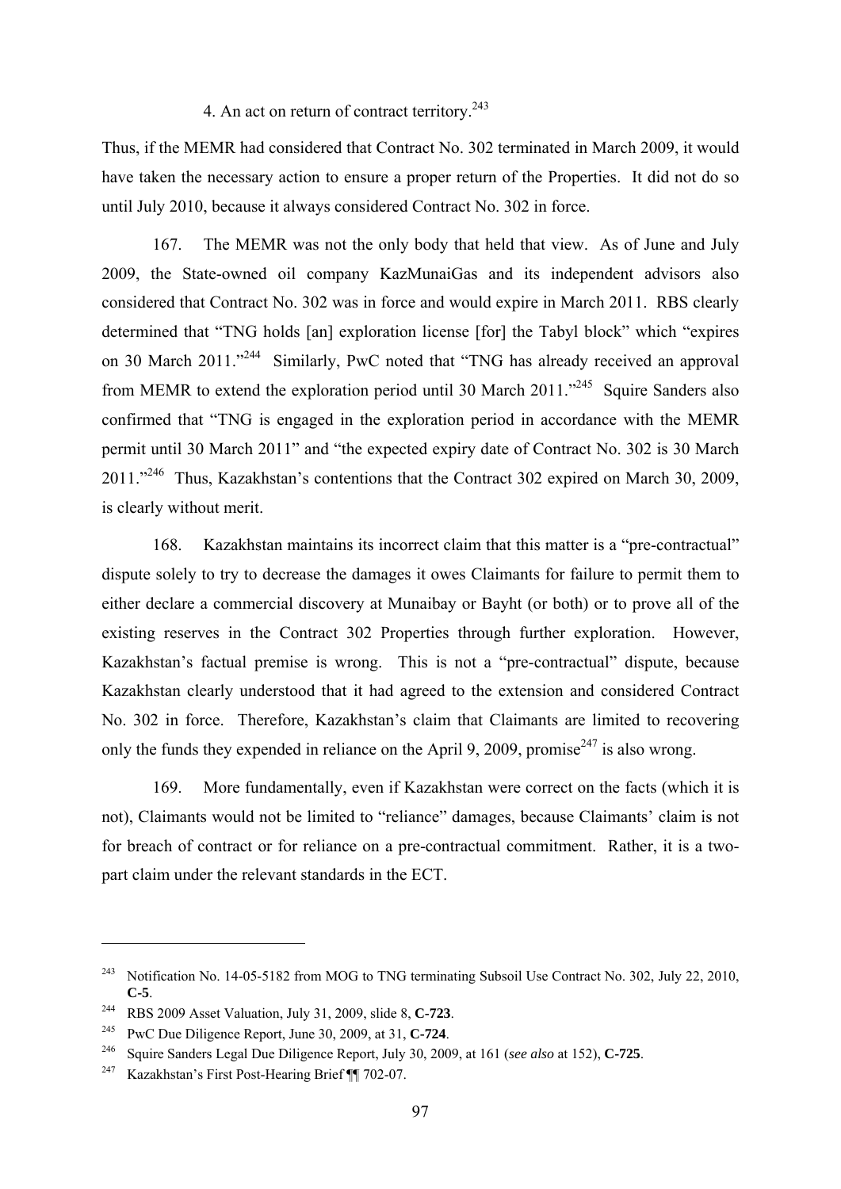4. An act on return of contract territory.[243]

Thus, if the MEMR had considered that Contract No. 302 terminated in March 2009, it would have taken the necessary action to ensure a proper return of the Properties. It did not do so until July 2010, because it always considered Contract No. 302 in force.

167. The MEMR was not the only body that held that view. As of June and July 2009, the State-owned oil company KazMunaiGas and its independent advisors also considered that Contract No. 302 was in force and would expire in March 2011. RBS clearly determined that "TNG holds [an] exploration license [for] the Tabyl block" which "expires on 30 March 2011."[244] Similarly, PwC noted that "TNG has already received an approval from MEMR to extend the exploration period until 30 March 2011."[245] Squire Sanders also confirmed that "TNG is engaged in the exploration period in accordance with the MEMR permit until 30 March 2011" and "the expected expiry date of Contract No. 302 is 30 March 2011."[246] Thus, Kazakhstan's contentions that the Contract 302 expired on March 30, 2009, is clearly without merit.

168. Kazakhstan maintains its incorrect claim that this matter is a "pre-contractual" dispute solely to try to decrease the damages it owes Claimants for failure to permit them to either declare a commercial discovery at Munaibay or Bayht (or both) or to prove all of the existing reserves in the Contract 302 Properties through further exploration. However, Kazakhstan's factual premise is wrong. This is not a "pre-contractual" dispute, because Kazakhstan clearly understood that it had agreed to the extension and considered Contract No. 302 in force. Therefore, Kazakhstan's claim that Claimants are limited to recovering only the funds they expended in reliance on the April 9, 2009, promise[247] is also wrong.

169. More fundamentally, even if Kazakhstan were correct on the facts (which it is not), Claimants would not be limited to "reliance" damages, because Claimants' claim is not for breach of contract or for reliance on a pre-contractual commitment. Rather, it is a two-part claim under the relevant standards in the ECT.

---

[243] Notification No. 14-05-5182 from MOG to TNG terminating Subsoil Use Contract No. 302, July 22, 2010, **C-5**.

[244] RBS 2009 Asset Valuation, July 31, 2009, slide 8, **C-723**.

[245] PwC Due Diligence Report, June 30, 2009, at 31, **C-724**.

[246] Squire Sanders Legal Due Diligence Report, July 30, 2009, at 161 (*see also* at 152), **C-725**.

[247] Kazakhstan's First Post-Hearing Brief ¶¶ 702-07.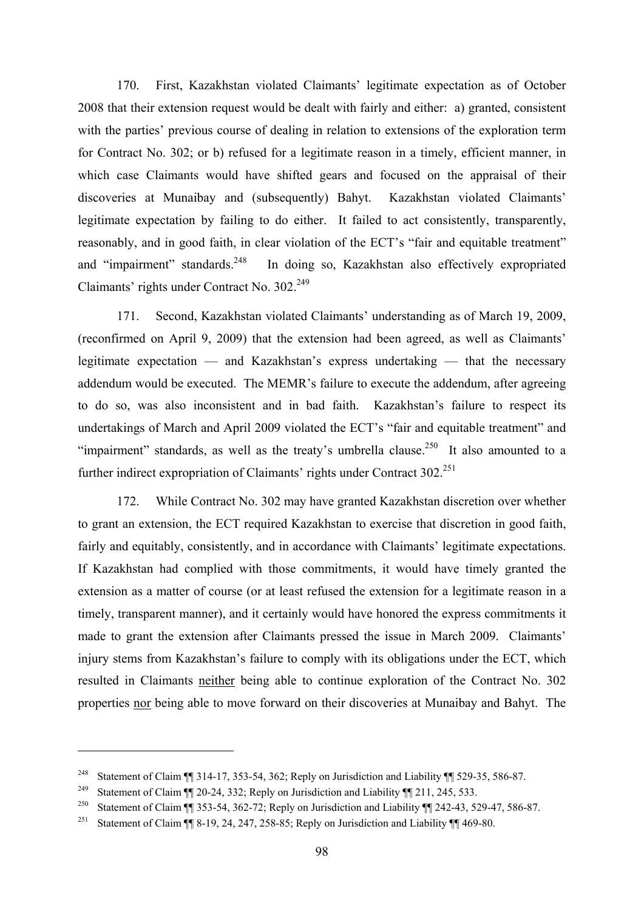170. First, Kazakhstan violated Claimants' legitimate expectation as of October 2008 that their extension request would be dealt with fairly and either: a) granted, consistent with the parties' previous course of dealing in relation to extensions of the exploration term for Contract No. 302; or b) refused for a legitimate reason in a timely, efficient manner, in which case Claimants would have shifted gears and focused on the appraisal of their discoveries at Munaibay and (subsequently) Bahyt. Kazakhstan violated Claimants' legitimate expectation by failing to do either. It failed to act consistently, transparently, reasonably, and in good faith, in clear violation of the ECT's "fair and equitable treatment" and "impairment" standards.[248] In doing so, Kazakhstan also effectively expropriated Claimants' rights under Contract No. 302.[249]

171. Second, Kazakhstan violated Claimants' understanding as of March 19, 2009, (reconfirmed on April 9, 2009) that the extension had been agreed, as well as Claimants' legitimate expectation — and Kazakhstan's express undertaking — that the necessary addendum would be executed. The MEMR's failure to execute the addendum, after agreeing to do so, was also inconsistent and in bad faith. Kazakhstan's failure to respect its undertakings of March and April 2009 violated the ECT's "fair and equitable treatment" and "impairment" standards, as well as the treaty's umbrella clause.[250] It also amounted to a further indirect expropriation of Claimants' rights under Contract 302.[251]

172. While Contract No. 302 may have granted Kazakhstan discretion over whether to grant an extension, the ECT required Kazakhstan to exercise that discretion in good faith, fairly and equitably, consistently, and in accordance with Claimants' legitimate expectations. If Kazakhstan had complied with those commitments, it would have timely granted the extension as a matter of course (or at least refused the extension for a legitimate reason in a timely, transparent manner), and it certainly would have honored the express commitments it made to grant the extension after Claimants pressed the issue in March 2009. Claimants' injury stems from Kazakhstan's failure to comply with its obligations under the ECT, which resulted in Claimants <u>neither</u> being able to continue exploration of the Contract No. 302 properties <u>nor</u> being able to move forward on their discoveries at Munaibay and Bahyt. The

---

[248] Statement of Claim ¶¶ 314-17, 353-54, 362; Reply on Jurisdiction and Liability ¶¶ 529-35, 586-87.

[249] Statement of Claim ¶¶ 20-24, 332; Reply on Jurisdiction and Liability ¶¶ 211, 245, 533.

[250] Statement of Claim ¶¶ 353-54, 362-72; Reply on Jurisdiction and Liability ¶¶ 242-43, 529-47, 586-87.

[251] Statement of Claim ¶¶ 8-19, 24, 247, 258-85; Reply on Jurisdiction and Liability ¶¶ 469-80.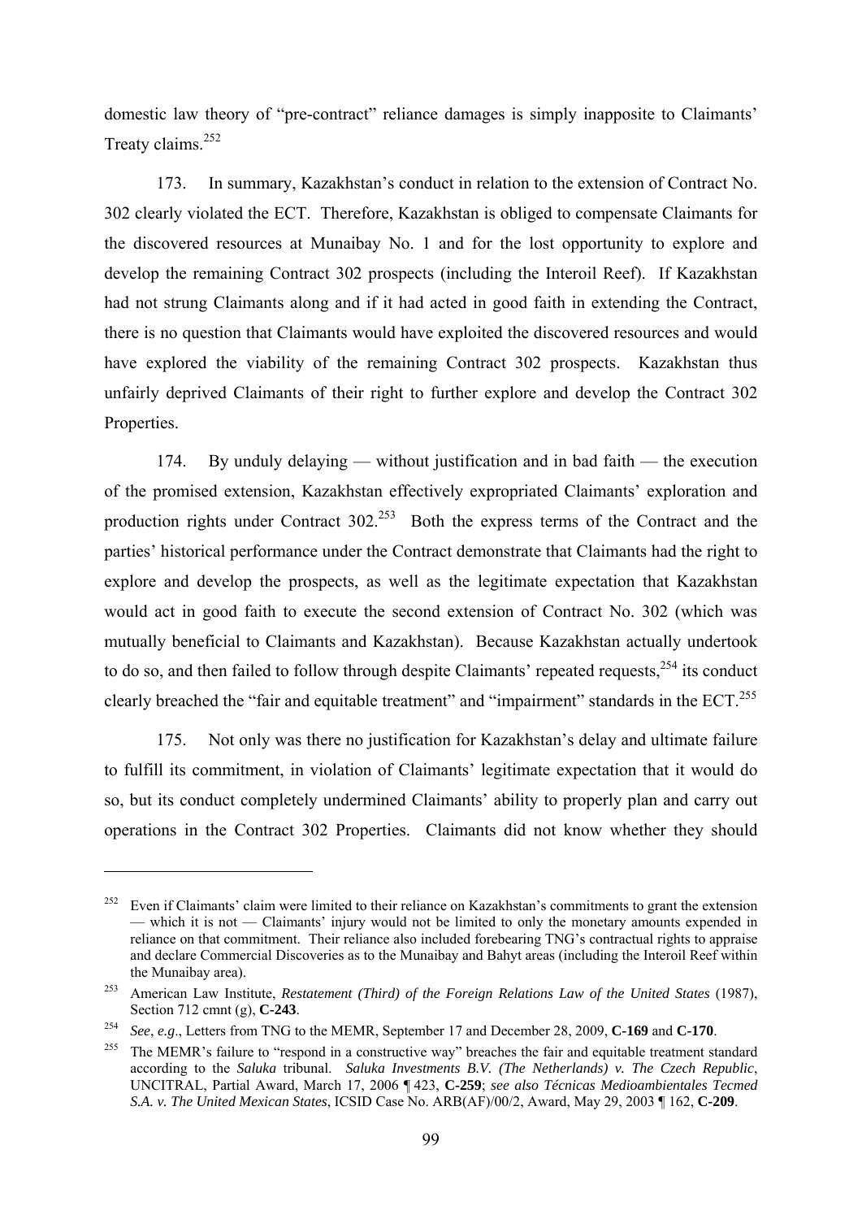domestic law theory of "pre-contract" reliance damages is simply inapposite to Claimants' Treaty claims.[252]

173. In summary, Kazakhstan's conduct in relation to the extension of Contract No. 302 clearly violated the ECT. Therefore, Kazakhstan is obliged to compensate Claimants for the discovered resources at Munaibay No. 1 and for the lost opportunity to explore and develop the remaining Contract 302 prospects (including the Interoil Reef). If Kazakhstan had not strung Claimants along and if it had acted in good faith in extending the Contract, there is no question that Claimants would have exploited the discovered resources and would have explored the viability of the remaining Contract 302 prospects. Kazakhstan thus unfairly deprived Claimants of their right to further explore and develop the Contract 302 Properties.

174. By unduly delaying — without justification and in bad faith — the execution of the promised extension, Kazakhstan effectively expropriated Claimants' exploration and production rights under Contract 302.[253] Both the express terms of the Contract and the parties' historical performance under the Contract demonstrate that Claimants had the right to explore and develop the prospects, as well as the legitimate expectation that Kazakhstan would act in good faith to execute the second extension of Contract No. 302 (which was mutually beneficial to Claimants and Kazakhstan). Because Kazakhstan actually undertook to do so, and then failed to follow through despite Claimants' repeated requests,[254] its conduct clearly breached the "fair and equitable treatment" and "impairment" standards in the ECT.[255]

175. Not only was there no justification for Kazakhstan's delay and ultimate failure to fulfill its commitment, in violation of Claimants' legitimate expectation that it would do so, but its conduct completely undermined Claimants' ability to properly plan and carry out operations in the Contract 302 Properties. Claimants did not know whether they should

---

[252] Even if Claimants' claim were limited to their reliance on Kazakhstan's commitments to grant the extension — which it is not — Claimants' injury would not be limited to only the monetary amounts expended in reliance on that commitment. Their reliance also included forebearing TNG's contractual rights to appraise and declare Commercial Discoveries as to the Munaibay and Bahyt areas (including the Interoil Reef within the Munaibay area).

[253] American Law Institute, *Restatement (Third) of the Foreign Relations Law of the United States* (1987), Section 712 cmnt (g), **C-243**.

[254] *See*, *e.g*., Letters from TNG to the MEMR, September 17 and December 28, 2009, **C-169** and **C-170**.

[255] The MEMR's failure to "respond in a constructive way" breaches the fair and equitable treatment standard according to the *Saluka* tribunal. *Saluka Investments B.V. (The Netherlands) v. The Czech Republic*, UNCITRAL, Partial Award, March 17, 2006 ¶ 423, **C-259**; *see also Técnicas Medioambientales Tecmed S.A. v. The United Mexican States*, ICSID Case No. ARB(AF)/00/2, Award, May 29, 2003 ¶ 162, **C-209**.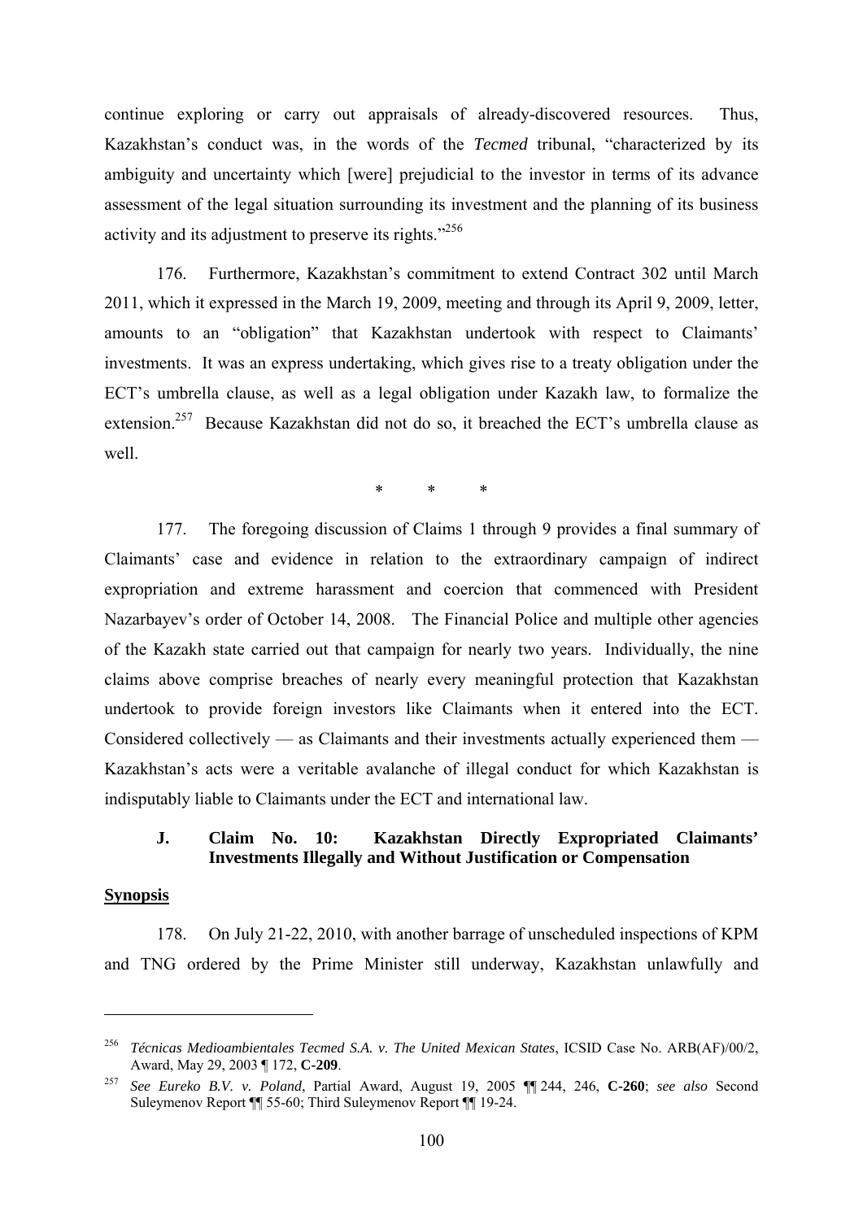continue exploring or carry out appraisals of already-discovered resources. Thus, Kazakhstan's conduct was, in the words of the *Tecmed* tribunal, "characterized by its ambiguity and uncertainty which [were] prejudicial to the investor in terms of its advance assessment of the legal situation surrounding its investment and the planning of its business activity and its adjustment to preserve its rights."[256]

176. Furthermore, Kazakhstan's commitment to extend Contract 302 until March 2011, which it expressed in the March 19, 2009, meeting and through its April 9, 2009, letter, amounts to an "obligation" that Kazakhstan undertook with respect to Claimants' investments. It was an express undertaking, which gives rise to a treaty obligation under the ECT's umbrella clause, as well as a legal obligation under Kazakh law, to formalize the extension.[257] Because Kazakhstan did not do so, it breached the ECT's umbrella clause as well.

\* \* \*

177. The foregoing discussion of Claims 1 through 9 provides a final summary of Claimants' case and evidence in relation to the extraordinary campaign of indirect expropriation and extreme harassment and coercion that commenced with President Nazarbayev's order of October 14, 2008. The Financial Police and multiple other agencies of the Kazakh state carried out that campaign for nearly two years. Individually, the nine claims above comprise breaches of nearly every meaningful protection that Kazakhstan undertook to provide foreign investors like Claimants when it entered into the ECT. Considered collectively — as Claimants and their investments actually experienced them — Kazakhstan's acts were a veritable avalanche of illegal conduct for which Kazakhstan is indisputably liable to Claimants under the ECT and international law.

### J. Claim No. 10: Kazakhstan Directly Expropriated Claimants' Investments Illegally and Without Justification or Compensation

**Synopsis**

178. On July 21-22, 2010, with another barrage of unscheduled inspections of KPM and TNG ordered by the Prime Minister still underway, Kazakhstan unlawfully and

---

[256] *Técnicas Medioambientales Tecmed S.A. v. The United Mexican States*, ICSID Case No. ARB(AF)/00/2, Award, May 29, 2003 ¶ 172, **C-209**.

[257] *See Eureko B.V. v. Poland*, Partial Award, August 19, 2005 ¶¶ 244, 246, **C-260**; *see also* Second Suleymenov Report ¶¶ 55-60; Third Suleymenov Report ¶¶ 19-24.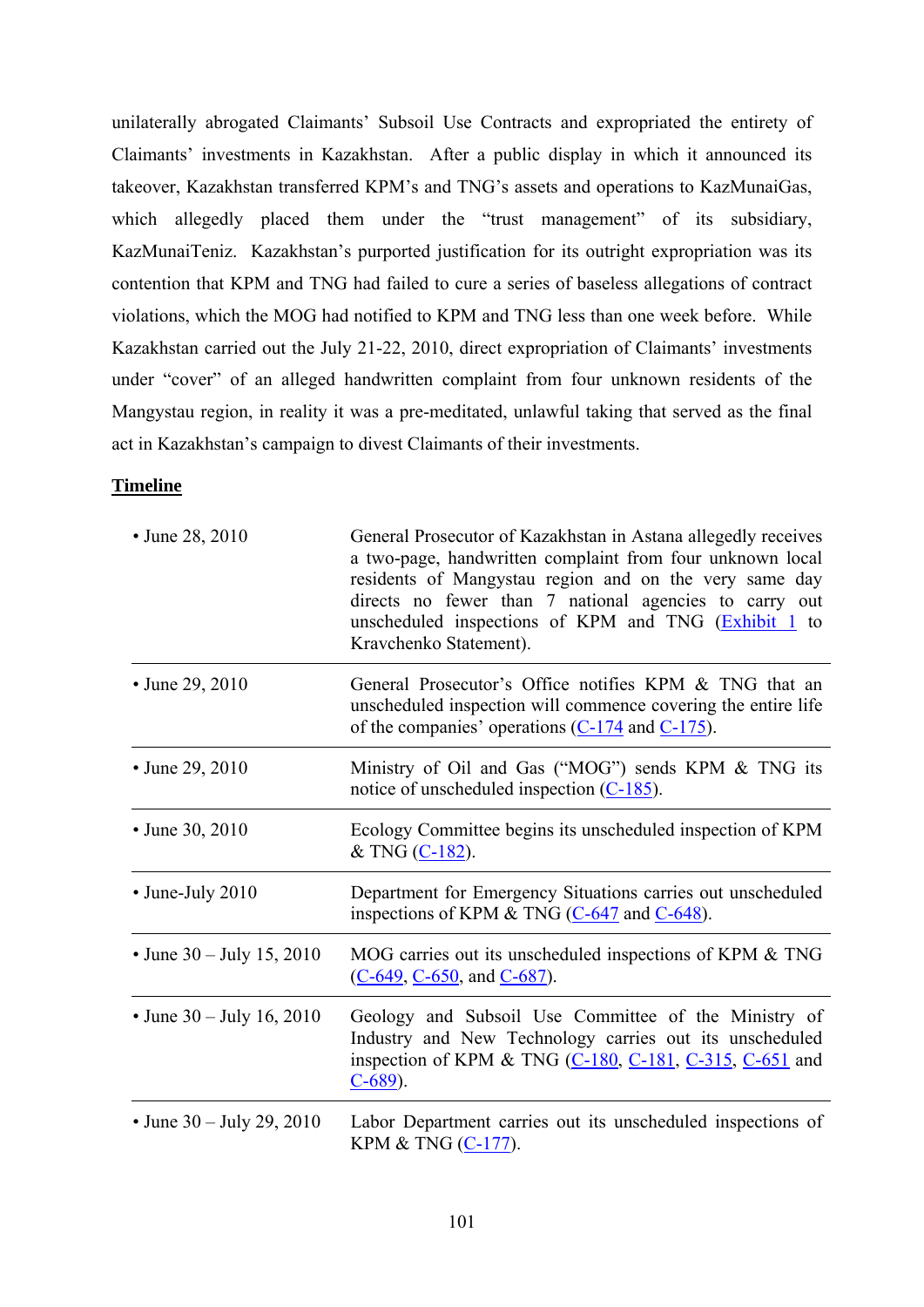unilaterally abrogated Claimants' Subsoil Use Contracts and expropriated the entirety of Claimants' investments in Kazakhstan. After a public display in which it announced its takeover, Kazakhstan transferred KPM's and TNG's assets and operations to KazMunaiGas, which allegedly placed them under the "trust management" of its subsidiary, KazMunaiTeniz. Kazakhstan's purported justification for its outright expropriation was its contention that KPM and TNG had failed to cure a series of baseless allegations of contract violations, which the MOG had notified to KPM and TNG less than one week before. While Kazakhstan carried out the July 21-22, 2010, direct expropriation of Claimants' investments under "cover" of an alleged handwritten complaint from four unknown residents of the Mangystau region, in reality it was a pre-meditated, unlawful taking that served as the final act in Kazakhstan's campaign to divest Claimants of their investments.

**Timeline**

| | |
|---|---|
| • June 28, 2010 | General Prosecutor of Kazakhstan in Astana allegedly receives a two-page, handwritten complaint from four unknown local residents of Mangystau region and on the very same day directs no fewer than 7 national agencies to carry out unscheduled inspections of KPM and TNG (Exhibit 1 to Kravchenko Statement). |
| • June 29, 2010 | General Prosecutor's Office notifies KPM & TNG that an unscheduled inspection will commence covering the entire life of the companies' operations (C-174 and C-175). |
| • June 29, 2010 | Ministry of Oil and Gas ("MOG") sends KPM & TNG its notice of unscheduled inspection (C-185). |
| • June 30, 2010 | Ecology Committee begins its unscheduled inspection of KPM & TNG (C-182). |
| • June-July 2010 | Department for Emergency Situations carries out unscheduled inspections of KPM & TNG (C-647 and C-648). |
| • June 30 – July 15, 2010 | MOG carries out its unscheduled inspections of KPM & TNG (C-649, C-650, and C-687). |
| • June 30 – July 16, 2010 | Geology and Subsoil Use Committee of the Ministry of Industry and New Technology carries out its unscheduled inspection of KPM & TNG (C-180, C-181, C-315, C-651 and C-689). |
| • June 30 – July 29, 2010 | Labor Department carries out its unscheduled inspections of KPM & TNG (C-177). |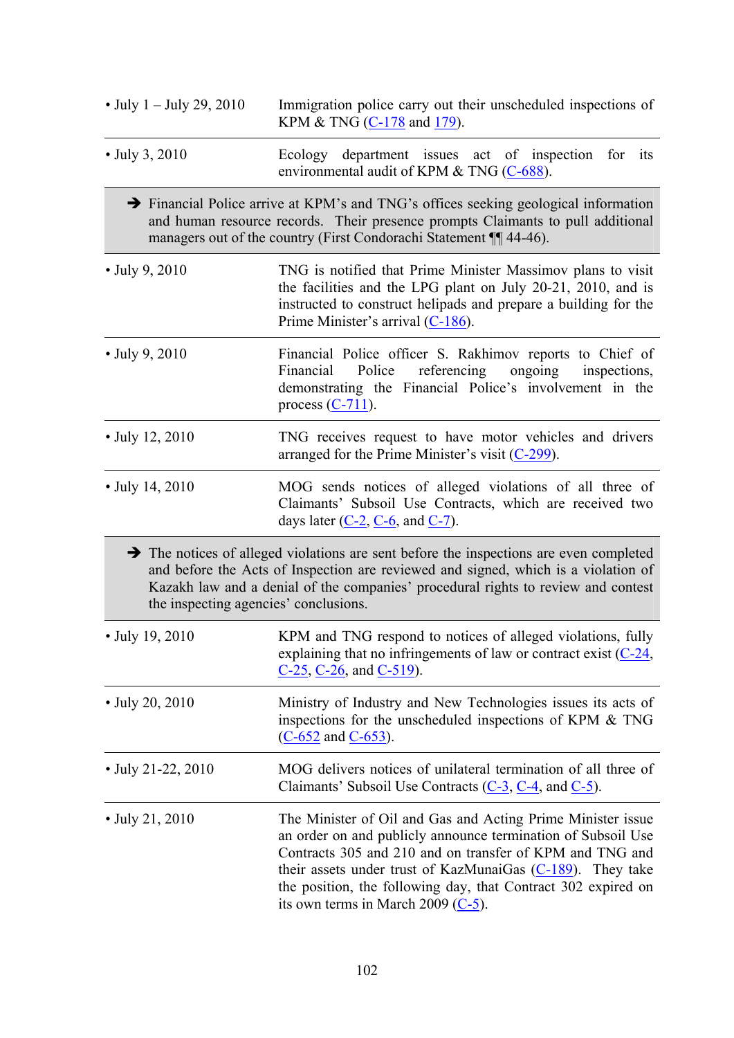| | |
|---|---|
| • July 1 – July 29, 2010 | Immigration police carry out their unscheduled inspections of KPM & TNG (C-178 and 179). |
| • July 3, 2010 | Ecology department issues act of inspection for its environmental audit of KPM & TNG (C-688). |
| ➔ Financial Police arrive at KPM's and TNG's offices seeking geological information and human resource records. Their presence prompts Claimants to pull additional managers out of the country (First Condorachi Statement ¶¶ 44-46). | |
| • July 9, 2010 | TNG is notified that Prime Minister Massimov plans to visit the facilities and the LPG plant on July 20-21, 2010, and is instructed to construct helipads and prepare a building for the Prime Minister's arrival (C-186). |
| • July 9, 2010 | Financial Police officer S. Rakhimov reports to Chief of Financial Police referencing ongoing inspections, demonstrating the Financial Police's involvement in the process (C-711). |
| • July 12, 2010 | TNG receives request to have motor vehicles and drivers arranged for the Prime Minister's visit (C-299). |
| • July 14, 2010 | MOG sends notices of alleged violations of all three of Claimants' Subsoil Use Contracts, which are received two days later (C-2, C-6, and C-7). |
| ➔ The notices of alleged violations are sent before the inspections are even completed and before the Acts of Inspection are reviewed and signed, which is a violation of Kazakh law and a denial of the companies' procedural rights to review and contest the inspecting agencies' conclusions. | |
| • July 19, 2010 | KPM and TNG respond to notices of alleged violations, fully explaining that no infringements of law or contract exist (C-24, C-25, C-26, and C-519). |
| • July 20, 2010 | Ministry of Industry and New Technologies issues its acts of inspections for the unscheduled inspections of KPM & TNG (C-652 and C-653). |
| • July 21-22, 2010 | MOG delivers notices of unilateral termination of all three of Claimants' Subsoil Use Contracts (C-3, C-4, and C-5). |
| • July 21, 2010 | The Minister of Oil and Gas and Acting Prime Minister issue an order on and publicly announce termination of Subsoil Use Contracts 305 and 210 and on transfer of KPM and TNG and their assets under trust of KazMunaiGas (C-189). They take the position, the following day, that Contract 302 expired on its own terms in March 2009 (C-5). |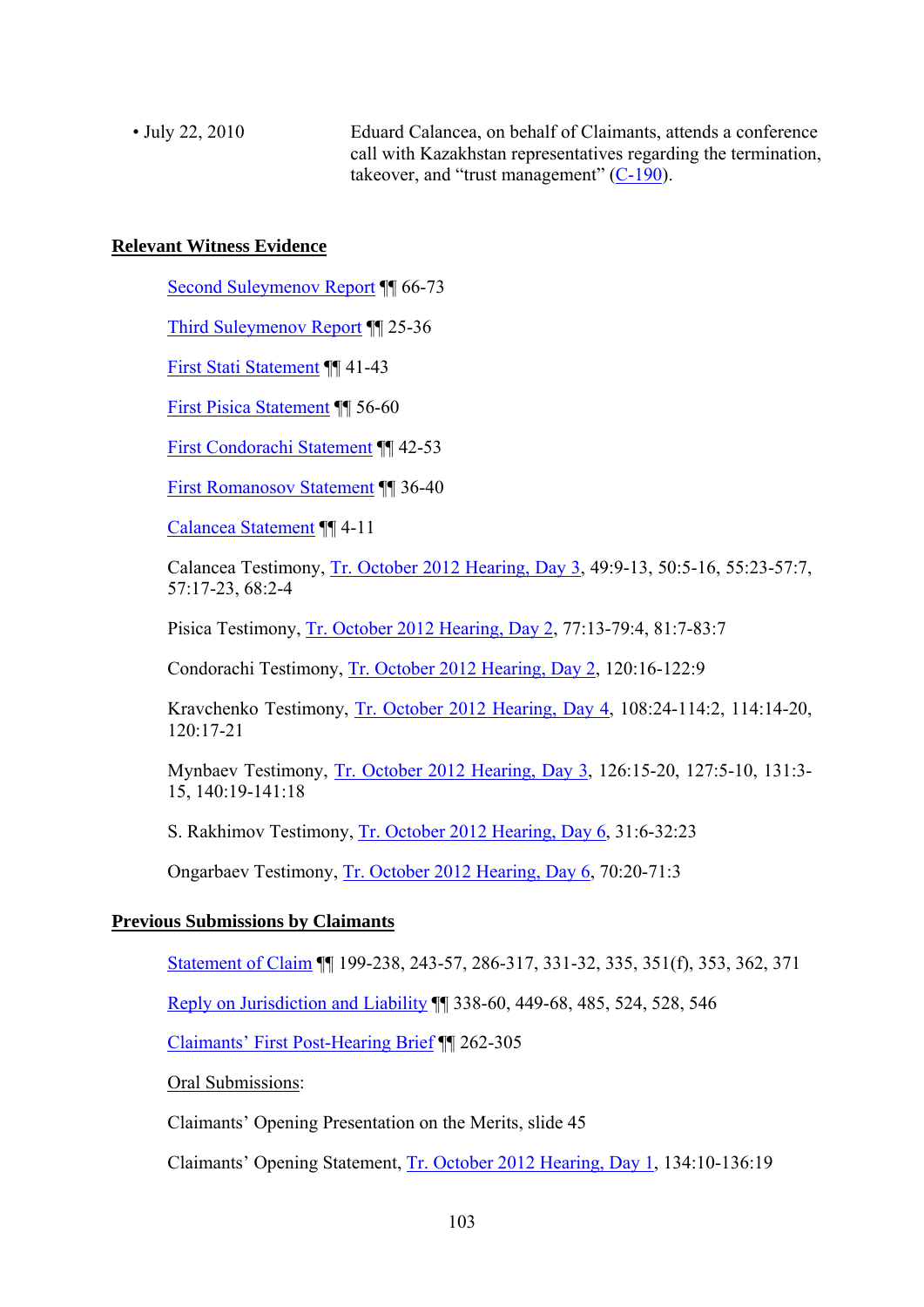- July 22, 2010 — Eduard Calancea, on behalf of Claimants, attends a conference call with Kazakhstan representatives regarding the termination, takeover, and "trust management" (C-190).

**Relevant Witness Evidence**

Second Suleymenov Report ¶¶ 66-73

Third Suleymenov Report ¶¶ 25-36

First Stati Statement ¶¶ 41-43

First Pisica Statement ¶¶ 56-60

First Condorachi Statement ¶¶ 42-53

First Romanosov Statement ¶¶ 36-40

Calancea Statement ¶¶ 4-11

Calancea Testimony, Tr. October 2012 Hearing, Day 3, 49:9-13, 50:5-16, 55:23-57:7, 57:17-23, 68:2-4

Pisica Testimony, Tr. October 2012 Hearing, Day 2, 77:13-79:4, 81:7-83:7

Condorachi Testimony, Tr. October 2012 Hearing, Day 2, 120:16-122:9

Kravchenko Testimony, Tr. October 2012 Hearing, Day 4, 108:24-114:2, 114:14-20, 120:17-21

Mynbaev Testimony, Tr. October 2012 Hearing, Day 3, 126:15-20, 127:5-10, 131:3-15, 140:19-141:18

S. Rakhimov Testimony, Tr. October 2012 Hearing, Day 6, 31:6-32:23

Ongarbaev Testimony, Tr. October 2012 Hearing, Day 6, 70:20-71:3

**Previous Submissions by Claimants**

Statement of Claim ¶¶ 199-238, 243-57, 286-317, 331-32, 335, 351(f), 353, 362, 371

Reply on Jurisdiction and Liability ¶¶ 338-60, 449-68, 485, 524, 528, 546

Claimants' First Post-Hearing Brief ¶¶ 262-305

Oral Submissions:

Claimants' Opening Presentation on the Merits, slide 45

Claimants' Opening Statement, Tr. October 2012 Hearing, Day 1, 134:10-136:19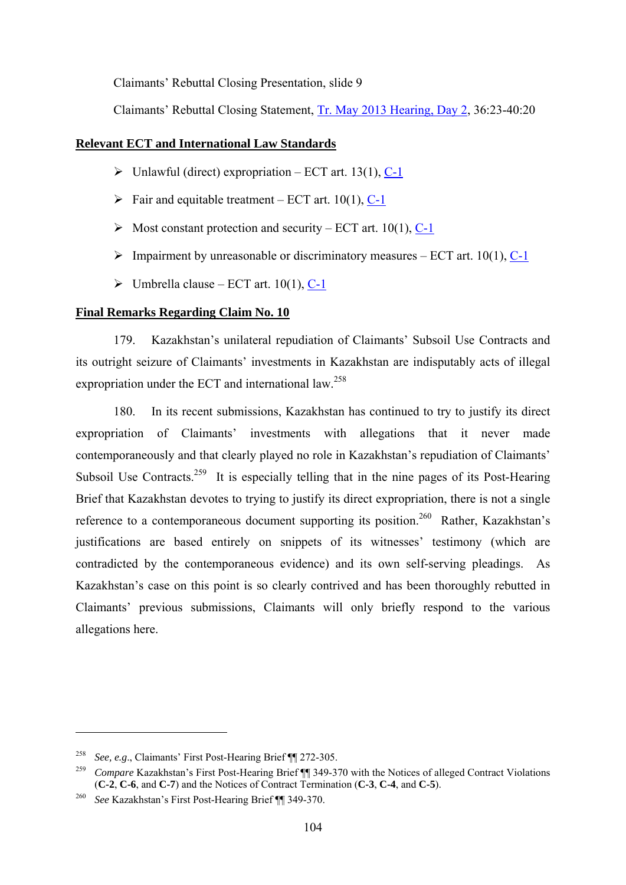Claimants' Rebuttal Closing Presentation, slide 9

Claimants' Rebuttal Closing Statement, Tr. May 2013 Hearing, Day 2, 36:23-40:20

**Relevant ECT and International Law Standards**

- Unlawful (direct) expropriation – ECT art. 13(1), C-1
- Fair and equitable treatment – ECT art. 10(1), C-1
- Most constant protection and security – ECT art. 10(1), C-1
- Impairment by unreasonable or discriminatory measures – ECT art. 10(1), C-1
- Umbrella clause – ECT art. 10(1), C-1

**Final Remarks Regarding Claim No. 10**

179. Kazakhstan's unilateral repudiation of Claimants' Subsoil Use Contracts and its outright seizure of Claimants' investments in Kazakhstan are indisputably acts of illegal expropriation under the ECT and international law.[258]

180. In its recent submissions, Kazakhstan has continued to try to justify its direct expropriation of Claimants' investments with allegations that it never made contemporaneously and that clearly played no role in Kazakhstan's repudiation of Claimants' Subsoil Use Contracts.[259] It is especially telling that in the nine pages of its Post-Hearing Brief that Kazakhstan devotes to trying to justify its direct expropriation, there is not a single reference to a contemporaneous document supporting its position.[260] Rather, Kazakhstan's justifications are based entirely on snippets of its witnesses' testimony (which are contradicted by the contemporaneous evidence) and its own self-serving pleadings. As Kazakhstan's case on this point is so clearly contrived and has been thoroughly rebutted in Claimants' previous submissions, Claimants will only briefly respond to the various allegations here.

---

[258] *See, e.g.*, Claimants' First Post-Hearing Brief ¶¶ 272-305.

[259] *Compare* Kazakhstan's First Post-Hearing Brief ¶¶ 349-370 with the Notices of alleged Contract Violations (**C-2**, **C-6**, and **C-7**) and the Notices of Contract Termination (**C-3**, **C-4**, and **C-5**).

[260] *See* Kazakhstan's First Post-Hearing Brief ¶¶ 349-370.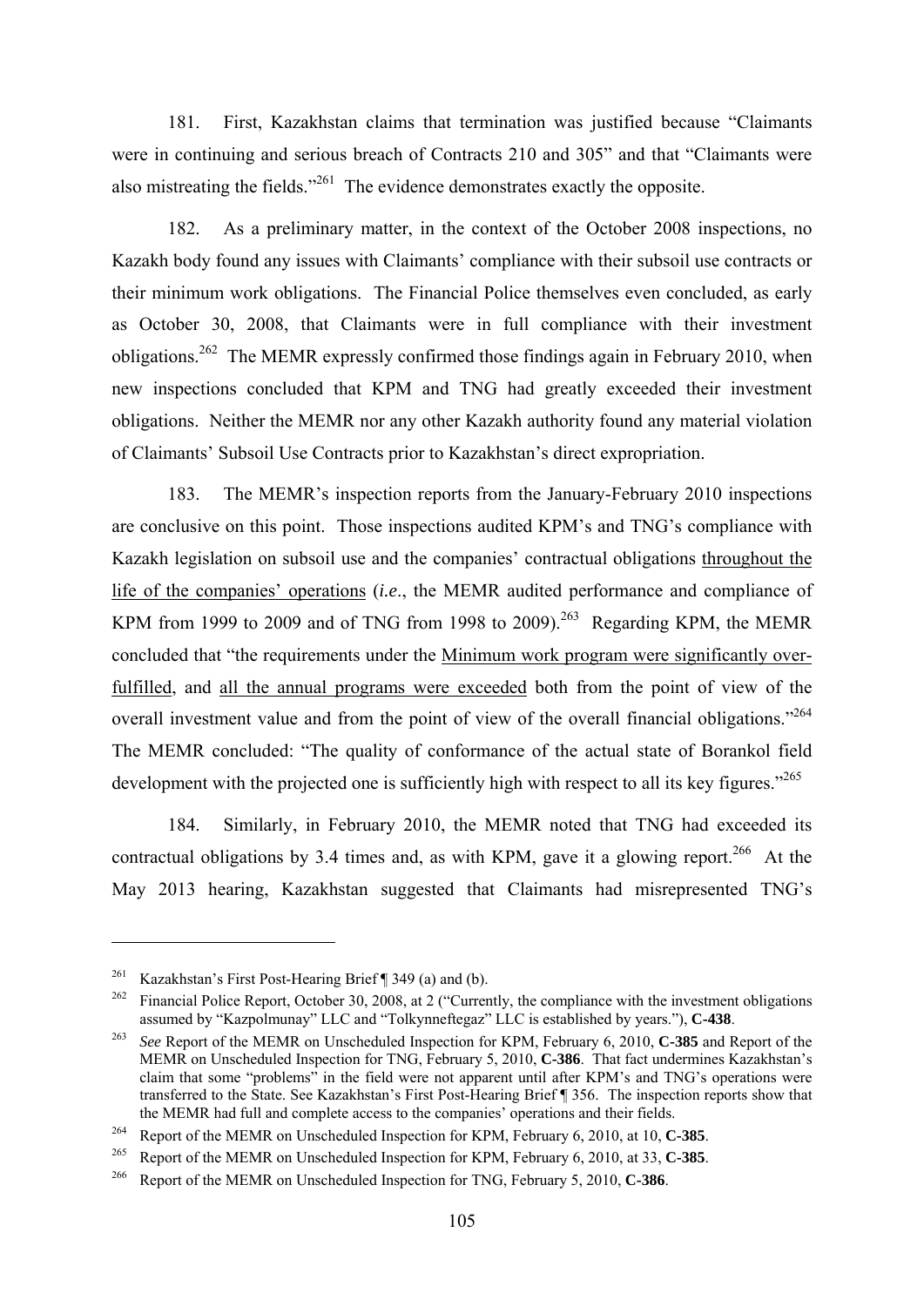181. First, Kazakhstan claims that termination was justified because "Claimants were in continuing and serious breach of Contracts 210 and 305" and that "Claimants were also mistreating the fields."[261] The evidence demonstrates exactly the opposite.

182. As a preliminary matter, in the context of the October 2008 inspections, no Kazakh body found any issues with Claimants' compliance with their subsoil use contracts or their minimum work obligations. The Financial Police themselves even concluded, as early as October 30, 2008, that Claimants were in full compliance with their investment obligations.[262] The MEMR expressly confirmed those findings again in February 2010, when new inspections concluded that KPM and TNG had greatly exceeded their investment obligations. Neither the MEMR nor any other Kazakh authority found any material violation of Claimants' Subsoil Use Contracts prior to Kazakhstan's direct expropriation.

183. The MEMR's inspection reports from the January-February 2010 inspections are conclusive on this point. Those inspections audited KPM's and TNG's compliance with Kazakh legislation on subsoil use and the companies' contractual obligations <u>throughout the life of the companies' operations</u> (*i.e*., the MEMR audited performance and compliance of KPM from 1999 to 2009 and of TNG from 1998 to 2009).[263] Regarding KPM, the MEMR concluded that "the requirements under the <u>Minimum work program were significantly over-fulfilled</u>, and <u>all the annual programs were exceeded</u> both from the point of view of the overall investment value and from the point of view of the overall financial obligations."[264] The MEMR concluded: "The quality of conformance of the actual state of Borankol field development with the projected one is sufficiently high with respect to all its key figures."[265]

184. Similarly, in February 2010, the MEMR noted that TNG had exceeded its contractual obligations by 3.4 times and, as with KPM, gave it a glowing report.[266] At the May 2013 hearing, Kazakhstan suggested that Claimants had misrepresented TNG's

---

[261] Kazakhstan's First Post-Hearing Brief ¶ 349 (a) and (b).

[262] Financial Police Report, October 30, 2008, at 2 ("Currently, the compliance with the investment obligations assumed by "Kazpolmunay" LLC and "Tolkynneftegaz" LLC is established by years."), **C-438**.

[263] *See* Report of the MEMR on Unscheduled Inspection for KPM, February 6, 2010, **C-385** and Report of the MEMR on Unscheduled Inspection for TNG, February 5, 2010, **C-386**. That fact undermines Kazakhstan's claim that some "problems" in the field were not apparent until after KPM's and TNG's operations were transferred to the State. See Kazakhstan's First Post-Hearing Brief ¶ 356. The inspection reports show that the MEMR had full and complete access to the companies' operations and their fields.

[264] Report of the MEMR on Unscheduled Inspection for KPM, February 6, 2010, at 10, **C-385**.

[265] Report of the MEMR on Unscheduled Inspection for KPM, February 6, 2010, at 33, **C-385**.

[266] Report of the MEMR on Unscheduled Inspection for TNG, February 5, 2010, **C-386**.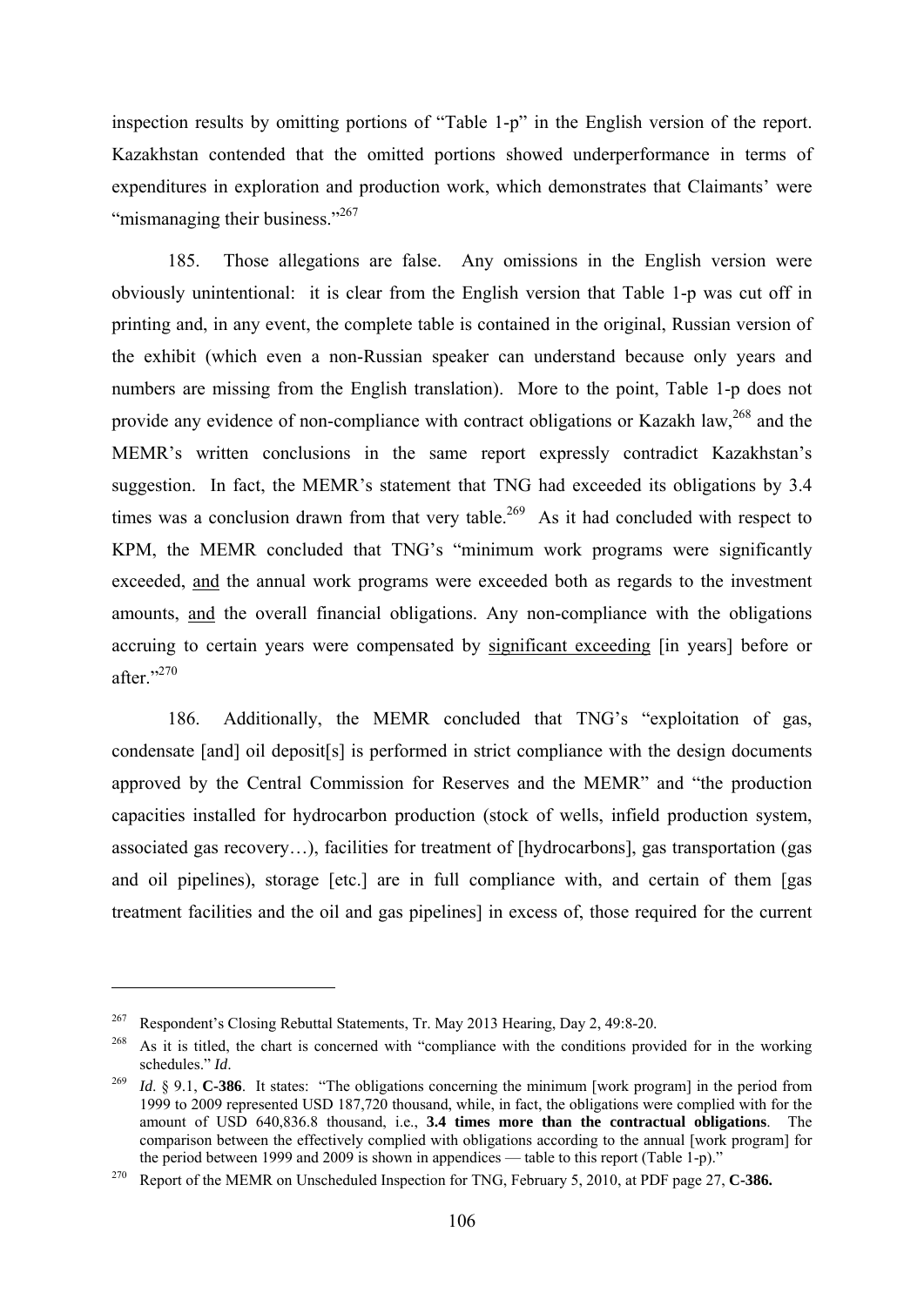inspection results by omitting portions of "Table 1-p" in the English version of the report. Kazakhstan contended that the omitted portions showed underperformance in terms of expenditures in exploration and production work, which demonstrates that Claimants' were "mismanaging their business."[267]

185. Those allegations are false. Any omissions in the English version were obviously unintentional: it is clear from the English version that Table 1-p was cut off in printing and, in any event, the complete table is contained in the original, Russian version of the exhibit (which even a non-Russian speaker can understand because only years and numbers are missing from the English translation). More to the point, Table 1-p does not provide any evidence of non-compliance with contract obligations or Kazakh law,[268] and the MEMR's written conclusions in the same report expressly contradict Kazakhstan's suggestion. In fact, the MEMR's statement that TNG had exceeded its obligations by 3.4 times was a conclusion drawn from that very table.[269] As it had concluded with respect to KPM, the MEMR concluded that TNG's "minimum work programs were significantly exceeded, <u>and</u> the annual work programs were exceeded both as regards to the investment amounts, <u>and</u> the overall financial obligations. Any non-compliance with the obligations accruing to certain years were compensated by <u>significant exceeding</u> [in years] before or after."[270]

186. Additionally, the MEMR concluded that TNG's "exploitation of gas, condensate [and] oil deposit[s] is performed in strict compliance with the design documents approved by the Central Commission for Reserves and the MEMR" and "the production capacities installed for hydrocarbon production (stock of wells, infield production system, associated gas recovery…), facilities for treatment of [hydrocarbons], gas transportation (gas and oil pipelines), storage [etc.] are in full compliance with, and certain of them [gas treatment facilities and the oil and gas pipelines] in excess of, those required for the current

---

[267] Respondent's Closing Rebuttal Statements, Tr. May 2013 Hearing, Day 2, 49:8-20.

[268] As it is titled, the chart is concerned with "compliance with the conditions provided for in the working schedules." *Id*.

[269] *Id*. § 9.1, **C-386**. It states: "The obligations concerning the minimum [work program] in the period from 1999 to 2009 represented USD 187,720 thousand, while, in fact, the obligations were complied with for the amount of USD 640,836.8 thousand, i.e., **3.4 times more than the contractual obligations**. The comparison between the effectively complied with obligations according to the annual [work program] for the period between 1999 and 2009 is shown in appendices — table to this report (Table 1-p)."

[270] Report of the MEMR on Unscheduled Inspection for TNG, February 5, 2010, at PDF page 27, **C-386.**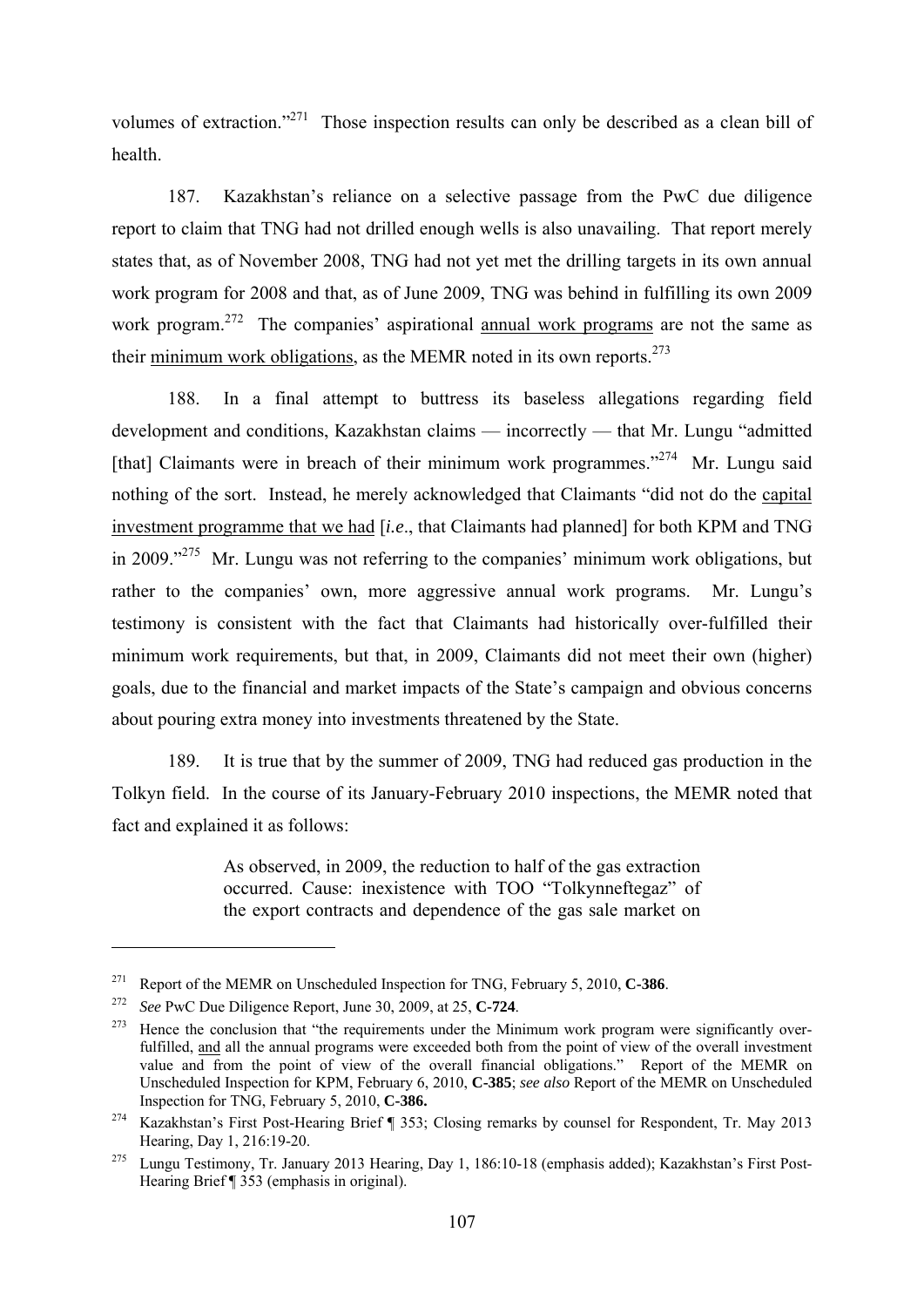volumes of extraction."[271] Those inspection results can only be described as a clean bill of health.

187. Kazakhstan's reliance on a selective passage from the PwC due diligence report to claim that TNG had not drilled enough wells is also unavailing. That report merely states that, as of November 2008, TNG had not yet met the drilling targets in its own annual work program for 2008 and that, as of June 2009, TNG was behind in fulfilling its own 2009 work program.[272] The companies' aspirational <u>annual work programs</u> are not the same as their <u>minimum work obligations</u>, as the MEMR noted in its own reports.[273]

188. In a final attempt to buttress its baseless allegations regarding field development and conditions, Kazakhstan claims — incorrectly — that Mr. Lungu "admitted [that] Claimants were in breach of their minimum work programmes."[274] Mr. Lungu said nothing of the sort. Instead, he merely acknowledged that Claimants "did not do the <u>capital investment programme that we had</u> [*i.e*., that Claimants had planned] for both KPM and TNG in 2009."[275] Mr. Lungu was not referring to the companies' minimum work obligations, but rather to the companies' own, more aggressive annual work programs. Mr. Lungu's testimony is consistent with the fact that Claimants had historically over-fulfilled their minimum work requirements, but that, in 2009, Claimants did not meet their own (higher) goals, due to the financial and market impacts of the State's campaign and obvious concerns about pouring extra money into investments threatened by the State.

189. It is true that by the summer of 2009, TNG had reduced gas production in the Tolkyn field. In the course of its January-February 2010 inspections, the MEMR noted that fact and explained it as follows:

> As observed, in 2009, the reduction to half of the gas extraction occurred. Cause: inexistence with TOO "Tolkynneftegaz" of the export contracts and dependence of the gas sale market on

---

[271] Report of the MEMR on Unscheduled Inspection for TNG, February 5, 2010, **C-386**.

[272] *See* PwC Due Diligence Report, June 30, 2009, at 25, **C-724**.

[273] Hence the conclusion that "the requirements under the Minimum work program were significantly over-fulfilled, <u>and</u> all the annual programs were exceeded both from the point of view of the overall investment value and from the point of view of the overall financial obligations." Report of the MEMR on Unscheduled Inspection for KPM, February 6, 2010, **C-385**; *see also* Report of the MEMR on Unscheduled Inspection for TNG, February 5, 2010, **C-386.**

[274] Kazakhstan's First Post-Hearing Brief ¶ 353; Closing remarks by counsel for Respondent, Tr. May 2013 Hearing, Day 1, 216:19-20.

[275] Lungu Testimony, Tr. January 2013 Hearing, Day 1, 186:10-18 (emphasis added); Kazakhstan's First Post-Hearing Brief ¶ 353 (emphasis in original).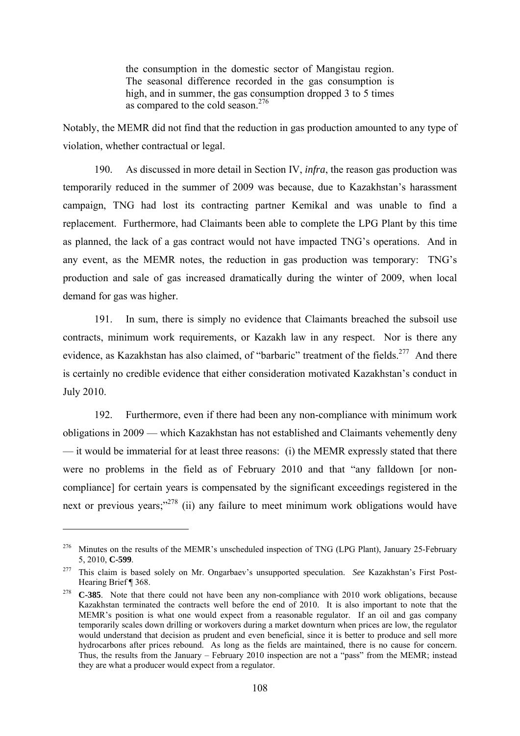> the consumption in the domestic sector of Mangistau region. The seasonal difference recorded in the gas consumption is high, and in summer, the gas consumption dropped 3 to 5 times as compared to the cold season.[276]

Notably, the MEMR did not find that the reduction in gas production amounted to any type of violation, whether contractual or legal.

190. As discussed in more detail in Section IV, *infra*, the reason gas production was temporarily reduced in the summer of 2009 was because, due to Kazakhstan's harassment campaign, TNG had lost its contracting partner Kemikal and was unable to find a replacement. Furthermore, had Claimants been able to complete the LPG Plant by this time as planned, the lack of a gas contract would not have impacted TNG's operations. And in any event, as the MEMR notes, the reduction in gas production was temporary: TNG's production and sale of gas increased dramatically during the winter of 2009, when local demand for gas was higher.

191. In sum, there is simply no evidence that Claimants breached the subsoil use contracts, minimum work requirements, or Kazakh law in any respect. Nor is there any evidence, as Kazakhstan has also claimed, of "barbaric" treatment of the fields.[277] And there is certainly no credible evidence that either consideration motivated Kazakhstan's conduct in July 2010.

192. Furthermore, even if there had been any non-compliance with minimum work obligations in 2009 — which Kazakhstan has not established and Claimants vehemently deny — it would be immaterial for at least three reasons: (i) the MEMR expressly stated that there were no problems in the field as of February 2010 and that "any falldown [or non-compliance] for certain years is compensated by the significant exceedings registered in the next or previous years;"[278] (ii) any failure to meet minimum work obligations would have

---

[276] Minutes on the results of the MEMR's unscheduled inspection of TNG (LPG Plant), January 25-February 5, 2010, **C-599**.

[277] This claim is based solely on Mr. Ongarbaev's unsupported speculation. *See* Kazakhstan's First Post-Hearing Brief ¶ 368.

[278] **C-385**. Note that there could not have been any non-compliance with 2010 work obligations, because Kazakhstan terminated the contracts well before the end of 2010. It is also important to note that the MEMR's position is what one would expect from a reasonable regulator. If an oil and gas company temporarily scales down drilling or workovers during a market downturn when prices are low, the regulator would understand that decision as prudent and even beneficial, since it is better to produce and sell more hydrocarbons after prices rebound. As long as the fields are maintained, there is no cause for concern. Thus, the results from the January – February 2010 inspection are not a "pass" from the MEMR; instead they are what a producer would expect from a regulator.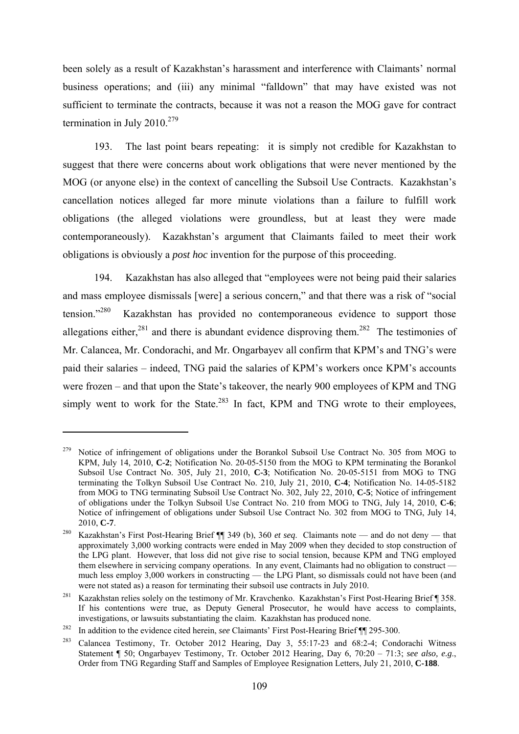been solely as a result of Kazakhstan's harassment and interference with Claimants' normal business operations; and (iii) any minimal "falldown" that may have existed was not sufficient to terminate the contracts, because it was not a reason the MOG gave for contract termination in July 2010.[279]

193. The last point bears repeating: it is simply not credible for Kazakhstan to suggest that there were concerns about work obligations that were never mentioned by the MOG (or anyone else) in the context of cancelling the Subsoil Use Contracts. Kazakhstan's cancellation notices alleged far more minute violations than a failure to fulfill work obligations (the alleged violations were groundless, but at least they were made contemporaneously). Kazakhstan's argument that Claimants failed to meet their work obligations is obviously a *post hoc* invention for the purpose of this proceeding.

194. Kazakhstan has also alleged that "employees were not being paid their salaries and mass employee dismissals [were] a serious concern," and that there was a risk of "social tension."[280] Kazakhstan has provided no contemporaneous evidence to support those allegations either,[281] and there is abundant evidence disproving them.[282] The testimonies of Mr. Calancea, Mr. Condorachi, and Mr. Ongarbayev all confirm that KPM's and TNG's were paid their salaries – indeed, TNG paid the salaries of KPM's workers once KPM's accounts were frozen – and that upon the State's takeover, the nearly 900 employees of KPM and TNG simply went to work for the State.[283] In fact, KPM and TNG wrote to their employees,

---

[279] Notice of infringement of obligations under the Borankol Subsoil Use Contract No. 305 from MOG to KPM, July 14, 2010, **C-2**; Notification No. 20-05-5150 from the MOG to KPM terminating the Borankol Subsoil Use Contract No. 305, July 21, 2010, **C-3**; Notification No. 20-05-5151 from MOG to TNG terminating the Tolkyn Subsoil Use Contract No. 210, July 21, 2010, **C-4**; Notification No. 14-05-5182 from MOG to TNG terminating Subsoil Use Contract No. 302, July 22, 2010, **C-5**; Notice of infringement of obligations under the Tolkyn Subsoil Use Contract No. 210 from MOG to TNG, July 14, 2010, **C-6**; Notice of infringement of obligations under Subsoil Use Contract No. 302 from MOG to TNG, July 14, 2010, **C-7**.

[280] Kazakhstan's First Post-Hearing Brief ¶¶ 349 (b), 360 *et seq*. Claimants note — and do not deny — that approximately 3,000 working contracts were ended in May 2009 when they decided to stop construction of the LPG plant. However, that loss did not give rise to social tension, because KPM and TNG employed them elsewhere in servicing company operations. In any event, Claimants had no obligation to construct — much less employ 3,000 workers in constructing — the LPG Plant, so dismissals could not have been (and were not stated as) a reason for terminating their subsoil use contracts in July 2010.

[281] Kazakhstan relies solely on the testimony of Mr. Kravchenko. Kazakhstan's First Post-Hearing Brief ¶ 358. If his contentions were true, as Deputy General Prosecutor, he would have access to complaints, investigations, or lawsuits substantiating the claim. Kazakhstan has produced none.

[282] In addition to the evidence cited herein, *see* Claimants' First Post-Hearing Brief ¶¶ 295-300.

[283] Calancea Testimony, Tr. October 2012 Hearing, Day 3, 55:17-23 and 68:2-4; Condorachi Witness Statement ¶ 50; Ongarbayev Testimony, Tr. October 2012 Hearing, Day 6, 70:20 – 71:3; *see also, e.g*., Order from TNG Regarding Staff and Samples of Employee Resignation Letters, July 21, 2010, **C-188**.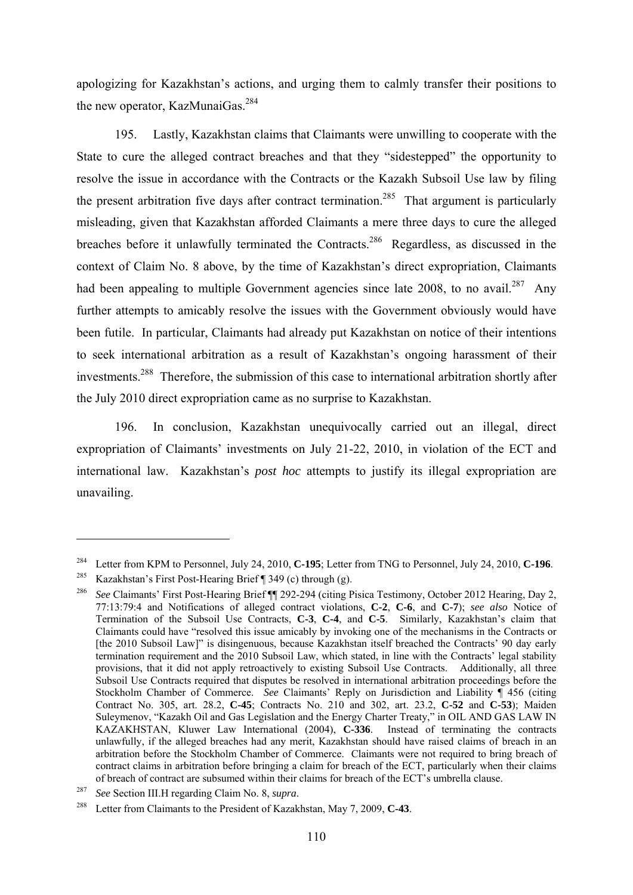apologizing for Kazakhstan's actions, and urging them to calmly transfer their positions to the new operator, KazMunaiGas.[284]

195. Lastly, Kazakhstan claims that Claimants were unwilling to cooperate with the State to cure the alleged contract breaches and that they "sidestepped" the opportunity to resolve the issue in accordance with the Contracts or the Kazakh Subsoil Use law by filing the present arbitration five days after contract termination.[285] That argument is particularly misleading, given that Kazakhstan afforded Claimants a mere three days to cure the alleged breaches before it unlawfully terminated the Contracts.[286] Regardless, as discussed in the context of Claim No. 8 above, by the time of Kazakhstan's direct expropriation, Claimants had been appealing to multiple Government agencies since late 2008, to no avail.[287] Any further attempts to amicably resolve the issues with the Government obviously would have been futile. In particular, Claimants had already put Kazakhstan on notice of their intentions to seek international arbitration as a result of Kazakhstan's ongoing harassment of their investments.[288] Therefore, the submission of this case to international arbitration shortly after the July 2010 direct expropriation came as no surprise to Kazakhstan.

196. In conclusion, Kazakhstan unequivocally carried out an illegal, direct expropriation of Claimants' investments on July 21-22, 2010, in violation of the ECT and international law. Kazakhstan's *post hoc* attempts to justify its illegal expropriation are unavailing.

---

[284] Letter from KPM to Personnel, July 24, 2010, **C-195**; Letter from TNG to Personnel, July 24, 2010, **C-196**.

[285] Kazakhstan's First Post-Hearing Brief ¶ 349 (c) through (g).

[286] *See* Claimants' First Post-Hearing Brief ¶¶ 292-294 (citing Pisica Testimony, October 2012 Hearing, Day 2, 77:13:79:4 and Notifications of alleged contract violations, **C-2**, **C-6**, and **C-7**); *see also* Notice of Termination of the Subsoil Use Contracts, **C-3**, **C-4**, and **C-5**. Similarly, Kazakhstan's claim that Claimants could have "resolved this issue amicably by invoking one of the mechanisms in the Contracts or [the 2010 Subsoil Law]" is disingenuous, because Kazakhstan itself breached the Contracts' 90 day early termination requirement and the 2010 Subsoil Law, which stated, in line with the Contracts' legal stability provisions, that it did not apply retroactively to existing Subsoil Use Contracts. Additionally, all three Subsoil Use Contracts required that disputes be resolved in international arbitration proceedings before the Stockholm Chamber of Commerce. *See* Claimants' Reply on Jurisdiction and Liability ¶ 456 (citing Contract No. 305, art. 28.2, **C-45**; Contracts No. 210 and 302, art. 23.2, **C-52** and **C-53**); Maiden Suleymenov, "Kazakh Oil and Gas Legislation and the Energy Charter Treaty," in OIL AND GAS LAW IN KAZAKHSTAN, Kluwer Law International (2004), **C-336**. Instead of terminating the contracts unlawfully, if the alleged breaches had any merit, Kazakhstan should have raised claims of breach in an arbitration before the Stockholm Chamber of Commerce. Claimants were not required to bring breach of contract claims in arbitration before bringing a claim for breach of the ECT, particularly when their claims of breach of contract are subsumed within their claims for breach of the ECT's umbrella clause.

[287] *See* Section III.H regarding Claim No. 8, *supra*.

[288] Letter from Claimants to the President of Kazakhstan, May 7, 2009, **C-43**.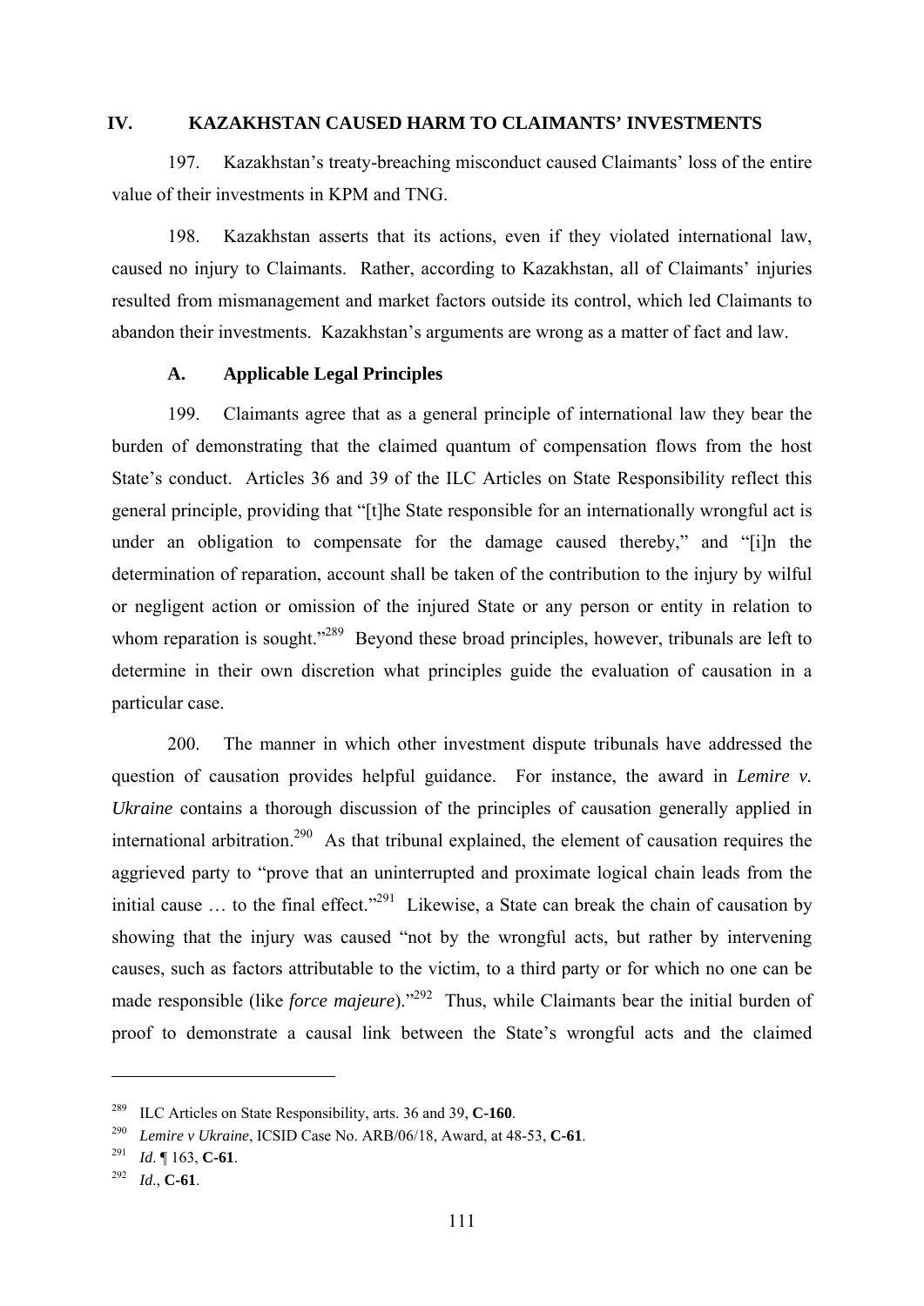## IV. KAZAKHSTAN CAUSED HARM TO CLAIMANTS' INVESTMENTS

197. Kazakhstan's treaty-breaching misconduct caused Claimants' loss of the entire value of their investments in KPM and TNG.

198. Kazakhstan asserts that its actions, even if they violated international law, caused no injury to Claimants. Rather, according to Kazakhstan, all of Claimants' injuries resulted from mismanagement and market factors outside its control, which led Claimants to abandon their investments. Kazakhstan's arguments are wrong as a matter of fact and law.

### A. Applicable Legal Principles

199. Claimants agree that as a general principle of international law they bear the burden of demonstrating that the claimed quantum of compensation flows from the host State's conduct. Articles 36 and 39 of the ILC Articles on State Responsibility reflect this general principle, providing that "[t]he State responsible for an internationally wrongful act is under an obligation to compensate for the damage caused thereby," and "[i]n the determination of reparation, account shall be taken of the contribution to the injury by wilful or negligent action or omission of the injured State or any person or entity in relation to whom reparation is sought."[289] Beyond these broad principles, however, tribunals are left to determine in their own discretion what principles guide the evaluation of causation in a particular case.

200. The manner in which other investment dispute tribunals have addressed the question of causation provides helpful guidance. For instance, the award in *Lemire v. Ukraine* contains a thorough discussion of the principles of causation generally applied in international arbitration.[290] As that tribunal explained, the element of causation requires the aggrieved party to "prove that an uninterrupted and proximate logical chain leads from the initial cause … to the final effect."[291] Likewise, a State can break the chain of causation by showing that the injury was caused "not by the wrongful acts, but rather by intervening causes, such as factors attributable to the victim, to a third party or for which no one can be made responsible (like *force majeure*)."[292] Thus, while Claimants bear the initial burden of proof to demonstrate a causal link between the State's wrongful acts and the claimed

---

[289] ILC Articles on State Responsibility, arts. 36 and 39, **C-160**.

[290] *Lemire v Ukraine*, ICSID Case No. ARB/06/18, Award, at 48-53, **C-61**.

[291] *Id*. ¶ 163, **C-61**.

[292] *Id*., **C-61**.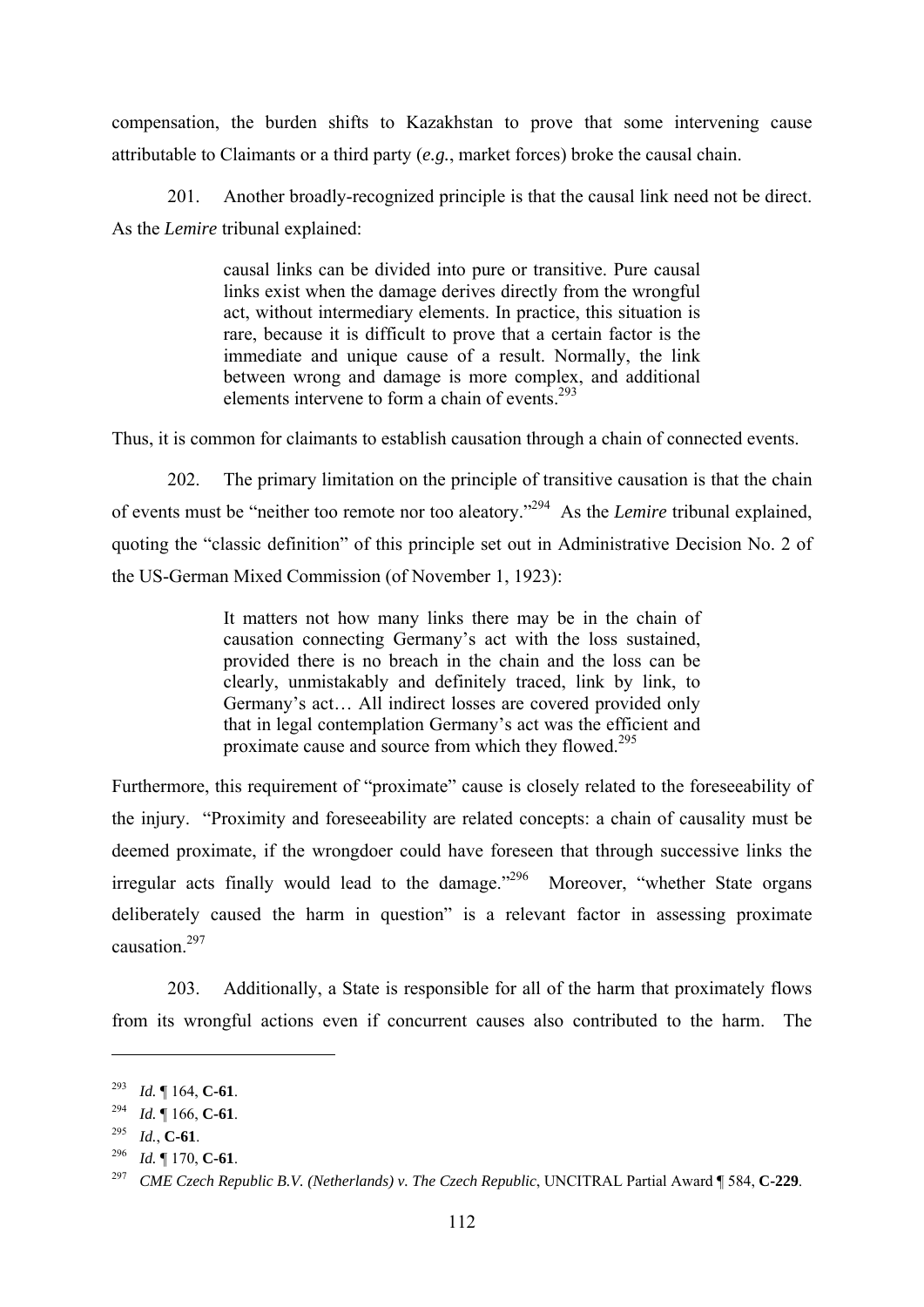compensation, the burden shifts to Kazakhstan to prove that some intervening cause attributable to Claimants or a third party (*e.g.*, market forces) broke the causal chain.

201. Another broadly-recognized principle is that the causal link need not be direct. As the *Lemire* tribunal explained:

> causal links can be divided into pure or transitive. Pure causal links exist when the damage derives directly from the wrongful act, without intermediary elements. In practice, this situation is rare, because it is difficult to prove that a certain factor is the immediate and unique cause of a result. Normally, the link between wrong and damage is more complex, and additional elements intervene to form a chain of events.[293]

Thus, it is common for claimants to establish causation through a chain of connected events.

202. The primary limitation on the principle of transitive causation is that the chain of events must be "neither too remote nor too aleatory."[294] As the *Lemire* tribunal explained, quoting the "classic definition" of this principle set out in Administrative Decision No. 2 of the US-German Mixed Commission (of November 1, 1923):

> It matters not how many links there may be in the chain of causation connecting Germany's act with the loss sustained, provided there is no breach in the chain and the loss can be clearly, unmistakably and definitely traced, link by link, to Germany's act… All indirect losses are covered provided only that in legal contemplation Germany's act was the efficient and proximate cause and source from which they flowed.[295]

Furthermore, this requirement of "proximate" cause is closely related to the foreseeability of the injury. "Proximity and foreseeability are related concepts: a chain of causality must be deemed proximate, if the wrongdoer could have foreseen that through successive links the irregular acts finally would lead to the damage."[296] Moreover, "whether State organs deliberately caused the harm in question" is a relevant factor in assessing proximate causation.[297]

203. Additionally, a State is responsible for all of the harm that proximately flows from its wrongful actions even if concurrent causes also contributed to the harm. The

---

[293] *Id.* ¶ 164, **C-61**.

[294] *Id.* ¶ 166, **C-61**.

[295] *Id.*, **C-61**.

[296] *Id.* ¶ 170, **C-61**.

[297] *CME Czech Republic B.V. (Netherlands) v. The Czech Republic*, UNCITRAL Partial Award ¶ 584, **C-229**.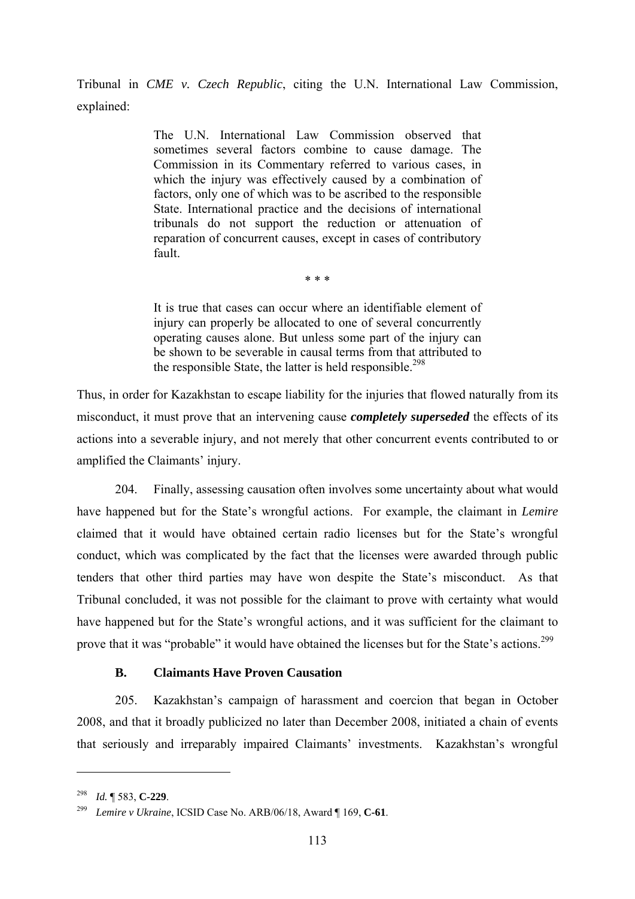Tribunal in *CME v. Czech Republic*, citing the U.N. International Law Commission, explained:

> The U.N. International Law Commission observed that sometimes several factors combine to cause damage. The Commission in its Commentary referred to various cases, in which the injury was effectively caused by a combination of factors, only one of which was to be ascribed to the responsible State. International practice and the decisions of international tribunals do not support the reduction or attenuation of reparation of concurrent causes, except in cases of contributory fault.
>
> \* \* \*
>
> It is true that cases can occur where an identifiable element of injury can properly be allocated to one of several concurrently operating causes alone. But unless some part of the injury can be shown to be severable in causal terms from that attributed to the responsible State, the latter is held responsible.[298]

Thus, in order for Kazakhstan to escape liability for the injuries that flowed naturally from its misconduct, it must prove that an intervening cause ***completely superseded*** the effects of its actions into a severable injury, and not merely that other concurrent events contributed to or amplified the Claimants' injury.

204. Finally, assessing causation often involves some uncertainty about what would have happened but for the State's wrongful actions. For example, the claimant in *Lemire* claimed that it would have obtained certain radio licenses but for the State's wrongful conduct, which was complicated by the fact that the licenses were awarded through public tenders that other third parties may have won despite the State's misconduct. As that Tribunal concluded, it was not possible for the claimant to prove with certainty what would have happened but for the State's wrongful actions, and it was sufficient for the claimant to prove that it was "probable" it would have obtained the licenses but for the State's actions.[299]

### B. Claimants Have Proven Causation

205. Kazakhstan's campaign of harassment and coercion that began in October 2008, and that it broadly publicized no later than December 2008, initiated a chain of events that seriously and irreparably impaired Claimants' investments. Kazakhstan's wrongful

---

[298] *Id.* ¶ 583, **C-229**.

[299] *Lemire v Ukraine*, ICSID Case No. ARB/06/18, Award ¶ 169, **C-61**.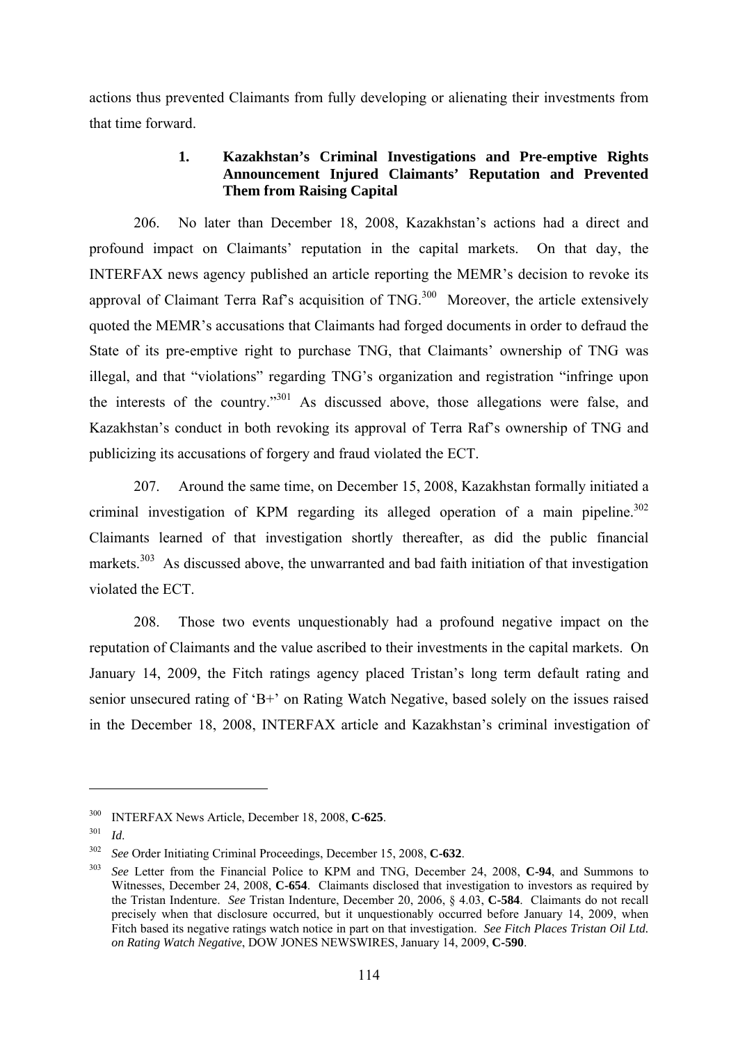actions thus prevented Claimants from fully developing or alienating their investments from that time forward.

### 1. Kazakhstan's Criminal Investigations and Pre-emptive Rights Announcement Injured Claimants' Reputation and Prevented Them from Raising Capital

206. No later than December 18, 2008, Kazakhstan's actions had a direct and profound impact on Claimants' reputation in the capital markets. On that day, the INTERFAX news agency published an article reporting the MEMR's decision to revoke its approval of Claimant Terra Raf's acquisition of TNG.[300] Moreover, the article extensively quoted the MEMR's accusations that Claimants had forged documents in order to defraud the State of its pre-emptive right to purchase TNG, that Claimants' ownership of TNG was illegal, and that "violations" regarding TNG's organization and registration "infringe upon the interests of the country."[301] As discussed above, those allegations were false, and Kazakhstan's conduct in both revoking its approval of Terra Raf's ownership of TNG and publicizing its accusations of forgery and fraud violated the ECT.

207. Around the same time, on December 15, 2008, Kazakhstan formally initiated a criminal investigation of KPM regarding its alleged operation of a main pipeline.[302] Claimants learned of that investigation shortly thereafter, as did the public financial markets.[303] As discussed above, the unwarranted and bad faith initiation of that investigation violated the ECT.

208. Those two events unquestionably had a profound negative impact on the reputation of Claimants and the value ascribed to their investments in the capital markets. On January 14, 2009, the Fitch ratings agency placed Tristan's long term default rating and senior unsecured rating of 'B+' on Rating Watch Negative, based solely on the issues raised in the December 18, 2008, INTERFAX article and Kazakhstan's criminal investigation of

---

[300] INTERFAX News Article, December 18, 2008, **C-625**.

[301] *Id*.

[302] *See* Order Initiating Criminal Proceedings, December 15, 2008, **C-632**.

[303] *See* Letter from the Financial Police to KPM and TNG, December 24, 2008, **C-94**, and Summons to Witnesses, December 24, 2008, **C-654**. Claimants disclosed that investigation to investors as required by the Tristan Indenture. *See* Tristan Indenture, December 20, 2006, § 4.03, **C-584**. Claimants do not recall precisely when that disclosure occurred, but it unquestionably occurred before January 14, 2009, when Fitch based its negative ratings watch notice in part on that investigation. *See Fitch Places Tristan Oil Ltd. on Rating Watch Negative*, DOW JONES NEWSWIRES, January 14, 2009, **C-590**.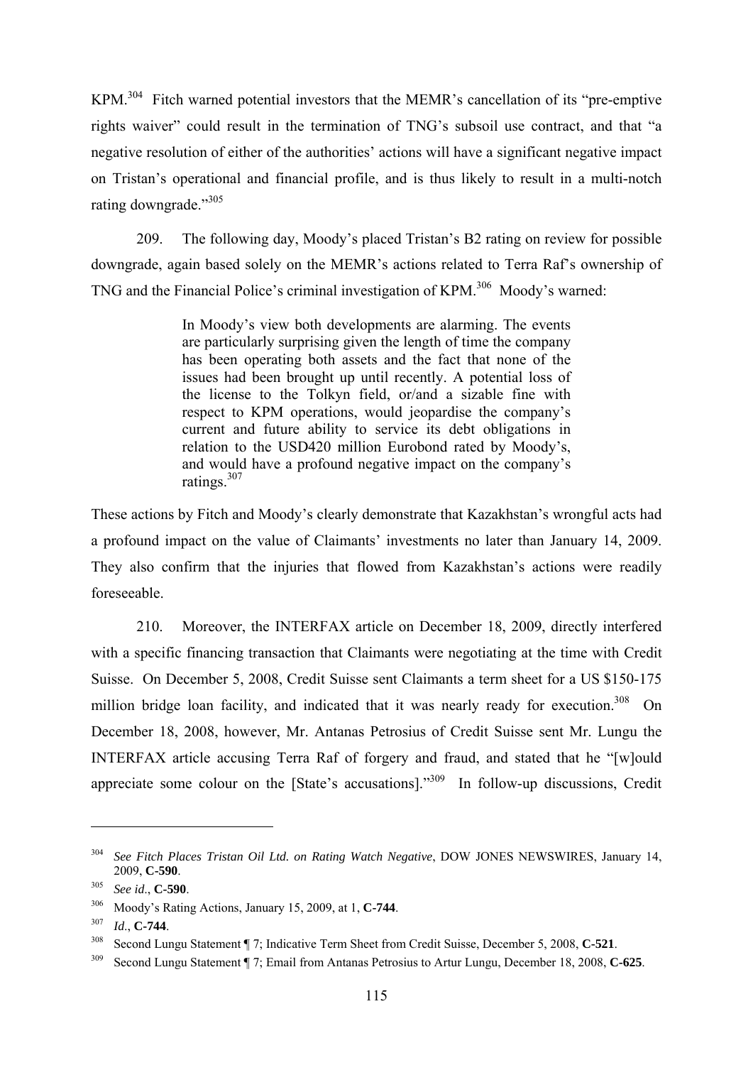KPM.[304] Fitch warned potential investors that the MEMR's cancellation of its "pre-emptive rights waiver" could result in the termination of TNG's subsoil use contract, and that "a negative resolution of either of the authorities' actions will have a significant negative impact on Tristan's operational and financial profile, and is thus likely to result in a multi-notch rating downgrade."[305]

209. The following day, Moody's placed Tristan's B2 rating on review for possible downgrade, again based solely on the MEMR's actions related to Terra Raf's ownership of TNG and the Financial Police's criminal investigation of KPM.[306] Moody's warned:

> In Moody's view both developments are alarming. The events are particularly surprising given the length of time the company has been operating both assets and the fact that none of the issues had been brought up until recently. A potential loss of the license to the Tolkyn field, or/and a sizable fine with respect to KPM operations, would jeopardise the company's current and future ability to service its debt obligations in relation to the USD420 million Eurobond rated by Moody's, and would have a profound negative impact on the company's ratings.[307]

These actions by Fitch and Moody's clearly demonstrate that Kazakhstan's wrongful acts had a profound impact on the value of Claimants' investments no later than January 14, 2009. They also confirm that the injuries that flowed from Kazakhstan's actions were readily foreseeable.

210. Moreover, the INTERFAX article on December 18, 2009, directly interfered with a specific financing transaction that Claimants were negotiating at the time with Credit Suisse. On December 5, 2008, Credit Suisse sent Claimants a term sheet for a US $150-175 million bridge loan facility, and indicated that it was nearly ready for execution.[308] On December 18, 2008, however, Mr. Antanas Petrosius of Credit Suisse sent Mr. Lungu the INTERFAX article accusing Terra Raf of forgery and fraud, and stated that he "[w]ould appreciate some colour on the [State's accusations]."[309] In follow-up discussions, Credit

---

[304] *See Fitch Places Tristan Oil Ltd. on Rating Watch Negative*, DOW JONES NEWSWIRES, January 14, 2009, **C-590**.

[305] *See id.*, **C-590**.

[306] Moody's Rating Actions, January 15, 2009, at 1, **C-744**.

[307] *Id.*, **C-744**.

[308] Second Lungu Statement ¶ 7; Indicative Term Sheet from Credit Suisse, December 5, 2008, **C-521**.

[309] Second Lungu Statement ¶ 7; Email from Antanas Petrosius to Artur Lungu, December 18, 2008, **C-625**.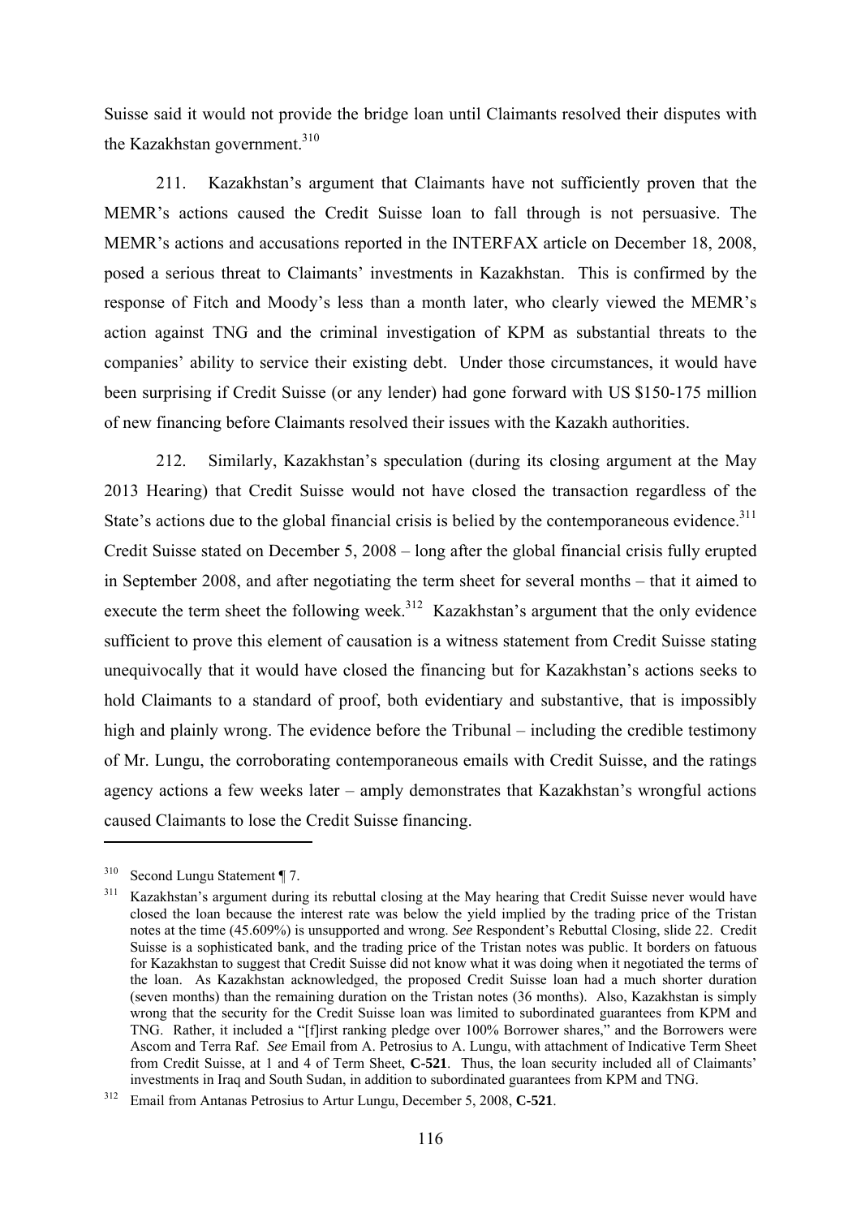Suisse said it would not provide the bridge loan until Claimants resolved their disputes with the Kazakhstan government.[310]

211. Kazakhstan's argument that Claimants have not sufficiently proven that the MEMR's actions caused the Credit Suisse loan to fall through is not persuasive. The MEMR's actions and accusations reported in the INTERFAX article on December 18, 2008, posed a serious threat to Claimants' investments in Kazakhstan. This is confirmed by the response of Fitch and Moody's less than a month later, who clearly viewed the MEMR's action against TNG and the criminal investigation of KPM as substantial threats to the companies' ability to service their existing debt. Under those circumstances, it would have been surprising if Credit Suisse (or any lender) had gone forward with US $150-175 million of new financing before Claimants resolved their issues with the Kazakh authorities.

212. Similarly, Kazakhstan's speculation (during its closing argument at the May 2013 Hearing) that Credit Suisse would not have closed the transaction regardless of the State's actions due to the global financial crisis is belied by the contemporaneous evidence.[311] Credit Suisse stated on December 5, 2008 – long after the global financial crisis fully erupted in September 2008, and after negotiating the term sheet for several months – that it aimed to execute the term sheet the following week.[312] Kazakhstan's argument that the only evidence sufficient to prove this element of causation is a witness statement from Credit Suisse stating unequivocally that it would have closed the financing but for Kazakhstan's actions seeks to hold Claimants to a standard of proof, both evidentiary and substantive, that is impossibly high and plainly wrong. The evidence before the Tribunal – including the credible testimony of Mr. Lungu, the corroborating contemporaneous emails with Credit Suisse, and the ratings agency actions a few weeks later – amply demonstrates that Kazakhstan's wrongful actions caused Claimants to lose the Credit Suisse financing.

---

[310] Second Lungu Statement ¶ 7.

[311] Kazakhstan's argument during its rebuttal closing at the May hearing that Credit Suisse never would have closed the loan because the interest rate was below the yield implied by the trading price of the Tristan notes at the time (45.609%) is unsupported and wrong. *See* Respondent's Rebuttal Closing, slide 22. Credit Suisse is a sophisticated bank, and the trading price of the Tristan notes was public. It borders on fatuous for Kazakhstan to suggest that Credit Suisse did not know what it was doing when it negotiated the terms of the loan. As Kazakhstan acknowledged, the proposed Credit Suisse loan had a much shorter duration (seven months) than the remaining duration on the Tristan notes (36 months). Also, Kazakhstan is simply wrong that the security for the Credit Suisse loan was limited to subordinated guarantees from KPM and TNG. Rather, it included a "[f]irst ranking pledge over 100% Borrower shares," and the Borrowers were Ascom and Terra Raf. *See* Email from A. Petrosius to A. Lungu, with attachment of Indicative Term Sheet from Credit Suisse, at 1 and 4 of Term Sheet, **C-521**. Thus, the loan security included all of Claimants' investments in Iraq and South Sudan, in addition to subordinated guarantees from KPM and TNG.

[312] Email from Antanas Petrosius to Artur Lungu, December 5, 2008, **C-521**.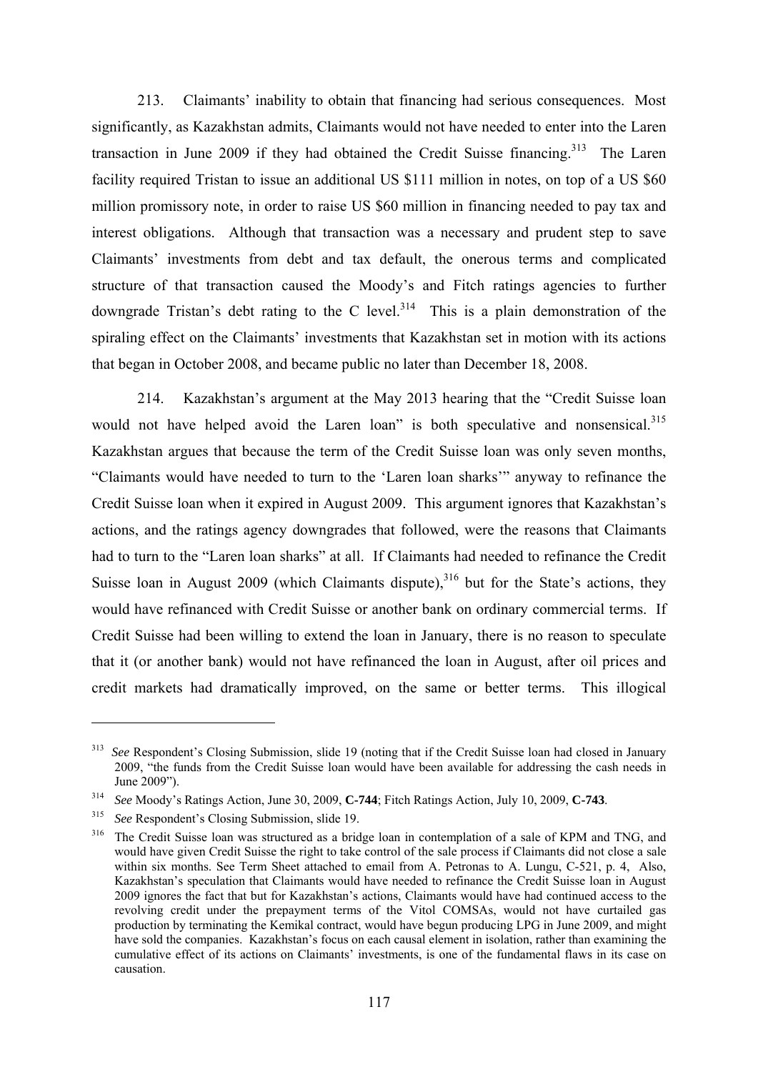213. Claimants' inability to obtain that financing had serious consequences. Most significantly, as Kazakhstan admits, Claimants would not have needed to enter into the Laren transaction in June 2009 if they had obtained the Credit Suisse financing.[313] The Laren facility required Tristan to issue an additional US $111 million in notes, on top of a US $60 million promissory note, in order to raise US $60 million in financing needed to pay tax and interest obligations. Although that transaction was a necessary and prudent step to save Claimants' investments from debt and tax default, the onerous terms and complicated structure of that transaction caused the Moody's and Fitch ratings agencies to further downgrade Tristan's debt rating to the C level.[314] This is a plain demonstration of the spiraling effect on the Claimants' investments that Kazakhstan set in motion with its actions that began in October 2008, and became public no later than December 18, 2008.

214. Kazakhstan's argument at the May 2013 hearing that the "Credit Suisse loan would not have helped avoid the Laren loan" is both speculative and nonsensical.[315] Kazakhstan argues that because the term of the Credit Suisse loan was only seven months, "Claimants would have needed to turn to the 'Laren loan sharks'" anyway to refinance the Credit Suisse loan when it expired in August 2009. This argument ignores that Kazakhstan's actions, and the ratings agency downgrades that followed, were the reasons that Claimants had to turn to the "Laren loan sharks" at all. If Claimants had needed to refinance the Credit Suisse loan in August 2009 (which Claimants dispute),[316] but for the State's actions, they would have refinanced with Credit Suisse or another bank on ordinary commercial terms. If Credit Suisse had been willing to extend the loan in January, there is no reason to speculate that it (or another bank) would not have refinanced the loan in August, after oil prices and credit markets had dramatically improved, on the same or better terms. This illogical

---

[313] *See* Respondent's Closing Submission, slide 19 (noting that if the Credit Suisse loan had closed in January 2009, "the funds from the Credit Suisse loan would have been available for addressing the cash needs in June 2009").

[314] *See* Moody's Ratings Action, June 30, 2009, **C-744**; Fitch Ratings Action, July 10, 2009, **C-743**.

[315] *See* Respondent's Closing Submission, slide 19.

[316] The Credit Suisse loan was structured as a bridge loan in contemplation of a sale of KPM and TNG, and would have given Credit Suisse the right to take control of the sale process if Claimants did not close a sale within six months. See Term Sheet attached to email from A. Petronas to A. Lungu, C-521, p. 4, Also, Kazakhstan's speculation that Claimants would have needed to refinance the Credit Suisse loan in August 2009 ignores the fact that but for Kazakhstan's actions, Claimants would have had continued access to the revolving credit under the prepayment terms of the Vitol COMSAs, would not have curtailed gas production by terminating the Kemikal contract, would have begun producing LPG in June 2009, and might have sold the companies. Kazakhstan's focus on each causal element in isolation, rather than examining the cumulative effect of its actions on Claimants' investments, is one of the fundamental flaws in its case on causation.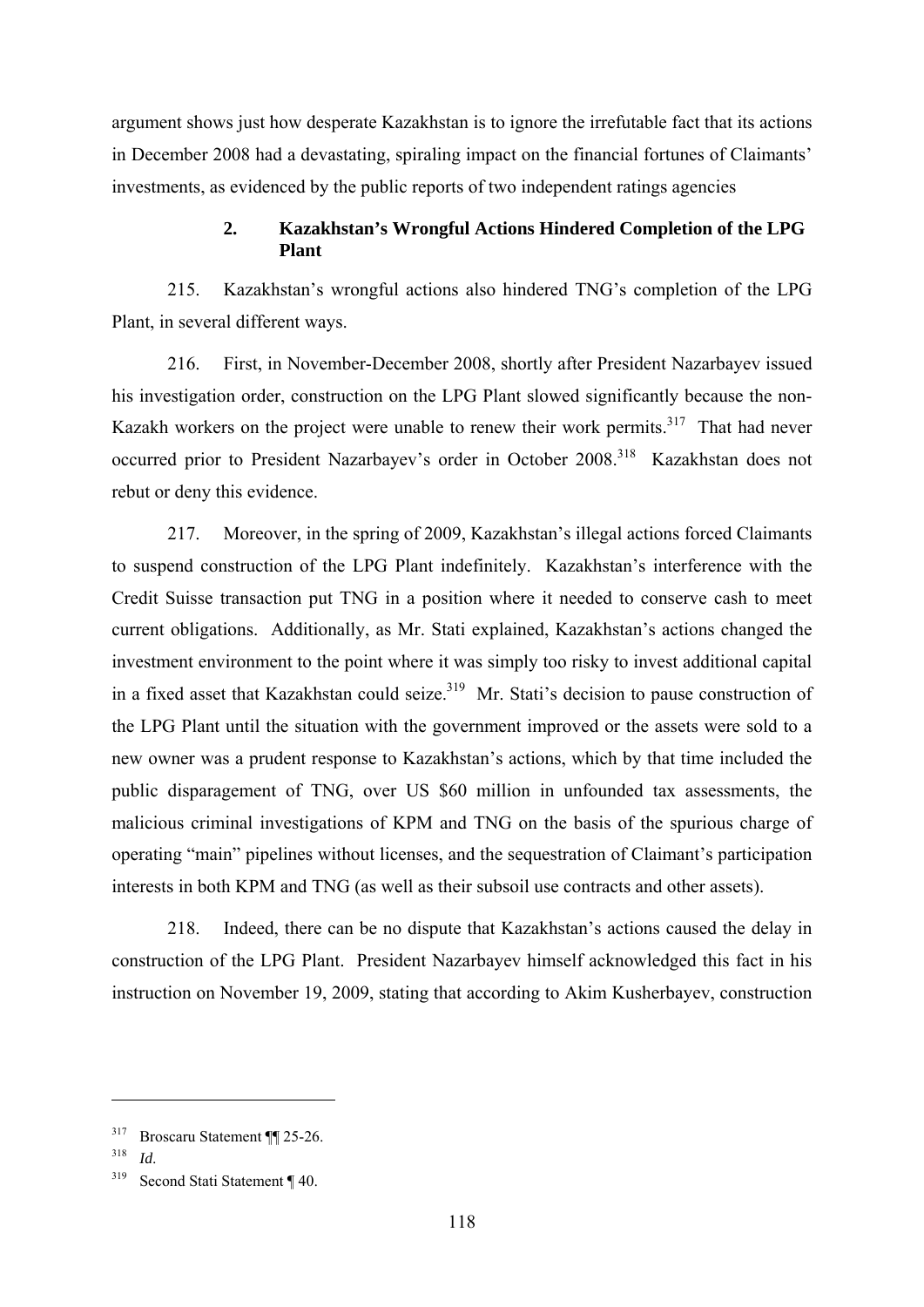argument shows just how desperate Kazakhstan is to ignore the irrefutable fact that its actions in December 2008 had a devastating, spiraling impact on the financial fortunes of Claimants' investments, as evidenced by the public reports of two independent ratings agencies

#### 2. Kazakhstan's Wrongful Actions Hindered Completion of the LPG Plant

215. Kazakhstan's wrongful actions also hindered TNG's completion of the LPG Plant, in several different ways.

216. First, in November-December 2008, shortly after President Nazarbayev issued his investigation order, construction on the LPG Plant slowed significantly because the non-Kazakh workers on the project were unable to renew their work permits.[317] That had never occurred prior to President Nazarbayev's order in October 2008.[318] Kazakhstan does not rebut or deny this evidence.

217. Moreover, in the spring of 2009, Kazakhstan's illegal actions forced Claimants to suspend construction of the LPG Plant indefinitely. Kazakhstan's interference with the Credit Suisse transaction put TNG in a position where it needed to conserve cash to meet current obligations. Additionally, as Mr. Stati explained, Kazakhstan's actions changed the investment environment to the point where it was simply too risky to invest additional capital in a fixed asset that Kazakhstan could seize.[319] Mr. Stati's decision to pause construction of the LPG Plant until the situation with the government improved or the assets were sold to a new owner was a prudent response to Kazakhstan's actions, which by that time included the public disparagement of TNG, over US $60 million in unfounded tax assessments, the malicious criminal investigations of KPM and TNG on the basis of the spurious charge of operating "main" pipelines without licenses, and the sequestration of Claimant's participation interests in both KPM and TNG (as well as their subsoil use contracts and other assets).

218. Indeed, there can be no dispute that Kazakhstan's actions caused the delay in construction of the LPG Plant. President Nazarbayev himself acknowledged this fact in his instruction on November 19, 2009, stating that according to Akim Kusherbayev, construction

---

[317] Broscaru Statement ¶¶ 25-26.

[318] *Id*.

[319] Second Stati Statement ¶ 40.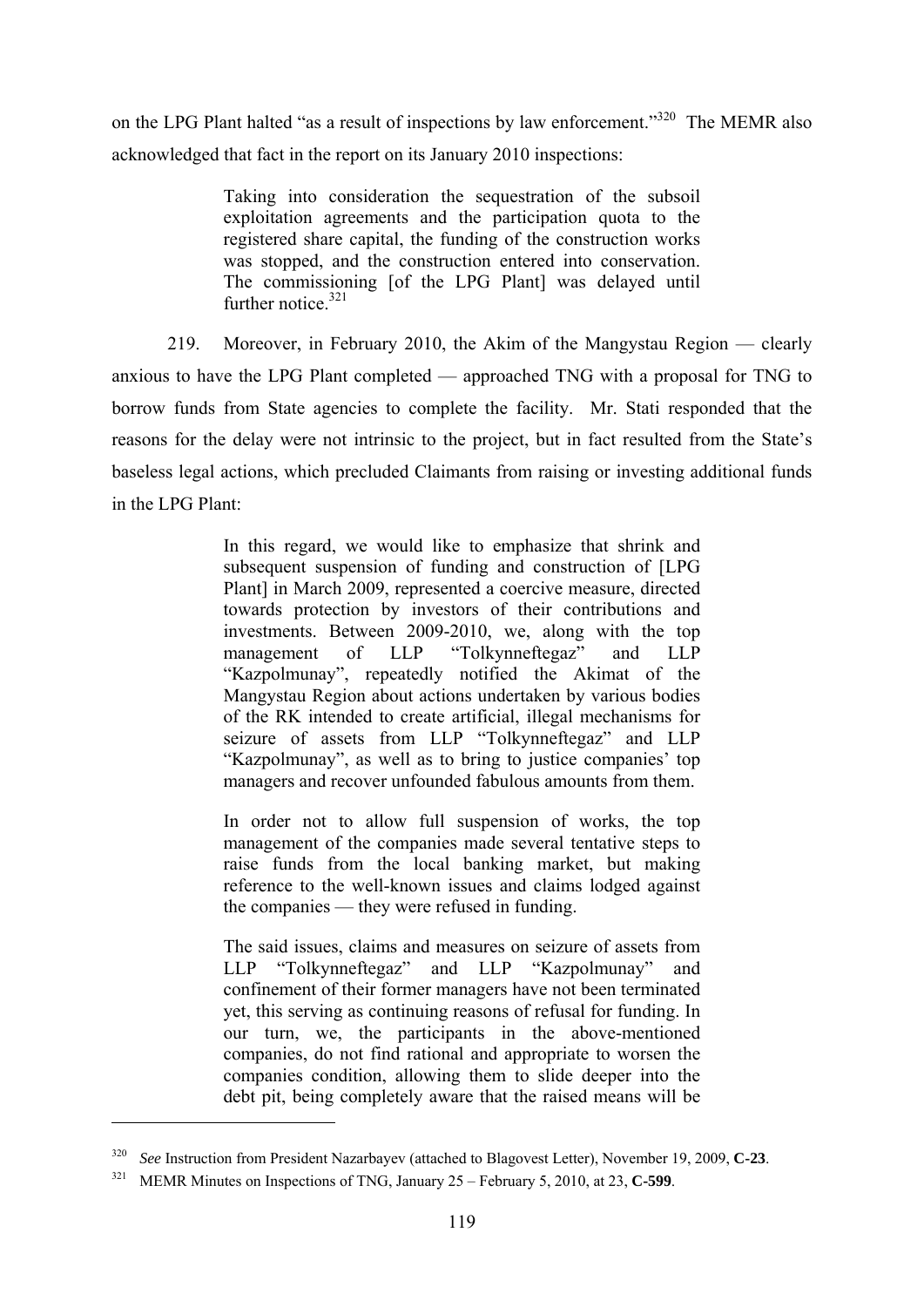on the LPG Plant halted "as a result of inspections by law enforcement."[320] The MEMR also acknowledged that fact in the report on its January 2010 inspections:

> Taking into consideration the sequestration of the subsoil exploitation agreements and the participation quota to the registered share capital, the funding of the construction works was stopped, and the construction entered into conservation. The commissioning [of the LPG Plant] was delayed until further notice.[321]

219. Moreover, in February 2010, the Akim of the Mangystau Region — clearly anxious to have the LPG Plant completed — approached TNG with a proposal for TNG to borrow funds from State agencies to complete the facility. Mr. Stati responded that the reasons for the delay were not intrinsic to the project, but in fact resulted from the State's baseless legal actions, which precluded Claimants from raising or investing additional funds in the LPG Plant:

> In this regard, we would like to emphasize that shrink and subsequent suspension of funding and construction of [LPG Plant] in March 2009, represented a coercive measure, directed towards protection by investors of their contributions and investments. Between 2009-2010, we, along with the top management of LLP "Tolkynneftegaz" and LLP "Kazpolmunay", repeatedly notified the Akimat of the Mangystau Region about actions undertaken by various bodies of the RK intended to create artificial, illegal mechanisms for seizure of assets from LLP "Tolkynneftegaz" and LLP "Kazpolmunay", as well as to bring to justice companies' top managers and recover unfounded fabulous amounts from them.
>
> In order not to allow full suspension of works, the top management of the companies made several tentative steps to raise funds from the local banking market, but making reference to the well-known issues and claims lodged against the companies — they were refused in funding.
>
> The said issues, claims and measures on seizure of assets from LLP "Tolkynneftegaz" and LLP "Kazpolmunay" and confinement of their former managers have not been terminated yet, this serving as continuing reasons of refusal for funding. In our turn, we, the participants in the above-mentioned companies, do not find rational and appropriate to worsen the companies condition, allowing them to slide deeper into the debt pit, being completely aware that the raised means will be

---

[320] *See* Instruction from President Nazarbayev (attached to Blagovest Letter), November 19, 2009, **C-23**.

[321] MEMR Minutes on Inspections of TNG, January 25 – February 5, 2010, at 23, **C-599**.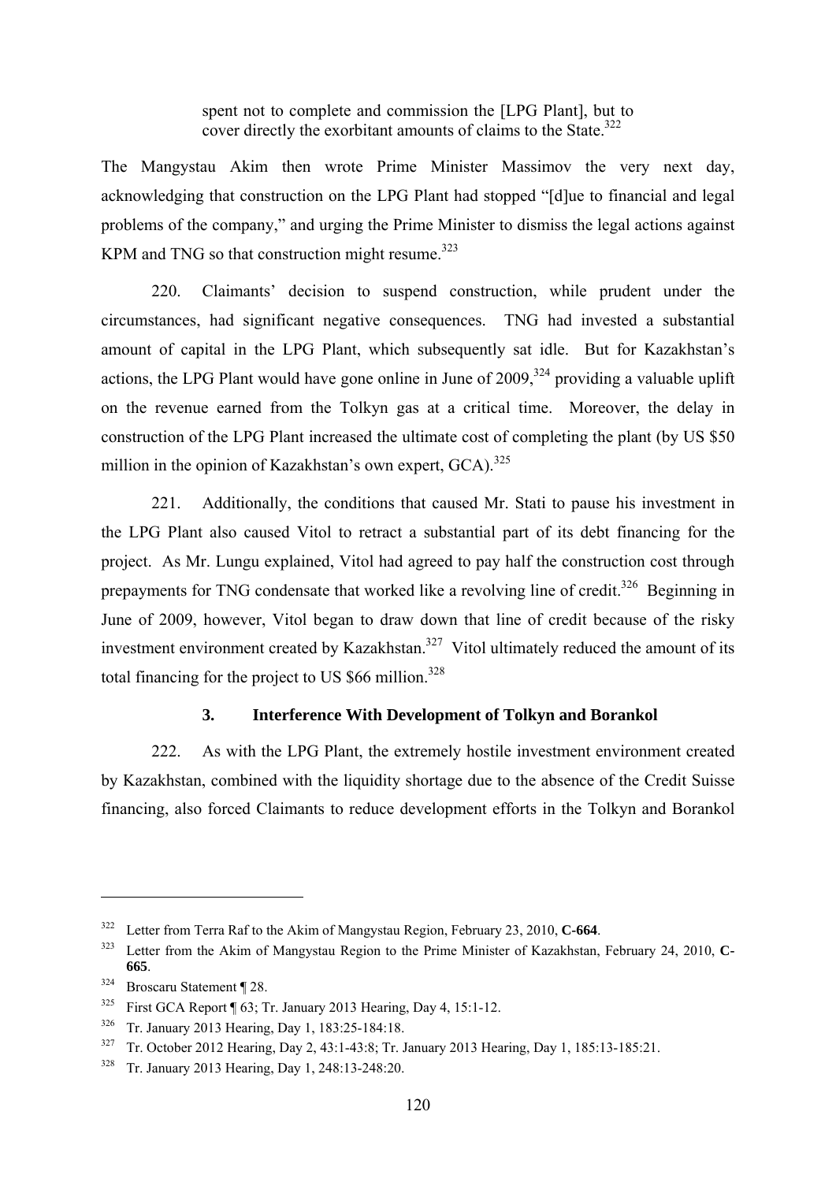> spent not to complete and commission the [LPG Plant], but to cover directly the exorbitant amounts of claims to the State.[322]

The Mangystau Akim then wrote Prime Minister Massimov the very next day, acknowledging that construction on the LPG Plant had stopped "[d]ue to financial and legal problems of the company," and urging the Prime Minister to dismiss the legal actions against KPM and TNG so that construction might resume.[323]

220. Claimants' decision to suspend construction, while prudent under the circumstances, had significant negative consequences. TNG had invested a substantial amount of capital in the LPG Plant, which subsequently sat idle. But for Kazakhstan's actions, the LPG Plant would have gone online in June of 2009,[324] providing a valuable uplift on the revenue earned from the Tolkyn gas at a critical time. Moreover, the delay in construction of the LPG Plant increased the ultimate cost of completing the plant (by US $50 million in the opinion of Kazakhstan's own expert, GCA).[325]

221. Additionally, the conditions that caused Mr. Stati to pause his investment in the LPG Plant also caused Vitol to retract a substantial part of its debt financing for the project. As Mr. Lungu explained, Vitol had agreed to pay half the construction cost through prepayments for TNG condensate that worked like a revolving line of credit.[326] Beginning in June of 2009, however, Vitol began to draw down that line of credit because of the risky investment environment created by Kazakhstan.[327] Vitol ultimately reduced the amount of its total financing for the project to US $66 million.[328]

### 3. Interference With Development of Tolkyn and Borankol

222. As with the LPG Plant, the extremely hostile investment environment created by Kazakhstan, combined with the liquidity shortage due to the absence of the Credit Suisse financing, also forced Claimants to reduce development efforts in the Tolkyn and Borankol

---

322 Letter from Terra Raf to the Akim of Mangystau Region, February 23, 2010, **C-664**.

323 Letter from the Akim of Mangystau Region to the Prime Minister of Kazakhstan, February 24, 2010, **C-665**.

324 Broscaru Statement ¶ 28.

325 First GCA Report ¶ 63; Tr. January 2013 Hearing, Day 4, 15:1-12.

326 Tr. January 2013 Hearing, Day 1, 183:25-184:18.

327 Tr. October 2012 Hearing, Day 2, 43:1-43:8; Tr. January 2013 Hearing, Day 1, 185:13-185:21.

328 Tr. January 2013 Hearing, Day 1, 248:13-248:20.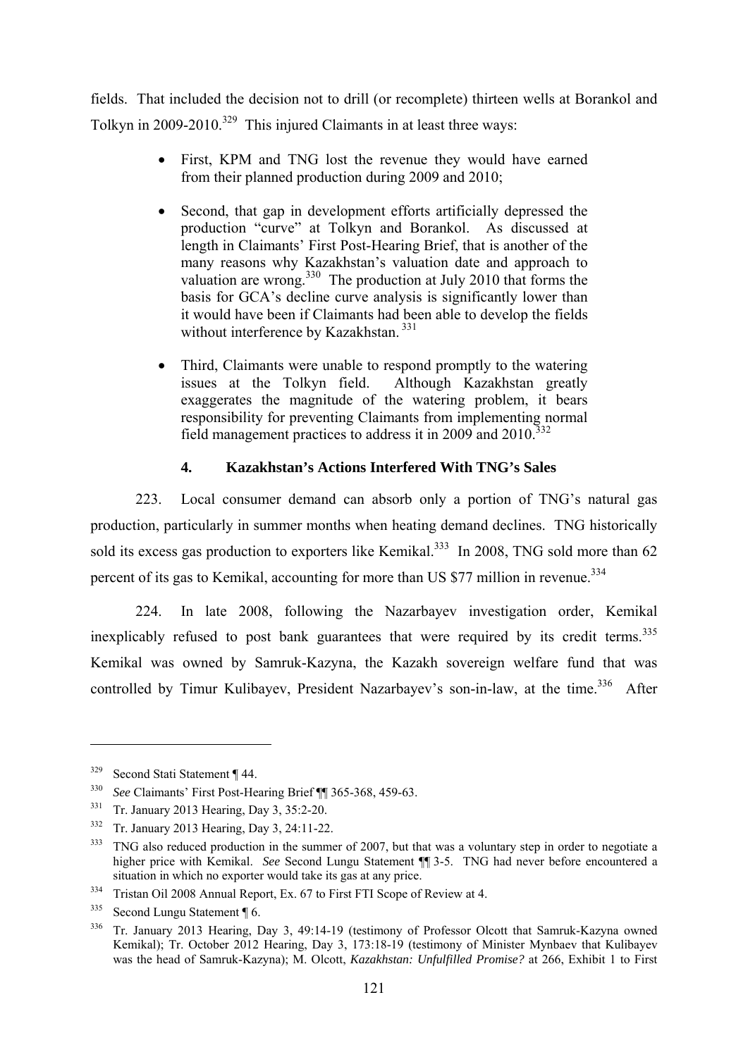fields. That included the decision not to drill (or recomplete) thirteen wells at Borankol and Tolkyn in 2009-2010.[329] This injured Claimants in at least three ways:

- First, KPM and TNG lost the revenue they would have earned from their planned production during 2009 and 2010;
- Second, that gap in development efforts artificially depressed the production "curve" at Tolkyn and Borankol. As discussed at length in Claimants' First Post-Hearing Brief, that is another of the many reasons why Kazakhstan's valuation date and approach to valuation are wrong.[330] The production at July 2010 that forms the basis for GCA's decline curve analysis is significantly lower than it would have been if Claimants had been able to develop the fields without interference by Kazakhstan.[331]
- Third, Claimants were unable to respond promptly to the watering issues at the Tolkyn field. Although Kazakhstan greatly exaggerates the magnitude of the watering problem, it bears responsibility for preventing Claimants from implementing normal field management practices to address it in 2009 and 2010.[332]

#### 4. Kazakhstan's Actions Interfered With TNG's Sales

223. Local consumer demand can absorb only a portion of TNG's natural gas production, particularly in summer months when heating demand declines. TNG historically sold its excess gas production to exporters like Kemikal.[333] In 2008, TNG sold more than 62 percent of its gas to Kemikal, accounting for more than US $77 million in revenue.[334]

224. In late 2008, following the Nazarbayev investigation order, Kemikal inexplicably refused to post bank guarantees that were required by its credit terms.[335] Kemikal was owned by Samruk-Kazyna, the Kazakh sovereign welfare fund that was controlled by Timur Kulibayev, President Nazarbayev's son-in-law, at the time.[336] After

---

[329] Second Stati Statement ¶ 44.

[330] *See* Claimants' First Post-Hearing Brief ¶¶ 365-368, 459-63.

[331] Tr. January 2013 Hearing, Day 3, 35:2-20.

[332] Tr. January 2013 Hearing, Day 3, 24:11-22.

[333] TNG also reduced production in the summer of 2007, but that was a voluntary step in order to negotiate a higher price with Kemikal. *See* Second Lungu Statement ¶¶ 3-5. TNG had never before encountered a situation in which no exporter would take its gas at any price.

[334] Tristan Oil 2008 Annual Report, Ex. 67 to First FTI Scope of Review at 4.

[335] Second Lungu Statement ¶ 6.

[336] Tr. January 2013 Hearing, Day 3, 49:14-19 (testimony of Professor Olcott that Samruk-Kazyna owned Kemikal); Tr. October 2012 Hearing, Day 3, 173:18-19 (testimony of Minister Mynbaev that Kulibayev was the head of Samruk-Kazyna); M. Olcott, *Kazakhstan: Unfulfilled Promise?* at 266, Exhibit 1 to First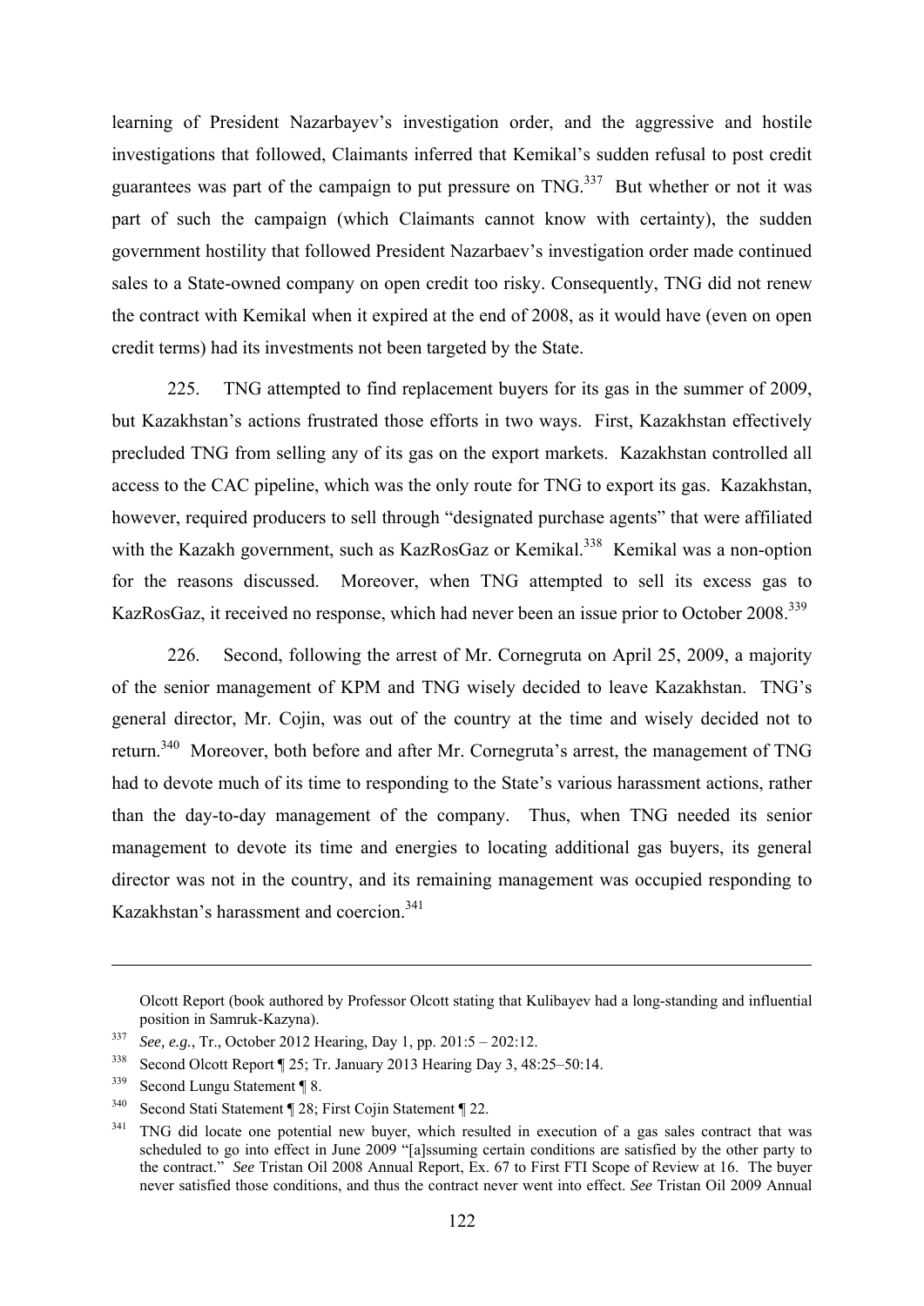learning of President Nazarbayev's investigation order, and the aggressive and hostile investigations that followed, Claimants inferred that Kemikal's sudden refusal to post credit guarantees was part of the campaign to put pressure on TNG.[337] But whether or not it was part of such the campaign (which Claimants cannot know with certainty), the sudden government hostility that followed President Nazarbaev's investigation order made continued sales to a State-owned company on open credit too risky. Consequently, TNG did not renew the contract with Kemikal when it expired at the end of 2008, as it would have (even on open credit terms) had its investments not been targeted by the State.

225. TNG attempted to find replacement buyers for its gas in the summer of 2009, but Kazakhstan's actions frustrated those efforts in two ways. First, Kazakhstan effectively precluded TNG from selling any of its gas on the export markets. Kazakhstan controlled all access to the CAC pipeline, which was the only route for TNG to export its gas. Kazakhstan, however, required producers to sell through "designated purchase agents" that were affiliated with the Kazakh government, such as KazRosGaz or Kemikal.[338] Kemikal was a non-option for the reasons discussed. Moreover, when TNG attempted to sell its excess gas to KazRosGaz, it received no response, which had never been an issue prior to October 2008.[339]

226. Second, following the arrest of Mr. Cornegruta on April 25, 2009, a majority of the senior management of KPM and TNG wisely decided to leave Kazakhstan. TNG's general director, Mr. Cojin, was out of the country at the time and wisely decided not to return.[340] Moreover, both before and after Mr. Cornegruta's arrest, the management of TNG had to devote much of its time to responding to the State's various harassment actions, rather than the day-to-day management of the company. Thus, when TNG needed its senior management to devote its time and energies to locating additional gas buyers, its general director was not in the country, and its remaining management was occupied responding to Kazakhstan's harassment and coercion.[341]

---

Olcott Report (book authored by Professor Olcott stating that Kulibayev had a long-standing and influential position in Samruk-Kazyna).

[337] *See, e.g.*, Tr., October 2012 Hearing, Day 1, pp. 201:5 – 202:12.

[338] Second Olcott Report ¶ 25; Tr. January 2013 Hearing Day 3, 48:25–50:14.

[339] Second Lungu Statement ¶ 8.

[340] Second Stati Statement ¶ 28; First Cojin Statement ¶ 22.

[341] TNG did locate one potential new buyer, which resulted in execution of a gas sales contract that was scheduled to go into effect in June 2009 "[a]ssuming certain conditions are satisfied by the other party to the contract." *See* Tristan Oil 2008 Annual Report, Ex. 67 to First FTI Scope of Review at 16. The buyer never satisfied those conditions, and thus the contract never went into effect. *See* Tristan Oil 2009 Annual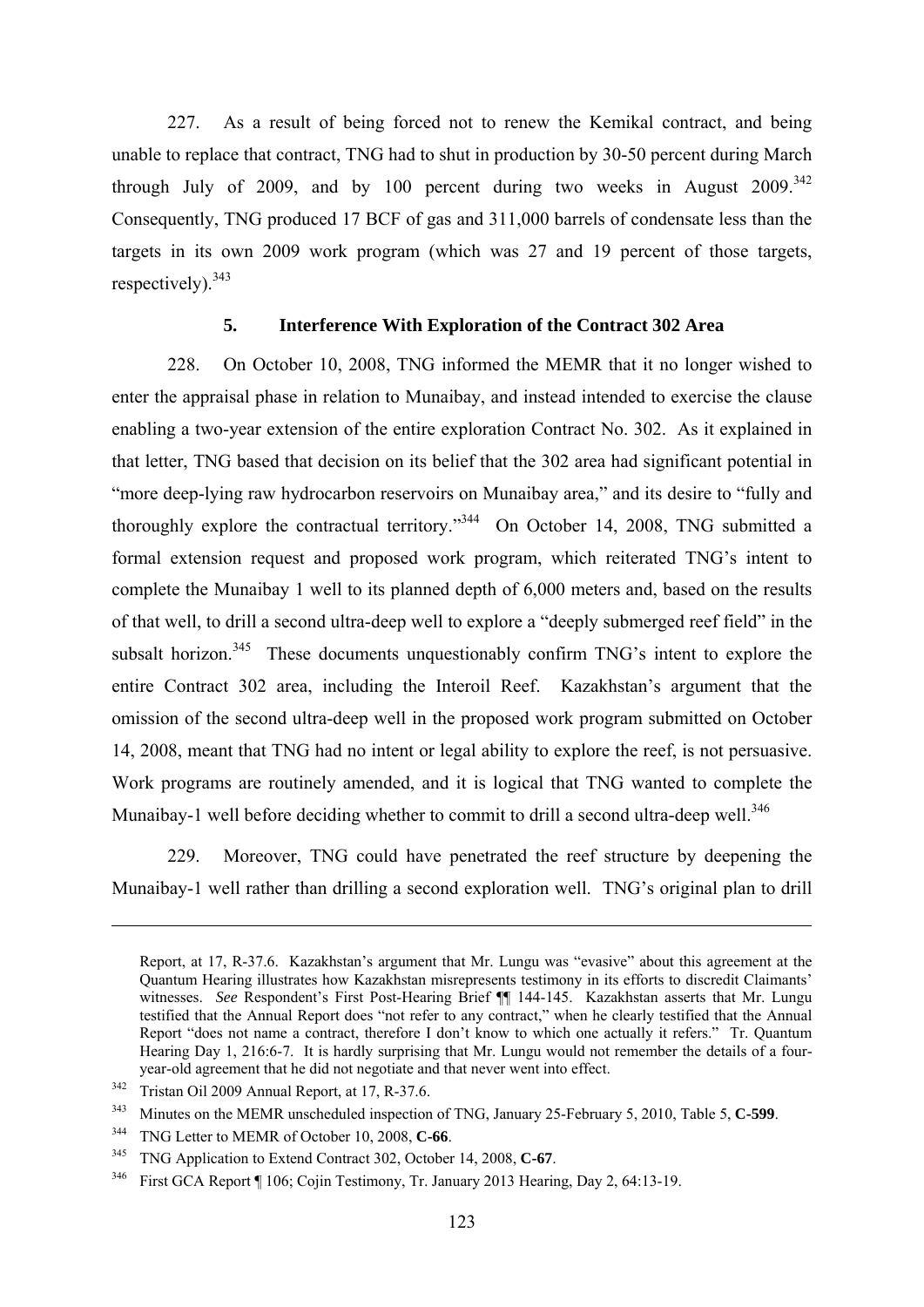227. As a result of being forced not to renew the Kemikal contract, and being unable to replace that contract, TNG had to shut in production by 30-50 percent during March through July of 2009, and by 100 percent during two weeks in August 2009.[342] Consequently, TNG produced 17 BCF of gas and 311,000 barrels of condensate less than the targets in its own 2009 work program (which was 27 and 19 percent of those targets, respectively).[343]

### 5. Interference With Exploration of the Contract 302 Area

228. On October 10, 2008, TNG informed the MEMR that it no longer wished to enter the appraisal phase in relation to Munaibay, and instead intended to exercise the clause enabling a two-year extension of the entire exploration Contract No. 302. As it explained in that letter, TNG based that decision on its belief that the 302 area had significant potential in "more deep-lying raw hydrocarbon reservoirs on Munaibay area," and its desire to "fully and thoroughly explore the contractual territory."[344] On October 14, 2008, TNG submitted a formal extension request and proposed work program, which reiterated TNG's intent to complete the Munaibay 1 well to its planned depth of 6,000 meters and, based on the results of that well, to drill a second ultra-deep well to explore a "deeply submerged reef field" in the subsalt horizon.[345] These documents unquestionably confirm TNG's intent to explore the entire Contract 302 area, including the Interoil Reef. Kazakhstan's argument that the omission of the second ultra-deep well in the proposed work program submitted on October 14, 2008, meant that TNG had no intent or legal ability to explore the reef, is not persuasive. Work programs are routinely amended, and it is logical that TNG wanted to complete the Munaibay-1 well before deciding whether to commit to drill a second ultra-deep well.[346]

229. Moreover, TNG could have penetrated the reef structure by deepening the Munaibay-1 well rather than drilling a second exploration well. TNG's original plan to drill

---

Report, at 17, R-37.6. Kazakhstan's argument that Mr. Lungu was "evasive" about this agreement at the Quantum Hearing illustrates how Kazakhstan misrepresents testimony in its efforts to discredit Claimants' witnesses. *See* Respondent's First Post-Hearing Brief ¶¶ 144-145. Kazakhstan asserts that Mr. Lungu testified that the Annual Report does "not refer to any contract," when he clearly testified that the Annual Report "does not name a contract, therefore I don't know to which one actually it refers." Tr. Quantum Hearing Day 1, 216:6-7. It is hardly surprising that Mr. Lungu would not remember the details of a four-year-old agreement that he did not negotiate and that never went into effect.

[342] Tristan Oil 2009 Annual Report, at 17, R-37.6.

[343] Minutes on the MEMR unscheduled inspection of TNG, January 25-February 5, 2010, Table 5, **C-599**.

[344] TNG Letter to MEMR of October 10, 2008, **C-66**.

[345] TNG Application to Extend Contract 302, October 14, 2008, **C-67**.

[346] First GCA Report ¶ 106; Cojin Testimony, Tr. January 2013 Hearing, Day 2, 64:13-19.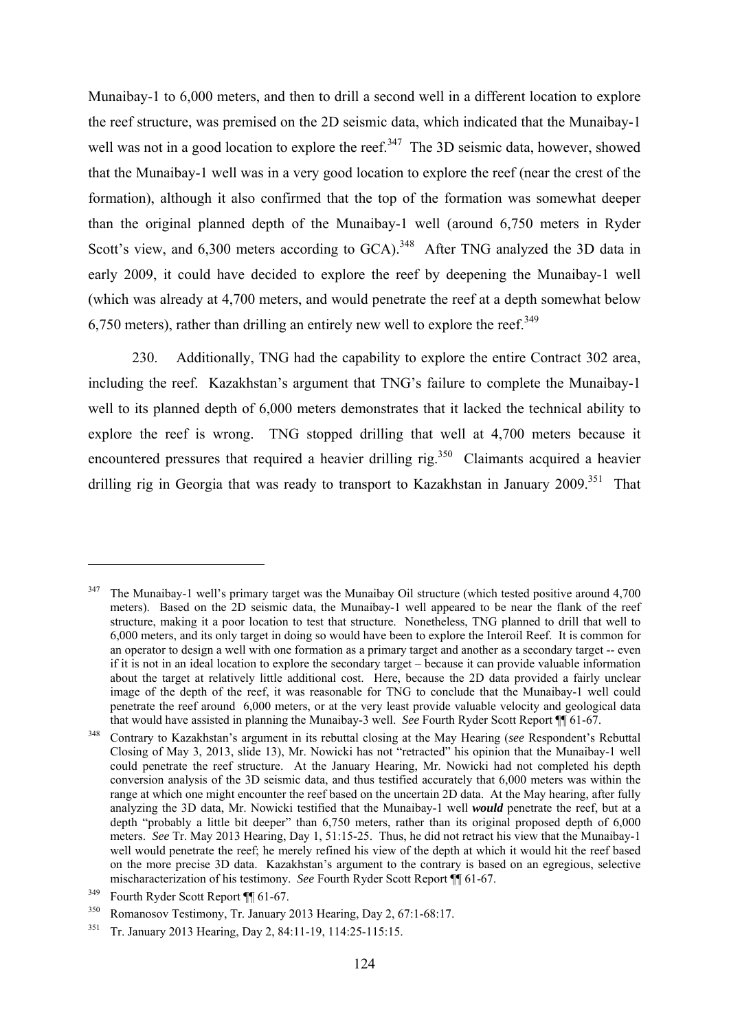Munaibay-1 to 6,000 meters, and then to drill a second well in a different location to explore the reef structure, was premised on the 2D seismic data, which indicated that the Munaibay-1 well was not in a good location to explore the reef.[347] The 3D seismic data, however, showed that the Munaibay-1 well was in a very good location to explore the reef (near the crest of the formation), although it also confirmed that the top of the formation was somewhat deeper than the original planned depth of the Munaibay-1 well (around 6,750 meters in Ryder Scott's view, and 6,300 meters according to GCA).[348] After TNG analyzed the 3D data in early 2009, it could have decided to explore the reef by deepening the Munaibay-1 well (which was already at 4,700 meters, and would penetrate the reef at a depth somewhat below 6,750 meters), rather than drilling an entirely new well to explore the reef.[349]

230. Additionally, TNG had the capability to explore the entire Contract 302 area, including the reef. Kazakhstan's argument that TNG's failure to complete the Munaibay-1 well to its planned depth of 6,000 meters demonstrates that it lacked the technical ability to explore the reef is wrong. TNG stopped drilling that well at 4,700 meters because it encountered pressures that required a heavier drilling rig.[350] Claimants acquired a heavier drilling rig in Georgia that was ready to transport to Kazakhstan in January 2009.[351] That

---

[347] The Munaibay-1 well's primary target was the Munaibay Oil structure (which tested positive around 4,700 meters). Based on the 2D seismic data, the Munaibay-1 well appeared to be near the flank of the reef structure, making it a poor location to test that structure. Nonetheless, TNG planned to drill that well to 6,000 meters, and its only target in doing so would have been to explore the Interoil Reef. It is common for an operator to design a well with one formation as a primary target and another as a secondary target -- even if it is not in an ideal location to explore the secondary target – because it can provide valuable information about the target at relatively little additional cost. Here, because the 2D data provided a fairly unclear image of the depth of the reef, it was reasonable for TNG to conclude that the Munaibay-1 well could penetrate the reef around 6,000 meters, or at the very least provide valuable velocity and geological data that would have assisted in planning the Munaibay-3 well. *See* Fourth Ryder Scott Report ¶¶ 61-67.

[348] Contrary to Kazakhstan's argument in its rebuttal closing at the May Hearing (*see* Respondent's Rebuttal Closing of May 3, 2013, slide 13), Mr. Nowicki has not "retracted" his opinion that the Munaibay-1 well could penetrate the reef structure. At the January Hearing, Mr. Nowicki had not completed his depth conversion analysis of the 3D seismic data, and thus testified accurately that 6,000 meters was within the range at which one might encounter the reef based on the uncertain 2D data. At the May hearing, after fully analyzing the 3D data, Mr. Nowicki testified that the Munaibay-1 well ***would*** penetrate the reef, but at a depth "probably a little bit deeper" than 6,750 meters, rather than its original proposed depth of 6,000 meters. *See* Tr. May 2013 Hearing, Day 1, 51:15-25. Thus, he did not retract his view that the Munaibay-1 well would penetrate the reef; he merely refined his view of the depth at which it would hit the reef based on the more precise 3D data. Kazakhstan's argument to the contrary is based on an egregious, selective mischaracterization of his testimony. *See* Fourth Ryder Scott Report ¶¶ 61-67.

[349] Fourth Ryder Scott Report ¶¶ 61-67.

[350] Romanosov Testimony, Tr. January 2013 Hearing, Day 2, 67:1-68:17.

[351] Tr. January 2013 Hearing, Day 2, 84:11-19, 114:25-115:15.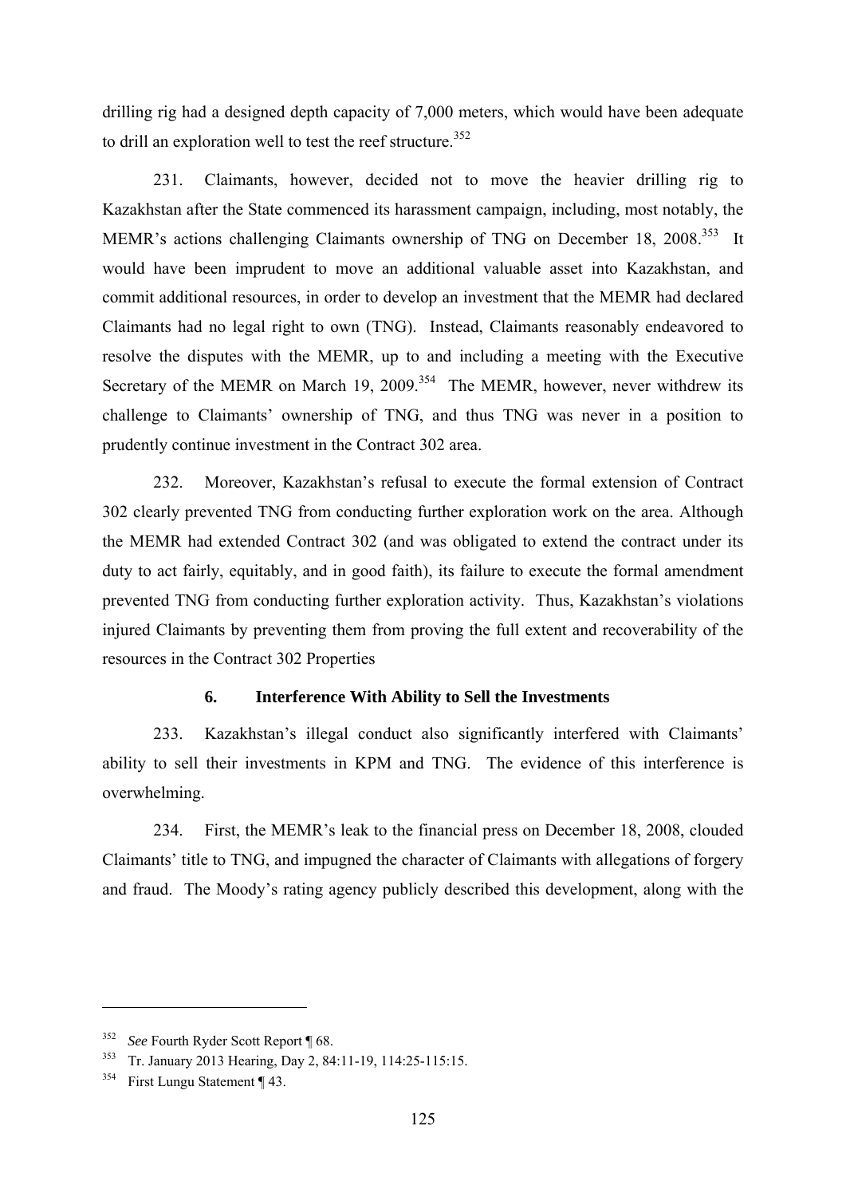drilling rig had a designed depth capacity of 7,000 meters, which would have been adequate to drill an exploration well to test the reef structure.[352]

231. Claimants, however, decided not to move the heavier drilling rig to Kazakhstan after the State commenced its harassment campaign, including, most notably, the MEMR's actions challenging Claimants ownership of TNG on December 18, 2008.[353] It would have been imprudent to move an additional valuable asset into Kazakhstan, and commit additional resources, in order to develop an investment that the MEMR had declared Claimants had no legal right to own (TNG). Instead, Claimants reasonably endeavored to resolve the disputes with the MEMR, up to and including a meeting with the Executive Secretary of the MEMR on March 19, 2009.[354] The MEMR, however, never withdrew its challenge to Claimants' ownership of TNG, and thus TNG was never in a position to prudently continue investment in the Contract 302 area.

232. Moreover, Kazakhstan's refusal to execute the formal extension of Contract 302 clearly prevented TNG from conducting further exploration work on the area. Although the MEMR had extended Contract 302 (and was obligated to extend the contract under its duty to act fairly, equitably, and in good faith), its failure to execute the formal amendment prevented TNG from conducting further exploration activity. Thus, Kazakhstan's violations injured Claimants by preventing them from proving the full extent and recoverability of the resources in the Contract 302 Properties

#### 6. Interference With Ability to Sell the Investments

233. Kazakhstan's illegal conduct also significantly interfered with Claimants' ability to sell their investments in KPM and TNG. The evidence of this interference is overwhelming.

234. First, the MEMR's leak to the financial press on December 18, 2008, clouded Claimants' title to TNG, and impugned the character of Claimants with allegations of forgery and fraud. The Moody's rating agency publicly described this development, along with the

---

[352] *See* Fourth Ryder Scott Report ¶ 68.

[353] Tr. January 2013 Hearing, Day 2, 84:11-19, 114:25-115:15.

[354] First Lungu Statement ¶ 43.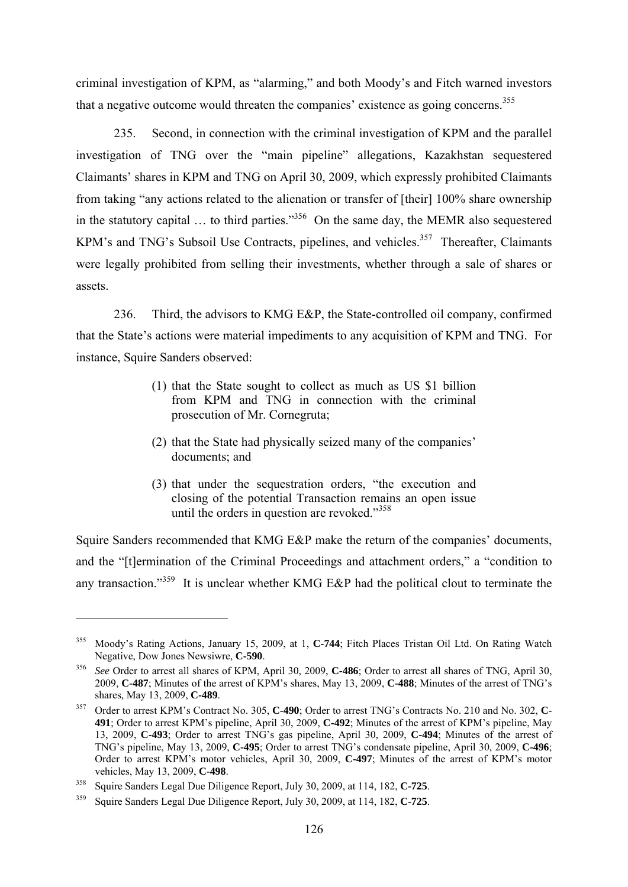criminal investigation of KPM, as "alarming," and both Moody's and Fitch warned investors that a negative outcome would threaten the companies' existence as going concerns.[355]

235. Second, in connection with the criminal investigation of KPM and the parallel investigation of TNG over the "main pipeline" allegations, Kazakhstan sequestered Claimants' shares in KPM and TNG on April 30, 2009, which expressly prohibited Claimants from taking "any actions related to the alienation or transfer of [their] 100% share ownership in the statutory capital … to third parties."[356] On the same day, the MEMR also sequestered KPM's and TNG's Subsoil Use Contracts, pipelines, and vehicles.[357] Thereafter, Claimants were legally prohibited from selling their investments, whether through a sale of shares or assets.

236. Third, the advisors to KMG E&P, the State-controlled oil company, confirmed that the State's actions were material impediments to any acquisition of KPM and TNG. For instance, Squire Sanders observed:

> (1) that the State sought to collect as much as US $1 billion from KPM and TNG in connection with the criminal prosecution of Mr. Cornegruta;
>
> (2) that the State had physically seized many of the companies' documents; and
>
> (3) that under the sequestration orders, "the execution and closing of the potential Transaction remains an open issue until the orders in question are revoked."[358]

Squire Sanders recommended that KMG E&P make the return of the companies' documents, and the "[t]ermination of the Criminal Proceedings and attachment orders," a "condition to any transaction."[359] It is unclear whether KMG E&P had the political clout to terminate the

---

[355] Moody's Rating Actions, January 15, 2009, at 1, **C-744**; Fitch Places Tristan Oil Ltd. On Rating Watch Negative, Dow Jones Newsiwre, **C-590**.

[356] *See* Order to arrest all shares of KPM, April 30, 2009, **C-486**; Order to arrest all shares of TNG, April 30, 2009, **C-487**; Minutes of the arrest of KPM's shares, May 13, 2009, **C-488**; Minutes of the arrest of TNG's shares, May 13, 2009, **C-489**.

[357] Order to arrest KPM's Contract No. 305, **C-490**; Order to arrest TNG's Contracts No. 210 and No. 302, **C-491**; Order to arrest KPM's pipeline, April 30, 2009, **C-492**; Minutes of the arrest of KPM's pipeline, May 13, 2009, **C-493**; Order to arrest TNG's gas pipeline, April 30, 2009, **C-494**; Minutes of the arrest of TNG's pipeline, May 13, 2009, **C-495**; Order to arrest TNG's condensate pipeline, April 30, 2009, **C-496**; Order to arrest KPM's motor vehicles, April 30, 2009, **C-497**; Minutes of the arrest of KPM's motor vehicles, May 13, 2009, **C-498**.

[358] Squire Sanders Legal Due Diligence Report, July 30, 2009, at 114, 182, **C-725**.

[359] Squire Sanders Legal Due Diligence Report, July 30, 2009, at 114, 182, **C-725**.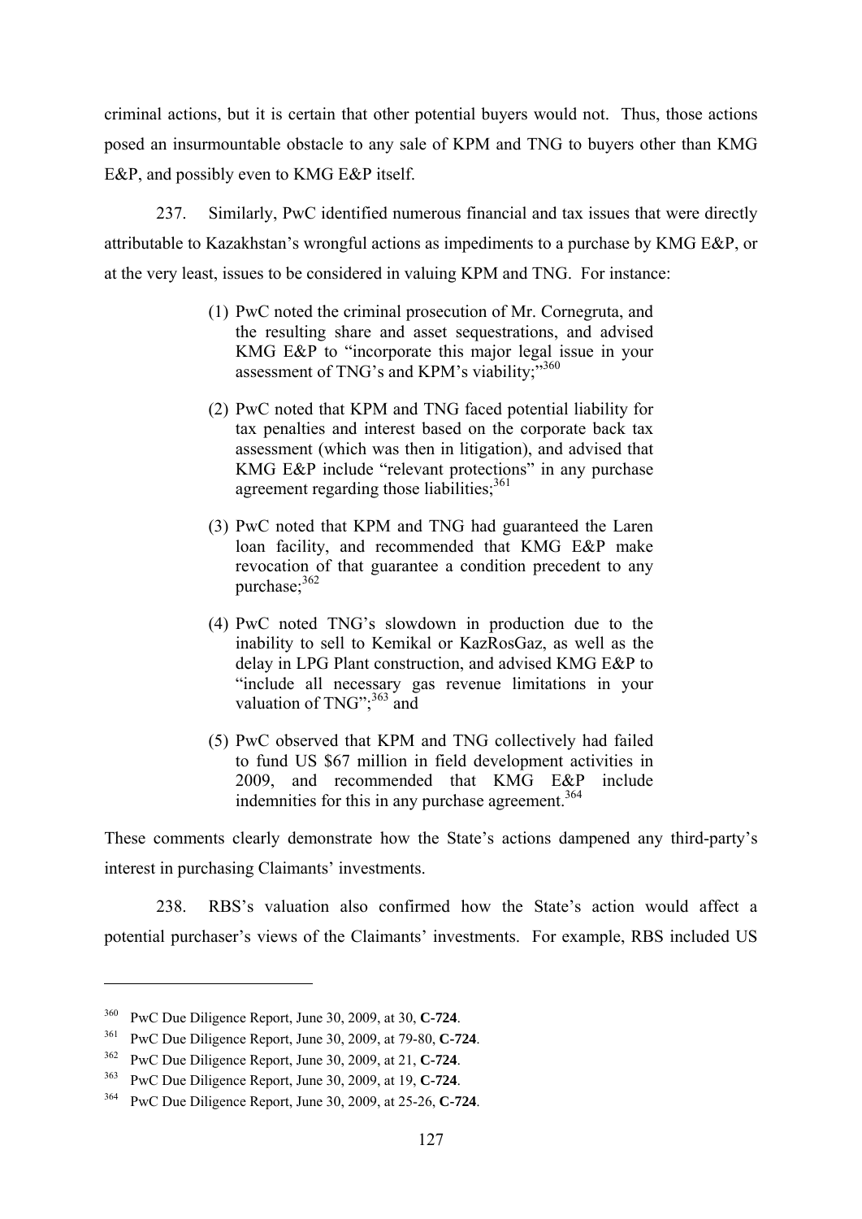criminal actions, but it is certain that other potential buyers would not. Thus, those actions posed an insurmountable obstacle to any sale of KPM and TNG to buyers other than KMG E&P, and possibly even to KMG E&P itself.

237. Similarly, PwC identified numerous financial and tax issues that were directly attributable to Kazakhstan's wrongful actions as impediments to a purchase by KMG E&P, or at the very least, issues to be considered in valuing KPM and TNG. For instance:

> (1) PwC noted the criminal prosecution of Mr. Cornegruta, and the resulting share and asset sequestrations, and advised KMG E&P to "incorporate this major legal issue in your assessment of TNG's and KPM's viability;"[360]
>
> (2) PwC noted that KPM and TNG faced potential liability for tax penalties and interest based on the corporate back tax assessment (which was then in litigation), and advised that KMG E&P include "relevant protections" in any purchase agreement regarding those liabilities;[361]
>
> (3) PwC noted that KPM and TNG had guaranteed the Laren loan facility, and recommended that KMG E&P make revocation of that guarantee a condition precedent to any purchase;[362]
>
> (4) PwC noted TNG's slowdown in production due to the inability to sell to Kemikal or KazRosGaz, as well as the delay in LPG Plant construction, and advised KMG E&P to "include all necessary gas revenue limitations in your valuation of TNG";[363] and
>
> (5) PwC observed that KPM and TNG collectively had failed to fund US $67 million in field development activities in 2009, and recommended that KMG E&P include indemnities for this in any purchase agreement.[364]

These comments clearly demonstrate how the State's actions dampened any third-party's interest in purchasing Claimants' investments.

238. RBS's valuation also confirmed how the State's action would affect a potential purchaser's views of the Claimants' investments. For example, RBS included US

---

[360] PwC Due Diligence Report, June 30, 2009, at 30, **C-724**.

[361] PwC Due Diligence Report, June 30, 2009, at 79-80, **C-724**.

[362] PwC Due Diligence Report, June 30, 2009, at 21, **C-724**.

[363] PwC Due Diligence Report, June 30, 2009, at 19, **C-724**.

[364] PwC Due Diligence Report, June 30, 2009, at 25-26, **C-724**.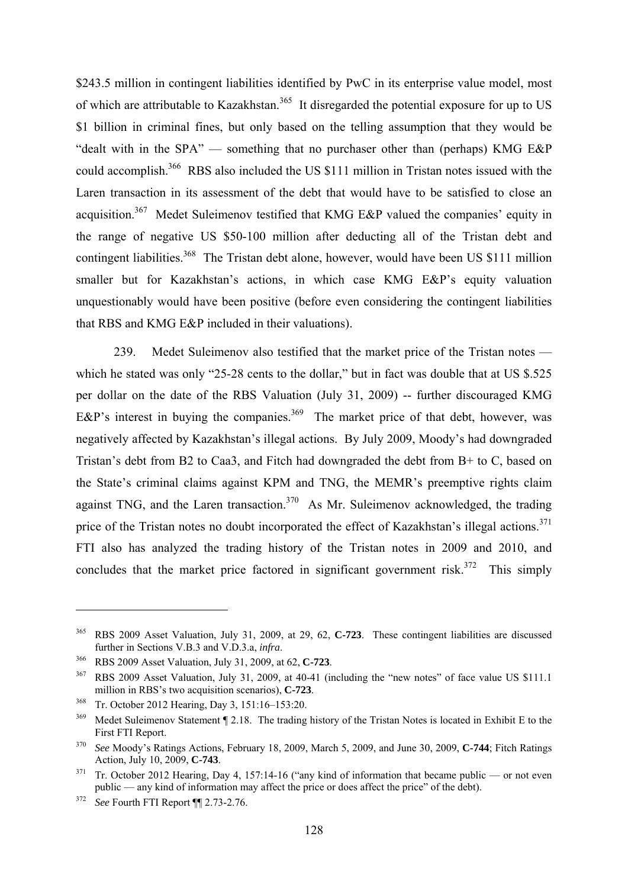$243.5 million in contingent liabilities identified by PwC in its enterprise value model, most of which are attributable to Kazakhstan.[365] It disregarded the potential exposure for up to US $1 billion in criminal fines, but only based on the telling assumption that they would be "dealt with in the SPA" — something that no purchaser other than (perhaps) KMG E&P could accomplish.[366] RBS also included the US $111 million in Tristan notes issued with the Laren transaction in its assessment of the debt that would have to be satisfied to close an acquisition.[367] Medet Suleimenov testified that KMG E&P valued the companies' equity in the range of negative US $50-100 million after deducting all of the Tristan debt and contingent liabilities.[368] The Tristan debt alone, however, would have been US $111 million smaller but for Kazakhstan's actions, in which case KMG E&P's equity valuation unquestionably would have been positive (before even considering the contingent liabilities that RBS and KMG E&P included in their valuations).

239. Medet Suleimenov also testified that the market price of the Tristan notes — which he stated was only "25-28 cents to the dollar," but in fact was double that at US $.525 per dollar on the date of the RBS Valuation (July 31, 2009) -- further discouraged KMG E&P's interest in buying the companies.[369] The market price of that debt, however, was negatively affected by Kazakhstan's illegal actions. By July 2009, Moody's had downgraded Tristan's debt from B2 to Caa3, and Fitch had downgraded the debt from B+ to C, based on the State's criminal claims against KPM and TNG, the MEMR's preemptive rights claim against TNG, and the Laren transaction.[370] As Mr. Suleimenov acknowledged, the trading price of the Tristan notes no doubt incorporated the effect of Kazakhstan's illegal actions.[371] FTI also has analyzed the trading history of the Tristan notes in 2009 and 2010, and concludes that the market price factored in significant government risk.[372] This simply

---

[365] RBS 2009 Asset Valuation, July 31, 2009, at 29, 62, **C-723**. These contingent liabilities are discussed further in Sections V.B.3 and V.D.3.a, *infra*.

[366] RBS 2009 Asset Valuation, July 31, 2009, at 62, **C-723**.

[367] RBS 2009 Asset Valuation, July 31, 2009, at 40-41 (including the "new notes" of face value US $111.1 million in RBS's two acquisition scenarios), **C-723**.

[368] Tr. October 2012 Hearing, Day 3, 151:16–153:20.

[369] Medet Suleimenov Statement ¶ 2.18. The trading history of the Tristan Notes is located in Exhibit E to the First FTI Report.

[370] *See* Moody's Ratings Actions, February 18, 2009, March 5, 2009, and June 30, 2009, **C-744**; Fitch Ratings Action, July 10, 2009, **C-743**.

[371] Tr. October 2012 Hearing, Day 4, 157:14-16 ("any kind of information that became public — or not even public — any kind of information may affect the price or does affect the price" of the debt).

[372] *See* Fourth FTI Report ¶¶ 2.73-2.76.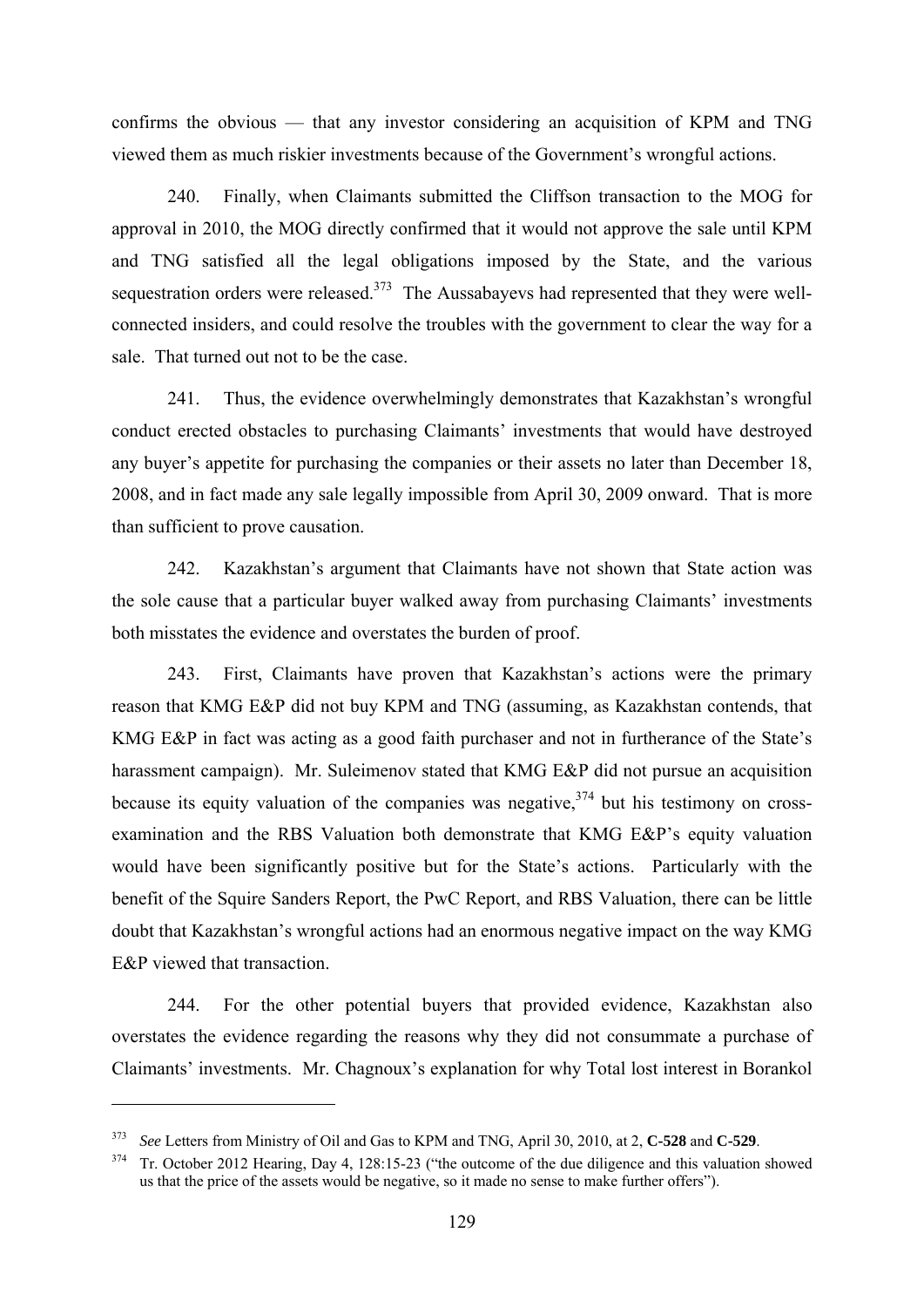confirms the obvious — that any investor considering an acquisition of KPM and TNG viewed them as much riskier investments because of the Government's wrongful actions.

240. Finally, when Claimants submitted the Cliffson transaction to the MOG for approval in 2010, the MOG directly confirmed that it would not approve the sale until KPM and TNG satisfied all the legal obligations imposed by the State, and the various sequestration orders were released.[373] The Aussabayevs had represented that they were well-connected insiders, and could resolve the troubles with the government to clear the way for a sale. That turned out not to be the case.

241. Thus, the evidence overwhelmingly demonstrates that Kazakhstan's wrongful conduct erected obstacles to purchasing Claimants' investments that would have destroyed any buyer's appetite for purchasing the companies or their assets no later than December 18, 2008, and in fact made any sale legally impossible from April 30, 2009 onward. That is more than sufficient to prove causation.

242. Kazakhstan's argument that Claimants have not shown that State action was the sole cause that a particular buyer walked away from purchasing Claimants' investments both misstates the evidence and overstates the burden of proof.

243. First, Claimants have proven that Kazakhstan's actions were the primary reason that KMG E&P did not buy KPM and TNG (assuming, as Kazakhstan contends, that KMG E&P in fact was acting as a good faith purchaser and not in furtherance of the State's harassment campaign). Mr. Suleimenov stated that KMG E&P did not pursue an acquisition because its equity valuation of the companies was negative,[374] but his testimony on cross-examination and the RBS Valuation both demonstrate that KMG E&P's equity valuation would have been significantly positive but for the State's actions. Particularly with the benefit of the Squire Sanders Report, the PwC Report, and RBS Valuation, there can be little doubt that Kazakhstan's wrongful actions had an enormous negative impact on the way KMG E&P viewed that transaction.

244. For the other potential buyers that provided evidence, Kazakhstan also overstates the evidence regarding the reasons why they did not consummate a purchase of Claimants' investments. Mr. Chagnoux's explanation for why Total lost interest in Borankol

---

[373] *See* Letters from Ministry of Oil and Gas to KPM and TNG, April 30, 2010, at 2, **C-528** and **C-529**.

[374] Tr. October 2012 Hearing, Day 4, 128:15-23 ("the outcome of the due diligence and this valuation showed us that the price of the assets would be negative, so it made no sense to make further offers").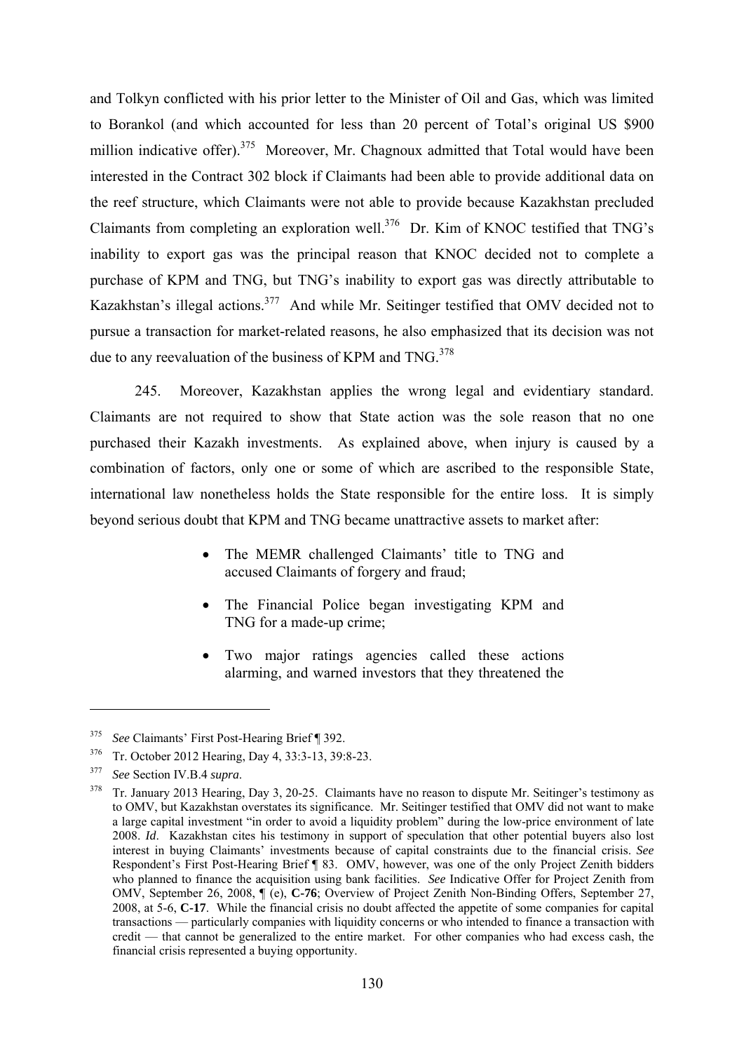and Tolkyn conflicted with his prior letter to the Minister of Oil and Gas, which was limited to Borankol (and which accounted for less than 20 percent of Total's original US $900 million indicative offer).[375] Moreover, Mr. Chagnoux admitted that Total would have been interested in the Contract 302 block if Claimants had been able to provide additional data on the reef structure, which Claimants were not able to provide because Kazakhstan precluded Claimants from completing an exploration well.[376] Dr. Kim of KNOC testified that TNG's inability to export gas was the principal reason that KNOC decided not to complete a purchase of KPM and TNG, but TNG's inability to export gas was directly attributable to Kazakhstan's illegal actions.[377] And while Mr. Seitinger testified that OMV decided not to pursue a transaction for market-related reasons, he also emphasized that its decision was not due to any reevaluation of the business of KPM and TNG.[378]

245. Moreover, Kazakhstan applies the wrong legal and evidentiary standard. Claimants are not required to show that State action was the sole reason that no one purchased their Kazakh investments. As explained above, when injury is caused by a combination of factors, only one or some of which are ascribed to the responsible State, international law nonetheless holds the State responsible for the entire loss. It is simply beyond serious doubt that KPM and TNG became unattractive assets to market after:

- The MEMR challenged Claimants' title to TNG and accused Claimants of forgery and fraud;
- The Financial Police began investigating KPM and TNG for a made-up crime;
- Two major ratings agencies called these actions alarming, and warned investors that they threatened the

---

[375] *See* Claimants' First Post-Hearing Brief ¶ 392.

[376] Tr. October 2012 Hearing, Day 4, 33:3-13, 39:8-23.

[377] *See* Section IV.B.4 *supra*.

[378] Tr. January 2013 Hearing, Day 3, 20-25. Claimants have no reason to dispute Mr. Seitinger's testimony as to OMV, but Kazakhstan overstates its significance. Mr. Seitinger testified that OMV did not want to make a large capital investment "in order to avoid a liquidity problem" during the low-price environment of late 2008. *Id*. Kazakhstan cites his testimony in support of speculation that other potential buyers also lost interest in buying Claimants' investments because of capital constraints due to the financial crisis. *See* Respondent's First Post-Hearing Brief ¶ 83. OMV, however, was one of the only Project Zenith bidders who planned to finance the acquisition using bank facilities. *See* Indicative Offer for Project Zenith from OMV, September 26, 2008, ¶ (e), **C-76**; Overview of Project Zenith Non-Binding Offers, September 27, 2008, at 5-6, **C-17**. While the financial crisis no doubt affected the appetite of some companies for capital transactions — particularly companies with liquidity concerns or who intended to finance a transaction with credit — that cannot be generalized to the entire market. For other companies who had excess cash, the financial crisis represented a buying opportunity.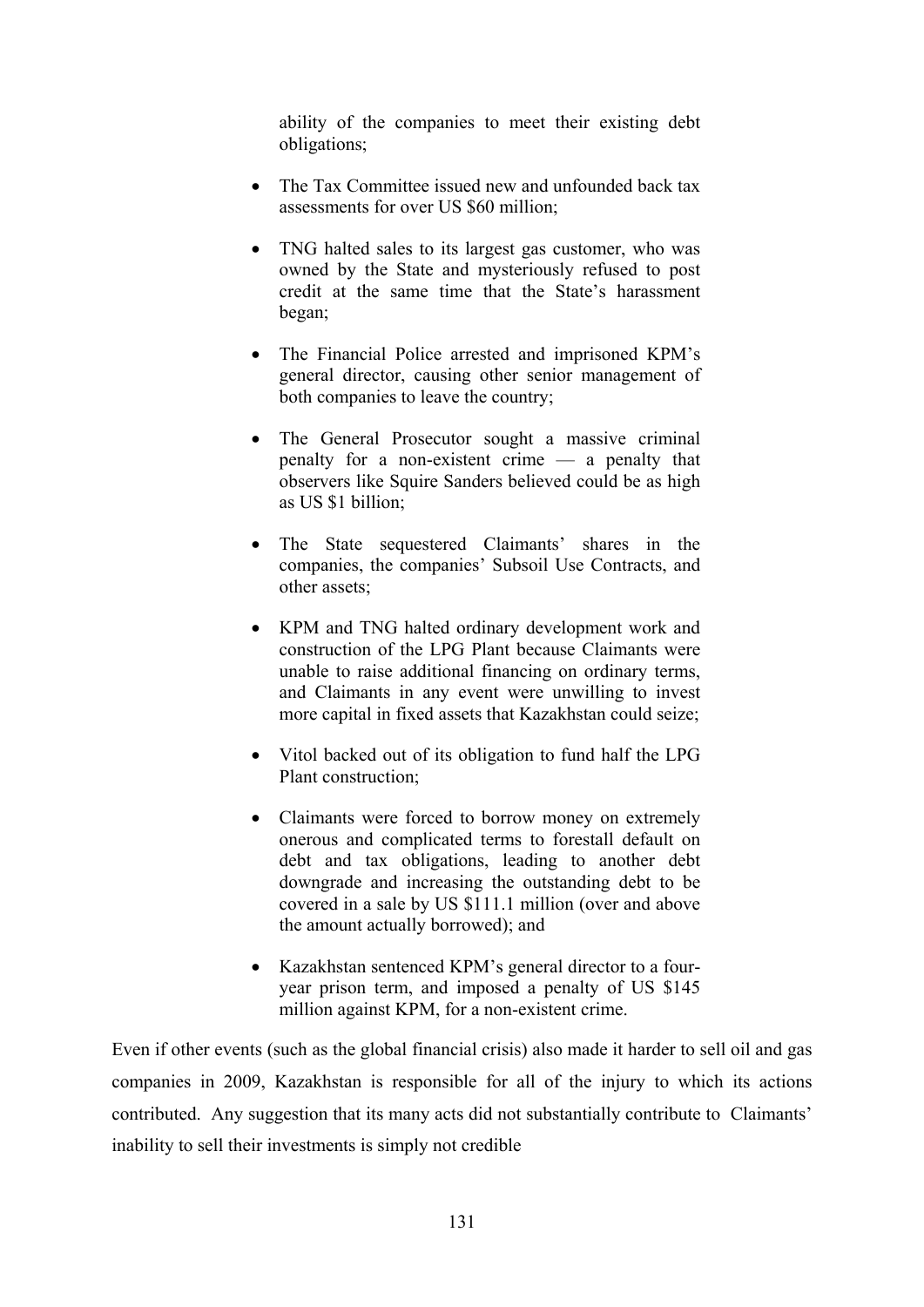ability of the companies to meet their existing debt obligations;

- The Tax Committee issued new and unfounded back tax assessments for over US $60 million;
- TNG halted sales to its largest gas customer, who was owned by the State and mysteriously refused to post credit at the same time that the State's harassment began;
- The Financial Police arrested and imprisoned KPM's general director, causing other senior management of both companies to leave the country;
- The General Prosecutor sought a massive criminal penalty for a non-existent crime — a penalty that observers like Squire Sanders believed could be as high as US $1 billion;
- The State sequestered Claimants' shares in the companies, the companies' Subsoil Use Contracts, and other assets;
- KPM and TNG halted ordinary development work and construction of the LPG Plant because Claimants were unable to raise additional financing on ordinary terms, and Claimants in any event were unwilling to invest more capital in fixed assets that Kazakhstan could seize;
- Vitol backed out of its obligation to fund half the LPG Plant construction;
- Claimants were forced to borrow money on extremely onerous and complicated terms to forestall default on debt and tax obligations, leading to another debt downgrade and increasing the outstanding debt to be covered in a sale by US $111.1 million (over and above the amount actually borrowed); and
- Kazakhstan sentenced KPM's general director to a four-year prison term, and imposed a penalty of US $145 million against KPM, for a non-existent crime.

Even if other events (such as the global financial crisis) also made it harder to sell oil and gas companies in 2009, Kazakhstan is responsible for all of the injury to which its actions contributed. Any suggestion that its many acts did not substantially contribute to Claimants' inability to sell their investments is simply not credible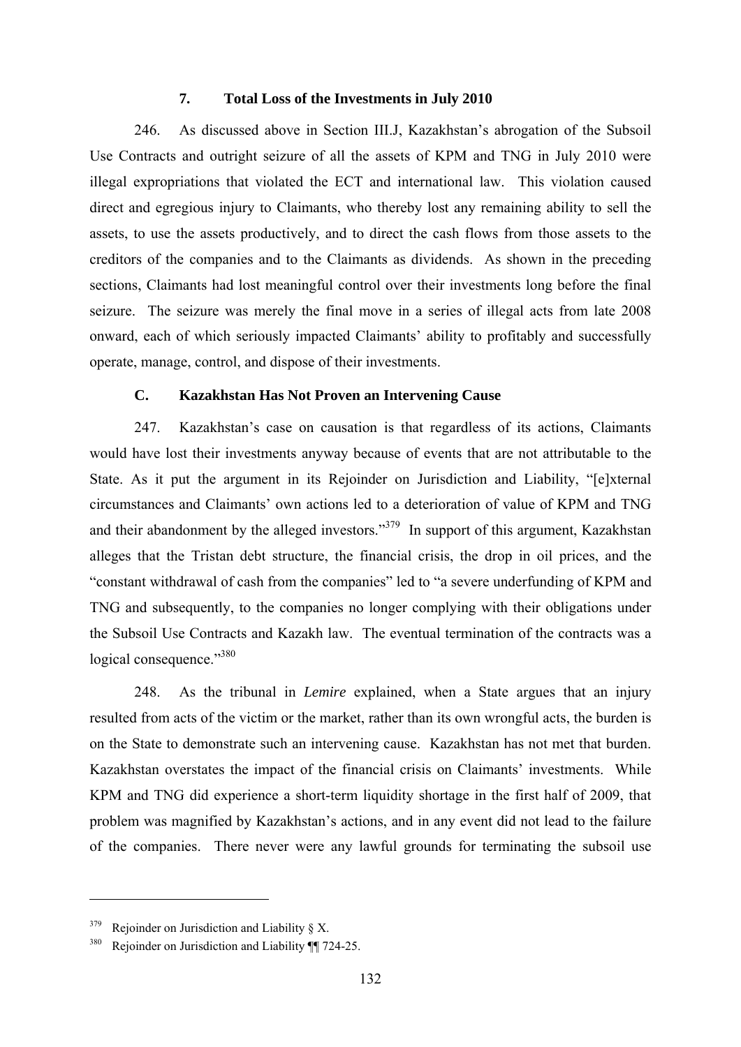### 7. Total Loss of the Investments in July 2010

246. As discussed above in Section III.J, Kazakhstan's abrogation of the Subsoil Use Contracts and outright seizure of all the assets of KPM and TNG in July 2010 were illegal expropriations that violated the ECT and international law. This violation caused direct and egregious injury to Claimants, who thereby lost any remaining ability to sell the assets, to use the assets productively, and to direct the cash flows from those assets to the creditors of the companies and to the Claimants as dividends. As shown in the preceding sections, Claimants had lost meaningful control over their investments long before the final seizure. The seizure was merely the final move in a series of illegal acts from late 2008 onward, each of which seriously impacted Claimants' ability to profitably and successfully operate, manage, control, and dispose of their investments.

## C. Kazakhstan Has Not Proven an Intervening Cause

247. Kazakhstan's case on causation is that regardless of its actions, Claimants would have lost their investments anyway because of events that are not attributable to the State. As it put the argument in its Rejoinder on Jurisdiction and Liability, "[e]xternal circumstances and Claimants' own actions led to a deterioration of value of KPM and TNG and their abandonment by the alleged investors."[379] In support of this argument, Kazakhstan alleges that the Tristan debt structure, the financial crisis, the drop in oil prices, and the "constant withdrawal of cash from the companies" led to "a severe underfunding of KPM and TNG and subsequently, to the companies no longer complying with their obligations under the Subsoil Use Contracts and Kazakh law. The eventual termination of the contracts was a logical consequence."[380]

248. As the tribunal in *Lemire* explained, when a State argues that an injury resulted from acts of the victim or the market, rather than its own wrongful acts, the burden is on the State to demonstrate such an intervening cause. Kazakhstan has not met that burden. Kazakhstan overstates the impact of the financial crisis on Claimants' investments. While KPM and TNG did experience a short-term liquidity shortage in the first half of 2009, that problem was magnified by Kazakhstan's actions, and in any event did not lead to the failure of the companies. There never were any lawful grounds for terminating the subsoil use

---

[379] Rejoinder on Jurisdiction and Liability § X.

[380] Rejoinder on Jurisdiction and Liability ¶¶ 724-25.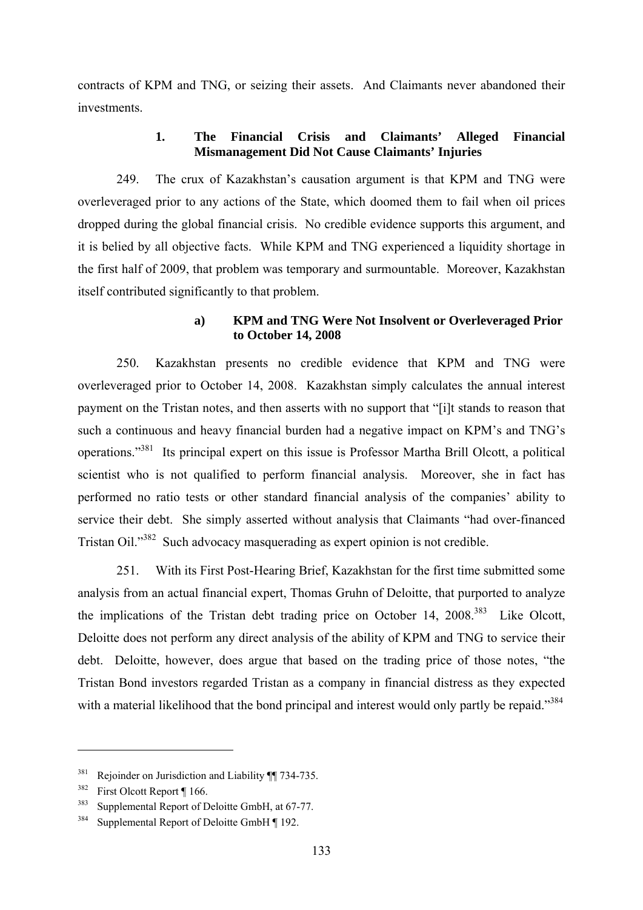contracts of KPM and TNG, or seizing their assets. And Claimants never abandoned their investments.

### 1. The Financial Crisis and Claimants' Alleged Financial Mismanagement Did Not Cause Claimants' Injuries

249. The crux of Kazakhstan's causation argument is that KPM and TNG were overleveraged prior to any actions of the State, which doomed them to fail when oil prices dropped during the global financial crisis. No credible evidence supports this argument, and it is belied by all objective facts. While KPM and TNG experienced a liquidity shortage in the first half of 2009, that problem was temporary and surmountable. Moreover, Kazakhstan itself contributed significantly to that problem.

#### a) KPM and TNG Were Not Insolvent or Overleveraged Prior to October 14, 2008

250. Kazakhstan presents no credible evidence that KPM and TNG were overleveraged prior to October 14, 2008. Kazakhstan simply calculates the annual interest payment on the Tristan notes, and then asserts with no support that "[i]t stands to reason that such a continuous and heavy financial burden had a negative impact on KPM's and TNG's operations."[381] Its principal expert on this issue is Professor Martha Brill Olcott, a political scientist who is not qualified to perform financial analysis. Moreover, she in fact has performed no ratio tests or other standard financial analysis of the companies' ability to service their debt. She simply asserted without analysis that Claimants "had over-financed Tristan Oil."[382] Such advocacy masquerading as expert opinion is not credible.

251. With its First Post-Hearing Brief, Kazakhstan for the first time submitted some analysis from an actual financial expert, Thomas Gruhn of Deloitte, that purported to analyze the implications of the Tristan debt trading price on October 14, 2008.[383] Like Olcott, Deloitte does not perform any direct analysis of the ability of KPM and TNG to service their debt. Deloitte, however, does argue that based on the trading price of those notes, "the Tristan Bond investors regarded Tristan as a company in financial distress as they expected with a material likelihood that the bond principal and interest would only partly be repaid."[384]

---

[381] Rejoinder on Jurisdiction and Liability ¶¶ 734-735.

[382] First Olcott Report ¶ 166.

[383] Supplemental Report of Deloitte GmbH, at 67-77.

[384] Supplemental Report of Deloitte GmbH ¶ 192.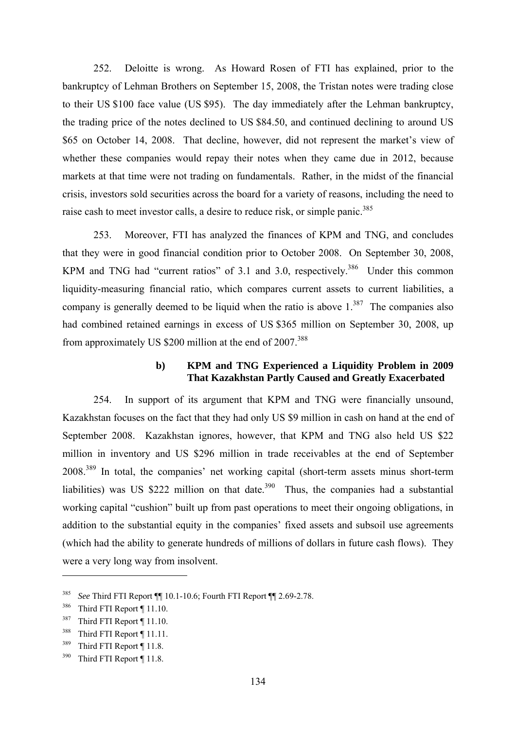252. Deloitte is wrong. As Howard Rosen of FTI has explained, prior to the bankruptcy of Lehman Brothers on September 15, 2008, the Tristan notes were trading close to their US $100 face value (US $95). The day immediately after the Lehman bankruptcy, the trading price of the notes declined to US $84.50, and continued declining to around US $65 on October 14, 2008. That decline, however, did not represent the market's view of whether these companies would repay their notes when they came due in 2012, because markets at that time were not trading on fundamentals. Rather, in the midst of the financial crisis, investors sold securities across the board for a variety of reasons, including the need to raise cash to meet investor calls, a desire to reduce risk, or simple panic.[385]

253. Moreover, FTI has analyzed the finances of KPM and TNG, and concludes that they were in good financial condition prior to October 2008. On September 30, 2008, KPM and TNG had "current ratios" of 3.1 and 3.0, respectively.[386] Under this common liquidity-measuring financial ratio, which compares current assets to current liabilities, a company is generally deemed to be liquid when the ratio is above 1.[387] The companies also had combined retained earnings in excess of US $365 million on September 30, 2008, up from approximately US $200 million at the end of 2007.[388]

#### b) KPM and TNG Experienced a Liquidity Problem in 2009 That Kazakhstan Partly Caused and Greatly Exacerbated

254. In support of its argument that KPM and TNG were financially unsound, Kazakhstan focuses on the fact that they had only US $9 million in cash on hand at the end of September 2008. Kazakhstan ignores, however, that KPM and TNG also held US $22 million in inventory and US $296 million in trade receivables at the end of September 2008.[389] In total, the companies' net working capital (short-term assets minus short-term liabilities) was US $222 million on that date.[390] Thus, the companies had a substantial working capital "cushion" built up from past operations to meet their ongoing obligations, in addition to the substantial equity in the companies' fixed assets and subsoil use agreements (which had the ability to generate hundreds of millions of dollars in future cash flows). They were a very long way from insolvent.

---

[385] *See* Third FTI Report ¶¶ 10.1-10.6; Fourth FTI Report ¶¶ 2.69-2.78.

[386] Third FTI Report ¶ 11.10.

[387] Third FTI Report ¶ 11.10.

[388] Third FTI Report ¶ 11.11.

[389] Third FTI Report ¶ 11.8.

[390] Third FTI Report ¶ 11.8.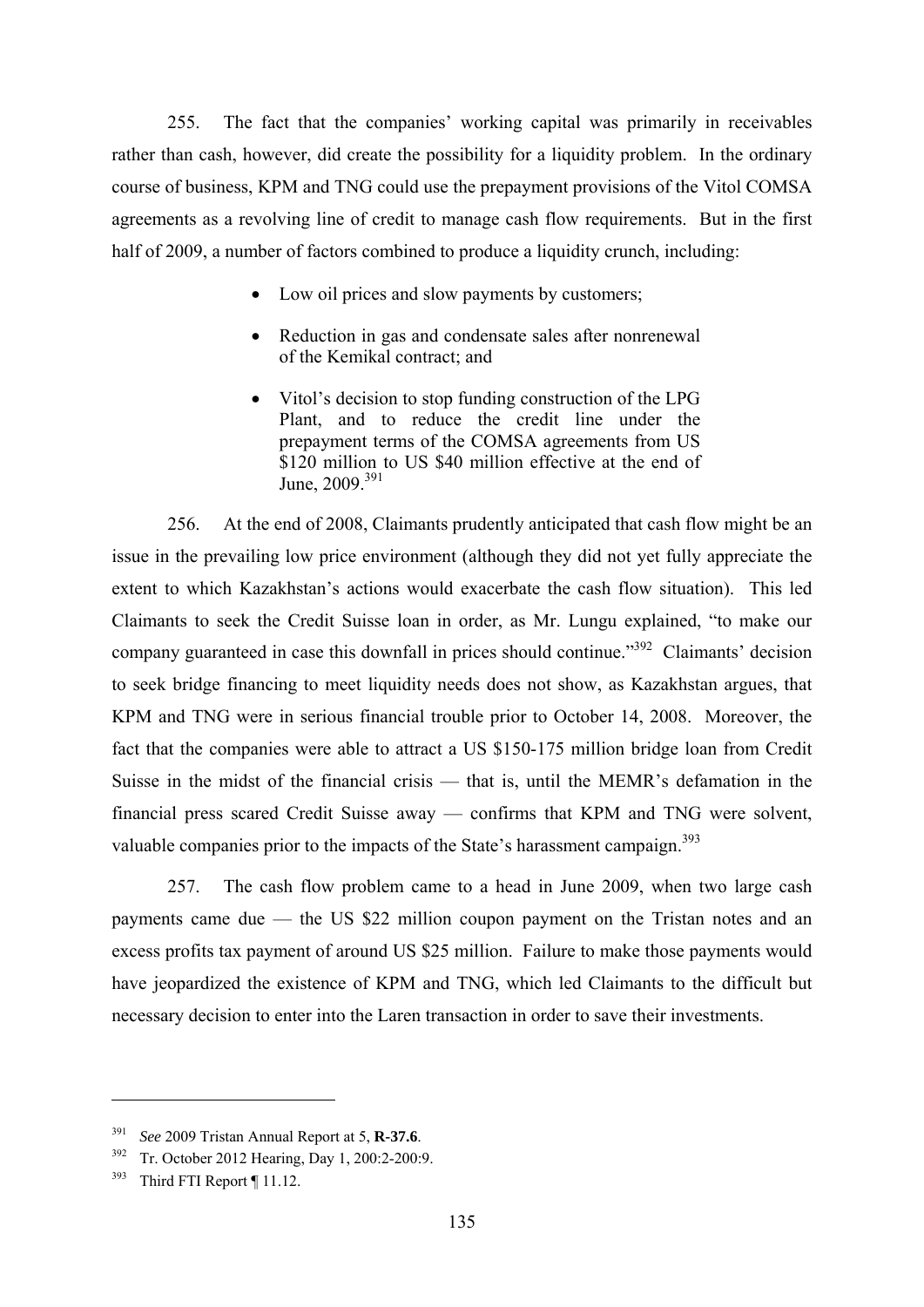255. The fact that the companies' working capital was primarily in receivables rather than cash, however, did create the possibility for a liquidity problem. In the ordinary course of business, KPM and TNG could use the prepayment provisions of the Vitol COMSA agreements as a revolving line of credit to manage cash flow requirements. But in the first half of 2009, a number of factors combined to produce a liquidity crunch, including:

- Low oil prices and slow payments by customers;
- Reduction in gas and condensate sales after nonrenewal of the Kemikal contract; and
- Vitol's decision to stop funding construction of the LPG Plant, and to reduce the credit line under the prepayment terms of the COMSA agreements from US $120 million to US $40 million effective at the end of June, 2009.[391]

256. At the end of 2008, Claimants prudently anticipated that cash flow might be an issue in the prevailing low price environment (although they did not yet fully appreciate the extent to which Kazakhstan's actions would exacerbate the cash flow situation). This led Claimants to seek the Credit Suisse loan in order, as Mr. Lungu explained, "to make our company guaranteed in case this downfall in prices should continue."[392] Claimants' decision to seek bridge financing to meet liquidity needs does not show, as Kazakhstan argues, that KPM and TNG were in serious financial trouble prior to October 14, 2008. Moreover, the fact that the companies were able to attract a US $150-175 million bridge loan from Credit Suisse in the midst of the financial crisis — that is, until the MEMR's defamation in the financial press scared Credit Suisse away — confirms that KPM and TNG were solvent, valuable companies prior to the impacts of the State's harassment campaign.[393]

257. The cash flow problem came to a head in June 2009, when two large cash payments came due — the US $22 million coupon payment on the Tristan notes and an excess profits tax payment of around US $25 million. Failure to make those payments would have jeopardized the existence of KPM and TNG, which led Claimants to the difficult but necessary decision to enter into the Laren transaction in order to save their investments.

---

[391] *See* 2009 Tristan Annual Report at 5, **R-37.6**.

[392] Tr. October 2012 Hearing, Day 1, 200:2-200:9.

[393] Third FTI Report ¶ 11.12.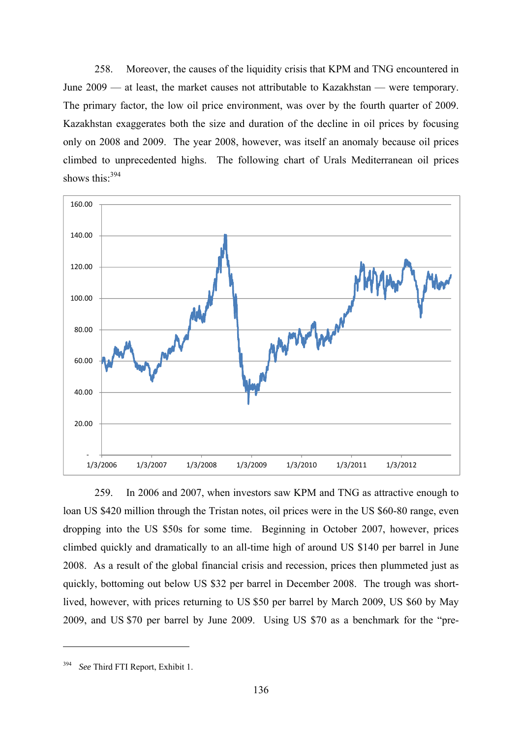258. Moreover, the causes of the liquidity crisis that KPM and TNG encountered in June 2009 — at least, the market causes not attributable to Kazakhstan — were temporary. The primary factor, the low oil price environment, was over by the fourth quarter of 2009. Kazakhstan exaggerates both the size and duration of the decline in oil prices by focusing only on 2008 and 2009. The year 2008, however, was itself an anomaly because oil prices climbed to unprecedented highs. The following chart of Urals Mediterranean oil prices shows this:[394]

259. In 2006 and 2007, when investors saw KPM and TNG as attractive enough to loan US $420 million through the Tristan notes, oil prices were in the US $60-80 range, even dropping into the US $50s for some time. Beginning in October 2007, however, prices climbed quickly and dramatically to an all-time high of around US $140 per barrel in June 2008. As a result of the global financial crisis and recession, prices then plummeted just as quickly, bottoming out below US $32 per barrel in December 2008. The trough was short-lived, however, with prices returning to US $50 per barrel by March 2009, US $60 by May 2009, and US $70 per barrel by June 2009. Using US $70 as a benchmark for the "pre-

---

[394] *See* Third FTI Report, Exhibit 1.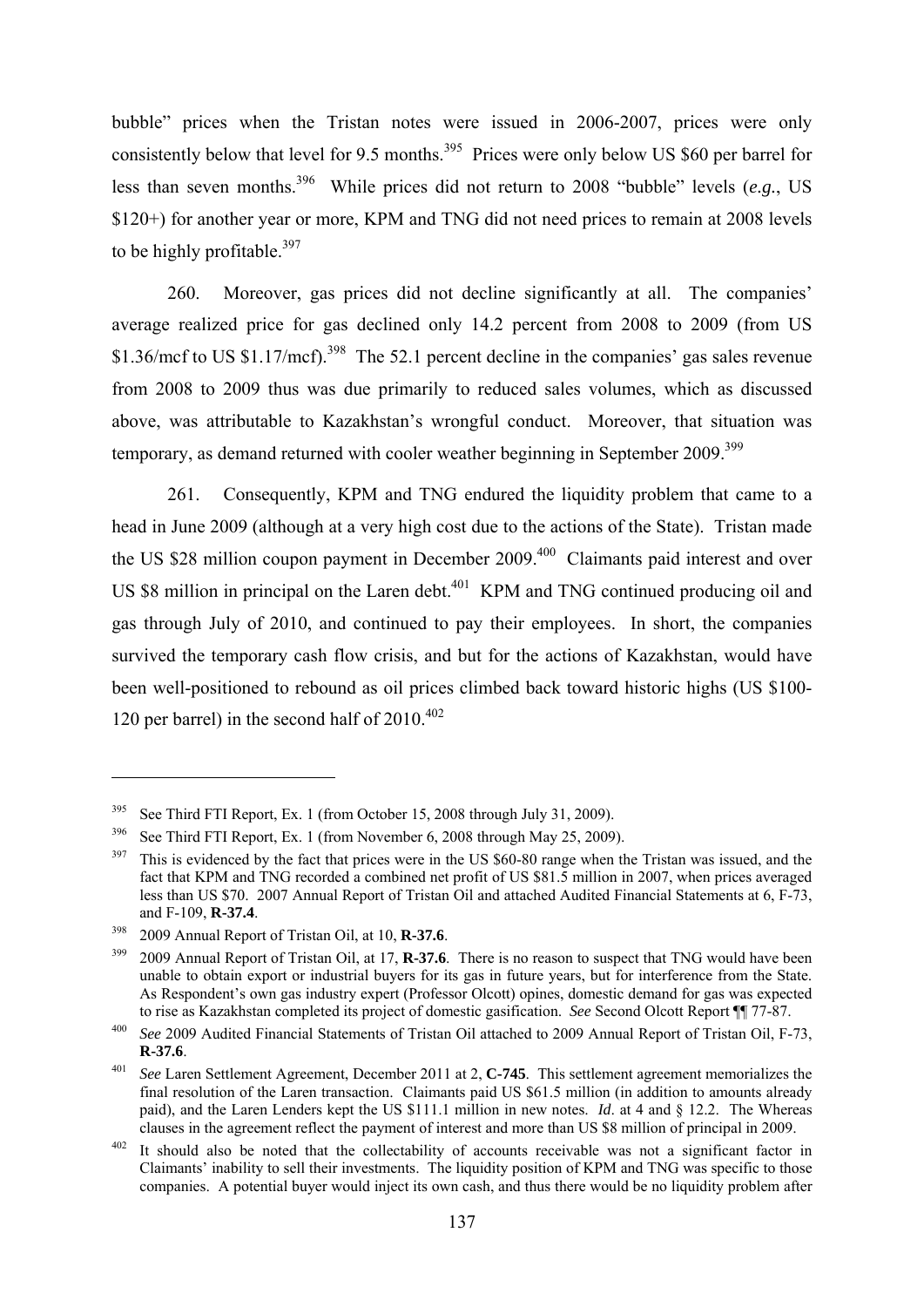bubble" prices when the Tristan notes were issued in 2006-2007, prices were only consistently below that level for 9.5 months.[395] Prices were only below US $60 per barrel for less than seven months.[396] While prices did not return to 2008 "bubble" levels (*e.g.*, US $120+) for another year or more, KPM and TNG did not need prices to remain at 2008 levels to be highly profitable.[397]

260. Moreover, gas prices did not decline significantly at all. The companies' average realized price for gas declined only 14.2 percent from 2008 to 2009 (from US $1.36/mcf to US $1.17/mcf).[398] The 52.1 percent decline in the companies' gas sales revenue from 2008 to 2009 thus was due primarily to reduced sales volumes, which as discussed above, was attributable to Kazakhstan's wrongful conduct. Moreover, that situation was temporary, as demand returned with cooler weather beginning in September 2009.[399]

261. Consequently, KPM and TNG endured the liquidity problem that came to a head in June 2009 (although at a very high cost due to the actions of the State). Tristan made the US $28 million coupon payment in December 2009.[400] Claimants paid interest and over US $8 million in principal on the Laren debt.[401] KPM and TNG continued producing oil and gas through July of 2010, and continued to pay their employees. In short, the companies survived the temporary cash flow crisis, and but for the actions of Kazakhstan, would have been well-positioned to rebound as oil prices climbed back toward historic highs (US $100-120 per barrel) in the second half of 2010.[402]

---

[395] See Third FTI Report, Ex. 1 (from October 15, 2008 through July 31, 2009).

[396] See Third FTI Report, Ex. 1 (from November 6, 2008 through May 25, 2009).

[397] This is evidenced by the fact that prices were in the US $60-80 range when the Tristan was issued, and the fact that KPM and TNG recorded a combined net profit of US $81.5 million in 2007, when prices averaged less than US $70. 2007 Annual Report of Tristan Oil and attached Audited Financial Statements at 6, F-73, and F-109, **R-37.4**.

[398] 2009 Annual Report of Tristan Oil, at 10, **R-37.6**.

[399] 2009 Annual Report of Tristan Oil, at 17, **R-37.6**. There is no reason to suspect that TNG would have been unable to obtain export or industrial buyers for its gas in future years, but for interference from the State. As Respondent's own gas industry expert (Professor Olcott) opines, domestic demand for gas was expected to rise as Kazakhstan completed its project of domestic gasification. *See* Second Olcott Report ¶¶ 77-87.

[400] *See* 2009 Audited Financial Statements of Tristan Oil attached to 2009 Annual Report of Tristan Oil, F-73, **R-37.6**.

[401] *See* Laren Settlement Agreement, December 2011 at 2, **C-745**. This settlement agreement memorializes the final resolution of the Laren transaction. Claimants paid US $61.5 million (in addition to amounts already paid), and the Laren Lenders kept the US $111.1 million in new notes. *Id*. at 4 and § 12.2. The Whereas clauses in the agreement reflect the payment of interest and more than US $8 million of principal in 2009.

[402] It should also be noted that the collectability of accounts receivable was not a significant factor in Claimants' inability to sell their investments. The liquidity position of KPM and TNG was specific to those companies. A potential buyer would inject its own cash, and thus there would be no liquidity problem after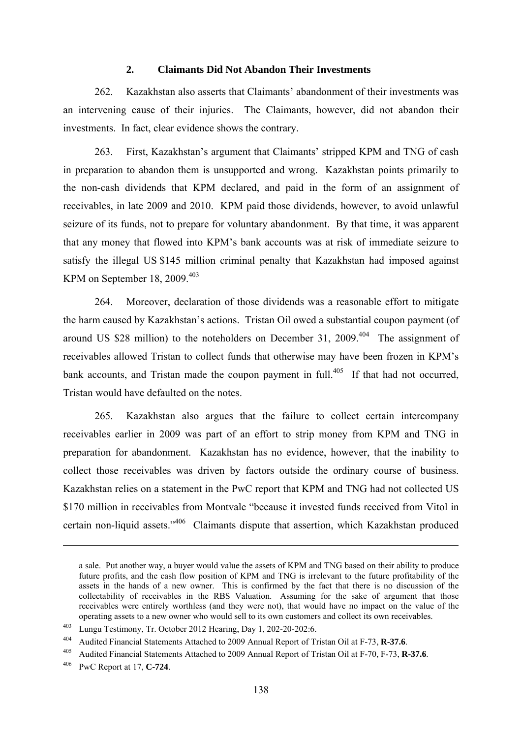### 2. Claimants Did Not Abandon Their Investments

262. Kazakhstan also asserts that Claimants' abandonment of their investments was an intervening cause of their injuries. The Claimants, however, did not abandon their investments. In fact, clear evidence shows the contrary.

263. First, Kazakhstan's argument that Claimants' stripped KPM and TNG of cash in preparation to abandon them is unsupported and wrong. Kazakhstan points primarily to the non-cash dividends that KPM declared, and paid in the form of an assignment of receivables, in late 2009 and 2010. KPM paid those dividends, however, to avoid unlawful seizure of its funds, not to prepare for voluntary abandonment. By that time, it was apparent that any money that flowed into KPM's bank accounts was at risk of immediate seizure to satisfy the illegal US $145 million criminal penalty that Kazakhstan had imposed against KPM on September 18, 2009.[403]

264. Moreover, declaration of those dividends was a reasonable effort to mitigate the harm caused by Kazakhstan's actions. Tristan Oil owed a substantial coupon payment (of around US $28 million) to the noteholders on December 31, 2009.[404] The assignment of receivables allowed Tristan to collect funds that otherwise may have been frozen in KPM's bank accounts, and Tristan made the coupon payment in full.[405] If that had not occurred, Tristan would have defaulted on the notes.

265. Kazakhstan also argues that the failure to collect certain intercompany receivables earlier in 2009 was part of an effort to strip money from KPM and TNG in preparation for abandonment. Kazakhstan has no evidence, however, that the inability to collect those receivables was driven by factors outside the ordinary course of business. Kazakhstan relies on a statement in the PwC report that KPM and TNG had not collected US $170 million in receivables from Montvale "because it invested funds received from Vitol in certain non-liquid assets."[406] Claimants dispute that assertion, which Kazakhstan produced

---

a sale. Put another way, a buyer would value the assets of KPM and TNG based on their ability to produce future profits, and the cash flow position of KPM and TNG is irrelevant to the future profitability of the assets in the hands of a new owner. This is confirmed by the fact that there is no discussion of the collectability of receivables in the RBS Valuation. Assuming for the sake of argument that those receivables were entirely worthless (and they were not), that would have no impact on the value of the operating assets to a new owner who would sell to its own customers and collect its own receivables.

[403] Lungu Testimony, Tr. October 2012 Hearing, Day 1, 202-20-202:6.

[404] Audited Financial Statements Attached to 2009 Annual Report of Tristan Oil at F-73, **R-37.6**.

[405] Audited Financial Statements Attached to 2009 Annual Report of Tristan Oil at F-70, F-73, **R-37.6**.

[406] PwC Report at 17, **C-724**.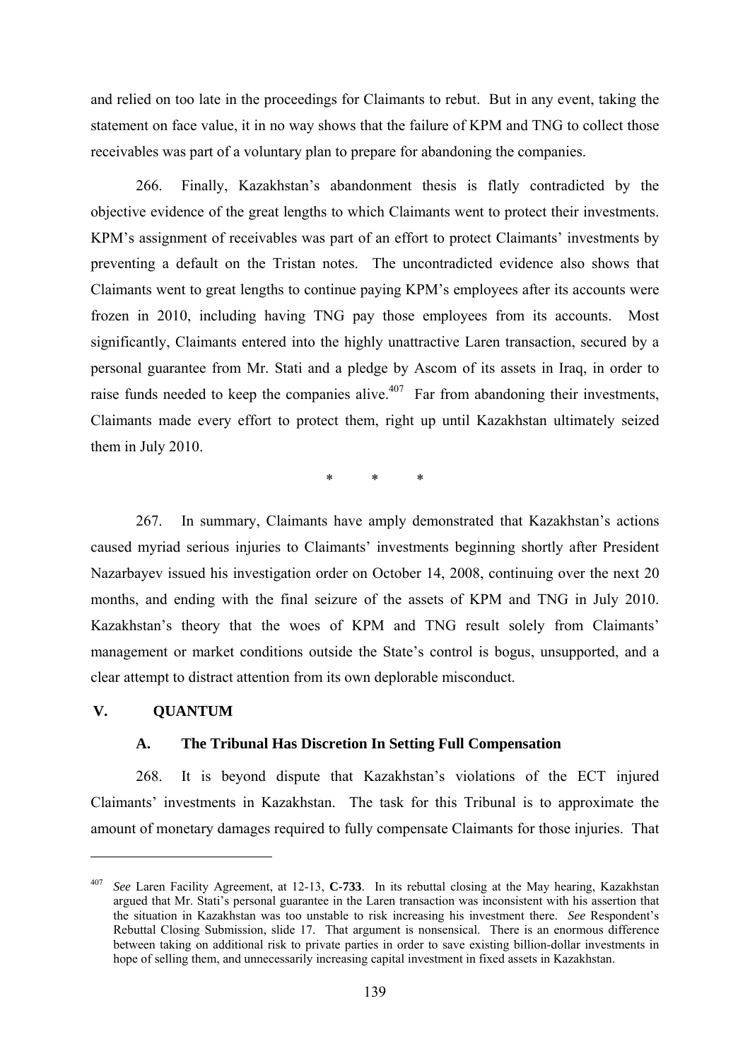and relied on too late in the proceedings for Claimants to rebut. But in any event, taking the statement on face value, it in no way shows that the failure of KPM and TNG to collect those receivables was part of a voluntary plan to prepare for abandoning the companies.

266. Finally, Kazakhstan's abandonment thesis is flatly contradicted by the objective evidence of the great lengths to which Claimants went to protect their investments. KPM's assignment of receivables was part of an effort to protect Claimants' investments by preventing a default on the Tristan notes. The uncontradicted evidence also shows that Claimants went to great lengths to continue paying KPM's employees after its accounts were frozen in 2010, including having TNG pay those employees from its accounts. Most significantly, Claimants entered into the highly unattractive Laren transaction, secured by a personal guarantee from Mr. Stati and a pledge by Ascom of its assets in Iraq, in order to raise funds needed to keep the companies alive.[407] Far from abandoning their investments, Claimants made every effort to protect them, right up until Kazakhstan ultimately seized them in July 2010.

\* \* \*

267. In summary, Claimants have amply demonstrated that Kazakhstan's actions caused myriad serious injuries to Claimants' investments beginning shortly after President Nazarbayev issued his investigation order on October 14, 2008, continuing over the next 20 months, and ending with the final seizure of the assets of KPM and TNG in July 2010. Kazakhstan's theory that the woes of KPM and TNG result solely from Claimants' management or market conditions outside the State's control is bogus, unsupported, and a clear attempt to distract attention from its own deplorable misconduct.

## V. QUANTUM

### A. The Tribunal Has Discretion In Setting Full Compensation

268. It is beyond dispute that Kazakhstan's violations of the ECT injured Claimants' investments in Kazakhstan. The task for this Tribunal is to approximate the amount of monetary damages required to fully compensate Claimants for those injuries. That

---

[407] *See* Laren Facility Agreement, at 12-13, **C-733**. In its rebuttal closing at the May hearing, Kazakhstan argued that Mr. Stati's personal guarantee in the Laren transaction was inconsistent with his assertion that the situation in Kazakhstan was too unstable to risk increasing his investment there. *See* Respondent's Rebuttal Closing Submission, slide 17. That argument is nonsensical. There is an enormous difference between taking on additional risk to private parties in order to save existing billion-dollar investments in hope of selling them, and unnecessarily increasing capital investment in fixed assets in Kazakhstan.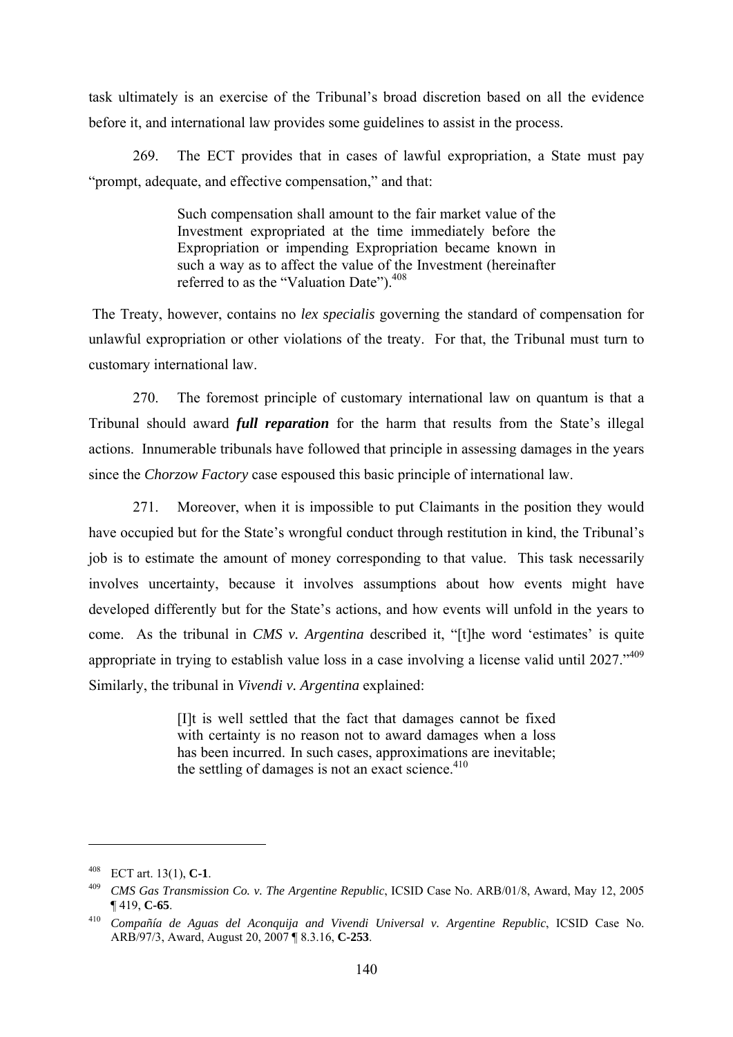task ultimately is an exercise of the Tribunal's broad discretion based on all the evidence before it, and international law provides some guidelines to assist in the process.

269. The ECT provides that in cases of lawful expropriation, a State must pay "prompt, adequate, and effective compensation," and that:

> Such compensation shall amount to the fair market value of the Investment expropriated at the time immediately before the Expropriation or impending Expropriation became known in such a way as to affect the value of the Investment (hereinafter referred to as the "Valuation Date").[408]

The Treaty, however, contains no *lex specialis* governing the standard of compensation for unlawful expropriation or other violations of the treaty. For that, the Tribunal must turn to customary international law.

270. The foremost principle of customary international law on quantum is that a Tribunal should award ***full reparation*** for the harm that results from the State's illegal actions. Innumerable tribunals have followed that principle in assessing damages in the years since the *Chorzow Factory* case espoused this basic principle of international law.

271. Moreover, when it is impossible to put Claimants in the position they would have occupied but for the State's wrongful conduct through restitution in kind, the Tribunal's job is to estimate the amount of money corresponding to that value. This task necessarily involves uncertainty, because it involves assumptions about how events might have developed differently but for the State's actions, and how events will unfold in the years to come. As the tribunal in *CMS v. Argentina* described it, "[t]he word 'estimates' is quite appropriate in trying to establish value loss in a case involving a license valid until 2027."[409] Similarly, the tribunal in *Vivendi v. Argentina* explained:

> [I]t is well settled that the fact that damages cannot be fixed with certainty is no reason not to award damages when a loss has been incurred. In such cases, approximations are inevitable; the settling of damages is not an exact science.[410]

---

[408] ECT art. 13(1), **C-1**.

[409] *CMS Gas Transmission Co. v. The Argentine Republic*, ICSID Case No. ARB/01/8, Award, May 12, 2005 ¶ 419, **C-65**.

[410] *Compañía de Aguas del Aconquija and Vivendi Universal v. Argentine Republic*, ICSID Case No. ARB/97/3, Award, August 20, 2007 ¶ 8.3.16, **C-253**.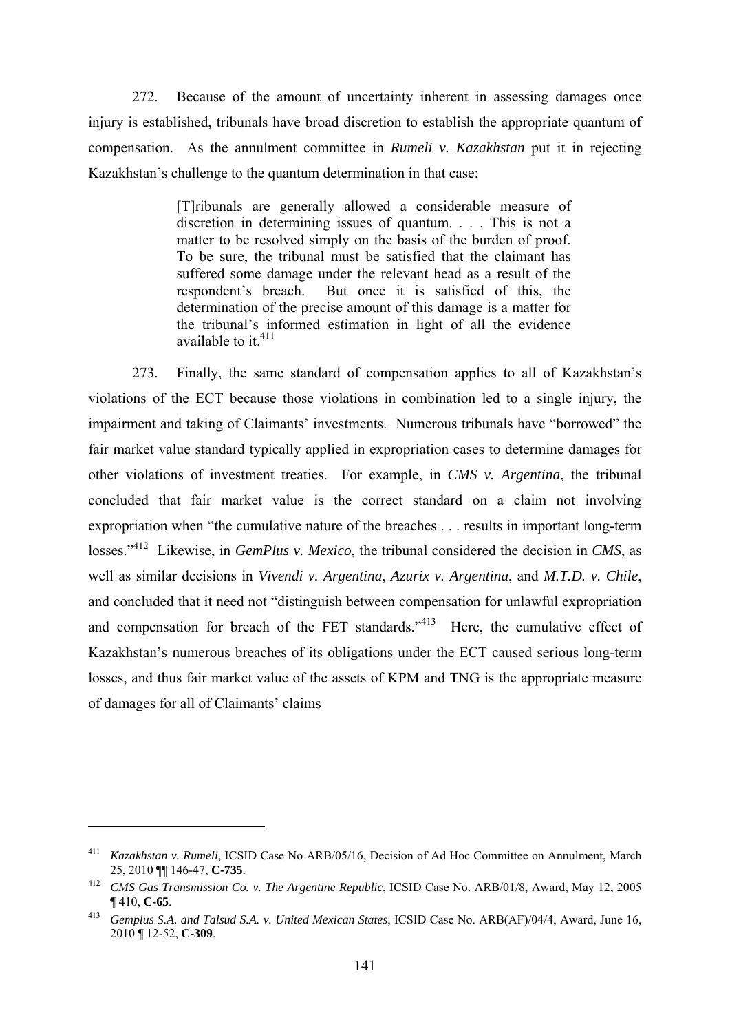272. Because of the amount of uncertainty inherent in assessing damages once injury is established, tribunals have broad discretion to establish the appropriate quantum of compensation. As the annulment committee in *Rumeli v. Kazakhstan* put it in rejecting Kazakhstan's challenge to the quantum determination in that case:

> [T]ribunals are generally allowed a considerable measure of discretion in determining issues of quantum. . . . This is not a matter to be resolved simply on the basis of the burden of proof. To be sure, the tribunal must be satisfied that the claimant has suffered some damage under the relevant head as a result of the respondent's breach. But once it is satisfied of this, the determination of the precise amount of this damage is a matter for the tribunal's informed estimation in light of all the evidence available to it.[411]

273. Finally, the same standard of compensation applies to all of Kazakhstan's violations of the ECT because those violations in combination led to a single injury, the impairment and taking of Claimants' investments. Numerous tribunals have "borrowed" the fair market value standard typically applied in expropriation cases to determine damages for other violations of investment treaties. For example, in *CMS v. Argentina*, the tribunal concluded that fair market value is the correct standard on a claim not involving expropriation when "the cumulative nature of the breaches . . . results in important long-term losses."[412] Likewise, in *GemPlus v. Mexico*, the tribunal considered the decision in *CMS*, as well as similar decisions in *Vivendi v. Argentina*, *Azurix v. Argentina*, and *M.T.D. v. Chile*, and concluded that it need not "distinguish between compensation for unlawful expropriation and compensation for breach of the FET standards."[413] Here, the cumulative effect of Kazakhstan's numerous breaches of its obligations under the ECT caused serious long-term losses, and thus fair market value of the assets of KPM and TNG is the appropriate measure of damages for all of Claimants' claims

---

[411] *Kazakhstan v. Rumeli*, ICSID Case No ARB/05/16, Decision of Ad Hoc Committee on Annulment, March 25, 2010 ¶¶ 146-47, **C-735**.

[412] *CMS Gas Transmission Co. v. The Argentine Republic*, ICSID Case No. ARB/01/8, Award, May 12, 2005 ¶ 410, **C-65**.

[413] *Gemplus S.A. and Talsud S.A. v. United Mexican States*, ICSID Case No. ARB(AF)/04/4, Award, June 16, 2010 ¶ 12-52, **C-309**.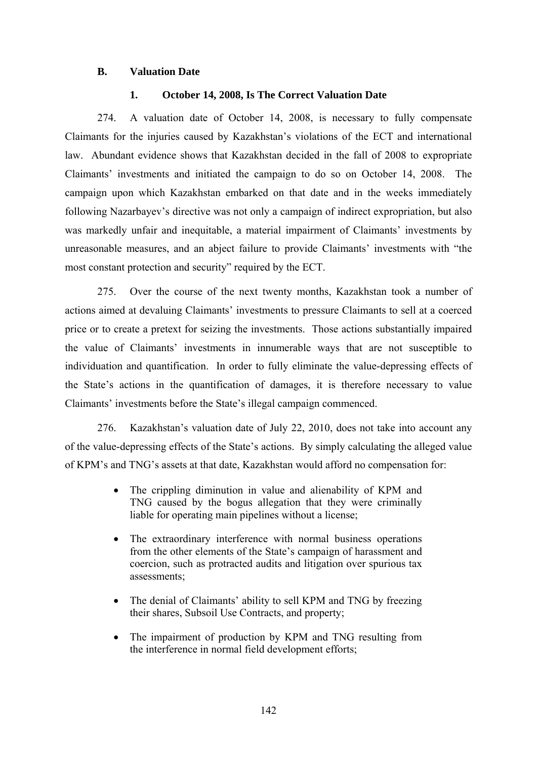## B. Valuation Date

### 1. October 14, 2008, Is The Correct Valuation Date

274. A valuation date of October 14, 2008, is necessary to fully compensate Claimants for the injuries caused by Kazakhstan's violations of the ECT and international law. Abundant evidence shows that Kazakhstan decided in the fall of 2008 to expropriate Claimants' investments and initiated the campaign to do so on October 14, 2008. The campaign upon which Kazakhstan embarked on that date and in the weeks immediately following Nazarbayev's directive was not only a campaign of indirect expropriation, but also was markedly unfair and inequitable, a material impairment of Claimants' investments by unreasonable measures, and an abject failure to provide Claimants' investments with "the most constant protection and security" required by the ECT.

275. Over the course of the next twenty months, Kazakhstan took a number of actions aimed at devaluing Claimants' investments to pressure Claimants to sell at a coerced price or to create a pretext for seizing the investments. Those actions substantially impaired the value of Claimants' investments in innumerable ways that are not susceptible to individuation and quantification. In order to fully eliminate the value-depressing effects of the State's actions in the quantification of damages, it is therefore necessary to value Claimants' investments before the State's illegal campaign commenced.

276. Kazakhstan's valuation date of July 22, 2010, does not take into account any of the value-depressing effects of the State's actions. By simply calculating the alleged value of KPM's and TNG's assets at that date, Kazakhstan would afford no compensation for:

- The crippling diminution in value and alienability of KPM and TNG caused by the bogus allegation that they were criminally liable for operating main pipelines without a license;
- The extraordinary interference with normal business operations from the other elements of the State's campaign of harassment and coercion, such as protracted audits and litigation over spurious tax assessments;
- The denial of Claimants' ability to sell KPM and TNG by freezing their shares, Subsoil Use Contracts, and property;
- The impairment of production by KPM and TNG resulting from the interference in normal field development efforts;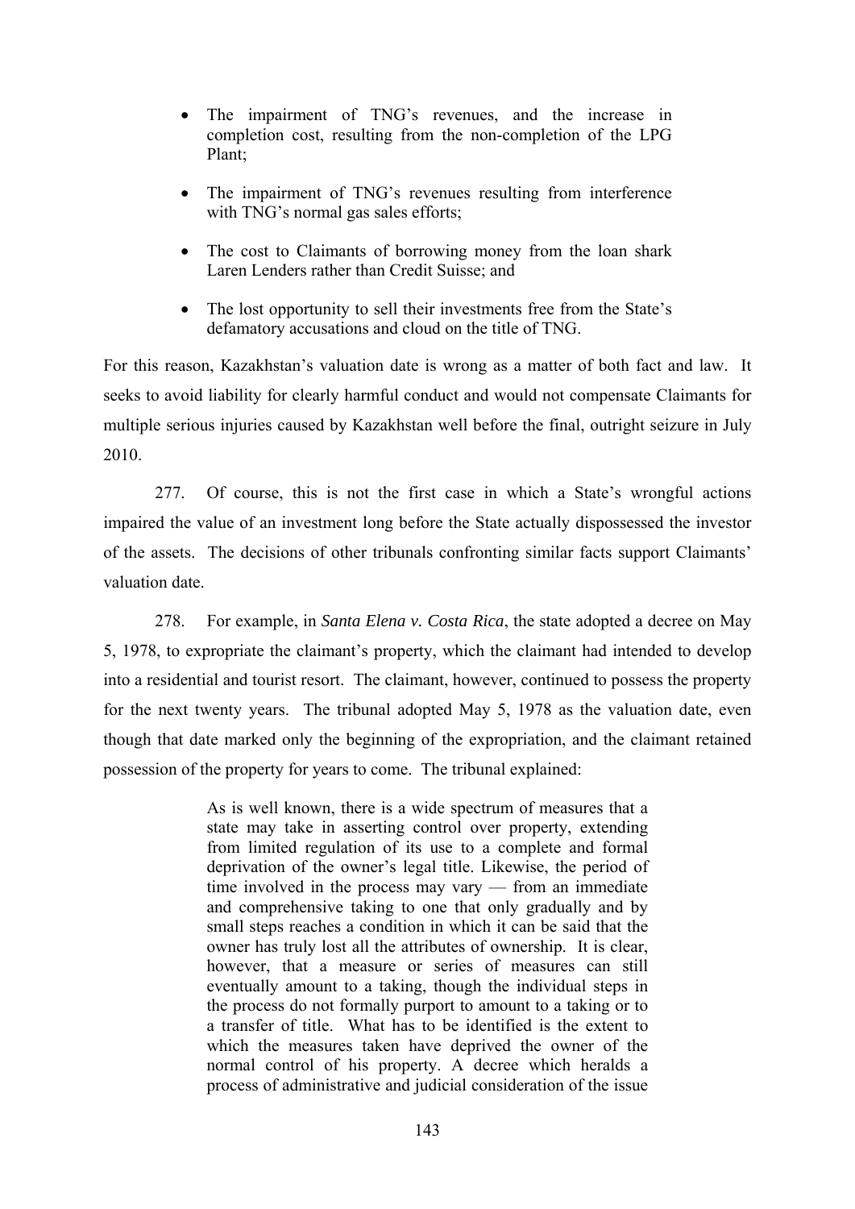- The impairment of TNG's revenues, and the increase in completion cost, resulting from the non-completion of the LPG Plant;
- The impairment of TNG's revenues resulting from interference with TNG's normal gas sales efforts;
- The cost to Claimants of borrowing money from the loan shark Laren Lenders rather than Credit Suisse; and
- The lost opportunity to sell their investments free from the State's defamatory accusations and cloud on the title of TNG.

For this reason, Kazakhstan's valuation date is wrong as a matter of both fact and law. It seeks to avoid liability for clearly harmful conduct and would not compensate Claimants for multiple serious injuries caused by Kazakhstan well before the final, outright seizure in July 2010.

277. Of course, this is not the first case in which a State's wrongful actions impaired the value of an investment long before the State actually dispossessed the investor of the assets. The decisions of other tribunals confronting similar facts support Claimants' valuation date.

278. For example, in *Santa Elena v. Costa Rica*, the state adopted a decree on May 5, 1978, to expropriate the claimant's property, which the claimant had intended to develop into a residential and tourist resort. The claimant, however, continued to possess the property for the next twenty years. The tribunal adopted May 5, 1978 as the valuation date, even though that date marked only the beginning of the expropriation, and the claimant retained possession of the property for years to come. The tribunal explained:

> As is well known, there is a wide spectrum of measures that a state may take in asserting control over property, extending from limited regulation of its use to a complete and formal deprivation of the owner's legal title. Likewise, the period of time involved in the process may vary — from an immediate and comprehensive taking to one that only gradually and by small steps reaches a condition in which it can be said that the owner has truly lost all the attributes of ownership. It is clear, however, that a measure or series of measures can still eventually amount to a taking, though the individual steps in the process do not formally purport to amount to a taking or to a transfer of title. What has to be identified is the extent to which the measures taken have deprived the owner of the normal control of his property. A decree which heralds a process of administrative and judicial consideration of the issue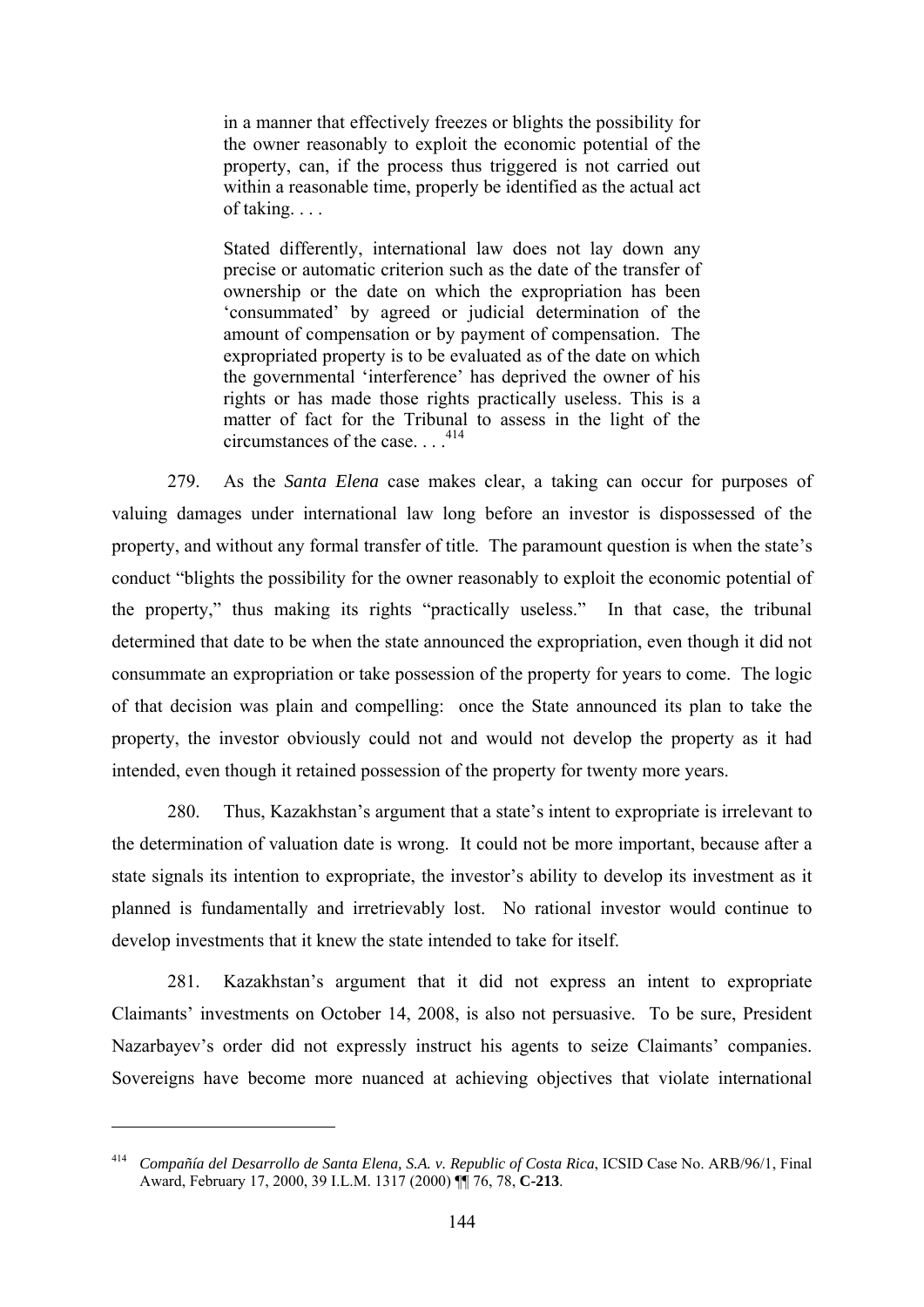> in a manner that effectively freezes or blights the possibility for the owner reasonably to exploit the economic potential of the property, can, if the process thus triggered is not carried out within a reasonable time, properly be identified as the actual act of taking. . . .
>
> Stated differently, international law does not lay down any precise or automatic criterion such as the date of the transfer of ownership or the date on which the expropriation has been 'consummated' by agreed or judicial determination of the amount of compensation or by payment of compensation. The expropriated property is to be evaluated as of the date on which the governmental 'interference' has deprived the owner of his rights or has made those rights practically useless. This is a matter of fact for the Tribunal to assess in the light of the circumstances of the case. . . .[414]

279. As the *Santa Elena* case makes clear, a taking can occur for purposes of valuing damages under international law long before an investor is dispossessed of the property, and without any formal transfer of title. The paramount question is when the state's conduct "blights the possibility for the owner reasonably to exploit the economic potential of the property," thus making its rights "practically useless." In that case, the tribunal determined that date to be when the state announced the expropriation, even though it did not consummate an expropriation or take possession of the property for years to come. The logic of that decision was plain and compelling: once the State announced its plan to take the property, the investor obviously could not and would not develop the property as it had intended, even though it retained possession of the property for twenty more years.

280. Thus, Kazakhstan's argument that a state's intent to expropriate is irrelevant to the determination of valuation date is wrong. It could not be more important, because after a state signals its intention to expropriate, the investor's ability to develop its investment as it planned is fundamentally and irretrievably lost. No rational investor would continue to develop investments that it knew the state intended to take for itself.

281. Kazakhstan's argument that it did not express an intent to expropriate Claimants' investments on October 14, 2008, is also not persuasive. To be sure, President Nazarbayev's order did not expressly instruct his agents to seize Claimants' companies. Sovereigns have become more nuanced at achieving objectives that violate international

---

[414] *Compañía del Desarrollo de Santa Elena, S.A. v. Republic of Costa Rica*, ICSID Case No. ARB/96/1, Final Award, February 17, 2000, 39 I.L.M. 1317 (2000) ¶¶ 76, 78, **C-213**.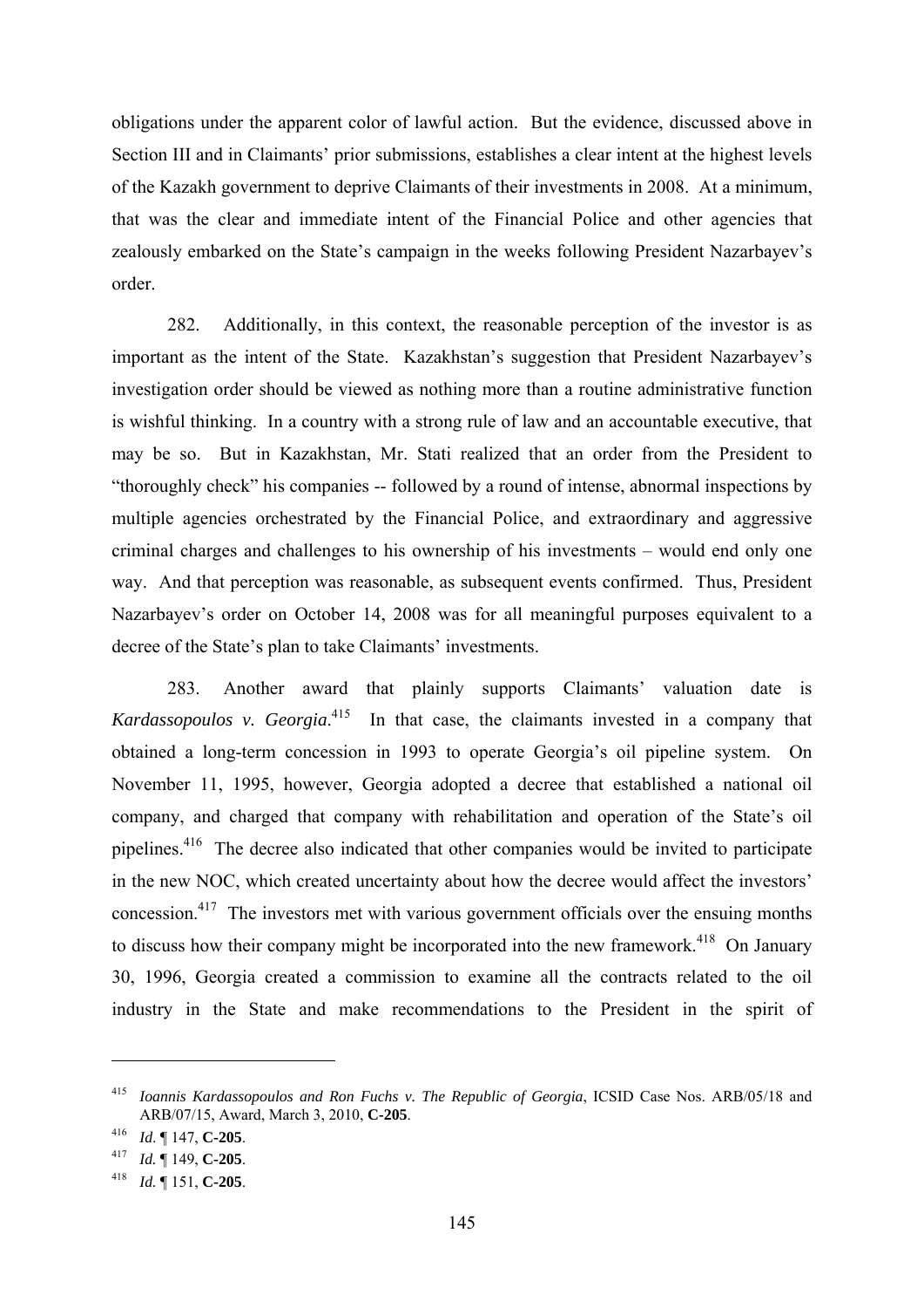obligations under the apparent color of lawful action. But the evidence, discussed above in Section III and in Claimants' prior submissions, establishes a clear intent at the highest levels of the Kazakh government to deprive Claimants of their investments in 2008. At a minimum, that was the clear and immediate intent of the Financial Police and other agencies that zealously embarked on the State's campaign in the weeks following President Nazarbayev's order.

282. Additionally, in this context, the reasonable perception of the investor is as important as the intent of the State. Kazakhstan's suggestion that President Nazarbayev's investigation order should be viewed as nothing more than a routine administrative function is wishful thinking. In a country with a strong rule of law and an accountable executive, that may be so. But in Kazakhstan, Mr. Stati realized that an order from the President to "thoroughly check" his companies -- followed by a round of intense, abnormal inspections by multiple agencies orchestrated by the Financial Police, and extraordinary and aggressive criminal charges and challenges to his ownership of his investments – would end only one way. And that perception was reasonable, as subsequent events confirmed. Thus, President Nazarbayev's order on October 14, 2008 was for all meaningful purposes equivalent to a decree of the State's plan to take Claimants' investments.

283. Another award that plainly supports Claimants' valuation date is *Kardassopoulos v. Georgia*.[415] In that case, the claimants invested in a company that obtained a long-term concession in 1993 to operate Georgia's oil pipeline system. On November 11, 1995, however, Georgia adopted a decree that established a national oil company, and charged that company with rehabilitation and operation of the State's oil pipelines.[416] The decree also indicated that other companies would be invited to participate in the new NOC, which created uncertainty about how the decree would affect the investors' concession.[417] The investors met with various government officials over the ensuing months to discuss how their company might be incorporated into the new framework.[418] On January 30, 1996, Georgia created a commission to examine all the contracts related to the oil industry in the State and make recommendations to the President in the spirit of

---

[415] *Ioannis Kardassopoulos and Ron Fuchs v. The Republic of Georgia*, ICSID Case Nos. ARB/05/18 and ARB/07/15, Award, March 3, 2010, **C-205**.

[416] *Id.* ¶ 147, **C-205**.

[417] *Id.* ¶ 149, **C-205**.

[418] *Id.* ¶ 151, **C-205**.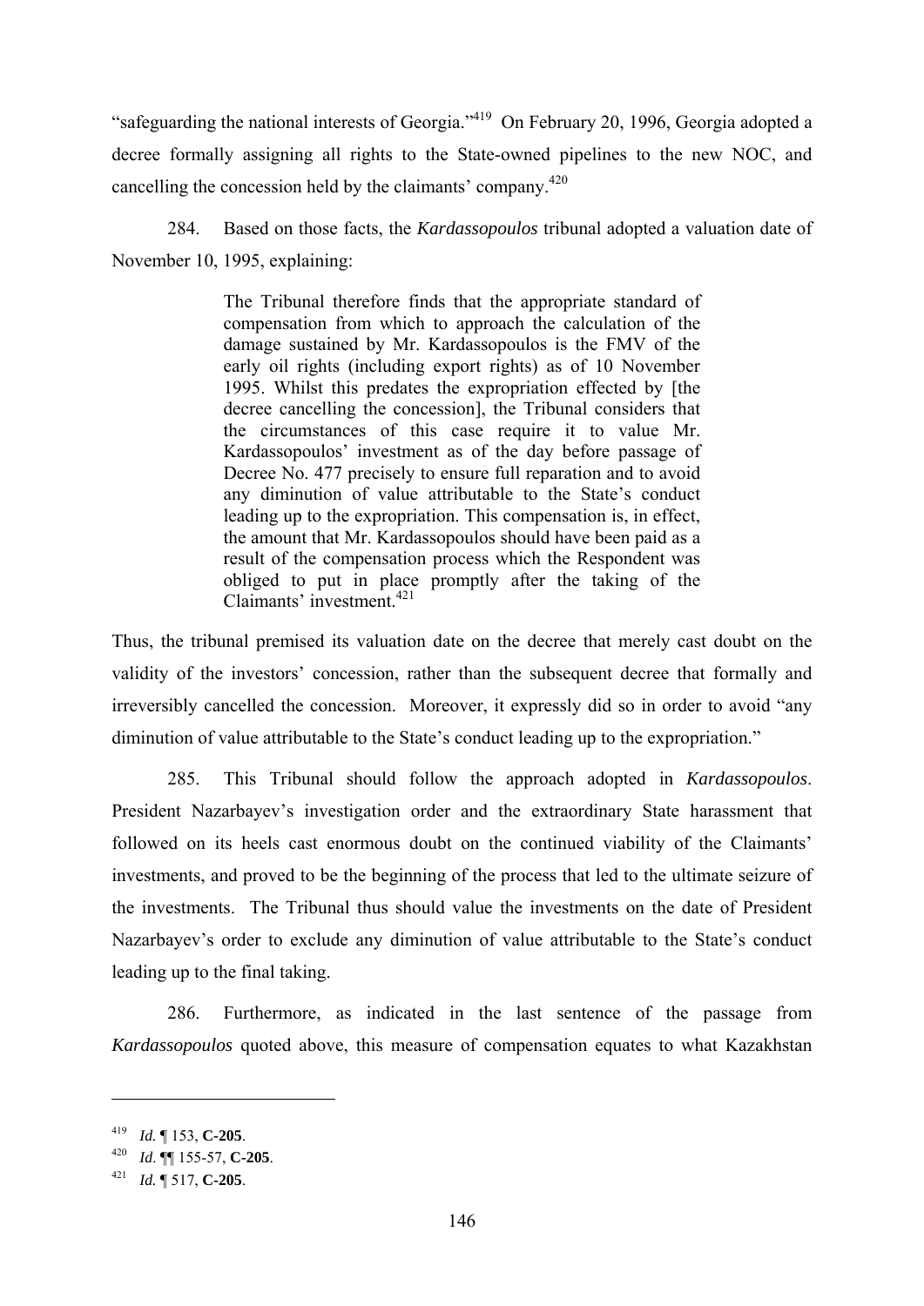"safeguarding the national interests of Georgia."[419] On February 20, 1996, Georgia adopted a decree formally assigning all rights to the State-owned pipelines to the new NOC, and cancelling the concession held by the claimants' company.[420]

284. Based on those facts, the *Kardassopoulos* tribunal adopted a valuation date of November 10, 1995, explaining:

> The Tribunal therefore finds that the appropriate standard of compensation from which to approach the calculation of the damage sustained by Mr. Kardassopoulos is the FMV of the early oil rights (including export rights) as of 10 November 1995. Whilst this predates the expropriation effected by [the decree cancelling the concession], the Tribunal considers that the circumstances of this case require it to value Mr. Kardassopoulos' investment as of the day before passage of Decree No. 477 precisely to ensure full reparation and to avoid any diminution of value attributable to the State's conduct leading up to the expropriation. This compensation is, in effect, the amount that Mr. Kardassopoulos should have been paid as a result of the compensation process which the Respondent was obliged to put in place promptly after the taking of the Claimants' investment.[421]

Thus, the tribunal premised its valuation date on the decree that merely cast doubt on the validity of the investors' concession, rather than the subsequent decree that formally and irreversibly cancelled the concession. Moreover, it expressly did so in order to avoid "any diminution of value attributable to the State's conduct leading up to the expropriation."

285. This Tribunal should follow the approach adopted in *Kardassopoulos*. President Nazarbayev's investigation order and the extraordinary State harassment that followed on its heels cast enormous doubt on the continued viability of the Claimants' investments, and proved to be the beginning of the process that led to the ultimate seizure of the investments. The Tribunal thus should value the investments on the date of President Nazarbayev's order to exclude any diminution of value attributable to the State's conduct leading up to the final taking.

286. Furthermore, as indicated in the last sentence of the passage from *Kardassopoulos* quoted above, this measure of compensation equates to what Kazakhstan

---

[419] *Id.* ¶ 153, **C-205**.

[420] *Id*. ¶¶ 155-57, **C-205**.

[421] *Id.* ¶ 517, **C-205**.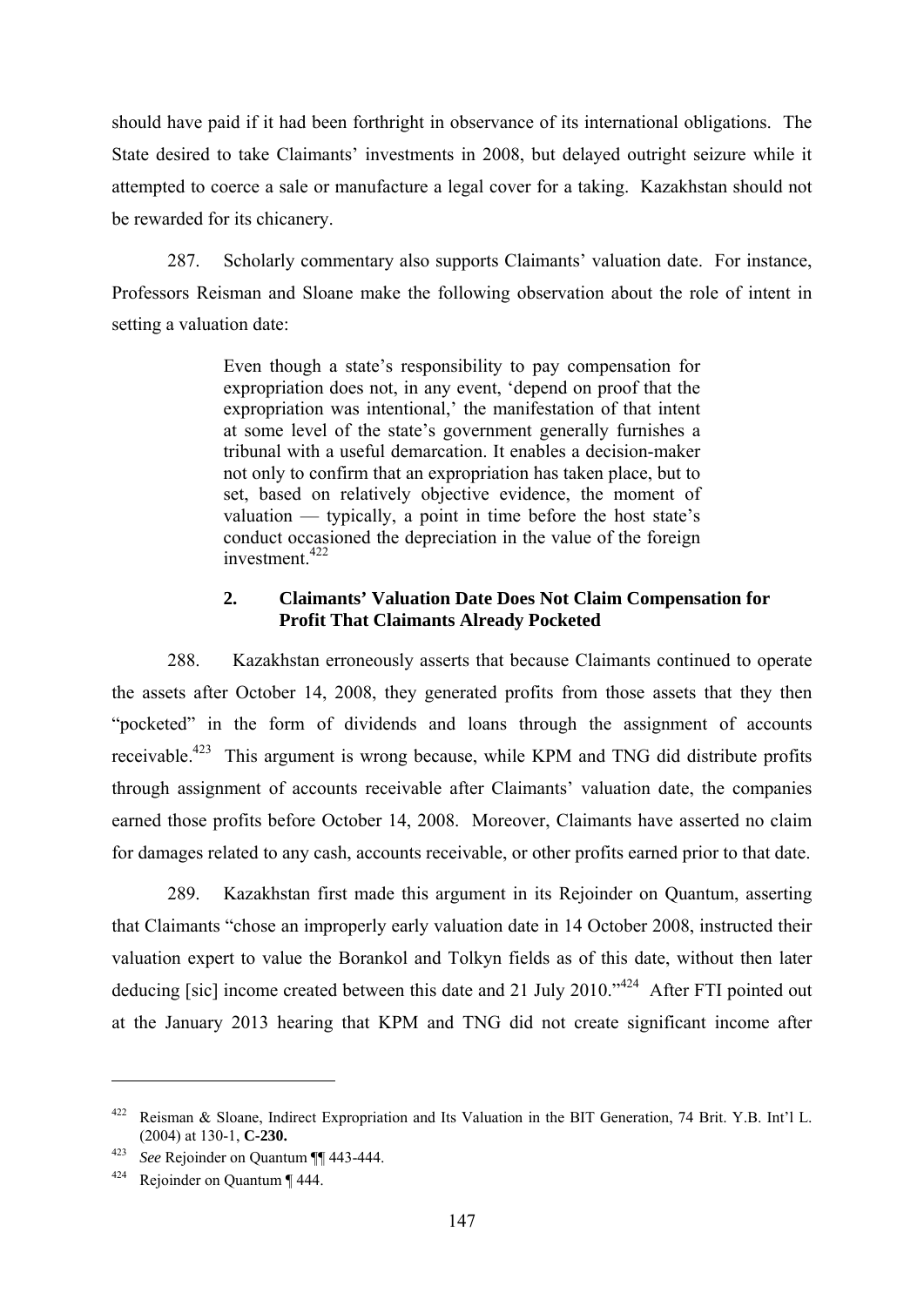should have paid if it had been forthright in observance of its international obligations. The State desired to take Claimants' investments in 2008, but delayed outright seizure while it attempted to coerce a sale or manufacture a legal cover for a taking. Kazakhstan should not be rewarded for its chicanery.

287. Scholarly commentary also supports Claimants' valuation date. For instance, Professors Reisman and Sloane make the following observation about the role of intent in setting a valuation date:

> Even though a state's responsibility to pay compensation for expropriation does not, in any event, 'depend on proof that the expropriation was intentional,' the manifestation of that intent at some level of the state's government generally furnishes a tribunal with a useful demarcation. It enables a decision-maker not only to confirm that an expropriation has taken place, but to set, based on relatively objective evidence, the moment of valuation — typically, a point in time before the host state's conduct occasioned the depreciation in the value of the foreign investment.[422]

### 2. Claimants' Valuation Date Does Not Claim Compensation for Profit That Claimants Already Pocketed

288. Kazakhstan erroneously asserts that because Claimants continued to operate the assets after October 14, 2008, they generated profits from those assets that they then "pocketed" in the form of dividends and loans through the assignment of accounts receivable.[423] This argument is wrong because, while KPM and TNG did distribute profits through assignment of accounts receivable after Claimants' valuation date, the companies earned those profits before October 14, 2008. Moreover, Claimants have asserted no claim for damages related to any cash, accounts receivable, or other profits earned prior to that date.

289. Kazakhstan first made this argument in its Rejoinder on Quantum, asserting that Claimants "chose an improperly early valuation date in 14 October 2008, instructed their valuation expert to value the Borankol and Tolkyn fields as of this date, without then later deducing [sic] income created between this date and 21 July 2010."[424] After FTI pointed out at the January 2013 hearing that KPM and TNG did not create significant income after

---

[422] Reisman & Sloane, Indirect Expropriation and Its Valuation in the BIT Generation, 74 Brit. Y.B. Int'l L. (2004) at 130-1, **C-230.**

[423] *See* Rejoinder on Quantum ¶¶ 443-444.

[424] Rejoinder on Quantum ¶ 444.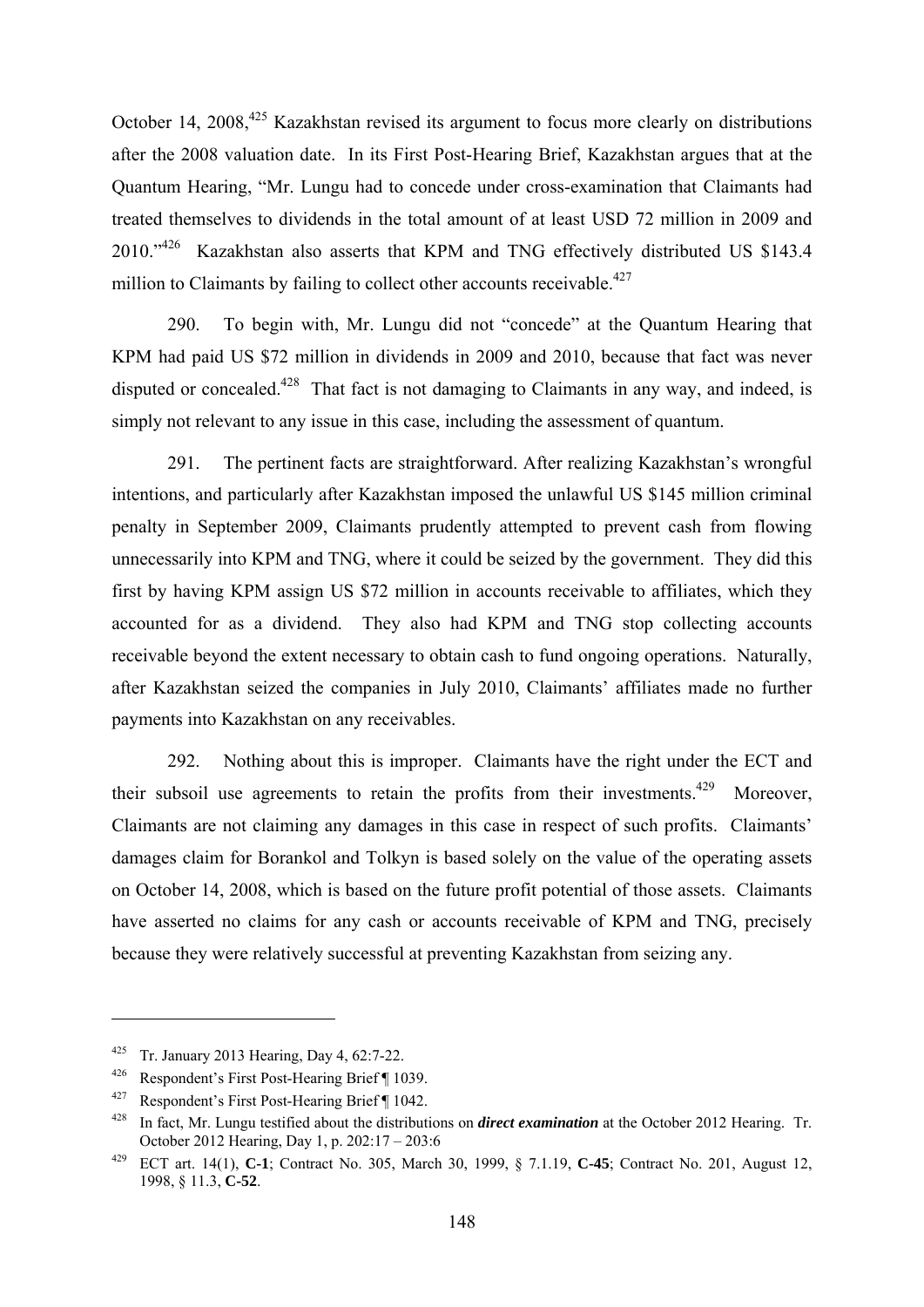October 14, 2008,[425] Kazakhstan revised its argument to focus more clearly on distributions after the 2008 valuation date. In its First Post-Hearing Brief, Kazakhstan argues that at the Quantum Hearing, "Mr. Lungu had to concede under cross-examination that Claimants had treated themselves to dividends in the total amount of at least USD 72 million in 2009 and 2010."[426] Kazakhstan also asserts that KPM and TNG effectively distributed US $143.4 million to Claimants by failing to collect other accounts receivable.[427]

290. To begin with, Mr. Lungu did not "concede" at the Quantum Hearing that KPM had paid US $72 million in dividends in 2009 and 2010, because that fact was never disputed or concealed.[428] That fact is not damaging to Claimants in any way, and indeed, is simply not relevant to any issue in this case, including the assessment of quantum.

291. The pertinent facts are straightforward. After realizing Kazakhstan's wrongful intentions, and particularly after Kazakhstan imposed the unlawful US $145 million criminal penalty in September 2009, Claimants prudently attempted to prevent cash from flowing unnecessarily into KPM and TNG, where it could be seized by the government. They did this first by having KPM assign US $72 million in accounts receivable to affiliates, which they accounted for as a dividend. They also had KPM and TNG stop collecting accounts receivable beyond the extent necessary to obtain cash to fund ongoing operations. Naturally, after Kazakhstan seized the companies in July 2010, Claimants' affiliates made no further payments into Kazakhstan on any receivables.

292. Nothing about this is improper. Claimants have the right under the ECT and their subsoil use agreements to retain the profits from their investments.[429] Moreover, Claimants are not claiming any damages in this case in respect of such profits. Claimants' damages claim for Borankol and Tolkyn is based solely on the value of the operating assets on October 14, 2008, which is based on the future profit potential of those assets. Claimants have asserted no claims for any cash or accounts receivable of KPM and TNG, precisely because they were relatively successful at preventing Kazakhstan from seizing any.

---

[425] Tr. January 2013 Hearing, Day 4, 62:7-22.

[426] Respondent's First Post-Hearing Brief ¶ 1039.

[427] Respondent's First Post-Hearing Brief ¶ 1042.

[428] In fact, Mr. Lungu testified about the distributions on ***direct examination*** at the October 2012 Hearing. Tr. October 2012 Hearing, Day 1, p. 202:17 – 203:6

[429] ECT art. 14(1), **C-1**; Contract No. 305, March 30, 1999, § 7.1.19, **C-45**; Contract No. 201, August 12, 1998, § 11.3, **C-52**.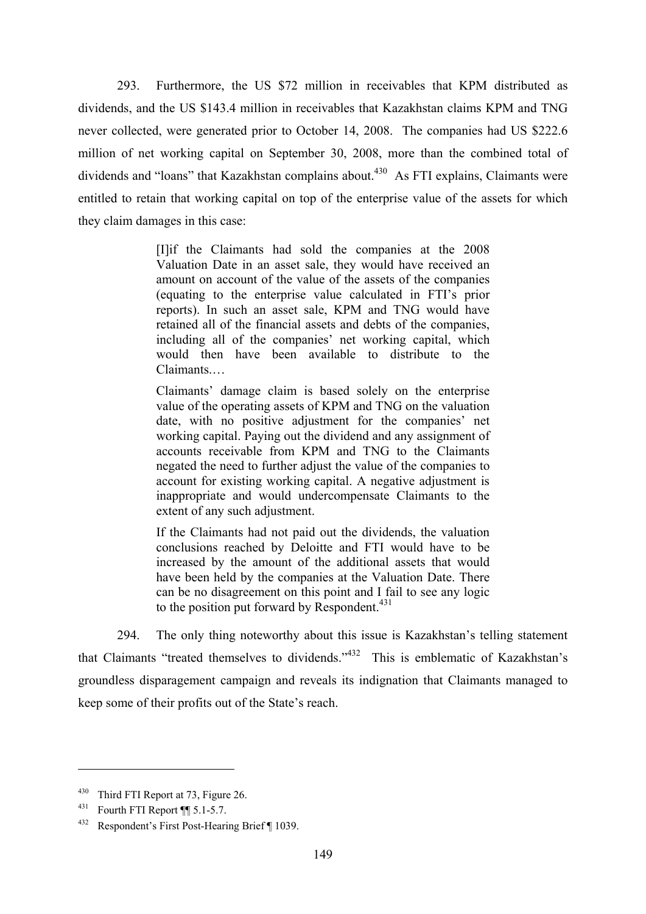293. Furthermore, the US $72 million in receivables that KPM distributed as dividends, and the US $143.4 million in receivables that Kazakhstan claims KPM and TNG never collected, were generated prior to October 14, 2008. The companies had US $222.6 million of net working capital on September 30, 2008, more than the combined total of dividends and "loans" that Kazakhstan complains about.[430] As FTI explains, Claimants were entitled to retain that working capital on top of the enterprise value of the assets for which they claim damages in this case:

> [I]if the Claimants had sold the companies at the 2008 Valuation Date in an asset sale, they would have received an amount on account of the value of the assets of the companies (equating to the enterprise value calculated in FTI's prior reports). In such an asset sale, KPM and TNG would have retained all of the financial assets and debts of the companies, including all of the companies' net working capital, which would then have been available to distribute to the Claimants.…
>
> Claimants' damage claim is based solely on the enterprise value of the operating assets of KPM and TNG on the valuation date, with no positive adjustment for the companies' net working capital. Paying out the dividend and any assignment of accounts receivable from KPM and TNG to the Claimants negated the need to further adjust the value of the companies to account for existing working capital. A negative adjustment is inappropriate and would undercompensate Claimants to the extent of any such adjustment.
>
> If the Claimants had not paid out the dividends, the valuation conclusions reached by Deloitte and FTI would have to be increased by the amount of the additional assets that would have been held by the companies at the Valuation Date. There can be no disagreement on this point and I fail to see any logic to the position put forward by Respondent.[431]

294. The only thing noteworthy about this issue is Kazakhstan's telling statement that Claimants "treated themselves to dividends."[432] This is emblematic of Kazakhstan's groundless disparagement campaign and reveals its indignation that Claimants managed to keep some of their profits out of the State's reach.

---

[430] Third FTI Report at 73, Figure 26.

[431] Fourth FTI Report ¶¶ 5.1-5.7.

[432] Respondent's First Post-Hearing Brief ¶ 1039.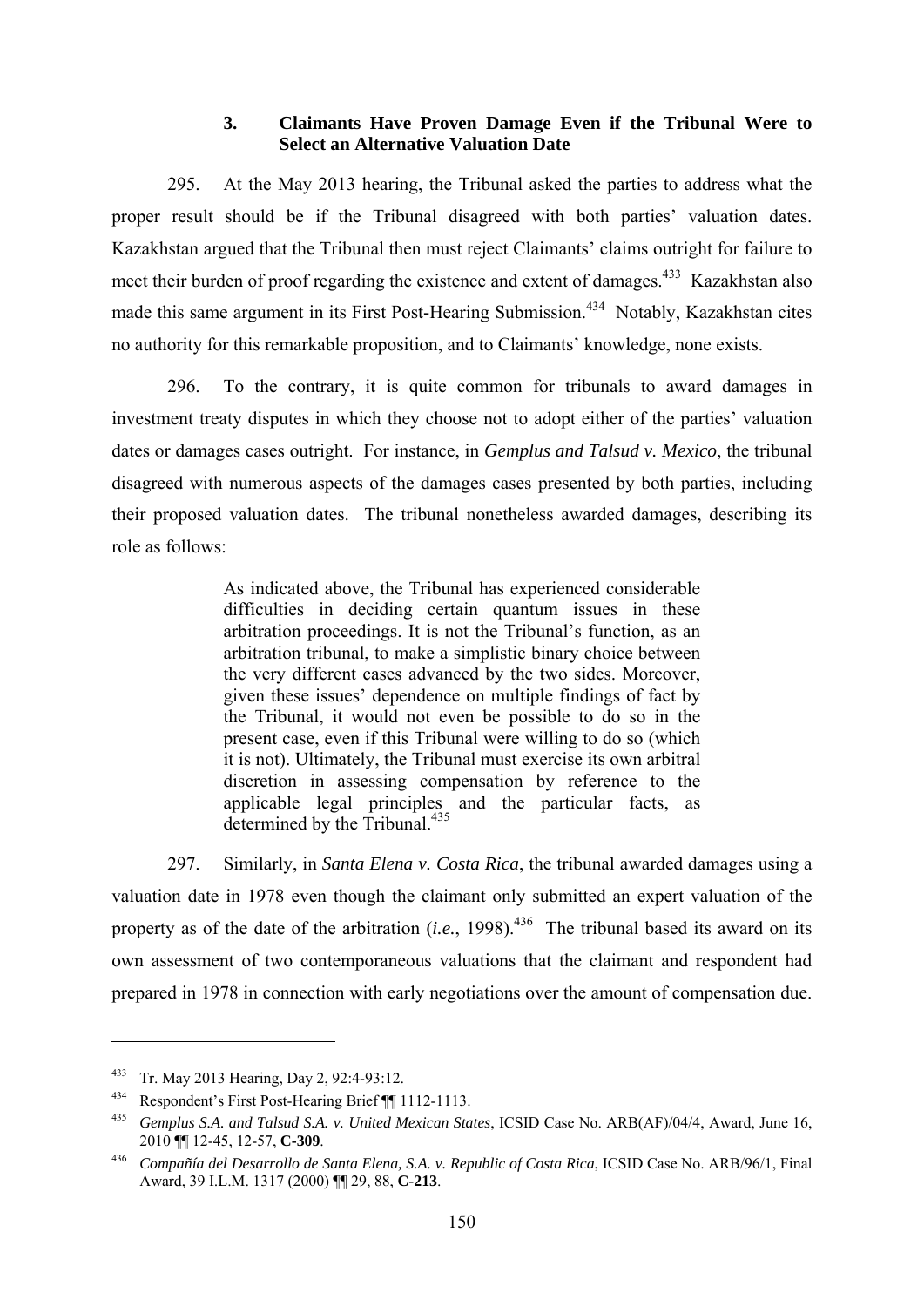### 3. Claimants Have Proven Damage Even if the Tribunal Were to Select an Alternative Valuation Date

295. At the May 2013 hearing, the Tribunal asked the parties to address what the proper result should be if the Tribunal disagreed with both parties' valuation dates. Kazakhstan argued that the Tribunal then must reject Claimants' claims outright for failure to meet their burden of proof regarding the existence and extent of damages.[433] Kazakhstan also made this same argument in its First Post-Hearing Submission.[434] Notably, Kazakhstan cites no authority for this remarkable proposition, and to Claimants' knowledge, none exists.

296. To the contrary, it is quite common for tribunals to award damages in investment treaty disputes in which they choose not to adopt either of the parties' valuation dates or damages cases outright. For instance, in *Gemplus and Talsud v. Mexico*, the tribunal disagreed with numerous aspects of the damages cases presented by both parties, including their proposed valuation dates. The tribunal nonetheless awarded damages, describing its role as follows:

> As indicated above, the Tribunal has experienced considerable difficulties in deciding certain quantum issues in these arbitration proceedings. It is not the Tribunal's function, as an arbitration tribunal, to make a simplistic binary choice between the very different cases advanced by the two sides. Moreover, given these issues' dependence on multiple findings of fact by the Tribunal, it would not even be possible to do so in the present case, even if this Tribunal were willing to do so (which it is not). Ultimately, the Tribunal must exercise its own arbitral discretion in assessing compensation by reference to the applicable legal principles and the particular facts, as determined by the Tribunal.[435]

297. Similarly, in *Santa Elena v. Costa Rica*, the tribunal awarded damages using a valuation date in 1978 even though the claimant only submitted an expert valuation of the property as of the date of the arbitration (*i.e.*, 1998).[436] The tribunal based its award on its own assessment of two contemporaneous valuations that the claimant and respondent had prepared in 1978 in connection with early negotiations over the amount of compensation due.

---

[433] Tr. May 2013 Hearing, Day 2, 92:4-93:12.

[434] Respondent's First Post-Hearing Brief ¶¶ 1112-1113.

[435] *Gemplus S.A. and Talsud S.A. v. United Mexican States*, ICSID Case No. ARB(AF)/04/4, Award, June 16, 2010 ¶¶ 12-45, 12-57, **C-309**.

[436] *Compañía del Desarrollo de Santa Elena, S.A. v. Republic of Costa Rica*, ICSID Case No. ARB/96/1, Final Award, 39 I.L.M. 1317 (2000) ¶¶ 29, 88, **C-213**.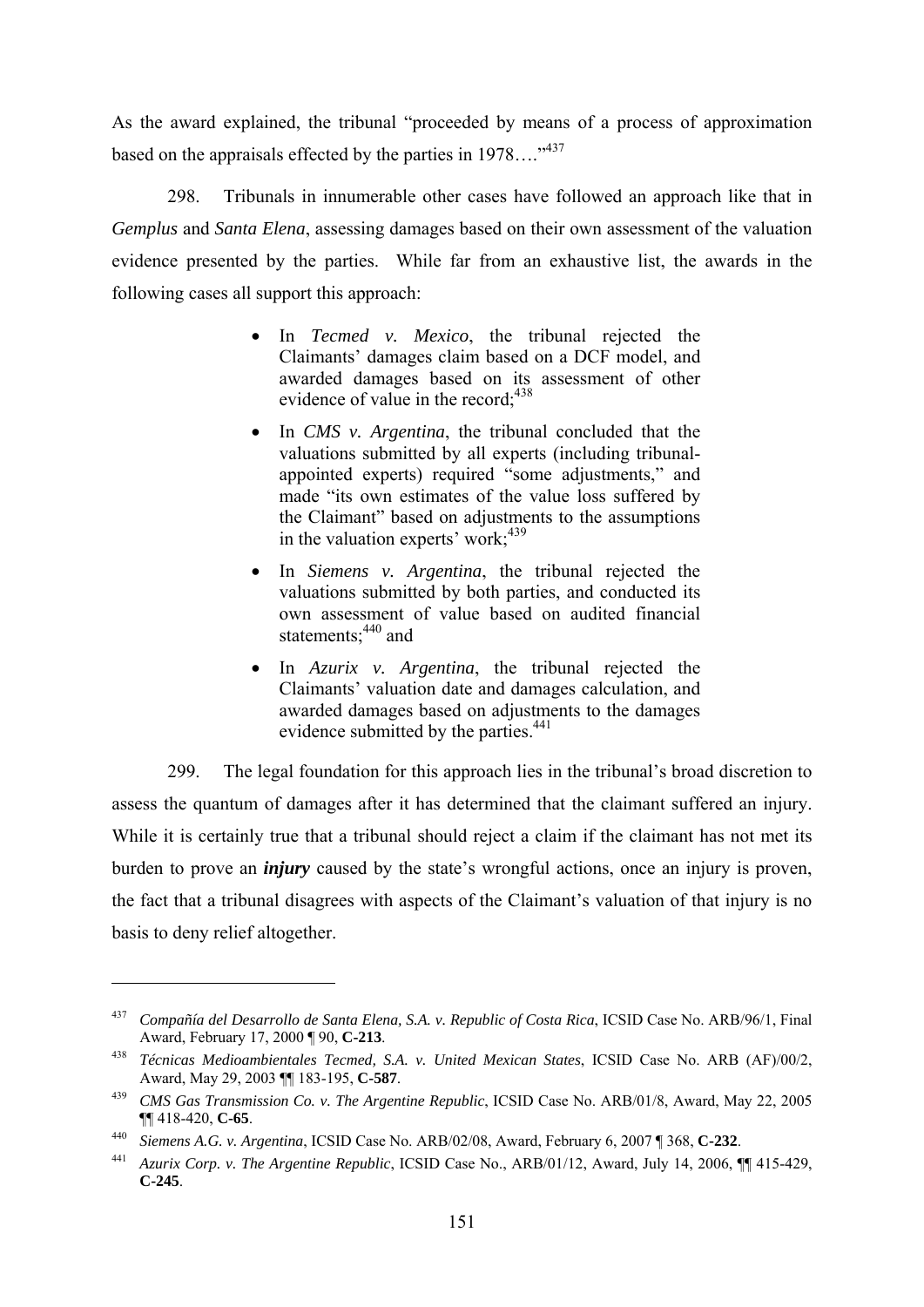As the award explained, the tribunal "proceeded by means of a process of approximation based on the appraisals effected by the parties in 1978…."[437]

298. Tribunals in innumerable other cases have followed an approach like that in *Gemplus* and *Santa Elena*, assessing damages based on their own assessment of the valuation evidence presented by the parties. While far from an exhaustive list, the awards in the following cases all support this approach:

- In *Tecmed v. Mexico*, the tribunal rejected the Claimants' damages claim based on a DCF model, and awarded damages based on its assessment of other evidence of value in the record;[438]
- In *CMS v. Argentina*, the tribunal concluded that the valuations submitted by all experts (including tribunal-appointed experts) required "some adjustments," and made "its own estimates of the value loss suffered by the Claimant" based on adjustments to the assumptions in the valuation experts' work;[439]
- In *Siemens v. Argentina*, the tribunal rejected the valuations submitted by both parties, and conducted its own assessment of value based on audited financial statements;[440] and
- In *Azurix v. Argentina*, the tribunal rejected the Claimants' valuation date and damages calculation, and awarded damages based on adjustments to the damages evidence submitted by the parties.[441]

299. The legal foundation for this approach lies in the tribunal's broad discretion to assess the quantum of damages after it has determined that the claimant suffered an injury. While it is certainly true that a tribunal should reject a claim if the claimant has not met its burden to prove an ***injury*** caused by the state's wrongful actions, once an injury is proven, the fact that a tribunal disagrees with aspects of the Claimant's valuation of that injury is no basis to deny relief altogether.

---

[437] *Compañía del Desarrollo de Santa Elena, S.A. v. Republic of Costa Rica*, ICSID Case No. ARB/96/1, Final Award, February 17, 2000 ¶ 90, **C-213**.

[438] *Técnicas Medioambientales Tecmed, S.A. v. United Mexican States*, ICSID Case No. ARB (AF)/00/2, Award, May 29, 2003 ¶¶ 183-195, **C-587**.

[439] *CMS Gas Transmission Co. v. The Argentine Republic*, ICSID Case No. ARB/01/8, Award, May 22, 2005 ¶¶ 418-420, **C-65**.

[440] *Siemens A.G. v. Argentina*, ICSID Case No. ARB/02/08, Award, February 6, 2007 ¶ 368, **C-232**.

[441] *Azurix Corp. v. The Argentine Republic*, ICSID Case No., ARB/01/12, Award, July 14, 2006, ¶¶ 415-429, **C-245**.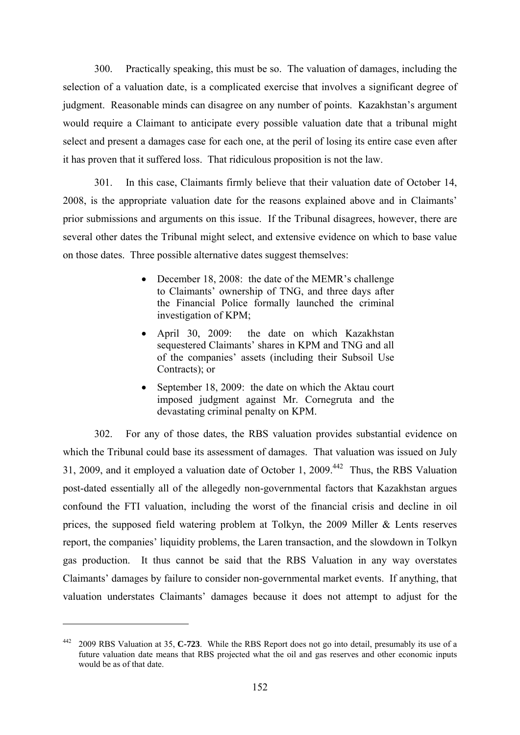300. Practically speaking, this must be so. The valuation of damages, including the selection of a valuation date, is a complicated exercise that involves a significant degree of judgment. Reasonable minds can disagree on any number of points. Kazakhstan's argument would require a Claimant to anticipate every possible valuation date that a tribunal might select and present a damages case for each one, at the peril of losing its entire case even after it has proven that it suffered loss. That ridiculous proposition is not the law.

301. In this case, Claimants firmly believe that their valuation date of October 14, 2008, is the appropriate valuation date for the reasons explained above and in Claimants' prior submissions and arguments on this issue. If the Tribunal disagrees, however, there are several other dates the Tribunal might select, and extensive evidence on which to base value on those dates. Three possible alternative dates suggest themselves:

- December 18, 2008: the date of the MEMR's challenge to Claimants' ownership of TNG, and three days after the Financial Police formally launched the criminal investigation of KPM;
- April 30, 2009: the date on which Kazakhstan sequestered Claimants' shares in KPM and TNG and all of the companies' assets (including their Subsoil Use Contracts); or
- September 18, 2009: the date on which the Aktau court imposed judgment against Mr. Cornegruta and the devastating criminal penalty on KPM.

302. For any of those dates, the RBS valuation provides substantial evidence on which the Tribunal could base its assessment of damages. That valuation was issued on July 31, 2009, and it employed a valuation date of October 1, 2009.[442] Thus, the RBS Valuation post-dated essentially all of the allegedly non-governmental factors that Kazakhstan argues confound the FTI valuation, including the worst of the financial crisis and decline in oil prices, the supposed field watering problem at Tolkyn, the 2009 Miller & Lents reserves report, the companies' liquidity problems, the Laren transaction, and the slowdown in Tolkyn gas production. It thus cannot be said that the RBS Valuation in any way overstates Claimants' damages by failure to consider non-governmental market events. If anything, that valuation understates Claimants' damages because it does not attempt to adjust for the

---

[442] 2009 RBS Valuation at 35, **C-723**. While the RBS Report does not go into detail, presumably its use of a future valuation date means that RBS projected what the oil and gas reserves and other economic inputs would be as of that date.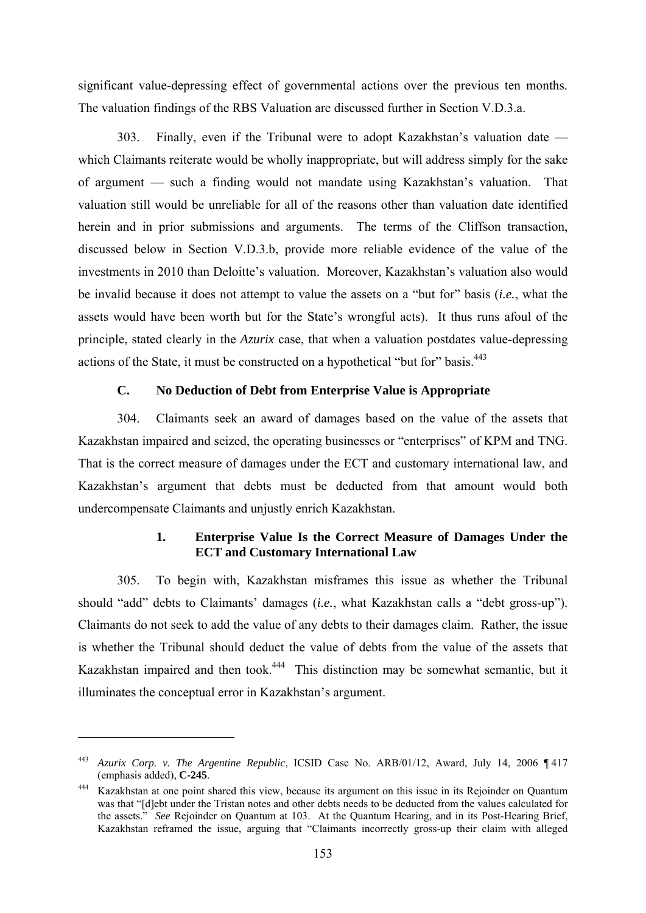significant value-depressing effect of governmental actions over the previous ten months. The valuation findings of the RBS Valuation are discussed further in Section V.D.3.a.

303. Finally, even if the Tribunal were to adopt Kazakhstan's valuation date — which Claimants reiterate would be wholly inappropriate, but will address simply for the sake of argument — such a finding would not mandate using Kazakhstan's valuation. That valuation still would be unreliable for all of the reasons other than valuation date identified herein and in prior submissions and arguments. The terms of the Cliffson transaction, discussed below in Section V.D.3.b, provide more reliable evidence of the value of the investments in 2010 than Deloitte's valuation. Moreover, Kazakhstan's valuation also would be invalid because it does not attempt to value the assets on a "but for" basis (*i.e.*, what the assets would have been worth but for the State's wrongful acts). It thus runs afoul of the principle, stated clearly in the *Azurix* case, that when a valuation postdates value-depressing actions of the State, it must be constructed on a hypothetical "but for" basis.[443]

### C. No Deduction of Debt from Enterprise Value is Appropriate

304. Claimants seek an award of damages based on the value of the assets that Kazakhstan impaired and seized, the operating businesses or "enterprises" of KPM and TNG. That is the correct measure of damages under the ECT and customary international law, and Kazakhstan's argument that debts must be deducted from that amount would both undercompensate Claimants and unjustly enrich Kazakhstan.

#### 1. Enterprise Value Is the Correct Measure of Damages Under the ECT and Customary International Law

305. To begin with, Kazakhstan misframes this issue as whether the Tribunal should "add" debts to Claimants' damages (*i.e.*, what Kazakhstan calls a "debt gross-up"). Claimants do not seek to add the value of any debts to their damages claim. Rather, the issue is whether the Tribunal should deduct the value of debts from the value of the assets that Kazakhstan impaired and then took.[444] This distinction may be somewhat semantic, but it illuminates the conceptual error in Kazakhstan's argument.

---

[443] *Azurix Corp. v. The Argentine Republic*, ICSID Case No. ARB/01/12, Award, July 14, 2006 ¶ 417 (emphasis added), **C-245**.

[444] Kazakhstan at one point shared this view, because its argument on this issue in its Rejoinder on Quantum was that "[d]ebt under the Tristan notes and other debts needs to be deducted from the values calculated for the assets." *See* Rejoinder on Quantum at 103. At the Quantum Hearing, and in its Post-Hearing Brief, Kazakhstan reframed the issue, arguing that "Claimants incorrectly gross-up their claim with alleged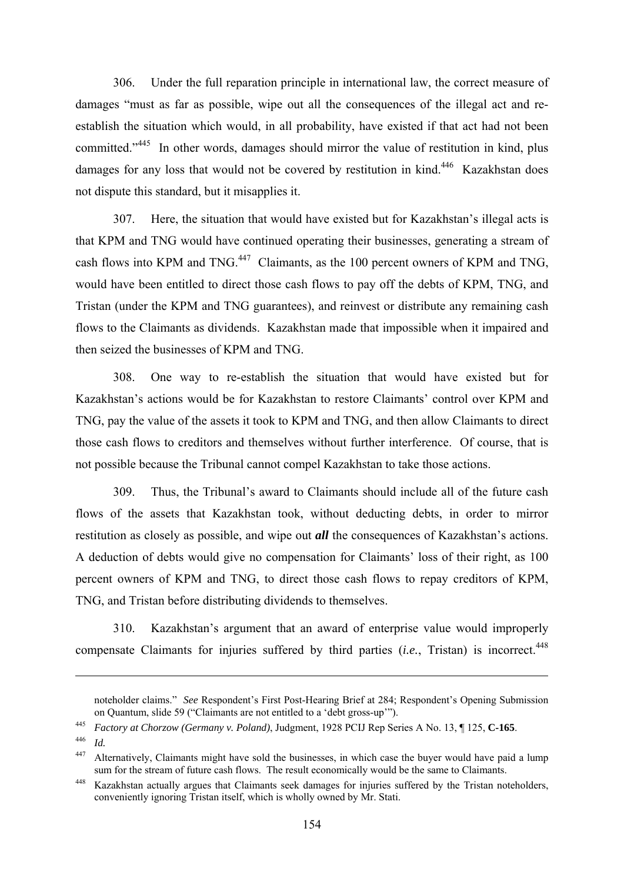306. Under the full reparation principle in international law, the correct measure of damages "must as far as possible, wipe out all the consequences of the illegal act and re-establish the situation which would, in all probability, have existed if that act had not been committed."[445] In other words, damages should mirror the value of restitution in kind, plus damages for any loss that would not be covered by restitution in kind.[446] Kazakhstan does not dispute this standard, but it misapplies it.

307. Here, the situation that would have existed but for Kazakhstan's illegal acts is that KPM and TNG would have continued operating their businesses, generating a stream of cash flows into KPM and TNG.[447] Claimants, as the 100 percent owners of KPM and TNG, would have been entitled to direct those cash flows to pay off the debts of KPM, TNG, and Tristan (under the KPM and TNG guarantees), and reinvest or distribute any remaining cash flows to the Claimants as dividends. Kazakhstan made that impossible when it impaired and then seized the businesses of KPM and TNG.

308. One way to re-establish the situation that would have existed but for Kazakhstan's actions would be for Kazakhstan to restore Claimants' control over KPM and TNG, pay the value of the assets it took to KPM and TNG, and then allow Claimants to direct those cash flows to creditors and themselves without further interference. Of course, that is not possible because the Tribunal cannot compel Kazakhstan to take those actions.

309. Thus, the Tribunal's award to Claimants should include all of the future cash flows of the assets that Kazakhstan took, without deducting debts, in order to mirror restitution as closely as possible, and wipe out ***all*** the consequences of Kazakhstan's actions. A deduction of debts would give no compensation for Claimants' loss of their right, as 100 percent owners of KPM and TNG, to direct those cash flows to repay creditors of KPM, TNG, and Tristan before distributing dividends to themselves.

310. Kazakhstan's argument that an award of enterprise value would improperly compensate Claimants for injuries suffered by third parties (*i.e.*, Tristan) is incorrect.[448]

---

noteholder claims." *See* Respondent's First Post-Hearing Brief at 284; Respondent's Opening Submission on Quantum, slide 59 ("Claimants are not entitled to a 'debt gross-up'").

[445] *Factory at Chorzow (Germany v. Poland)*, Judgment, 1928 PCIJ Rep Series A No. 13, ¶ 125, **C-165**.

[446] *Id.*

[447] Alternatively, Claimants might have sold the businesses, in which case the buyer would have paid a lump sum for the stream of future cash flows. The result economically would be the same to Claimants.

[448] Kazakhstan actually argues that Claimants seek damages for injuries suffered by the Tristan noteholders, conveniently ignoring Tristan itself, which is wholly owned by Mr. Stati.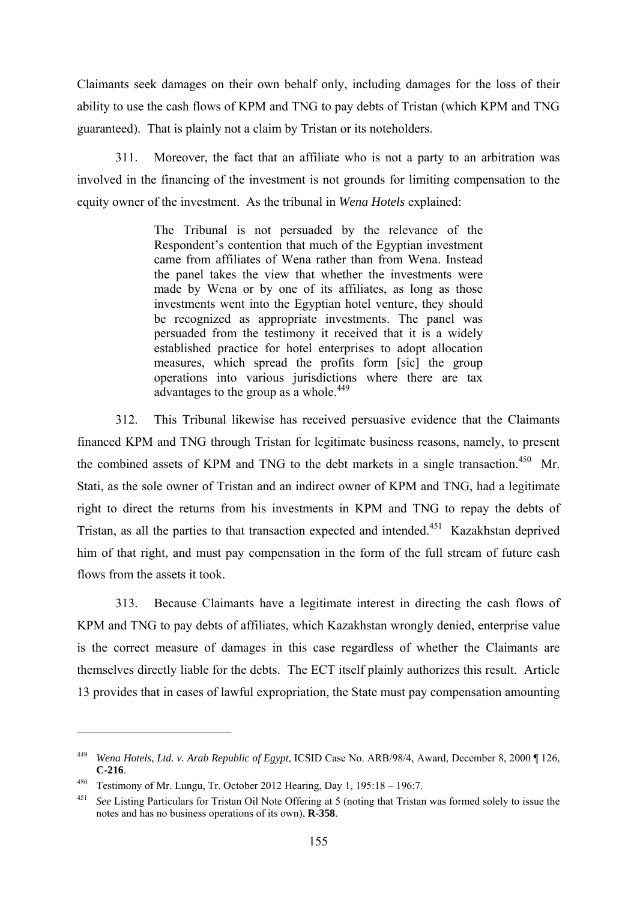Claimants seek damages on their own behalf only, including damages for the loss of their ability to use the cash flows of KPM and TNG to pay debts of Tristan (which KPM and TNG guaranteed). That is plainly not a claim by Tristan or its noteholders.

311. Moreover, the fact that an affiliate who is not a party to an arbitration was involved in the financing of the investment is not grounds for limiting compensation to the equity owner of the investment. As the tribunal in *Wena Hotels* explained:

> The Tribunal is not persuaded by the relevance of the Respondent's contention that much of the Egyptian investment came from affiliates of Wena rather than from Wena. Instead the panel takes the view that whether the investments were made by Wena or by one of its affiliates, as long as those investments went into the Egyptian hotel venture, they should be recognized as appropriate investments. The panel was persuaded from the testimony it received that it is a widely established practice for hotel enterprises to adopt allocation measures, which spread the profits form [sic] the group operations into various jurisdictions where there are tax advantages to the group as a whole.[449]

312. This Tribunal likewise has received persuasive evidence that the Claimants financed KPM and TNG through Tristan for legitimate business reasons, namely, to present the combined assets of KPM and TNG to the debt markets in a single transaction.[450] Mr. Stati, as the sole owner of Tristan and an indirect owner of KPM and TNG, had a legitimate right to direct the returns from his investments in KPM and TNG to repay the debts of Tristan, as all the parties to that transaction expected and intended.[451] Kazakhstan deprived him of that right, and must pay compensation in the form of the full stream of future cash flows from the assets it took.

313. Because Claimants have a legitimate interest in directing the cash flows of KPM and TNG to pay debts of affiliates, which Kazakhstan wrongly denied, enterprise value is the correct measure of damages in this case regardless of whether the Claimants are themselves directly liable for the debts. The ECT itself plainly authorizes this result. Article 13 provides that in cases of lawful expropriation, the State must pay compensation amounting

---

[449] *Wena Hotels, Ltd. v. Arab Republic of Egypt*, ICSID Case No. ARB/98/4, Award, December 8, 2000 ¶ 126, **C-216**.

[450] Testimony of Mr. Lungu, Tr. October 2012 Hearing, Day 1, 195:18 – 196:7.

[451] *See* Listing Particulars for Tristan Oil Note Offering at 5 (noting that Tristan was formed solely to issue the notes and has no business operations of its own), **R-358**.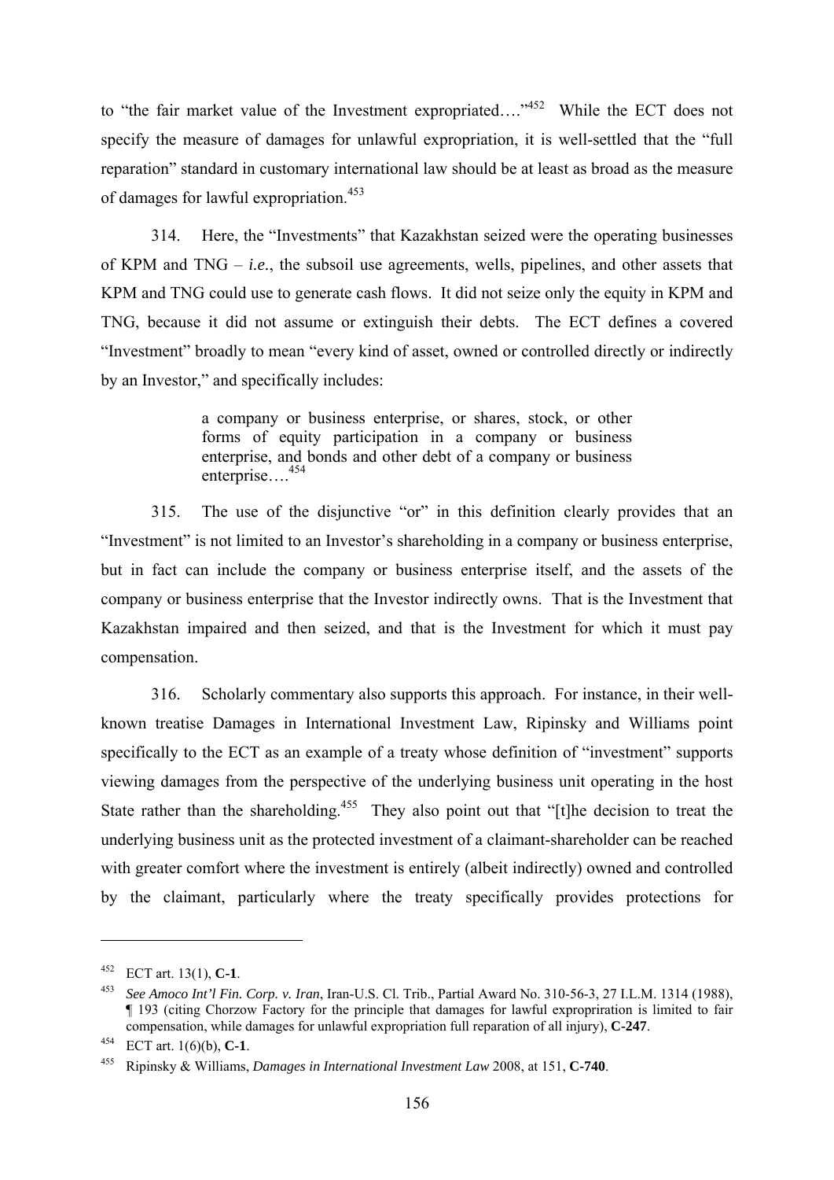to "the fair market value of the Investment expropriated…."[452] While the ECT does not specify the measure of damages for unlawful expropriation, it is well-settled that the "full reparation" standard in customary international law should be at least as broad as the measure of damages for lawful expropriation.[453]

314. Here, the "Investments" that Kazakhstan seized were the operating businesses of KPM and TNG – *i.e.*, the subsoil use agreements, wells, pipelines, and other assets that KPM and TNG could use to generate cash flows. It did not seize only the equity in KPM and TNG, because it did not assume or extinguish their debts. The ECT defines a covered "Investment" broadly to mean "every kind of asset, owned or controlled directly or indirectly by an Investor," and specifically includes:

> a company or business enterprise, or shares, stock, or other forms of equity participation in a company or business enterprise, and bonds and other debt of a company or business enterprise….[454]

315. The use of the disjunctive "or" in this definition clearly provides that an "Investment" is not limited to an Investor's shareholding in a company or business enterprise, but in fact can include the company or business enterprise itself, and the assets of the company or business enterprise that the Investor indirectly owns. That is the Investment that Kazakhstan impaired and then seized, and that is the Investment for which it must pay compensation.

316. Scholarly commentary also supports this approach. For instance, in their well-known treatise Damages in International Investment Law, Ripinsky and Williams point specifically to the ECT as an example of a treaty whose definition of "investment" supports viewing damages from the perspective of the underlying business unit operating in the host State rather than the shareholding.[455] They also point out that "[t]he decision to treat the underlying business unit as the protected investment of a claimant-shareholder can be reached with greater comfort where the investment is entirely (albeit indirectly) owned and controlled by the claimant, particularly where the treaty specifically provides protections for

---

[452] ECT art. 13(1), **C-1**.

[453] *See Amoco Int'l Fin. Corp. v. Iran*, Iran-U.S. Cl. Trib., Partial Award No. 310-56-3, 27 I.L.M. 1314 (1988), ¶ 193 (citing Chorzow Factory for the principle that damages for lawful exproprіration is limited to fair compensation, while damages for unlawful expropriation full reparation of all injury), **C-247**.

[454] ECT art. 1(6)(b), **C-1**.

[455] Ripinsky & Williams, *Damages in International Investment Law* 2008, at 151, **C-740**.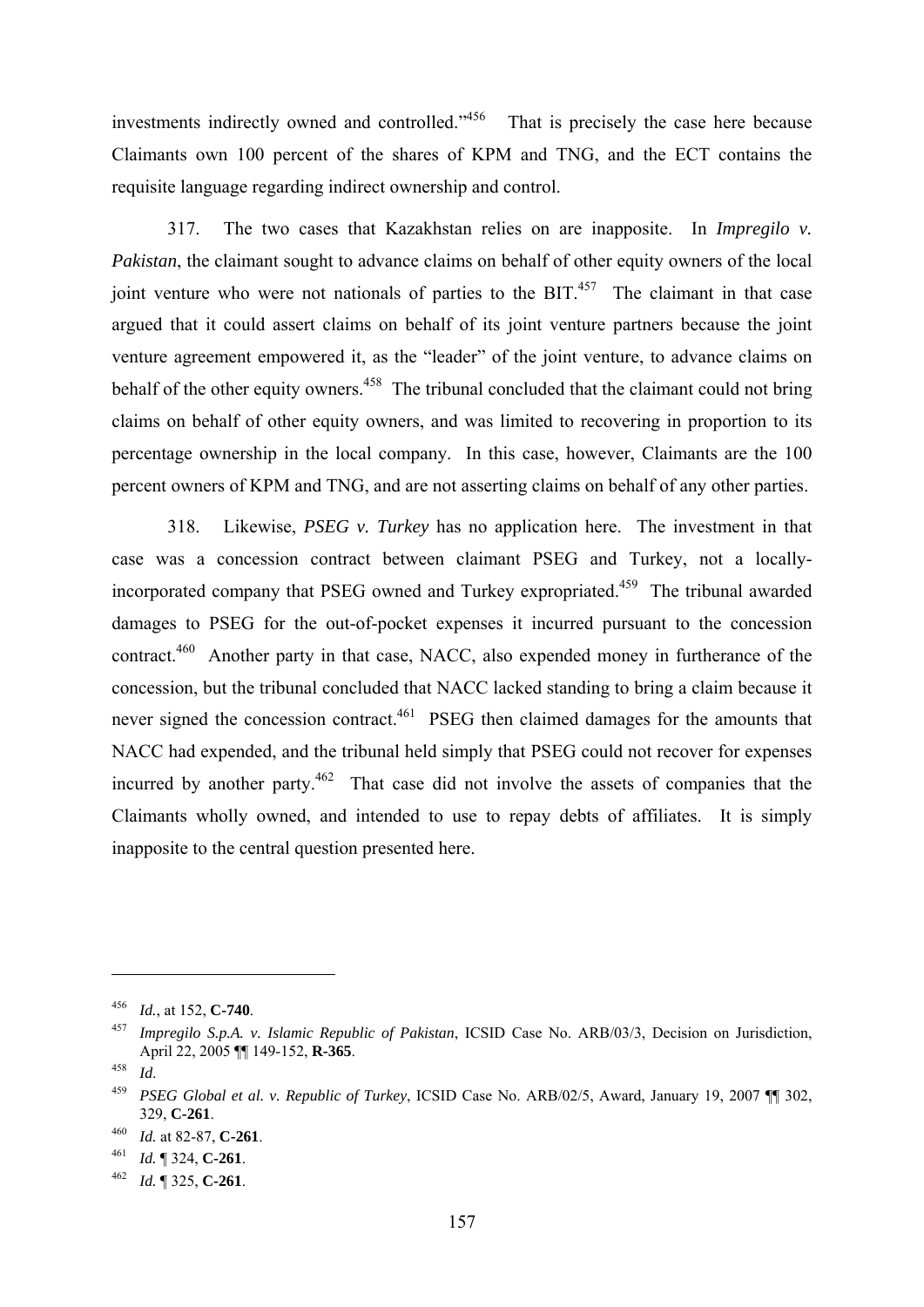investments indirectly owned and controlled."[456] That is precisely the case here because Claimants own 100 percent of the shares of KPM and TNG, and the ECT contains the requisite language regarding indirect ownership and control.

317. The two cases that Kazakhstan relies on are inapposite. In *Impregilo v. Pakistan*, the claimant sought to advance claims on behalf of other equity owners of the local joint venture who were not nationals of parties to the BIT.[457] The claimant in that case argued that it could assert claims on behalf of its joint venture partners because the joint venture agreement empowered it, as the "leader" of the joint venture, to advance claims on behalf of the other equity owners.[458] The tribunal concluded that the claimant could not bring claims on behalf of other equity owners, and was limited to recovering in proportion to its percentage ownership in the local company. In this case, however, Claimants are the 100 percent owners of KPM and TNG, and are not asserting claims on behalf of any other parties.

318. Likewise, *PSEG v. Turkey* has no application here. The investment in that case was a concession contract between claimant PSEG and Turkey, not a locally-incorporated company that PSEG owned and Turkey expropriated.[459] The tribunal awarded damages to PSEG for the out-of-pocket expenses it incurred pursuant to the concession contract.[460] Another party in that case, NACC, also expended money in furtherance of the concession, but the tribunal concluded that NACC lacked standing to bring a claim because it never signed the concession contract.[461] PSEG then claimed damages for the amounts that NACC had expended, and the tribunal held simply that PSEG could not recover for expenses incurred by another party.[462] That case did not involve the assets of companies that the Claimants wholly owned, and intended to use to repay debts of affiliates. It is simply inapposite to the central question presented here.

---

[456] *Id.*, at 152, **C-740**.

[457] *Impregilo S.p.A. v. Islamic Republic of Pakistan*, ICSID Case No. ARB/03/3, Decision on Jurisdiction, April 22, 2005 ¶¶ 149-152, **R-365**.

[458] *Id*.

[459] *PSEG Global et al. v. Republic of Turkey*, ICSID Case No. ARB/02/5, Award, January 19, 2007 ¶¶ 302, 329, **C-261**.

[460] *Id.* at 82-87, **C-261**.

[461] *Id.* ¶ 324, **C-261**.

[462] *Id.* ¶ 325, **C-261**.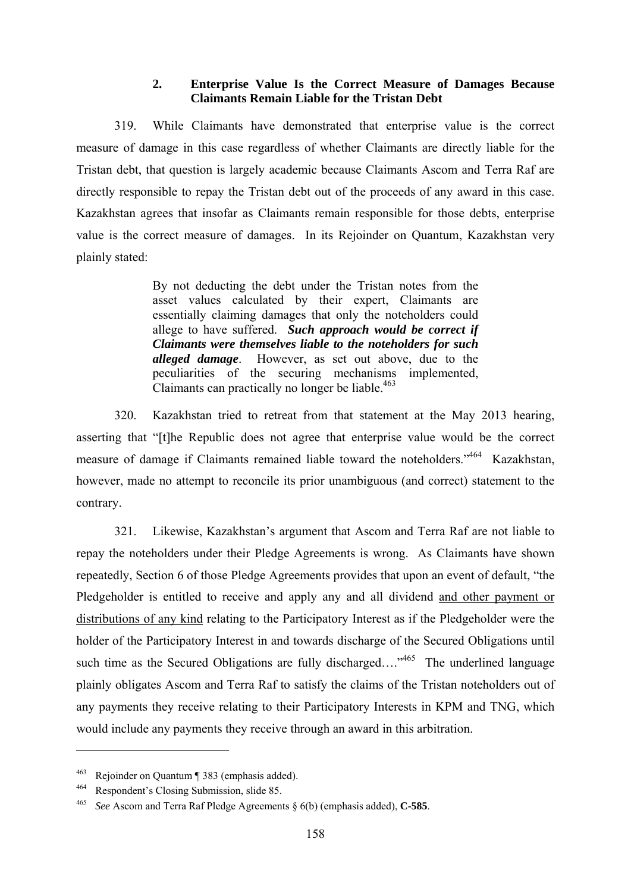### 2. Enterprise Value Is the Correct Measure of Damages Because Claimants Remain Liable for the Tristan Debt

319. While Claimants have demonstrated that enterprise value is the correct measure of damage in this case regardless of whether Claimants are directly liable for the Tristan debt, that question is largely academic because Claimants Ascom and Terra Raf are directly responsible to repay the Tristan debt out of the proceeds of any award in this case. Kazakhstan agrees that insofar as Claimants remain responsible for those debts, enterprise value is the correct measure of damages. In its Rejoinder on Quantum, Kazakhstan very plainly stated:

> By not deducting the debt under the Tristan notes from the asset values calculated by their expert, Claimants are essentially claiming damages that only the noteholders could allege to have suffered. ***Such approach would be correct if Claimants were themselves liable to the noteholders for such alleged damage***. However, as set out above, due to the peculiarities of the securing mechanisms implemented, Claimants can practically no longer be liable.[463]

320. Kazakhstan tried to retreat from that statement at the May 2013 hearing, asserting that "[t]he Republic does not agree that enterprise value would be the correct measure of damage if Claimants remained liable toward the noteholders."[464] Kazakhstan, however, made no attempt to reconcile its prior unambiguous (and correct) statement to the contrary.

321. Likewise, Kazakhstan's argument that Ascom and Terra Raf are not liable to repay the noteholders under their Pledge Agreements is wrong. As Claimants have shown repeatedly, Section 6 of those Pledge Agreements provides that upon an event of default, "the Pledgeholder is entitled to receive and apply any and all dividend <u>and other payment or distributions of any kind</u> relating to the Participatory Interest as if the Pledgeholder were the holder of the Participatory Interest in and towards discharge of the Secured Obligations until such time as the Secured Obligations are fully discharged…."[465] The underlined language plainly obligates Ascom and Terra Raf to satisfy the claims of the Tristan noteholders out of any payments they receive relating to their Participatory Interests in KPM and TNG, which would include any payments they receive through an award in this arbitration.

---

[463] Rejoinder on Quantum ¶ 383 (emphasis added).

[464] Respondent's Closing Submission, slide 85.

[465] *See* Ascom and Terra Raf Pledge Agreements § 6(b) (emphasis added), **C-585**.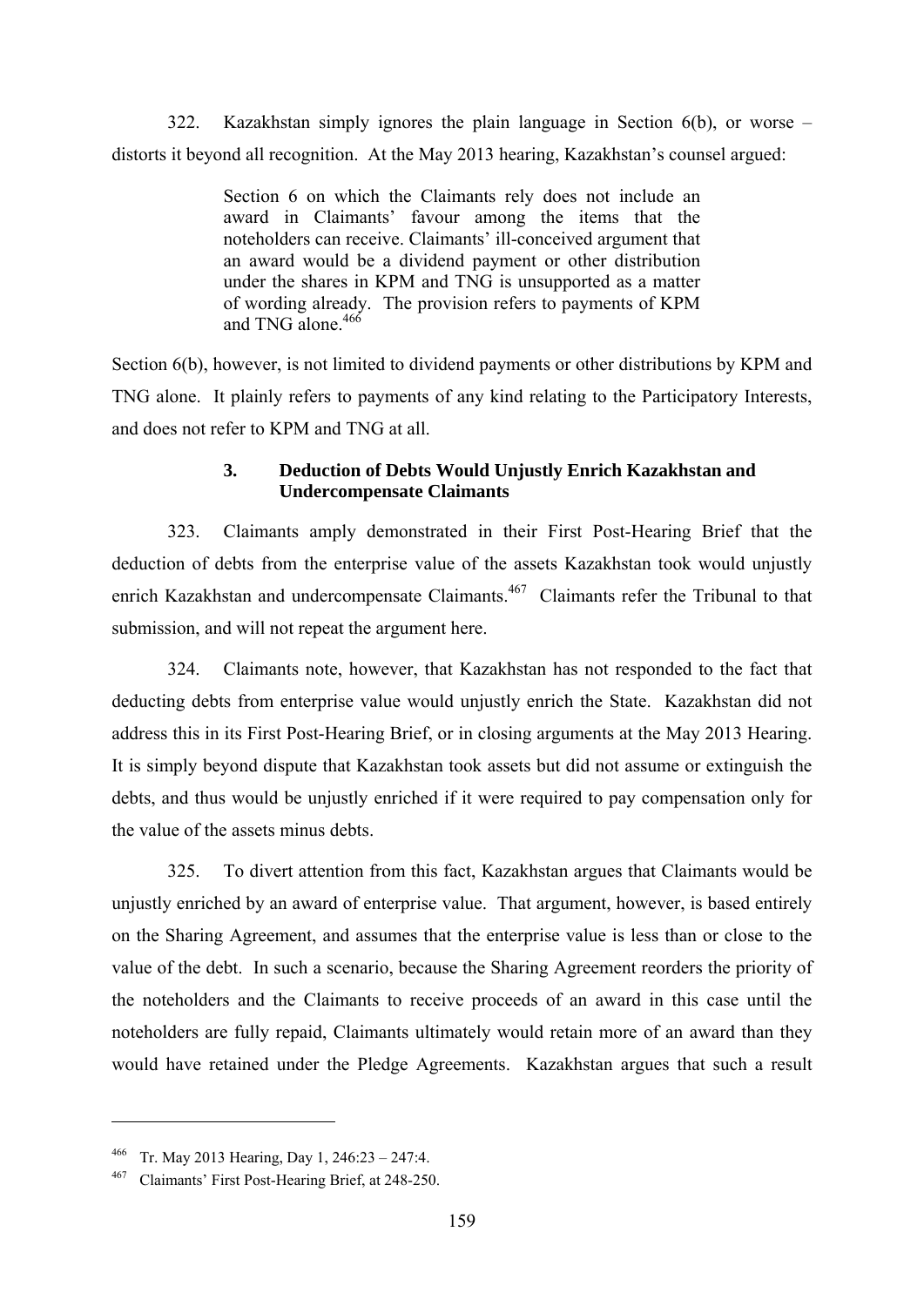322. Kazakhstan simply ignores the plain language in Section 6(b), or worse – distorts it beyond all recognition. At the May 2013 hearing, Kazakhstan's counsel argued:

> Section 6 on which the Claimants rely does not include an award in Claimants' favour among the items that the noteholders can receive. Claimants' ill-conceived argument that an award would be a dividend payment or other distribution under the shares in KPM and TNG is unsupported as a matter of wording already. The provision refers to payments of KPM and TNG alone.[466]

Section 6(b), however, is not limited to dividend payments or other distributions by KPM and TNG alone. It plainly refers to payments of any kind relating to the Participatory Interests, and does not refer to KPM and TNG at all.

### 3. Deduction of Debts Would Unjustly Enrich Kazakhstan and Undercompensate Claimants

323. Claimants amply demonstrated in their First Post-Hearing Brief that the deduction of debts from the enterprise value of the assets Kazakhstan took would unjustly enrich Kazakhstan and undercompensate Claimants.[467] Claimants refer the Tribunal to that submission, and will not repeat the argument here.

324. Claimants note, however, that Kazakhstan has not responded to the fact that deducting debts from enterprise value would unjustly enrich the State. Kazakhstan did not address this in its First Post-Hearing Brief, or in closing arguments at the May 2013 Hearing. It is simply beyond dispute that Kazakhstan took assets but did not assume or extinguish the debts, and thus would be unjustly enriched if it were required to pay compensation only for the value of the assets minus debts.

325. To divert attention from this fact, Kazakhstan argues that Claimants would be unjustly enriched by an award of enterprise value. That argument, however, is based entirely on the Sharing Agreement, and assumes that the enterprise value is less than or close to the value of the debt. In such a scenario, because the Sharing Agreement reorders the priority of the noteholders and the Claimants to receive proceeds of an award in this case until the noteholders are fully repaid, Claimants ultimately would retain more of an award than they would have retained under the Pledge Agreements. Kazakhstan argues that such a result

---

[466] Tr. May 2013 Hearing, Day 1, 246:23 – 247:4.

[467] Claimants' First Post-Hearing Brief, at 248-250.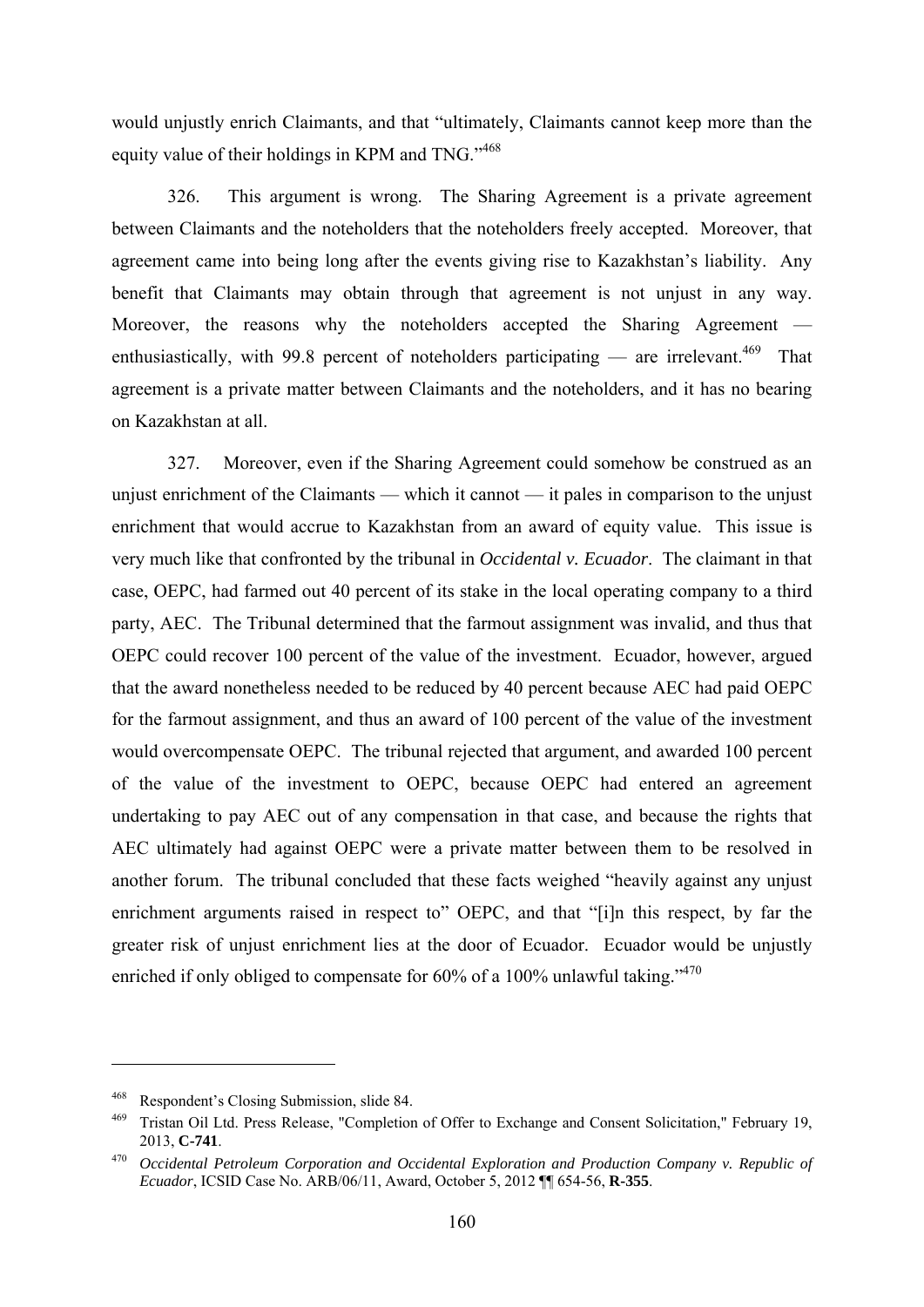would unjustly enrich Claimants, and that "ultimately, Claimants cannot keep more than the equity value of their holdings in KPM and TNG."[468]

326. This argument is wrong. The Sharing Agreement is a private agreement between Claimants and the noteholders that the noteholders freely accepted. Moreover, that agreement came into being long after the events giving rise to Kazakhstan's liability. Any benefit that Claimants may obtain through that agreement is not unjust in any way. Moreover, the reasons why the noteholders accepted the Sharing Agreement — enthusiastically, with 99.8 percent of noteholders participating — are irrelevant.[469] That agreement is a private matter between Claimants and the noteholders, and it has no bearing on Kazakhstan at all.

327. Moreover, even if the Sharing Agreement could somehow be construed as an unjust enrichment of the Claimants — which it cannot — it pales in comparison to the unjust enrichment that would accrue to Kazakhstan from an award of equity value. This issue is very much like that confronted by the tribunal in *Occidental v. Ecuador*. The claimant in that case, OEPC, had farmed out 40 percent of its stake in the local operating company to a third party, AEC. The Tribunal determined that the farmout assignment was invalid, and thus that OEPC could recover 100 percent of the value of the investment. Ecuador, however, argued that the award nonetheless needed to be reduced by 40 percent because AEC had paid OEPC for the farmout assignment, and thus an award of 100 percent of the value of the investment would overcompensate OEPC. The tribunal rejected that argument, and awarded 100 percent of the value of the investment to OEPC, because OEPC had entered an agreement undertaking to pay AEC out of any compensation in that case, and because the rights that AEC ultimately had against OEPC were a private matter between them to be resolved in another forum. The tribunal concluded that these facts weighed "heavily against any unjust enrichment arguments raised in respect to" OEPC, and that "[i]n this respect, by far the greater risk of unjust enrichment lies at the door of Ecuador. Ecuador would be unjustly enriched if only obliged to compensate for 60% of a 100% unlawful taking."[470]

---

[468] Respondent's Closing Submission, slide 84.

[469] Tristan Oil Ltd. Press Release, "Completion of Offer to Exchange and Consent Solicitation," February 19, 2013, **C-741**.

[470] *Occidental Petroleum Corporation and Occidental Exploration and Production Company v. Republic of Ecuador*, ICSID Case No. ARB/06/11, Award, October 5, 2012 ¶¶ 654-56, **R-355**.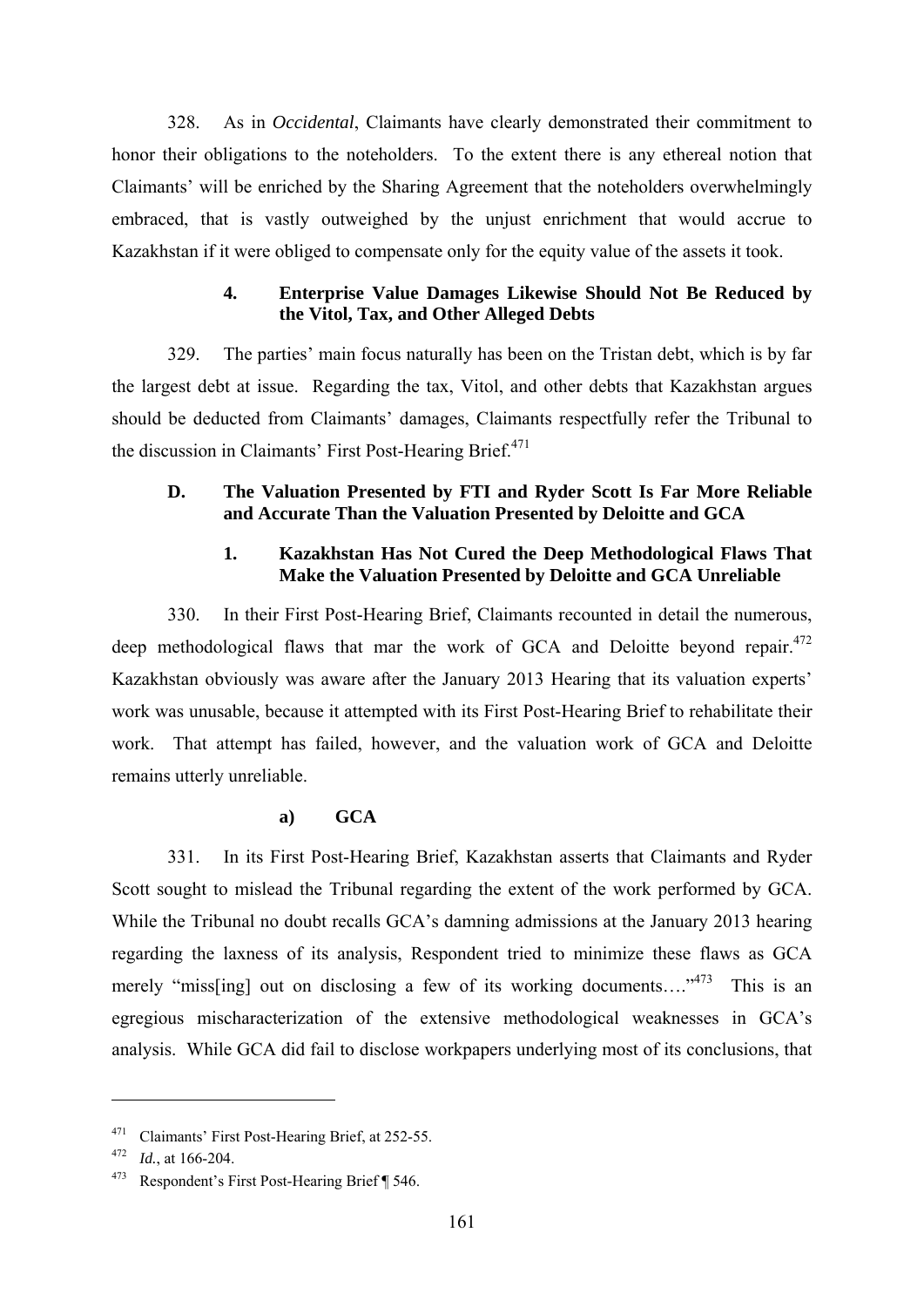328. As in *Occidental*, Claimants have clearly demonstrated their commitment to honor their obligations to the noteholders. To the extent there is any ethereal notion that Claimants' will be enriched by the Sharing Agreement that the noteholders overwhelmingly embraced, that is vastly outweighed by the unjust enrichment that would accrue to Kazakhstan if it were obliged to compensate only for the equity value of the assets it took.

#### 4. Enterprise Value Damages Likewise Should Not Be Reduced by the Vitol, Tax, and Other Alleged Debts

329. The parties' main focus naturally has been on the Tristan debt, which is by far the largest debt at issue. Regarding the tax, Vitol, and other debts that Kazakhstan argues should be deducted from Claimants' damages, Claimants respectfully refer the Tribunal to the discussion in Claimants' First Post-Hearing Brief.[471]

### D. The Valuation Presented by FTI and Ryder Scott Is Far More Reliable and Accurate Than the Valuation Presented by Deloitte and GCA

#### 1. Kazakhstan Has Not Cured the Deep Methodological Flaws That Make the Valuation Presented by Deloitte and GCA Unreliable

330. In their First Post-Hearing Brief, Claimants recounted in detail the numerous, deep methodological flaws that mar the work of GCA and Deloitte beyond repair.[472] Kazakhstan obviously was aware after the January 2013 Hearing that its valuation experts' work was unusable, because it attempted with its First Post-Hearing Brief to rehabilitate their work. That attempt has failed, however, and the valuation work of GCA and Deloitte remains utterly unreliable.

##### a) GCA

331. In its First Post-Hearing Brief, Kazakhstan asserts that Claimants and Ryder Scott sought to mislead the Tribunal regarding the extent of the work performed by GCA. While the Tribunal no doubt recalls GCA's damning admissions at the January 2013 hearing regarding the laxness of its analysis, Respondent tried to minimize these flaws as GCA merely "miss[ing] out on disclosing a few of its working documents…."[473] This is an egregious mischaracterization of the extensive methodological weaknesses in GCA's analysis. While GCA did fail to disclose workpapers underlying most of its conclusions, that

---

[471] Claimants' First Post-Hearing Brief, at 252-55.

[472] *Id.*, at 166-204.

[473] Respondent's First Post-Hearing Brief ¶ 546.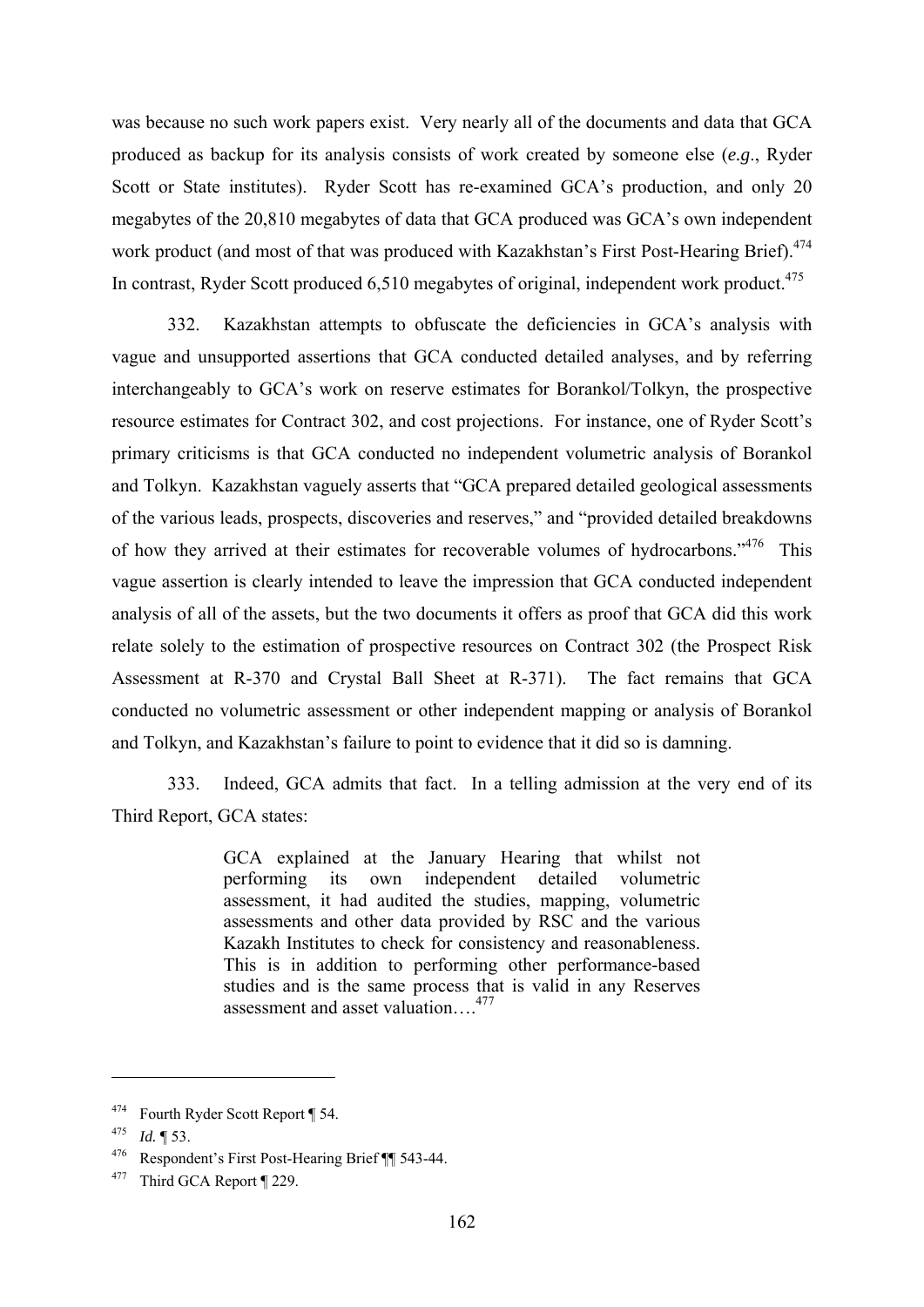was because no such work papers exist. Very nearly all of the documents and data that GCA produced as backup for its analysis consists of work created by someone else (*e.g.*, Ryder Scott or State institutes). Ryder Scott has re-examined GCA's production, and only 20 megabytes of the 20,810 megabytes of data that GCA produced was GCA's own independent work product (and most of that was produced with Kazakhstan's First Post-Hearing Brief).[474] In contrast, Ryder Scott produced 6,510 megabytes of original, independent work product.[475]

332. Kazakhstan attempts to obfuscate the deficiencies in GCA's analysis with vague and unsupported assertions that GCA conducted detailed analyses, and by referring interchangeably to GCA's work on reserve estimates for Borankol/Tolkyn, the prospective resource estimates for Contract 302, and cost projections. For instance, one of Ryder Scott's primary criticisms is that GCA conducted no independent volumetric analysis of Borankol and Tolkyn. Kazakhstan vaguely asserts that "GCA prepared detailed geological assessments of the various leads, prospects, discoveries and reserves," and "provided detailed breakdowns of how they arrived at their estimates for recoverable volumes of hydrocarbons."[476] This vague assertion is clearly intended to leave the impression that GCA conducted independent analysis of all of the assets, but the two documents it offers as proof that GCA did this work relate solely to the estimation of prospective resources on Contract 302 (the Prospect Risk Assessment at R-370 and Crystal Ball Sheet at R-371). The fact remains that GCA conducted no volumetric assessment or other independent mapping or analysis of Borankol and Tolkyn, and Kazakhstan's failure to point to evidence that it did so is damning.

333. Indeed, GCA admits that fact. In a telling admission at the very end of its Third Report, GCA states:

> GCA explained at the January Hearing that whilst not performing its own independent detailed volumetric assessment, it had audited the studies, mapping, volumetric assessments and other data provided by RSC and the various Kazakh Institutes to check for consistency and reasonableness. This is in addition to performing other performance-based studies and is the same process that is valid in any Reserves assessment and asset valuation….[477]

---

[474] Fourth Ryder Scott Report ¶ 54.

[475] *Id.* ¶ 53.

[476] Respondent's First Post-Hearing Brief ¶¶ 543-44.

[477] Third GCA Report ¶ 229.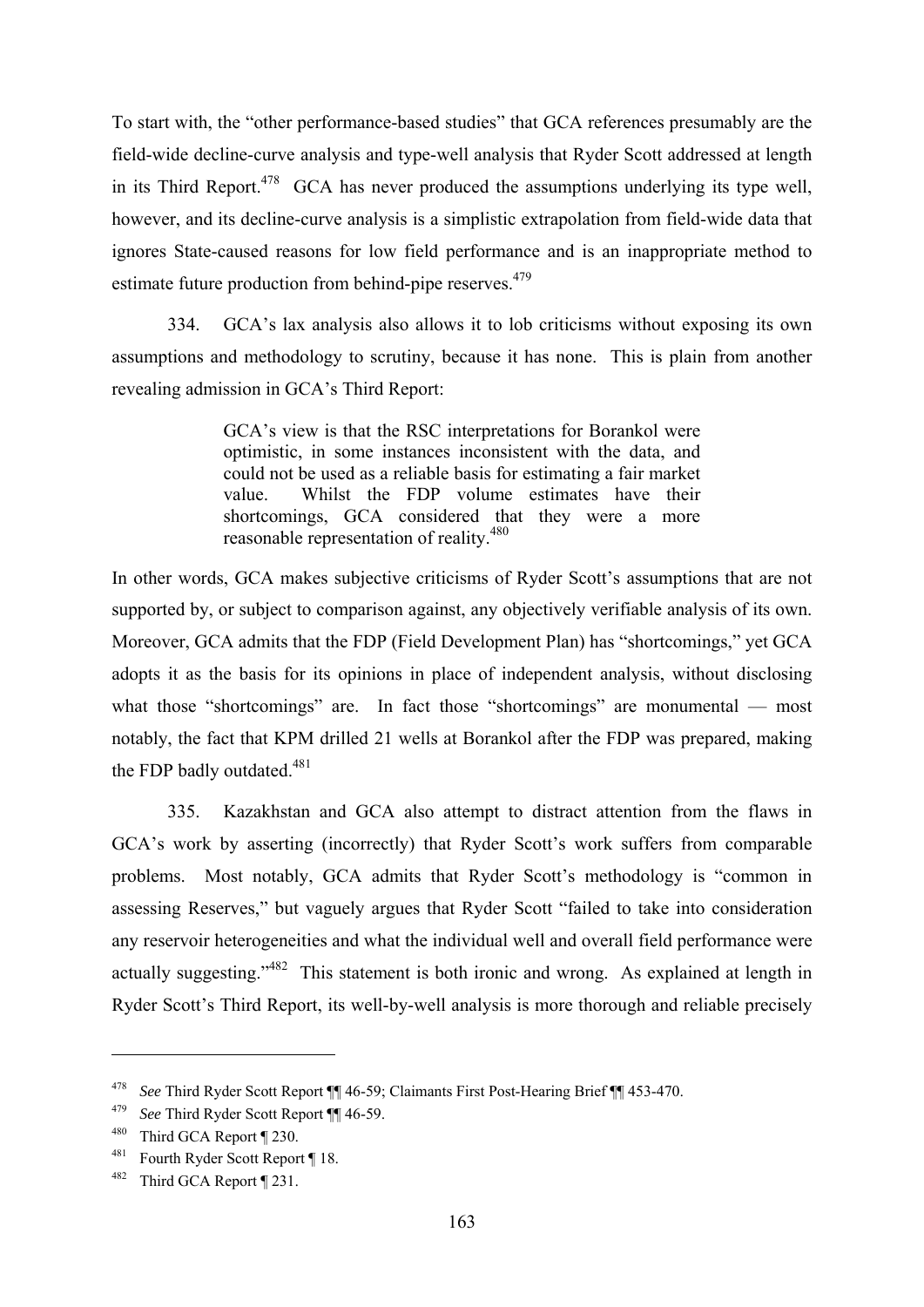To start with, the "other performance-based studies" that GCA references presumably are the field-wide decline-curve analysis and type-well analysis that Ryder Scott addressed at length in its Third Report.[478] GCA has never produced the assumptions underlying its type well, however, and its decline-curve analysis is a simplistic extrapolation from field-wide data that ignores State-caused reasons for low field performance and is an inappropriate method to estimate future production from behind-pipe reserves.[479]

334. GCA's lax analysis also allows it to lob criticisms without exposing its own assumptions and methodology to scrutiny, because it has none. This is plain from another revealing admission in GCA's Third Report:

> GCA's view is that the RSC interpretations for Borankol were optimistic, in some instances inconsistent with the data, and could not be used as a reliable basis for estimating a fair market value. Whilst the FDP volume estimates have their shortcomings, GCA considered that they were a more reasonable representation of reality.[480]

In other words, GCA makes subjective criticisms of Ryder Scott's assumptions that are not supported by, or subject to comparison against, any objectively verifiable analysis of its own. Moreover, GCA admits that the FDP (Field Development Plan) has "shortcomings," yet GCA adopts it as the basis for its opinions in place of independent analysis, without disclosing what those "shortcomings" are. In fact those "shortcomings" are monumental — most notably, the fact that KPM drilled 21 wells at Borankol after the FDP was prepared, making the FDP badly outdated.[481]

335. Kazakhstan and GCA also attempt to distract attention from the flaws in GCA's work by asserting (incorrectly) that Ryder Scott's work suffers from comparable problems. Most notably, GCA admits that Ryder Scott's methodology is "common in assessing Reserves," but vaguely argues that Ryder Scott "failed to take into consideration any reservoir heterogeneities and what the individual well and overall field performance were actually suggesting."[482] This statement is both ironic and wrong. As explained at length in Ryder Scott's Third Report, its well-by-well analysis is more thorough and reliable precisely

---

[478] *See* Third Ryder Scott Report ¶¶ 46-59; Claimants First Post-Hearing Brief ¶¶ 453-470.

[479] *See* Third Ryder Scott Report ¶¶ 46-59.

[480] Third GCA Report ¶ 230.

[481] Fourth Ryder Scott Report ¶ 18.

[482] Third GCA Report ¶ 231.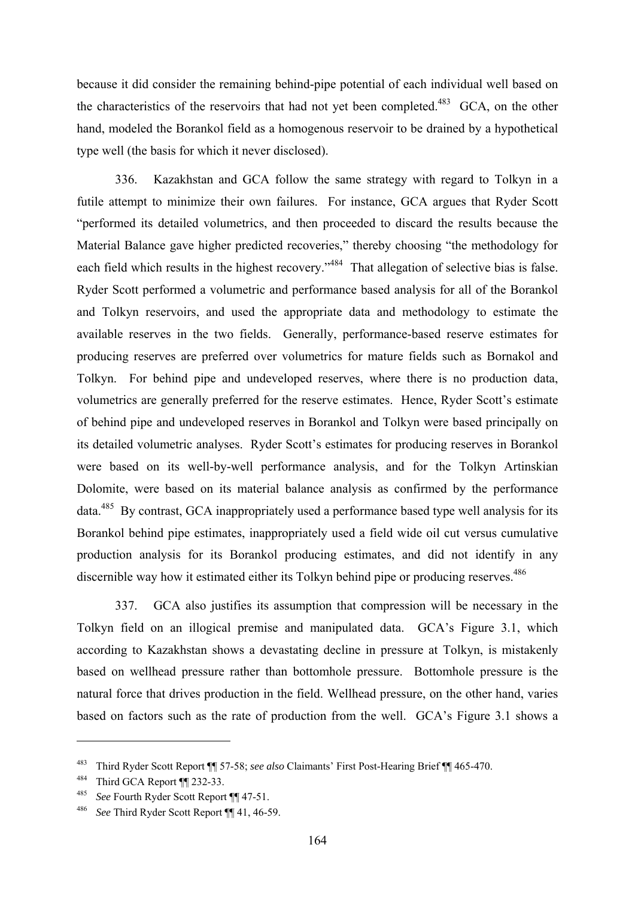because it did consider the remaining behind-pipe potential of each individual well based on the characteristics of the reservoirs that had not yet been completed.[483] GCA, on the other hand, modeled the Borankol field as a homogenous reservoir to be drained by a hypothetical type well (the basis for which it never disclosed).

336. Kazakhstan and GCA follow the same strategy with regard to Tolkyn in a futile attempt to minimize their own failures. For instance, GCA argues that Ryder Scott "performed its detailed volumetrics, and then proceeded to discard the results because the Material Balance gave higher predicted recoveries," thereby choosing "the methodology for each field which results in the highest recovery."[484] That allegation of selective bias is false. Ryder Scott performed a volumetric and performance based analysis for all of the Borankol and Tolkyn reservoirs, and used the appropriate data and methodology to estimate the available reserves in the two fields. Generally, performance-based reserve estimates for producing reserves are preferred over volumetrics for mature fields such as Bornakol and Tolkyn. For behind pipe and undeveloped reserves, where there is no production data, volumetrics are generally preferred for the reserve estimates. Hence, Ryder Scott's estimate of behind pipe and undeveloped reserves in Borankol and Tolkyn were based principally on its detailed volumetric analyses. Ryder Scott's estimates for producing reserves in Borankol were based on its well-by-well performance analysis, and for the Tolkyn Artinskian Dolomite, were based on its material balance analysis as confirmed by the performance data.[485] By contrast, GCA inappropriately used a performance based type well analysis for its Borankol behind pipe estimates, inappropriately used a field wide oil cut versus cumulative production analysis for its Borankol producing estimates, and did not identify in any discernible way how it estimated either its Tolkyn behind pipe or producing reserves.[486]

337. GCA also justifies its assumption that compression will be necessary in the Tolkyn field on an illogical premise and manipulated data. GCA's Figure 3.1, which according to Kazakhstan shows a devastating decline in pressure at Tolkyn, is mistakenly based on wellhead pressure rather than bottomhole pressure. Bottomhole pressure is the natural force that drives production in the field. Wellhead pressure, on the other hand, varies based on factors such as the rate of production from the well. GCA's Figure 3.1 shows a

---

[483] Third Ryder Scott Report ¶¶ 57-58; *see also* Claimants' First Post-Hearing Brief ¶¶ 465-470.

[484] Third GCA Report ¶¶ 232-33.

[485] *See* Fourth Ryder Scott Report ¶¶ 47-51.

[486] *See* Third Ryder Scott Report ¶¶ 41, 46-59.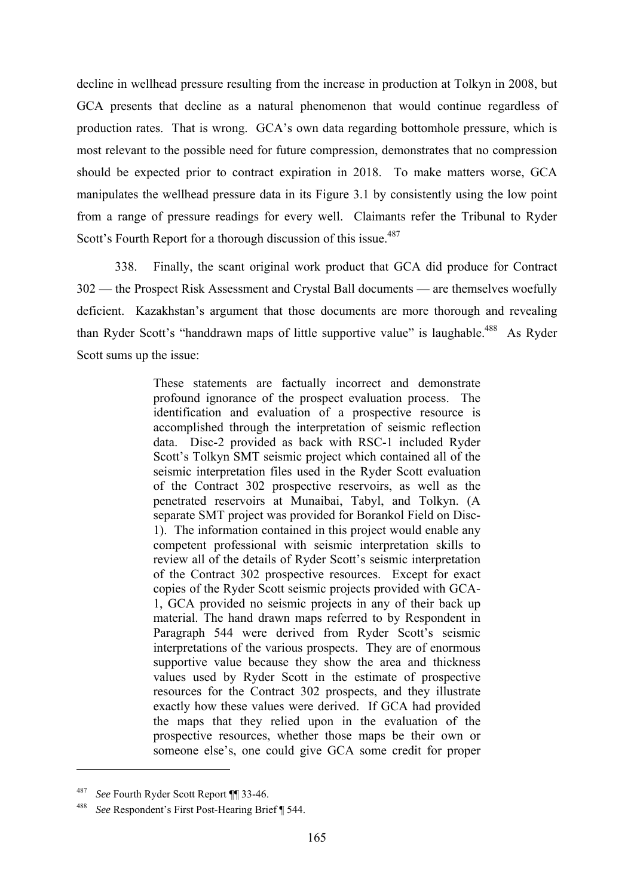decline in wellhead pressure resulting from the increase in production at Tolkyn in 2008, but GCA presents that decline as a natural phenomenon that would continue regardless of production rates. That is wrong. GCA's own data regarding bottomhole pressure, which is most relevant to the possible need for future compression, demonstrates that no compression should be expected prior to contract expiration in 2018. To make matters worse, GCA manipulates the wellhead pressure data in its Figure 3.1 by consistently using the low point from a range of pressure readings for every well. Claimants refer the Tribunal to Ryder Scott's Fourth Report for a thorough discussion of this issue.[487]

338. Finally, the scant original work product that GCA did produce for Contract 302 — the Prospect Risk Assessment and Crystal Ball documents — are themselves woefully deficient. Kazakhstan's argument that those documents are more thorough and revealing than Ryder Scott's "handdrawn maps of little supportive value" is laughable.[488] As Ryder Scott sums up the issue:

> These statements are factually incorrect and demonstrate profound ignorance of the prospect evaluation process. The identification and evaluation of a prospective resource is accomplished through the interpretation of seismic reflection data. Disc-2 provided as back with RSC-1 included Ryder Scott's Tolkyn SMT seismic project which contained all of the seismic interpretation files used in the Ryder Scott evaluation of the Contract 302 prospective reservoirs, as well as the penetrated reservoirs at Munaibai, Tabyl, and Tolkyn. (A separate SMT project was provided for Borankol Field on Disc-1). The information contained in this project would enable any competent professional with seismic interpretation skills to review all of the details of Ryder Scott's seismic interpretation of the Contract 302 prospective resources. Except for exact copies of the Ryder Scott seismic projects provided with GCA-1, GCA provided no seismic projects in any of their back up material. The hand drawn maps referred to by Respondent in Paragraph 544 were derived from Ryder Scott's seismic interpretations of the various prospects. They are of enormous supportive value because they show the area and thickness values used by Ryder Scott in the estimate of prospective resources for the Contract 302 prospects, and they illustrate exactly how these values were derived. If GCA had provided the maps that they relied upon in the evaluation of the prospective resources, whether those maps be their own or someone else's, one could give GCA some credit for proper

---

[487] *See* Fourth Ryder Scott Report ¶¶ 33-46.

[488] *See* Respondent's First Post-Hearing Brief ¶ 544.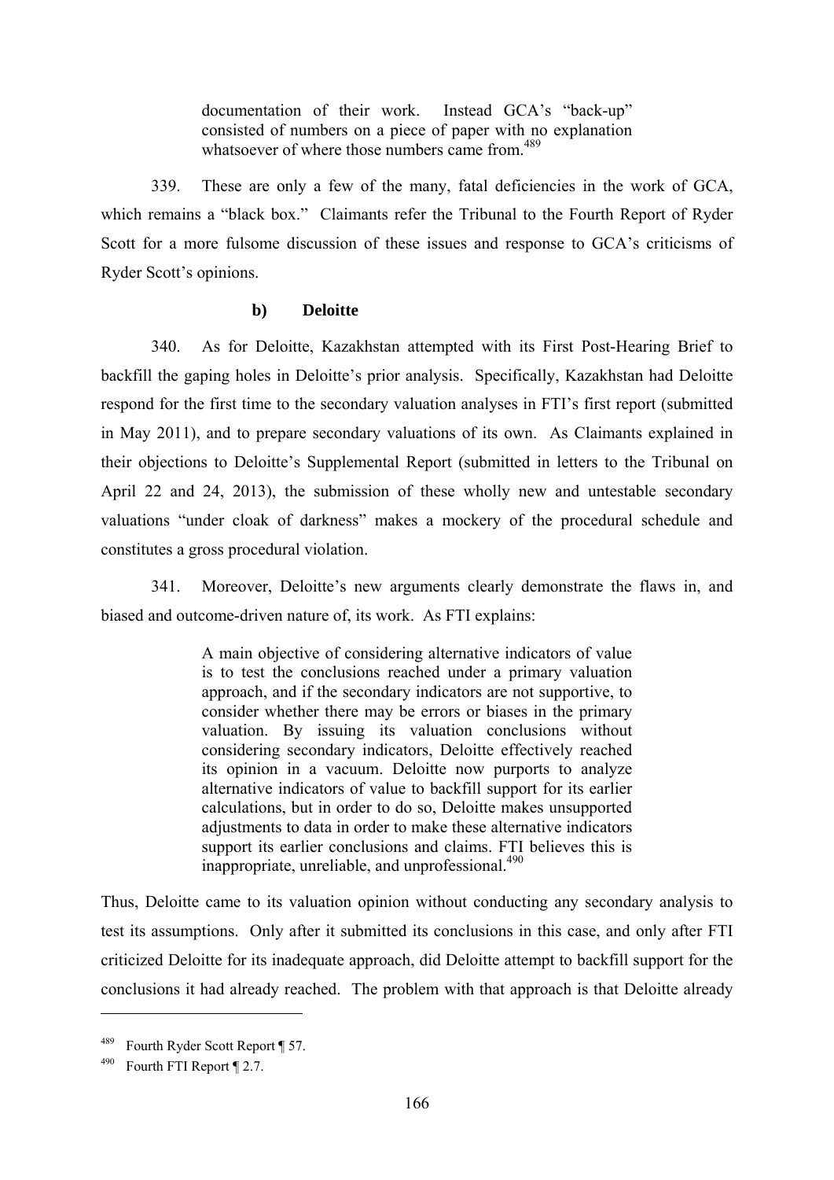> documentation of their work. Instead GCA's "back-up" consisted of numbers on a piece of paper with no explanation whatsoever of where those numbers came from.[489]

339. These are only a few of the many, fatal deficiencies in the work of GCA, which remains a "black box." Claimants refer the Tribunal to the Fourth Report of Ryder Scott for a more fulsome discussion of these issues and response to GCA's criticisms of Ryder Scott's opinions.

**b) Deloitte**

340. As for Deloitte, Kazakhstan attempted with its First Post-Hearing Brief to backfill the gaping holes in Deloitte's prior analysis. Specifically, Kazakhstan had Deloitte respond for the first time to the secondary valuation analyses in FTI's first report (submitted in May 2011), and to prepare secondary valuations of its own. As Claimants explained in their objections to Deloitte's Supplemental Report (submitted in letters to the Tribunal on April 22 and 24, 2013), the submission of these wholly new and untestable secondary valuations "under cloak of darkness" makes a mockery of the procedural schedule and constitutes a gross procedural violation.

341. Moreover, Deloitte's new arguments clearly demonstrate the flaws in, and biased and outcome-driven nature of, its work. As FTI explains:

> A main objective of considering alternative indicators of value is to test the conclusions reached under a primary valuation approach, and if the secondary indicators are not supportive, to consider whether there may be errors or biases in the primary valuation. By issuing its valuation conclusions without considering secondary indicators, Deloitte effectively reached its opinion in a vacuum. Deloitte now purports to analyze alternative indicators of value to backfill support for its earlier calculations, but in order to do so, Deloitte makes unsupported adjustments to data in order to make these alternative indicators support its earlier conclusions and claims. FTI believes this is inappropriate, unreliable, and unprofessional.[490]

Thus, Deloitte came to its valuation opinion without conducting any secondary analysis to test its assumptions. Only after it submitted its conclusions in this case, and only after FTI criticized Deloitte for its inadequate approach, did Deloitte attempt to backfill support for the conclusions it had already reached. The problem with that approach is that Deloitte already

---

[489] Fourth Ryder Scott Report ¶ 57.

[490] Fourth FTI Report ¶ 2.7.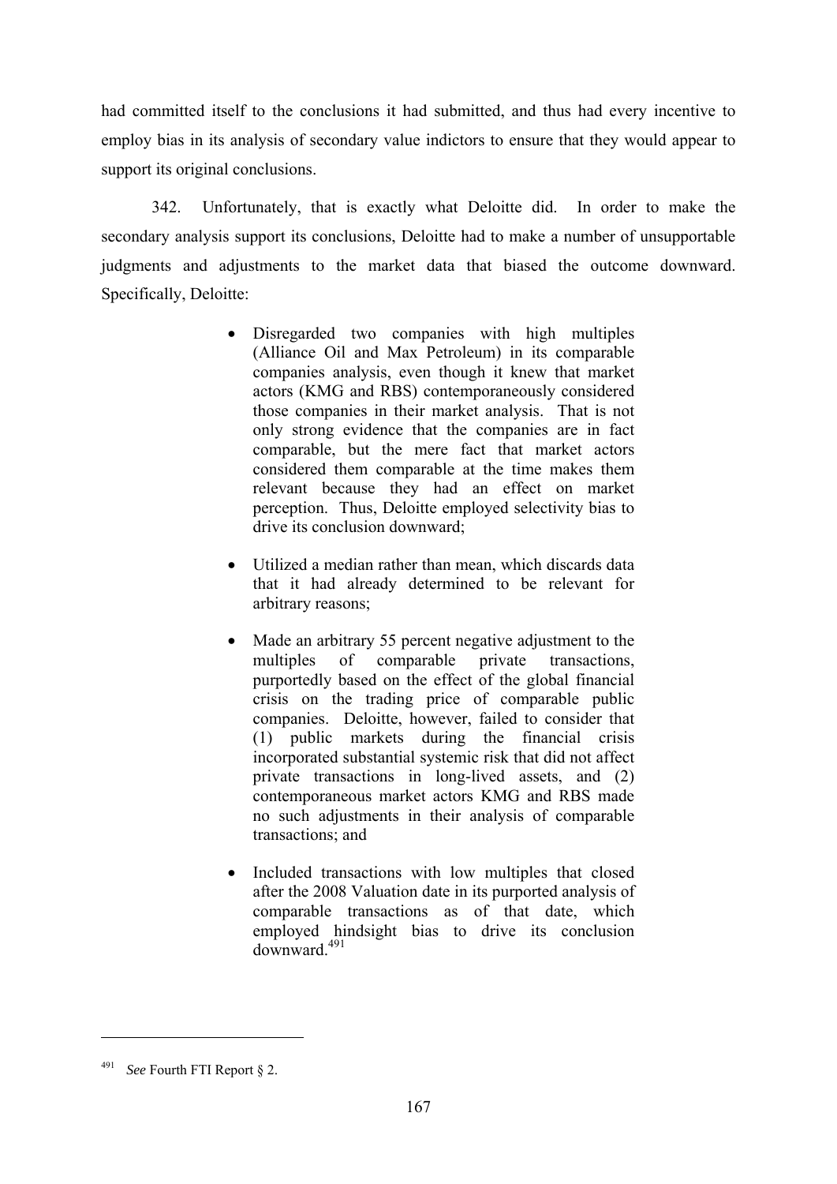had committed itself to the conclusions it had submitted, and thus had every incentive to employ bias in its analysis of secondary value indictors to ensure that they would appear to support its original conclusions.

342. Unfortunately, that is exactly what Deloitte did. In order to make the secondary analysis support its conclusions, Deloitte had to make a number of unsupportable judgments and adjustments to the market data that biased the outcome downward. Specifically, Deloitte:

- Disregarded two companies with high multiples (Alliance Oil and Max Petroleum) in its comparable companies analysis, even though it knew that market actors (KMG and RBS) contemporaneously considered those companies in their market analysis. That is not only strong evidence that the companies are in fact comparable, but the mere fact that market actors considered them comparable at the time makes them relevant because they had an effect on market perception. Thus, Deloitte employed selectivity bias to drive its conclusion downward;

- Utilized a median rather than mean, which discards data that it had already determined to be relevant for arbitrary reasons;

- Made an arbitrary 55 percent negative adjustment to the multiples of comparable private transactions, purportedly based on the effect of the global financial crisis on the trading price of comparable public companies. Deloitte, however, failed to consider that (1) public markets during the financial crisis incorporated substantial systemic risk that did not affect private transactions in long-lived assets, and (2) contemporaneous market actors KMG and RBS made no such adjustments in their analysis of comparable transactions; and

- Included transactions with low multiples that closed after the 2008 Valuation date in its purported analysis of comparable transactions as of that date, which employed hindsight bias to drive its conclusion downward.[491]

---

[491] *See* Fourth FTI Report § 2.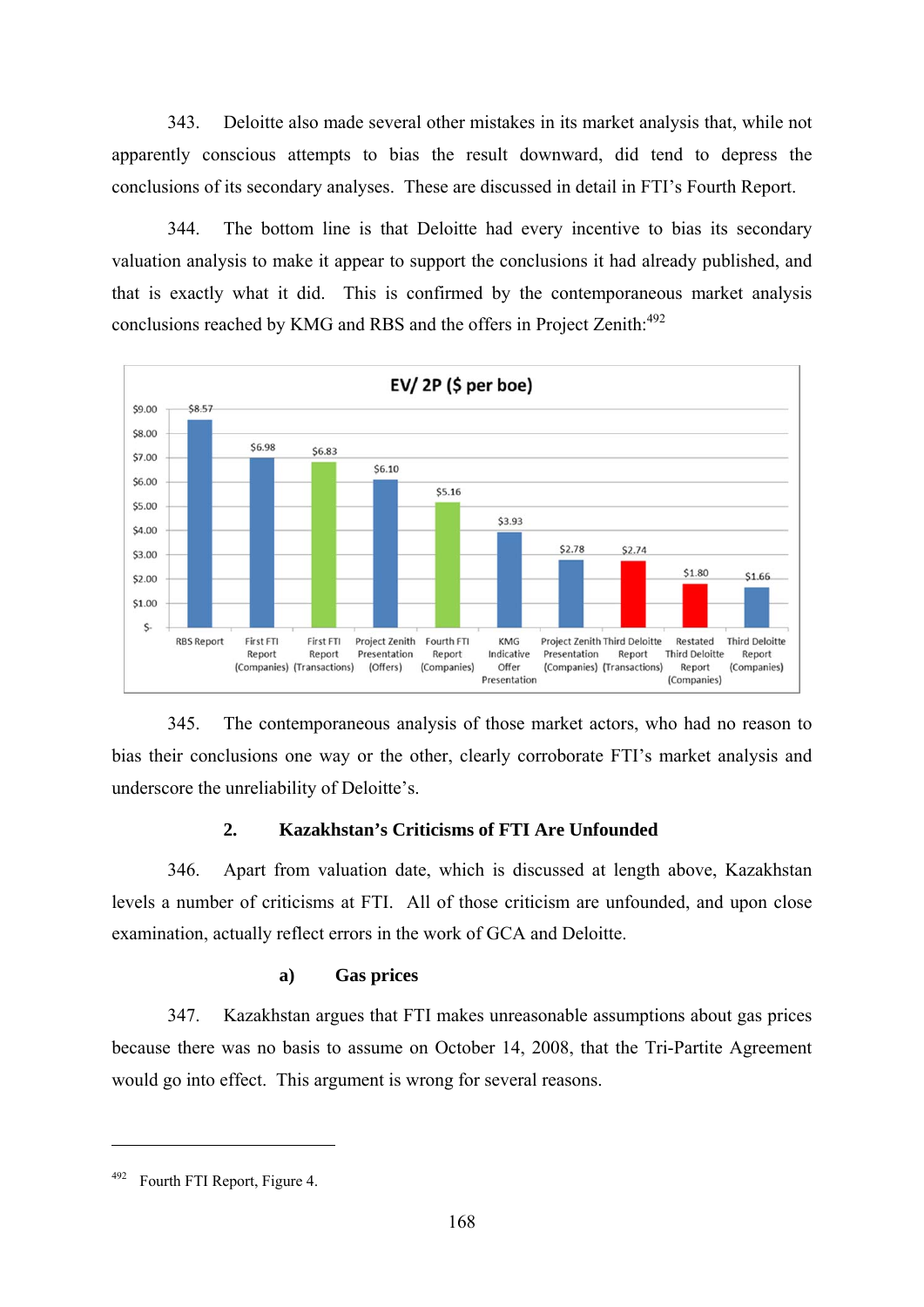343. Deloitte also made several other mistakes in its market analysis that, while not apparently conscious attempts to bias the result downward, did tend to depress the conclusions of its secondary analyses. These are discussed in detail in FTI's Fourth Report.

344. The bottom line is that Deloitte had every incentive to bias its secondary valuation analysis to make it appear to support the conclusions it had already published, and that is exactly what it did. This is confirmed by the contemporaneous market analysis conclusions reached by KMG and RBS and the offers in Project Zenith:[492]

**EV/ 2P ($ per boe)**

| Source | EV/ 2P ($ per boe) |
|---|---|
| RBS Report | $8.57 |
| First FTI Report (Companies) | $6.98 |
| First FTI Report (Transactions) | $6.83 |
| Project Zenith Presentation (Offers) | $6.10 |
| Fourth FTI Report (Companies) | $5.16 |
| KMG Indicative Offer Presentation | $3.93 |
| Project Zenith Presentation (Companies) | $2.78 |
| Third Deloitte Report (Transactions) | $2.74 |
| Restated Third Deloitte Report (Companies) | $1.80 |
| Third Deloitte Report (Companies) | $1.66 |

345. The contemporaneous analysis of those market actors, who had no reason to bias their conclusions one way or the other, clearly corroborate FTI's market analysis and underscore the unreliability of Deloitte's.

### 2. Kazakhstan's Criticisms of FTI Are Unfounded

346. Apart from valuation date, which is discussed at length above, Kazakhstan levels a number of criticisms at FTI. All of those criticism are unfounded, and upon close examination, actually reflect errors in the work of GCA and Deloitte.

#### a) Gas prices

347. Kazakhstan argues that FTI makes unreasonable assumptions about gas prices because there was no basis to assume on October 14, 2008, that the Tri-Partite Agreement would go into effect. This argument is wrong for several reasons.

---

[492] Fourth FTI Report, Figure 4.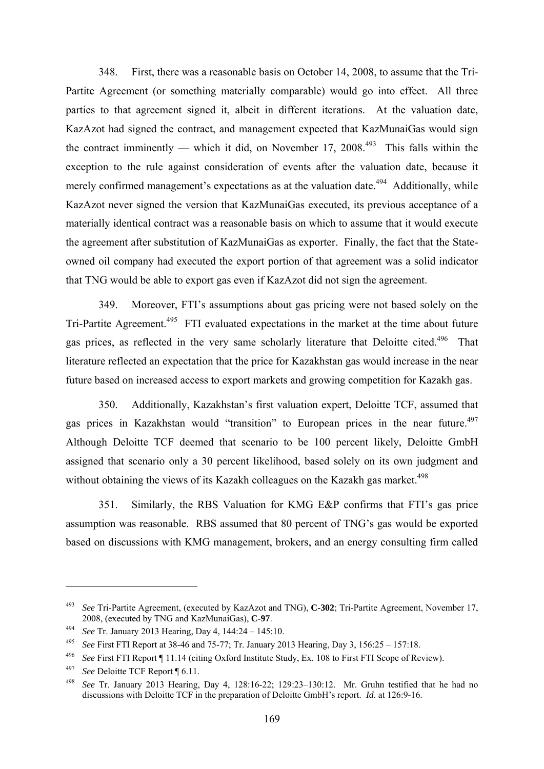348. First, there was a reasonable basis on October 14, 2008, to assume that the Tri-Partite Agreement (or something materially comparable) would go into effect. All three parties to that agreement signed it, albeit in different iterations. At the valuation date, KazAzot had signed the contract, and management expected that KazMunaiGas would sign the contract imminently — which it did, on November 17, 2008.[493] This falls within the exception to the rule against consideration of events after the valuation date, because it merely confirmed management's expectations as at the valuation date.[494] Additionally, while KazAzot never signed the version that KazMunaiGas executed, its previous acceptance of a materially identical contract was a reasonable basis on which to assume that it would execute the agreement after substitution of KazMunaiGas as exporter. Finally, the fact that the State-owned oil company had executed the export portion of that agreement was a solid indicator that TNG would be able to export gas even if KazAzot did not sign the agreement.

349. Moreover, FTI's assumptions about gas pricing were not based solely on the Tri-Partite Agreement.[495] FTI evaluated expectations in the market at the time about future gas prices, as reflected in the very same scholarly literature that Deloitte cited.[496] That literature reflected an expectation that the price for Kazakhstan gas would increase in the near future based on increased access to export markets and growing competition for Kazakh gas.

350. Additionally, Kazakhstan's first valuation expert, Deloitte TCF, assumed that gas prices in Kazakhstan would "transition" to European prices in the near future.[497] Although Deloitte TCF deemed that scenario to be 100 percent likely, Deloitte GmbH assigned that scenario only a 30 percent likelihood, based solely on its own judgment and without obtaining the views of its Kazakh colleagues on the Kazakh gas market.[498]

351. Similarly, the RBS Valuation for KMG E&P confirms that FTI's gas price assumption was reasonable. RBS assumed that 80 percent of TNG's gas would be exported based on discussions with KMG management, brokers, and an energy consulting firm called

---

[493] *See* Tri-Partite Agreement, (executed by KazAzot and TNG), **C-302**; Tri-Partite Agreement, November 17, 2008, (executed by TNG and KazMunaiGas), **C-97**.

[494] *See* Tr. January 2013 Hearing, Day 4, 144:24 – 145:10.

[495] *See* First FTI Report at 38-46 and 75-77; Tr. January 2013 Hearing, Day 3, 156:25 – 157:18.

[496] *See* First FTI Report ¶ 11.14 (citing Oxford Institute Study, Ex. 108 to First FTI Scope of Review).

[497] *See* Deloitte TCF Report ¶ 6.11.

[498] *See* Tr. January 2013 Hearing, Day 4, 128:16-22; 129:23–130:12. Mr. Gruhn testified that he had no discussions with Deloitte TCF in the preparation of Deloitte GmbH's report. *Id*. at 126:9-16.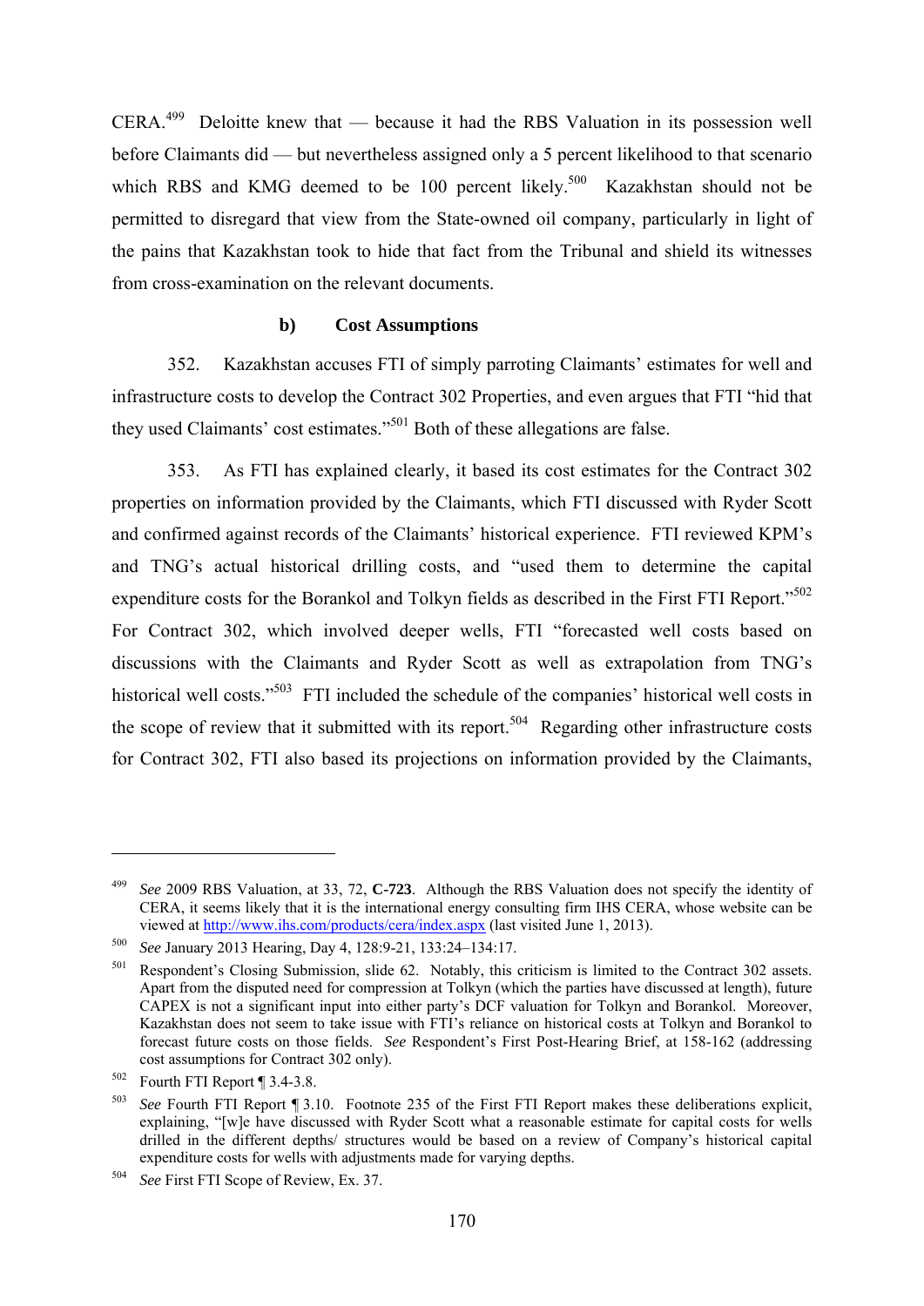CERA.[499] Deloitte knew that — because it had the RBS Valuation in its possession well before Claimants did — but nevertheless assigned only a 5 percent likelihood to that scenario which RBS and KMG deemed to be 100 percent likely.[500] Kazakhstan should not be permitted to disregard that view from the State-owned oil company, particularly in light of the pains that Kazakhstan took to hide that fact from the Tribunal and shield its witnesses from cross-examination on the relevant documents.

**b) Cost Assumptions**

352. Kazakhstan accuses FTI of simply parroting Claimants' estimates for well and infrastructure costs to develop the Contract 302 Properties, and even argues that FTI "hid that they used Claimants' cost estimates."[501] Both of these allegations are false.

353. As FTI has explained clearly, it based its cost estimates for the Contract 302 properties on information provided by the Claimants, which FTI discussed with Ryder Scott and confirmed against records of the Claimants' historical experience. FTI reviewed KPM's and TNG's actual historical drilling costs, and "used them to determine the capital expenditure costs for the Borankol and Tolkyn fields as described in the First FTI Report."[502] For Contract 302, which involved deeper wells, FTI "forecasted well costs based on discussions with the Claimants and Ryder Scott as well as extrapolation from TNG's historical well costs."[503] FTI included the schedule of the companies' historical well costs in the scope of review that it submitted with its report.[504] Regarding other infrastructure costs for Contract 302, FTI also based its projections on information provided by the Claimants,

---

[499] *See* 2009 RBS Valuation, at 33, 72, **C-723**. Although the RBS Valuation does not specify the identity of CERA, it seems likely that it is the international energy consulting firm IHS CERA, whose website can be viewed at http://www.ihs.com/products/cera/index.aspx (last visited June 1, 2013).

[500] *See* January 2013 Hearing, Day 4, 128:9-21, 133:24–134:17.

[501] Respondent's Closing Submission, slide 62. Notably, this criticism is limited to the Contract 302 assets. Apart from the disputed need for compression at Tolkyn (which the parties have discussed at length), future CAPEX is not a significant input into either party's DCF valuation for Tolkyn and Borankol. Moreover, Kazakhstan does not seem to take issue with FTI's reliance on historical costs at Tolkyn and Borankol to forecast future costs on those fields. *See* Respondent's First Post-Hearing Brief, at 158-162 (addressing cost assumptions for Contract 302 only).

[502] Fourth FTI Report ¶ 3.4-3.8.

[503] *See* Fourth FTI Report ¶ 3.10. Footnote 235 of the First FTI Report makes these deliberations explicit, explaining, "[w]e have discussed with Ryder Scott what a reasonable estimate for capital costs for wells drilled in the different depths/ structures would be based on a review of Company's historical capital expenditure costs for wells with adjustments made for varying depths.

[504] *See* First FTI Scope of Review, Ex. 37.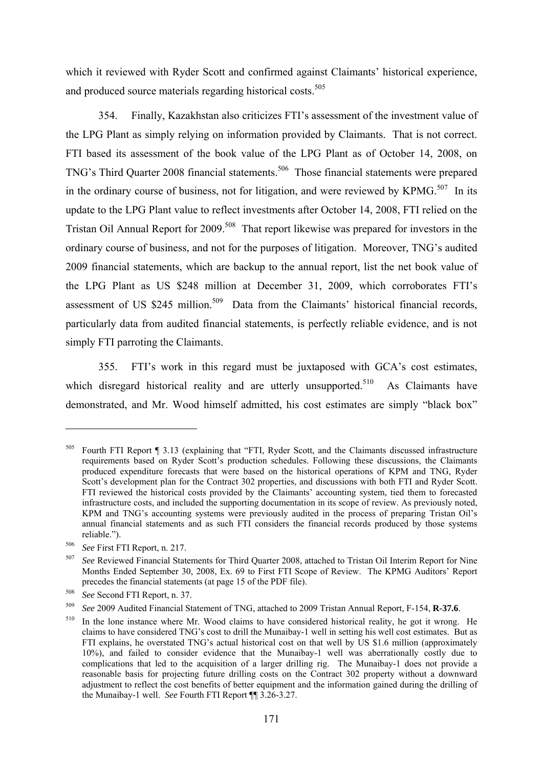which it reviewed with Ryder Scott and confirmed against Claimants' historical experience, and produced source materials regarding historical costs.[505]

354. Finally, Kazakhstan also criticizes FTI's assessment of the investment value of the LPG Plant as simply relying on information provided by Claimants. That is not correct. FTI based its assessment of the book value of the LPG Plant as of October 14, 2008, on TNG's Third Quarter 2008 financial statements.[506] Those financial statements were prepared in the ordinary course of business, not for litigation, and were reviewed by KPMG.[507] In its update to the LPG Plant value to reflect investments after October 14, 2008, FTI relied on the Tristan Oil Annual Report for 2009.[508] That report likewise was prepared for investors in the ordinary course of business, and not for the purposes of litigation. Moreover, TNG's audited 2009 financial statements, which are backup to the annual report, list the net book value of the LPG Plant as US $248 million at December 31, 2009, which corroborates FTI's assessment of US $245 million.[509] Data from the Claimants' historical financial records, particularly data from audited financial statements, is perfectly reliable evidence, and is not simply FTI parroting the Claimants.

355. FTI's work in this regard must be juxtaposed with GCA's cost estimates, which disregard historical reality and are utterly unsupported.[510] As Claimants have demonstrated, and Mr. Wood himself admitted, his cost estimates are simply "black box"

---

[505] Fourth FTI Report ¶ 3.13 (explaining that "FTI, Ryder Scott, and the Claimants discussed infrastructure requirements based on Ryder Scott's production schedules. Following these discussions, the Claimants produced expenditure forecasts that were based on the historical operations of KPM and TNG, Ryder Scott's development plan for the Contract 302 properties, and discussions with both FTI and Ryder Scott. FTI reviewed the historical costs provided by the Claimants' accounting system, tied them to forecasted infrastructure costs, and included the supporting documentation in its scope of review. As previously noted, KPM and TNG's accounting systems were previously audited in the process of preparing Tristan Oil's annual financial statements and as such FTI considers the financial records produced by those systems reliable.").

[506] *See* First FTI Report, n. 217.

[507] *See* Reviewed Financial Statements for Third Quarter 2008, attached to Tristan Oil Interim Report for Nine Months Ended September 30, 2008, Ex. 69 to First FTI Scope of Review. The KPMG Auditors' Report precedes the financial statements (at page 15 of the PDF file).

[508] *See* Second FTI Report, n. 37.

[509] *See* 2009 Audited Financial Statement of TNG, attached to 2009 Tristan Annual Report, F-154, **R-37.6**.

[510] In the lone instance where Mr. Wood claims to have considered historical reality, he got it wrong. He claims to have considered TNG's cost to drill the Munaibay-1 well in setting his well cost estimates. But as FTI explains, he overstated TNG's actual historical cost on that well by US $1.6 million (approximately 10%), and failed to consider evidence that the Munaibay-1 well was aberrationally costly due to complications that led to the acquisition of a larger drilling rig. The Munaibay-1 does not provide a reasonable basis for projecting future drilling costs on the Contract 302 property without a downward adjustment to reflect the cost benefits of better equipment and the information gained during the drilling of the Munaibay-1 well. *See* Fourth FTI Report ¶¶ 3.26-3.27.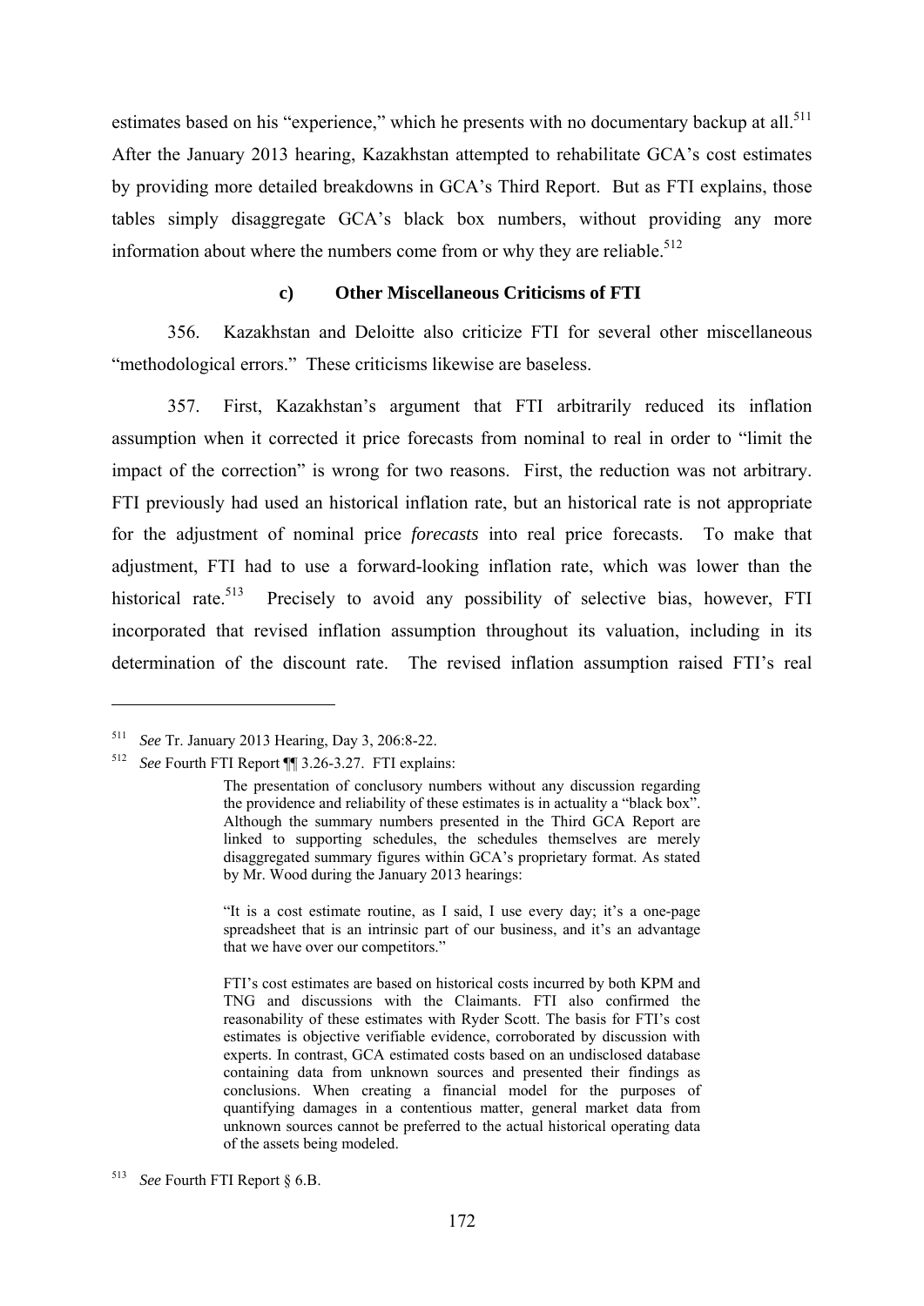estimates based on his "experience," which he presents with no documentary backup at all.[511] After the January 2013 hearing, Kazakhstan attempted to rehabilitate GCA's cost estimates by providing more detailed breakdowns in GCA's Third Report. But as FTI explains, those tables simply disaggregate GCA's black box numbers, without providing any more information about where the numbers come from or why they are reliable.[512]

### c) Other Miscellaneous Criticisms of FTI

356. Kazakhstan and Deloitte also criticize FTI for several other miscellaneous "methodological errors." These criticisms likewise are baseless.

357. First, Kazakhstan's argument that FTI arbitrarily reduced its inflation assumption when it corrected it price forecasts from nominal to real in order to "limit the impact of the correction" is wrong for two reasons. First, the reduction was not arbitrary. FTI previously had used an historical inflation rate, but an historical rate is not appropriate for the adjustment of nominal price *forecasts* into real price forecasts. To make that adjustment, FTI had to use a forward-looking inflation rate, which was lower than the historical rate.[513] Precisely to avoid any possibility of selective bias, however, FTI incorporated that revised inflation assumption throughout its valuation, including in its determination of the discount rate. The revised inflation assumption raised FTI's real

---

[511] *See* Tr. January 2013 Hearing, Day 3, 206:8-22.

[512] *See* Fourth FTI Report ¶¶ 3.26-3.27. FTI explains:

> The presentation of conclusory numbers without any discussion regarding the providence and reliability of these estimates is in actuality a "black box". Although the summary numbers presented in the Third GCA Report are linked to supporting schedules, the schedules themselves are merely disaggregated summary figures within GCA's proprietary format. As stated by Mr. Wood during the January 2013 hearings:
>
> "It is a cost estimate routine, as I said, I use every day; it's a one-page spreadsheet that is an intrinsic part of our business, and it's an advantage that we have over our competitors."
>
> FTI's cost estimates are based on historical costs incurred by both KPM and TNG and discussions with the Claimants. FTI also confirmed the reasonability of these estimates with Ryder Scott. The basis for FTI's cost estimates is objective verifiable evidence, corroborated by discussion with experts. In contrast, GCA estimated costs based on an undisclosed database containing data from unknown sources and presented their findings as conclusions. When creating a financial model for the purposes of quantifying damages in a contentious matter, general market data from unknown sources cannot be preferred to the actual historical operating data of the assets being modeled.

[513] *See* Fourth FTI Report § 6.B.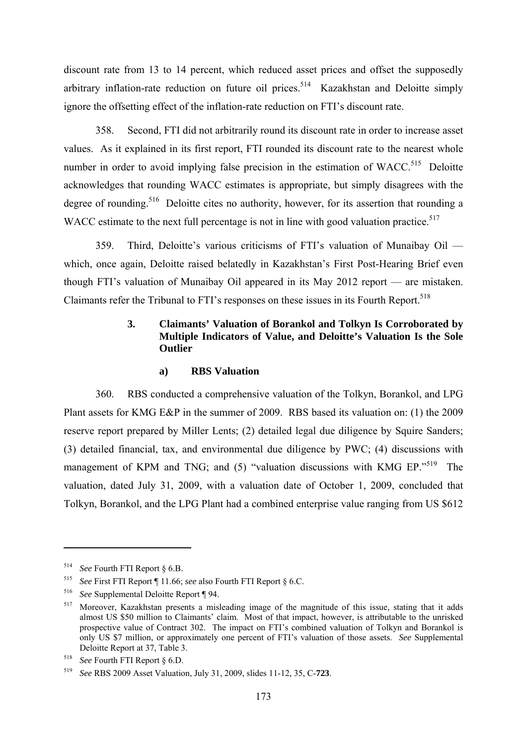discount rate from 13 to 14 percent, which reduced asset prices and offset the supposedly arbitrary inflation-rate reduction on future oil prices.[514] Kazakhstan and Deloitte simply ignore the offsetting effect of the inflation-rate reduction on FTI's discount rate.

358. Second, FTI did not arbitrarily round its discount rate in order to increase asset values. As it explained in its first report, FTI rounded its discount rate to the nearest whole number in order to avoid implying false precision in the estimation of WACC.[515] Deloitte acknowledges that rounding WACC estimates is appropriate, but simply disagrees with the degree of rounding.[516] Deloitte cites no authority, however, for its assertion that rounding a WACC estimate to the next full percentage is not in line with good valuation practice.[517]

359. Third, Deloitte's various criticisms of FTI's valuation of Munaibay Oil — which, once again, Deloitte raised belatedly in Kazakhstan's First Post-Hearing Brief even though FTI's valuation of Munaibay Oil appeared in its May 2012 report — are mistaken. Claimants refer the Tribunal to FTI's responses on these issues in its Fourth Report.[518]

### 3. Claimants' Valuation of Borankol and Tolkyn Is Corroborated by Multiple Indicators of Value, and Deloitte's Valuation Is the Sole Outlier

#### a) RBS Valuation

360. RBS conducted a comprehensive valuation of the Tolkyn, Borankol, and LPG Plant assets for KMG E&P in the summer of 2009. RBS based its valuation on: (1) the 2009 reserve report prepared by Miller Lents; (2) detailed legal due diligence by Squire Sanders; (3) detailed financial, tax, and environmental due diligence by PWC; (4) discussions with management of KPM and TNG; and (5) "valuation discussions with KMG EP."[519] The valuation, dated July 31, 2009, with a valuation date of October 1, 2009, concluded that Tolkyn, Borankol, and the LPG Plant had a combined enterprise value ranging from US $612

---

[514] *See* Fourth FTI Report § 6.B.

[515] *See* First FTI Report ¶ 11.66; *see* also Fourth FTI Report § 6.C.

[516] *See* Supplemental Deloitte Report ¶ 94.

[517] Moreover, Kazakhstan presents a misleading image of the magnitude of this issue, stating that it adds almost US $50 million to Claimants' claim. Most of that impact, however, is attributable to the unrisked prospective value of Contract 302. The impact on FTI's combined valuation of Tolkyn and Borankol is only US $7 million, or approximately one percent of FTI's valuation of those assets. *See* Supplemental Deloitte Report at 37, Table 3.

[518] *See* Fourth FTI Report § 6.D.

[519] *See* RBS 2009 Asset Valuation, July 31, 2009, slides 11-12, 35, C-**723**.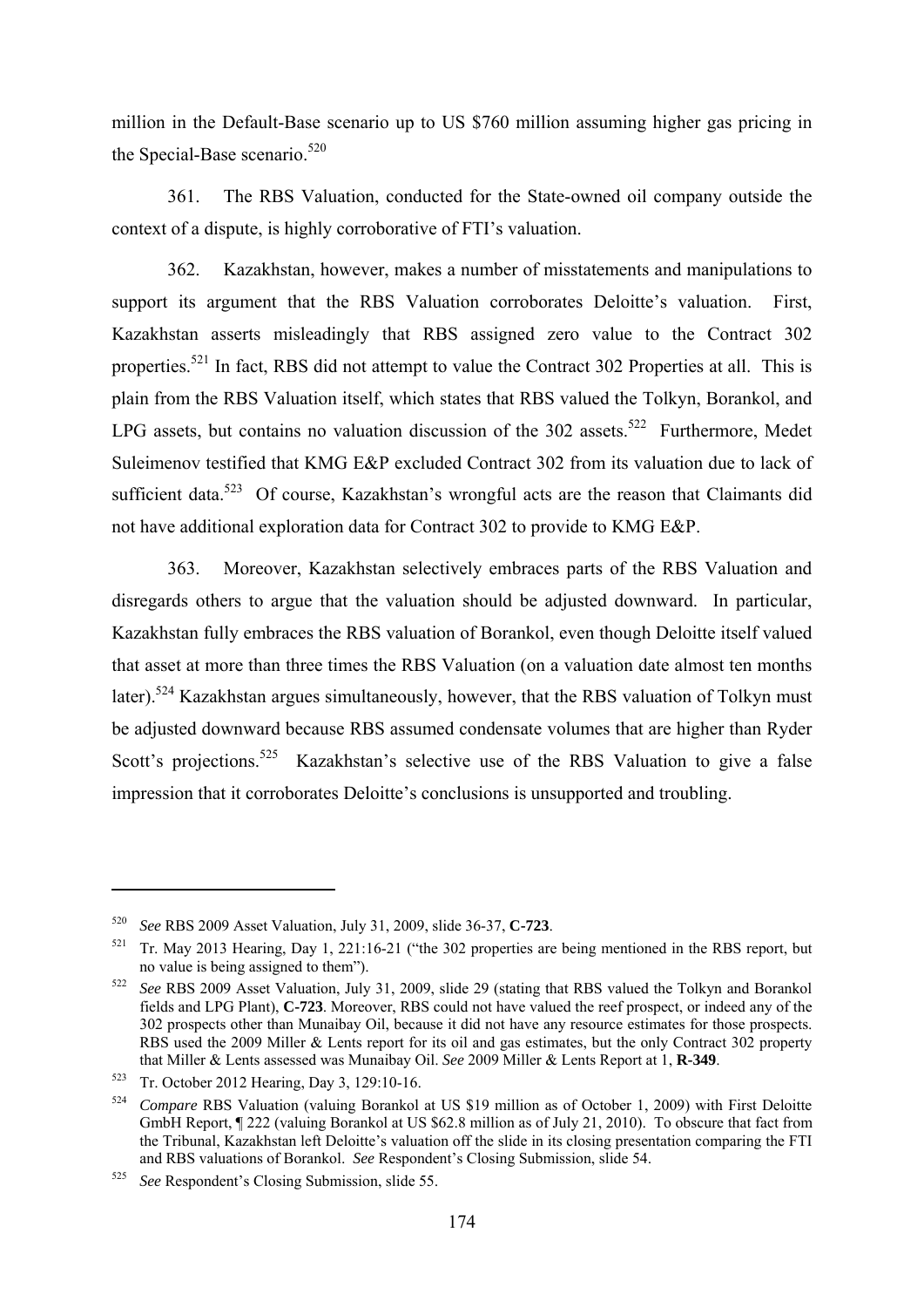million in the Default-Base scenario up to US $760 million assuming higher gas pricing in the Special-Base scenario.[520]

361. The RBS Valuation, conducted for the State-owned oil company outside the context of a dispute, is highly corroborative of FTI's valuation.

362. Kazakhstan, however, makes a number of misstatements and manipulations to support its argument that the RBS Valuation corroborates Deloitte's valuation. First, Kazakhstan asserts misleadingly that RBS assigned zero value to the Contract 302 properties.[521] In fact, RBS did not attempt to value the Contract 302 Properties at all. This is plain from the RBS Valuation itself, which states that RBS valued the Tolkyn, Borankol, and LPG assets, but contains no valuation discussion of the 302 assets.[522] Furthermore, Medet Suleimenov testified that KMG E&P excluded Contract 302 from its valuation due to lack of sufficient data.[523] Of course, Kazakhstan's wrongful acts are the reason that Claimants did not have additional exploration data for Contract 302 to provide to KMG E&P.

363. Moreover, Kazakhstan selectively embraces parts of the RBS Valuation and disregards others to argue that the valuation should be adjusted downward. In particular, Kazakhstan fully embraces the RBS valuation of Borankol, even though Deloitte itself valued that asset at more than three times the RBS Valuation (on a valuation date almost ten months later).[524] Kazakhstan argues simultaneously, however, that the RBS valuation of Tolkyn must be adjusted downward because RBS assumed condensate volumes that are higher than Ryder Scott's projections.[525] Kazakhstan's selective use of the RBS Valuation to give a false impression that it corroborates Deloitte's conclusions is unsupported and troubling.

---

[520] *See* RBS 2009 Asset Valuation, July 31, 2009, slide 36-37, **C-723**.

[521] Tr. May 2013 Hearing, Day 1, 221:16-21 ("the 302 properties are being mentioned in the RBS report, but no value is being assigned to them").

[522] *See* RBS 2009 Asset Valuation, July 31, 2009, slide 29 (stating that RBS valued the Tolkyn and Borankol fields and LPG Plant), **C-723**. Moreover, RBS could not have valued the reef prospect, or indeed any of the 302 prospects other than Munaibay Oil, because it did not have any resource estimates for those prospects. RBS used the 2009 Miller & Lents report for its oil and gas estimates, but the only Contract 302 property that Miller & Lents assessed was Munaibay Oil. *See* 2009 Miller & Lents Report at 1, **R-349**.

[523] Tr. October 2012 Hearing, Day 3, 129:10-16.

[524] *Compare* RBS Valuation (valuing Borankol at US $19 million as of October 1, 2009) with First Deloitte GmbH Report, ¶ 222 (valuing Borankol at US $62.8 million as of July 21, 2010). To obscure that fact from the Tribunal, Kazakhstan left Deloitte's valuation off the slide in its closing presentation comparing the FTI and RBS valuations of Borankol. *See* Respondent's Closing Submission, slide 54.

[525] *See* Respondent's Closing Submission, slide 55.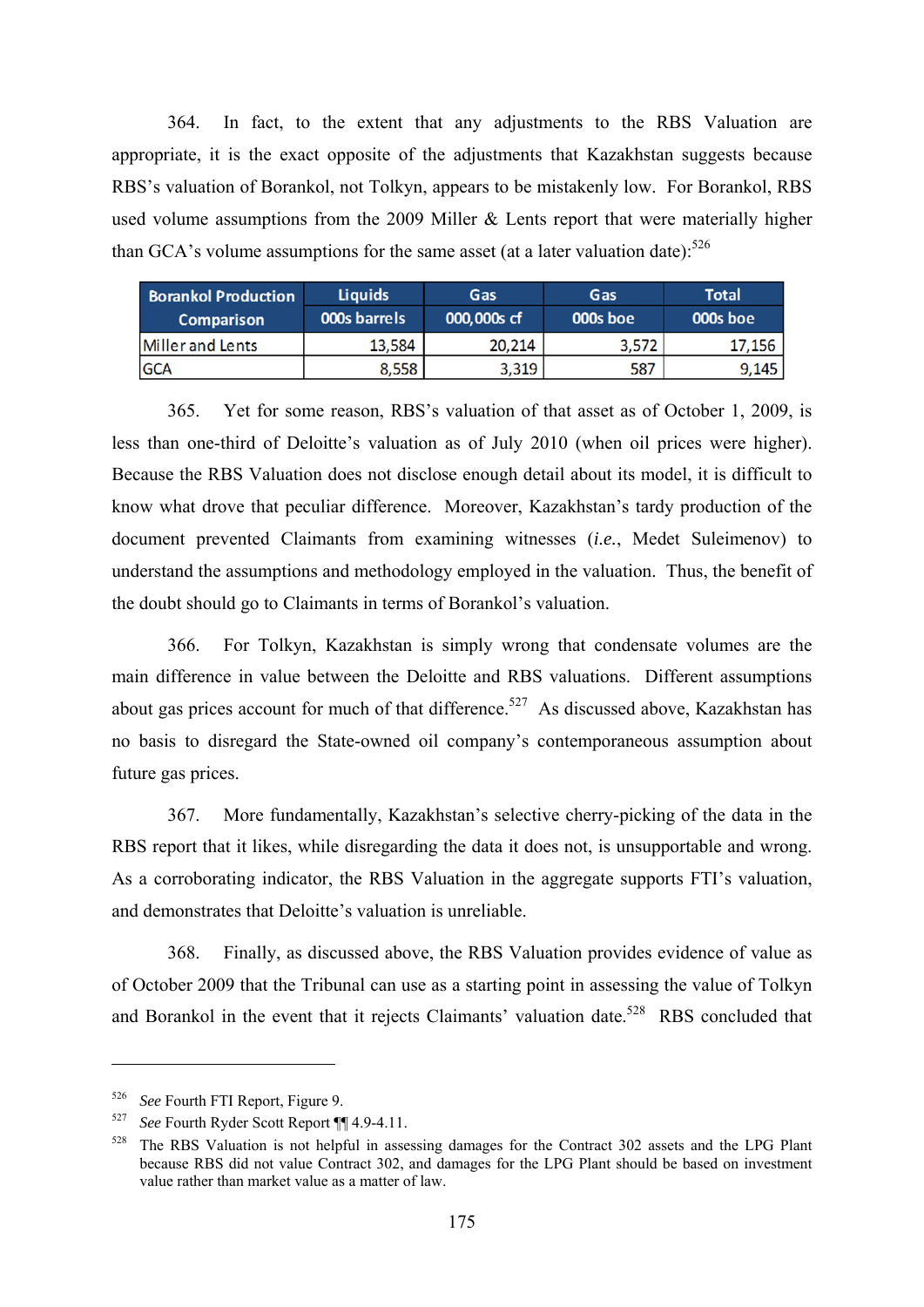364. In fact, to the extent that any adjustments to the RBS Valuation are appropriate, it is the exact opposite of the adjustments that Kazakhstan suggests because RBS's valuation of Borankol, not Tolkyn, appears to be mistakenly low. For Borankol, RBS used volume assumptions from the 2009 Miller & Lents report that were materially higher than GCA's volume assumptions for the same asset (at a later valuation date):[526]

| Borankol Production Comparison | Liquids 000s barrels | Gas 000,000s cf | Gas 000s boe | Total 000s boe |
|---|---|---|---|---|
| Miller and Lents | 13,584 | 20,214 | 3,572 | 17,156 |
| GCA | 8,558 | 3,319 | 587 | 9,145 |

365. Yet for some reason, RBS's valuation of that asset as of October 1, 2009, is less than one-third of Deloitte's valuation as of July 2010 (when oil prices were higher). Because the RBS Valuation does not disclose enough detail about its model, it is difficult to know what drove that peculiar difference. Moreover, Kazakhstan's tardy production of the document prevented Claimants from examining witnesses (*i.e.*, Medet Suleimenov) to understand the assumptions and methodology employed in the valuation. Thus, the benefit of the doubt should go to Claimants in terms of Borankol's valuation.

366. For Tolkyn, Kazakhstan is simply wrong that condensate volumes are the main difference in value between the Deloitte and RBS valuations. Different assumptions about gas prices account for much of that difference.[527] As discussed above, Kazakhstan has no basis to disregard the State-owned oil company's contemporaneous assumption about future gas prices.

367. More fundamentally, Kazakhstan's selective cherry-picking of the data in the RBS report that it likes, while disregarding the data it does not, is unsupportable and wrong. As a corroborating indicator, the RBS Valuation in the aggregate supports FTI's valuation, and demonstrates that Deloitte's valuation is unreliable.

368. Finally, as discussed above, the RBS Valuation provides evidence of value as of October 2009 that the Tribunal can use as a starting point in assessing the value of Tolkyn and Borankol in the event that it rejects Claimants' valuation date.[528] RBS concluded that

---

[526] *See* Fourth FTI Report, Figure 9.

[527] *See* Fourth Ryder Scott Report ¶¶ 4.9-4.11.

[528] The RBS Valuation is not helpful in assessing damages for the Contract 302 assets and the LPG Plant because RBS did not value Contract 302, and damages for the LPG Plant should be based on investment value rather than market value as a matter of law.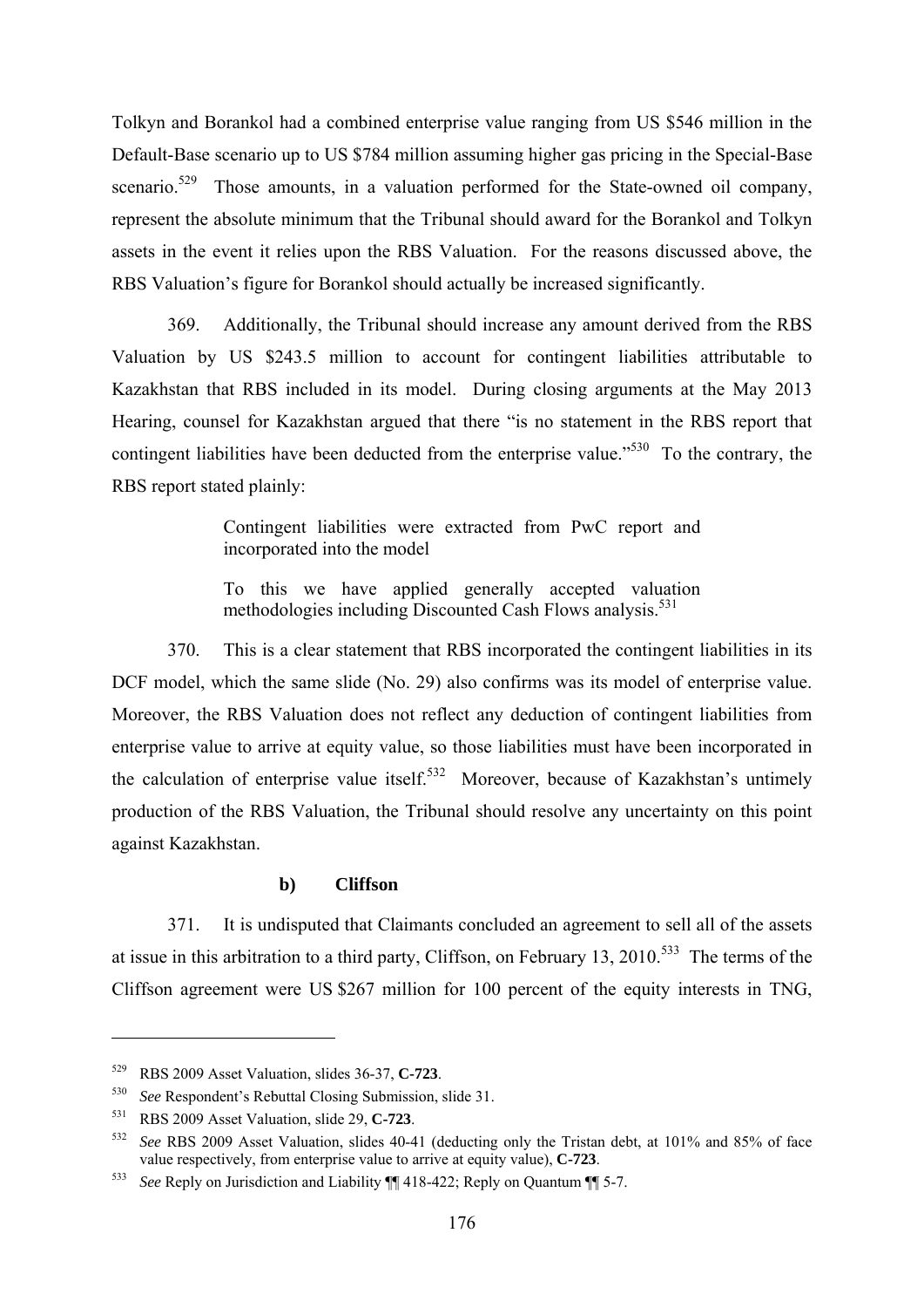Tolkyn and Borankol had a combined enterprise value ranging from US $546 million in the Default-Base scenario up to US $784 million assuming higher gas pricing in the Special-Base scenario.[529] Those amounts, in a valuation performed for the State-owned oil company, represent the absolute minimum that the Tribunal should award for the Borankol and Tolkyn assets in the event it relies upon the RBS Valuation. For the reasons discussed above, the RBS Valuation's figure for Borankol should actually be increased significantly.

369. Additionally, the Tribunal should increase any amount derived from the RBS Valuation by US $243.5 million to account for contingent liabilities attributable to Kazakhstan that RBS included in its model. During closing arguments at the May 2013 Hearing, counsel for Kazakhstan argued that there "is no statement in the RBS report that contingent liabilities have been deducted from the enterprise value."[530] To the contrary, the RBS report stated plainly:

> Contingent liabilities were extracted from PwC report and incorporated into the model
>
> To this we have applied generally accepted valuation methodologies including Discounted Cash Flows analysis.[531]

370. This is a clear statement that RBS incorporated the contingent liabilities in its DCF model, which the same slide (No. 29) also confirms was its model of enterprise value. Moreover, the RBS Valuation does not reflect any deduction of contingent liabilities from enterprise value to arrive at equity value, so those liabilities must have been incorporated in the calculation of enterprise value itself.[532] Moreover, because of Kazakhstan's untimely production of the RBS Valuation, the Tribunal should resolve any uncertainty on this point against Kazakhstan.

#### b) Cliffson

371. It is undisputed that Claimants concluded an agreement to sell all of the assets at issue in this arbitration to a third party, Cliffson, on February 13, 2010.[533] The terms of the Cliffson agreement were US $267 million for 100 percent of the equity interests in TNG,

---

[529] RBS 2009 Asset Valuation, slides 36-37, **C-723**.

[530] *See* Respondent's Rebuttal Closing Submission, slide 31.

[531] RBS 2009 Asset Valuation, slide 29, **C-723**.

[532] *See* RBS 2009 Asset Valuation, slides 40-41 (deducting only the Tristan debt, at 101% and 85% of face value respectively, from enterprise value to arrive at equity value), **C-723**.

[533] *See* Reply on Jurisdiction and Liability ¶¶ 418-422; Reply on Quantum ¶¶ 5-7.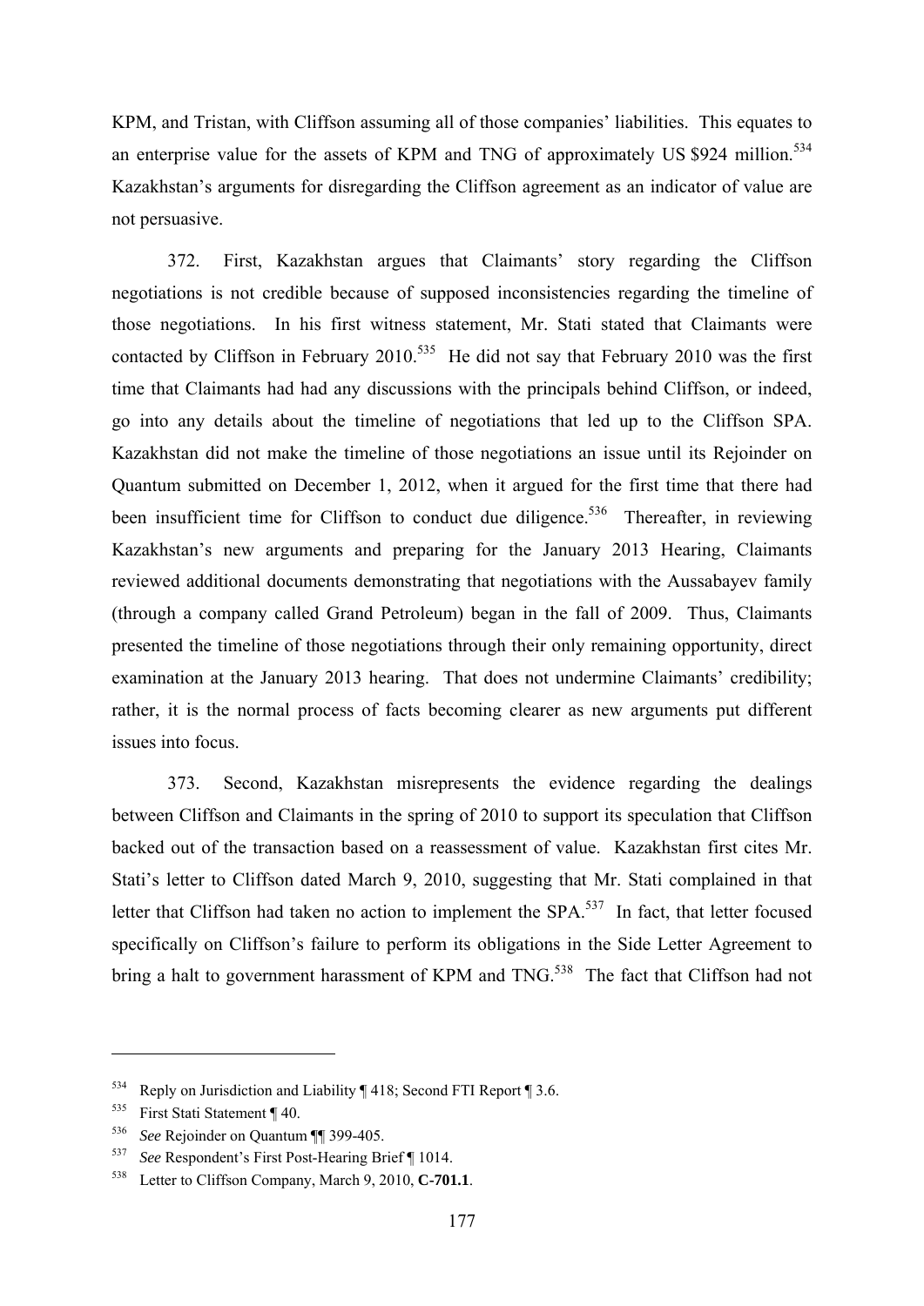KPM, and Tristan, with Cliffson assuming all of those companies' liabilities. This equates to an enterprise value for the assets of KPM and TNG of approximately US $924 million.[534] Kazakhstan's arguments for disregarding the Cliffson agreement as an indicator of value are not persuasive.

372. First, Kazakhstan argues that Claimants' story regarding the Cliffson negotiations is not credible because of supposed inconsistencies regarding the timeline of those negotiations. In his first witness statement, Mr. Stati stated that Claimants were contacted by Cliffson in February 2010.[535] He did not say that February 2010 was the first time that Claimants had had any discussions with the principals behind Cliffson, or indeed, go into any details about the timeline of negotiations that led up to the Cliffson SPA. Kazakhstan did not make the timeline of those negotiations an issue until its Rejoinder on Quantum submitted on December 1, 2012, when it argued for the first time that there had been insufficient time for Cliffson to conduct due diligence.[536] Thereafter, in reviewing Kazakhstan's new arguments and preparing for the January 2013 Hearing, Claimants reviewed additional documents demonstrating that negotiations with the Aussabayev family (through a company called Grand Petroleum) began in the fall of 2009. Thus, Claimants presented the timeline of those negotiations through their only remaining opportunity, direct examination at the January 2013 hearing. That does not undermine Claimants' credibility; rather, it is the normal process of facts becoming clearer as new arguments put different issues into focus.

373. Second, Kazakhstan misrepresents the evidence regarding the dealings between Cliffson and Claimants in the spring of 2010 to support its speculation that Cliffson backed out of the transaction based on a reassessment of value. Kazakhstan first cites Mr. Stati's letter to Cliffson dated March 9, 2010, suggesting that Mr. Stati complained in that letter that Cliffson had taken no action to implement the SPA.[537] In fact, that letter focused specifically on Cliffson's failure to perform its obligations in the Side Letter Agreement to bring a halt to government harassment of KPM and TNG.[538] The fact that Cliffson had not

---

[534] Reply on Jurisdiction and Liability ¶ 418; Second FTI Report ¶ 3.6.

[535] First Stati Statement ¶ 40.

[536] *See* Rejoinder on Quantum ¶¶ 399-405.

[537] *See* Respondent's First Post-Hearing Brief ¶ 1014.

[538] Letter to Cliffson Company, March 9, 2010, **C-701.1**.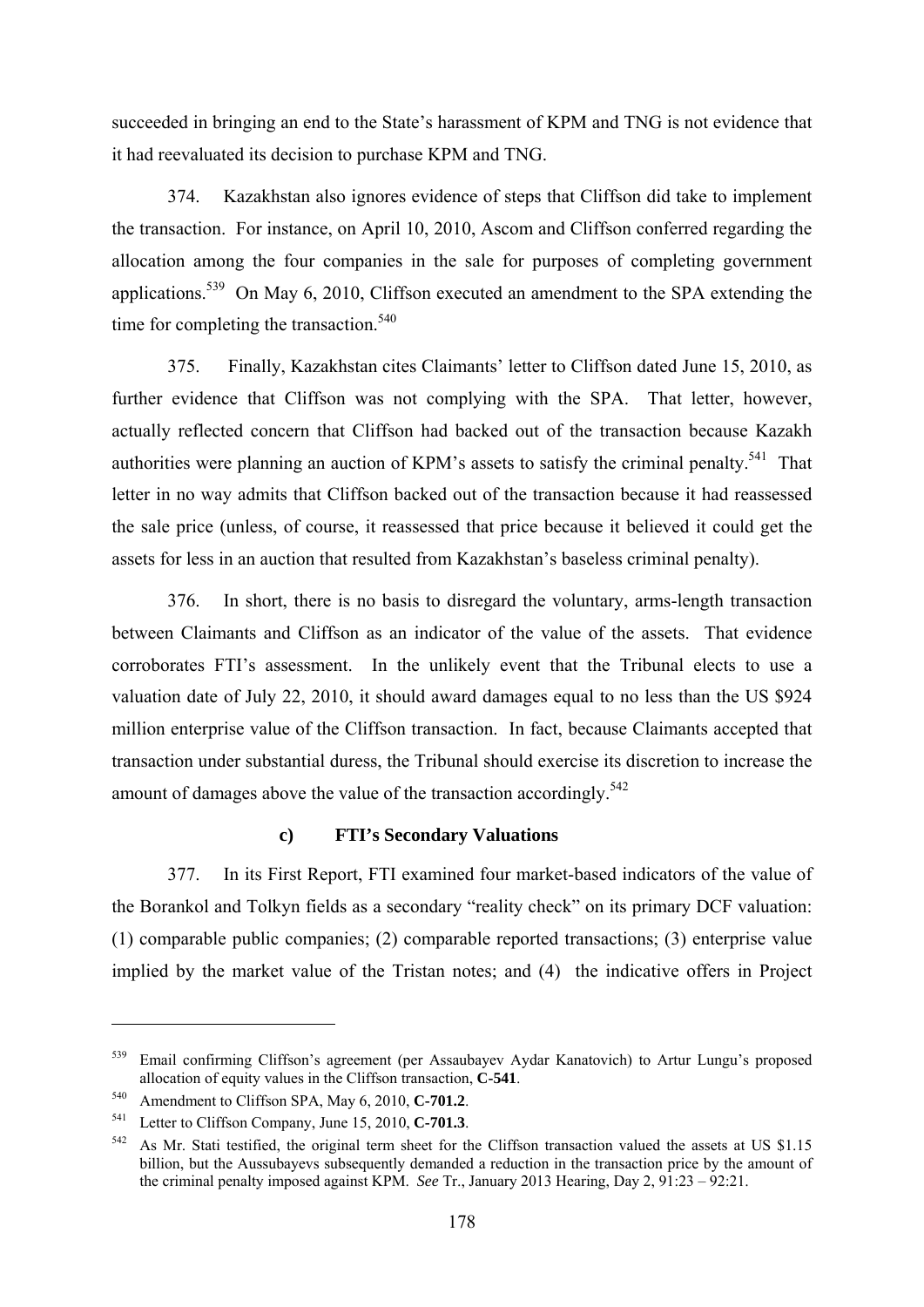succeeded in bringing an end to the State's harassment of KPM and TNG is not evidence that it had reevaluated its decision to purchase KPM and TNG.

374. Kazakhstan also ignores evidence of steps that Cliffson did take to implement the transaction. For instance, on April 10, 2010, Ascom and Cliffson conferred regarding the allocation among the four companies in the sale for purposes of completing government applications.[539] On May 6, 2010, Cliffson executed an amendment to the SPA extending the time for completing the transaction.[540]

375. Finally, Kazakhstan cites Claimants' letter to Cliffson dated June 15, 2010, as further evidence that Cliffson was not complying with the SPA. That letter, however, actually reflected concern that Cliffson had backed out of the transaction because Kazakh authorities were planning an auction of KPM's assets to satisfy the criminal penalty.[541] That letter in no way admits that Cliffson backed out of the transaction because it had reassessed the sale price (unless, of course, it reassessed that price because it believed it could get the assets for less in an auction that resulted from Kazakhstan's baseless criminal penalty).

376. In short, there is no basis to disregard the voluntary, arms-length transaction between Claimants and Cliffson as an indicator of the value of the assets. That evidence corroborates FTI's assessment. In the unlikely event that the Tribunal elects to use a valuation date of July 22, 2010, it should award damages equal to no less than the US $924 million enterprise value of the Cliffson transaction. In fact, because Claimants accepted that transaction under substantial duress, the Tribunal should exercise its discretion to increase the amount of damages above the value of the transaction accordingly.[542]

#### c) FTI's Secondary Valuations

377. In its First Report, FTI examined four market-based indicators of the value of the Borankol and Tolkyn fields as a secondary "reality check" on its primary DCF valuation: (1) comparable public companies; (2) comparable reported transactions; (3) enterprise value implied by the market value of the Tristan notes; and (4) the indicative offers in Project

---

[539] Email confirming Cliffson's agreement (per Assaubayev Aydar Kanatovich) to Artur Lungu's proposed allocation of equity values in the Cliffson transaction, **C-541**.

[540] Amendment to Cliffson SPA, May 6, 2010, **C-701.2**.

[541] Letter to Cliffson Company, June 15, 2010, **C-701.3**.

[542] As Mr. Stati testified, the original term sheet for the Cliffson transaction valued the assets at US $1.15 billion, but the Aussubayevs subsequently demanded a reduction in the transaction price by the amount of the criminal penalty imposed against KPM. *See* Tr., January 2013 Hearing, Day 2, 91:23 – 92:21.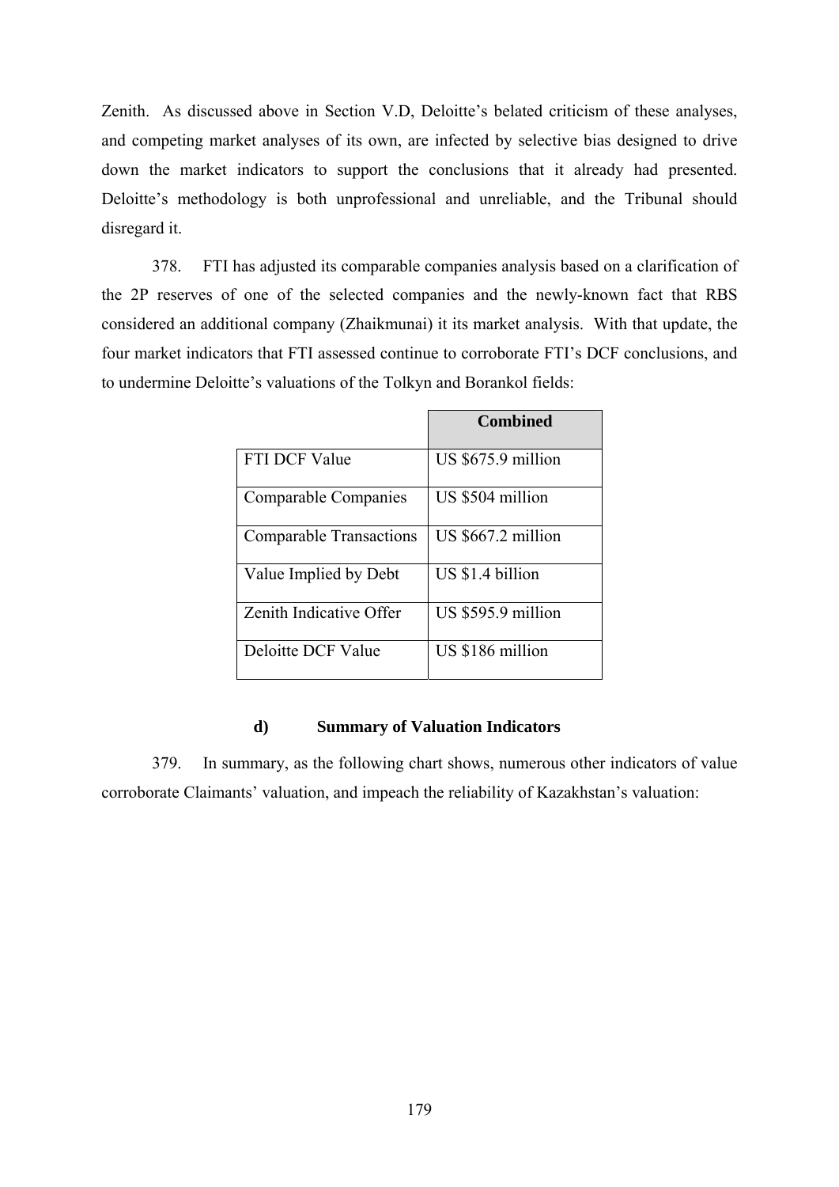Zenith. As discussed above in Section V.D, Deloitte's belated criticism of these analyses, and competing market analyses of its own, are infected by selective bias designed to drive down the market indicators to support the conclusions that it already had presented. Deloitte's methodology is both unprofessional and unreliable, and the Tribunal should disregard it.

378. FTI has adjusted its comparable companies analysis based on a clarification of the 2P reserves of one of the selected companies and the newly-known fact that RBS considered an additional company (Zhaikmunai) it its market analysis. With that update, the four market indicators that FTI assessed continue to corroborate FTI's DCF conclusions, and to undermine Deloitte's valuations of the Tolkyn and Borankol fields:

| | **Combined** |
|---|---|
| FTI DCF Value | US $675.9 million |
| Comparable Companies | US $504 million |
| Comparable Transactions | US $667.2 million |
| Value Implied by Debt | US $1.4 billion |
| Zenith Indicative Offer | US $595.9 million |
| Deloitte DCF Value | US $186 million |

#### d) Summary of Valuation Indicators

379. In summary, as the following chart shows, numerous other indicators of value corroborate Claimants' valuation, and impeach the reliability of Kazakhstan's valuation: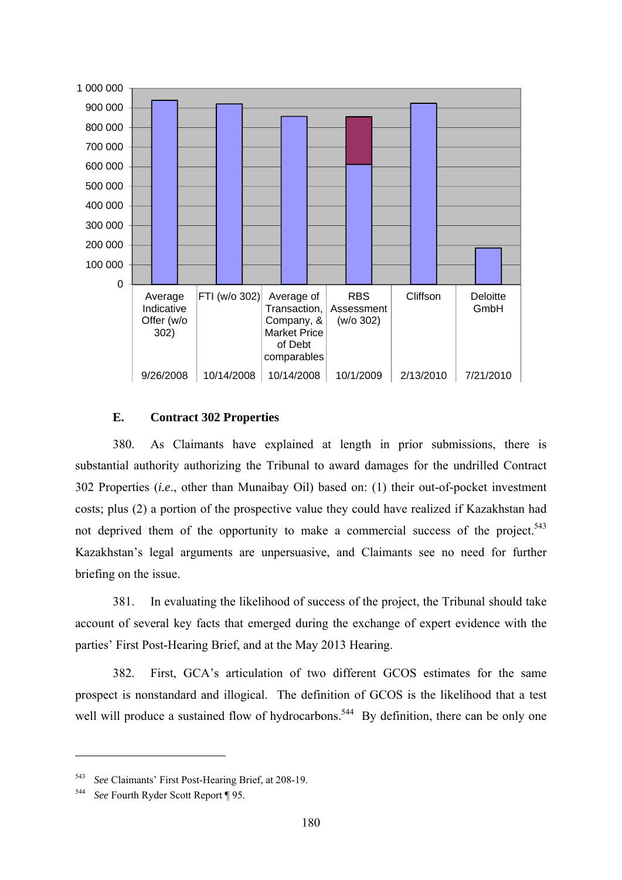| Average Indicative Offer (w/o 302) | FTI (w/o 302) | Average of Transaction, Company, & Market Price of Debt comparables | RBS Assessment (w/o 302) | Cliffson | Deloitte GmbH |
|---|---|---|---|---|---|
| 9/26/2008 | 10/14/2008 | 10/14/2008 | 10/1/2009 | 2/13/2010 | 7/21/2010 |

### E. Contract 302 Properties

380. As Claimants have explained at length in prior submissions, there is substantial authority authorizing the Tribunal to award damages for the undrilled Contract 302 Properties (*i.e.*, other than Munaibay Oil) based on: (1) their out-of-pocket investment costs; plus (2) a portion of the prospective value they could have realized if Kazakhstan had not deprived them of the opportunity to make a commercial success of the project.[543] Kazakhstan's legal arguments are unpersuasive, and Claimants see no need for further briefing on the issue.

381. In evaluating the likelihood of success of the project, the Tribunal should take account of several key facts that emerged during the exchange of expert evidence with the parties' First Post-Hearing Brief, and at the May 2013 Hearing.

382. First, GCA's articulation of two different GCOS estimates for the same prospect is nonstandard and illogical. The definition of GCOS is the likelihood that a test well will produce a sustained flow of hydrocarbons.[544] By definition, there can be only one

---

[543] *See* Claimants' First Post-Hearing Brief, at 208-19.

[544] *See* Fourth Ryder Scott Report ¶ 95.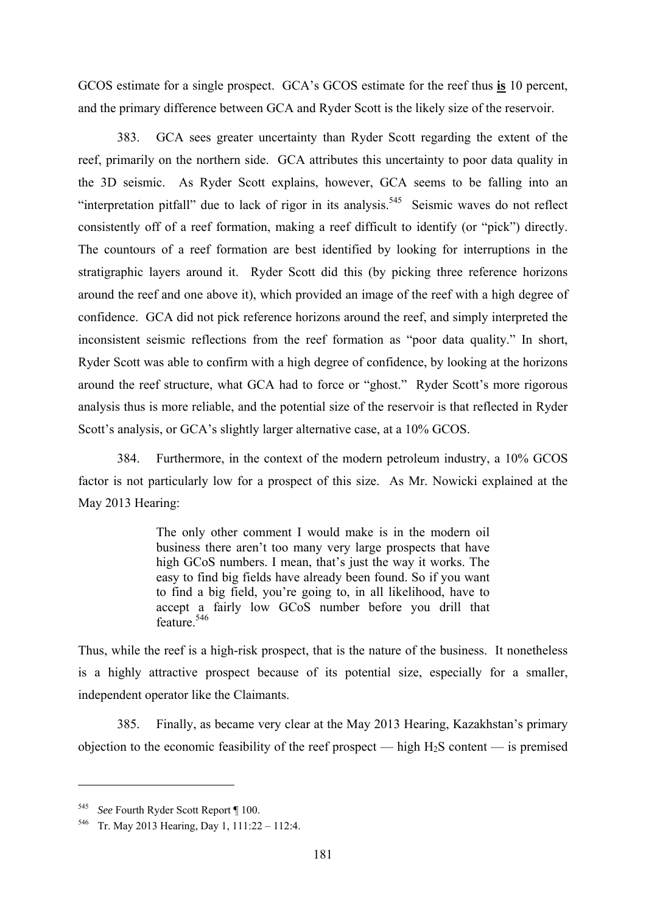GCOS estimate for a single prospect. GCA's GCOS estimate for the reef thus **is** 10 percent, and the primary difference between GCA and Ryder Scott is the likely size of the reservoir.

383. GCA sees greater uncertainty than Ryder Scott regarding the extent of the reef, primarily on the northern side. GCA attributes this uncertainty to poor data quality in the 3D seismic. As Ryder Scott explains, however, GCA seems to be falling into an "interpretation pitfall" due to lack of rigor in its analysis.[545] Seismic waves do not reflect consistently off of a reef formation, making a reef difficult to identify (or "pick") directly. The countours of a reef formation are best identified by looking for interruptions in the stratigraphic layers around it. Ryder Scott did this (by picking three reference horizons around the reef and one above it), which provided an image of the reef with a high degree of confidence. GCA did not pick reference horizons around the reef, and simply interpreted the inconsistent seismic reflections from the reef formation as "poor data quality." In short, Ryder Scott was able to confirm with a high degree of confidence, by looking at the horizons around the reef structure, what GCA had to force or "ghost." Ryder Scott's more rigorous analysis thus is more reliable, and the potential size of the reservoir is that reflected in Ryder Scott's analysis, or GCA's slightly larger alternative case, at a 10% GCOS.

384. Furthermore, in the context of the modern petroleum industry, a 10% GCOS factor is not particularly low for a prospect of this size. As Mr. Nowicki explained at the May 2013 Hearing:

> The only other comment I would make is in the modern oil business there aren't too many very large prospects that have high GCoS numbers. I mean, that's just the way it works. The easy to find big fields have already been found. So if you want to find a big field, you're going to, in all likelihood, have to accept a fairly low GCoS number before you drill that feature.[546]

Thus, while the reef is a high-risk prospect, that is the nature of the business. It nonetheless is a highly attractive prospect because of its potential size, especially for a smaller, independent operator like the Claimants.

385. Finally, as became very clear at the May 2013 Hearing, Kazakhstan's primary objection to the economic feasibility of the reef prospect — high $H_2S$ content — is premised

---

[545] *See* Fourth Ryder Scott Report ¶ 100.

[546] Tr. May 2013 Hearing, Day 1, 111:22 – 112:4.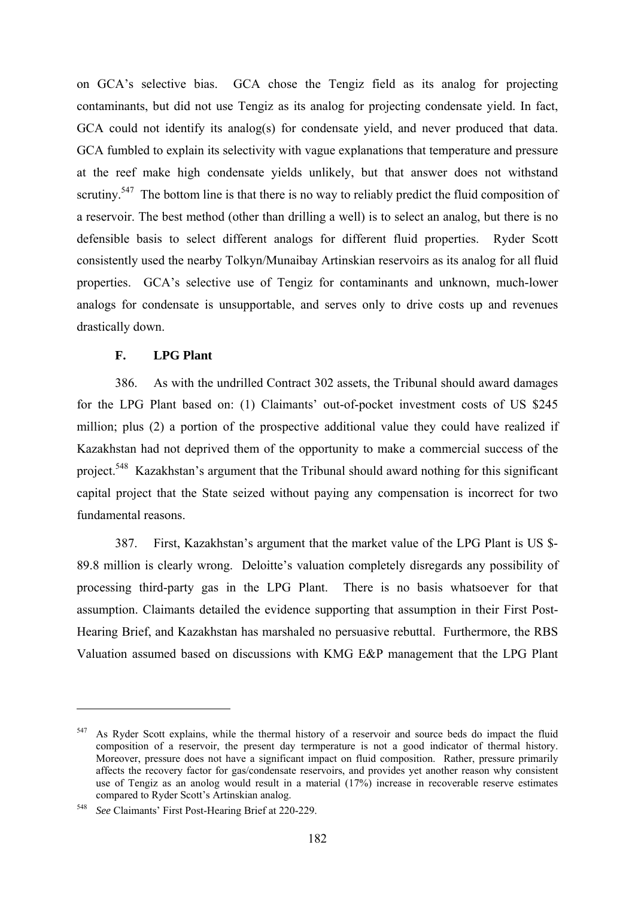on GCA's selective bias. GCA chose the Tengiz field as its analog for projecting contaminants, but did not use Tengiz as its analog for projecting condensate yield. In fact, GCA could not identify its analog(s) for condensate yield, and never produced that data. GCA fumbled to explain its selectivity with vague explanations that temperature and pressure at the reef make high condensate yields unlikely, but that answer does not withstand scrutiny.[547] The bottom line is that there is no way to reliably predict the fluid composition of a reservoir. The best method (other than drilling a well) is to select an analog, but there is no defensible basis to select different analogs for different fluid properties. Ryder Scott consistently used the nearby Tolkyn/Munaibay Artinskian reservoirs as its analog for all fluid properties. GCA's selective use of Tengiz for contaminants and unknown, much-lower analogs for condensate is unsupportable, and serves only to drive costs up and revenues drastically down.

### F. LPG Plant

386. As with the undrilled Contract 302 assets, the Tribunal should award damages for the LPG Plant based on: (1) Claimants' out-of-pocket investment costs of US $245 million; plus (2) a portion of the prospective additional value they could have realized if Kazakhstan had not deprived them of the opportunity to make a commercial success of the project.[548] Kazakhstan's argument that the Tribunal should award nothing for this significant capital project that the State seized without paying any compensation is incorrect for two fundamental reasons.

387. First, Kazakhstan's argument that the market value of the LPG Plant is US $-89.8 million is clearly wrong. Deloitte's valuation completely disregards any possibility of processing third-party gas in the LPG Plant. There is no basis whatsoever for that assumption. Claimants detailed the evidence supporting that assumption in their First Post-Hearing Brief, and Kazakhstan has marshaled no persuasive rebuttal. Furthermore, the RBS Valuation assumed based on discussions with KMG E&P management that the LPG Plant

---

[547] As Ryder Scott explains, while the thermal history of a reservoir and source beds do impact the fluid composition of a reservoir, the present day termperature is not a good indicator of thermal history. Moreover, pressure does not have a significant impact on fluid composition. Rather, pressure primarily affects the recovery factor for gas/condensate reservoirs, and provides yet another reason why consistent use of Tengiz as an anolog would result in a material (17%) increase in recoverable reserve estimates compared to Ryder Scott's Artinskian analog.

[548] *See* Claimants' First Post-Hearing Brief at 220-229.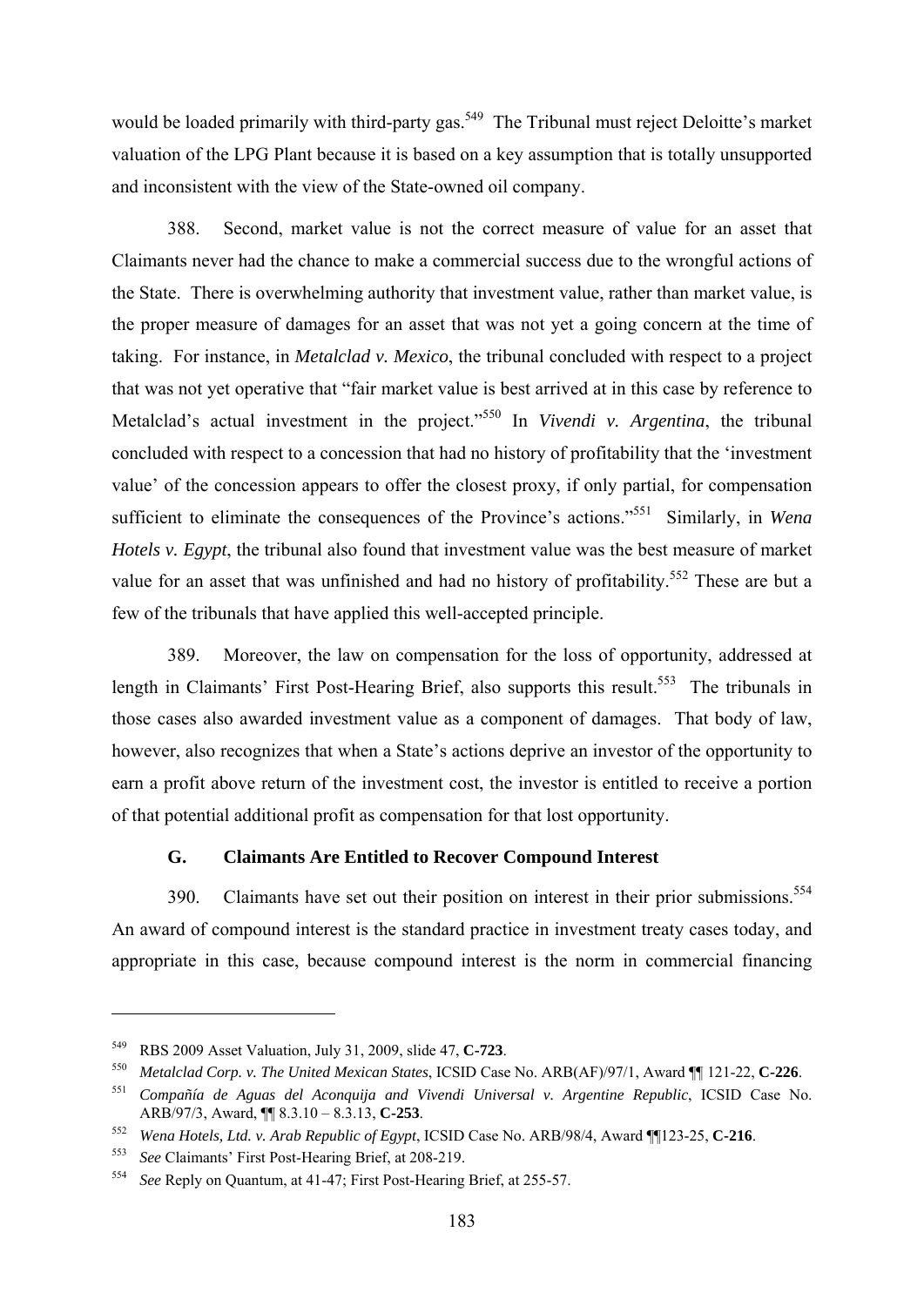would be loaded primarily with third-party gas.[549] The Tribunal must reject Deloitte's market valuation of the LPG Plant because it is based on a key assumption that is totally unsupported and inconsistent with the view of the State-owned oil company.

388. Second, market value is not the correct measure of value for an asset that Claimants never had the chance to make a commercial success due to the wrongful actions of the State. There is overwhelming authority that investment value, rather than market value, is the proper measure of damages for an asset that was not yet a going concern at the time of taking. For instance, in *Metalclad v. Mexico*, the tribunal concluded with respect to a project that was not yet operative that "fair market value is best arrived at in this case by reference to Metalclad's actual investment in the project."[550] In *Vivendi v. Argentina*, the tribunal concluded with respect to a concession that had no history of profitability that the 'investment value' of the concession appears to offer the closest proxy, if only partial, for compensation sufficient to eliminate the consequences of the Province's actions."[551] Similarly, in *Wena Hotels v. Egypt*, the tribunal also found that investment value was the best measure of market value for an asset that was unfinished and had no history of profitability.[552] These are but a few of the tribunals that have applied this well-accepted principle.

389. Moreover, the law on compensation for the loss of opportunity, addressed at length in Claimants' First Post-Hearing Brief, also supports this result.[553] The tribunals in those cases also awarded investment value as a component of damages. That body of law, however, also recognizes that when a State's actions deprive an investor of the opportunity to earn a profit above return of the investment cost, the investor is entitled to receive a portion of that potential additional profit as compensation for that lost opportunity.

### G. Claimants Are Entitled to Recover Compound Interest

390. Claimants have set out their position on interest in their prior submissions.[554] An award of compound interest is the standard practice in investment treaty cases today, and appropriate in this case, because compound interest is the norm in commercial financing

---

[549] RBS 2009 Asset Valuation, July 31, 2009, slide 47, **C-723**.

[550] *Metalclad Corp. v. The United Mexican States*, ICSID Case No. ARB(AF)/97/1, Award ¶¶ 121-22, **C-226**.

[551] *Compañía de Aguas del Aconquija and Vivendi Universal v. Argentine Republic*, ICSID Case No. ARB/97/3, Award, ¶¶ 8.3.10 – 8.3.13, **C-253**.

[552] *Wena Hotels, Ltd. v. Arab Republic of Egypt*, ICSID Case No. ARB/98/4, Award ¶¶123-25, **C-216**.

[553] *See* Claimants' First Post-Hearing Brief, at 208-219.

[554] *See* Reply on Quantum, at 41-47; First Post-Hearing Brief, at 255-57.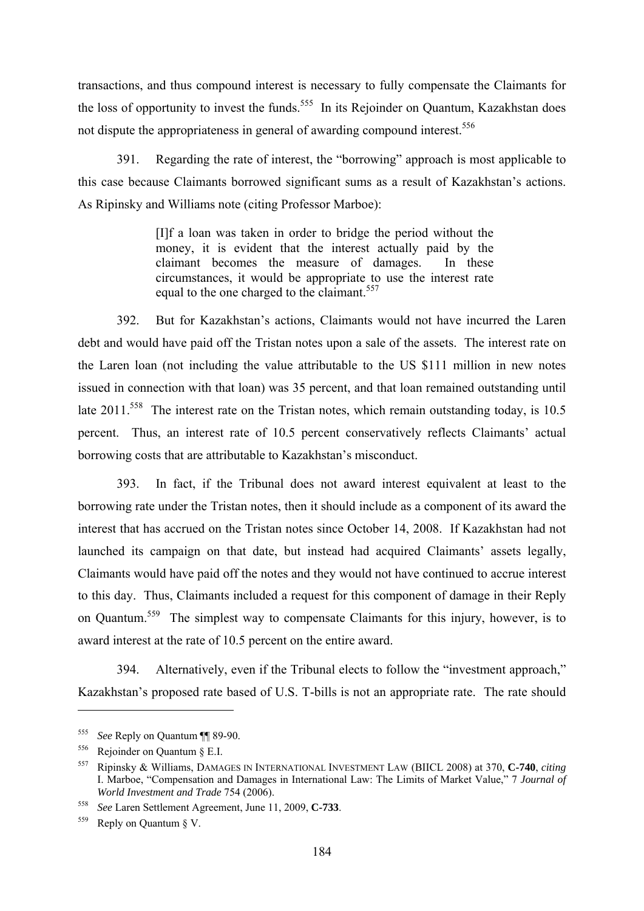transactions, and thus compound interest is necessary to fully compensate the Claimants for the loss of opportunity to invest the funds.[555] In its Rejoinder on Quantum, Kazakhstan does not dispute the appropriateness in general of awarding compound interest.[556]

391. Regarding the rate of interest, the "borrowing" approach is most applicable to this case because Claimants borrowed significant sums as a result of Kazakhstan's actions. As Ripinsky and Williams note (citing Professor Marboe):

> [I]f a loan was taken in order to bridge the period without the money, it is evident that the interest actually paid by the claimant becomes the measure of damages. In these circumstances, it would be appropriate to use the interest rate equal to the one charged to the claimant.[557]

392. But for Kazakhstan's actions, Claimants would not have incurred the Laren debt and would have paid off the Tristan notes upon a sale of the assets. The interest rate on the Laren loan (not including the value attributable to the US $111 million in new notes issued in connection with that loan) was 35 percent, and that loan remained outstanding until late 2011.[558] The interest rate on the Tristan notes, which remain outstanding today, is 10.5 percent. Thus, an interest rate of 10.5 percent conservatively reflects Claimants' actual borrowing costs that are attributable to Kazakhstan's misconduct.

393. In fact, if the Tribunal does not award interest equivalent at least to the borrowing rate under the Tristan notes, then it should include as a component of its award the interest that has accrued on the Tristan notes since October 14, 2008. If Kazakhstan had not launched its campaign on that date, but instead had acquired Claimants' assets legally, Claimants would have paid off the notes and they would not have continued to accrue interest to this day. Thus, Claimants included a request for this component of damage in their Reply on Quantum.[559] The simplest way to compensate Claimants for this injury, however, is to award interest at the rate of 10.5 percent on the entire award.

394. Alternatively, even if the Tribunal elects to follow the "investment approach," Kazakhstan's proposed rate based of U.S. T-bills is not an appropriate rate. The rate should

---

[555] *See* Reply on Quantum ¶¶ 89-90.

[556] Rejoinder on Quantum § E.I.

[557] Ripinsky & Williams, DAMAGES IN INTERNATIONAL INVESTMENT LAW (BIICL 2008) at 370, **C-740**, *citing* I. Marboe, "Compensation and Damages in International Law: The Limits of Market Value," 7 *Journal of World Investment and Trade* 754 (2006).

[558] *See* Laren Settlement Agreement, June 11, 2009, **C-733**.

[559] Reply on Quantum § V.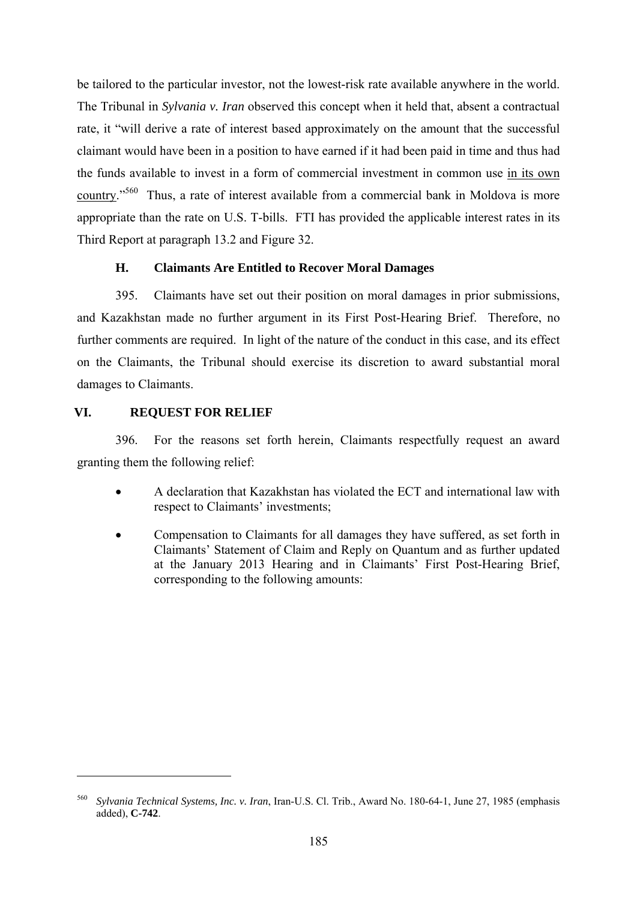be tailored to the particular investor, not the lowest-risk rate available anywhere in the world. The Tribunal in *Sylvania v. Iran* observed this concept when it held that, absent a contractual rate, it "will derive a rate of interest based approximately on the amount that the successful claimant would have been in a position to have earned if it had been paid in time and thus had the funds available to invest in a form of commercial investment in common use in its own country."[560] Thus, a rate of interest available from a commercial bank in Moldova is more appropriate than the rate on U.S. T-bills. FTI has provided the applicable interest rates in its Third Report at paragraph 13.2 and Figure 32.

### H. Claimants Are Entitled to Recover Moral Damages

395. Claimants have set out their position on moral damages in prior submissions, and Kazakhstan made no further argument in its First Post-Hearing Brief. Therefore, no further comments are required. In light of the nature of the conduct in this case, and its effect on the Claimants, the Tribunal should exercise its discretion to award substantial moral damages to Claimants.

## VI. REQUEST FOR RELIEF

396. For the reasons set forth herein, Claimants respectfully request an award granting them the following relief:

- A declaration that Kazakhstan has violated the ECT and international law with respect to Claimants' investments;
- Compensation to Claimants for all damages they have suffered, as set forth in Claimants' Statement of Claim and Reply on Quantum and as further updated at the January 2013 Hearing and in Claimants' First Post-Hearing Brief, corresponding to the following amounts:

---

[560] *Sylvania Technical Systems, Inc. v. Iran*, Iran-U.S. Cl. Trib., Award No. 180-64-1, June 27, 1985 (emphasis added), **C-742**.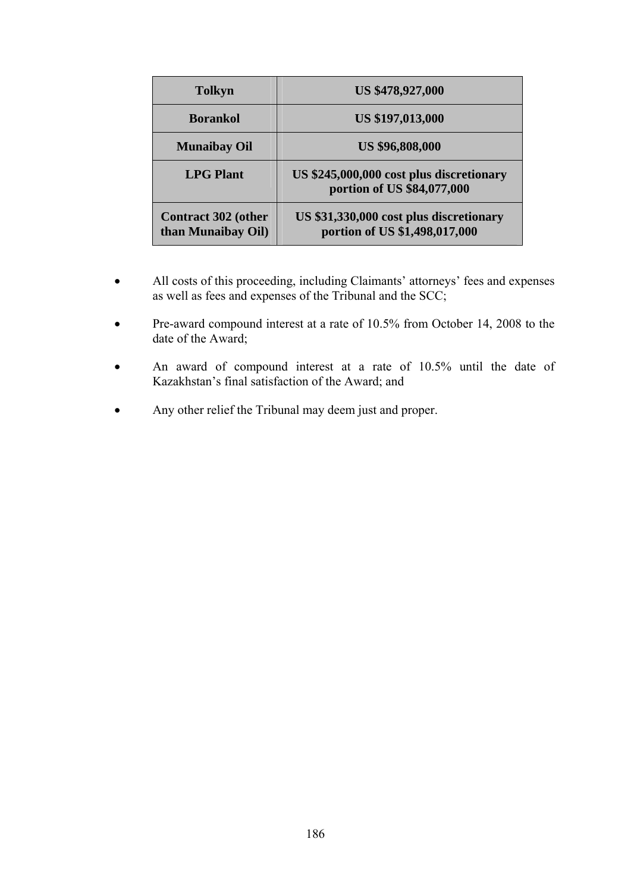| Tolkyn | US $478,927,000 |
| --- | --- |
| Borankol | US $197,013,000 |
| Munaibay Oil | US $96,808,000 |
| LPG Plant | US $245,000,000 cost plus discretionary portion of US $84,077,000 |
| Contract 302 (other than Munaibay Oil) | US $31,330,000 cost plus discretionary portion of US $1,498,017,000 |

- All costs of this proceeding, including Claimants' attorneys' fees and expenses as well as fees and expenses of the Tribunal and the SCC;
- Pre-award compound interest at a rate of 10.5% from October 14, 2008 to the date of the Award;
- An award of compound interest at a rate of 10.5% until the date of Kazakhstan's final satisfaction of the Award; and
- Any other relief the Tribunal may deem just and proper.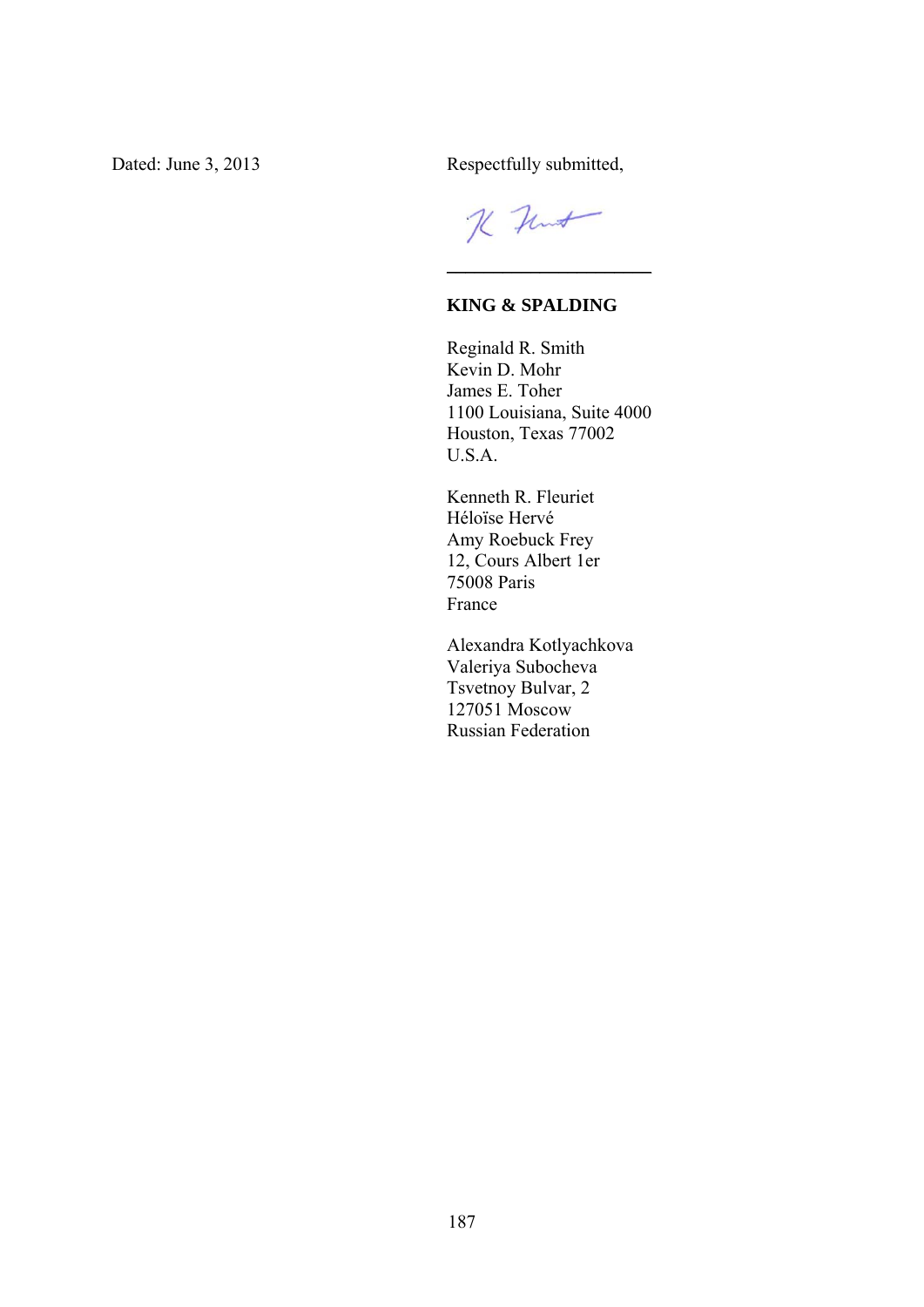Dated: June 3, 2013

Respectfully submitted,

\_\_\_\_\_\_\_\_\_\_\_\_\_\_\_\_\_\_\_\_\_\_\_\_

**KING & SPALDING**

Reginald R. Smith
Kevin D. Mohr
James E. Toher
1100 Louisiana, Suite 4000
Houston, Texas 77002
U.S.A.

Kenneth R. Fleuriet
Héloïse Hervé
Amy Roebuck Frey
12, Cours Albert 1er
75008 Paris
France

Alexandra Kotlyachkova
Valeriya Subocheva
Tsvetnoy Bulvar, 2
127051 Moscow
Russian Federation